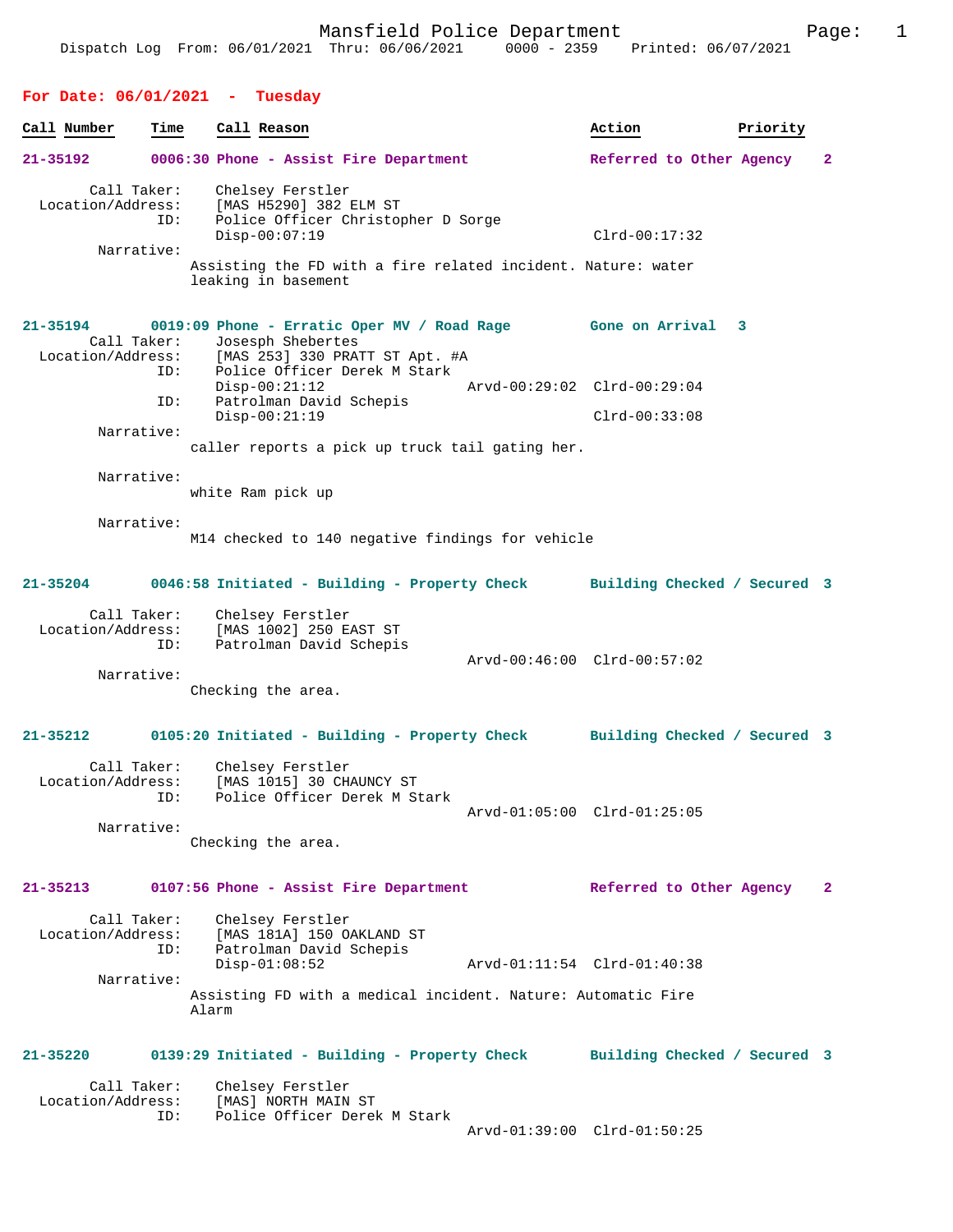# Mansfield Police Department

Dispatch Log From: 06/01/2021 Thru: 06/06/2021 0000 - 2359 Printed: 06/07/2021

## For Date: 06/01/2021 - Tuesday

| Call Number | Time | Call Reason | Action | Priority |
|---|---|---|---|---|

**21-35192** 0006:30 Phone - Assist Fire Department — Referred to Other Agency — 2

Call Taker: Chelsey Ferstler
Location/Address: [MAS H5290] 382 ELM ST
ID: Police Officer Christopher D Sorge
Disp-00:07:19 Clrd-00:17:32
Narrative:
Assisting the FD with a fire related incident. Nature: water leaking in basement

**21-35194** 0019:09 Phone - Erratic Oper MV / Road Rage — Gone on Arrival — 3

Call Taker: Josesph Shebertes
Location/Address: [MAS 253] 330 PRATT ST Apt. #A
ID: Police Officer Derek M Stark
Disp-00:21:12 Arvd-00:29:02 Clrd-00:29:04
ID: Patrolman David Schepis
Disp-00:21:19 Clrd-00:33:08
Narrative:
caller reports a pick up truck tail gating her.
Narrative:
white Ram pick up
Narrative:
M14 checked to 140 negative findings for vehicle

**21-35204** 0046:58 Initiated - Building - Property Check — Building Checked / Secured — 3

Call Taker: Chelsey Ferstler
Location/Address: [MAS 1002] 250 EAST ST
ID: Patrolman David Schepis
Arvd-00:46:00 Clrd-00:57:02
Narrative:
Checking the area.

**21-35212** 0105:20 Initiated - Building - Property Check — Building Checked / Secured — 3

Call Taker: Chelsey Ferstler
Location/Address: [MAS 1015] 30 CHAUNCY ST
ID: Police Officer Derek M Stark
Arvd-01:05:00 Clrd-01:25:05
Narrative:
Checking the area.

**21-35213** 0107:56 Phone - Assist Fire Department — Referred to Other Agency — 2

Call Taker: Chelsey Ferstler
Location/Address: [MAS 181A] 150 OAKLAND ST
ID: Patrolman David Schepis
Disp-01:08:52 Arvd-01:11:54 Clrd-01:40:38
Narrative:
Assisting FD with a medical incident. Nature: Automatic Fire Alarm

**21-35220** 0139:29 Initiated - Building - Property Check — Building Checked / Secured — 3

Call Taker: Chelsey Ferstler
Location/Address: [MAS] NORTH MAIN ST
ID: Police Officer Derek M Stark
Arvd-01:39:00 Clrd-01:50:25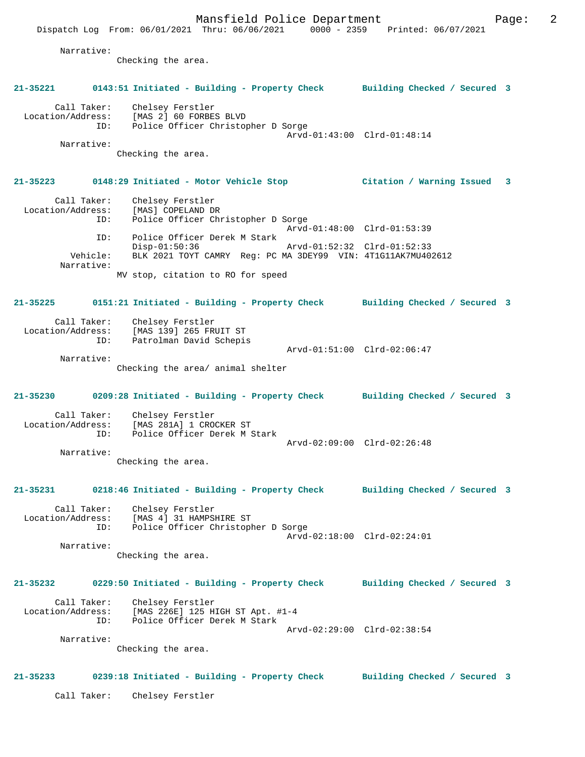Narrative:
Checking the area.

**21-35221 0143:51 Initiated - Building - Property Check Building Checked / Secured 3**

Call Taker: Chelsey Ferstler
Location/Address: [MAS 2] 60 FORBES BLVD
ID: Police Officer Christopher D Sorge
Arvd-01:43:00 Clrd-01:48:14
Narrative:
Checking the area.

**21-35223 0148:29 Initiated - Motor Vehicle Stop Citation / Warning Issued 3**

Call Taker: Chelsey Ferstler
Location/Address: [MAS] COPELAND DR
ID: Police Officer Christopher D Sorge
Arvd-01:48:00 Clrd-01:53:39
ID: Police Officer Derek M Stark
Disp-01:50:36 Arvd-01:52:32 Clrd-01:52:33
Vehicle: BLK 2021 TOYT CAMRY Reg: PC MA 3DEY99 VIN: 4T1G11AK7MU402612
Narrative:
MV stop, citation to RO for speed

**21-35225 0151:21 Initiated - Building - Property Check Building Checked / Secured 3**

Call Taker: Chelsey Ferstler
Location/Address: [MAS 139] 265 FRUIT ST
ID: Patrolman David Schepis
Arvd-01:51:00 Clrd-02:06:47
Narrative:
Checking the area/ animal shelter

**21-35230 0209:28 Initiated - Building - Property Check Building Checked / Secured 3**

Call Taker: Chelsey Ferstler
Location/Address: [MAS 281A] 1 CROCKER ST
ID: Police Officer Derek M Stark
Arvd-02:09:00 Clrd-02:26:48
Narrative:
Checking the area.

**21-35231 0218:46 Initiated - Building - Property Check Building Checked / Secured 3**

Call Taker: Chelsey Ferstler
Location/Address: [MAS 4] 31 HAMPSHIRE ST
ID: Police Officer Christopher D Sorge
Arvd-02:18:00 Clrd-02:24:01
Narrative:
Checking the area.

**21-35232 0229:50 Initiated - Building - Property Check Building Checked / Secured 3**

Call Taker: Chelsey Ferstler
Location/Address: [MAS 226E] 125 HIGH ST Apt. #1-4
ID: Police Officer Derek M Stark
Arvd-02:29:00 Clrd-02:38:54
Narrative:
Checking the area.

**21-35233 0239:18 Initiated - Building - Property Check Building Checked / Secured 3**

Call Taker: Chelsey Ferstler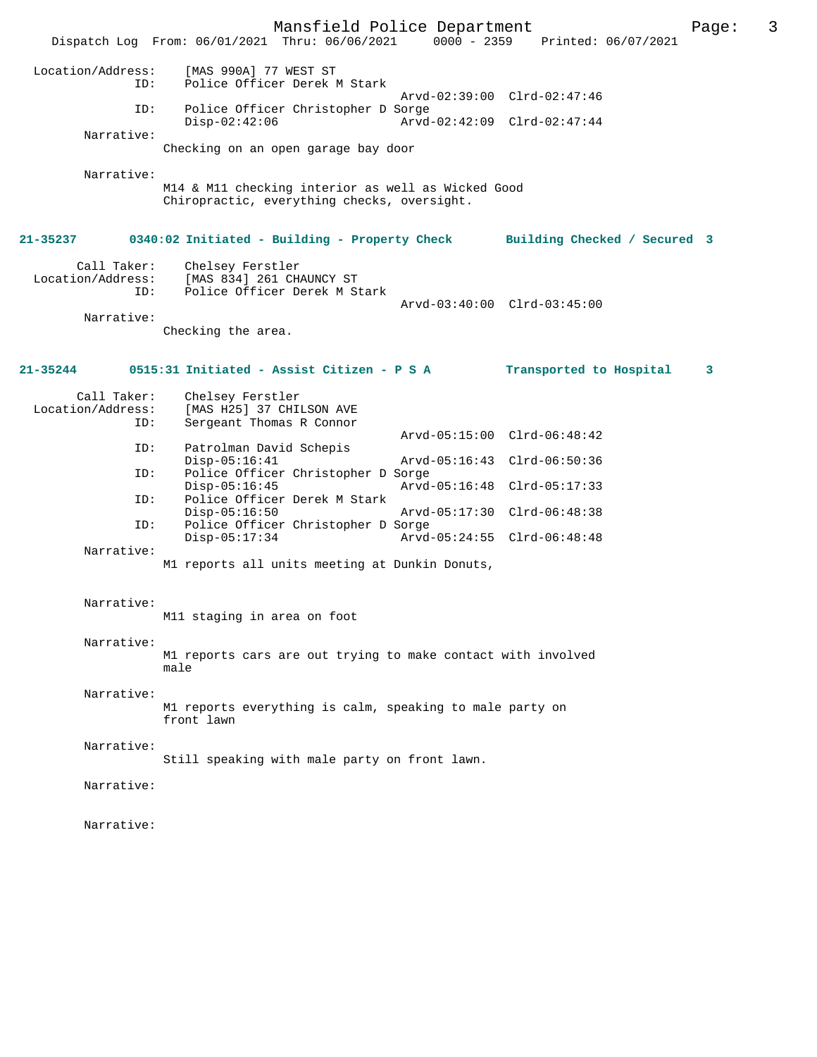```
Location/Address:    [MAS 990A] 77 WEST ST
              ID:    Police Officer Derek M Stark
                                              Arvd-02:39:00  Clrd-02:47:46
              ID:    Police Officer Christopher D Sorge
                     Disp-02:42:06            Arvd-02:42:09  Clrd-02:47:44
       Narrative:
                     Checking on an open garage bay door

       Narrative:
                     M14 & M11 checking interior as well as Wicked Good
                     Chiropractic, everything checks, oversight.
```

**21-35237      0340:02 Initiated - Building - Property Check      Building Checked / Secured  3**

```
      Call Taker:    Chelsey Ferstler
Location/Address:    [MAS 834] 261 CHAUNCY ST
              ID:    Police Officer Derek M Stark
                                              Arvd-03:40:00  Clrd-03:45:00
       Narrative:
                     Checking the area.
```

**21-35244      0515:31 Initiated - Assist Citizen - P S A         Transported to Hospital     3**

```
      Call Taker:    Chelsey Ferstler
Location/Address:    [MAS H25] 37 CHILSON AVE
              ID:    Sergeant Thomas R Connor
                                              Arvd-05:15:00  Clrd-06:48:42
              ID:    Patrolman David Schepis
                     Disp-05:16:41            Arvd-05:16:43  Clrd-06:50:36
              ID:    Police Officer Christopher D Sorge
                     Disp-05:16:45            Arvd-05:16:48  Clrd-05:17:33
              ID:    Police Officer Derek M Stark
                     Disp-05:16:50            Arvd-05:17:30  Clrd-06:48:38
              ID:    Police Officer Christopher D Sorge
                     Disp-05:17:34            Arvd-05:24:55  Clrd-06:48:48
       Narrative:
                     M1 reports all units meeting at Dunkin Donuts,

       Narrative:
                     M11 staging in area on foot

       Narrative:
                     M1 reports cars are out trying to make contact with involved
                     male

       Narrative:
                     M1 reports everything is calm, speaking to male party on
                     front lawn

       Narrative:
                     Still speaking with male party on front lawn.

       Narrative:

       Narrative:
```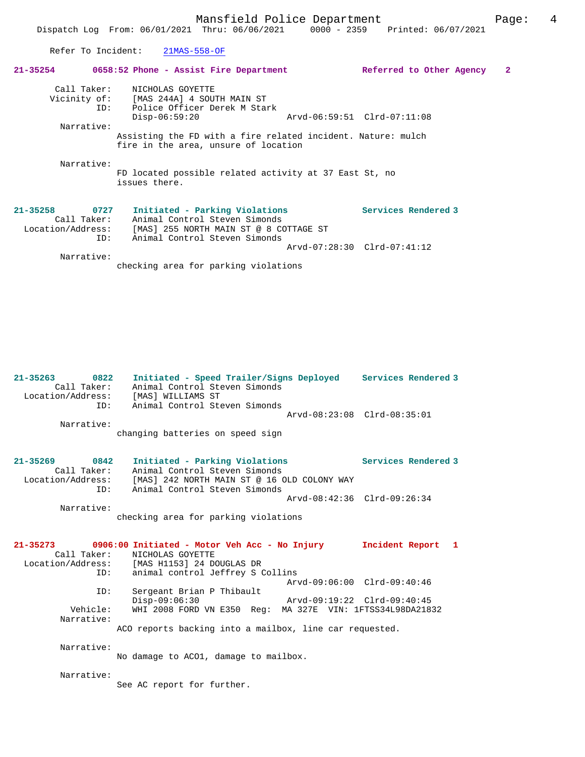Refer To Incident: 21MAS-558-OF

**21-35254 0658:52 Phone - Assist Fire Department Referred to Other Agency 2**

Call Taker: NICHOLAS GOYETTE
Vicinity of: [MAS 244A] 4 SOUTH MAIN ST
ID: Police Officer Derek M Stark
Disp-06:59:20 Arvd-06:59:51 Clrd-07:11:08

Narrative:
Assisting the FD with a fire related incident. Nature: mulch fire in the area, unsure of location

Narrative:
FD located possible related activity at 37 East St, no issues there.

**21-35258 0727 Initiated - Parking Violations Services Rendered 3**

Call Taker: Animal Control Steven Simonds
Location/Address: [MAS] 255 NORTH MAIN ST @ 8 COTTAGE ST
ID: Animal Control Steven Simonds
Arvd-07:28:30 Clrd-07:41:12

Narrative:
checking area for parking violations

**21-35263 0822 Initiated - Speed Trailer/Signs Deployed Services Rendered 3**

Call Taker: Animal Control Steven Simonds
Location/Address: [MAS] WILLIAMS ST
ID: Animal Control Steven Simonds
Arvd-08:23:08 Clrd-08:35:01

Narrative:
changing batteries on speed sign

**21-35269 0842 Initiated - Parking Violations Services Rendered 3**

Call Taker: Animal Control Steven Simonds
Location/Address: [MAS] 242 NORTH MAIN ST @ 16 OLD COLONY WAY
ID: Animal Control Steven Simonds
Arvd-08:42:36 Clrd-09:26:34

Narrative:
checking area for parking violations

**21-35273 0906:00 Initiated - Motor Veh Acc - No Injury Incident Report 1**

Call Taker: NICHOLAS GOYETTE
Location/Address: [MAS H1153] 24 DOUGLAS DR
ID: animal control Jeffrey S Collins
Arvd-09:06:00 Clrd-09:40:46
ID: Sergeant Brian P Thibault
Disp-09:06:30 Arvd-09:19:22 Clrd-09:40:45
Vehicle: WHI 2008 FORD VN E350 Reg: MA 327E VIN: 1FTSS34L98DA21832

Narrative:
ACO reports backing into a mailbox, line car requested.

Narrative:
No damage to ACO1, damage to mailbox.

Narrative:
See AC report for further.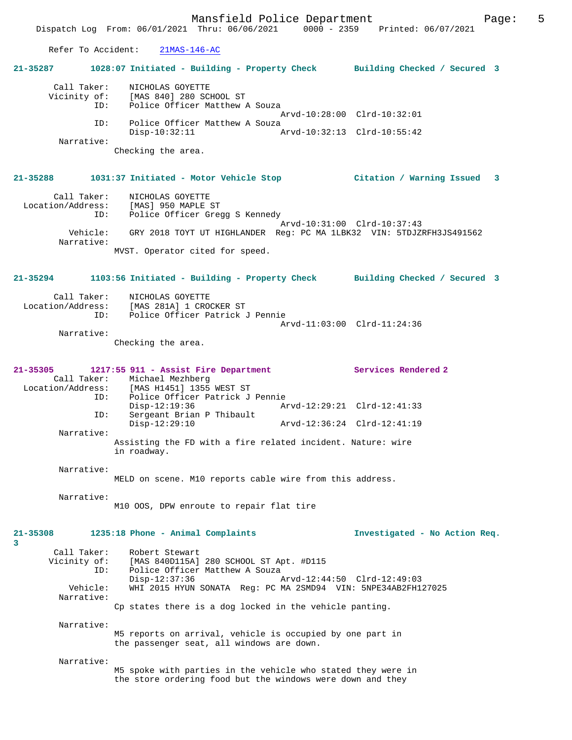Refer To Accident: 21MAS-146-AC

**21-35287 1028:07 Initiated - Building - Property Check Building Checked / Secured 3**

```
        Call Taker:    NICHOLAS GOYETTE
       Vicinity of:    [MAS 840] 280 SCHOOL ST
                ID:    Police Officer Matthew A Souza
                                         Arvd-10:28:00  Clrd-10:32:01
                ID:    Police Officer Matthew A Souza
                       Disp-10:32:11     Arvd-10:32:13  Clrd-10:55:42
         Narrative:
                       Checking the area.
```

**21-35288 1031:37 Initiated - Motor Vehicle Stop Citation / Warning Issued 3**

```
        Call Taker:    NICHOLAS GOYETTE
  Location/Address:    [MAS] 950 MAPLE ST
                ID:    Police Officer Gregg S Kennedy
                                         Arvd-10:31:00  Clrd-10:37:43
           Vehicle:    GRY 2018 TOYT UT HIGHLANDER  Reg: PC MA 1LBK32  VIN: 5TDJZRFH3JS491562
         Narrative:
                       MVST. Operator cited for speed.
```

**21-35294 1103:56 Initiated - Building - Property Check Building Checked / Secured 3**

```
        Call Taker:    NICHOLAS GOYETTE
  Location/Address:    [MAS 281A] 1 CROCKER ST
                ID:    Police Officer Patrick J Pennie
                                         Arvd-11:03:00  Clrd-11:24:36
         Narrative:
                       Checking the area.
```

**21-35305 1217:55 911 - Assist Fire Department Services Rendered 2**

```
        Call Taker:    Michael Mezhberg
  Location/Address:    [MAS H1451] 1355 WEST ST
                ID:    Police Officer Patrick J Pennie
                       Disp-12:19:36     Arvd-12:29:21  Clrd-12:41:33
                ID:    Sergeant Brian P Thibault
                       Disp-12:29:10     Arvd-12:36:24  Clrd-12:41:19
         Narrative:
                       Assisting the FD with a fire related incident. Nature: wire
                       in roadway.

         Narrative:
                       MELD on scene. M10 reports cable wire from this address.

         Narrative:
                       M10 OOS, DPW enroute to repair flat tire
```

**21-35308 1235:18 Phone - Animal Complaints Investigated - No Action Req. 3**

```
        Call Taker:    Robert Stewart
       Vicinity of:    [MAS 840D115A] 280 SCHOOL ST Apt. #D115
                ID:    Police Officer Matthew A Souza
                       Disp-12:37:36     Arvd-12:44:50  Clrd-12:49:03
           Vehicle:    WHI 2015 HYUN SONATA  Reg: PC MA 2SMD94  VIN: 5NPE34AB2FH127025
         Narrative:
                       Cp states there is a dog locked in the vehicle panting.

         Narrative:
                       M5 reports on arrival, vehicle is occupied by one part in
                       the passenger seat, all windows are down.

         Narrative:
                       M5 spoke with parties in the vehicle who stated they were in
                       the store ordering food but the windows were down and they
```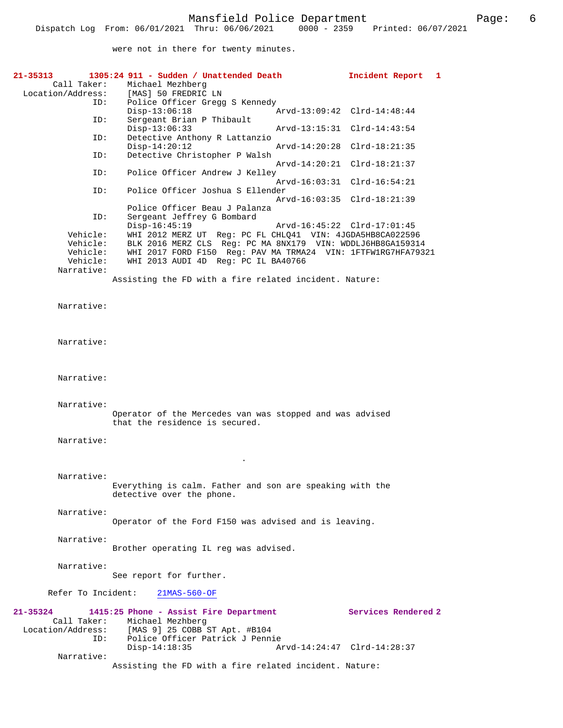were not in there for twenty minutes.

**21-35313 1305:24 911 - Sudden / Unattended Death Incident Report 1**

Call Taker: Michael Mezhberg
Location/Address: [MAS] 50 FREDRIC LN
ID: Police Officer Gregg S Kennedy
Disp-13:06:18 Arvd-13:09:42 Clrd-14:48:44
ID: Sergeant Brian P Thibault
Disp-13:06:33 Arvd-13:15:31 Clrd-14:43:54
ID: Detective Anthony R Lattanzio
Disp-14:20:12 Arvd-14:20:28 Clrd-18:21:35
ID: Detective Christopher P Walsh
Arvd-14:20:21 Clrd-18:21:37
ID: Police Officer Andrew J Kelley
Arvd-16:03:31 Clrd-16:54:21
ID: Police Officer Joshua S Ellender
Arvd-16:03:35 Clrd-18:21:39
Police Officer Beau J Palanza
ID: Sergeant Jeffrey G Bombard
Disp-16:45:19 Arvd-16:45:22 Clrd-17:01:45
Vehicle: WHI 2012 MERZ UT Reg: PC FL CHLQ41 VIN: 4JGDA5HB8CA022596
Vehicle: BLK 2016 MERZ CLS Reg: PC MA 8NX179 VIN: WDDLJ6HB8GA159314
Vehicle: WHI 2017 FORD F150 Reg: PAV MA TRMA24 VIN: 1FTFW1RG7HFA79321
Vehicle: WHI 2013 AUDI 4D Reg: PC IL BA40766

Narrative:
Assisting the FD with a fire related incident. Nature:

Narrative:

Narrative:

Narrative:

Narrative:
Operator of the Mercedes van was stopped and was advised that the residence is secured.

Narrative:
.

Narrative:
Everything is calm. Father and son are speaking with the detective over the phone.

Narrative:
Operator of the Ford F150 was advised and is leaving.

Narrative:
Brother operating IL reg was advised.

Narrative:
See report for further.

Refer To Incident: 21MAS-560-OF

**21-35324 1415:25 Phone - Assist Fire Department Services Rendered 2**

Call Taker: Michael Mezhberg
Location/Address: [MAS 9] 25 COBB ST Apt. #B104
ID: Police Officer Patrick J Pennie
Disp-14:18:35 Arvd-14:24:47 Clrd-14:28:37

Narrative:
Assisting the FD with a fire related incident. Nature: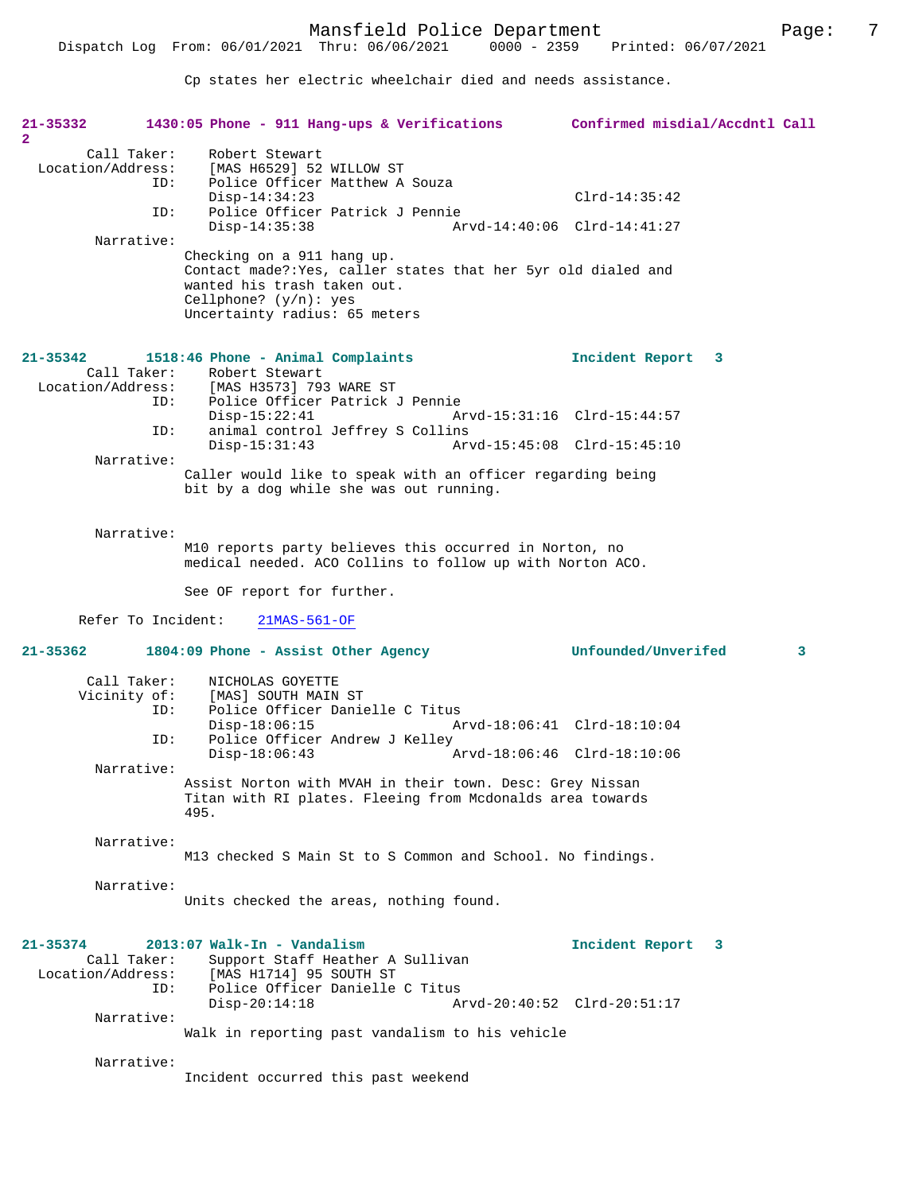Cp states her electric wheelchair died and needs assistance.

**21-35332 1430:05 Phone - 911 Hang-ups & Verifications Confirmed misdial/Accdntl Call 2**

Call Taker: Robert Stewart
Location/Address: [MAS H6529] 52 WILLOW ST
ID: Police Officer Matthew A Souza
Disp-14:34:23 Clrd-14:35:42
ID: Police Officer Patrick J Pennie
Disp-14:35:38 Arvd-14:40:06 Clrd-14:41:27
Narrative:
Checking on a 911 hang up.
Contact made?:Yes, caller states that her 5yr old dialed and wanted his trash taken out.
Cellphone? (y/n): yes
Uncertainty radius: 65 meters

**21-35342 1518:46 Phone - Animal Complaints Incident Report 3**

Call Taker: Robert Stewart
Location/Address: [MAS H3573] 793 WARE ST
ID: Police Officer Patrick J Pennie
Disp-15:22:41 Arvd-15:31:16 Clrd-15:44:57
ID: animal control Jeffrey S Collins
Disp-15:31:43 Arvd-15:45:08 Clrd-15:45:10
Narrative:
Caller would like to speak with an officer regarding being bit by a dog while she was out running.

Narrative:
M10 reports party believes this occurred in Norton, no medical needed. ACO Collins to follow up with Norton ACO.

See OF report for further.

Refer To Incident: 21MAS-561-OF

**21-35362 1804:09 Phone - Assist Other Agency Unfounded/Unverifed 3**

Call Taker: NICHOLAS GOYETTE
Vicinity of: [MAS] SOUTH MAIN ST
ID: Police Officer Danielle C Titus
Disp-18:06:15 Arvd-18:06:41 Clrd-18:10:04
ID: Police Officer Andrew J Kelley
Disp-18:06:43 Arvd-18:06:46 Clrd-18:10:06
Narrative:
Assist Norton with MVAH in their town. Desc: Grey Nissan Titan with RI plates. Fleeing from Mcdonalds area towards 495.

Narrative:
M13 checked S Main St to S Common and School. No findings.

Narrative:
Units checked the areas, nothing found.

**21-35374 2013:07 Walk-In - Vandalism Incident Report 3**

Call Taker: Support Staff Heather A Sullivan
Location/Address: [MAS H1714] 95 SOUTH ST
ID: Police Officer Danielle C Titus
Disp-20:14:18 Arvd-20:40:52 Clrd-20:51:17
Narrative:
Walk in reporting past vandalism to his vehicle

Narrative:
Incident occurred this past weekend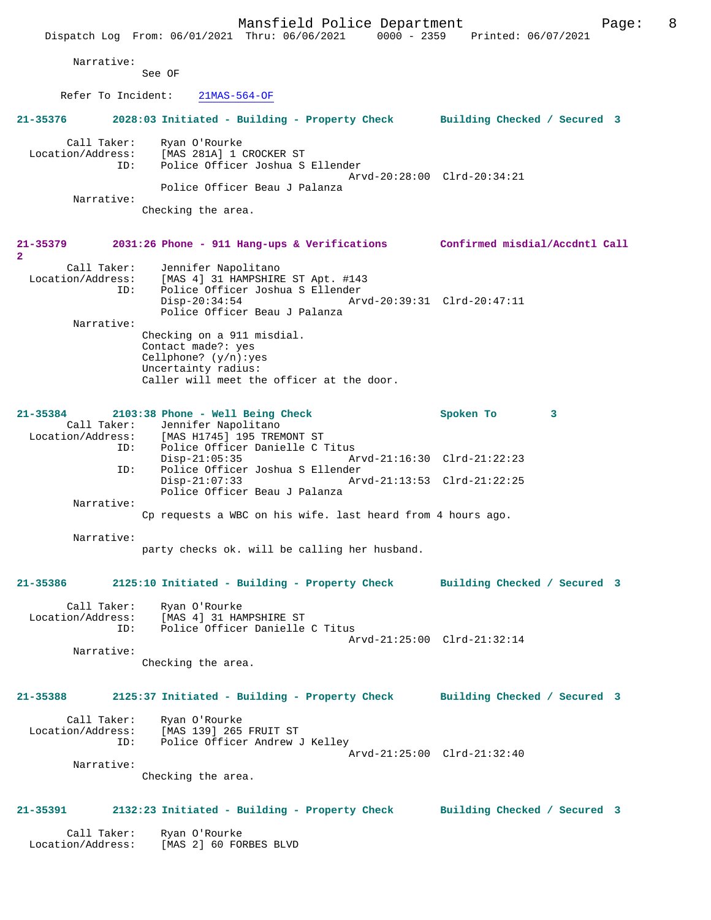Narrative:
See OF

Refer To Incident: 21MAS-564-OF

**21-35376 2028:03 Initiated - Building - Property Check Building Checked / Secured 3**

Call Taker: Ryan O'Rourke
Location/Address: [MAS 281A] 1 CROCKER ST
ID: Police Officer Joshua S Ellender
Arvd-20:28:00 Clrd-20:34:21
Police Officer Beau J Palanza
Narrative:
Checking the area.

**21-35379 2031:26 Phone - 911 Hang-ups & Verifications Confirmed misdial/Accdntl Call 2**

Call Taker: Jennifer Napolitano
Location/Address: [MAS 4] 31 HAMPSHIRE ST Apt. #143
ID: Police Officer Joshua S Ellender
Disp-20:34:54 Arvd-20:39:31 Clrd-20:47:11
Police Officer Beau J Palanza
Narrative:
Checking on a 911 misdial.
Contact made?: yes
Cellphone? (y/n):yes
Uncertainty radius:
Caller will meet the officer at the door.

**21-35384 2103:38 Phone - Well Being Check Spoken To 3**

Call Taker: Jennifer Napolitano
Location/Address: [MAS H1745] 195 TREMONT ST
ID: Police Officer Danielle C Titus
Disp-21:05:35 Arvd-21:16:30 Clrd-21:22:23
ID: Police Officer Joshua S Ellender
Disp-21:07:33 Arvd-21:13:53 Clrd-21:22:25
Police Officer Beau J Palanza
Narrative:
Cp requests a WBC on his wife. last heard from 4 hours ago.

Narrative:
party checks ok. will be calling her husband.

**21-35386 2125:10 Initiated - Building - Property Check Building Checked / Secured 3**

Call Taker: Ryan O'Rourke
Location/Address: [MAS 4] 31 HAMPSHIRE ST
ID: Police Officer Danielle C Titus
Arvd-21:25:00 Clrd-21:32:14
Narrative:
Checking the area.

**21-35388 2125:37 Initiated - Building - Property Check Building Checked / Secured 3**

Call Taker: Ryan O'Rourke
Location/Address: [MAS 139] 265 FRUIT ST
ID: Police Officer Andrew J Kelley
Arvd-21:25:00 Clrd-21:32:40
Narrative:
Checking the area.

**21-35391 2132:23 Initiated - Building - Property Check Building Checked / Secured 3**

Call Taker: Ryan O'Rourke
Location/Address: [MAS 2] 60 FORBES BLVD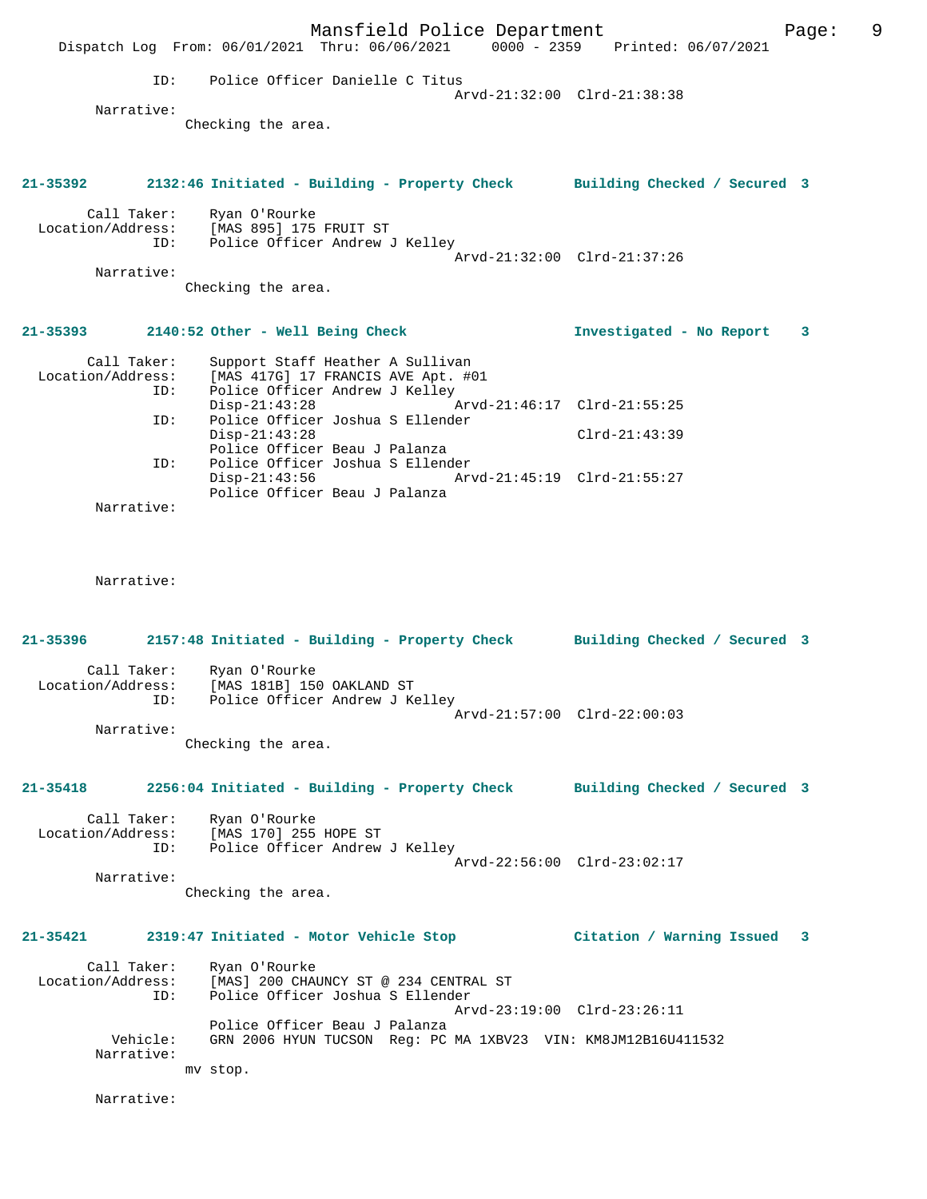```
            ID:     Police Officer Danielle C Titus
                                               Arvd-21:32:00  Clrd-21:38:38
        Narrative:
                  Checking the area.


21-35392       2132:46 Initiated - Building - Property Check       Building Checked / Secured  3

        Call Taker:     Ryan O'Rourke
  Location/Address:     [MAS 895] 175 FRUIT ST
                ID:     Police Officer Andrew J Kelley
                                               Arvd-21:32:00  Clrd-21:37:26
        Narrative:
                  Checking the area.


21-35393       2140:52 Other - Well Being Check                    Investigated - No Report    3

        Call Taker:     Support Staff Heather A Sullivan
  Location/Address:     [MAS 417G] 17 FRANCIS AVE Apt. #01
                ID:     Police Officer Andrew J Kelley
                        Disp-21:43:28              Arvd-21:46:17  Clrd-21:55:25
                ID:     Police Officer Joshua S Ellender
                        Disp-21:43:28                             Clrd-21:43:39
                        Police Officer Beau J Palanza
                ID:     Police Officer Joshua S Ellender
                        Disp-21:43:56              Arvd-21:45:19  Clrd-21:55:27
                        Police Officer Beau J Palanza
        Narrative:


        Narrative:


21-35396       2157:48 Initiated - Building - Property Check       Building Checked / Secured  3

        Call Taker:     Ryan O'Rourke
  Location/Address:     [MAS 181B] 150 OAKLAND ST
                ID:     Police Officer Andrew J Kelley
                                               Arvd-21:57:00  Clrd-22:00:03
        Narrative:
                  Checking the area.


21-35418       2256:04 Initiated - Building - Property Check       Building Checked / Secured  3

        Call Taker:     Ryan O'Rourke
  Location/Address:     [MAS 170] 255 HOPE ST
                ID:     Police Officer Andrew J Kelley
                                               Arvd-22:56:00  Clrd-23:02:17
        Narrative:
                  Checking the area.


21-35421       2319:47 Initiated - Motor Vehicle Stop              Citation / Warning Issued   3

        Call Taker:     Ryan O'Rourke
  Location/Address:     [MAS] 200 CHAUNCY ST @ 234 CENTRAL ST
                ID:     Police Officer Joshua S Ellender
                                               Arvd-23:19:00  Clrd-23:26:11
                        Police Officer Beau J Palanza
           Vehicle:     GRN 2006 HYUN TUCSON  Reg: PC MA 1XBV23  VIN: KM8JM12B16U411532
        Narrative:
                  mv stop.

        Narrative:
```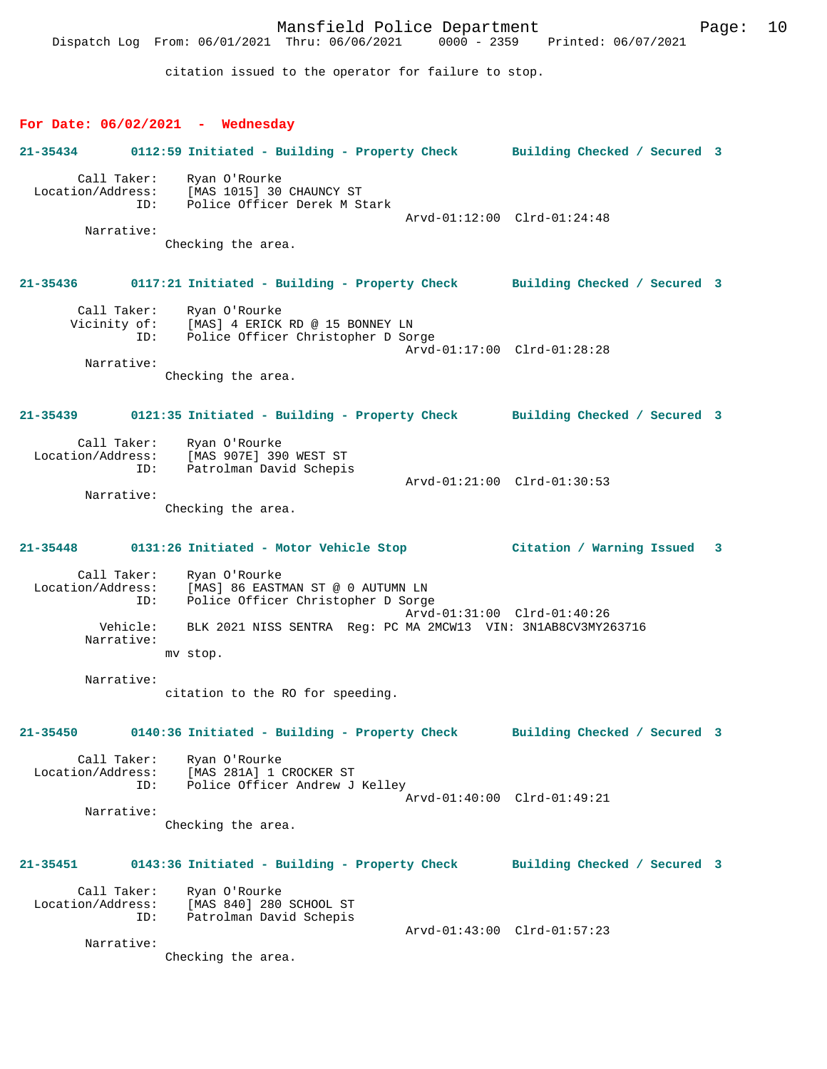citation issued to the operator for failure to stop.

## For Date: 06/02/2021 - Wednesday

**21-35434 0112:59 Initiated - Building - Property Check Building Checked / Secured 3**

Call Taker: Ryan O'Rourke
Location/Address: [MAS 1015] 30 CHAUNCY ST
ID: Police Officer Derek M Stark
Arvd-01:12:00 Clrd-01:24:48
Narrative:
Checking the area.

**21-35436 0117:21 Initiated - Building - Property Check Building Checked / Secured 3**

Call Taker: Ryan O'Rourke
Vicinity of: [MAS] 4 ERICK RD @ 15 BONNEY LN
ID: Police Officer Christopher D Sorge
Arvd-01:17:00 Clrd-01:28:28
Narrative:
Checking the area.

**21-35439 0121:35 Initiated - Building - Property Check Building Checked / Secured 3**

Call Taker: Ryan O'Rourke
Location/Address: [MAS 907E] 390 WEST ST
ID: Patrolman David Schepis
Arvd-01:21:00 Clrd-01:30:53
Narrative:
Checking the area.

**21-35448 0131:26 Initiated - Motor Vehicle Stop Citation / Warning Issued 3**

Call Taker: Ryan O'Rourke
Location/Address: [MAS] 86 EASTMAN ST @ 0 AUTUMN LN
ID: Police Officer Christopher D Sorge
Arvd-01:31:00 Clrd-01:40:26
Vehicle: BLK 2021 NISS SENTRA Reg: PC MA 2MCW13 VIN: 3N1AB8CV3MY263716
Narrative:
mv stop.

Narrative:
citation to the RO for speeding.

**21-35450 0140:36 Initiated - Building - Property Check Building Checked / Secured 3**

Call Taker: Ryan O'Rourke
Location/Address: [MAS 281A] 1 CROCKER ST
ID: Police Officer Andrew J Kelley
Arvd-01:40:00 Clrd-01:49:21
Narrative:
Checking the area.

**21-35451 0143:36 Initiated - Building - Property Check Building Checked / Secured 3**

Call Taker: Ryan O'Rourke
Location/Address: [MAS 840] 280 SCHOOL ST
ID: Patrolman David Schepis
Arvd-01:43:00 Clrd-01:57:23
Narrative:
Checking the area.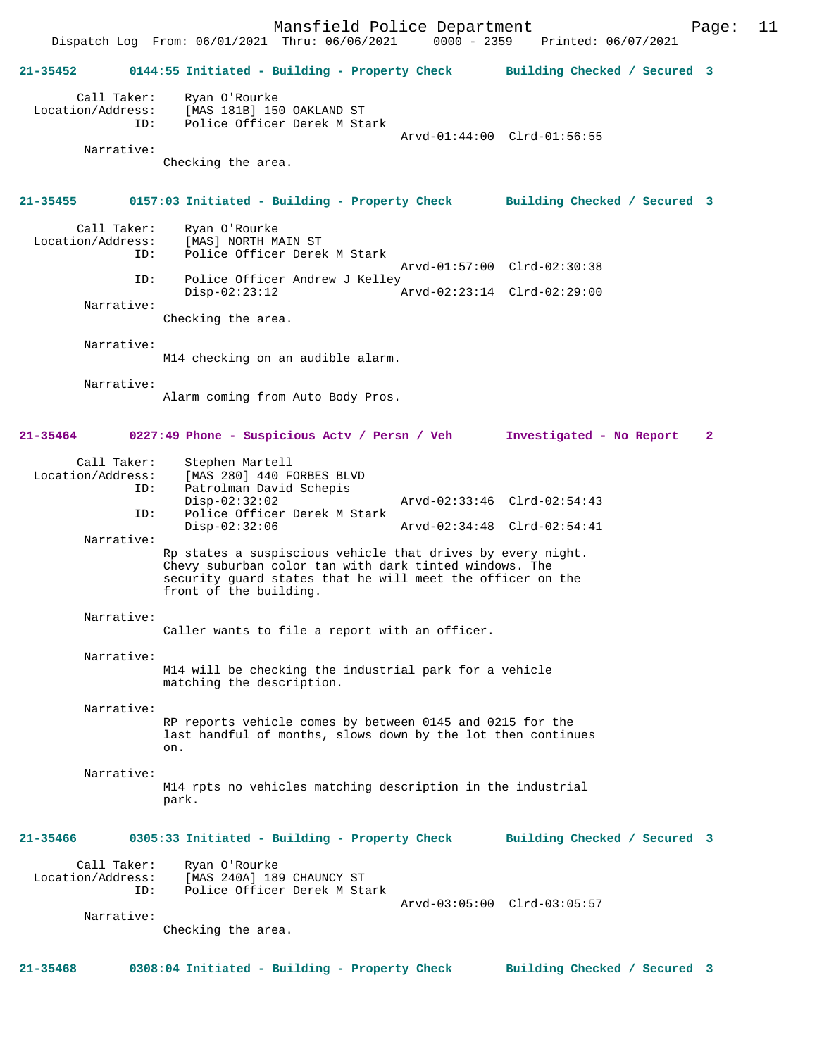Dispatch Log From: 06/01/2021 Thru: 06/06/2021 0000 - 2359 Printed: 06/07/2021

**21-35452 0144:55 Initiated - Building - Property Check Building Checked / Secured 3**

Call Taker: Ryan O'Rourke
Location/Address: [MAS 181B] 150 OAKLAND ST
ID: Police Officer Derek M Stark
Arvd-01:44:00 Clrd-01:56:55
Narrative:
Checking the area.

**21-35455 0157:03 Initiated - Building - Property Check Building Checked / Secured 3**

Call Taker: Ryan O'Rourke
Location/Address: [MAS] NORTH MAIN ST
ID: Police Officer Derek M Stark
Arvd-01:57:00 Clrd-02:30:38
ID: Police Officer Andrew J Kelley
Disp-02:23:12 Arvd-02:23:14 Clrd-02:29:00
Narrative:
Checking the area.

Narrative:
M14 checking on an audible alarm.

Narrative:
Alarm coming from Auto Body Pros.

**21-35464 0227:49 Phone - Suspicious Actv / Persn / Veh Investigated - No Report 2**

Call Taker: Stephen Martell
Location/Address: [MAS 280] 440 FORBES BLVD
ID: Patrolman David Schepis
Disp-02:32:02 Arvd-02:33:46 Clrd-02:54:43
ID: Police Officer Derek M Stark
Disp-02:32:06 Arvd-02:34:48 Clrd-02:54:41
Narrative:
Rp states a suspiscious vehicle that drives by every night. Chevy suburban color tan with dark tinted windows. The security guard states that he will meet the officer on the front of the building.

Narrative:
Caller wants to file a report with an officer.

Narrative:
M14 will be checking the industrial park for a vehicle matching the description.

Narrative:
RP reports vehicle comes by between 0145 and 0215 for the last handful of months, slows down by the lot then continues on.

Narrative:
M14 rpts no vehicles matching description in the industrial park.

**21-35466 0305:33 Initiated - Building - Property Check Building Checked / Secured 3**

Call Taker: Ryan O'Rourke
Location/Address: [MAS 240A] 189 CHAUNCY ST
ID: Police Officer Derek M Stark
Arvd-03:05:00 Clrd-03:05:57
Narrative:
Checking the area.

**21-35468 0308:04 Initiated - Building - Property Check Building Checked / Secured 3**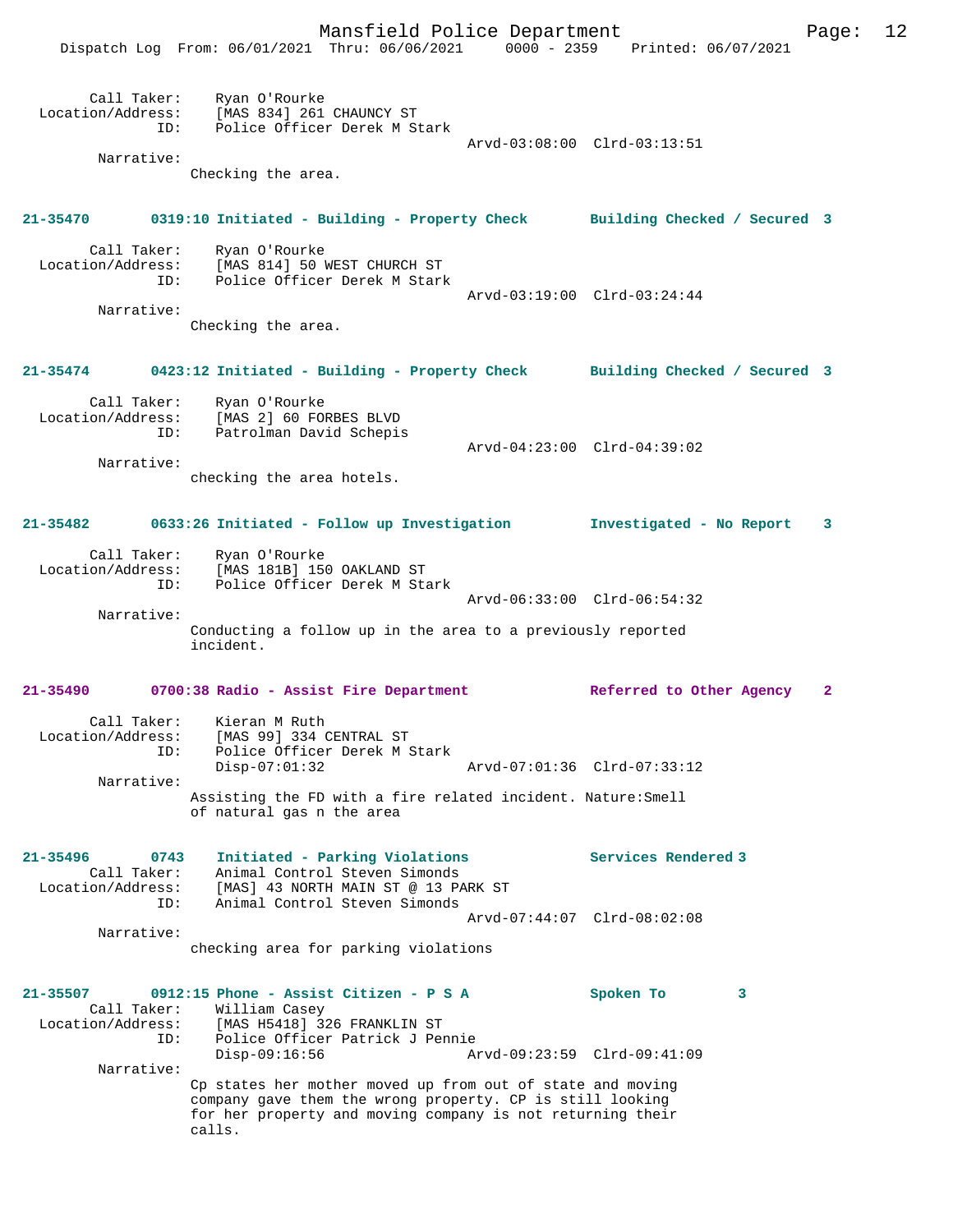Call Taker: Ryan O'Rourke
Location/Address: [MAS 834] 261 CHAUNCY ST
ID: Police Officer Derek M Stark
Arvd-03:08:00 Clrd-03:13:51
Narrative:
Checking the area.

**21-35470 0319:10 Initiated - Building - Property Check Building Checked / Secured 3**

Call Taker: Ryan O'Rourke
Location/Address: [MAS 814] 50 WEST CHURCH ST
ID: Police Officer Derek M Stark
Arvd-03:19:00 Clrd-03:24:44
Narrative:
Checking the area.

**21-35474 0423:12 Initiated - Building - Property Check Building Checked / Secured 3**

Call Taker: Ryan O'Rourke
Location/Address: [MAS 2] 60 FORBES BLVD
ID: Patrolman David Schepis
Arvd-04:23:00 Clrd-04:39:02
Narrative:
checking the area hotels.

**21-35482 0633:26 Initiated - Follow up Investigation Investigated - No Report 3**

Call Taker: Ryan O'Rourke
Location/Address: [MAS 181B] 150 OAKLAND ST
ID: Police Officer Derek M Stark
Arvd-06:33:00 Clrd-06:54:32
Narrative:
Conducting a follow up in the area to a previously reported incident.

**21-35490 0700:38 Radio - Assist Fire Department Referred to Other Agency 2**

Call Taker: Kieran M Ruth
Location/Address: [MAS 99] 334 CENTRAL ST
ID: Police Officer Derek M Stark
Disp-07:01:32 Arvd-07:01:36 Clrd-07:33:12
Narrative:
Assisting the FD with a fire related incident. Nature:Smell of natural gas n the area

**21-35496 0743 Initiated - Parking Violations Services Rendered 3**

Call Taker: Animal Control Steven Simonds
Location/Address: [MAS] 43 NORTH MAIN ST @ 13 PARK ST
ID: Animal Control Steven Simonds
Arvd-07:44:07 Clrd-08:02:08
Narrative:
checking area for parking violations

**21-35507 0912:15 Phone - Assist Citizen - P S A Spoken To 3**

Call Taker: William Casey
Location/Address: [MAS H5418] 326 FRANKLIN ST
ID: Police Officer Patrick J Pennie
Disp-09:16:56 Arvd-09:23:59 Clrd-09:41:09
Narrative:
Cp states her mother moved up from out of state and moving company gave them the wrong property. CP is still looking for her property and moving company is not returning their calls.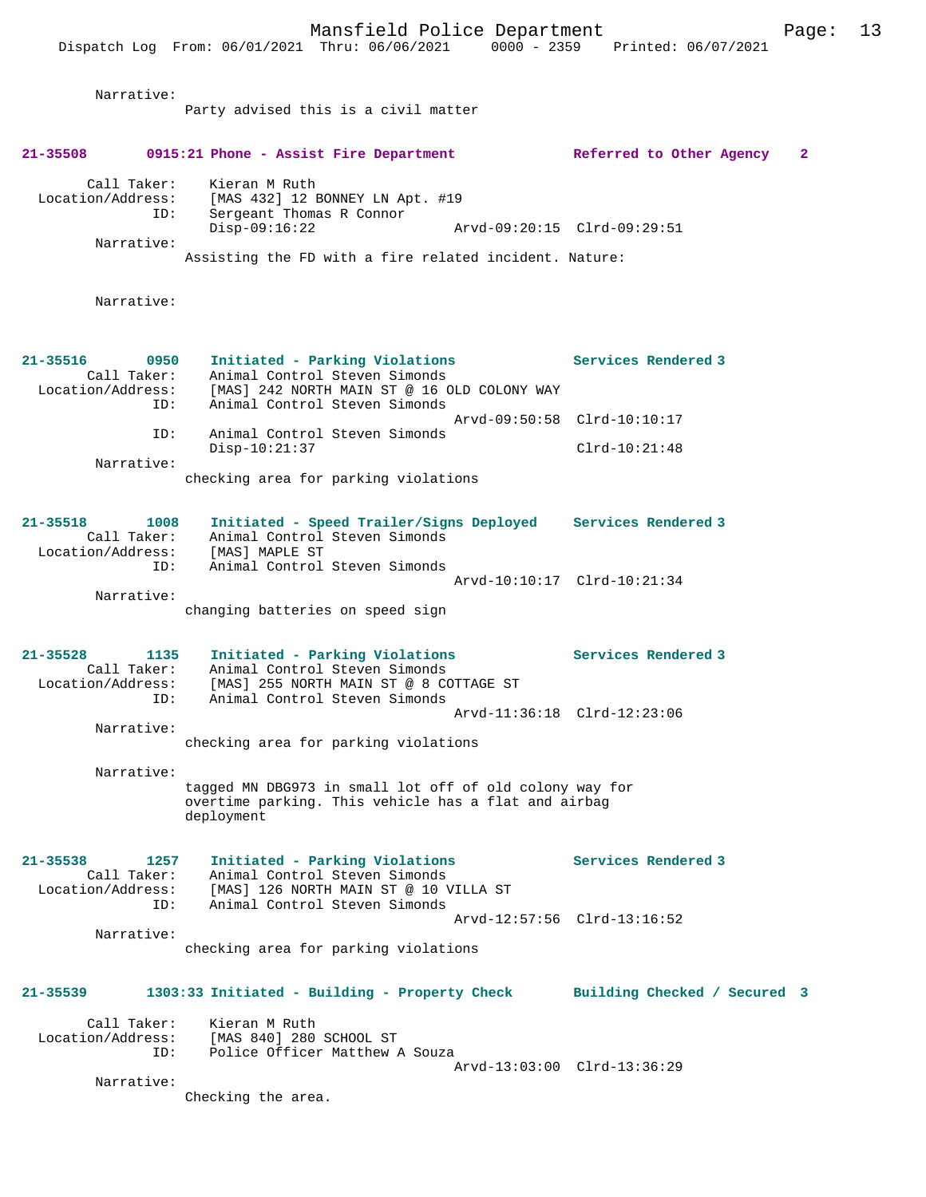Narrative:
Party advised this is a civil matter

**21-35508 0915:21 Phone - Assist Fire Department Referred to Other Agency 2**

Call Taker: Kieran M Ruth
Location/Address: [MAS 432] 12 BONNEY LN Apt. #19
ID: Sergeant Thomas R Connor
Disp-09:16:22 Arvd-09:20:15 Clrd-09:29:51
Narrative:
Assisting the FD with a fire related incident. Nature:

Narrative:

**21-35516 0950 Initiated - Parking Violations Services Rendered 3**
Call Taker: Animal Control Steven Simonds
Location/Address: [MAS] 242 NORTH MAIN ST @ 16 OLD COLONY WAY
ID: Animal Control Steven Simonds
Arvd-09:50:58 Clrd-10:10:17
ID: Animal Control Steven Simonds
Disp-10:21:37 Clrd-10:21:48
Narrative:
checking area for parking violations

**21-35518 1008 Initiated - Speed Trailer/Signs Deployed Services Rendered 3**
Call Taker: Animal Control Steven Simonds
Location/Address: [MAS] MAPLE ST
ID: Animal Control Steven Simonds
Arvd-10:10:17 Clrd-10:21:34
Narrative:
changing batteries on speed sign

**21-35528 1135 Initiated - Parking Violations Services Rendered 3**
Call Taker: Animal Control Steven Simonds
Location/Address: [MAS] 255 NORTH MAIN ST @ 8 COTTAGE ST
ID: Animal Control Steven Simonds
Arvd-11:36:18 Clrd-12:23:06
Narrative:
checking area for parking violations

Narrative:
tagged MN DBG973 in small lot off of old colony way for overtime parking. This vehicle has a flat and airbag deployment

**21-35538 1257 Initiated - Parking Violations Services Rendered 3**
Call Taker: Animal Control Steven Simonds
Location/Address: [MAS] 126 NORTH MAIN ST @ 10 VILLA ST
ID: Animal Control Steven Simonds
Arvd-12:57:56 Clrd-13:16:52
Narrative:
checking area for parking violations

**21-35539 1303:33 Initiated - Building - Property Check Building Checked / Secured 3**

Call Taker: Kieran M Ruth
Location/Address: [MAS 840] 280 SCHOOL ST
ID: Police Officer Matthew A Souza
Arvd-13:03:00 Clrd-13:36:29
Narrative:
Checking the area.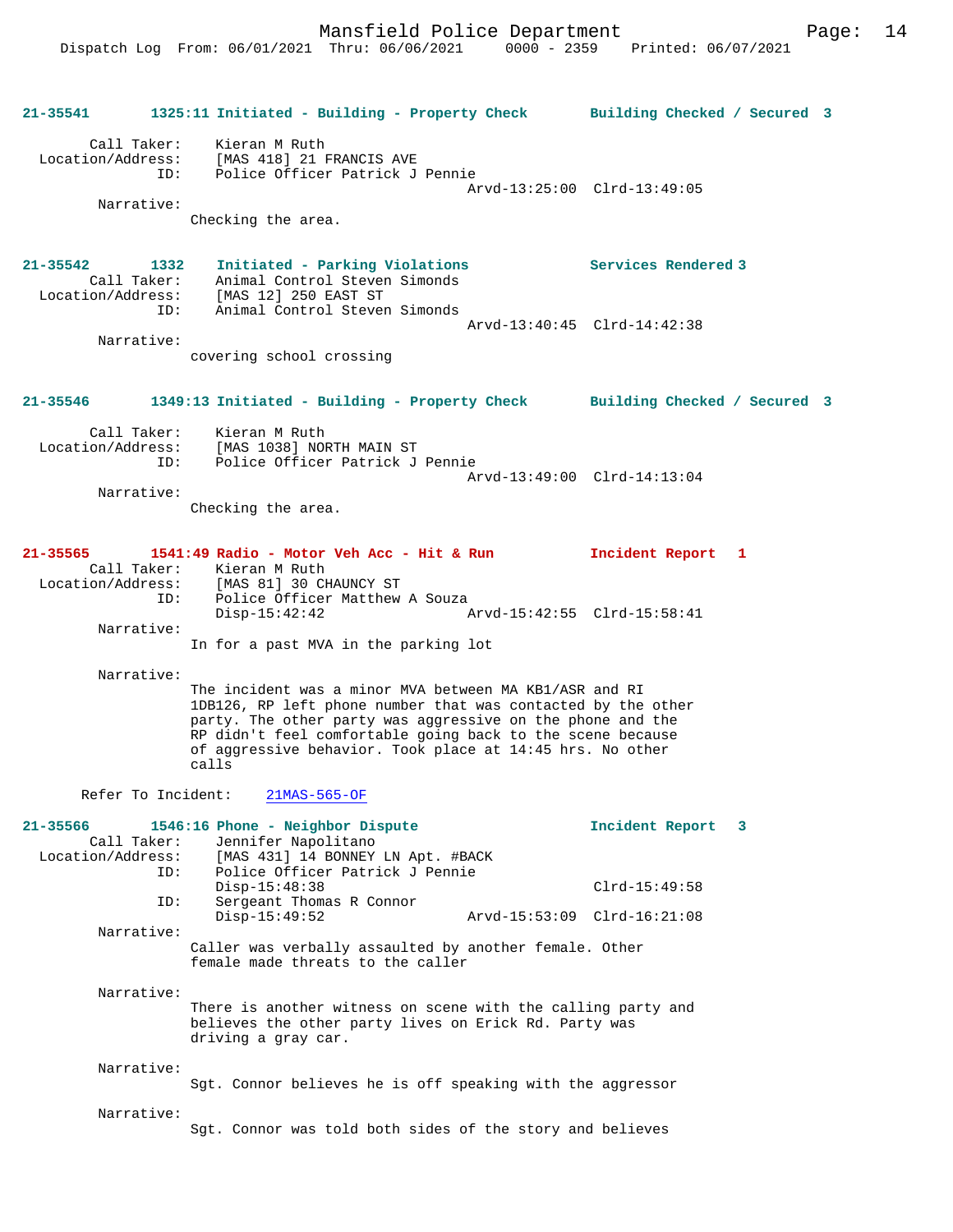**21-35541 1325:11 Initiated - Building - Property Check Building Checked / Secured 3**

Call Taker: Kieran M Ruth
Location/Address: [MAS 418] 21 FRANCIS AVE
ID: Police Officer Patrick J Pennie
Arvd-13:25:00 Clrd-13:49:05
Narrative:
Checking the area.

**21-35542 1332 Initiated - Parking Violations Services Rendered 3**
Call Taker: Animal Control Steven Simonds
Location/Address: [MAS 12] 250 EAST ST
ID: Animal Control Steven Simonds
Arvd-13:40:45 Clrd-14:42:38
Narrative:
covering school crossing

**21-35546 1349:13 Initiated - Building - Property Check Building Checked / Secured 3**

Call Taker: Kieran M Ruth
Location/Address: [MAS 1038] NORTH MAIN ST
ID: Police Officer Patrick J Pennie
Arvd-13:49:00 Clrd-14:13:04
Narrative:
Checking the area.

**21-35565 1541:49 Radio - Motor Veh Acc - Hit & Run Incident Report 1**
Call Taker: Kieran M Ruth
Location/Address: [MAS 81] 30 CHAUNCY ST
ID: Police Officer Matthew A Souza
Disp-15:42:42 Arvd-15:42:55 Clrd-15:58:41
Narrative:
In for a past MVA in the parking lot

Narrative:
The incident was a minor MVA between MA KB1/ASR and RI 1DB126, RP left phone number that was contacted by the other party. The other party was aggressive on the phone and the RP didn't feel comfortable going back to the scene because of aggressive behavior. Took place at 14:45 hrs. No other calls

Refer To Incident: 21MAS-565-OF

**21-35566 1546:16 Phone - Neighbor Dispute Incident Report 3**
Call Taker: Jennifer Napolitano
Location/Address: [MAS 431] 14 BONNEY LN Apt. #BACK
ID: Police Officer Patrick J Pennie
Disp-15:48:38 Clrd-15:49:58
ID: Sergeant Thomas R Connor
Disp-15:49:52 Arvd-15:53:09 Clrd-16:21:08
Narrative:
Caller was verbally assaulted by another female. Other female made threats to the caller

Narrative:
There is another witness on scene with the calling party and believes the other party lives on Erick Rd. Party was driving a gray car.

Narrative:
Sgt. Connor believes he is off speaking with the aggressor

Narrative:
Sgt. Connor was told both sides of the story and believes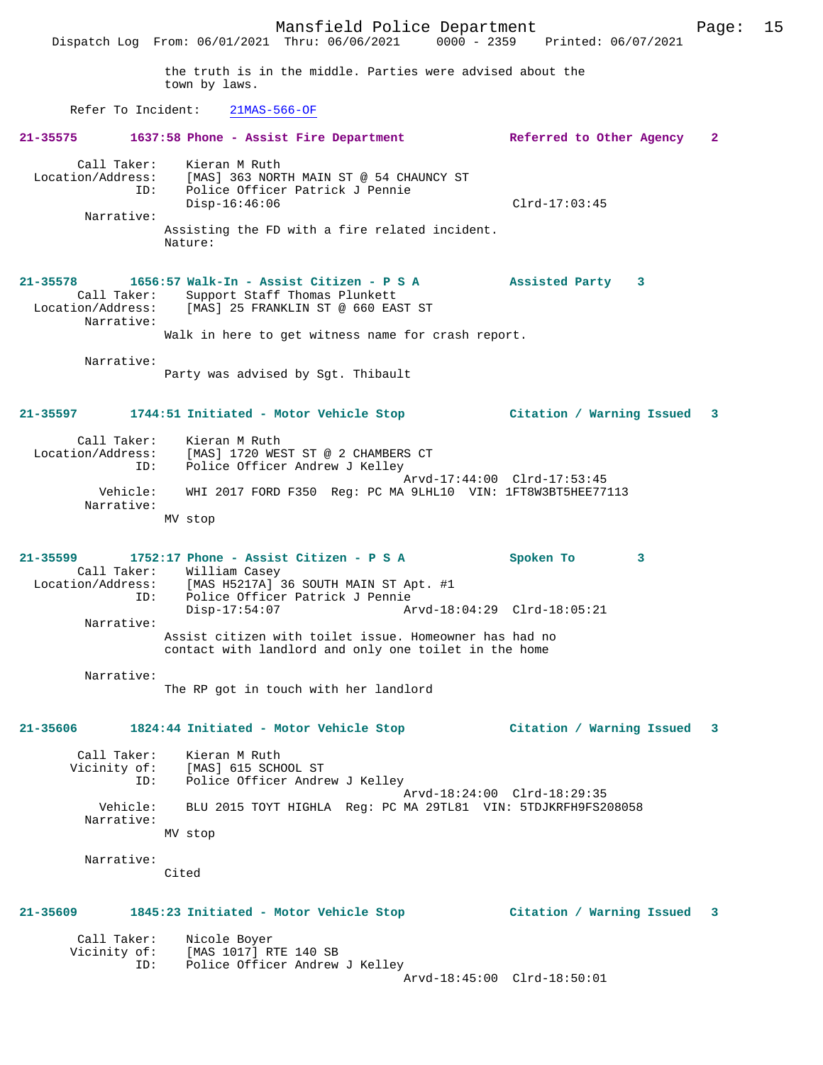the truth is in the middle. Parties were advised about the town by laws.

Refer To Incident: 21MAS-566-OF

**21-35575 1637:58 Phone - Assist Fire Department Referred to Other Agency 2**

Call Taker: Kieran M Ruth
Location/Address: [MAS] 363 NORTH MAIN ST @ 54 CHAUNCY ST
ID: Police Officer Patrick J Pennie
Disp-16:46:06 Clrd-17:03:45
Narrative:
Assisting the FD with a fire related incident.
Nature:

**21-35578 1656:57 Walk-In - Assist Citizen - P S A Assisted Party 3**

Call Taker: Support Staff Thomas Plunkett
Location/Address: [MAS] 25 FRANKLIN ST @ 660 EAST ST
Narrative:
Walk in here to get witness name for crash report.

Narrative:
Party was advised by Sgt. Thibault

**21-35597 1744:51 Initiated - Motor Vehicle Stop Citation / Warning Issued 3**

Call Taker: Kieran M Ruth
Location/Address: [MAS] 1720 WEST ST @ 2 CHAMBERS CT
ID: Police Officer Andrew J Kelley
Arvd-17:44:00 Clrd-17:53:45
Vehicle: WHI 2017 FORD F350 Reg: PC MA 9LHL10 VIN: 1FT8W3BT5HEE77113
Narrative:
MV stop

**21-35599 1752:17 Phone - Assist Citizen - P S A Spoken To 3**

Call Taker: William Casey
Location/Address: [MAS H5217A] 36 SOUTH MAIN ST Apt. #1
ID: Police Officer Patrick J Pennie
Disp-17:54:07 Arvd-18:04:29 Clrd-18:05:21
Narrative:
Assist citizen with toilet issue. Homeowner has had no contact with landlord and only one toilet in the home

Narrative:
The RP got in touch with her landlord

**21-35606 1824:44 Initiated - Motor Vehicle Stop Citation / Warning Issued 3**

Call Taker: Kieran M Ruth
Vicinity of: [MAS] 615 SCHOOL ST
ID: Police Officer Andrew J Kelley
Arvd-18:24:00 Clrd-18:29:35
Vehicle: BLU 2015 TOYT HIGHLA Reg: PC MA 29TL81 VIN: 5TDJKRFH9FS208058
Narrative:
MV stop

Narrative:
Cited

**21-35609 1845:23 Initiated - Motor Vehicle Stop Citation / Warning Issued 3**

Call Taker: Nicole Boyer
Vicinity of: [MAS 1017] RTE 140 SB
ID: Police Officer Andrew J Kelley
Arvd-18:45:00 Clrd-18:50:01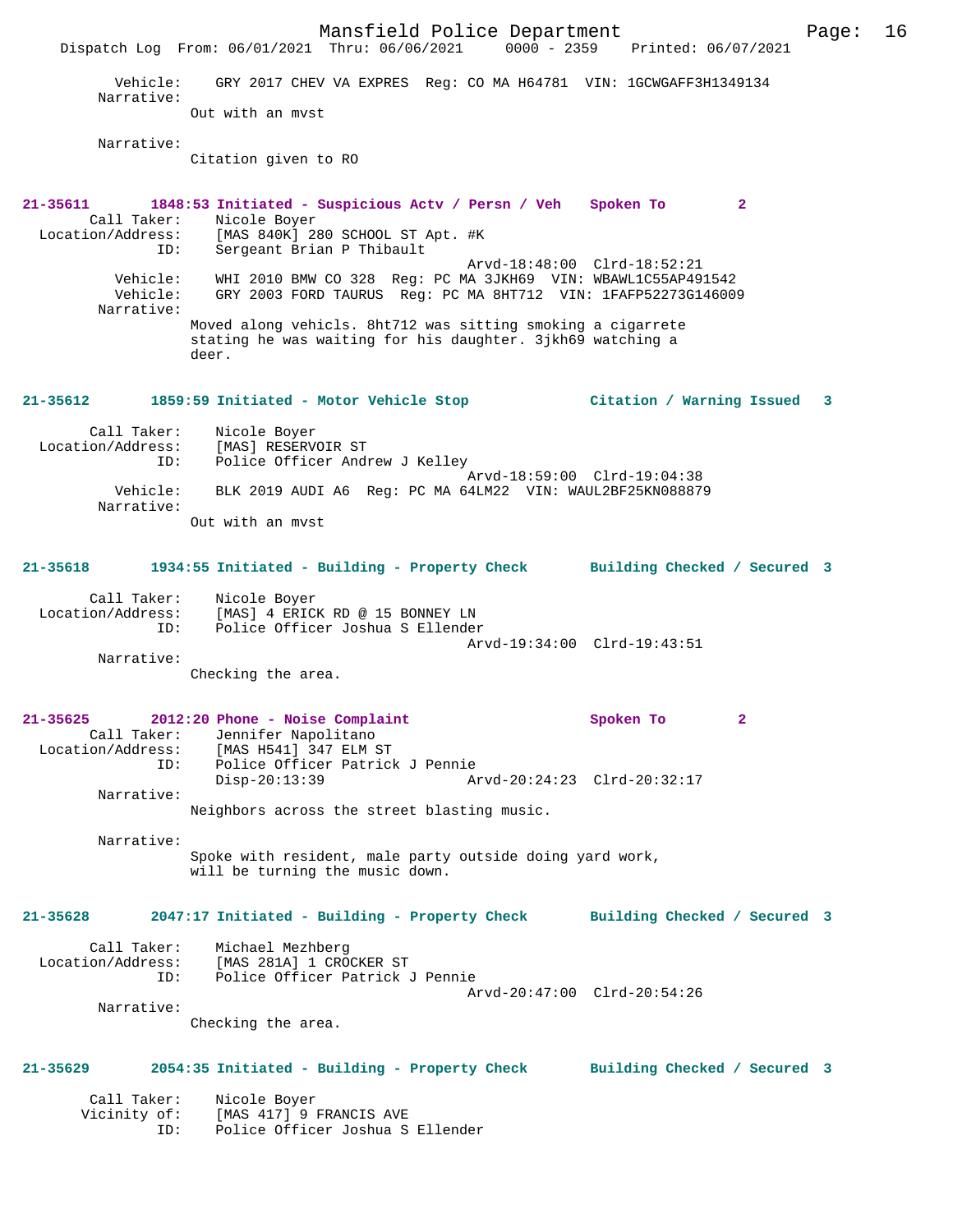```
        Vehicle:    GRY 2017 CHEV VA EXPRES  Reg: CO MA H64781  VIN: 1GCWGAFF3H1349134
      Narrative:
                  Out with an mvst

      Narrative:
                  Citation given to RO


21-35611       1848:53 Initiated - Suspicious Actv / Persn / Veh    Spoken To        2
      Call Taker:    Nicole Boyer
  Location/Address:    [MAS 840K] 280 SCHOOL ST Apt. #K
              ID:    Sergeant Brian P Thibault
                                            Arvd-18:48:00  Clrd-18:52:21
         Vehicle:    WHI 2010 BMW CO 328  Reg: PC MA 3JKH69  VIN: WBAWL1C55AP491542
         Vehicle:    GRY 2003 FORD TAURUS  Reg: PC MA 8HT712  VIN: 1FAFP52273G146009
       Narrative:
                  Moved along vehicls. 8ht712 was sitting smoking a cigarrete
                  stating he was waiting for his daughter. 3jkh69 watching a
                  deer.


21-35612       1859:59 Initiated - Motor Vehicle Stop          Citation / Warning Issued   3

      Call Taker:    Nicole Boyer
  Location/Address:    [MAS] RESERVOIR ST
              ID:    Police Officer Andrew J Kelley
                                            Arvd-18:59:00  Clrd-19:04:38
         Vehicle:    BLK 2019 AUDI A6  Reg: PC MA 64LM22  VIN: WAUL2BF25KN088879
       Narrative:
                  Out with an mvst


21-35618       1934:55 Initiated - Building - Property Check      Building Checked / Secured 3

      Call Taker:    Nicole Boyer
  Location/Address:    [MAS] 4 ERICK RD @ 15 BONNEY LN
              ID:    Police Officer Joshua S Ellender
                                            Arvd-19:34:00  Clrd-19:43:51
       Narrative:
                  Checking the area.


21-35625       2012:20 Phone - Noise Complaint                  Spoken To        2
      Call Taker:    Jennifer Napolitano
  Location/Address:    [MAS H541] 347 ELM ST
              ID:    Police Officer Patrick J Pennie
                     Disp-20:13:39          Arvd-20:24:23  Clrd-20:32:17
       Narrative:
                  Neighbors across the street blasting music.

       Narrative:
                  Spoke with resident, male party outside doing yard work,
                  will be turning the music down.


21-35628       2047:17 Initiated - Building - Property Check      Building Checked / Secured 3

      Call Taker:    Michael Mezhberg
  Location/Address:    [MAS 281A] 1 CROCKER ST
              ID:    Police Officer Patrick J Pennie
                                            Arvd-20:47:00  Clrd-20:54:26
       Narrative:
                  Checking the area.


21-35629       2054:35 Initiated - Building - Property Check      Building Checked / Secured 3

      Call Taker:    Nicole Boyer
     Vicinity of:    [MAS 417] 9 FRANCIS AVE
              ID:    Police Officer Joshua S Ellender
```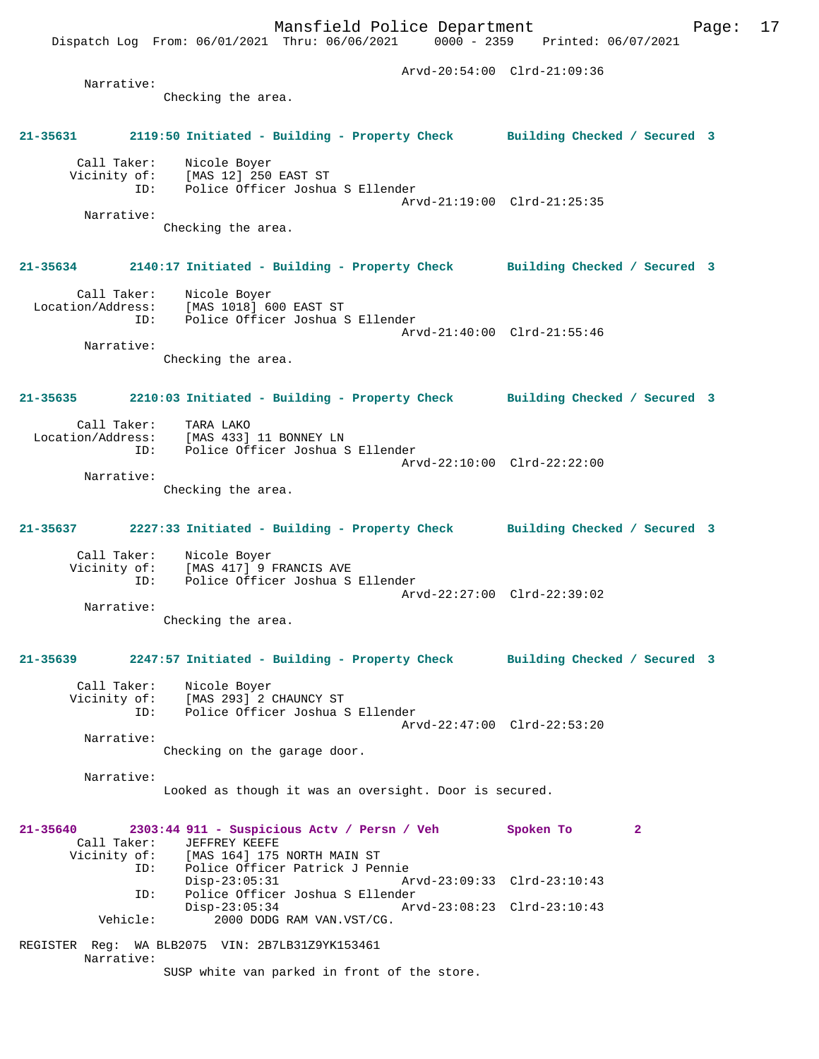Arvd-20:54:00  Clrd-21:09:36

Narrative:
Checking the area.

**21-35631  2119:50 Initiated - Building - Property Check  Building Checked / Secured 3**

Call Taker: Nicole Boyer
Vicinity of: [MAS 12] 250 EAST ST
ID: Police Officer Joshua S Ellender
Arvd-21:19:00  Clrd-21:25:35

Narrative:
Checking the area.

**21-35634  2140:17 Initiated - Building - Property Check  Building Checked / Secured 3**

Call Taker: Nicole Boyer
Location/Address: [MAS 1018] 600 EAST ST
ID: Police Officer Joshua S Ellender
Arvd-21:40:00  Clrd-21:55:46

Narrative:
Checking the area.

**21-35635  2210:03 Initiated - Building - Property Check  Building Checked / Secured 3**

Call Taker: TARA LAKO
Location/Address: [MAS 433] 11 BONNEY LN
ID: Police Officer Joshua S Ellender
Arvd-22:10:00  Clrd-22:22:00

Narrative:
Checking the area.

**21-35637  2227:33 Initiated - Building - Property Check  Building Checked / Secured 3**

Call Taker: Nicole Boyer
Vicinity of: [MAS 417] 9 FRANCIS AVE
ID: Police Officer Joshua S Ellender
Arvd-22:27:00  Clrd-22:39:02

Narrative:
Checking the area.

**21-35639  2247:57 Initiated - Building - Property Check  Building Checked / Secured 3**

Call Taker: Nicole Boyer
Vicinity of: [MAS 293] 2 CHAUNCY ST
ID: Police Officer Joshua S Ellender
Arvd-22:47:00  Clrd-22:53:20

Narrative:
Checking on the garage door.

Narrative:
Looked as though it was an oversight. Door is secured.

**21-35640  2303:44 911 - Suspicious Actv / Persn / Veh  Spoken To  2**

Call Taker: JEFFREY KEEFE
Vicinity of: [MAS 164] 175 NORTH MAIN ST
ID: Police Officer Patrick J Pennie
Disp-23:05:31  Arvd-23:09:33  Clrd-23:10:43
ID: Police Officer Joshua S Ellender
Disp-23:05:34  Arvd-23:08:23  Clrd-23:10:43
Vehicle: 2000 DODG RAM VAN.VST/CG.

REGISTER Reg: WA BLB2075 VIN: 2B7LB31Z9YK153461

Narrative:
SUSP white van parked in front of the store.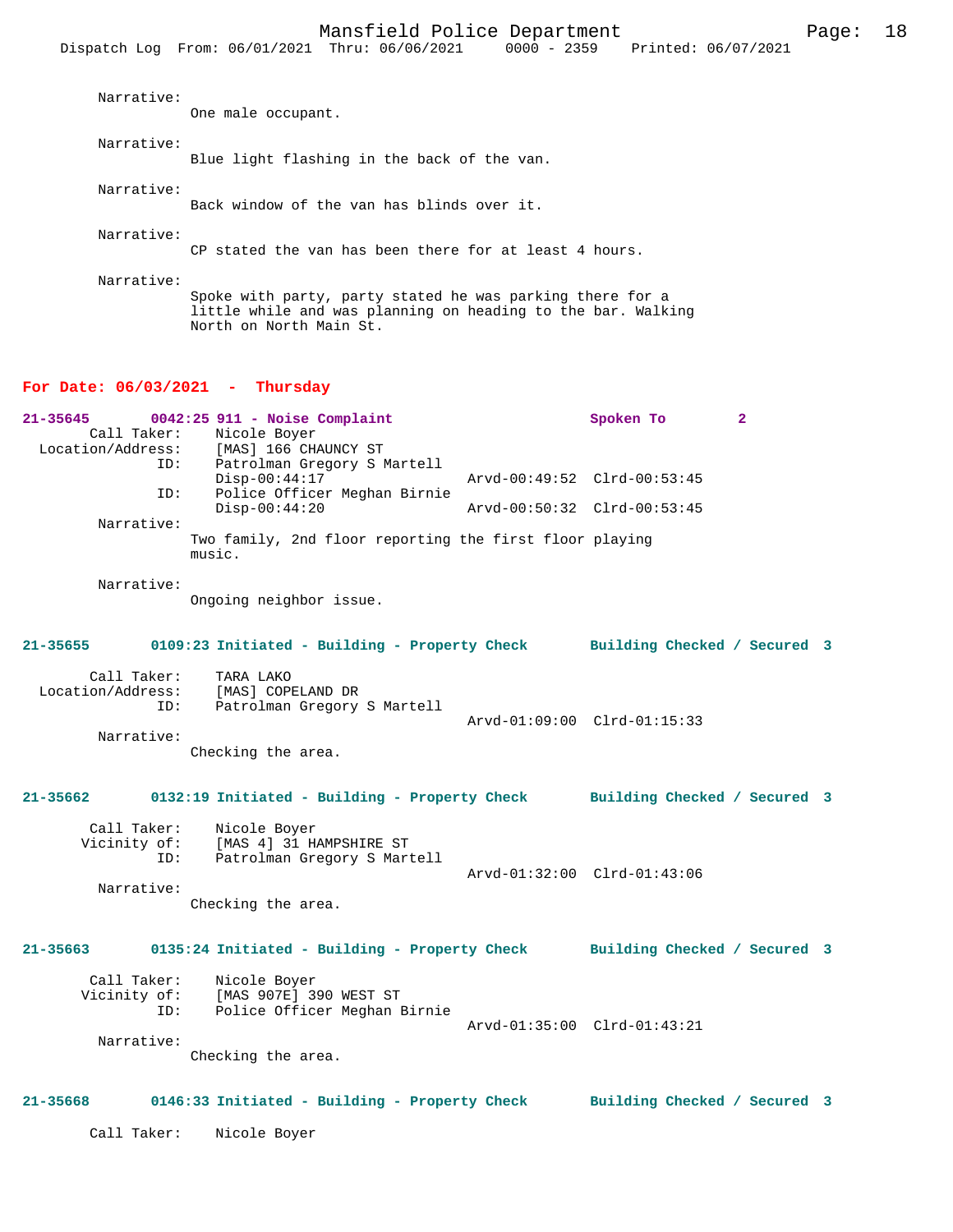Narrative:
One male occupant.

Narrative:
Blue light flashing in the back of the van.

Narrative:
Back window of the van has blinds over it.

Narrative:
CP stated the van has been there for at least 4 hours.

Narrative:
Spoke with party, party stated he was parking there for a little while and was planning on heading to the bar. Walking North on North Main St.

## For Date: 06/03/2021 - Thursday

**21-35645 0042:25 911 - Noise Complaint Spoken To 2**

Call Taker: Nicole Boyer
Location/Address: [MAS] 166 CHAUNCY ST
ID: Patrolman Gregory S Martell
Disp-00:44:17 Arvd-00:49:52 Clrd-00:53:45
ID: Police Officer Meghan Birnie
Disp-00:44:20 Arvd-00:50:32 Clrd-00:53:45
Narrative:
Two family, 2nd floor reporting the first floor playing music.

Narrative:
Ongoing neighbor issue.

**21-35655 0109:23 Initiated - Building - Property Check Building Checked / Secured 3**

Call Taker: TARA LAKO
Location/Address: [MAS] COPELAND DR
ID: Patrolman Gregory S Martell
Arvd-01:09:00 Clrd-01:15:33
Narrative:
Checking the area.

**21-35662 0132:19 Initiated - Building - Property Check Building Checked / Secured 3**

Call Taker: Nicole Boyer
Vicinity of: [MAS 4] 31 HAMPSHIRE ST
ID: Patrolman Gregory S Martell
Arvd-01:32:00 Clrd-01:43:06
Narrative:
Checking the area.

**21-35663 0135:24 Initiated - Building - Property Check Building Checked / Secured 3**

Call Taker: Nicole Boyer
Vicinity of: [MAS 907E] 390 WEST ST
ID: Police Officer Meghan Birnie
Arvd-01:35:00 Clrd-01:43:21
Narrative:
Checking the area.

**21-35668 0146:33 Initiated - Building - Property Check Building Checked / Secured 3**

Call Taker: Nicole Boyer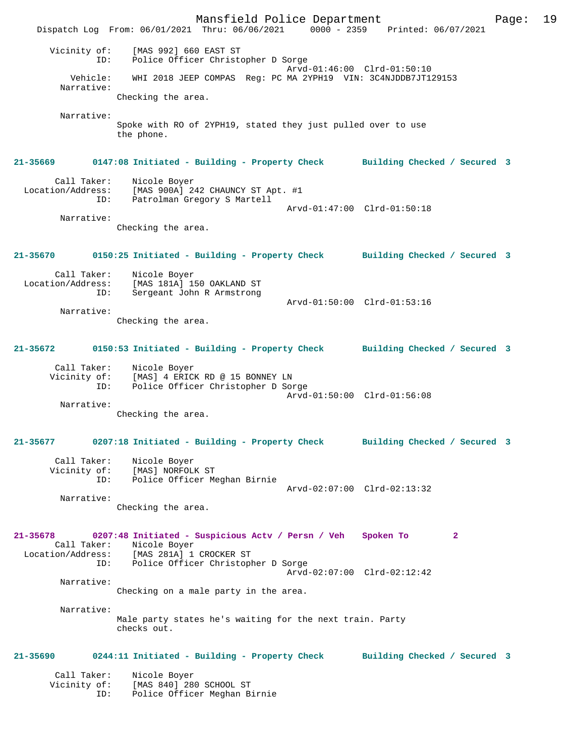Vicinity of: [MAS 992] 660 EAST ST
ID: Police Officer Christopher D Sorge
Arvd-01:46:00 Clrd-01:50:10
Vehicle: WHI 2018 JEEP COMPAS Reg: PC MA 2YPH19 VIN: 3C4NJDDB7JT129153
Narrative:
Checking the area.

Narrative:
Spoke with RO of 2YPH19, stated they just pulled over to use the phone.

**21-35669 0147:08 Initiated - Building - Property Check Building Checked / Secured 3**

Call Taker: Nicole Boyer
Location/Address: [MAS 900A] 242 CHAUNCY ST Apt. #1
ID: Patrolman Gregory S Martell
Arvd-01:47:00 Clrd-01:50:18
Narrative:
Checking the area.

**21-35670 0150:25 Initiated - Building - Property Check Building Checked / Secured 3**

Call Taker: Nicole Boyer
Location/Address: [MAS 181A] 150 OAKLAND ST
ID: Sergeant John R Armstrong
Arvd-01:50:00 Clrd-01:53:16
Narrative:
Checking the area.

**21-35672 0150:53 Initiated - Building - Property Check Building Checked / Secured 3**

Call Taker: Nicole Boyer
Vicinity of: [MAS] 4 ERICK RD @ 15 BONNEY LN
ID: Police Officer Christopher D Sorge
Arvd-01:50:00 Clrd-01:56:08
Narrative:
Checking the area.

**21-35677 0207:18 Initiated - Building - Property Check Building Checked / Secured 3**

Call Taker: Nicole Boyer
Vicinity of: [MAS] NORFOLK ST
ID: Police Officer Meghan Birnie
Arvd-02:07:00 Clrd-02:13:32
Narrative:
Checking the area.

**21-35678 0207:48 Initiated - Suspicious Actv / Persn / Veh Spoken To 2**

Call Taker: Nicole Boyer
Location/Address: [MAS 281A] 1 CROCKER ST
ID: Police Officer Christopher D Sorge
Arvd-02:07:00 Clrd-02:12:42
Narrative:
Checking on a male party in the area.

Narrative:
Male party states he's waiting for the next train. Party checks out.

**21-35690 0244:11 Initiated - Building - Property Check Building Checked / Secured 3**

Call Taker: Nicole Boyer
Vicinity of: [MAS 840] 280 SCHOOL ST
ID: Police Officer Meghan Birnie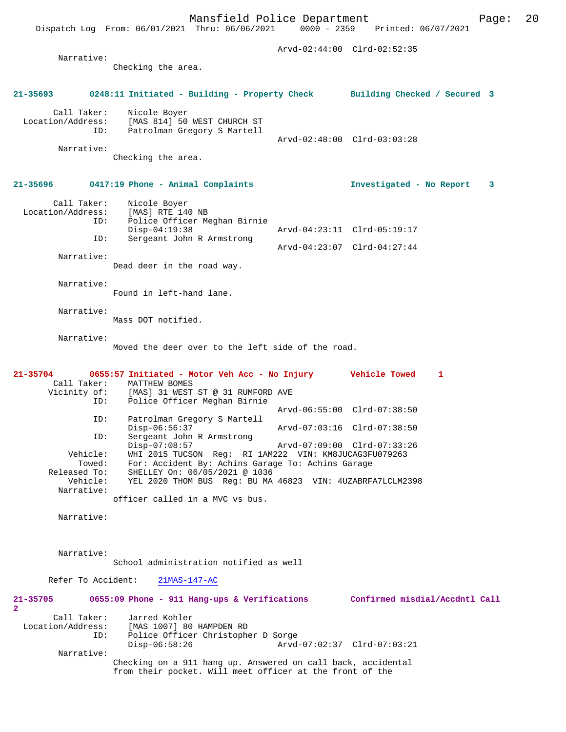Arvd-02:44:00 Clrd-02:52:35

Narrative:
Checking the area.

**21-35693 0248:11 Initiated - Building - Property Check — Building Checked / Secured 3**

Call Taker: Nicole Boyer
Location/Address: [MAS 814] 50 WEST CHURCH ST
ID: Patrolman Gregory S Martell
Arvd-02:48:00 Clrd-03:03:28

Narrative:
Checking the area.

**21-35696 0417:19 Phone - Animal Complaints — Investigated - No Report 3**

Call Taker: Nicole Boyer
Location/Address: [MAS] RTE 140 NB
ID: Police Officer Meghan Birnie
Disp-04:19:38 Arvd-04:23:11 Clrd-05:19:17
ID: Sergeant John R Armstrong
Arvd-04:23:07 Clrd-04:27:44

Narrative:
Dead deer in the road way.

Narrative:
Found in left-hand lane.

Narrative:
Mass DOT notified.

Narrative:
Moved the deer over to the left side of the road.

**21-35704 0655:57 Initiated - Motor Veh Acc - No Injury — Vehicle Towed 1**

Call Taker: MATTHEW BOMES
Vicinity of: [MAS] 31 WEST ST @ 31 RUMFORD AVE
ID: Police Officer Meghan Birnie
Arvd-06:55:00 Clrd-07:38:50
ID: Patrolman Gregory S Martell
Disp-06:56:37 Arvd-07:03:16 Clrd-07:38:50
ID: Sergeant John R Armstrong
Disp-07:08:57 Arvd-07:09:00 Clrd-07:33:26
Vehicle: WHI 2015 TUCSON Reg: RI 1AM222 VIN: KM8JUCAG3FU079263
Towed: For: Accident By: Achins Garage To: Achins Garage
Released To: SHELLEY On: 06/05/2021 @ 1036
Vehicle: YEL 2020 THOM BUS Reg: BU MA 46823 VIN: 4UZABRFA7LCLM2398

Narrative:
officer called in a MVC vs bus.

Narrative:

Narrative:
School administration notified as well

Refer To Accident: 21MAS-147-AC

**21-35705 0655:09 Phone - 911 Hang-ups & Verifications — Confirmed misdial/Accdntl Call 2**

Call Taker: Jarred Kohler
Location/Address: [MAS 1007] 80 HAMPDEN RD
ID: Police Officer Christopher D Sorge
Disp-06:58:26 Arvd-07:02:37 Clrd-07:03:21

Narrative:
Checking on a 911 hang up. Answered on call back, accidental from their pocket. Will meet officer at the front of the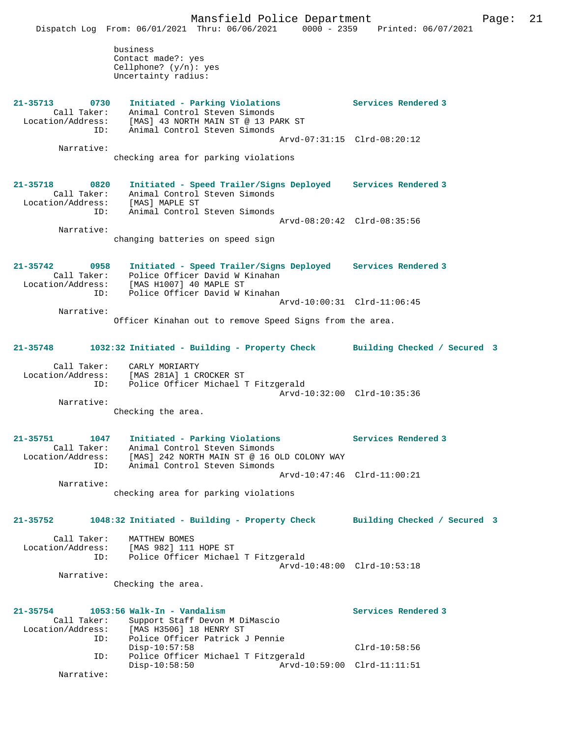business
Contact made?: yes
Cellphone? (y/n): yes
Uncertainty radius:

**21-35713 0730 Initiated - Parking Violations — Services Rendered 3**

Call Taker: Animal Control Steven Simonds
Location/Address: [MAS] 43 NORTH MAIN ST @ 13 PARK ST
ID: Animal Control Steven Simonds
Arvd-07:31:15 Clrd-08:20:12
Narrative:
checking area for parking violations

**21-35718 0820 Initiated - Speed Trailer/Signs Deployed — Services Rendered 3**

Call Taker: Animal Control Steven Simonds
Location/Address: [MAS] MAPLE ST
ID: Animal Control Steven Simonds
Arvd-08:20:42 Clrd-08:35:56
Narrative:
changing batteries on speed sign

**21-35742 0958 Initiated - Speed Trailer/Signs Deployed — Services Rendered 3**

Call Taker: Police Officer David W Kinahan
Location/Address: [MAS H1007] 40 MAPLE ST
ID: Police Officer David W Kinahan
Arvd-10:00:31 Clrd-11:06:45
Narrative:
Officer Kinahan out to remove Speed Signs from the area.

**21-35748 1032:32 Initiated - Building - Property Check — Building Checked / Secured 3**

Call Taker: CARLY MORIARTY
Location/Address: [MAS 281A] 1 CROCKER ST
ID: Police Officer Michael T Fitzgerald
Arvd-10:32:00 Clrd-10:35:36
Narrative:
Checking the area.

**21-35751 1047 Initiated - Parking Violations — Services Rendered 3**

Call Taker: Animal Control Steven Simonds
Location/Address: [MAS] 242 NORTH MAIN ST @ 16 OLD COLONY WAY
ID: Animal Control Steven Simonds
Arvd-10:47:46 Clrd-11:00:21
Narrative:
checking area for parking violations

**21-35752 1048:32 Initiated - Building - Property Check — Building Checked / Secured 3**

Call Taker: MATTHEW BOMES
Location/Address: [MAS 982] 111 HOPE ST
ID: Police Officer Michael T Fitzgerald
Arvd-10:48:00 Clrd-10:53:18
Narrative:
Checking the area.

**21-35754 1053:56 Walk-In - Vandalism — Services Rendered 3**

Call Taker: Support Staff Devon M DiMascio
Location/Address: [MAS H3506] 18 HENRY ST
ID: Police Officer Patrick J Pennie
Disp-10:57:58 Clrd-10:58:56
ID: Police Officer Michael T Fitzgerald
Disp-10:58:50 Arvd-10:59:00 Clrd-11:11:51
Narrative: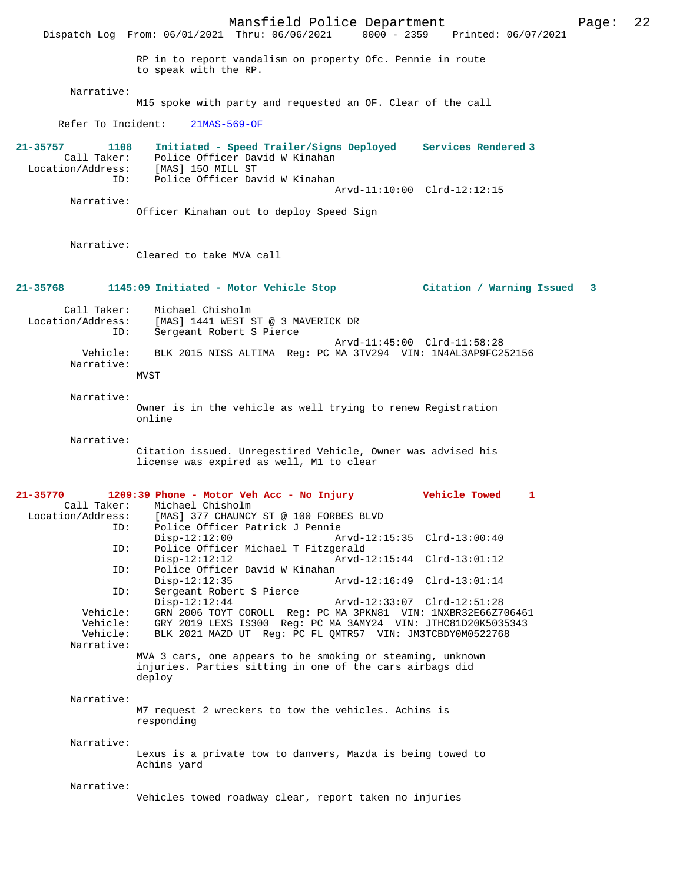RP in to report vandalism on property Ofc. Pennie in route to speak with the RP.

Narrative:
M15 spoke with party and requested an OF. Clear of the call

Refer To Incident: 21MAS-569-OF

**21-35757 1108 Initiated - Speed Trailer/Signs Deployed Services Rendered 3**

Call Taker: Police Officer David W Kinahan
Location/Address: [MAS] 150 MILL ST
ID: Police Officer David W Kinahan
Arvd-11:10:00 Clrd-12:12:15

Narrative:
Officer Kinahan out to deploy Speed Sign

Narrative:
Cleared to take MVA call

**21-35768 1145:09 Initiated - Motor Vehicle Stop Citation / Warning Issued 3**

Call Taker: Michael Chisholm
Location/Address: [MAS] 1441 WEST ST @ 3 MAVERICK DR
ID: Sergeant Robert S Pierce
Arvd-11:45:00 Clrd-11:58:28
Vehicle: BLK 2015 NISS ALTIMA Reg: PC MA 3TV294 VIN: 1N4AL3AP9FC252156

Narrative:
MVST

Narrative:
Owner is in the vehicle as well trying to renew Registration online

Narrative:
Citation issued. Unregestired Vehicle, Owner was advised his license was expired as well, M1 to clear

**21-35770 1209:39 Phone - Motor Veh Acc - No Injury Vehicle Towed 1**

Call Taker: Michael Chisholm
Location/Address: [MAS] 377 CHAUNCY ST @ 100 FORBES BLVD
ID: Police Officer Patrick J Pennie
Disp-12:12:00 Arvd-12:15:35 Clrd-13:00:40
ID: Police Officer Michael T Fitzgerald
Disp-12:12:12 Arvd-12:15:44 Clrd-13:01:12
ID: Police Officer David W Kinahan
Disp-12:12:35 Arvd-12:16:49 Clrd-13:01:14
ID: Sergeant Robert S Pierce
Disp-12:12:44 Arvd-12:33:07 Clrd-12:51:28
Vehicle: GRN 2006 TOYT COROLL Reg: PC MA 3PKN81 VIN: 1NXBR32E66Z706461
Vehicle: GRY 2019 LEXS IS300 Reg: PC MA 3AMY24 VIN: JTHC81D20K5035343
Vehicle: BLK 2021 MAZD UT Reg: PC FL QMTR57 VIN: JM3TCBDY0M0522768

Narrative:
MVA 3 cars, one appears to be smoking or steaming, unknown injuries. Parties sitting in one of the cars airbags did deploy

Narrative:
M7 request 2 wreckers to tow the vehicles. Achins is responding

Narrative:
Lexus is a private tow to danvers, Mazda is being towed to Achins yard

Narrative:
Vehicles towed roadway clear, report taken no injuries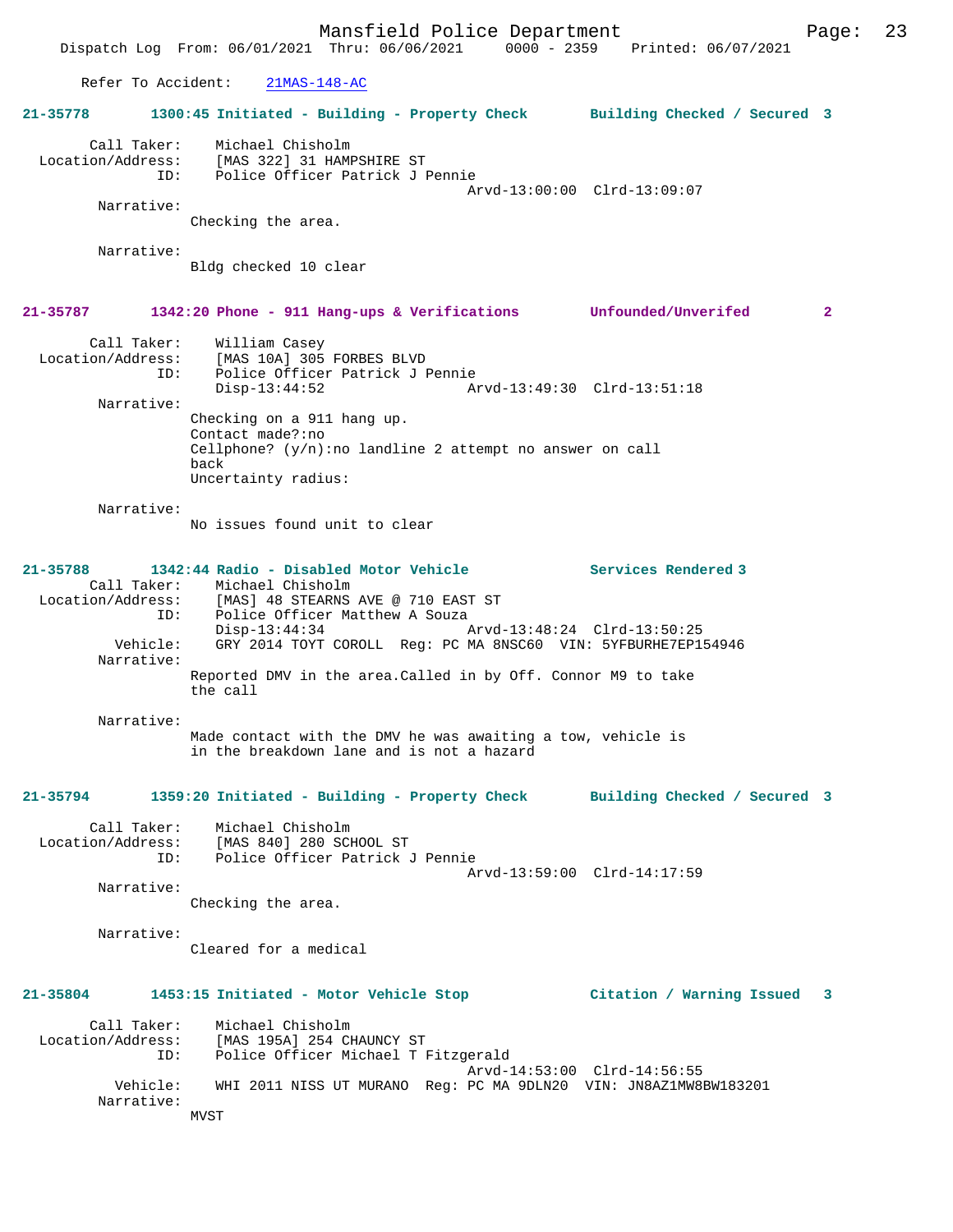Refer To Accident: 21MAS-148-AC

**21-35778 1300:45 Initiated - Building - Property Check Building Checked / Secured 3**

Call Taker: Michael Chisholm
Location/Address: [MAS 322] 31 HAMPSHIRE ST
ID: Police Officer Patrick J Pennie
Arvd-13:00:00 Clrd-13:09:07
Narrative:
Checking the area.

Narrative:
Bldg checked 10 clear

**21-35787 1342:20 Phone - 911 Hang-ups & Verifications Unfounded/Unverifed 2**

Call Taker: William Casey
Location/Address: [MAS 10A] 305 FORBES BLVD
ID: Police Officer Patrick J Pennie
Disp-13:44:52 Arvd-13:49:30 Clrd-13:51:18
Narrative:
Checking on a 911 hang up.
Contact made?:no
Cellphone? (y/n):no landline 2 attempt no answer on call back
Uncertainty radius:

Narrative:
No issues found unit to clear

**21-35788 1342:44 Radio - Disabled Motor Vehicle Services Rendered 3**

Call Taker: Michael Chisholm
Location/Address: [MAS] 48 STEARNS AVE @ 710 EAST ST
ID: Police Officer Matthew A Souza
Disp-13:44:34 Arvd-13:48:24 Clrd-13:50:25
Vehicle: GRY 2014 TOYT COROLL Reg: PC MA 8NSC60 VIN: 5YFBURHE7EP154946
Narrative:
Reported DMV in the area.Called in by Off. Connor M9 to take the call

Narrative:
Made contact with the DMV he was awaiting a tow, vehicle is in the breakdown lane and is not a hazard

**21-35794 1359:20 Initiated - Building - Property Check Building Checked / Secured 3**

Call Taker: Michael Chisholm
Location/Address: [MAS 840] 280 SCHOOL ST
ID: Police Officer Patrick J Pennie
Arvd-13:59:00 Clrd-14:17:59
Narrative:
Checking the area.

Narrative:
Cleared for a medical

**21-35804 1453:15 Initiated - Motor Vehicle Stop Citation / Warning Issued 3**

Call Taker: Michael Chisholm
Location/Address: [MAS 195A] 254 CHAUNCY ST
ID: Police Officer Michael T Fitzgerald
Arvd-14:53:00 Clrd-14:56:55
Vehicle: WHI 2011 NISS UT MURANO Reg: PC MA 9DLN20 VIN: JN8AZ1MW8BW183201
Narrative:
MVST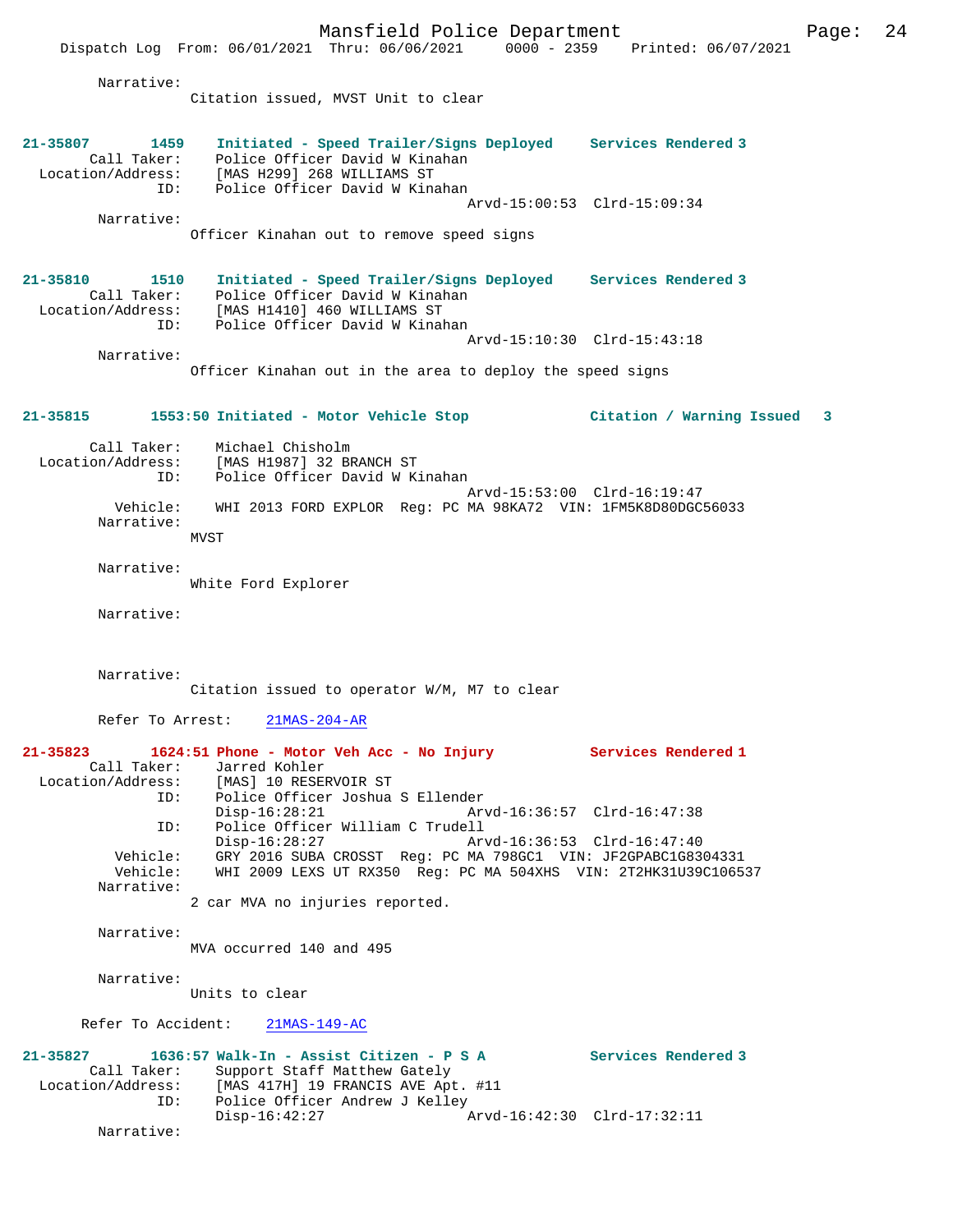Narrative:
Citation issued, MVST Unit to clear

**21-35807 1459 Initiated - Speed Trailer/Signs Deployed Services Rendered 3**

Call Taker: Police Officer David W Kinahan
Location/Address: [MAS H299] 268 WILLIAMS ST
ID: Police Officer David W Kinahan
Arvd-15:00:53 Clrd-15:09:34
Narrative:
Officer Kinahan out to remove speed signs

**21-35810 1510 Initiated - Speed Trailer/Signs Deployed Services Rendered 3**

Call Taker: Police Officer David W Kinahan
Location/Address: [MAS H1410] 460 WILLIAMS ST
ID: Police Officer David W Kinahan
Arvd-15:10:30 Clrd-15:43:18
Narrative:
Officer Kinahan out in the area to deploy the speed signs

**21-35815 1553:50 Initiated - Motor Vehicle Stop Citation / Warning Issued 3**

Call Taker: Michael Chisholm
Location/Address: [MAS H1987] 32 BRANCH ST
ID: Police Officer David W Kinahan
Arvd-15:53:00 Clrd-16:19:47
Vehicle: WHI 2013 FORD EXPLOR Reg: PC MA 98KA72 VIN: 1FM5K8D80DGC56033
Narrative:
MVST

Narrative:
White Ford Explorer

Narrative:

Narrative:
Citation issued to operator W/M, M7 to clear

Refer To Arrest: 21MAS-204-AR

**21-35823 1624:51 Phone - Motor Veh Acc - No Injury Services Rendered 1**

Call Taker: Jarred Kohler
Location/Address: [MAS] 10 RESERVOIR ST
ID: Police Officer Joshua S Ellender
Disp-16:28:21 Arvd-16:36:57 Clrd-16:47:38
ID: Police Officer William C Trudell
Disp-16:28:27 Arvd-16:36:53 Clrd-16:47:40
Vehicle: GRY 2016 SUBA CROSST Reg: PC MA 798GC1 VIN: JF2GPABC1G8304331
Vehicle: WHI 2009 LEXS UT RX350 Reg: PC MA 504XHS VIN: 2T2HK31U39C106537
Narrative:
2 car MVA no injuries reported.

Narrative:
MVA occurred 140 and 495

Narrative:
Units to clear

Refer To Accident: 21MAS-149-AC

**21-35827 1636:57 Walk-In - Assist Citizen - P S A Services Rendered 3**

Call Taker: Support Staff Matthew Gately
Location/Address: [MAS 417H] 19 FRANCIS AVE Apt. #11
ID: Police Officer Andrew J Kelley
Disp-16:42:27 Arvd-16:42:30 Clrd-17:32:11
Narrative: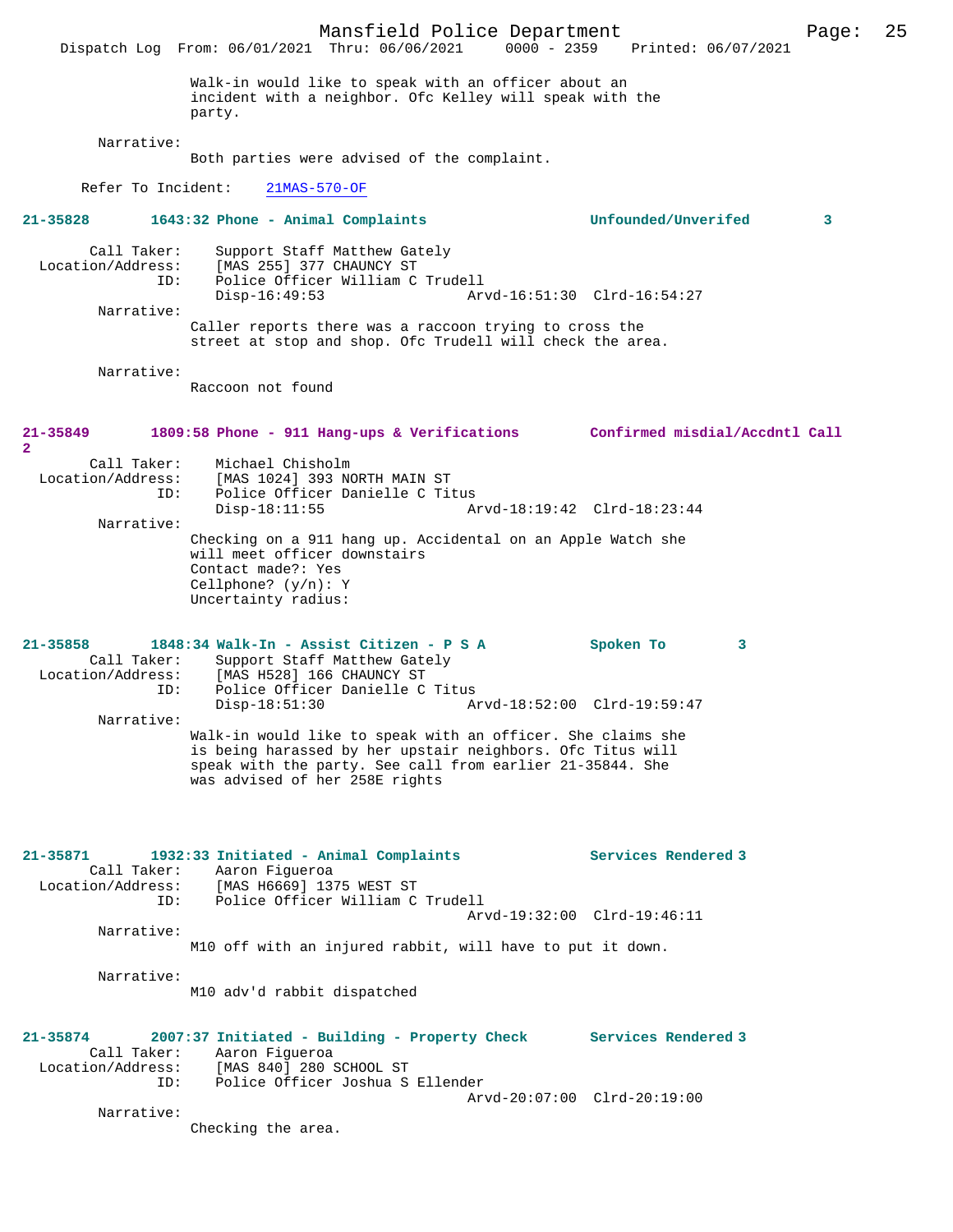Walk-in would like to speak with an officer about an incident with a neighbor. Ofc Kelley will speak with the party.

Narrative:
Both parties were advised of the complaint.

Refer To Incident: 21MAS-570-OF

**21-35828 1643:32 Phone - Animal Complaints Unfounded/Unverifed 3**

Call Taker: Support Staff Matthew Gately
Location/Address: [MAS 255] 377 CHAUNCY ST
ID: Police Officer William C Trudell
Disp-16:49:53 Arvd-16:51:30 Clrd-16:54:27

Narrative:
Caller reports there was a raccoon trying to cross the street at stop and shop. Ofc Trudell will check the area.

Narrative:
Raccoon not found

**21-35849 1809:58 Phone - 911 Hang-ups & Verifications Confirmed misdial/Accdntl Call 2**

Call Taker: Michael Chisholm
Location/Address: [MAS 1024] 393 NORTH MAIN ST
ID: Police Officer Danielle C Titus
Disp-18:11:55 Arvd-18:19:42 Clrd-18:23:44

Narrative:
Checking on a 911 hang up. Accidental on an Apple Watch she will meet officer downstairs
Contact made?: Yes
Cellphone? (y/n): Y
Uncertainty radius:

**21-35858 1848:34 Walk-In - Assist Citizen - P S A Spoken To 3**

Call Taker: Support Staff Matthew Gately
Location/Address: [MAS H528] 166 CHAUNCY ST
ID: Police Officer Danielle C Titus
Disp-18:51:30 Arvd-18:52:00 Clrd-19:59:47

Narrative:
Walk-in would like to speak with an officer. She claims she is being harassed by her upstair neighbors. Ofc Titus will speak with the party. See call from earlier 21-35844. She was advised of her 258E rights

**21-35871 1932:33 Initiated - Animal Complaints Services Rendered 3**

Call Taker: Aaron Figueroa
Location/Address: [MAS H6669] 1375 WEST ST
ID: Police Officer William C Trudell
Arvd-19:32:00 Clrd-19:46:11

Narrative:
M10 off with an injured rabbit, will have to put it down.

Narrative:
M10 adv'd rabbit dispatched

**21-35874 2007:37 Initiated - Building - Property Check Services Rendered 3**

Call Taker: Aaron Figueroa
Location/Address: [MAS 840] 280 SCHOOL ST
ID: Police Officer Joshua S Ellender
Arvd-20:07:00 Clrd-20:19:00

Narrative:
Checking the area.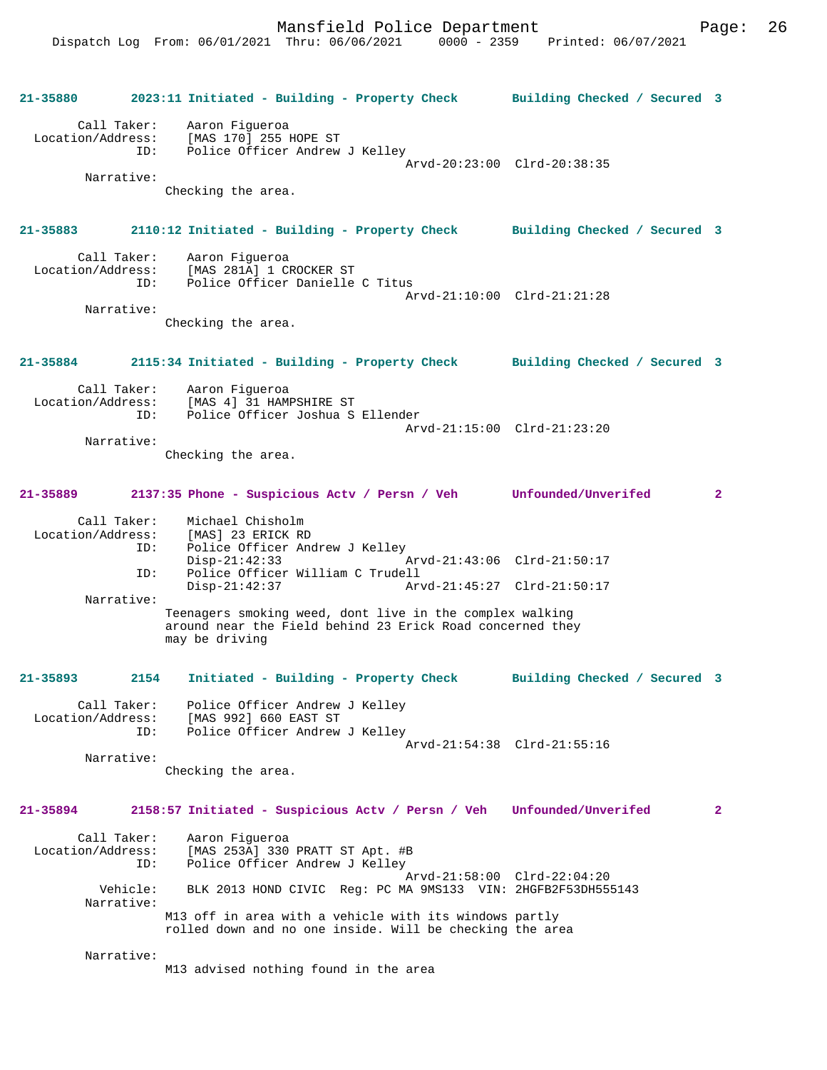**21-35880 2023:11 Initiated - Building - Property Check Building Checked / Secured 3**

```
        Call Taker:    Aaron Figueroa
  Location/Address:    [MAS 170] 255 HOPE ST
                ID:    Police Officer Andrew J Kelley
                                             Arvd-20:23:00  Clrd-20:38:35
         Narrative:
                Checking the area.
```

**21-35883 2110:12 Initiated - Building - Property Check Building Checked / Secured 3**

```
        Call Taker:    Aaron Figueroa
  Location/Address:    [MAS 281A] 1 CROCKER ST
                ID:    Police Officer Danielle C Titus
                                             Arvd-21:10:00  Clrd-21:21:28
         Narrative:
                Checking the area.
```

**21-35884 2115:34 Initiated - Building - Property Check Building Checked / Secured 3**

```
        Call Taker:    Aaron Figueroa
  Location/Address:    [MAS 4] 31 HAMPSHIRE ST
                ID:    Police Officer Joshua S Ellender
                                             Arvd-21:15:00  Clrd-21:23:20
         Narrative:
                Checking the area.
```

**21-35889 2137:35 Phone - Suspicious Actv / Persn / Veh Unfounded/Unverifed 2**

```
        Call Taker:    Michael Chisholm
  Location/Address:    [MAS] 23 ERICK RD
                ID:    Police Officer Andrew J Kelley
                       Disp-21:42:33         Arvd-21:43:06  Clrd-21:50:17
                ID:    Police Officer William C Trudell
                       Disp-21:42:37         Arvd-21:45:27  Clrd-21:50:17
         Narrative:
                Teenagers smoking weed, dont live in the complex walking
                around near the Field behind 23 Erick Road concerned they
                may be driving
```

**21-35893 2154 Initiated - Building - Property Check Building Checked / Secured 3**

```
        Call Taker:    Police Officer Andrew J Kelley
  Location/Address:    [MAS 992] 660 EAST ST
                ID:    Police Officer Andrew J Kelley
                                             Arvd-21:54:38  Clrd-21:55:16
         Narrative:
                Checking the area.
```

**21-35894 2158:57 Initiated - Suspicious Actv / Persn / Veh Unfounded/Unverifed 2**

```
        Call Taker:    Aaron Figueroa
  Location/Address:    [MAS 253A] 330 PRATT ST Apt. #B
                ID:    Police Officer Andrew J Kelley
                                             Arvd-21:58:00  Clrd-22:04:20
           Vehicle:    BLK 2013 HOND CIVIC  Reg: PC MA 9MS133  VIN: 2HGFB2F53DH555143
         Narrative:
                M13 off in area with a vehicle with its windows partly
                rolled down and no one inside. Will be checking the area

         Narrative:
                M13 advised nothing found in the area
```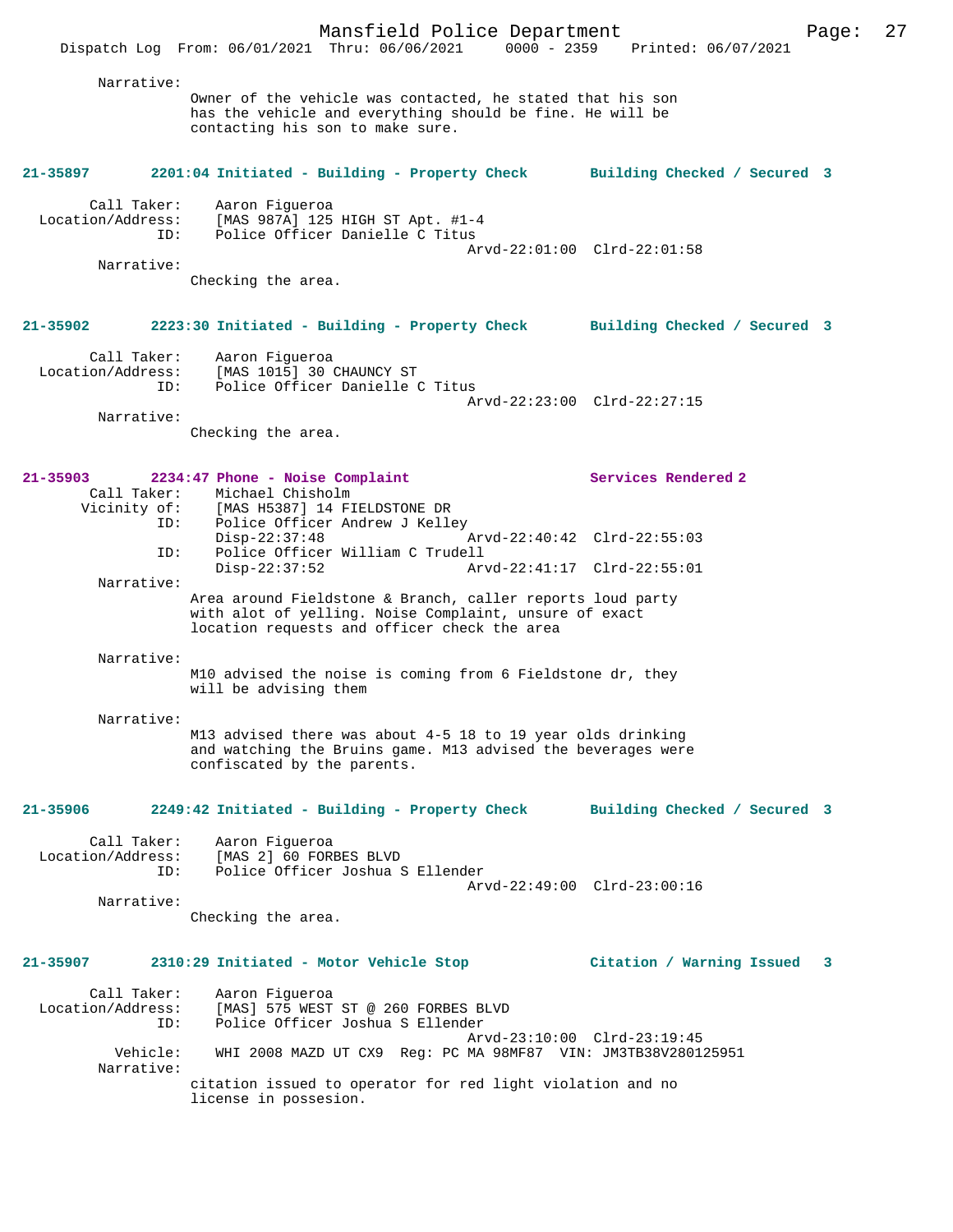Narrative:
Owner of the vehicle was contacted, he stated that his son has the vehicle and everything should be fine. He will be contacting his son to make sure.

**21-35897 2201:04 Initiated - Building - Property Check Building Checked / Secured 3**

Call Taker: Aaron Figueroa
Location/Address: [MAS 987A] 125 HIGH ST Apt. #1-4
ID: Police Officer Danielle C Titus
Arvd-22:01:00 Clrd-22:01:58
Narrative:
Checking the area.

**21-35902 2223:30 Initiated - Building - Property Check Building Checked / Secured 3**

Call Taker: Aaron Figueroa
Location/Address: [MAS 1015] 30 CHAUNCY ST
ID: Police Officer Danielle C Titus
Arvd-22:23:00 Clrd-22:27:15
Narrative:
Checking the area.

**21-35903 2234:47 Phone - Noise Complaint Services Rendered 2**

Call Taker: Michael Chisholm
Vicinity of: [MAS H5387] 14 FIELDSTONE DR
ID: Police Officer Andrew J Kelley
Disp-22:37:48 Arvd-22:40:42 Clrd-22:55:03
ID: Police Officer William C Trudell
Disp-22:37:52 Arvd-22:41:17 Clrd-22:55:01
Narrative:
Area around Fieldstone & Branch, caller reports loud party with alot of yelling. Noise Complaint, unsure of exact location requests and officer check the area

Narrative:
M10 advised the noise is coming from 6 Fieldstone dr, they will be advising them

Narrative:
M13 advised there was about 4-5 18 to 19 year olds drinking and watching the Bruins game. M13 advised the beverages were confiscated by the parents.

**21-35906 2249:42 Initiated - Building - Property Check Building Checked / Secured 3**

Call Taker: Aaron Figueroa
Location/Address: [MAS 2] 60 FORBES BLVD
ID: Police Officer Joshua S Ellender
Arvd-22:49:00 Clrd-23:00:16
Narrative:
Checking the area.

**21-35907 2310:29 Initiated - Motor Vehicle Stop Citation / Warning Issued 3**

Call Taker: Aaron Figueroa
Location/Address: [MAS] 575 WEST ST @ 260 FORBES BLVD
ID: Police Officer Joshua S Ellender
Arvd-23:10:00 Clrd-23:19:45
Vehicle: WHI 2008 MAZD UT CX9 Reg: PC MA 98MF87 VIN: JM3TB38V280125951
Narrative:
citation issued to operator for red light violation and no license in possesion.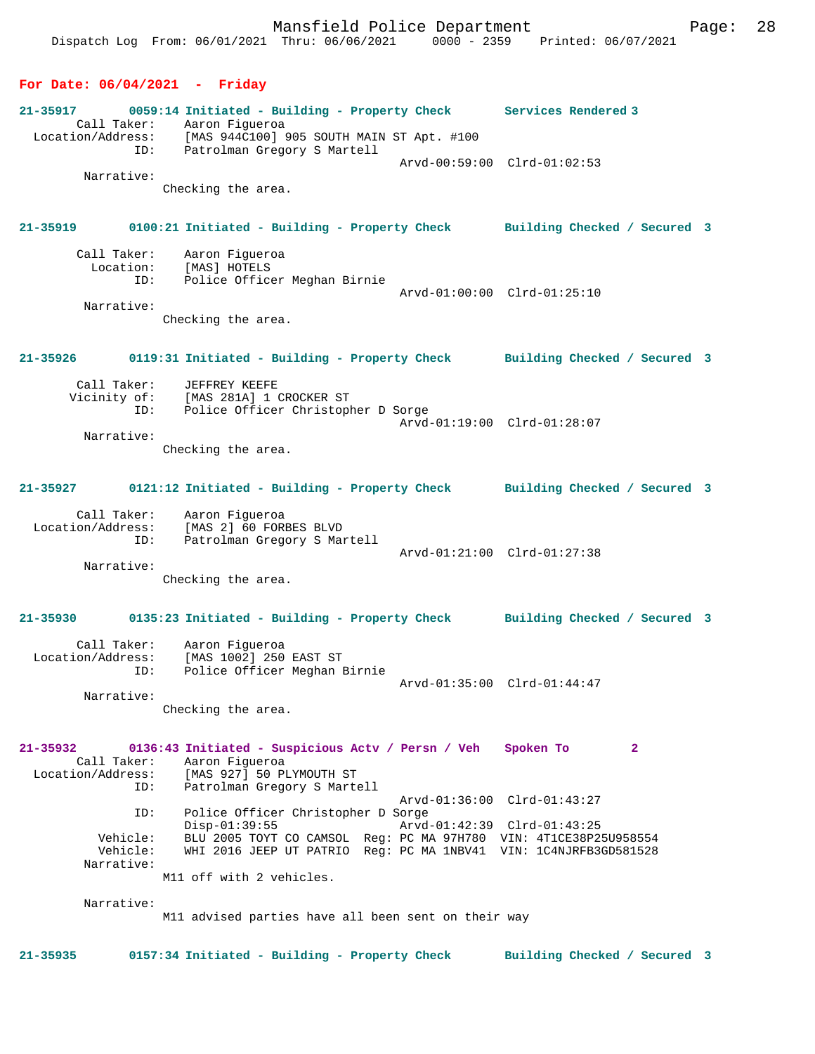**For Date: 06/04/2021 - Friday**

```
21-35917       0059:14 Initiated - Building - Property Check       Services Rendered 3
        Call Taker:    Aaron Figueroa
  Location/Address:    [MAS 944C100] 905 SOUTH MAIN ST Apt. #100
                ID:    Patrolman Gregory S Martell
                                             Arvd-00:59:00  Clrd-01:02:53
         Narrative:
              Checking the area.


21-35919       0100:21 Initiated - Building - Property Check       Building Checked / Secured  3

        Call Taker:    Aaron Figueroa
          Location:    [MAS] HOTELS
                ID:    Police Officer Meghan Birnie
                                             Arvd-01:00:00  Clrd-01:25:10
         Narrative:
              Checking the area.


21-35926       0119:31 Initiated - Building - Property Check       Building Checked / Secured  3

        Call Taker:    JEFFREY KEEFE
       Vicinity of:    [MAS 281A] 1 CROCKER ST
                ID:    Police Officer Christopher D Sorge
                                             Arvd-01:19:00  Clrd-01:28:07
         Narrative:
              Checking the area.


21-35927       0121:12 Initiated - Building - Property Check       Building Checked / Secured  3

        Call Taker:    Aaron Figueroa
  Location/Address:    [MAS 2] 60 FORBES BLVD
                ID:    Patrolman Gregory S Martell
                                             Arvd-01:21:00  Clrd-01:27:38
         Narrative:
              Checking the area.


21-35930       0135:23 Initiated - Building - Property Check       Building Checked / Secured  3

        Call Taker:    Aaron Figueroa
  Location/Address:    [MAS 1002] 250 EAST ST
                ID:    Police Officer Meghan Birnie
                                             Arvd-01:35:00  Clrd-01:44:47
         Narrative:
              Checking the area.


21-35932       0136:43 Initiated - Suspicious Actv / Persn / Veh   Spoken To         2
        Call Taker:    Aaron Figueroa
  Location/Address:    [MAS 927] 50 PLYMOUTH ST
                ID:    Patrolman Gregory S Martell
                                             Arvd-01:36:00  Clrd-01:43:27
                ID:    Police Officer Christopher D Sorge
                       Disp-01:39:55         Arvd-01:42:39  Clrd-01:43:25
           Vehicle:    BLU 2005 TOYT CO CAMSOL  Reg: PC MA 97H780  VIN: 4T1CE38P25U958554
           Vehicle:    WHI 2016 JEEP UT PATRIO  Reg: PC MA 1NBV41  VIN: 1C4NJRFB3GD581528
         Narrative:
              M11 off with 2 vehicles.

         Narrative:
              M11 advised parties have all been sent on their way


21-35935       0157:34 Initiated - Building - Property Check       Building Checked / Secured  3
```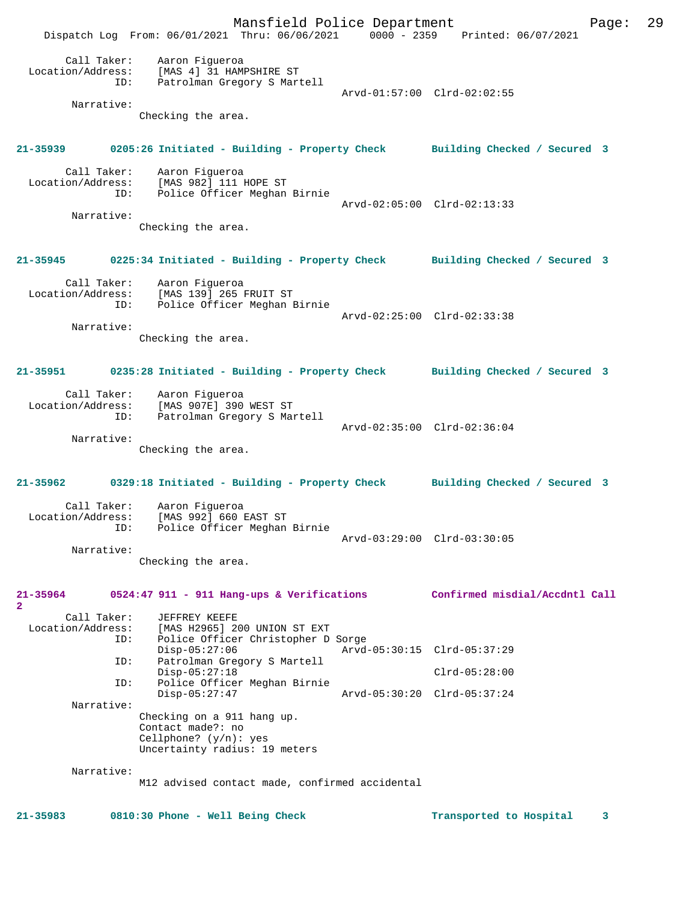Call Taker: Aaron Figueroa
Location/Address: [MAS 4] 31 HAMPSHIRE ST
ID: Patrolman Gregory S Martell
Arvd-01:57:00 Clrd-02:02:55
Narrative:
Checking the area.

**21-35939 0205:26 Initiated - Building - Property Check Building Checked / Secured 3**

Call Taker: Aaron Figueroa
Location/Address: [MAS 982] 111 HOPE ST
ID: Police Officer Meghan Birnie
Arvd-02:05:00 Clrd-02:13:33
Narrative:
Checking the area.

**21-35945 0225:34 Initiated - Building - Property Check Building Checked / Secured 3**

Call Taker: Aaron Figueroa
Location/Address: [MAS 139] 265 FRUIT ST
ID: Police Officer Meghan Birnie
Arvd-02:25:00 Clrd-02:33:38
Narrative:
Checking the area.

**21-35951 0235:28 Initiated - Building - Property Check Building Checked / Secured 3**

Call Taker: Aaron Figueroa
Location/Address: [MAS 907E] 390 WEST ST
ID: Patrolman Gregory S Martell
Arvd-02:35:00 Clrd-02:36:04
Narrative:
Checking the area.

**21-35962 0329:18 Initiated - Building - Property Check Building Checked / Secured 3**

Call Taker: Aaron Figueroa
Location/Address: [MAS 992] 660 EAST ST
ID: Police Officer Meghan Birnie
Arvd-03:29:00 Clrd-03:30:05
Narrative:
Checking the area.

**21-35964 0524:47 911 - 911 Hang-ups & Verifications Confirmed misdial/Accdntl Call 2**

Call Taker: JEFFREY KEEFE
Location/Address: [MAS H2965] 200 UNION ST EXT
ID: Police Officer Christopher D Sorge
Disp-05:27:06 Arvd-05:30:15 Clrd-05:37:29
ID: Patrolman Gregory S Martell
Disp-05:27:18 Clrd-05:28:00
ID: Police Officer Meghan Birnie
Disp-05:27:47 Arvd-05:30:20 Clrd-05:37:24
Narrative:
Checking on a 911 hang up.
Contact made?: no
Cellphone? (y/n): yes
Uncertainty radius: 19 meters

Narrative:
M12 advised contact made, confirmed accidental

**21-35983 0810:30 Phone - Well Being Check Transported to Hospital 3**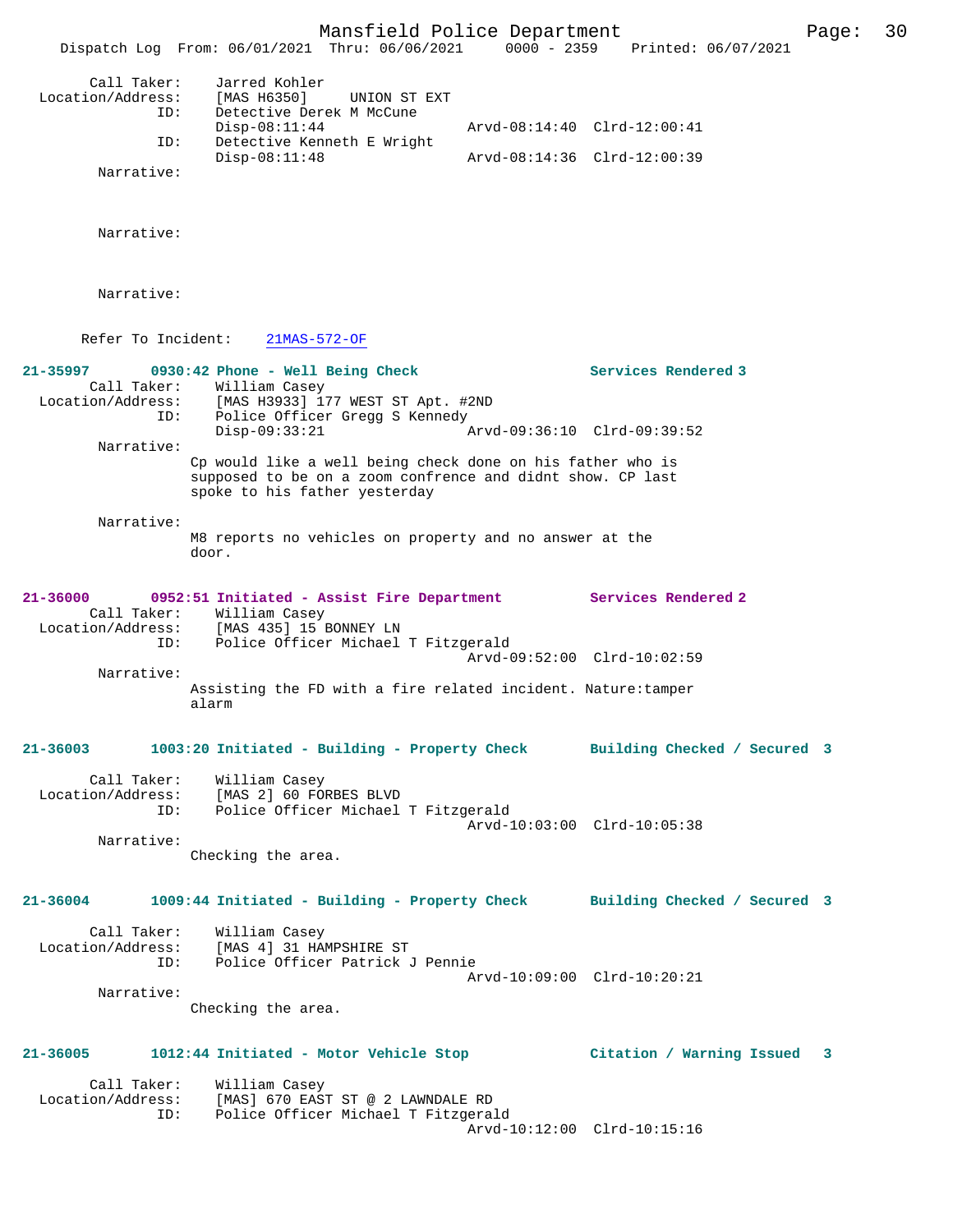Call Taker: Jarred Kohler
Location/Address: [MAS H6350] UNION ST EXT
ID: Detective Derek M McCune
Disp-08:11:44 Arvd-08:14:40 Clrd-12:00:41
ID: Detective Kenneth E Wright
Disp-08:11:48 Arvd-08:14:36 Clrd-12:00:39
Narrative:

Narrative:

Narrative:

Refer To Incident: 21MAS-572-OF

**21-35997 0930:42 Phone - Well Being Check Services Rendered 3**
Call Taker: William Casey
Location/Address: [MAS H3933] 177 WEST ST Apt. #2ND
ID: Police Officer Gregg S Kennedy
Disp-09:33:21 Arvd-09:36:10 Clrd-09:39:52
Narrative:
Cp would like a well being check done on his father who is supposed to be on a zoom confrence and didnt show. CP last spoke to his father yesterday

Narrative:
M8 reports no vehicles on property and no answer at the door.

**21-36000 0952:51 Initiated - Assist Fire Department Services Rendered 2**
Call Taker: William Casey
Location/Address: [MAS 435] 15 BONNEY LN
ID: Police Officer Michael T Fitzgerald
Arvd-09:52:00 Clrd-10:02:59
Narrative:
Assisting the FD with a fire related incident. Nature:tamper alarm

**21-36003 1003:20 Initiated - Building - Property Check Building Checked / Secured 3**
Call Taker: William Casey
Location/Address: [MAS 2] 60 FORBES BLVD
ID: Police Officer Michael T Fitzgerald
Arvd-10:03:00 Clrd-10:05:38
Narrative:
Checking the area.

**21-36004 1009:44 Initiated - Building - Property Check Building Checked / Secured 3**
Call Taker: William Casey
Location/Address: [MAS 4] 31 HAMPSHIRE ST
ID: Police Officer Patrick J Pennie
Arvd-10:09:00 Clrd-10:20:21
Narrative:
Checking the area.

**21-36005 1012:44 Initiated - Motor Vehicle Stop Citation / Warning Issued 3**
Call Taker: William Casey
Location/Address: [MAS] 670 EAST ST @ 2 LAWNDALE RD
ID: Police Officer Michael T Fitzgerald
Arvd-10:12:00 Clrd-10:15:16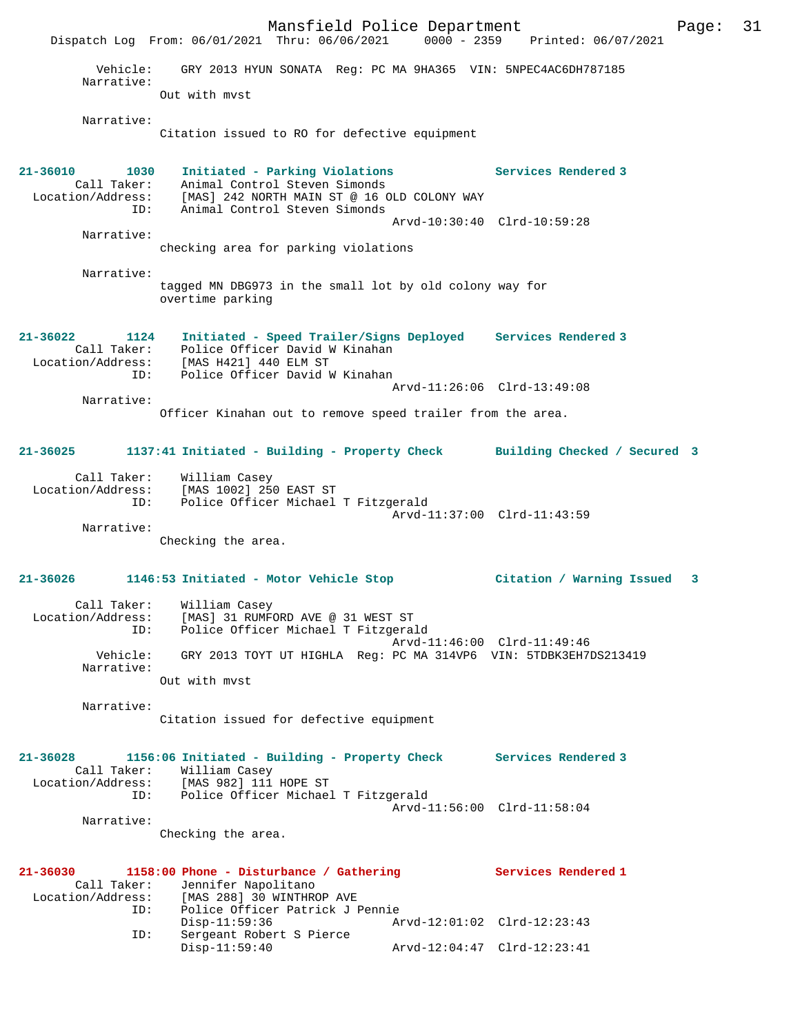Vehicle: GRY 2013 HYUN SONATA Reg: PC MA 9HA365 VIN: 5NPEC4AC6DH787185

Narrative:
Out with mvst

Narrative:
Citation issued to RO for defective equipment

**21-36010 1030 Initiated - Parking Violations — Services Rendered 3**

Call Taker: Animal Control Steven Simonds
Location/Address: [MAS] 242 NORTH MAIN ST @ 16 OLD COLONY WAY
ID: Animal Control Steven Simonds
Arvd-10:30:40 Clrd-10:59:28

Narrative:
checking area for parking violations

Narrative:
tagged MN DBG973 in the small lot by old colony way for overtime parking

**21-36022 1124 Initiated - Speed Trailer/Signs Deployed — Services Rendered 3**

Call Taker: Police Officer David W Kinahan
Location/Address: [MAS H421] 440 ELM ST
ID: Police Officer David W Kinahan
Arvd-11:26:06 Clrd-13:49:08

Narrative:
Officer Kinahan out to remove speed trailer from the area.

**21-36025 1137:41 Initiated - Building - Property Check — Building Checked / Secured 3**

Call Taker: William Casey
Location/Address: [MAS 1002] 250 EAST ST
ID: Police Officer Michael T Fitzgerald
Arvd-11:37:00 Clrd-11:43:59

Narrative:
Checking the area.

**21-36026 1146:53 Initiated - Motor Vehicle Stop — Citation / Warning Issued 3**

Call Taker: William Casey
Location/Address: [MAS] 31 RUMFORD AVE @ 31 WEST ST
ID: Police Officer Michael T Fitzgerald
Arvd-11:46:00 Clrd-11:49:46
Vehicle: GRY 2013 TOYT UT HIGHLA Reg: PC MA 314VP6 VIN: 5TDBK3EH7DS213419

Narrative:
Out with mvst

Narrative:
Citation issued for defective equipment

**21-36028 1156:06 Initiated - Building - Property Check — Services Rendered 3**

Call Taker: William Casey
Location/Address: [MAS 982] 111 HOPE ST
ID: Police Officer Michael T Fitzgerald
Arvd-11:56:00 Clrd-11:58:04

Narrative:
Checking the area.

**21-36030 1158:00 Phone - Disturbance / Gathering — Services Rendered 1**

Call Taker: Jennifer Napolitano
Location/Address: [MAS 288] 30 WINTHROP AVE
ID: Police Officer Patrick J Pennie
Disp-11:59:36 Arvd-12:01:02 Clrd-12:23:43
ID: Sergeant Robert S Pierce
Disp-11:59:40 Arvd-12:04:47 Clrd-12:23:41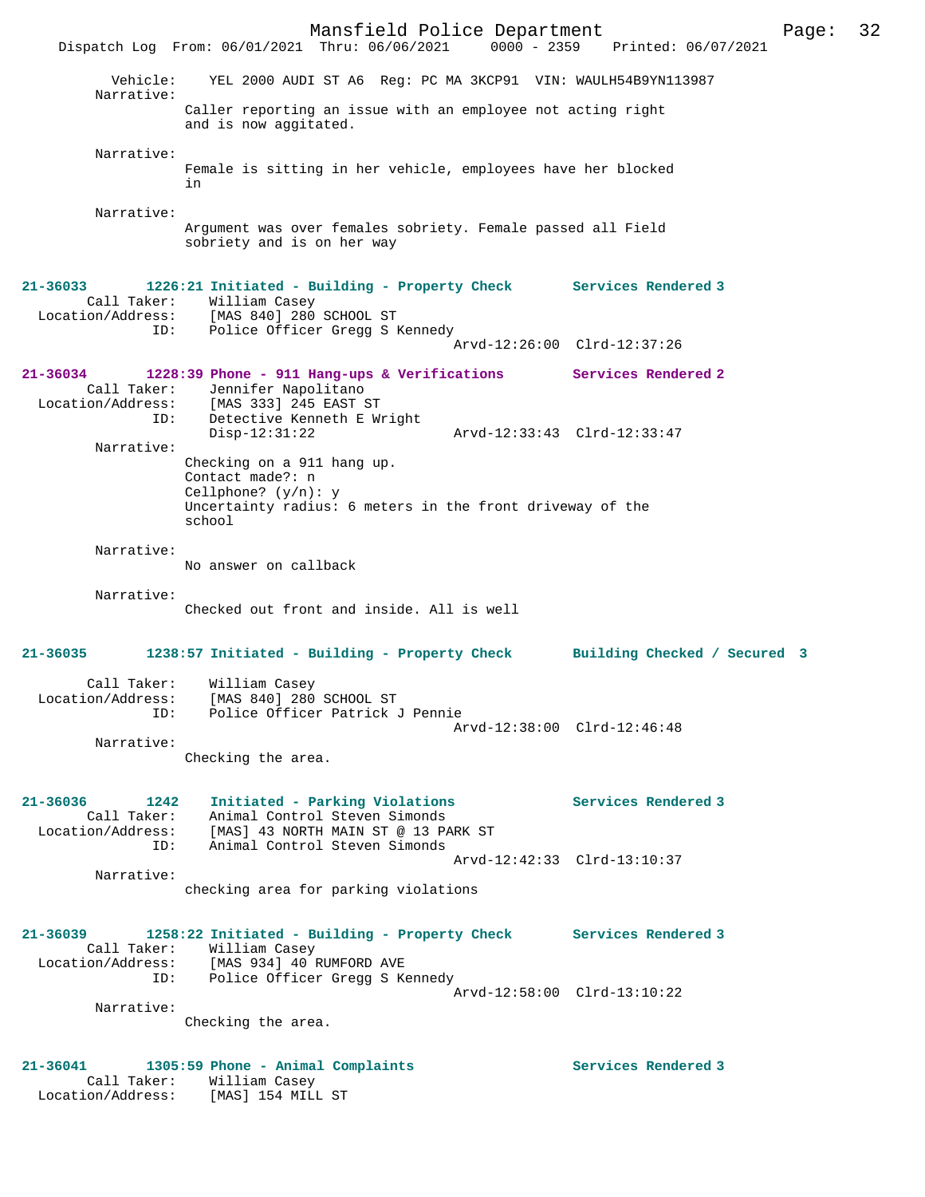Vehicle: YEL 2000 AUDI ST A6 Reg: PC MA 3KCP91 VIN: WAULH54B9YN113987

Narrative:
Caller reporting an issue with an employee not acting right and is now aggitated.

Narrative:
Female is sitting in her vehicle, employees have her blocked in

Narrative:
Argument was over females sobriety. Female passed all Field sobriety and is on her way

**21-36033** 1226:21 Initiated - Building - Property Check — Services Rendered 3
Call Taker: William Casey
Location/Address: [MAS 840] 280 SCHOOL ST
ID: Police Officer Gregg S Kennedy
Arvd-12:26:00 Clrd-12:37:26

**21-36034** 1228:39 Phone - 911 Hang-ups & Verifications — Services Rendered 2
Call Taker: Jennifer Napolitano
Location/Address: [MAS 333] 245 EAST ST
ID: Detective Kenneth E Wright
Disp-12:31:22 Arvd-12:33:43 Clrd-12:33:47

Narrative:
Checking on a 911 hang up.
Contact made?: n
Cellphone? (y/n): y
Uncertainty radius: 6 meters in the front driveway of the school

Narrative:
No answer on callback

Narrative:
Checked out front and inside. All is well

**21-36035** 1238:57 Initiated - Building - Property Check — Building Checked / Secured 3
Call Taker: William Casey
Location/Address: [MAS 840] 280 SCHOOL ST
ID: Police Officer Patrick J Pennie
Arvd-12:38:00 Clrd-12:46:48

Narrative:
Checking the area.

**21-36036** 1242 Initiated - Parking Violations — Services Rendered 3
Call Taker: Animal Control Steven Simonds
Location/Address: [MAS] 43 NORTH MAIN ST @ 13 PARK ST
ID: Animal Control Steven Simonds
Arvd-12:42:33 Clrd-13:10:37

Narrative:
checking area for parking violations

**21-36039** 1258:22 Initiated - Building - Property Check — Services Rendered 3
Call Taker: William Casey
Location/Address: [MAS 934] 40 RUMFORD AVE
ID: Police Officer Gregg S Kennedy
Arvd-12:58:00 Clrd-13:10:22

Narrative:
Checking the area.

**21-36041** 1305:59 Phone - Animal Complaints — Services Rendered 3
Call Taker: William Casey
Location/Address: [MAS] 154 MILL ST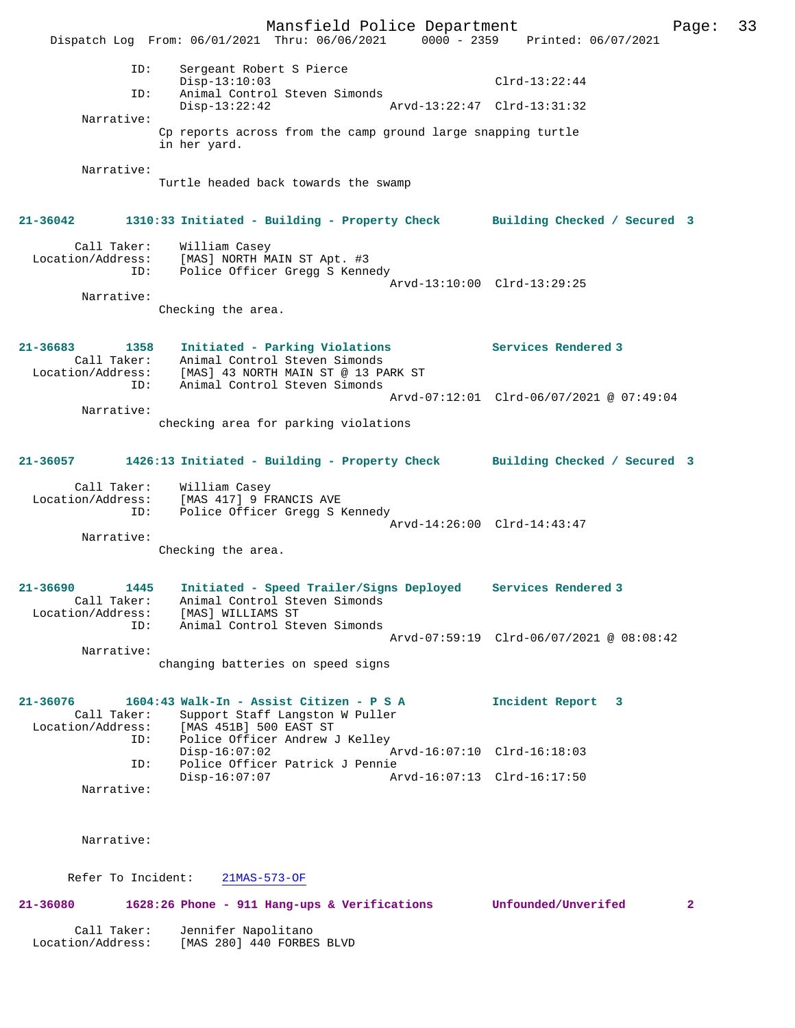```
            ID:    Sergeant Robert S Pierce
                   Disp-13:10:03                            Clrd-13:22:44
            ID:    Animal Control Steven Simonds
                   Disp-13:22:42               Arvd-13:22:47  Clrd-13:31:32
     Narrative:
                 Cp reports across from the camp ground large snapping turtle
                 in her yard.

     Narrative:
                 Turtle headed back towards the swamp
```

**21-36042        1310:33 Initiated - Building - Property Check        Building Checked / Secured  3**

```
      Call Taker:    William Casey
  Location/Address:  [MAS] NORTH MAIN ST Apt. #3
            ID:    Police Officer Gregg S Kennedy
                                               Arvd-13:10:00  Clrd-13:29:25
     Narrative:
                 Checking the area.
```

**21-36683        1358    Initiated - Parking Violations              Services Rendered 3**

```
      Call Taker:    Animal Control Steven Simonds
  Location/Address:  [MAS] 43 NORTH MAIN ST @ 13 PARK ST
            ID:    Animal Control Steven Simonds
                                               Arvd-07:12:01  Clrd-06/07/2021 @ 07:49:04
     Narrative:
                 checking area for parking violations
```

**21-36057        1426:13 Initiated - Building - Property Check        Building Checked / Secured  3**

```
      Call Taker:    William Casey
  Location/Address:  [MAS 417] 9 FRANCIS AVE
            ID:    Police Officer Gregg S Kennedy
                                               Arvd-14:26:00  Clrd-14:43:47
     Narrative:
                 Checking the area.
```

**21-36690        1445    Initiated - Speed Trailer/Signs Deployed    Services Rendered 3**

```
      Call Taker:    Animal Control Steven Simonds
  Location/Address:  [MAS] WILLIAMS ST
            ID:    Animal Control Steven Simonds
                                               Arvd-07:59:19  Clrd-06/07/2021 @ 08:08:42
     Narrative:
                 changing batteries on speed signs
```

**21-36076        1604:43 Walk-In - Assist Citizen - P S A            Incident Report   3**

```
      Call Taker:    Support Staff Langston W Puller
  Location/Address:  [MAS 451B] 500 EAST ST
            ID:    Police Officer Andrew J Kelley
                   Disp-16:07:02               Arvd-16:07:10  Clrd-16:18:03
            ID:    Police Officer Patrick J Pennie
                   Disp-16:07:07               Arvd-16:07:13  Clrd-16:17:50
     Narrative:


     Narrative:

   Refer To Incident:    21MAS-573-OF
```

**21-36080        1628:26 Phone - 911 Hang-ups & Verifications        Unfounded/Unverifed         2**

```
      Call Taker:    Jennifer Napolitano
  Location/Address:  [MAS 280] 440 FORBES BLVD
```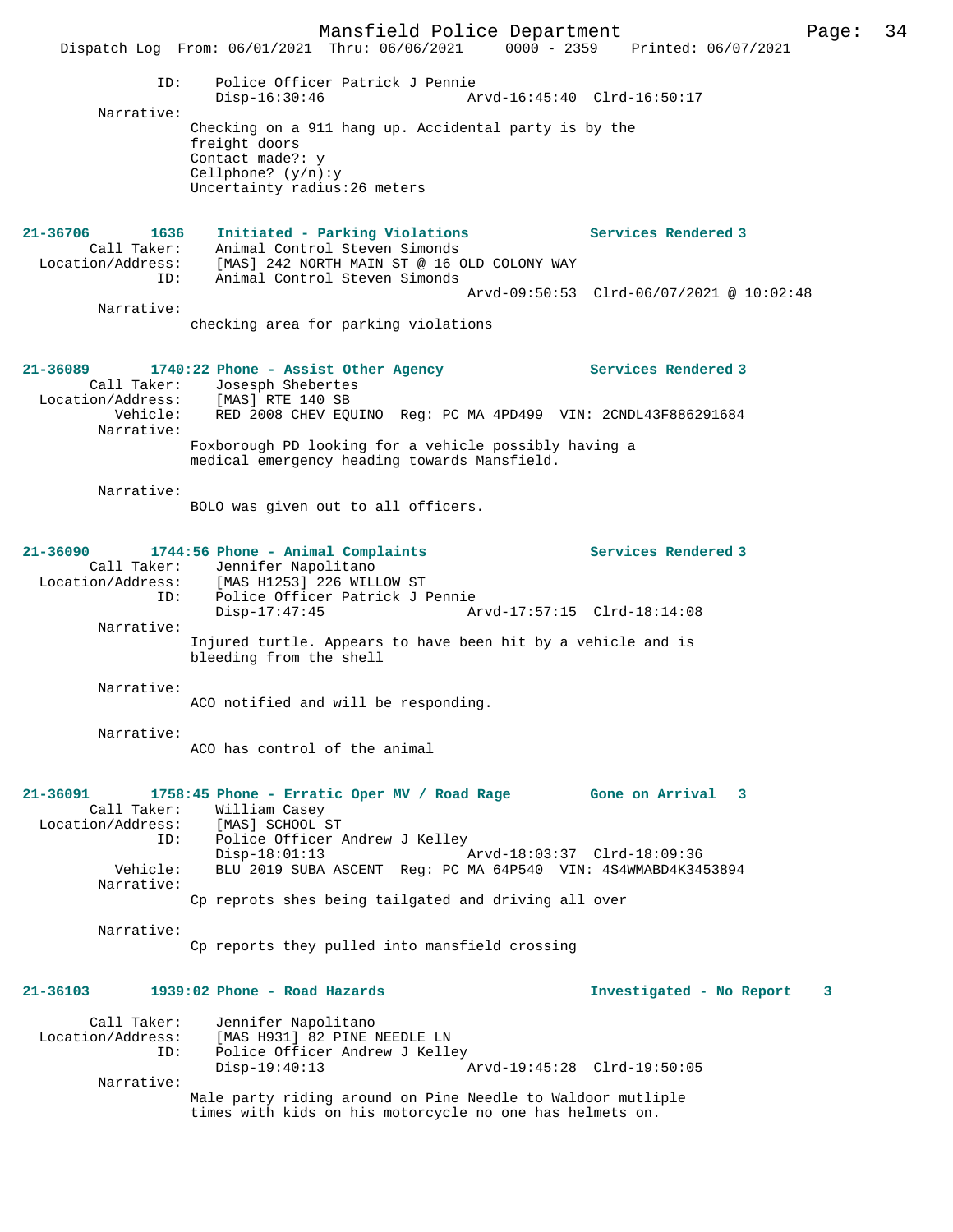```
                ID:     Police Officer Patrick J Pennie
                        Disp-16:30:46                    Arvd-16:45:40  Clrd-16:50:17
        Narrative:
                      Checking on a 911 hang up. Accidental party is by the
                      freight doors
                      Contact made?: y
                      Cellphone? (y/n):y
                      Uncertainty radius:26 meters
```

**21-36706 1636 Initiated - Parking Violations — Services Rendered 3**

```
        Call Taker:     Animal Control Steven Simonds
  Location/Address:     [MAS] 242 NORTH MAIN ST @ 16 OLD COLONY WAY
                ID:     Animal Control Steven Simonds
                                                         Arvd-09:50:53  Clrd-06/07/2021 @ 10:02:48
        Narrative:
                      checking area for parking violations
```

**21-36089 1740:22 Phone - Assist Other Agency — Services Rendered 3**

```
        Call Taker:     Josesph Shebertes
  Location/Address:     [MAS] RTE 140 SB
           Vehicle:     RED 2008 CHEV EQUINO  Reg: PC MA 4PD499  VIN: 2CNDL43F886291684
        Narrative:
                      Foxborough PD looking for a vehicle possibly having a
                      medical emergency heading towards Mansfield.

        Narrative:
                      BOLO was given out to all officers.
```

**21-36090 1744:56 Phone - Animal Complaints — Services Rendered 3**

```
        Call Taker:     Jennifer Napolitano
  Location/Address:     [MAS H1253] 226 WILLOW ST
                ID:     Police Officer Patrick J Pennie
                        Disp-17:47:45                    Arvd-17:57:15  Clrd-18:14:08
        Narrative:
                      Injured turtle. Appears to have been hit by a vehicle and is
                      bleeding from the shell

        Narrative:
                      ACO notified and will be responding.

        Narrative:
                      ACO has control of the animal
```

**21-36091 1758:45 Phone - Erratic Oper MV / Road Rage — Gone on Arrival 3**

```
        Call Taker:     William Casey
  Location/Address:     [MAS] SCHOOL ST
                ID:     Police Officer Andrew J Kelley
                        Disp-18:01:13                    Arvd-18:03:37  Clrd-18:09:36
           Vehicle:     BLU 2019 SUBA ASCENT  Reg: PC MA 64P540  VIN: 4S4WMABD4K3453894
        Narrative:
                      Cp reprots shes being tailgated and driving all over

        Narrative:
                      Cp reports they pulled into mansfield crossing
```

**21-36103 1939:02 Phone - Road Hazards — Investigated - No Report 3**

```
        Call Taker:     Jennifer Napolitano
  Location/Address:     [MAS H931] 82 PINE NEEDLE LN
                ID:     Police Officer Andrew J Kelley
                        Disp-19:40:13                    Arvd-19:45:28  Clrd-19:50:05
        Narrative:
                      Male party riding around on Pine Needle to Waldoor mutliple
                      times with kids on his motorcycle no one has helmets on.
```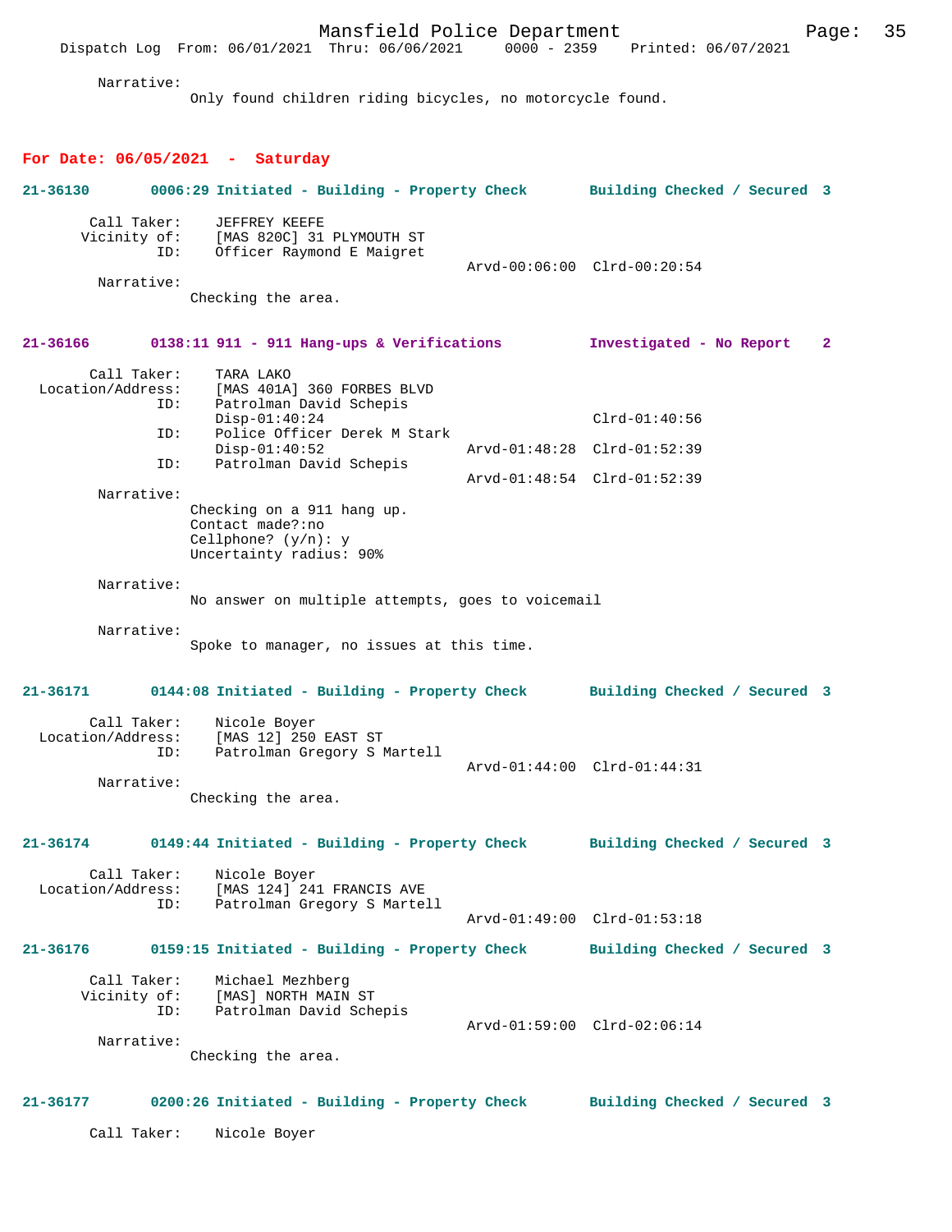Narrative:
Only found children riding bicycles, no motorcycle found.

## For Date: 06/05/2021 - Saturday

**21-36130 0006:29 Initiated - Building - Property Check — Building Checked / Secured 3**

Call Taker: JEFFREY KEEFE
Vicinity of: [MAS 820C] 31 PLYMOUTH ST
ID: Officer Raymond E Maigret
Arvd-00:06:00 Clrd-00:20:54

Narrative:
Checking the area.

**21-36166 0138:11 911 - 911 Hang-ups & Verifications — Investigated - No Report 2**

Call Taker: TARA LAKO
Location/Address: [MAS 401A] 360 FORBES BLVD
ID: Patrolman David Schepis
Disp-01:40:24 Clrd-01:40:56
ID: Police Officer Derek M Stark
Disp-01:40:52 Arvd-01:48:28 Clrd-01:52:39
ID: Patrolman David Schepis
Arvd-01:48:54 Clrd-01:52:39

Narrative:
Checking on a 911 hang up.
Contact made?:no
Cellphone? (y/n): y
Uncertainty radius: 90%

Narrative:
No answer on multiple attempts, goes to voicemail

Narrative:
Spoke to manager, no issues at this time.

**21-36171 0144:08 Initiated - Building - Property Check — Building Checked / Secured 3**

Call Taker: Nicole Boyer
Location/Address: [MAS 12] 250 EAST ST
ID: Patrolman Gregory S Martell
Arvd-01:44:00 Clrd-01:44:31

Narrative:
Checking the area.

**21-36174 0149:44 Initiated - Building - Property Check — Building Checked / Secured 3**

Call Taker: Nicole Boyer
Location/Address: [MAS 124] 241 FRANCIS AVE
ID: Patrolman Gregory S Martell
Arvd-01:49:00 Clrd-01:53:18

**21-36176 0159:15 Initiated - Building - Property Check — Building Checked / Secured 3**

Call Taker: Michael Mezhberg
Vicinity of: [MAS] NORTH MAIN ST
ID: Patrolman David Schepis
Arvd-01:59:00 Clrd-02:06:14

Narrative:
Checking the area.

**21-36177 0200:26 Initiated - Building - Property Check — Building Checked / Secured 3**

Call Taker: Nicole Boyer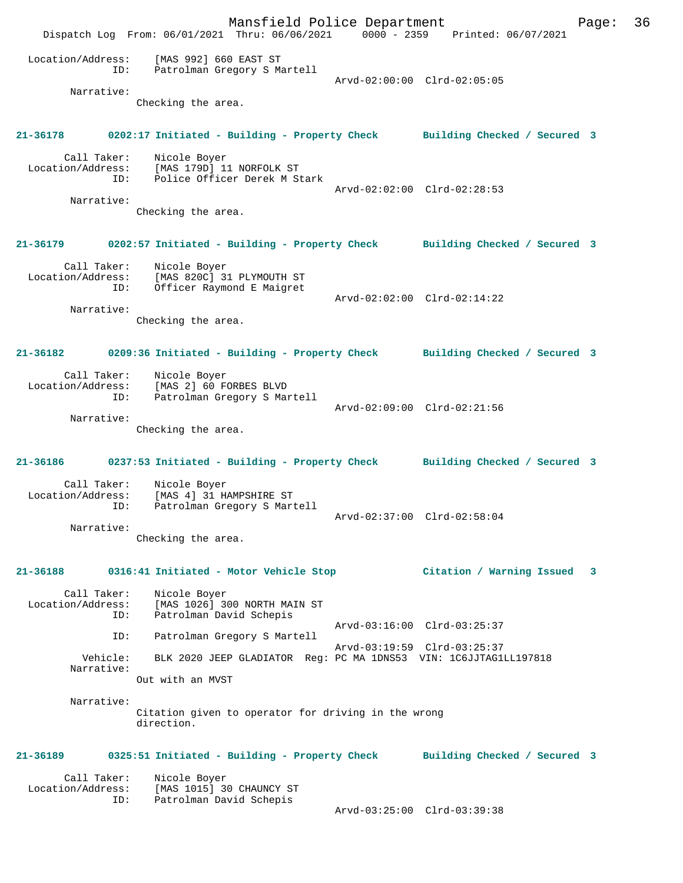Location/Address: [MAS 992] 660 EAST ST
ID: Patrolman Gregory S Martell
Arvd-02:00:00 Clrd-02:05:05
Narrative:
Checking the area.

**21-36178 0202:17 Initiated - Building - Property Check Building Checked / Secured 3**

Call Taker: Nicole Boyer
Location/Address: [MAS 179D] 11 NORFOLK ST
ID: Police Officer Derek M Stark
Arvd-02:02:00 Clrd-02:28:53
Narrative:
Checking the area.

**21-36179 0202:57 Initiated - Building - Property Check Building Checked / Secured 3**

Call Taker: Nicole Boyer
Location/Address: [MAS 820C] 31 PLYMOUTH ST
ID: Officer Raymond E Maigret
Arvd-02:02:00 Clrd-02:14:22
Narrative:
Checking the area.

**21-36182 0209:36 Initiated - Building - Property Check Building Checked / Secured 3**

Call Taker: Nicole Boyer
Location/Address: [MAS 2] 60 FORBES BLVD
ID: Patrolman Gregory S Martell
Arvd-02:09:00 Clrd-02:21:56
Narrative:
Checking the area.

**21-36186 0237:53 Initiated - Building - Property Check Building Checked / Secured 3**

Call Taker: Nicole Boyer
Location/Address: [MAS 4] 31 HAMPSHIRE ST
ID: Patrolman Gregory S Martell
Arvd-02:37:00 Clrd-02:58:04
Narrative:
Checking the area.

**21-36188 0316:41 Initiated - Motor Vehicle Stop Citation / Warning Issued 3**

Call Taker: Nicole Boyer
Location/Address: [MAS 1026] 300 NORTH MAIN ST
ID: Patrolman David Schepis
Arvd-03:16:00 Clrd-03:25:37
ID: Patrolman Gregory S Martell
Arvd-03:19:59 Clrd-03:25:37
Vehicle: BLK 2020 JEEP GLADIATOR Reg: PC MA 1DNS53 VIN: 1C6JJTAG1LL197818
Narrative:
Out with an MVST

Narrative:
Citation given to operator for driving in the wrong direction.

**21-36189 0325:51 Initiated - Building - Property Check Building Checked / Secured 3**

Call Taker: Nicole Boyer
Location/Address: [MAS 1015] 30 CHAUNCY ST
ID: Patrolman David Schepis
Arvd-03:25:00 Clrd-03:39:38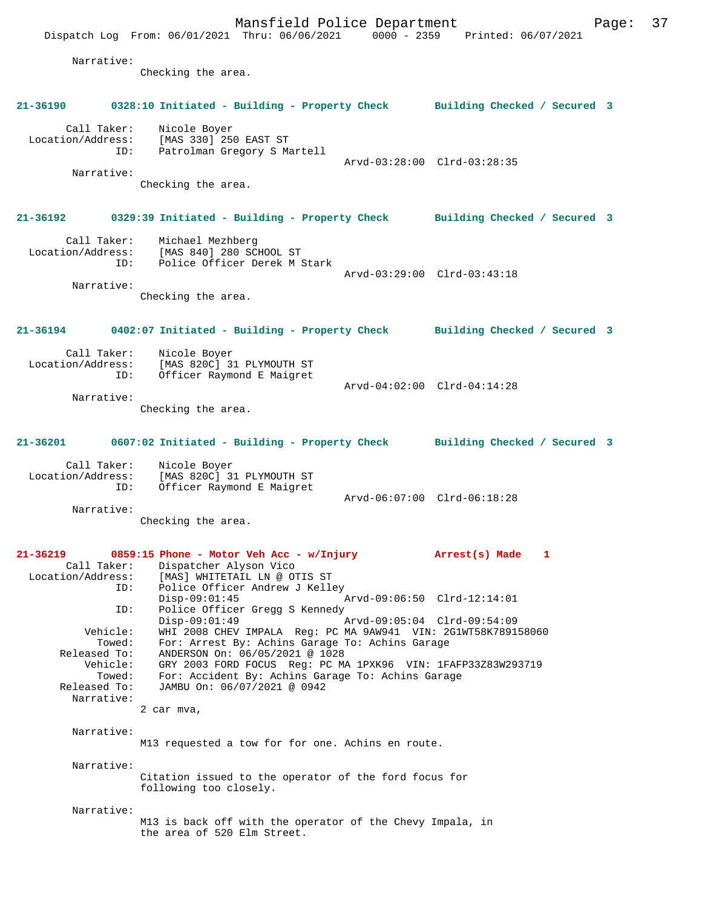Narrative:
Checking the area.

**21-36190 0328:10 Initiated - Building - Property Check Building Checked / Secured 3**

Call Taker: Nicole Boyer
Location/Address: [MAS 330] 250 EAST ST
ID: Patrolman Gregory S Martell
Arvd-03:28:00 Clrd-03:28:35
Narrative:
Checking the area.

**21-36192 0329:39 Initiated - Building - Property Check Building Checked / Secured 3**

Call Taker: Michael Mezhberg
Location/Address: [MAS 840] 280 SCHOOL ST
ID: Police Officer Derek M Stark
Arvd-03:29:00 Clrd-03:43:18
Narrative:
Checking the area.

**21-36194 0402:07 Initiated - Building - Property Check Building Checked / Secured 3**

Call Taker: Nicole Boyer
Location/Address: [MAS 820C] 31 PLYMOUTH ST
ID: Officer Raymond E Maigret
Arvd-04:02:00 Clrd-04:14:28
Narrative:
Checking the area.

**21-36201 0607:02 Initiated - Building - Property Check Building Checked / Secured 3**

Call Taker: Nicole Boyer
Location/Address: [MAS 820C] 31 PLYMOUTH ST
ID: Officer Raymond E Maigret
Arvd-06:07:00 Clrd-06:18:28
Narrative:
Checking the area.

**21-36219 0859:15 Phone - Motor Veh Acc - w/Injury Arrest(s) Made 1**

Call Taker: Dispatcher Alyson Vico
Location/Address: [MAS] WHITETAIL LN @ OTIS ST
ID: Police Officer Andrew J Kelley
Disp-09:01:45 Arvd-09:06:50 Clrd-12:14:01
ID: Police Officer Gregg S Kennedy
Disp-09:01:49 Arvd-09:05:04 Clrd-09:54:09
Vehicle: WHI 2008 CHEV IMPALA Reg: PC MA 9AW941 VIN: 2G1WT58K789158060
Towed: For: Arrest By: Achins Garage To: Achins Garage
Released To: ANDERSON On: 06/05/2021 @ 1028
Vehicle: GRY 2003 FORD FOCUS Reg: PC MA 1PXK96 VIN: 1FAFP33Z83W293719
Towed: For: Accident By: Achins Garage To: Achins Garage
Released To: JAMBU On: 06/07/2021 @ 0942
Narrative:
2 car mva,

Narrative:
M13 requested a tow for for one. Achins en route.

Narrative:
Citation issued to the operator of the ford focus for following too closely.

Narrative:
M13 is back off with the operator of the Chevy Impala, in the area of 520 Elm Street.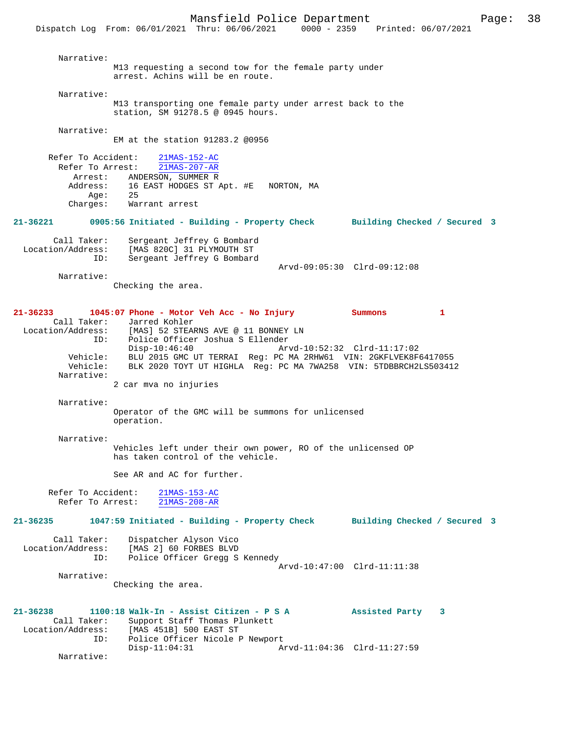Narrative:
M13 requesting a second tow for the female party under arrest. Achins will be en route.

Narrative:
M13 transporting one female party under arrest back to the station, SM 91278.5 @ 0945 hours.

Narrative:
EM at the station 91283.2 @0956

Refer To Accident: 21MAS-152-AC
Refer To Arrest: 21MAS-207-AR
Arrest: ANDERSON, SUMMER R
Address: 16 EAST HODGES ST Apt. #E NORTON, MA
Age: 25
Charges: Warrant arrest

**21-36221 0905:56 Initiated - Building - Property Check Building Checked / Secured 3**

Call Taker: Sergeant Jeffrey G Bombard
Location/Address: [MAS 820C] 31 PLYMOUTH ST
ID: Sergeant Jeffrey G Bombard
Arvd-09:05:30 Clrd-09:12:08

Narrative:
Checking the area.

**21-36233 1045:07 Phone - Motor Veh Acc - No Injury Summons 1**

Call Taker: Jarred Kohler
Location/Address: [MAS] 52 STEARNS AVE @ 11 BONNEY LN
ID: Police Officer Joshua S Ellender
Disp-10:46:40 Arvd-10:52:32 Clrd-11:17:02
Vehicle: BLU 2015 GMC UT TERRAI Reg: PC MA 2RHW61 VIN: 2GKFLVEK8F6417055
Vehicle: BLK 2020 TOYT UT HIGHLA Reg: PC MA 7WA258 VIN: 5TDBBRCH2LS503412

Narrative:
2 car mva no injuries

Narrative:
Operator of the GMC will be summons for unlicensed operation.

Narrative:
Vehicles left under their own power, RO of the unlicensed OP has taken control of the vehicle.

See AR and AC for further.

Refer To Accident: 21MAS-153-AC
Refer To Arrest: 21MAS-208-AR

**21-36235 1047:59 Initiated - Building - Property Check Building Checked / Secured 3**

Call Taker: Dispatcher Alyson Vico
Location/Address: [MAS 2] 60 FORBES BLVD
ID: Police Officer Gregg S Kennedy
Arvd-10:47:00 Clrd-11:11:38

Narrative:
Checking the area.

**21-36238 1100:18 Walk-In - Assist Citizen - P S A Assisted Party 3**

Call Taker: Support Staff Thomas Plunkett
Location/Address: [MAS 451B] 500 EAST ST
ID: Police Officer Nicole P Newport
Disp-11:04:31 Arvd-11:04:36 Clrd-11:27:59

Narrative: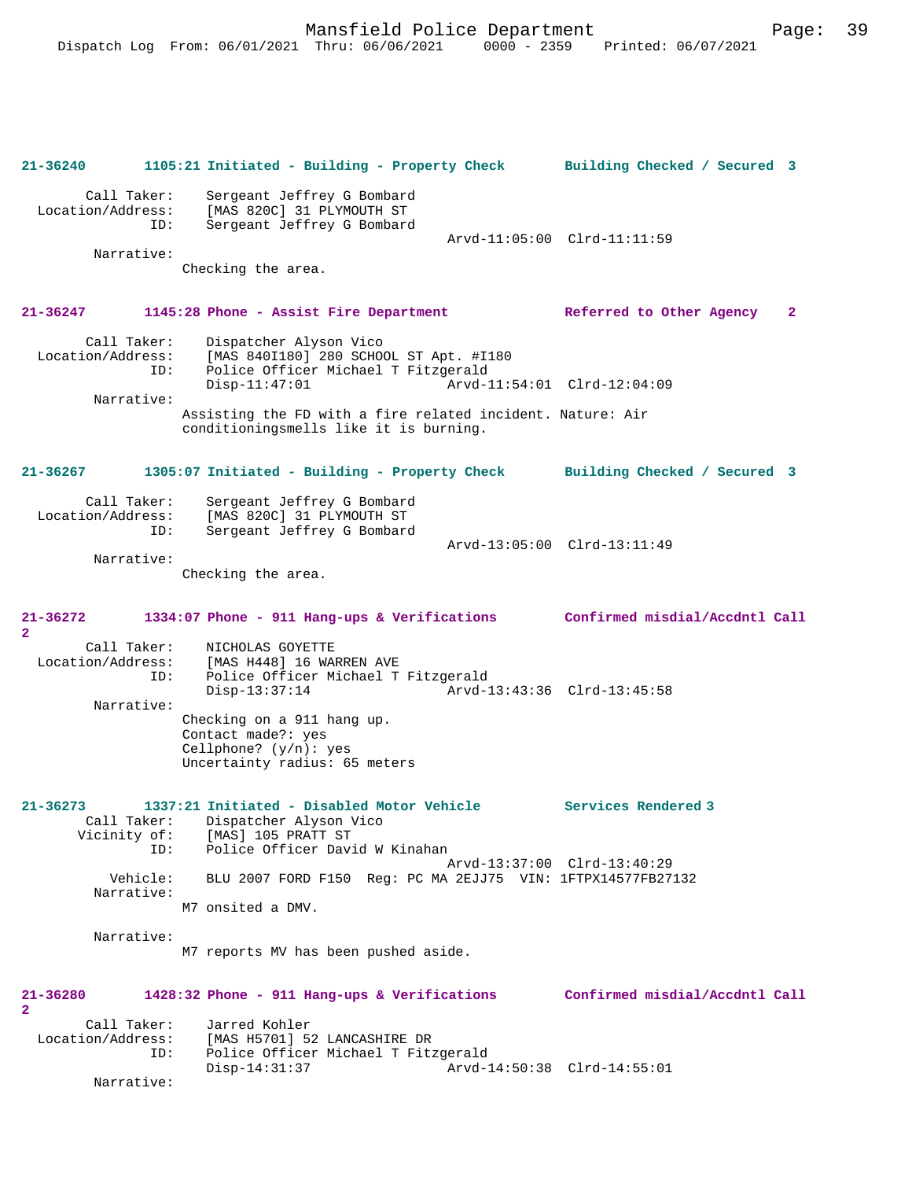**21-36240 1105:21 Initiated - Building - Property Check — Building Checked / Secured 3**

Call Taker: Sergeant Jeffrey G Bombard
Location/Address: [MAS 820C] 31 PLYMOUTH ST
ID: Sergeant Jeffrey G Bombard
Arvd-11:05:00 Clrd-11:11:59
Narrative:
Checking the area.

**21-36247 1145:28 Phone - Assist Fire Department — Referred to Other Agency 2**

Call Taker: Dispatcher Alyson Vico
Location/Address: [MAS 840I180] 280 SCHOOL ST Apt. #I180
ID: Police Officer Michael T Fitzgerald
Disp-11:47:01 Arvd-11:54:01 Clrd-12:04:09
Narrative:
Assisting the FD with a fire related incident. Nature: Air conditioningsmells like it is burning.

**21-36267 1305:07 Initiated - Building - Property Check — Building Checked / Secured 3**

Call Taker: Sergeant Jeffrey G Bombard
Location/Address: [MAS 820C] 31 PLYMOUTH ST
ID: Sergeant Jeffrey G Bombard
Arvd-13:05:00 Clrd-13:11:49
Narrative:
Checking the area.

**21-36272 1334:07 Phone - 911 Hang-ups & Verifications — Confirmed misdial/Accdntl Call 2**

Call Taker: NICHOLAS GOYETTE
Location/Address: [MAS H448] 16 WARREN AVE
ID: Police Officer Michael T Fitzgerald
Disp-13:37:14 Arvd-13:43:36 Clrd-13:45:58
Narrative:
Checking on a 911 hang up.
Contact made?: yes
Cellphone? (y/n): yes
Uncertainty radius: 65 meters

**21-36273 1337:21 Initiated - Disabled Motor Vehicle — Services Rendered 3**

Call Taker: Dispatcher Alyson Vico
Vicinity of: [MAS] 105 PRATT ST
ID: Police Officer David W Kinahan
Arvd-13:37:00 Clrd-13:40:29
Vehicle: BLU 2007 FORD F150 Reg: PC MA 2EJJ75 VIN: 1FTPX14577FB27132
Narrative:
M7 onsited a DMV.

Narrative:
M7 reports MV has been pushed aside.

**21-36280 1428:32 Phone - 911 Hang-ups & Verifications — Confirmed misdial/Accdntl Call 2**

Call Taker: Jarred Kohler
Location/Address: [MAS H5701] 52 LANCASHIRE DR
ID: Police Officer Michael T Fitzgerald
Disp-14:31:37 Arvd-14:50:38 Clrd-14:55:01
Narrative: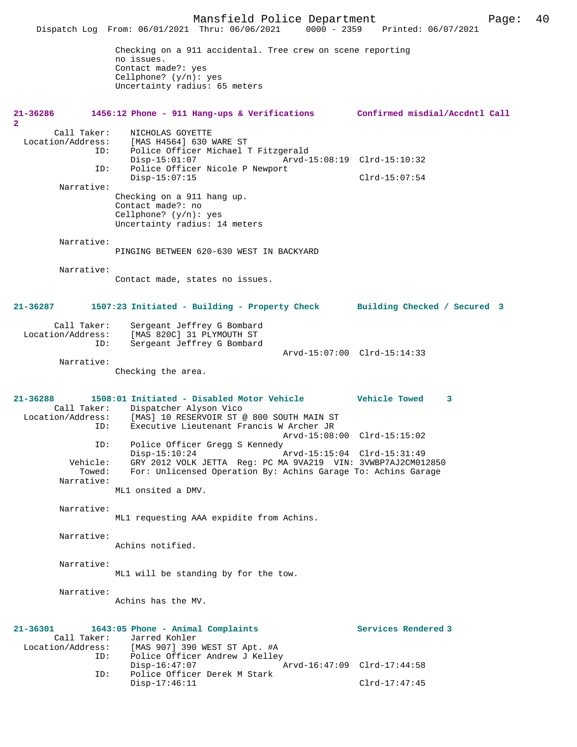Checking on a 911 accidental. Tree crew on scene reporting no issues.
Contact made?: yes
Cellphone? (y/n): yes
Uncertainty radius: 65 meters

**21-36286 1456:12 Phone - 911 Hang-ups & Verifications — Confirmed misdial/Accdntl Call 2**

Call Taker: NICHOLAS GOYETTE
Location/Address: [MAS H4564] 630 WARE ST
ID: Police Officer Michael T Fitzgerald
Disp-15:01:07 Arvd-15:08:19 Clrd-15:10:32
ID: Police Officer Nicole P Newport
Disp-15:07:15 Clrd-15:07:54
Narrative:
Checking on a 911 hang up.
Contact made?: no
Cellphone? (y/n): yes
Uncertainty radius: 14 meters

Narrative:
PINGING BETWEEN 620-630 WEST IN BACKYARD

Narrative:
Contact made, states no issues.

**21-36287 1507:23 Initiated - Building - Property Check — Building Checked / Secured 3**

Call Taker: Sergeant Jeffrey G Bombard
Location/Address: [MAS 820C] 31 PLYMOUTH ST
ID: Sergeant Jeffrey G Bombard
Arvd-15:07:00 Clrd-15:14:33
Narrative:
Checking the area.

**21-36288 1508:01 Initiated - Disabled Motor Vehicle — Vehicle Towed 3**

Call Taker: Dispatcher Alyson Vico
Location/Address: [MAS] 10 RESERVOIR ST @ 800 SOUTH MAIN ST
ID: Executive Lieutenant Francis W Archer JR
Arvd-15:08:00 Clrd-15:15:02
ID: Police Officer Gregg S Kennedy
Disp-15:10:24 Arvd-15:15:04 Clrd-15:31:49
Vehicle: GRY 2012 VOLK JETTA Reg: PC MA 9VA219 VIN: 3VWBP7AJ2CM012850
Towed: For: Unlicensed Operation By: Achins Garage To: Achins Garage
Narrative:
ML1 onsited a DMV.

Narrative:
ML1 requesting AAA expidite from Achins.

Narrative:
Achins notified.

Narrative:
ML1 will be standing by for the tow.

Narrative:
Achins has the MV.

**21-36301 1643:05 Phone - Animal Complaints — Services Rendered 3**

Call Taker: Jarred Kohler
Location/Address: [MAS 907] 390 WEST ST Apt. #A
ID: Police Officer Andrew J Kelley
Disp-16:47:07 Arvd-16:47:09 Clrd-17:44:58
ID: Police Officer Derek M Stark
Disp-17:46:11 Clrd-17:47:45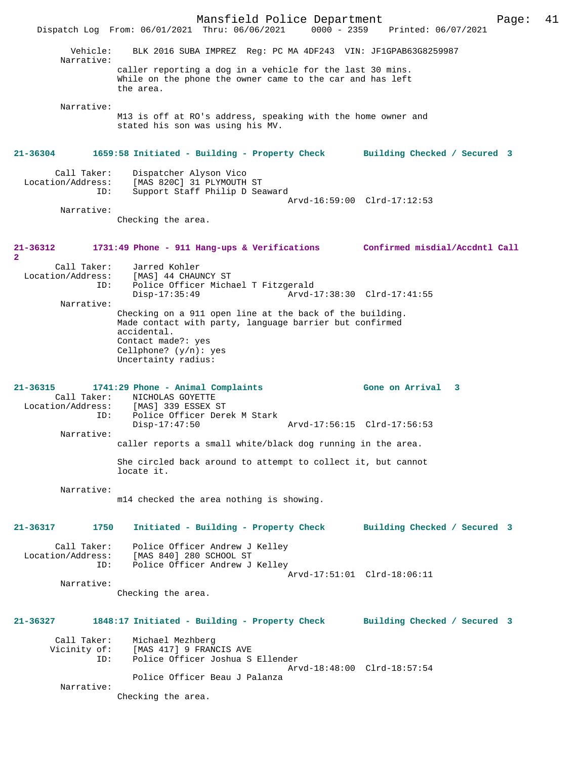Vehicle: BLK 2016 SUBA IMPREZ Reg: PC MA 4DF243 VIN: JF1GPAB63G8259987

Narrative:
caller reporting a dog in a vehicle for the last 30 mins. While on the phone the owner came to the car and has left the area.

Narrative:
M13 is off at RO's address, speaking with the home owner and stated his son was using his MV.

**21-36304 1659:58 Initiated - Building - Property Check — Building Checked / Secured 3**

Call Taker: Dispatcher Alyson Vico
Location/Address: [MAS 820C] 31 PLYMOUTH ST
ID: Support Staff Philip D Seaward
Arvd-16:59:00 Clrd-17:12:53

Narrative:
Checking the area.

**21-36312 1731:49 Phone - 911 Hang-ups & Verifications — Confirmed misdial/Accdntl Call 2**

Call Taker: Jarred Kohler
Location/Address: [MAS] 44 CHAUNCY ST
ID: Police Officer Michael T Fitzgerald
Disp-17:35:49 Arvd-17:38:30 Clrd-17:41:55

Narrative:
Checking on a 911 open line at the back of the building. Made contact with party, language barrier but confirmed accidental.
Contact made?: yes
Cellphone? (y/n): yes
Uncertainty radius:

**21-36315 1741:29 Phone - Animal Complaints — Gone on Arrival 3**

Call Taker: NICHOLAS GOYETTE
Location/Address: [MAS] 339 ESSEX ST
ID: Police Officer Derek M Stark
Disp-17:47:50 Arvd-17:56:15 Clrd-17:56:53

Narrative:
caller reports a small white/black dog running in the area.

She circled back around to attempt to collect it, but cannot locate it.

Narrative:
m14 checked the area nothing is showing.

**21-36317 1750 Initiated - Building - Property Check — Building Checked / Secured 3**

Call Taker: Police Officer Andrew J Kelley
Location/Address: [MAS 840] 280 SCHOOL ST
ID: Police Officer Andrew J Kelley
Arvd-17:51:01 Clrd-18:06:11

Narrative:
Checking the area.

**21-36327 1848:17 Initiated - Building - Property Check — Building Checked / Secured 3**

Call Taker: Michael Mezhberg
Vicinity of: [MAS 417] 9 FRANCIS AVE
ID: Police Officer Joshua S Ellender
Arvd-18:48:00 Clrd-18:57:54
Police Officer Beau J Palanza

Narrative:
Checking the area.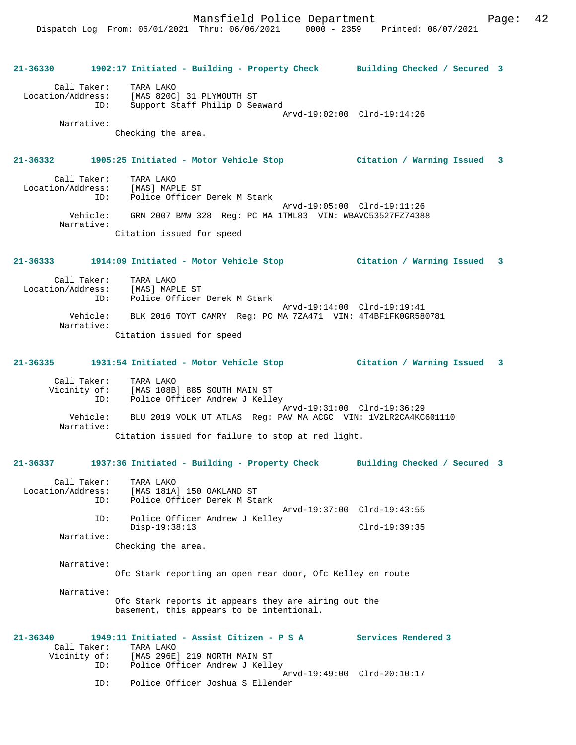**21-36330 1902:17 Initiated - Building - Property Check Building Checked / Secured 3**

Call Taker: TARA LAKO
Location/Address: [MAS 820C] 31 PLYMOUTH ST
ID: Support Staff Philip D Seaward
Arvd-19:02:00 Clrd-19:14:26
Narrative:
Checking the area.

**21-36332 1905:25 Initiated - Motor Vehicle Stop Citation / Warning Issued 3**

Call Taker: TARA LAKO
Location/Address: [MAS] MAPLE ST
ID: Police Officer Derek M Stark
Arvd-19:05:00 Clrd-19:11:26
Vehicle: GRN 2007 BMW 328 Reg: PC MA 1TML83 VIN: WBAVC53527FZ74388
Narrative:
Citation issued for speed

**21-36333 1914:09 Initiated - Motor Vehicle Stop Citation / Warning Issued 3**

Call Taker: TARA LAKO
Location/Address: [MAS] MAPLE ST
ID: Police Officer Derek M Stark
Arvd-19:14:00 Clrd-19:19:41
Vehicle: BLK 2016 TOYT CAMRY Reg: PC MA 7ZA471 VIN: 4T4BF1FK0GR580781
Narrative:
Citation issued for speed

**21-36335 1931:54 Initiated - Motor Vehicle Stop Citation / Warning Issued 3**

Call Taker: TARA LAKO
Vicinity of: [MAS 108B] 885 SOUTH MAIN ST
ID: Police Officer Andrew J Kelley
Arvd-19:31:00 Clrd-19:36:29
Vehicle: BLU 2019 VOLK UT ATLAS Reg: PAV MA ACGC VIN: 1V2LR2CA4KC601110
Narrative:
Citation issued for failure to stop at red light.

**21-36337 1937:36 Initiated - Building - Property Check Building Checked / Secured 3**

Call Taker: TARA LAKO
Location/Address: [MAS 181A] 150 OAKLAND ST
ID: Police Officer Derek M Stark
Arvd-19:37:00 Clrd-19:43:55
ID: Police Officer Andrew J Kelley
Disp-19:38:13 Clrd-19:39:35
Narrative:
Checking the area.

Narrative:
Ofc Stark reporting an open rear door, Ofc Kelley en route

Narrative:
Ofc Stark reports it appears they are airing out the basement, this appears to be intentional.

**21-36340 1949:11 Initiated - Assist Citizen - P S A Services Rendered 3**

Call Taker: TARA LAKO
Vicinity of: [MAS 296E] 219 NORTH MAIN ST
ID: Police Officer Andrew J Kelley
Arvd-19:49:00 Clrd-20:10:17
ID: Police Officer Joshua S Ellender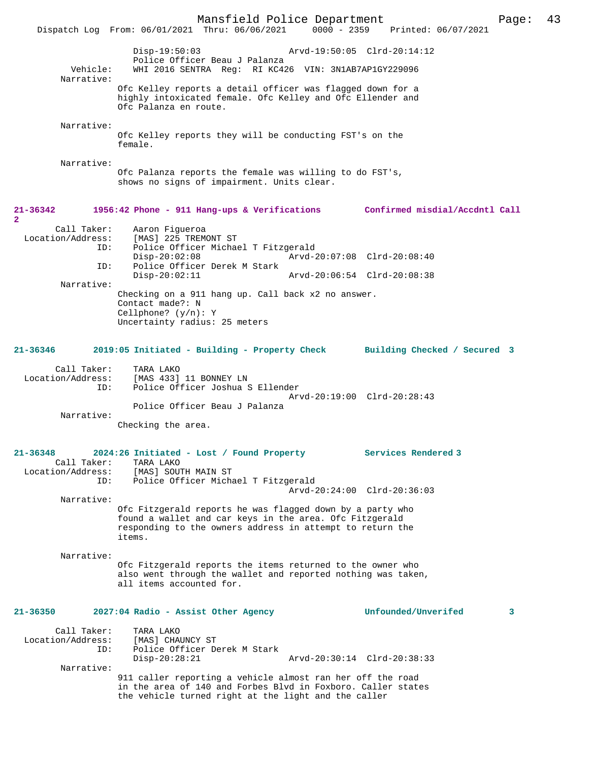Disp-19:50:03 Arvd-19:50:05 Clrd-20:14:12
Police Officer Beau J Palanza
Vehicle: WHI 2016 SENTRA Reg: RI KC426 VIN: 3N1AB7AP1GY229096
Narrative:
Ofc Kelley reports a detail officer was flagged down for a highly intoxicated female. Ofc Kelley and Ofc Ellender and Ofc Palanza en route.

Narrative:
Ofc Kelley reports they will be conducting FST's on the female.

Narrative:
Ofc Palanza reports the female was willing to do FST's, shows no signs of impairment. Units clear.

**21-36342 1956:42 Phone - 911 Hang-ups & Verifications Confirmed misdial/Accdntl Call 2**

Call Taker: Aaron Figueroa
Location/Address: [MAS] 225 TREMONT ST
ID: Police Officer Michael T Fitzgerald
Disp-20:02:08 Arvd-20:07:08 Clrd-20:08:40
ID: Police Officer Derek M Stark
Disp-20:02:11 Arvd-20:06:54 Clrd-20:08:38
Narrative:
Checking on a 911 hang up. Call back x2 no answer.
Contact made?: N
Cellphone? (y/n): Y
Uncertainty radius: 25 meters

**21-36346 2019:05 Initiated - Building - Property Check Building Checked / Secured 3**

Call Taker: TARA LAKO
Location/Address: [MAS 433] 11 BONNEY LN
ID: Police Officer Joshua S Ellender
Arvd-20:19:00 Clrd-20:28:43
Police Officer Beau J Palanza
Narrative:
Checking the area.

**21-36348 2024:26 Initiated - Lost / Found Property Services Rendered 3**

Call Taker: TARA LAKO
Location/Address: [MAS] SOUTH MAIN ST
ID: Police Officer Michael T Fitzgerald
Arvd-20:24:00 Clrd-20:36:03
Narrative:
Ofc Fitzgerald reports he was flagged down by a party who found a wallet and car keys in the area. Ofc Fitzgerald responding to the owners address in attempt to return the items.

Narrative:
Ofc Fitzgerald reports the items returned to the owner who also went through the wallet and reported nothing was taken, all items accounted for.

**21-36350 2027:04 Radio - Assist Other Agency Unfounded/Unverifed 3**

Call Taker: TARA LAKO
Location/Address: [MAS] CHAUNCY ST
ID: Police Officer Derek M Stark
Disp-20:28:21 Arvd-20:30:14 Clrd-20:38:33
Narrative:
911 caller reporting a vehicle almost ran her off the road in the area of 140 and Forbes Blvd in Foxboro. Caller states the vehicle turned right at the light and the caller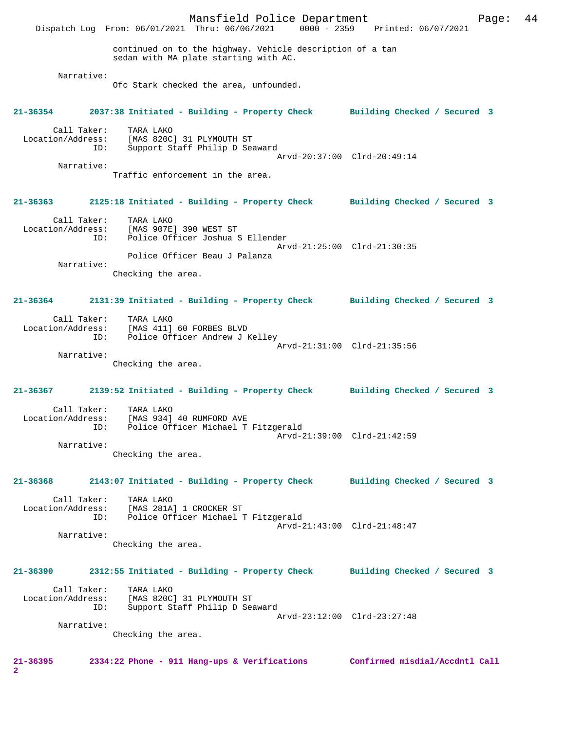continued on to the highway. Vehicle description of a tan sedan with MA plate starting with AC.

Narrative:
Ofc Stark checked the area, unfounded.

**21-36354 2037:38 Initiated - Building - Property Check Building Checked / Secured 3**

Call Taker: TARA LAKO
Location/Address: [MAS 820C] 31 PLYMOUTH ST
ID: Support Staff Philip D Seaward
Arvd-20:37:00 Clrd-20:49:14
Narrative:
Traffic enforcement in the area.

**21-36363 2125:18 Initiated - Building - Property Check Building Checked / Secured 3**

Call Taker: TARA LAKO
Location/Address: [MAS 907E] 390 WEST ST
ID: Police Officer Joshua S Ellender
Arvd-21:25:00 Clrd-21:30:35
Police Officer Beau J Palanza
Narrative:
Checking the area.

**21-36364 2131:39 Initiated - Building - Property Check Building Checked / Secured 3**

Call Taker: TARA LAKO
Location/Address: [MAS 411] 60 FORBES BLVD
ID: Police Officer Andrew J Kelley
Arvd-21:31:00 Clrd-21:35:56
Narrative:
Checking the area.

**21-36367 2139:52 Initiated - Building - Property Check Building Checked / Secured 3**

Call Taker: TARA LAKO
Location/Address: [MAS 934] 40 RUMFORD AVE
ID: Police Officer Michael T Fitzgerald
Arvd-21:39:00 Clrd-21:42:59
Narrative:
Checking the area.

**21-36368 2143:07 Initiated - Building - Property Check Building Checked / Secured 3**

Call Taker: TARA LAKO
Location/Address: [MAS 281A] 1 CROCKER ST
ID: Police Officer Michael T Fitzgerald
Arvd-21:43:00 Clrd-21:48:47
Narrative:
Checking the area.

**21-36390 2312:55 Initiated - Building - Property Check Building Checked / Secured 3**

Call Taker: TARA LAKO
Location/Address: [MAS 820C] 31 PLYMOUTH ST
ID: Support Staff Philip D Seaward
Arvd-23:12:00 Clrd-23:27:48
Narrative:
Checking the area.

**21-36395 2334:22 Phone - 911 Hang-ups & Verifications Confirmed misdial/Accdntl Call 2**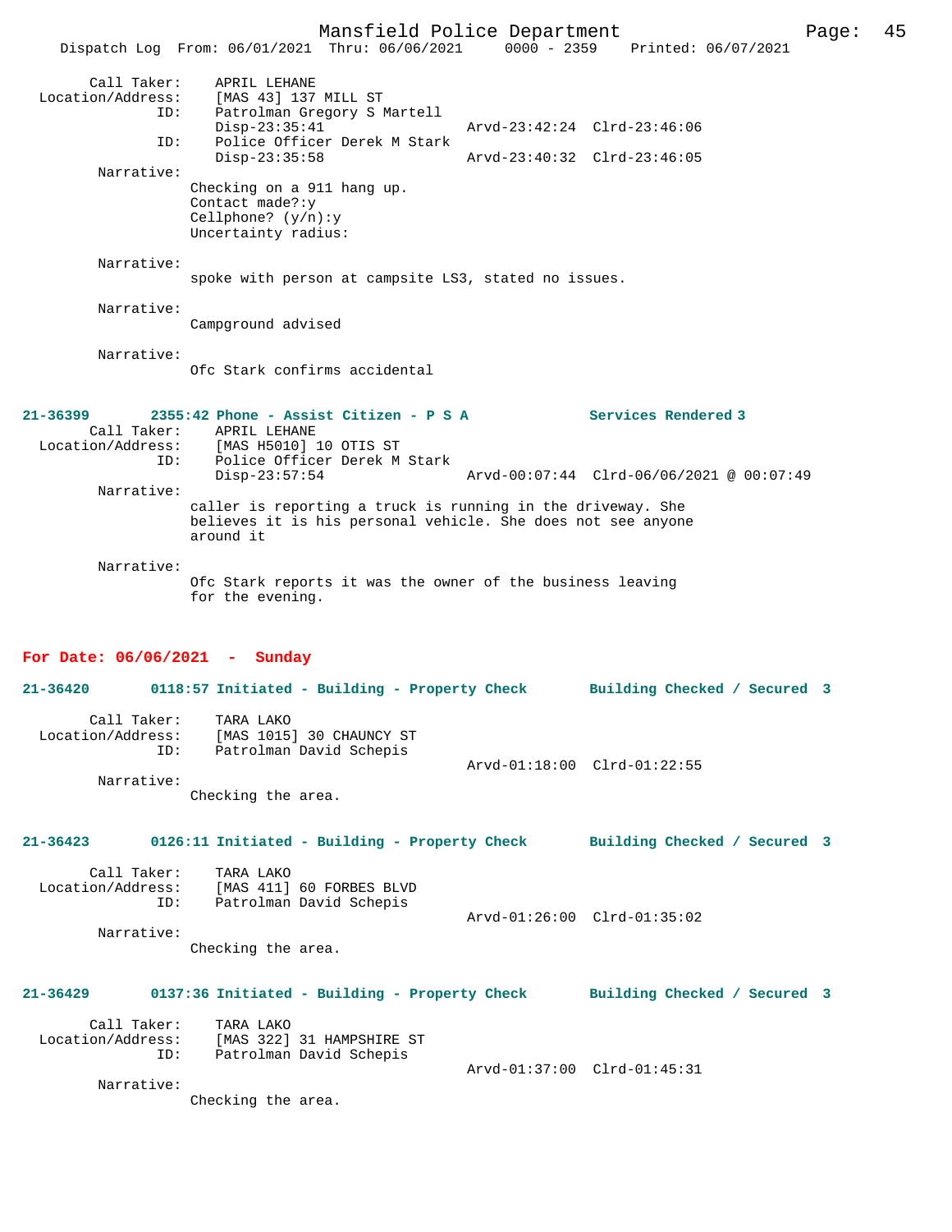Call Taker: APRIL LEHANE
Location/Address: [MAS 43] 137 MILL ST
ID: Patrolman Gregory S Martell
Disp-23:35:41 Arvd-23:42:24 Clrd-23:46:06
ID: Police Officer Derek M Stark
Disp-23:35:58 Arvd-23:40:32 Clrd-23:46:05

Narrative:
Checking on a 911 hang up.
Contact made?:y
Cellphone? (y/n):y
Uncertainty radius:

Narrative:
spoke with person at campsite LS3, stated no issues.

Narrative:
Campground advised

Narrative:
Ofc Stark confirms accidental

**21-36399 2355:42 Phone - Assist Citizen - P S A Services Rendered 3**

Call Taker: APRIL LEHANE
Location/Address: [MAS H5010] 10 OTIS ST
ID: Police Officer Derek M Stark
Disp-23:57:54 Arvd-00:07:44 Clrd-06/06/2021 @ 00:07:49

Narrative:
caller is reporting a truck is running in the driveway. She believes it is his personal vehicle. She does not see anyone around it

Narrative:
Ofc Stark reports it was the owner of the business leaving for the evening.

## For Date: 06/06/2021 - Sunday

**21-36420 0118:57 Initiated - Building - Property Check Building Checked / Secured 3**

Call Taker: TARA LAKO
Location/Address: [MAS 1015] 30 CHAUNCY ST
ID: Patrolman David Schepis
Arvd-01:18:00 Clrd-01:22:55

Narrative:
Checking the area.

**21-36423 0126:11 Initiated - Building - Property Check Building Checked / Secured 3**

Call Taker: TARA LAKO
Location/Address: [MAS 411] 60 FORBES BLVD
ID: Patrolman David Schepis
Arvd-01:26:00 Clrd-01:35:02

Narrative:
Checking the area.

**21-36429 0137:36 Initiated - Building - Property Check Building Checked / Secured 3**

Call Taker: TARA LAKO
Location/Address: [MAS 322] 31 HAMPSHIRE ST
ID: Patrolman David Schepis
Arvd-01:37:00 Clrd-01:45:31

Narrative:
Checking the area.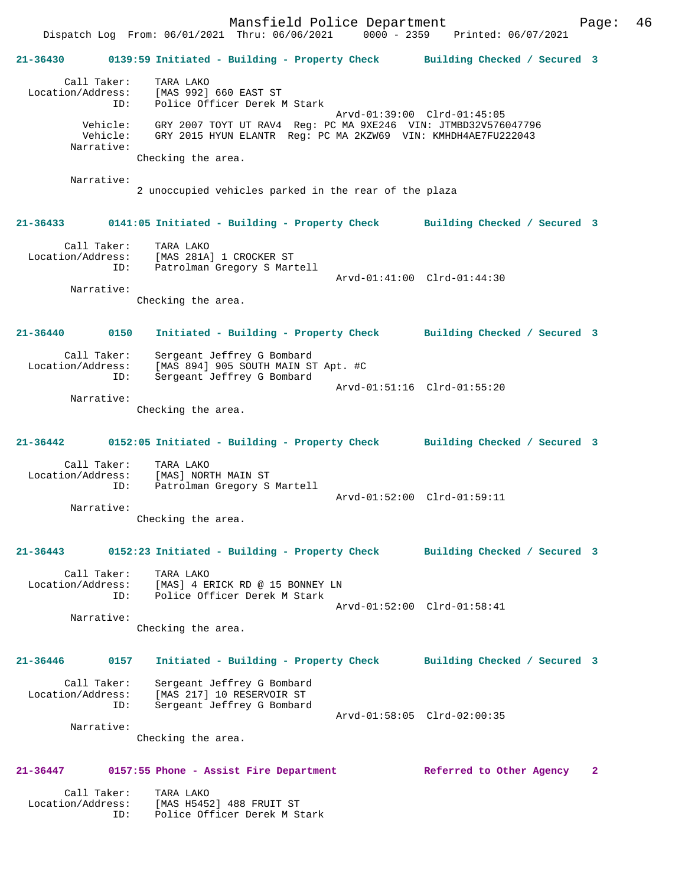**21-36430** 0139:59 Initiated - Building - Property Check — Building Checked / Secured 3

Call Taker: TARA LAKO
Location/Address: [MAS 992] 660 EAST ST
ID: Police Officer Derek M Stark
Arvd-01:39:00 Clrd-01:45:05
Vehicle: GRY 2007 TOYT UT RAV4 Reg: PC MA 9XE246 VIN: JTMBD32V576047796
Vehicle: GRY 2015 HYUN ELANTR Reg: PC MA 2KZW69 VIN: KMHDH4AE7FU222043
Narrative:
Checking the area.

Narrative:
2 unoccupied vehicles parked in the rear of the plaza

**21-36433** 0141:05 Initiated - Building - Property Check — Building Checked / Secured 3

Call Taker: TARA LAKO
Location/Address: [MAS 281A] 1 CROCKER ST
ID: Patrolman Gregory S Martell
Arvd-01:41:00 Clrd-01:44:30
Narrative:
Checking the area.

**21-36440** 0150 Initiated - Building - Property Check — Building Checked / Secured 3

Call Taker: Sergeant Jeffrey G Bombard
Location/Address: [MAS 894] 905 SOUTH MAIN ST Apt. #C
ID: Sergeant Jeffrey G Bombard
Arvd-01:51:16 Clrd-01:55:20
Narrative:
Checking the area.

**21-36442** 0152:05 Initiated - Building - Property Check — Building Checked / Secured 3

Call Taker: TARA LAKO
Location/Address: [MAS] NORTH MAIN ST
ID: Patrolman Gregory S Martell
Arvd-01:52:00 Clrd-01:59:11
Narrative:
Checking the area.

**21-36443** 0152:23 Initiated - Building - Property Check — Building Checked / Secured 3

Call Taker: TARA LAKO
Location/Address: [MAS] 4 ERICK RD @ 15 BONNEY LN
ID: Police Officer Derek M Stark
Arvd-01:52:00 Clrd-01:58:41
Narrative:
Checking the area.

**21-36446** 0157 Initiated - Building - Property Check — Building Checked / Secured 3

Call Taker: Sergeant Jeffrey G Bombard
Location/Address: [MAS 217] 10 RESERVOIR ST
ID: Sergeant Jeffrey G Bombard
Arvd-01:58:05 Clrd-02:00:35
Narrative:
Checking the area.

**21-36447** 0157:55 Phone - Assist Fire Department — Referred to Other Agency 2

Call Taker: TARA LAKO
Location/Address: [MAS H5452] 488 FRUIT ST
ID: Police Officer Derek M Stark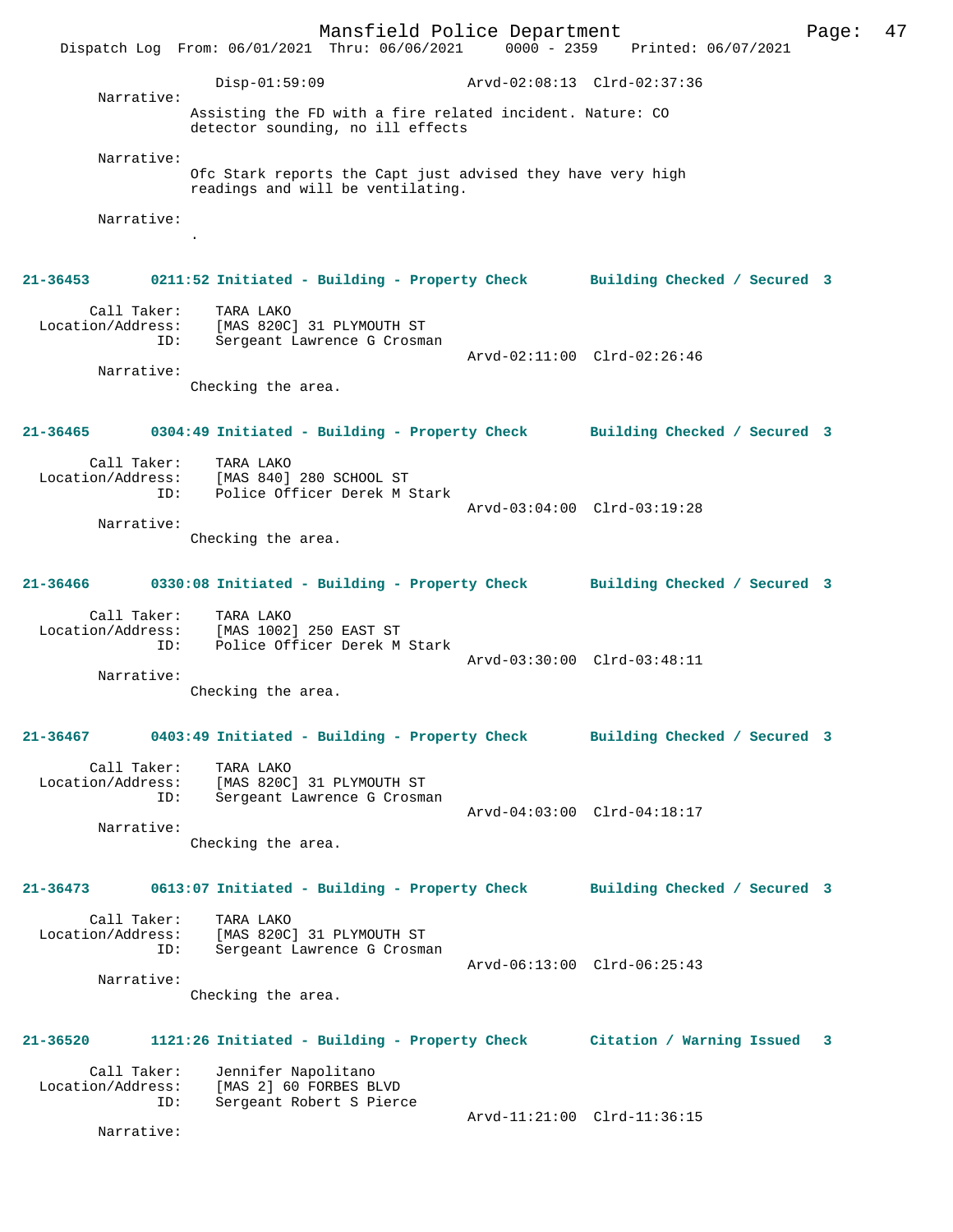Disp-01:59:09 Arvd-02:08:13 Clrd-02:37:36

Narrative:
Assisting the FD with a fire related incident. Nature: CO detector sounding, no ill effects

Narrative:
Ofc Stark reports the Capt just advised they have very high readings and will be ventilating.

Narrative:
.

**21-36453 0211:52 Initiated - Building - Property Check Building Checked / Secured 3**

Call Taker: TARA LAKO
Location/Address: [MAS 820C] 31 PLYMOUTH ST
ID: Sergeant Lawrence G Crosman
Arvd-02:11:00 Clrd-02:26:46

Narrative:
Checking the area.

**21-36465 0304:49 Initiated - Building - Property Check Building Checked / Secured 3**

Call Taker: TARA LAKO
Location/Address: [MAS 840] 280 SCHOOL ST
ID: Police Officer Derek M Stark
Arvd-03:04:00 Clrd-03:19:28

Narrative:
Checking the area.

**21-36466 0330:08 Initiated - Building - Property Check Building Checked / Secured 3**

Call Taker: TARA LAKO
Location/Address: [MAS 1002] 250 EAST ST
ID: Police Officer Derek M Stark
Arvd-03:30:00 Clrd-03:48:11

Narrative:
Checking the area.

**21-36467 0403:49 Initiated - Building - Property Check Building Checked / Secured 3**

Call Taker: TARA LAKO
Location/Address: [MAS 820C] 31 PLYMOUTH ST
ID: Sergeant Lawrence G Crosman
Arvd-04:03:00 Clrd-04:18:17

Narrative:
Checking the area.

**21-36473 0613:07 Initiated - Building - Property Check Building Checked / Secured 3**

Call Taker: TARA LAKO
Location/Address: [MAS 820C] 31 PLYMOUTH ST
ID: Sergeant Lawrence G Crosman
Arvd-06:13:00 Clrd-06:25:43

Narrative:
Checking the area.

**21-36520 1121:26 Initiated - Building - Property Check Citation / Warning Issued 3**

Call Taker: Jennifer Napolitano
Location/Address: [MAS 2] 60 FORBES BLVD
ID: Sergeant Robert S Pierce
Arvd-11:21:00 Clrd-11:36:15

Narrative: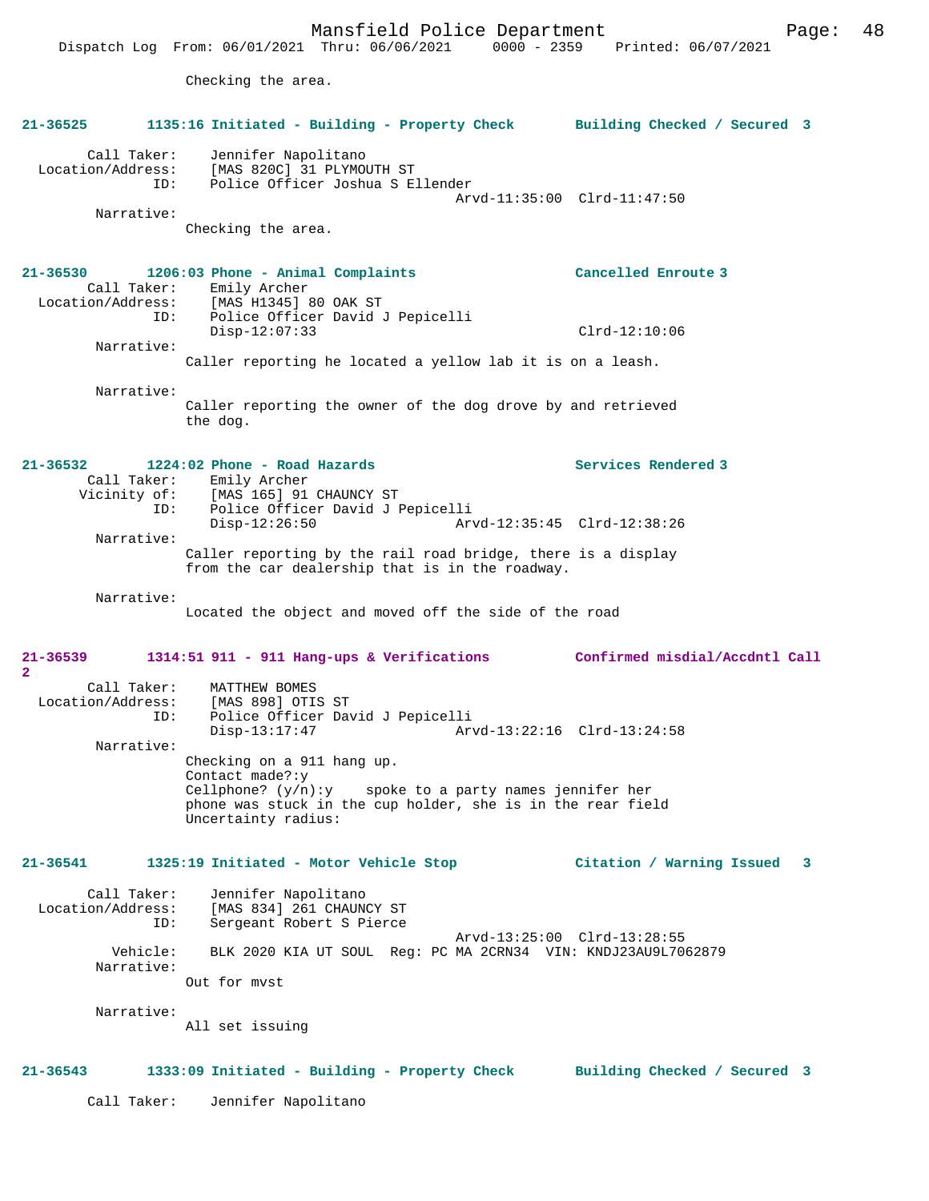Checking the area.

**21-36525 1135:16 Initiated - Building - Property Check Building Checked / Secured 3**

```
        Call Taker:    Jennifer Napolitano
  Location/Address:    [MAS 820C] 31 PLYMOUTH ST
                ID:    Police Officer Joshua S Ellender
                                              Arvd-11:35:00  Clrd-11:47:50
         Narrative:
                Checking the area.
```

**21-36530 1206:03 Phone - Animal Complaints Cancelled Enroute 3**

```
        Call Taker:    Emily Archer
  Location/Address:    [MAS H1345] 80 OAK ST
                ID:    Police Officer David J Pepicelli
                       Disp-12:07:33                         Clrd-12:10:06
         Narrative:
                Caller reporting he located a yellow lab it is on a leash.

         Narrative:
                Caller reporting the owner of the dog drove by and retrieved
                the dog.
```

**21-36532 1224:02 Phone - Road Hazards Services Rendered 3**

```
        Call Taker:    Emily Archer
       Vicinity of:    [MAS 165] 91 CHAUNCY ST
                ID:    Police Officer David J Pepicelli
                       Disp-12:26:50           Arvd-12:35:45  Clrd-12:38:26
         Narrative:
                Caller reporting by the rail road bridge, there is a display
                from the car dealership that is in the roadway.

         Narrative:
                Located the object and moved off the side of the road
```

**21-36539 1314:51 911 - 911 Hang-ups & Verifications Confirmed misdial/Accdntl Call 2**

```
        Call Taker:    MATTHEW BOMES
  Location/Address:    [MAS 898] OTIS ST
                ID:    Police Officer David J Pepicelli
                       Disp-13:17:47           Arvd-13:22:16  Clrd-13:24:58
         Narrative:
                Checking on a 911 hang up.
                Contact made?:y
                Cellphone? (y/n):y    spoke to a party names jennifer her
                phone was stuck in the cup holder, she is in the rear field
                Uncertainty radius:
```

**21-36541 1325:19 Initiated - Motor Vehicle Stop Citation / Warning Issued 3**

```
        Call Taker:    Jennifer Napolitano
  Location/Address:    [MAS 834] 261 CHAUNCY ST
                ID:    Sergeant Robert S Pierce
                                              Arvd-13:25:00  Clrd-13:28:55
           Vehicle:    BLK 2020 KIA UT SOUL  Reg: PC MA 2CRN34  VIN: KNDJ23AU9L7062879
         Narrative:
                Out for mvst

         Narrative:
                All set issuing
```

**21-36543 1333:09 Initiated - Building - Property Check Building Checked / Secured 3**

```
        Call Taker:    Jennifer Napolitano
```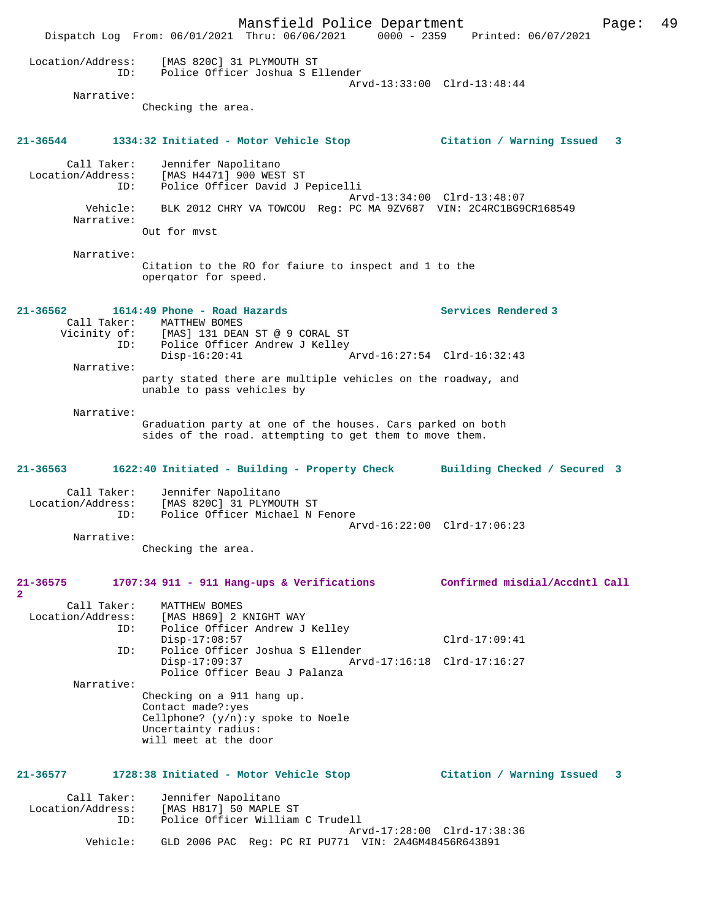```
Location/Address:    [MAS 820C] 31 PLYMOUTH ST
             ID:     Police Officer Joshua S Ellender
                                              Arvd-13:33:00  Clrd-13:48:44
      Narrative:
                 Checking the area.


21-36544       1334:32 Initiated - Motor Vehicle Stop          Citation / Warning Issued   3

      Call Taker:    Jennifer Napolitano
Location/Address:    [MAS H4471] 900 WEST ST
             ID:     Police Officer David J Pepicelli
                                              Arvd-13:34:00  Clrd-13:48:07
        Vehicle:     BLK 2012 CHRY VA TOWCOU  Reg: PC MA 9ZV687  VIN: 2C4RC1BG9CR168549
      Narrative:
                 Out for mvst

      Narrative:
                 Citation to the RO for faiure to inspect and 1 to the
                 operqator for speed.


21-36562       1614:49 Phone - Road Hazards                    Services Rendered 3
      Call Taker:    MATTHEW BOMES
     Vicinity of:    [MAS] 131 DEAN ST @ 9 CORAL ST
             ID:     Police Officer Andrew J Kelley
                     Disp-16:20:41              Arvd-16:27:54  Clrd-16:32:43
      Narrative:
                 party stated there are multiple vehicles on the roadway, and
                 unable to pass vehicles by

      Narrative:
                 Graduation party at one of the houses. Cars parked on both
                 sides of the road. attempting to get them to move them.


21-36563       1622:40 Initiated - Building - Property Check   Building Checked / Secured  3

      Call Taker:    Jennifer Napolitano
Location/Address:    [MAS 820C] 31 PLYMOUTH ST
             ID:     Police Officer Michael N Fenore
                                              Arvd-16:22:00  Clrd-17:06:23
      Narrative:
                 Checking the area.


21-36575       1707:34 911 - 911 Hang-ups & Verifications      Confirmed misdial/Accdntl Call
2
      Call Taker:    MATTHEW BOMES
Location/Address:    [MAS H869] 2 KNIGHT WAY
             ID:     Police Officer Andrew J Kelley
                     Disp-17:08:57                             Clrd-17:09:41
             ID:     Police Officer Joshua S Ellender
                     Disp-17:09:37              Arvd-17:16:18  Clrd-17:16:27
                     Police Officer Beau J Palanza
      Narrative:
                 Checking on a 911 hang up.
                 Contact made?:yes
                 Cellphone? (y/n):y spoke to Noele
                 Uncertainty radius:
                 will meet at the door


21-36577       1728:38 Initiated - Motor Vehicle Stop          Citation / Warning Issued   3

      Call Taker:    Jennifer Napolitano
Location/Address:    [MAS H817] 50 MAPLE ST
             ID:     Police Officer William C Trudell
                                              Arvd-17:28:00  Clrd-17:38:36
        Vehicle:     GLD 2006 PAC  Reg: PC RI PU771  VIN: 2A4GM48456R643891
```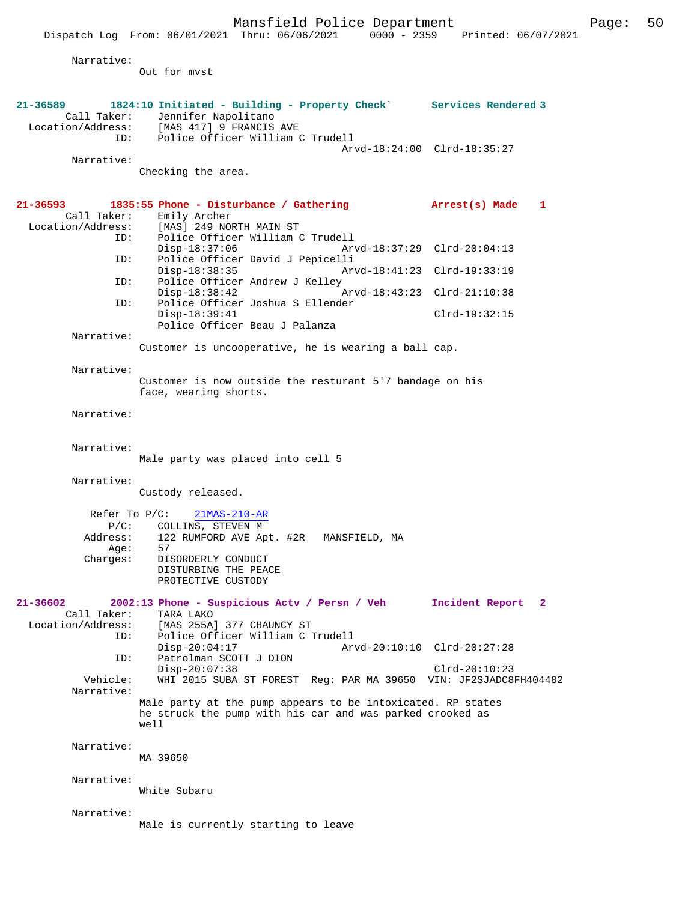Narrative:
Out for mvst

**21-36589 1824:10 Initiated - Building - Property Check` Services Rendered 3**

Call Taker: Jennifer Napolitano
Location/Address: [MAS 417] 9 FRANCIS AVE
ID: Police Officer William C Trudell
Arvd-18:24:00 Clrd-18:35:27

Narrative:
Checking the area.

**21-36593 1835:55 Phone - Disturbance / Gathering Arrest(s) Made 1**

Call Taker: Emily Archer
Location/Address: [MAS] 249 NORTH MAIN ST
ID: Police Officer William C Trudell
Disp-18:37:06 Arvd-18:37:29 Clrd-20:04:13
ID: Police Officer David J Pepicelli
Disp-18:38:35 Arvd-18:41:23 Clrd-19:33:19
ID: Police Officer Andrew J Kelley
Disp-18:38:42 Arvd-18:43:23 Clrd-21:10:38
ID: Police Officer Joshua S Ellender
Disp-18:39:41 Clrd-19:32:15
Police Officer Beau J Palanza

Narrative:
Customer is uncooperative, he is wearing a ball cap.

Narrative:
Customer is now outside the resturant 5'7 bandage on his face, wearing shorts.

Narrative:

Narrative:
Male party was placed into cell 5

Narrative:
Custody released.

Refer To P/C: 21MAS-210-AR
P/C: COLLINS, STEVEN M
Address: 122 RUMFORD AVE Apt. #2R MANSFIELD, MA
Age: 57
Charges: DISORDERLY CONDUCT
DISTURBING THE PEACE
PROTECTIVE CUSTODY

**21-36602 2002:13 Phone - Suspicious Actv / Persn / Veh Incident Report 2**

Call Taker: TARA LAKO
Location/Address: [MAS 255A] 377 CHAUNCY ST
ID: Police Officer William C Trudell
Disp-20:04:17 Arvd-20:10:10 Clrd-20:27:28
ID: Patrolman SCOTT J DION
Disp-20:07:38 Clrd-20:10:23
Vehicle: WHI 2015 SUBA ST FOREST Reg: PAR MA 39650 VIN: JF2SJADC8FH404482

Narrative:
Male party at the pump appears to be intoxicated. RP states he struck the pump with his car and was parked crooked as well

Narrative:
MA 39650

Narrative:
White Subaru

Narrative:
Male is currently starting to leave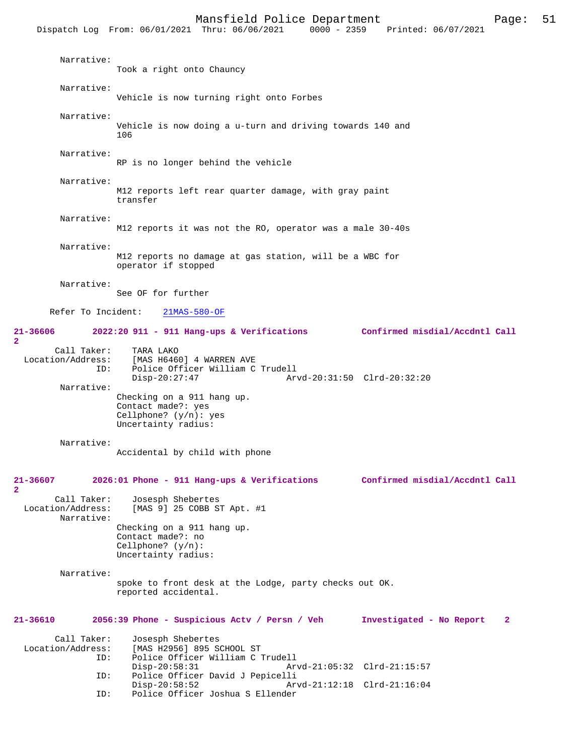Narrative:
Took a right onto Chauncy

Narrative:
Vehicle is now turning right onto Forbes

Narrative:
Vehicle is now doing a u-turn and driving towards 140 and 106

Narrative:
RP is no longer behind the vehicle

Narrative:
M12 reports left rear quarter damage, with gray paint transfer

Narrative:
M12 reports it was not the RO, operator was a male 30-40s

Narrative:
M12 reports no damage at gas station, will be a WBC for operator if stopped

Narrative:
See OF for further

Refer To Incident: 21MAS-580-OF

**21-36606 2022:20 911 - 911 Hang-ups & Verifications Confirmed misdial/Accdntl Call 2**

Call Taker: TARA LAKO
Location/Address: [MAS H6460] 4 WARREN AVE
ID: Police Officer William C Trudell
Disp-20:27:47 Arvd-20:31:50 Clrd-20:32:20

Narrative:
Checking on a 911 hang up.
Contact made?: yes
Cellphone? (y/n): yes
Uncertainty radius:

Narrative:
Accidental by child with phone

**21-36607 2026:01 Phone - 911 Hang-ups & Verifications Confirmed misdial/Accdntl Call 2**

Call Taker: Josesph Shebertes
Location/Address: [MAS 9] 25 COBB ST Apt. #1

Narrative:
Checking on a 911 hang up.
Contact made?: no
Cellphone? (y/n):
Uncertainty radius:

Narrative:
spoke to front desk at the Lodge, party checks out OK.
reported accidental.

**21-36610 2056:39 Phone - Suspicious Actv / Persn / Veh Investigated - No Report 2**

Call Taker: Josesph Shebertes
Location/Address: [MAS H2956] 895 SCHOOL ST
ID: Police Officer William C Trudell
Disp-20:58:31 Arvd-21:05:32 Clrd-21:15:57
ID: Police Officer David J Pepicelli
Disp-20:58:52 Arvd-21:12:18 Clrd-21:16:04
ID: Police Officer Joshua S Ellender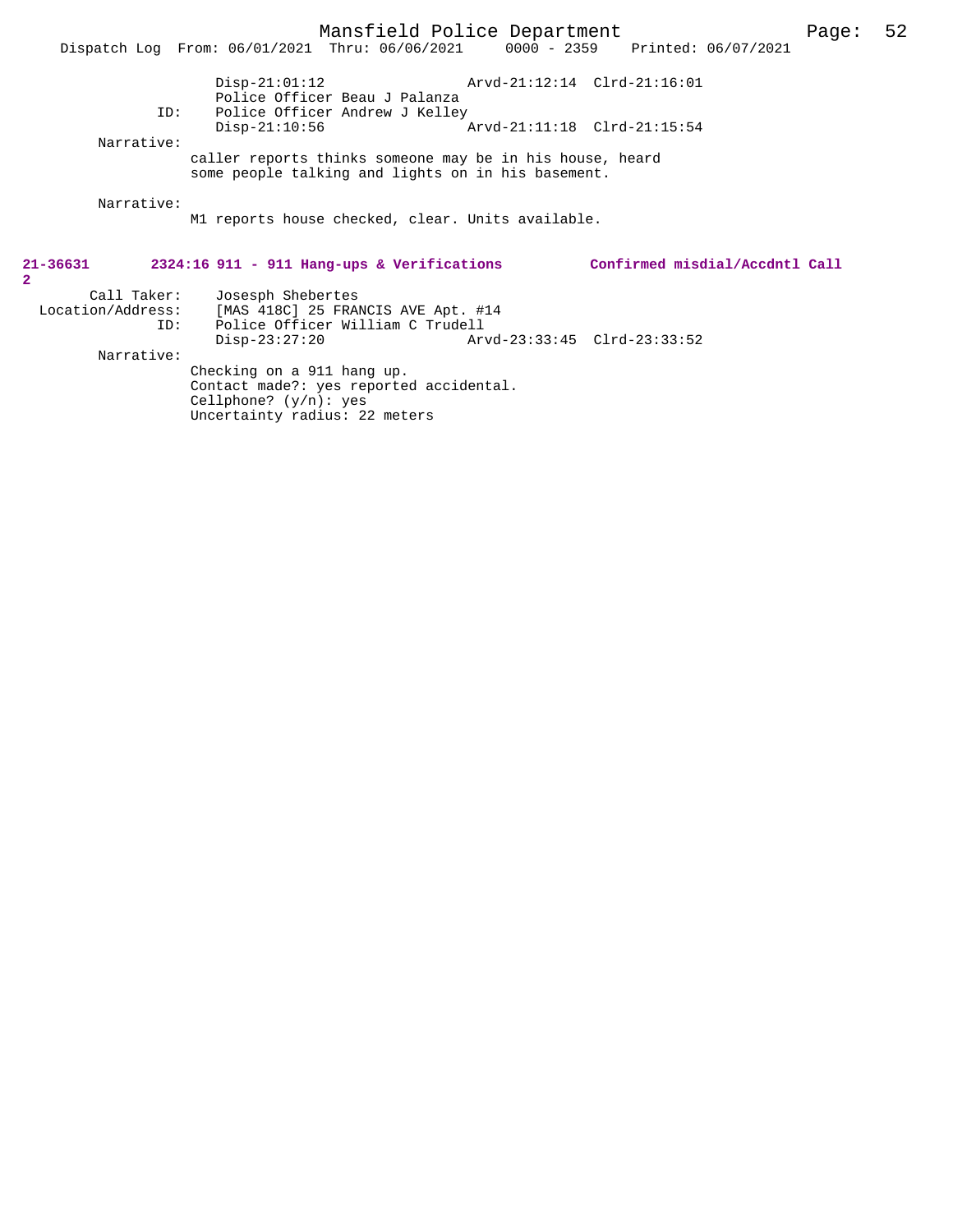```
            Disp-21:01:12                    Arvd-21:12:14  Clrd-21:16:01
            Police Officer Beau J Palanza
        ID: Police Officer Andrew J Kelley
            Disp-21:10:56                    Arvd-21:11:18  Clrd-21:15:54
 Narrative:
            caller reports thinks someone may be in his house, heard
            some people talking and lights on in his basement.

 Narrative:
            M1 reports house checked, clear. Units available.
```

**21-36631 2324:16 911 - 911 Hang-ups & Verifications Confirmed misdial/Accdntl Call 2**

```
      Call Taker:  Josesph Shebertes
Location/Address:  [MAS 418C] 25 FRANCIS AVE Apt. #14
              ID:  Police Officer William C Trudell
                   Disp-23:27:20                    Arvd-23:33:45  Clrd-23:33:52
       Narrative:
                   Checking on a 911 hang up.
                   Contact made?: yes reported accidental.
                   Cellphone? (y/n): yes
                   Uncertainty radius: 22 meters
```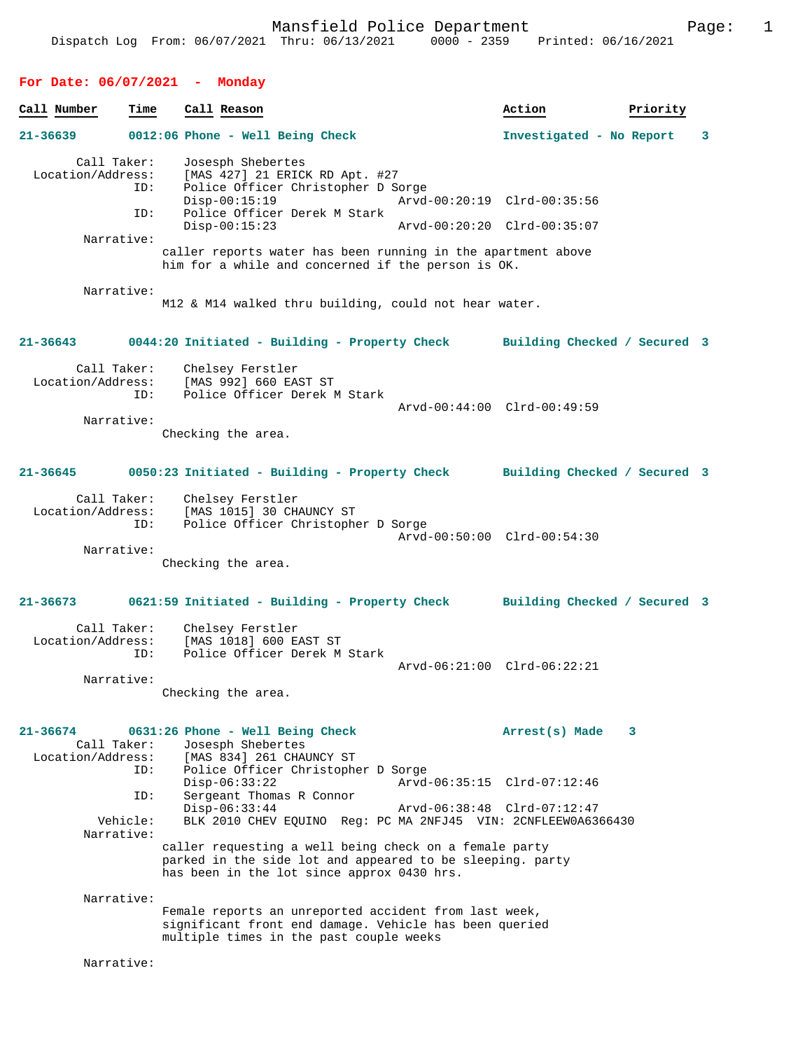Dispatch Log From: 06/07/2021 Thru: 06/13/2021 0000 - 2359 Printed: 06/16/2021

## For Date: 06/07/2021 - Monday

| Call Number | Time | Call Reason | Action | Priority |
|---|---|---|---|---|

**21-36639 0012:06 Phone - Well Being Check — Investigated - No Report — 3**

Call Taker: Josesph Shebertes
Location/Address: [MAS 427] 21 ERICK RD Apt. #27
ID: Police Officer Christopher D Sorge
Disp-00:15:19 Arvd-00:20:19 Clrd-00:35:56
ID: Police Officer Derek M Stark
Disp-00:15:23 Arvd-00:20:20 Clrd-00:35:07

Narrative:
caller reports water has been running in the apartment above him for a while and concerned if the person is OK.

Narrative:
M12 & M14 walked thru building, could not hear water.

**21-36643 0044:20 Initiated - Building - Property Check — Building Checked / Secured — 3**

Call Taker: Chelsey Ferstler
Location/Address: [MAS 992] 660 EAST ST
ID: Police Officer Derek M Stark
Arvd-00:44:00 Clrd-00:49:59

Narrative:
Checking the area.

**21-36645 0050:23 Initiated - Building - Property Check — Building Checked / Secured — 3**

Call Taker: Chelsey Ferstler
Location/Address: [MAS 1015] 30 CHAUNCY ST
ID: Police Officer Christopher D Sorge
Arvd-00:50:00 Clrd-00:54:30

Narrative:
Checking the area.

**21-36673 0621:59 Initiated - Building - Property Check — Building Checked / Secured — 3**

Call Taker: Chelsey Ferstler
Location/Address: [MAS 1018] 600 EAST ST
ID: Police Officer Derek M Stark
Arvd-06:21:00 Clrd-06:22:21

Narrative:
Checking the area.

**21-36674 0631:26 Phone - Well Being Check — Arrest(s) Made — 3**

Call Taker: Josesph Shebertes
Location/Address: [MAS 834] 261 CHAUNCY ST
ID: Police Officer Christopher D Sorge
Disp-06:33:22 Arvd-06:35:15 Clrd-07:12:46
ID: Sergeant Thomas R Connor
Disp-06:33:44 Arvd-06:38:48 Clrd-07:12:47
Vehicle: BLK 2010 CHEV EQUINO Reg: PC MA 2NFJ45 VIN: 2CNFLEEW0A6366430

Narrative:
caller requesting a well being check on a female party parked in the side lot and appeared to be sleeping. party has been in the lot since approx 0430 hrs.

Narrative:
Female reports an unreported accident from last week, significant front end damage. Vehicle has been queried multiple times in the past couple weeks

Narrative: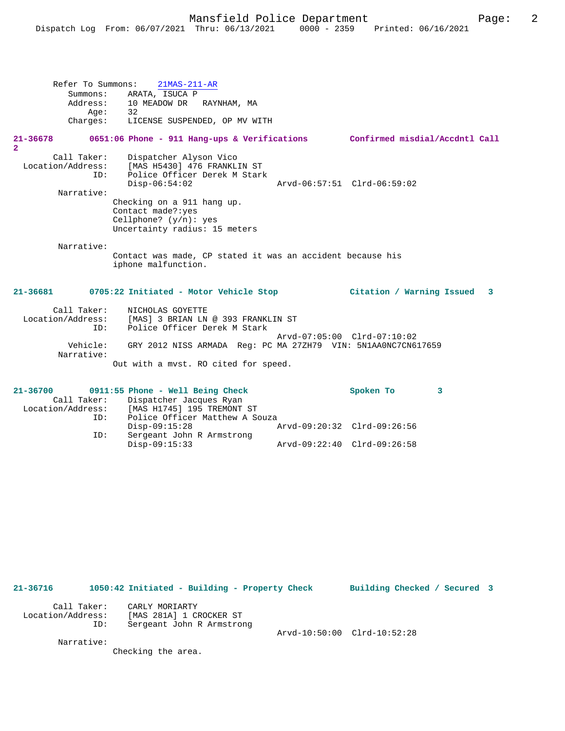Refer To Summons: 21MAS-211-AR
Summons: ARATA, ISUCA P
Address: 10 MEADOW DR RAYNHAM, MA
Age: 32
Charges: LICENSE SUSPENDED, OP MV WITH

**21-36678 0651:06 Phone - 911 Hang-ups & Verifications Confirmed misdial/Accdntl Call 2**

Call Taker: Dispatcher Alyson Vico
Location/Address: [MAS H5430] 476 FRANKLIN ST
ID: Police Officer Derek M Stark
Disp-06:54:02 Arvd-06:57:51 Clrd-06:59:02

Narrative:
Checking on a 911 hang up.
Contact made?:yes
Cellphone? (y/n): yes
Uncertainty radius: 15 meters

Narrative:
Contact was made, CP stated it was an accident because his iphone malfunction.

**21-36681 0705:22 Initiated - Motor Vehicle Stop Citation / Warning Issued 3**

Call Taker: NICHOLAS GOYETTE
Location/Address: [MAS] 3 BRIAN LN @ 393 FRANKLIN ST
ID: Police Officer Derek M Stark
Arvd-07:05:00 Clrd-07:10:02
Vehicle: GRY 2012 NISS ARMADA Reg: PC MA 27ZH79 VIN: 5N1AA0NC7CN617659
Narrative:
Out with a mvst. RO cited for speed.

**21-36700 0911:55 Phone - Well Being Check Spoken To 3**

Call Taker: Dispatcher Jacques Ryan
Location/Address: [MAS H1745] 195 TREMONT ST
ID: Police Officer Matthew A Souza
Disp-09:15:28 Arvd-09:20:32 Clrd-09:26:56
ID: Sergeant John R Armstrong
Disp-09:15:33 Arvd-09:22:40 Clrd-09:26:58

**21-36716 1050:42 Initiated - Building - Property Check Building Checked / Secured 3**

Call Taker: CARLY MORIARTY
Location/Address: [MAS 281A] 1 CROCKER ST
ID: Sergeant John R Armstrong
Arvd-10:50:00 Clrd-10:52:28
Narrative:
Checking the area.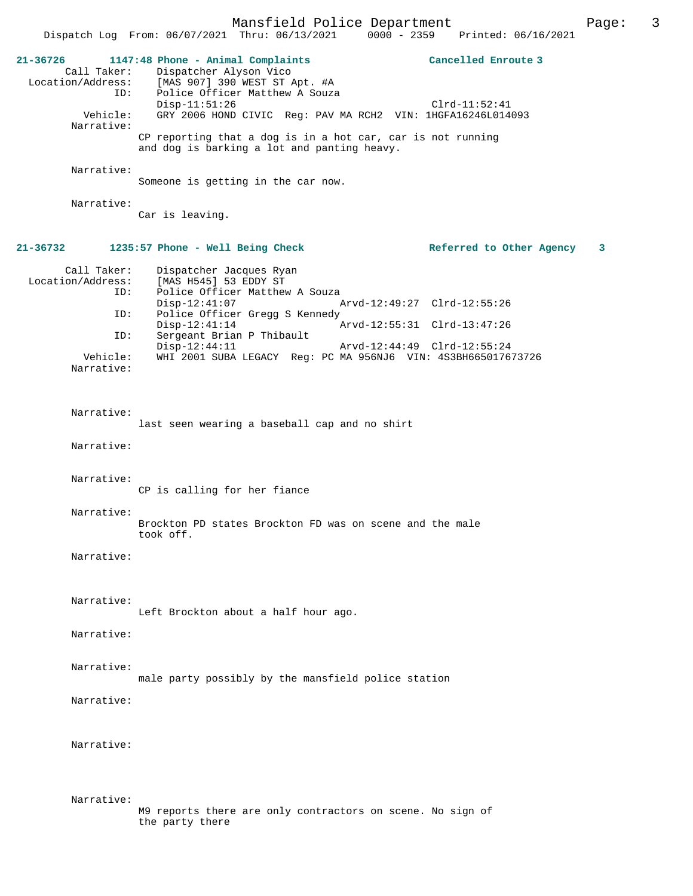**21-36726** 1147:48 Phone - Animal Complaints — Cancelled Enroute 3

Call Taker: Dispatcher Alyson Vico
Location/Address: [MAS 907] 390 WEST ST Apt. #A
ID: Police Officer Matthew A Souza
Disp-11:51:26 Clrd-11:52:41
Vehicle: GRY 2006 HOND CIVIC Reg: PAV MA RCH2 VIN: 1HGFA16246L014093
Narrative:
CP reporting that a dog is in a hot car, car is not running and dog is barking a lot and panting heavy.

Narrative:
Someone is getting in the car now.

Narrative:
Car is leaving.

**21-36732** 1235:57 Phone - Well Being Check — Referred to Other Agency 3

Call Taker: Dispatcher Jacques Ryan
Location/Address: [MAS H545] 53 EDDY ST
ID: Police Officer Matthew A Souza
Disp-12:41:07 Arvd-12:49:27 Clrd-12:55:26
ID: Police Officer Gregg S Kennedy
Disp-12:41:14 Arvd-12:55:31 Clrd-13:47:26
ID: Sergeant Brian P Thibault
Disp-12:44:11 Arvd-12:44:49 Clrd-12:55:24
Vehicle: WHI 2001 SUBA LEGACY Reg: PC MA 956NJ6 VIN: 4S3BH665017673726
Narrative:

Narrative:
last seen wearing a baseball cap and no shirt

Narrative:

Narrative:
CP is calling for her fiance

Narrative:
Brockton PD states Brockton FD was on scene and the male took off.

Narrative:

Narrative:
Left Brockton about a half hour ago.

Narrative:

Narrative:
male party possibly by the mansfield police station

Narrative:

Narrative:

Narrative:
M9 reports there are only contractors on scene. No sign of the party there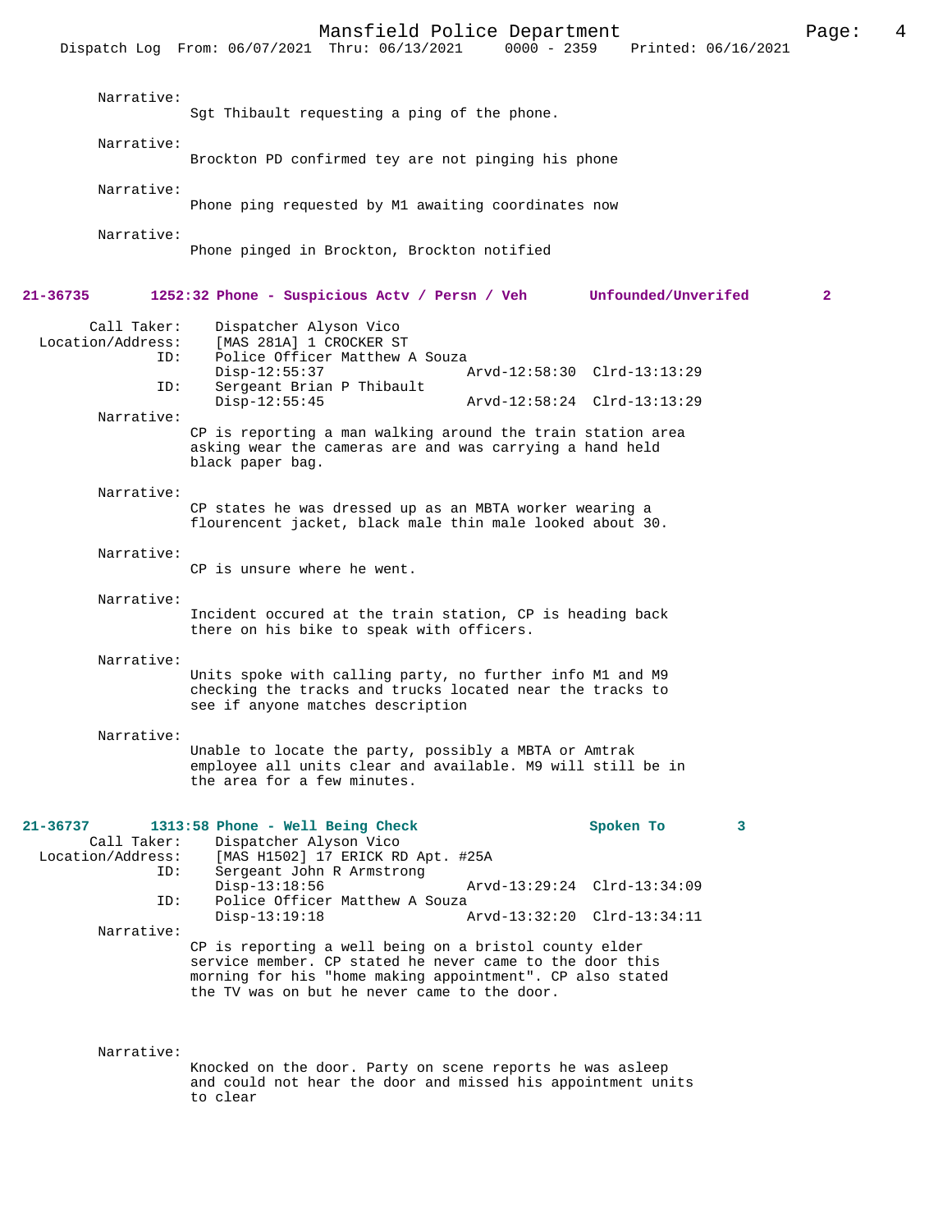Narrative:
Sgt Thibault requesting a ping of the phone.

Narrative:
Brockton PD confirmed tey are not pinging his phone

Narrative:
Phone ping requested by M1 awaiting coordinates now

Narrative:
Phone pinged in Brockton, Brockton notified

**21-36735 1252:32 Phone - Suspicious Actv / Persn / Veh Unfounded/Unverifed 2**

Call Taker: Dispatcher Alyson Vico
Location/Address: [MAS 281A] 1 CROCKER ST
ID: Police Officer Matthew A Souza
Disp-12:55:37 Arvd-12:58:30 Clrd-13:13:29
ID: Sergeant Brian P Thibault
Disp-12:55:45 Arvd-12:58:24 Clrd-13:13:29

Narrative:
CP is reporting a man walking around the train station area asking wear the cameras are and was carrying a hand held black paper bag.

Narrative:
CP states he was dressed up as an MBTA worker wearing a flourencent jacket, black male thin male looked about 30.

Narrative:
CP is unsure where he went.

Narrative:
Incident occured at the train station, CP is heading back there on his bike to speak with officers.

Narrative:
Units spoke with calling party, no further info M1 and M9 checking the tracks and trucks located near the tracks to see if anyone matches description

Narrative:
Unable to locate the party, possibly a MBTA or Amtrak employee all units clear and available. M9 will still be in the area for a few minutes.

**21-36737 1313:58 Phone - Well Being Check Spoken To 3**

Call Taker: Dispatcher Alyson Vico
Location/Address: [MAS H1502] 17 ERICK RD Apt. #25A
ID: Sergeant John R Armstrong
Disp-13:18:56 Arvd-13:29:24 Clrd-13:34:09
ID: Police Officer Matthew A Souza
Disp-13:19:18 Arvd-13:32:20 Clrd-13:34:11

Narrative:
CP is reporting a well being on a bristol county elder service member. CP stated he never came to the door this morning for his "home making appointment". CP also stated the TV was on but he never came to the door.

Narrative:
Knocked on the door. Party on scene reports he was asleep and could not hear the door and missed his appointment units to clear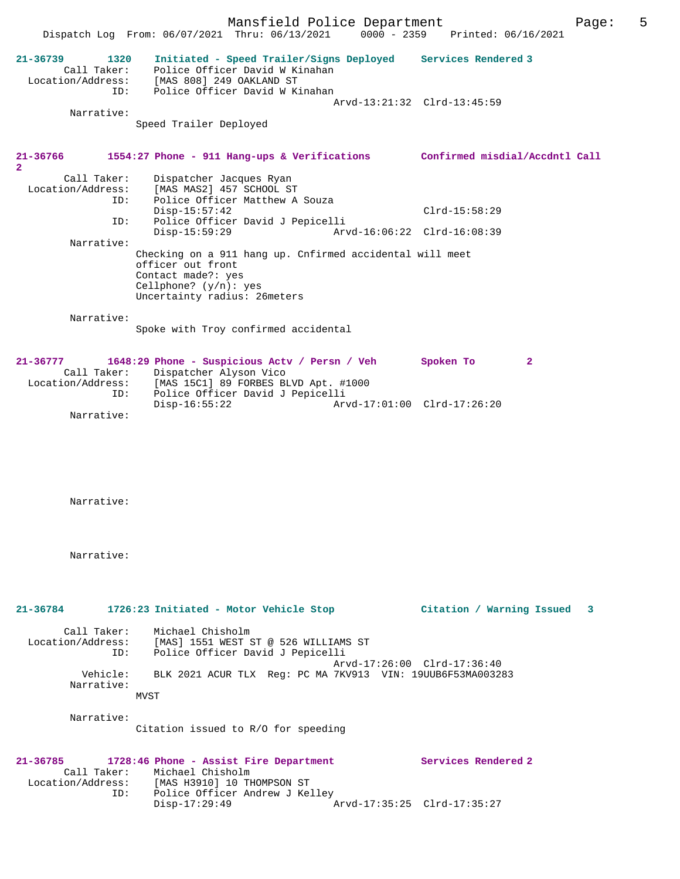**21-36739 1320 Initiated - Speed Trailer/Signs Deployed Services Rendered 3**

Call Taker: Police Officer David W Kinahan
Location/Address: [MAS 808] 249 OAKLAND ST
ID: Police Officer David W Kinahan
Arvd-13:21:32 Clrd-13:45:59

Narrative:
Speed Trailer Deployed

**21-36766 1554:27 Phone - 911 Hang-ups & Verifications Confirmed misdial/Accdntl Call 2**

Call Taker: Dispatcher Jacques Ryan
Location/Address: [MAS MAS2] 457 SCHOOL ST
ID: Police Officer Matthew A Souza
Disp-15:57:42 Clrd-15:58:29
ID: Police Officer David J Pepicelli
Disp-15:59:29 Arvd-16:06:22 Clrd-16:08:39

Narrative:
Checking on a 911 hang up. Cnfirmed accidental will meet officer out front
Contact made?: yes
Cellphone? (y/n): yes
Uncertainty radius: 26meters

Narrative:
Spoke with Troy confirmed accidental

**21-36777 1648:29 Phone - Suspicious Actv / Persn / Veh Spoken To 2**

Call Taker: Dispatcher Alyson Vico
Location/Address: [MAS 15C1] 89 FORBES BLVD Apt. #1000
ID: Police Officer David J Pepicelli
Disp-16:55:22 Arvd-17:01:00 Clrd-17:26:20

Narrative:

Narrative:

Narrative:

**21-36784 1726:23 Initiated - Motor Vehicle Stop Citation / Warning Issued 3**

Call Taker: Michael Chisholm
Location/Address: [MAS] 1551 WEST ST @ 526 WILLIAMS ST
ID: Police Officer David J Pepicelli
Arvd-17:26:00 Clrd-17:36:40
Vehicle: BLK 2021 ACUR TLX Reg: PC MA 7KV913 VIN: 19UUB6F53MA003283

Narrative:
MVST

Narrative:
Citation issued to R/O for speeding

**21-36785 1728:46 Phone - Assist Fire Department Services Rendered 2**

Call Taker: Michael Chisholm
Location/Address: [MAS H3910] 10 THOMPSON ST
ID: Police Officer Andrew J Kelley
Disp-17:29:49 Arvd-17:35:25 Clrd-17:35:27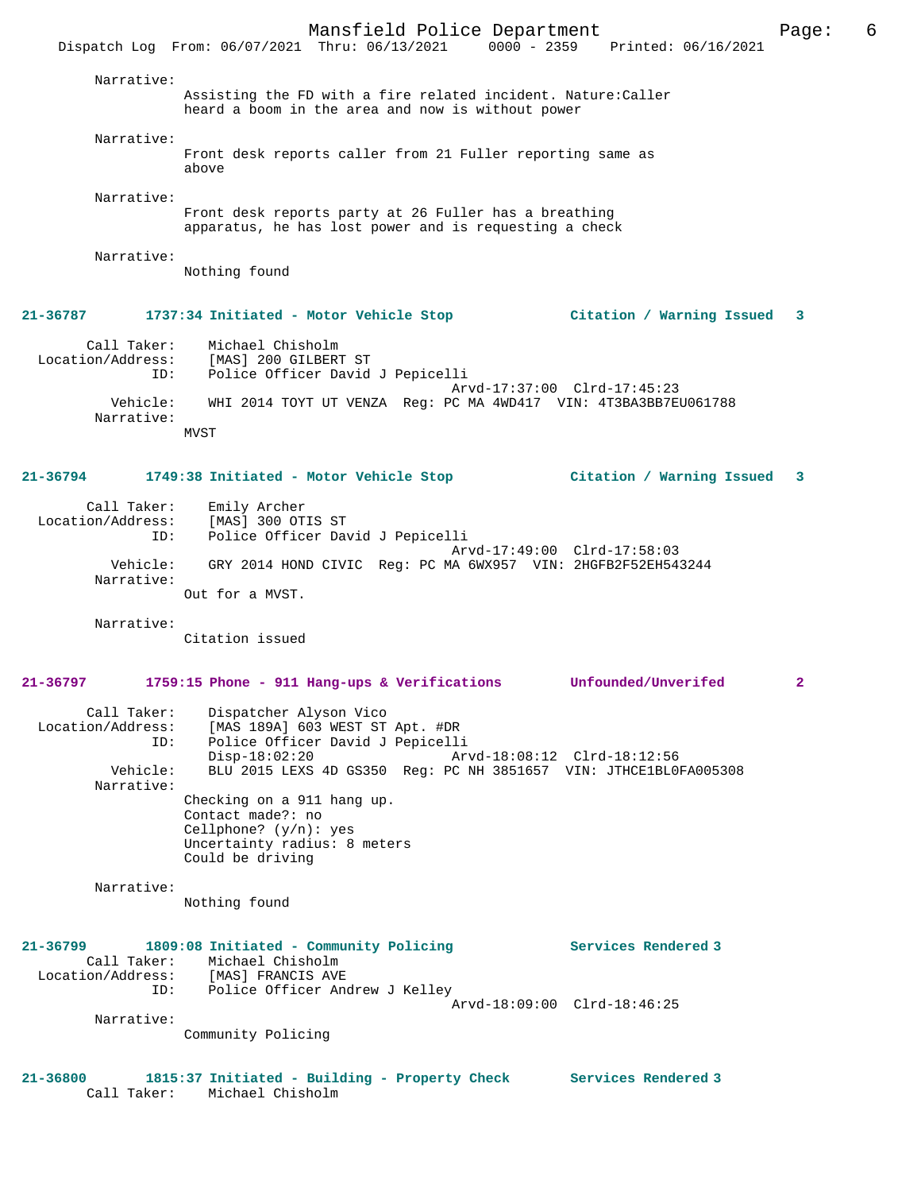Narrative:
Assisting the FD with a fire related incident. Nature:Caller heard a boom in the area and now is without power

Narrative:
Front desk reports caller from 21 Fuller reporting same as above

Narrative:
Front desk reports party at 26 Fuller has a breathing apparatus, he has lost power and is requesting a check

Narrative:
Nothing found

**21-36787 1737:34 Initiated - Motor Vehicle Stop — Citation / Warning Issued 3**

Call Taker: Michael Chisholm
Location/Address: [MAS] 200 GILBERT ST
ID: Police Officer David J Pepicelli
Arvd-17:37:00 Clrd-17:45:23
Vehicle: WHI 2014 TOYT UT VENZA Reg: PC MA 4WD417 VIN: 4T3BA3BB7EU061788
Narrative:
MVST

**21-36794 1749:38 Initiated - Motor Vehicle Stop — Citation / Warning Issued 3**

Call Taker: Emily Archer
Location/Address: [MAS] 300 OTIS ST
ID: Police Officer David J Pepicelli
Arvd-17:49:00 Clrd-17:58:03
Vehicle: GRY 2014 HOND CIVIC Reg: PC MA 6WX957 VIN: 2HGFB2F52EH543244
Narrative:
Out for a MVST.

Narrative:
Citation issued

**21-36797 1759:15 Phone - 911 Hang-ups & Verifications — Unfounded/Unverifed 2**

Call Taker: Dispatcher Alyson Vico
Location/Address: [MAS 189A] 603 WEST ST Apt. #DR
ID: Police Officer David J Pepicelli
Disp-18:02:20 Arvd-18:08:12 Clrd-18:12:56
Vehicle: BLU 2015 LEXS 4D GS350 Reg: PC NH 3851657 VIN: JTHCE1BL0FA005308
Narrative:
Checking on a 911 hang up.
Contact made?: no
Cellphone? (y/n): yes
Uncertainty radius: 8 meters
Could be driving

Narrative:
Nothing found

**21-36799 1809:08 Initiated - Community Policing — Services Rendered 3**

Call Taker: Michael Chisholm
Location/Address: [MAS] FRANCIS AVE
ID: Police Officer Andrew J Kelley
Arvd-18:09:00 Clrd-18:46:25
Narrative:
Community Policing

**21-36800 1815:37 Initiated - Building - Property Check — Services Rendered 3**

Call Taker: Michael Chisholm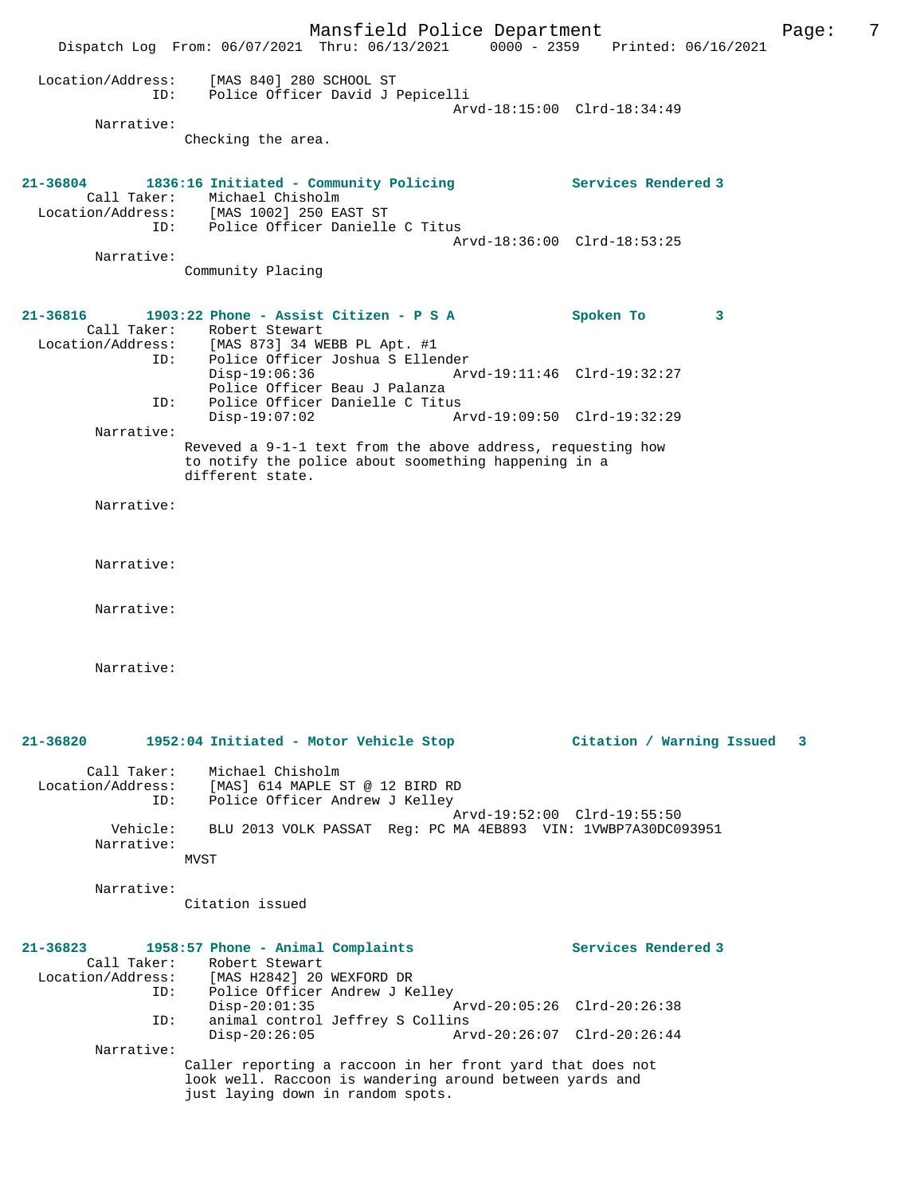```
Location/Address:     [MAS 840] 280 SCHOOL ST
              ID:     Police Officer David J Pepicelli
                                         Arvd-18:15:00  Clrd-18:34:49
       Narrative:
                    Checking the area.
```

**21-36804 1836:16 Initiated - Community Policing — Services Rendered 3**

```
      Call Taker:     Michael Chisholm
Location/Address:     [MAS 1002] 250 EAST ST
              ID:     Police Officer Danielle C Titus
                                         Arvd-18:36:00  Clrd-18:53:25
       Narrative:
                    Community Placing
```

**21-36816 1903:22 Phone - Assist Citizen - P S A — Spoken To 3**

```
      Call Taker:     Robert Stewart
Location/Address:     [MAS 873] 34 WEBB PL Apt. #1
              ID:     Police Officer Joshua S Ellender
                      Disp-19:06:36              Arvd-19:11:46  Clrd-19:32:27
                      Police Officer Beau J Palanza
              ID:     Police Officer Danielle C Titus
                      Disp-19:07:02              Arvd-19:09:50  Clrd-19:32:29
       Narrative:
                    Reveved a 9-1-1 text from the above address, requesting how
                    to notify the police about soomething happening in a
                    different state.

       Narrative:

       Narrative:

       Narrative:

       Narrative:
```

**21-36820 1952:04 Initiated - Motor Vehicle Stop — Citation / Warning Issued 3**

```
      Call Taker:     Michael Chisholm
Location/Address:     [MAS] 614 MAPLE ST @ 12 BIRD RD
              ID:     Police Officer Andrew J Kelley
                                         Arvd-19:52:00  Clrd-19:55:50
         Vehicle:     BLU 2013 VOLK PASSAT  Reg: PC MA 4EB893  VIN: 1VWBP7A30DC093951
       Narrative:
                    MVST

       Narrative:
                    Citation issued
```

**21-36823 1958:57 Phone - Animal Complaints — Services Rendered 3**

```
      Call Taker:     Robert Stewart
Location/Address:     [MAS H2842] 20 WEXFORD DR
              ID:     Police Officer Andrew J Kelley
                      Disp-20:01:35              Arvd-20:05:26  Clrd-20:26:38
              ID:     animal control Jeffrey S Collins
                      Disp-20:26:05              Arvd-20:26:07  Clrd-20:26:44
       Narrative:
                    Caller reporting a raccoon in her front yard that does not
                    look well. Raccoon is wandering around between yards and
                    just laying down in random spots.
```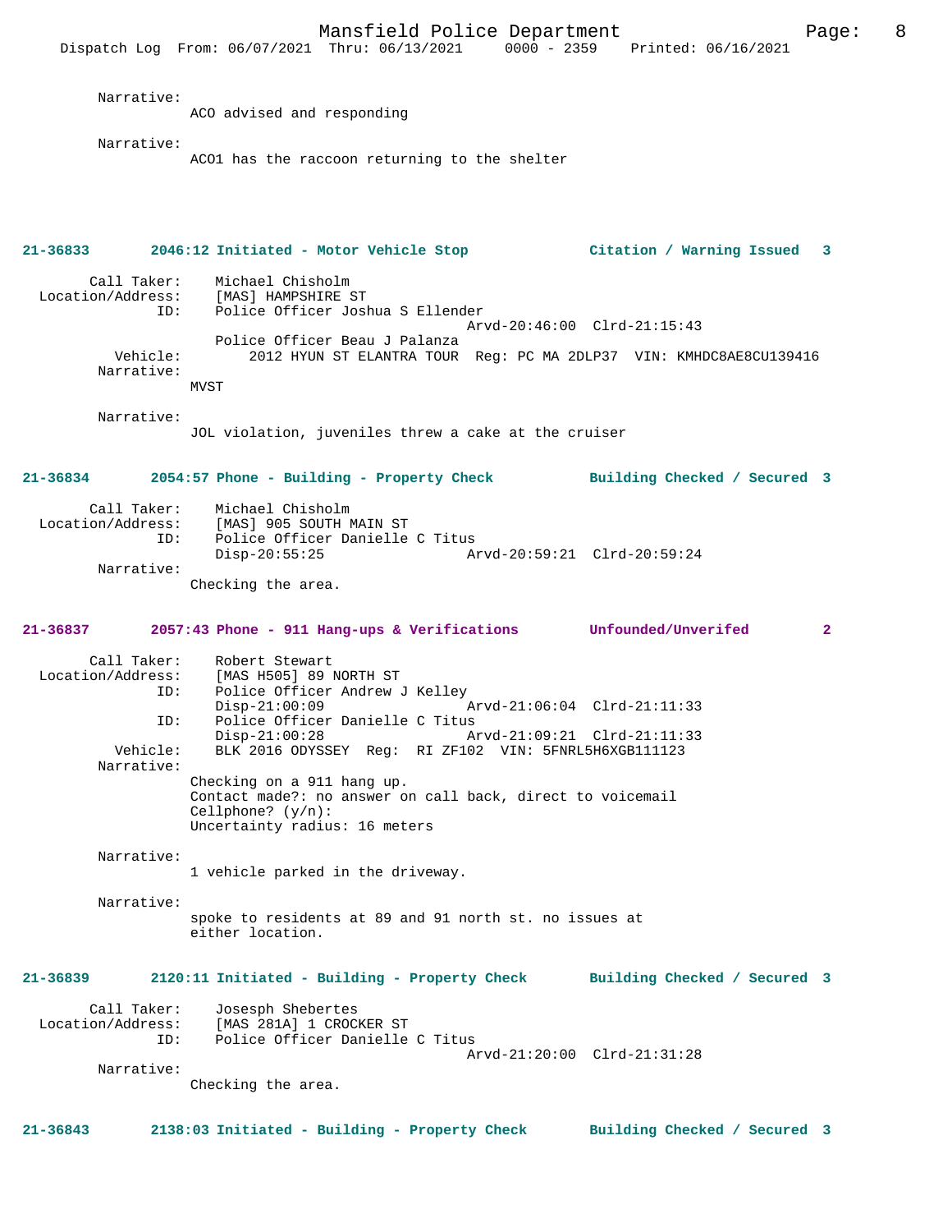Narrative:
ACO advised and responding

Narrative:
ACO1 has the raccoon returning to the shelter

**21-36833 2046:12 Initiated - Motor Vehicle Stop Citation / Warning Issued 3**

Call Taker: Michael Chisholm
Location/Address: [MAS] HAMPSHIRE ST
ID: Police Officer Joshua S Ellender
Arvd-20:46:00 Clrd-21:15:43
Police Officer Beau J Palanza
Vehicle: 2012 HYUN ST ELANTRA TOUR Reg: PC MA 2DLP37 VIN: KMHDC8AE8CU139416
Narrative:
MVST

Narrative:
JOL violation, juveniles threw a cake at the cruiser

**21-36834 2054:57 Phone - Building - Property Check Building Checked / Secured 3**

Call Taker: Michael Chisholm
Location/Address: [MAS] 905 SOUTH MAIN ST
ID: Police Officer Danielle C Titus
Disp-20:55:25 Arvd-20:59:21 Clrd-20:59:24
Narrative:
Checking the area.

**21-36837 2057:43 Phone - 911 Hang-ups & Verifications Unfounded/Unverifed 2**

Call Taker: Robert Stewart
Location/Address: [MAS H505] 89 NORTH ST
ID: Police Officer Andrew J Kelley
Disp-21:00:09 Arvd-21:06:04 Clrd-21:11:33
ID: Police Officer Danielle C Titus
Disp-21:00:28 Arvd-21:09:21 Clrd-21:11:33
Vehicle: BLK 2016 ODYSSEY Reg: RI ZF102 VIN: 5FNRL5H6XGB111123
Narrative:
Checking on a 911 hang up.
Contact made?: no answer on call back, direct to voicemail
Cellphone? (y/n):
Uncertainty radius: 16 meters

Narrative:
1 vehicle parked in the driveway.

Narrative:
spoke to residents at 89 and 91 north st. no issues at either location.

**21-36839 2120:11 Initiated - Building - Property Check Building Checked / Secured 3**

Call Taker: Josesph Shebertes
Location/Address: [MAS 281A] 1 CROCKER ST
ID: Police Officer Danielle C Titus
Arvd-21:20:00 Clrd-21:31:28
Narrative:
Checking the area.

**21-36843 2138:03 Initiated - Building - Property Check Building Checked / Secured 3**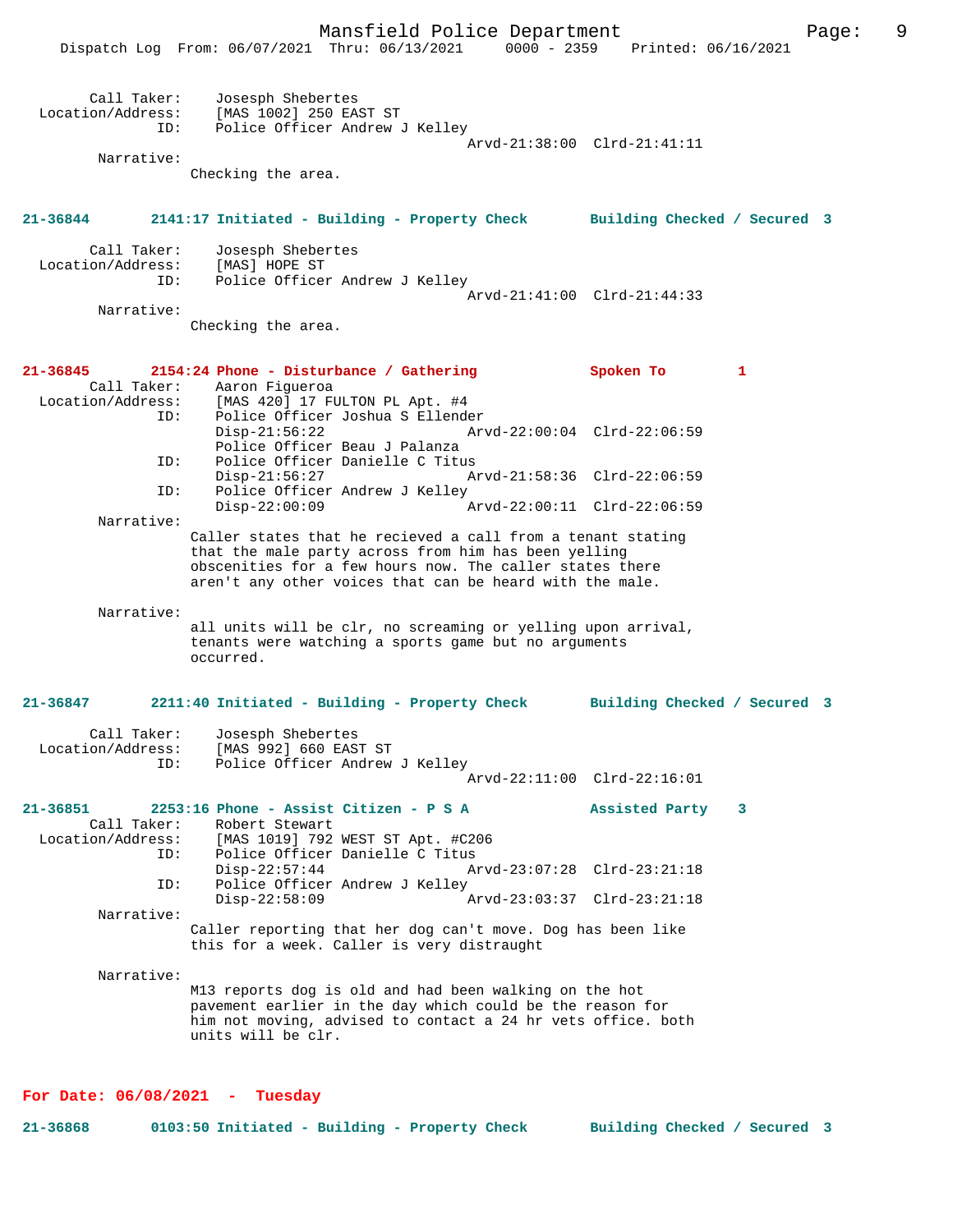```
        Call Taker:    Josesph Shebertes
  Location/Address:    [MAS 1002] 250 EAST ST
                ID:    Police Officer Andrew J Kelley
                                                  Arvd-21:38:00  Clrd-21:41:11
         Narrative:
                Checking the area.


21-36844        2141:17 Initiated - Building - Property Check       Building Checked / Secured  3

        Call Taker:    Josesph Shebertes
  Location/Address:    [MAS] HOPE ST
                ID:    Police Officer Andrew J Kelley
                                                  Arvd-21:41:00  Clrd-21:44:33
         Narrative:
                Checking the area.


21-36845        2154:24 Phone - Disturbance / Gathering             Spoken To         1
        Call Taker:    Aaron Figueroa
  Location/Address:    [MAS 420] 17 FULTON PL Apt. #4
                ID:    Police Officer Joshua S Ellender
                       Disp-21:56:22              Arvd-22:00:04  Clrd-22:06:59
                       Police Officer Beau J Palanza
                ID:    Police Officer Danielle C Titus
                       Disp-21:56:27              Arvd-21:58:36  Clrd-22:06:59
                ID:    Police Officer Andrew J Kelley
                       Disp-22:00:09              Arvd-22:00:11  Clrd-22:06:59
         Narrative:
                Caller states that he recieved a call from a tenant stating
                that the male party across from him has been yelling
                obscenities for a few hours now. The caller states there
                aren't any other voices that can be heard with the male.

         Narrative:
                all units will be clr, no screaming or yelling upon arrival,
                tenants were watching a sports game but no arguments
                occurred.


21-36847        2211:40 Initiated - Building - Property Check       Building Checked / Secured  3

        Call Taker:    Josesph Shebertes
  Location/Address:    [MAS 992] 660 EAST ST
                ID:    Police Officer Andrew J Kelley
                                                  Arvd-22:11:00  Clrd-22:16:01

21-36851        2253:16 Phone - Assist Citizen - P S A              Assisted Party    3
        Call Taker:    Robert Stewart
  Location/Address:    [MAS 1019] 792 WEST ST Apt. #C206
                ID:    Police Officer Danielle C Titus
                       Disp-22:57:44              Arvd-23:07:28  Clrd-23:21:18
                ID:    Police Officer Andrew J Kelley
                       Disp-22:58:09              Arvd-23:03:37  Clrd-23:21:18
         Narrative:
                Caller reporting that her dog can't move. Dog has been like
                this for a week. Caller is very distraught

         Narrative:
                M13 reports dog is old and had been walking on the hot
                pavement earlier in the day which could be the reason for
                him not moving, advised to contact a 24 hr vets office. both
                units will be clr.


For Date: 06/08/2021  -  Tuesday

21-36868        0103:50 Initiated - Building - Property Check       Building Checked / Secured  3
```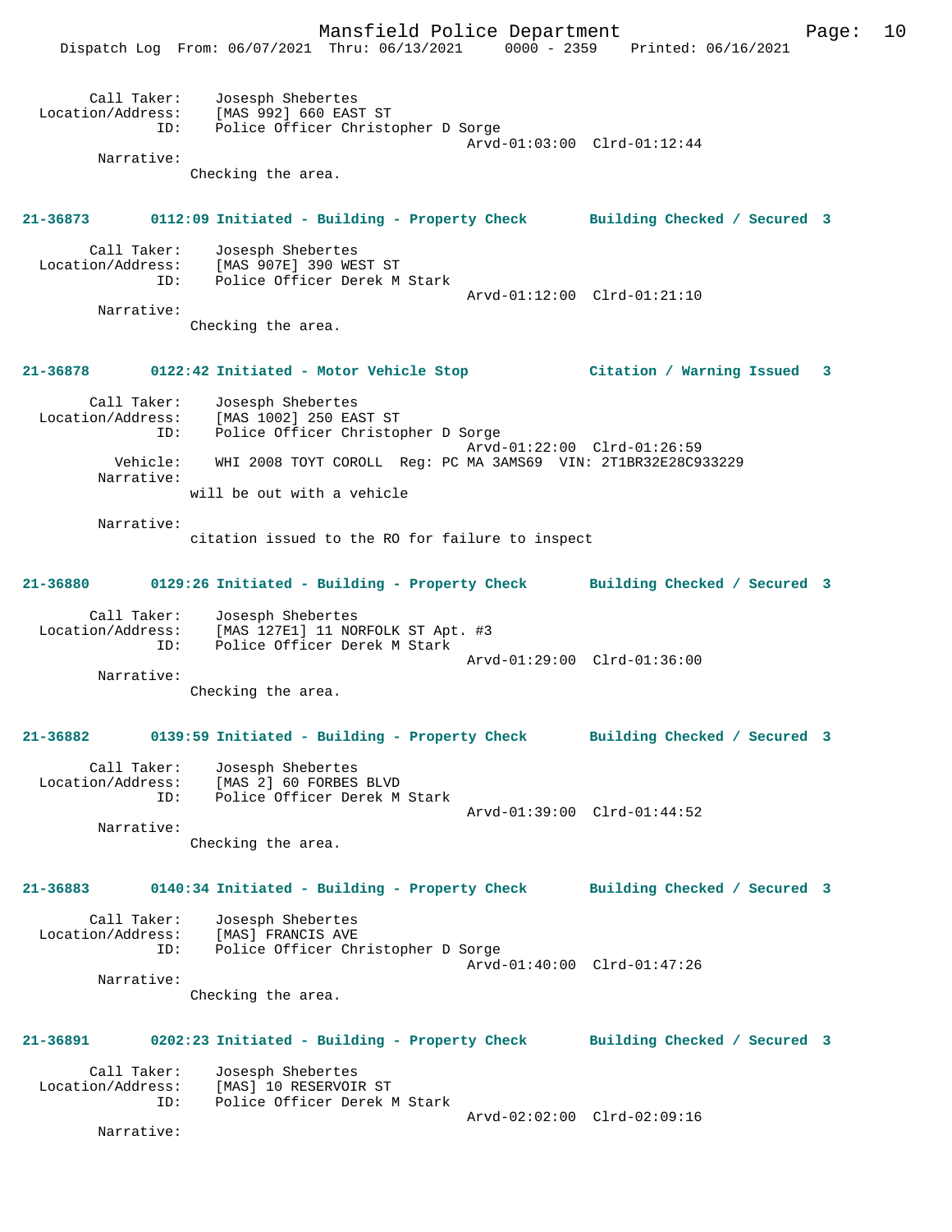Call Taker: Josesph Shebertes
Location/Address: [MAS 992] 660 EAST ST
ID: Police Officer Christopher D Sorge
Arvd-01:03:00 Clrd-01:12:44
Narrative:
Checking the area.

**21-36873 0112:09 Initiated - Building - Property Check Building Checked / Secured 3**

Call Taker: Josesph Shebertes
Location/Address: [MAS 907E] 390 WEST ST
ID: Police Officer Derek M Stark
Arvd-01:12:00 Clrd-01:21:10
Narrative:
Checking the area.

**21-36878 0122:42 Initiated - Motor Vehicle Stop Citation / Warning Issued 3**

Call Taker: Josesph Shebertes
Location/Address: [MAS 1002] 250 EAST ST
ID: Police Officer Christopher D Sorge
Arvd-01:22:00 Clrd-01:26:59
Vehicle: WHI 2008 TOYT COROLL Reg: PC MA 3AMS69 VIN: 2T1BR32E28C933229
Narrative:
will be out with a vehicle

Narrative:
citation issued to the RO for failure to inspect

**21-36880 0129:26 Initiated - Building - Property Check Building Checked / Secured 3**

Call Taker: Josesph Shebertes
Location/Address: [MAS 127E1] 11 NORFOLK ST Apt. #3
ID: Police Officer Derek M Stark
Arvd-01:29:00 Clrd-01:36:00
Narrative:
Checking the area.

**21-36882 0139:59 Initiated - Building - Property Check Building Checked / Secured 3**

Call Taker: Josesph Shebertes
Location/Address: [MAS 2] 60 FORBES BLVD
ID: Police Officer Derek M Stark
Arvd-01:39:00 Clrd-01:44:52
Narrative:
Checking the area.

**21-36883 0140:34 Initiated - Building - Property Check Building Checked / Secured 3**

Call Taker: Josesph Shebertes
Location/Address: [MAS] FRANCIS AVE
ID: Police Officer Christopher D Sorge
Arvd-01:40:00 Clrd-01:47:26
Narrative:
Checking the area.

**21-36891 0202:23 Initiated - Building - Property Check Building Checked / Secured 3**

Call Taker: Josesph Shebertes
Location/Address: [MAS] 10 RESERVOIR ST
ID: Police Officer Derek M Stark
Arvd-02:02:00 Clrd-02:09:16
Narrative: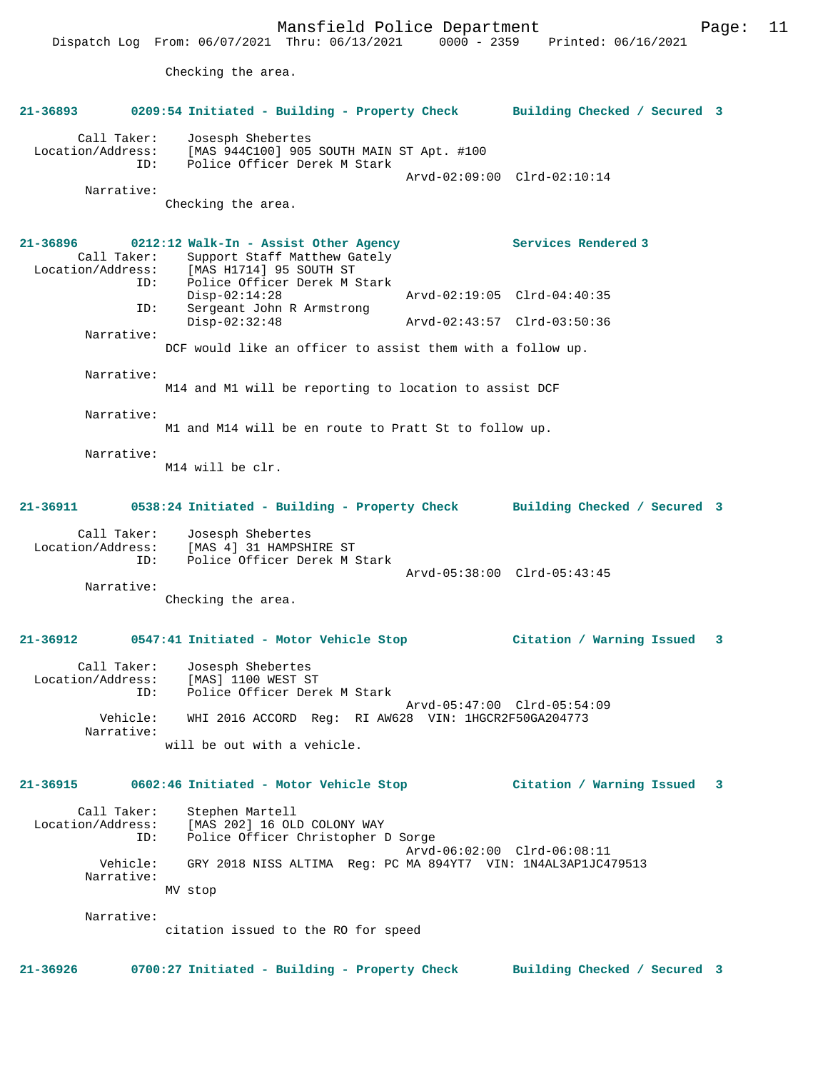Checking the area.

**21-36893 0209:54 Initiated - Building - Property Check Building Checked / Secured 3**

```
        Call Taker:    Josesph Shebertes
  Location/Address:    [MAS 944C100] 905 SOUTH MAIN ST Apt. #100
                ID:    Police Officer Derek M Stark
                                              Arvd-02:09:00  Clrd-02:10:14
         Narrative:
                   Checking the area.
```

**21-36896 0212:12 Walk-In - Assist Other Agency Services Rendered 3**

```
        Call Taker:    Support Staff Matthew Gately
  Location/Address:    [MAS H1714] 95 SOUTH ST
                ID:    Police Officer Derek M Stark
                       Disp-02:14:28          Arvd-02:19:05  Clrd-04:40:35
                ID:    Sergeant John R Armstrong
                       Disp-02:32:48          Arvd-02:43:57  Clrd-03:50:36
         Narrative:
                   DCF would like an officer to assist them with a follow up.

         Narrative:
                   M14 and M1 will be reporting to location to assist DCF

         Narrative:
                   M1 and M14 will be en route to Pratt St to follow up.

         Narrative:
                   M14 will be clr.
```

**21-36911 0538:24 Initiated - Building - Property Check Building Checked / Secured 3**

```
        Call Taker:    Josesph Shebertes
  Location/Address:    [MAS 4] 31 HAMPSHIRE ST
                ID:    Police Officer Derek M Stark
                                              Arvd-05:38:00  Clrd-05:43:45
         Narrative:
                   Checking the area.
```

**21-36912 0547:41 Initiated - Motor Vehicle Stop Citation / Warning Issued 3**

```
        Call Taker:    Josesph Shebertes
  Location/Address:    [MAS] 1100 WEST ST
                ID:    Police Officer Derek M Stark
                                              Arvd-05:47:00  Clrd-05:54:09
           Vehicle:    WHI 2016 ACCORD  Reg:  RI AW628  VIN: 1HGCR2F50GA204773
         Narrative:
                   will be out with a vehicle.
```

**21-36915 0602:46 Initiated - Motor Vehicle Stop Citation / Warning Issued 3**

```
        Call Taker:    Stephen Martell
  Location/Address:    [MAS 202] 16 OLD COLONY WAY
                ID:    Police Officer Christopher D Sorge
                                              Arvd-06:02:00  Clrd-06:08:11
           Vehicle:    GRY 2018 NISS ALTIMA  Reg: PC MA 894YT7  VIN: 1N4AL3AP1JC479513
         Narrative:
                   MV stop

         Narrative:
                   citation issued to the RO for speed
```

**21-36926 0700:27 Initiated - Building - Property Check Building Checked / Secured 3**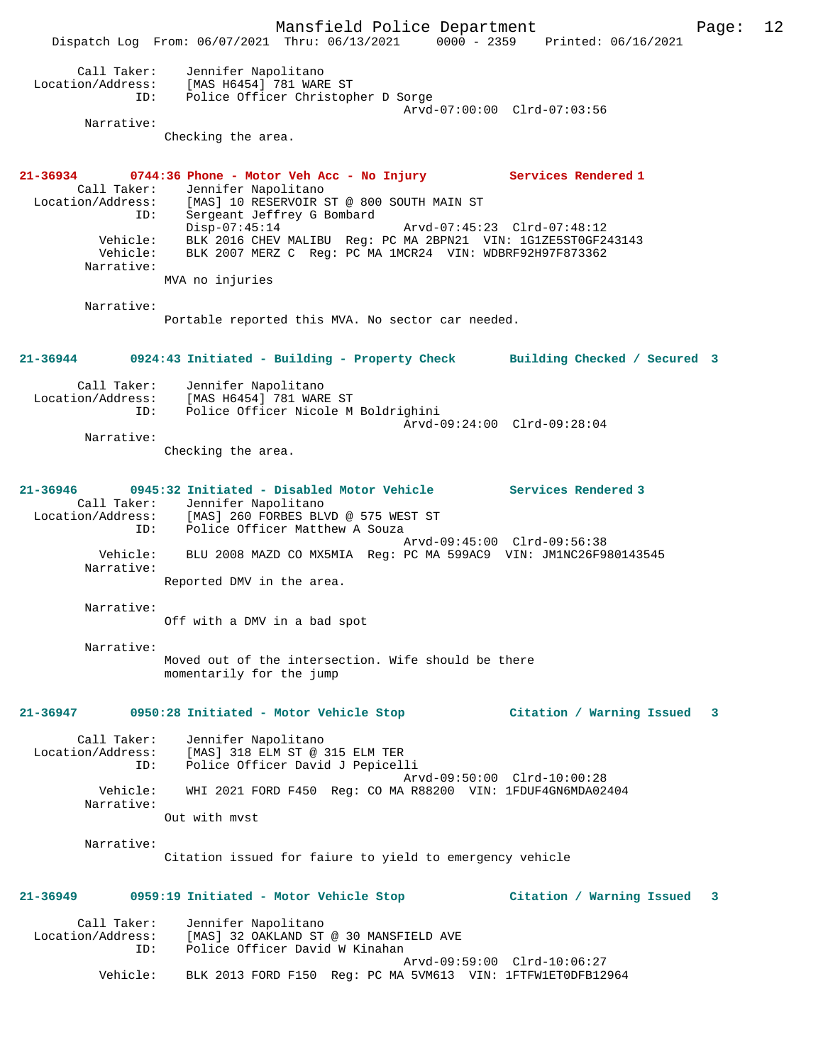Call Taker: Jennifer Napolitano
Location/Address: [MAS H6454] 781 WARE ST
ID: Police Officer Christopher D Sorge
Arvd-07:00:00 Clrd-07:03:56
Narrative:
Checking the area.

**21-36934 0744:36 Phone - Motor Veh Acc - No Injury Services Rendered 1**
Call Taker: Jennifer Napolitano
Location/Address: [MAS] 10 RESERVOIR ST @ 800 SOUTH MAIN ST
ID: Sergeant Jeffrey G Bombard
Disp-07:45:14 Arvd-07:45:23 Clrd-07:48:12
Vehicle: BLK 2016 CHEV MALIBU Reg: PC MA 2BPN21 VIN: 1G1ZE5ST0GF243143
Vehicle: BLK 2007 MERZ C Reg: PC MA 1MCR24 VIN: WDBRF92H97F873362
Narrative:
MVA no injuries

Narrative:
Portable reported this MVA. No sector car needed.

**21-36944 0924:43 Initiated - Building - Property Check Building Checked / Secured 3**
Call Taker: Jennifer Napolitano
Location/Address: [MAS H6454] 781 WARE ST
ID: Police Officer Nicole M Boldrighini
Arvd-09:24:00 Clrd-09:28:04
Narrative:
Checking the area.

**21-36946 0945:32 Initiated - Disabled Motor Vehicle Services Rendered 3**
Call Taker: Jennifer Napolitano
Location/Address: [MAS] 260 FORBES BLVD @ 575 WEST ST
ID: Police Officer Matthew A Souza
Arvd-09:45:00 Clrd-09:56:38
Vehicle: BLU 2008 MAZD CO MX5MIA Reg: PC MA 599AC9 VIN: JM1NC26F980143545
Narrative:
Reported DMV in the area.

Narrative:
Off with a DMV in a bad spot

Narrative:
Moved out of the intersection. Wife should be there momentarily for the jump

**21-36947 0950:28 Initiated - Motor Vehicle Stop Citation / Warning Issued 3**
Call Taker: Jennifer Napolitano
Location/Address: [MAS] 318 ELM ST @ 315 ELM TER
ID: Police Officer David J Pepicelli
Arvd-09:50:00 Clrd-10:00:28
Vehicle: WHI 2021 FORD F450 Reg: CO MA R88200 VIN: 1FDUF4GN6MDA02404
Narrative:
Out with mvst

Narrative:
Citation issued for faiure to yield to emergency vehicle

**21-36949 0959:19 Initiated - Motor Vehicle Stop Citation / Warning Issued 3**
Call Taker: Jennifer Napolitano
Location/Address: [MAS] 32 OAKLAND ST @ 30 MANSFIELD AVE
ID: Police Officer David W Kinahan
Arvd-09:59:00 Clrd-10:06:27
Vehicle: BLK 2013 FORD F150 Reg: PC MA 5VM613 VIN: 1FTFW1ET0DFB12964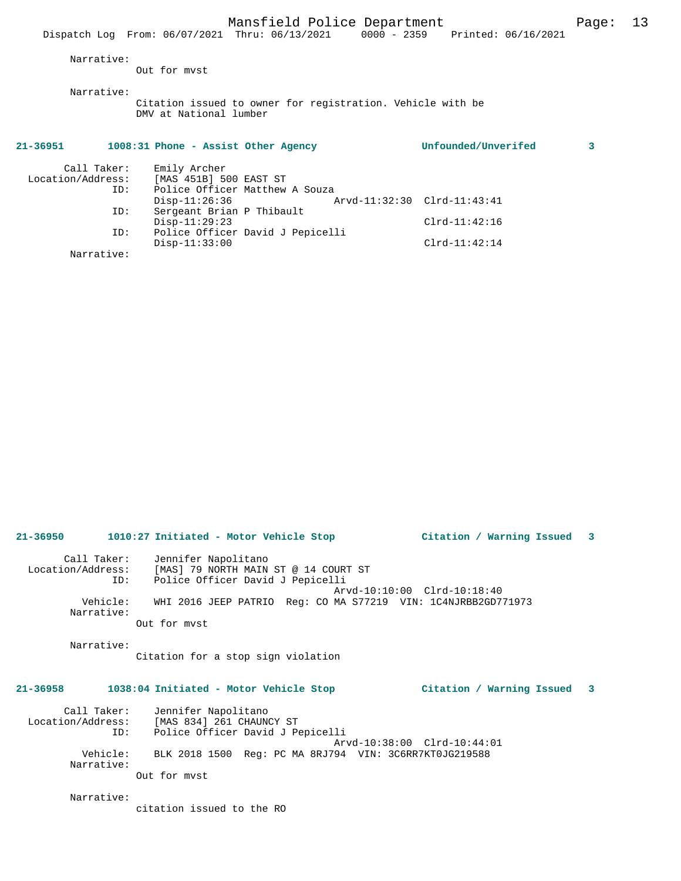Narrative:
Out for mvst

Narrative:
Citation issued to owner for registration. Vehicle with be DMV at National lumber

**21-36951 1008:31 Phone - Assist Other Agency Unfounded/Unverifed 3**

Call Taker: Emily Archer
Location/Address: [MAS 451B] 500 EAST ST
ID: Police Officer Matthew A Souza
Disp-11:26:36 Arvd-11:32:30 Clrd-11:43:41
ID: Sergeant Brian P Thibault
Disp-11:29:23 Clrd-11:42:16
ID: Police Officer David J Pepicelli
Disp-11:33:00 Clrd-11:42:14
Narrative:

**21-36950 1010:27 Initiated - Motor Vehicle Stop Citation / Warning Issued 3**

Call Taker: Jennifer Napolitano
Location/Address: [MAS] 79 NORTH MAIN ST @ 14 COURT ST
ID: Police Officer David J Pepicelli
Arvd-10:10:00 Clrd-10:18:40
Vehicle: WHI 2016 JEEP PATRIO Reg: CO MA S77219 VIN: 1C4NJRBB2GD771973
Narrative:
Out for mvst

Narrative:
Citation for a stop sign violation

**21-36958 1038:04 Initiated - Motor Vehicle Stop Citation / Warning Issued 3**

Call Taker: Jennifer Napolitano
Location/Address: [MAS 834] 261 CHAUNCY ST
ID: Police Officer David J Pepicelli
Arvd-10:38:00 Clrd-10:44:01
Vehicle: BLK 2018 1500 Reg: PC MA 8RJ794 VIN: 3C6RR7KT0JG219588
Narrative:
Out for mvst

Narrative:
citation issued to the RO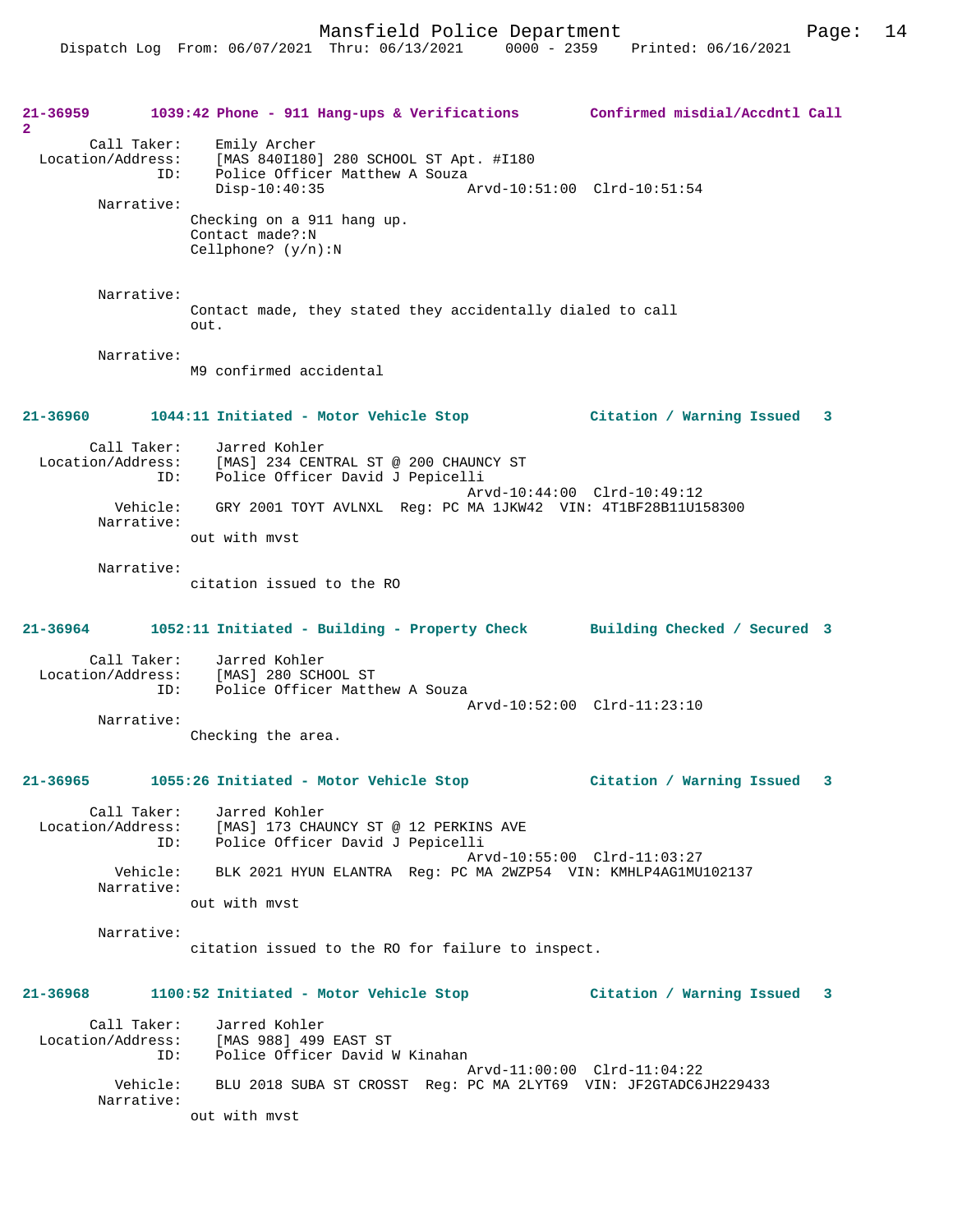**21-36959 1039:42 Phone - 911 Hang-ups & Verifications — Confirmed misdial/Accdntl Call 2**

Call Taker: Emily Archer
Location/Address: [MAS 840I180] 280 SCHOOL ST Apt. #I180
ID: Police Officer Matthew A Souza
Disp-10:40:35 Arvd-10:51:00 Clrd-10:51:54

Narrative:
Checking on a 911 hang up.
Contact made?:N
Cellphone? (y/n):N

Narrative:
Contact made, they stated they accidentally dialed to call out.

Narrative:
M9 confirmed accidental

**21-36960 1044:11 Initiated - Motor Vehicle Stop — Citation / Warning Issued 3**

Call Taker: Jarred Kohler
Location/Address: [MAS] 234 CENTRAL ST @ 200 CHAUNCY ST
ID: Police Officer David J Pepicelli
Arvd-10:44:00 Clrd-10:49:12
Vehicle: GRY 2001 TOYT AVLNXL Reg: PC MA 1JKW42 VIN: 4T1BF28B11U158300

Narrative:
out with mvst

Narrative:
citation issued to the RO

**21-36964 1052:11 Initiated - Building - Property Check — Building Checked / Secured 3**

Call Taker: Jarred Kohler
Location/Address: [MAS] 280 SCHOOL ST
ID: Police Officer Matthew A Souza
Arvd-10:52:00 Clrd-11:23:10

Narrative:
Checking the area.

**21-36965 1055:26 Initiated - Motor Vehicle Stop — Citation / Warning Issued 3**

Call Taker: Jarred Kohler
Location/Address: [MAS] 173 CHAUNCY ST @ 12 PERKINS AVE
ID: Police Officer David J Pepicelli
Arvd-10:55:00 Clrd-11:03:27
Vehicle: BLK 2021 HYUN ELANTRA Reg: PC MA 2WZP54 VIN: KMHLP4AG1MU102137

Narrative:
out with mvst

Narrative:
citation issued to the RO for failure to inspect.

**21-36968 1100:52 Initiated - Motor Vehicle Stop — Citation / Warning Issued 3**

Call Taker: Jarred Kohler
Location/Address: [MAS 988] 499 EAST ST
ID: Police Officer David W Kinahan
Arvd-11:00:00 Clrd-11:04:22
Vehicle: BLU 2018 SUBA ST CROSST Reg: PC MA 2LYT69 VIN: JF2GTADC6JH229433

Narrative:
out with mvst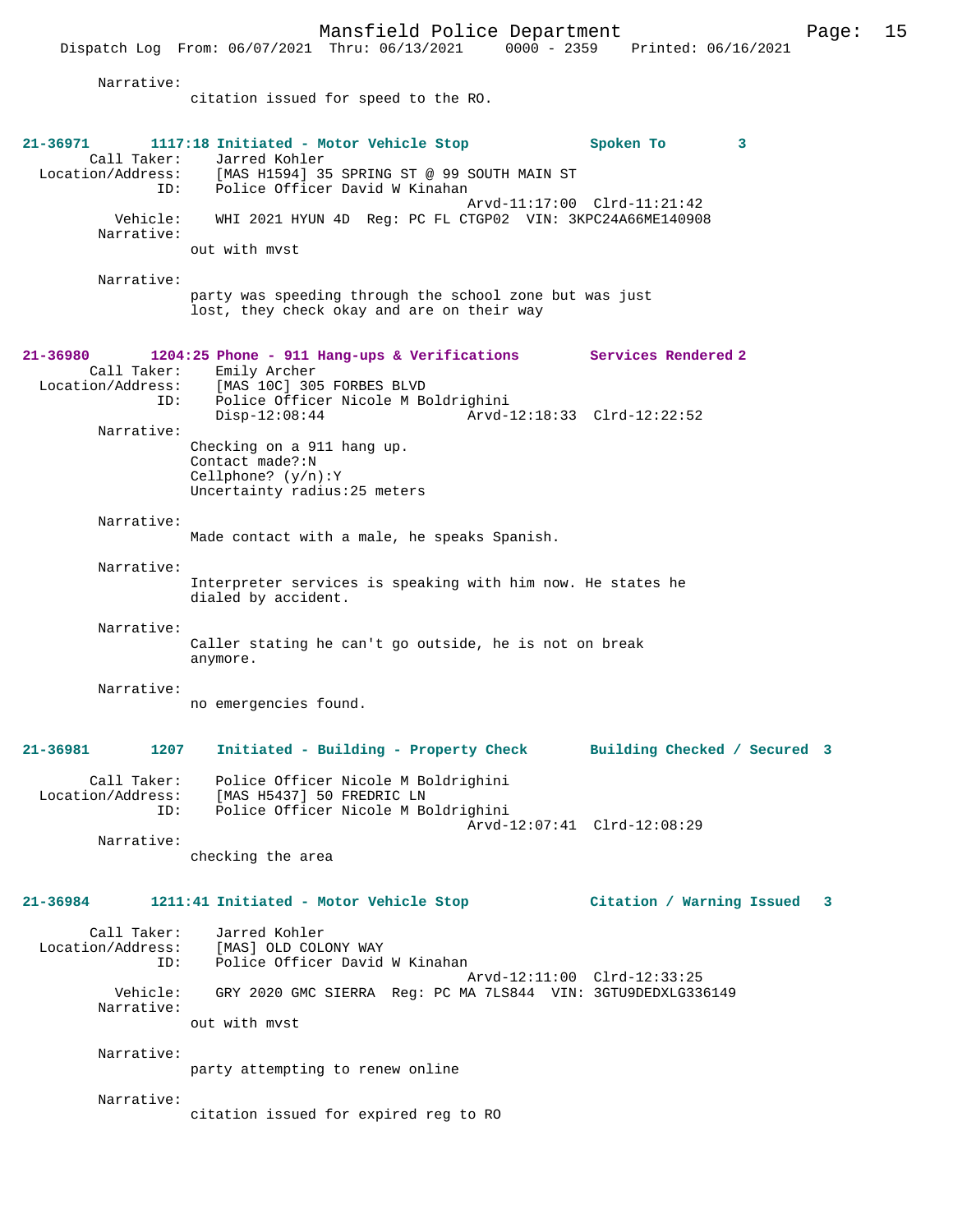Narrative:
citation issued for speed to the RO.

**21-36971 1117:18 Initiated - Motor Vehicle Stop — Spoken To 3**

Call Taker: Jarred Kohler
Location/Address: [MAS H1594] 35 SPRING ST @ 99 SOUTH MAIN ST
ID: Police Officer David W Kinahan
Arvd-11:17:00 Clrd-11:21:42
Vehicle: WHI 2021 HYUN 4D Reg: PC FL CTGP02 VIN: 3KPC24A66ME140908

Narrative:
out with mvst

Narrative:
party was speeding through the school zone but was just lost, they check okay and are on their way

**21-36980 1204:25 Phone - 911 Hang-ups & Verifications — Services Rendered 2**

Call Taker: Emily Archer
Location/Address: [MAS 10C] 305 FORBES BLVD
ID: Police Officer Nicole M Boldrighini
Disp-12:08:44 Arvd-12:18:33 Clrd-12:22:52

Narrative:
Checking on a 911 hang up.
Contact made?:N
Cellphone? (y/n):Y
Uncertainty radius:25 meters

Narrative:
Made contact with a male, he speaks Spanish.

Narrative:
Interpreter services is speaking with him now. He states he dialed by accident.

Narrative:
Caller stating he can't go outside, he is not on break anymore.

Narrative:
no emergencies found.

**21-36981 1207 Initiated - Building - Property Check — Building Checked / Secured 3**

Call Taker: Police Officer Nicole M Boldrighini
Location/Address: [MAS H5437] 50 FREDRIC LN
ID: Police Officer Nicole M Boldrighini
Arvd-12:07:41 Clrd-12:08:29

Narrative:
checking the area

**21-36984 1211:41 Initiated - Motor Vehicle Stop — Citation / Warning Issued 3**

Call Taker: Jarred Kohler
Location/Address: [MAS] OLD COLONY WAY
ID: Police Officer David W Kinahan
Arvd-12:11:00 Clrd-12:33:25
Vehicle: GRY 2020 GMC SIERRA Reg: PC MA 7LS844 VIN: 3GTU9DEDXLG336149

Narrative:
out with mvst

Narrative:
party attempting to renew online

Narrative:
citation issued for expired reg to RO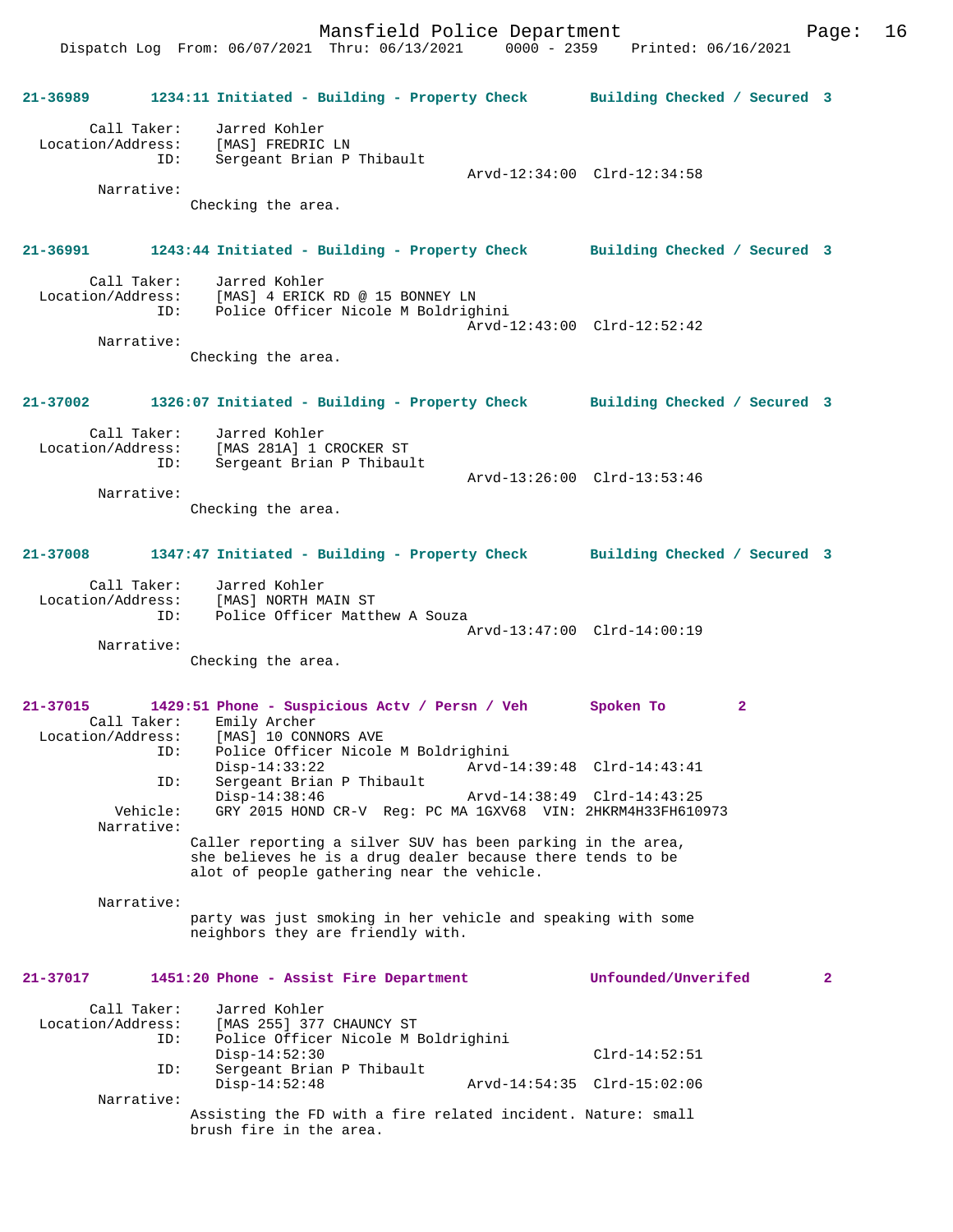21-36989 1234:11 Initiated - Building - Property Check Building Checked / Secured 3

```
        Call Taker:    Jarred Kohler
  Location/Address:    [MAS] FREDRIC LN
               ID:     Sergeant Brian P Thibault
                                            Arvd-12:34:00  Clrd-12:34:58
        Narrative:
                Checking the area.
```

21-36991 1243:44 Initiated - Building - Property Check Building Checked / Secured 3

```
        Call Taker:    Jarred Kohler
  Location/Address:    [MAS] 4 ERICK RD @ 15 BONNEY LN
               ID:     Police Officer Nicole M Boldrighini
                                            Arvd-12:43:00  Clrd-12:52:42
        Narrative:
                Checking the area.
```

21-37002 1326:07 Initiated - Building - Property Check Building Checked / Secured 3

```
        Call Taker:    Jarred Kohler
  Location/Address:    [MAS 281A] 1 CROCKER ST
               ID:     Sergeant Brian P Thibault
                                            Arvd-13:26:00  Clrd-13:53:46
        Narrative:
                Checking the area.
```

21-37008 1347:47 Initiated - Building - Property Check Building Checked / Secured 3

```
        Call Taker:    Jarred Kohler
  Location/Address:    [MAS] NORTH MAIN ST
               ID:     Police Officer Matthew A Souza
                                            Arvd-13:47:00  Clrd-14:00:19
        Narrative:
                Checking the area.
```

21-37015 1429:51 Phone - Suspicious Actv / Persn / Veh Spoken To 2

```
        Call Taker:    Emily Archer
  Location/Address:    [MAS] 10 CONNORS AVE
               ID:     Police Officer Nicole M Boldrighini
                       Disp-14:33:22        Arvd-14:39:48  Clrd-14:43:41
               ID:     Sergeant Brian P Thibault
                       Disp-14:38:46        Arvd-14:38:49  Clrd-14:43:25
          Vehicle:     GRY 2015 HOND CR-V  Reg: PC MA 1GXV68  VIN: 2HKRM4H33FH610973
        Narrative:
                Caller reporting a silver SUV has been parking in the area,
                she believes he is a drug dealer because there tends to be
                alot of people gathering near the vehicle.

        Narrative:
                party was just smoking in her vehicle and speaking with some
                neighbors they are friendly with.
```

21-37017 1451:20 Phone - Assist Fire Department Unfounded/Unverifed 2

```
        Call Taker:    Jarred Kohler
  Location/Address:    [MAS 255] 377 CHAUNCY ST
               ID:     Police Officer Nicole M Boldrighini
                       Disp-14:52:30                       Clrd-14:52:51
               ID:     Sergeant Brian P Thibault
                       Disp-14:52:48        Arvd-14:54:35  Clrd-15:02:06
        Narrative:
                Assisting the FD with a fire related incident. Nature: small
                brush fire in the area.
```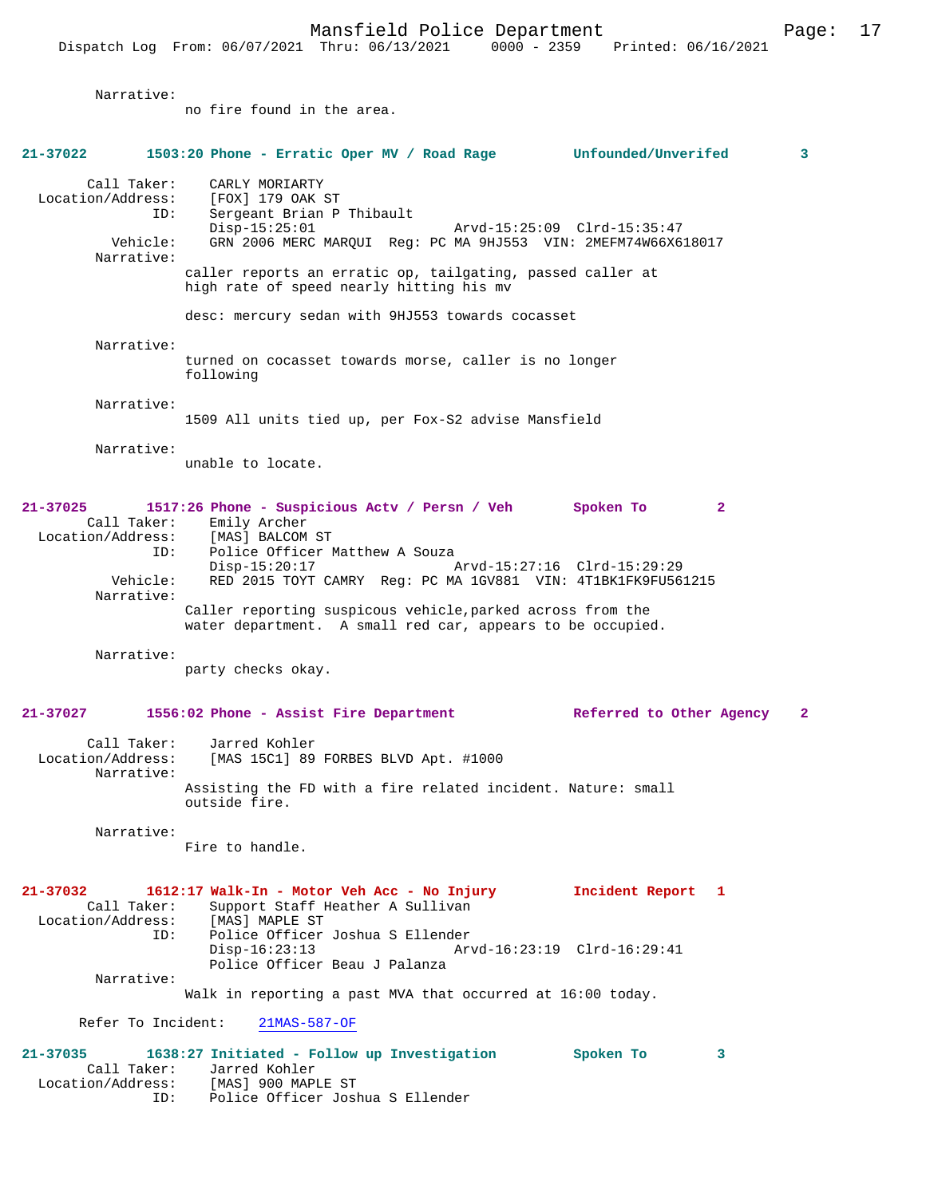Narrative:
no fire found in the area.

**21-37022 1503:20 Phone - Erratic Oper MV / Road Rage Unfounded/Unverifed 3**

Call Taker: CARLY MORIARTY
Location/Address: [FOX] 179 OAK ST
ID: Sergeant Brian P Thibault
Disp-15:25:01 Arvd-15:25:09 Clrd-15:35:47
Vehicle: GRN 2006 MERC MARQUI Reg: PC MA 9HJ553 VIN: 2MEFM74W66X618017
Narrative:
caller reports an erratic op, tailgating, passed caller at high rate of speed nearly hitting his mv

desc: mercury sedan with 9HJ553 towards cocasset

Narrative:
turned on cocasset towards morse, caller is no longer following

Narrative:
1509 All units tied up, per Fox-S2 advise Mansfield

Narrative:
unable to locate.

**21-37025 1517:26 Phone - Suspicious Actv / Persn / Veh Spoken To 2**

Call Taker: Emily Archer
Location/Address: [MAS] BALCOM ST
ID: Police Officer Matthew A Souza
Disp-15:20:17 Arvd-15:27:16 Clrd-15:29:29
Vehicle: RED 2015 TOYT CAMRY Reg: PC MA 1GV881 VIN: 4T1BK1FK9FU561215
Narrative:
Caller reporting suspicous vehicle,parked across from the water department. A small red car, appears to be occupied.

Narrative:
party checks okay.

**21-37027 1556:02 Phone - Assist Fire Department Referred to Other Agency 2**

Call Taker: Jarred Kohler
Location/Address: [MAS 15C1] 89 FORBES BLVD Apt. #1000
Narrative:
Assisting the FD with a fire related incident. Nature: small outside fire.

Narrative:
Fire to handle.

**21-37032 1612:17 Walk-In - Motor Veh Acc - No Injury Incident Report 1**

Call Taker: Support Staff Heather A Sullivan
Location/Address: [MAS] MAPLE ST
ID: Police Officer Joshua S Ellender
Disp-16:23:13 Arvd-16:23:19 Clrd-16:29:41
Police Officer Beau J Palanza
Narrative:
Walk in reporting a past MVA that occurred at 16:00 today.

Refer To Incident: 21MAS-587-OF

**21-37035 1638:27 Initiated - Follow up Investigation Spoken To 3**

Call Taker: Jarred Kohler
Location/Address: [MAS] 900 MAPLE ST
ID: Police Officer Joshua S Ellender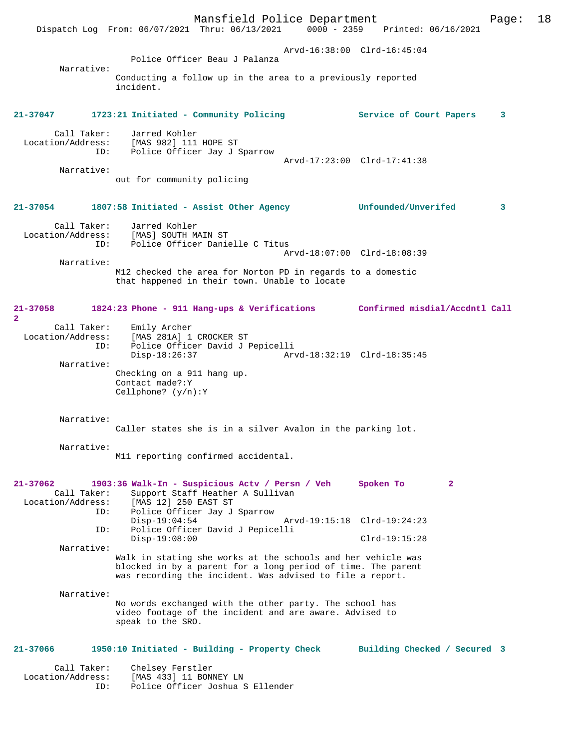Arvd-16:38:00 Clrd-16:45:04
Police Officer Beau J Palanza

Narrative:
Conducting a follow up in the area to a previously reported incident.

**21-37047 1723:21 Initiated - Community Policing — Service of Court Papers 3**

Call Taker: Jarred Kohler
Location/Address: [MAS 982] 111 HOPE ST
ID: Police Officer Jay J Sparrow
Arvd-17:23:00 Clrd-17:41:38

Narrative:
out for community policing

**21-37054 1807:58 Initiated - Assist Other Agency — Unfounded/Unverifed 3**

Call Taker: Jarred Kohler
Location/Address: [MAS] SOUTH MAIN ST
ID: Police Officer Danielle C Titus
Arvd-18:07:00 Clrd-18:08:39

Narrative:
M12 checked the area for Norton PD in regards to a domestic that happened in their town. Unable to locate

**21-37058 1824:23 Phone - 911 Hang-ups & Verifications — Confirmed misdial/Accdntl Call 2**

Call Taker: Emily Archer
Location/Address: [MAS 281A] 1 CROCKER ST
ID: Police Officer David J Pepicelli
Disp-18:26:37 Arvd-18:32:19 Clrd-18:35:45

Narrative:
Checking on a 911 hang up.
Contact made?:Y
Cellphone? (y/n):Y

Narrative:
Caller states she is in a silver Avalon in the parking lot.

Narrative:
M11 reporting confirmed accidental.

**21-37062 1903:36 Walk-In - Suspicious Actv / Persn / Veh — Spoken To 2**

Call Taker: Support Staff Heather A Sullivan
Location/Address: [MAS 12] 250 EAST ST
ID: Police Officer Jay J Sparrow
Disp-19:04:54 Arvd-19:15:18 Clrd-19:24:23
ID: Police Officer David J Pepicelli
Disp-19:08:00 Clrd-19:15:28

Narrative:
Walk in stating she works at the schools and her vehicle was blocked in by a parent for a long period of time. The parent was recording the incident. Was advised to file a report.

Narrative:
No words exchanged with the other party. The school has video footage of the incident and are aware. Advised to speak to the SRO.

**21-37066 1950:10 Initiated - Building - Property Check — Building Checked / Secured 3**

Call Taker: Chelsey Ferstler
Location/Address: [MAS 433] 11 BONNEY LN
ID: Police Officer Joshua S Ellender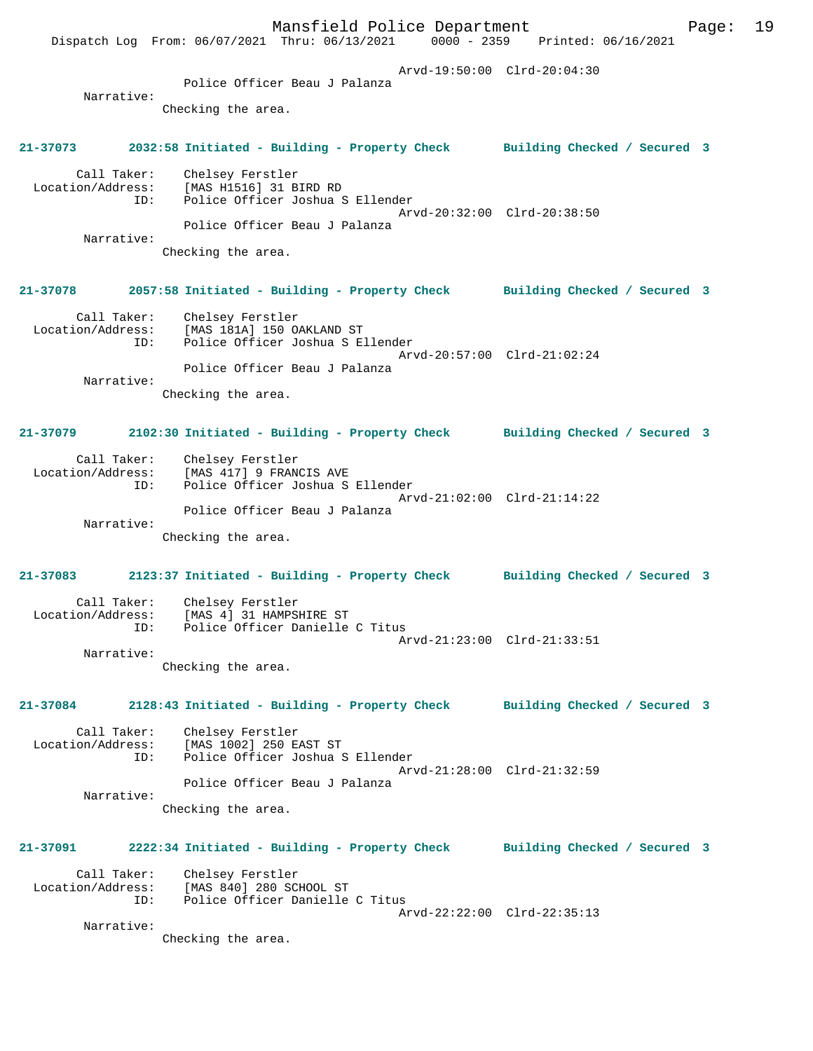Arvd-19:50:00 Clrd-20:04:30
Police Officer Beau J Palanza

Narrative:
Checking the area.

**21-37073 2032:58 Initiated - Building - Property Check Building Checked / Secured 3**

Call Taker: Chelsey Ferstler
Location/Address: [MAS H1516] 31 BIRD RD
ID: Police Officer Joshua S Ellender
Arvd-20:32:00 Clrd-20:38:50
Police Officer Beau J Palanza

Narrative:
Checking the area.

**21-37078 2057:58 Initiated - Building - Property Check Building Checked / Secured 3**

Call Taker: Chelsey Ferstler
Location/Address: [MAS 181A] 150 OAKLAND ST
ID: Police Officer Joshua S Ellender
Arvd-20:57:00 Clrd-21:02:24
Police Officer Beau J Palanza

Narrative:
Checking the area.

**21-37079 2102:30 Initiated - Building - Property Check Building Checked / Secured 3**

Call Taker: Chelsey Ferstler
Location/Address: [MAS 417] 9 FRANCIS AVE
ID: Police Officer Joshua S Ellender
Arvd-21:02:00 Clrd-21:14:22
Police Officer Beau J Palanza

Narrative:
Checking the area.

**21-37083 2123:37 Initiated - Building - Property Check Building Checked / Secured 3**

Call Taker: Chelsey Ferstler
Location/Address: [MAS 4] 31 HAMPSHIRE ST
ID: Police Officer Danielle C Titus
Arvd-21:23:00 Clrd-21:33:51

Narrative:
Checking the area.

**21-37084 2128:43 Initiated - Building - Property Check Building Checked / Secured 3**

Call Taker: Chelsey Ferstler
Location/Address: [MAS 1002] 250 EAST ST
ID: Police Officer Joshua S Ellender
Arvd-21:28:00 Clrd-21:32:59
Police Officer Beau J Palanza

Narrative:
Checking the area.

**21-37091 2222:34 Initiated - Building - Property Check Building Checked / Secured 3**

Call Taker: Chelsey Ferstler
Location/Address: [MAS 840] 280 SCHOOL ST
ID: Police Officer Danielle C Titus
Arvd-22:22:00 Clrd-22:35:13

Narrative:
Checking the area.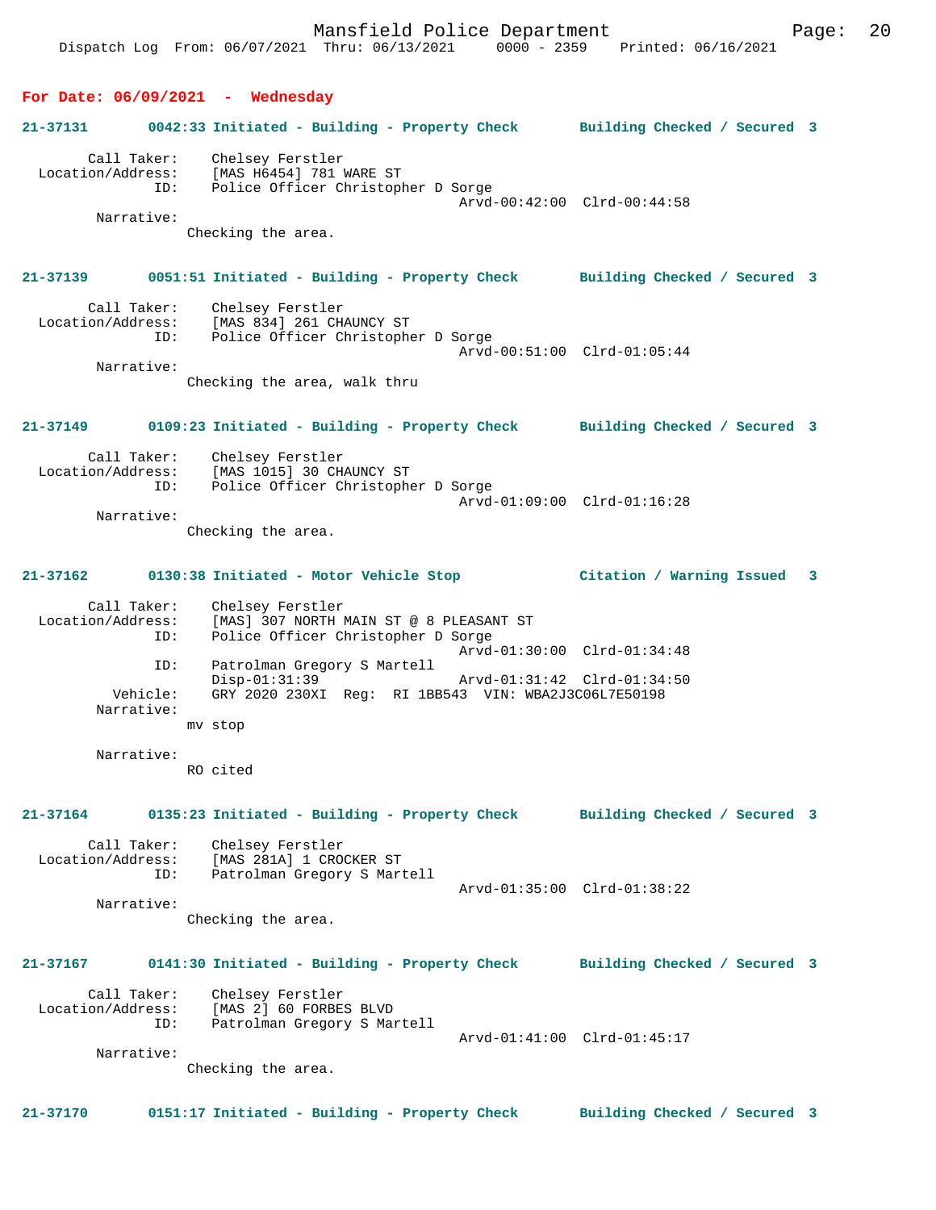**For Date: 06/09/2021 - Wednesday**

**21-37131 0042:33 Initiated - Building - Property Check Building Checked / Secured 3**

```
        Call Taker:    Chelsey Ferstler
  Location/Address:    [MAS H6454] 781 WARE ST
                ID:    Police Officer Christopher D Sorge
                                            Arvd-00:42:00  Clrd-00:44:58
         Narrative:
                Checking the area.
```

**21-37139 0051:51 Initiated - Building - Property Check Building Checked / Secured 3**

```
        Call Taker:    Chelsey Ferstler
  Location/Address:    [MAS 834] 261 CHAUNCY ST
                ID:    Police Officer Christopher D Sorge
                                            Arvd-00:51:00  Clrd-01:05:44
         Narrative:
                Checking the area, walk thru
```

**21-37149 0109:23 Initiated - Building - Property Check Building Checked / Secured 3**

```
        Call Taker:    Chelsey Ferstler
  Location/Address:    [MAS 1015] 30 CHAUNCY ST
                ID:    Police Officer Christopher D Sorge
                                            Arvd-01:09:00  Clrd-01:16:28
         Narrative:
                Checking the area.
```

**21-37162 0130:38 Initiated - Motor Vehicle Stop Citation / Warning Issued 3**

```
        Call Taker:    Chelsey Ferstler
  Location/Address:    [MAS] 307 NORTH MAIN ST @ 8 PLEASANT ST
                ID:    Police Officer Christopher D Sorge
                                            Arvd-01:30:00  Clrd-01:34:48
                ID:    Patrolman Gregory S Martell
                       Disp-01:31:39        Arvd-01:31:42  Clrd-01:34:50
           Vehicle:    GRY 2020 230XI  Reg:  RI 1BB543  VIN: WBA2J3C06L7E50198
         Narrative:
                mv stop

         Narrative:
                RO cited
```

**21-37164 0135:23 Initiated - Building - Property Check Building Checked / Secured 3**

```
        Call Taker:    Chelsey Ferstler
  Location/Address:    [MAS 281A] 1 CROCKER ST
                ID:    Patrolman Gregory S Martell
                                            Arvd-01:35:00  Clrd-01:38:22
         Narrative:
                Checking the area.
```

**21-37167 0141:30 Initiated - Building - Property Check Building Checked / Secured 3**

```
        Call Taker:    Chelsey Ferstler
  Location/Address:    [MAS 2] 60 FORBES BLVD
                ID:    Patrolman Gregory S Martell
                                            Arvd-01:41:00  Clrd-01:45:17
         Narrative:
                Checking the area.
```

**21-37170 0151:17 Initiated - Building - Property Check Building Checked / Secured 3**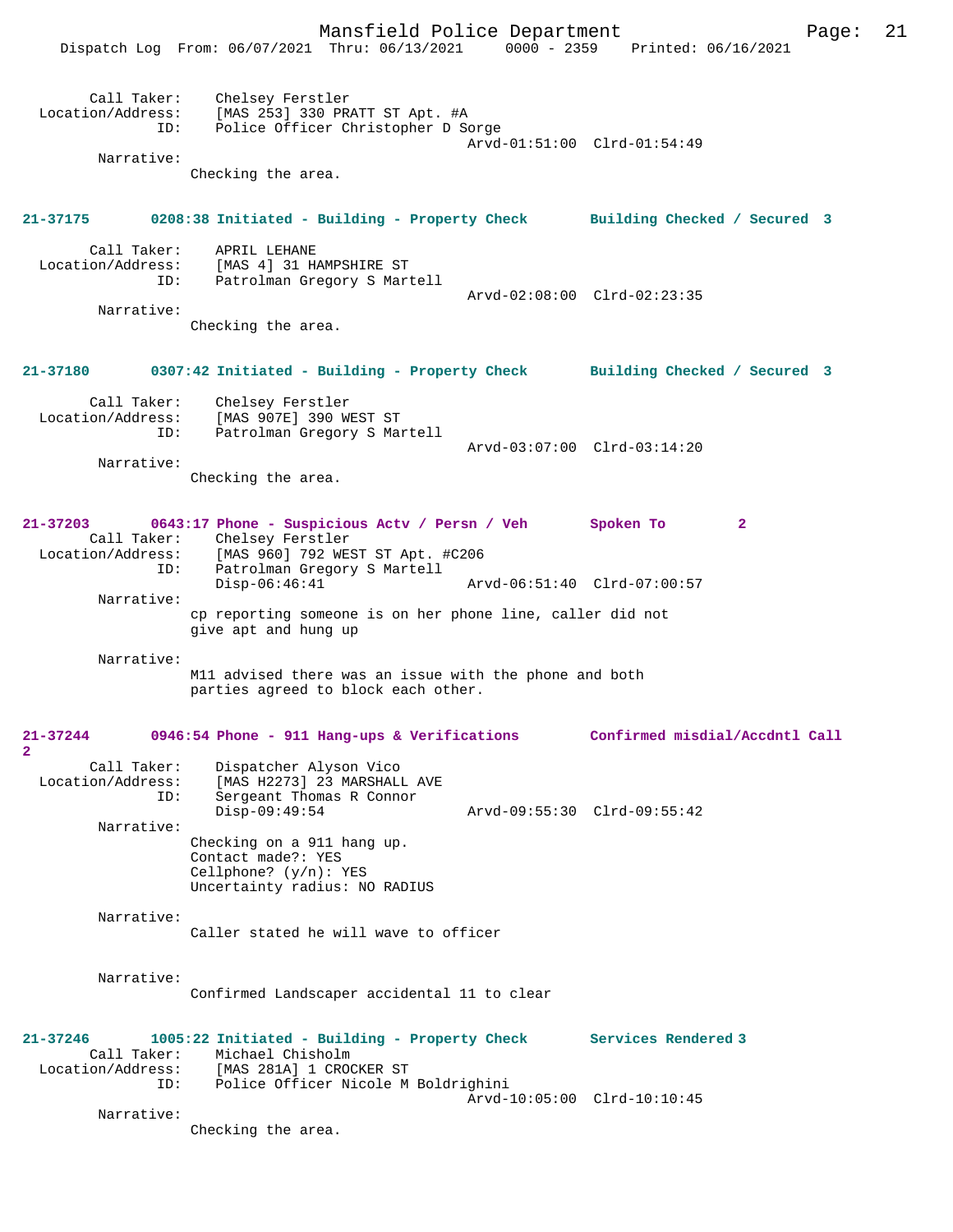Call Taker: Chelsey Ferstler
Location/Address: [MAS 253] 330 PRATT ST Apt. #A
ID: Police Officer Christopher D Sorge
Arvd-01:51:00 Clrd-01:54:49
Narrative:
Checking the area.

**21-37175 0208:38 Initiated - Building - Property Check Building Checked / Secured 3**

Call Taker: APRIL LEHANE
Location/Address: [MAS 4] 31 HAMPSHIRE ST
ID: Patrolman Gregory S Martell
Arvd-02:08:00 Clrd-02:23:35
Narrative:
Checking the area.

**21-37180 0307:42 Initiated - Building - Property Check Building Checked / Secured 3**

Call Taker: Chelsey Ferstler
Location/Address: [MAS 907E] 390 WEST ST
ID: Patrolman Gregory S Martell
Arvd-03:07:00 Clrd-03:14:20
Narrative:
Checking the area.

**21-37203 0643:17 Phone - Suspicious Actv / Persn / Veh Spoken To 2**

Call Taker: Chelsey Ferstler
Location/Address: [MAS 960] 792 WEST ST Apt. #C206
ID: Patrolman Gregory S Martell
Disp-06:46:41 Arvd-06:51:40 Clrd-07:00:57
Narrative:
cp reporting someone is on her phone line, caller did not give apt and hung up

Narrative:
M11 advised there was an issue with the phone and both parties agreed to block each other.

**21-37244 0946:54 Phone - 911 Hang-ups & Verifications Confirmed misdial/Accdntl Call 2**

Call Taker: Dispatcher Alyson Vico
Location/Address: [MAS H2273] 23 MARSHALL AVE
ID: Sergeant Thomas R Connor
Disp-09:49:54 Arvd-09:55:30 Clrd-09:55:42
Narrative:
Checking on a 911 hang up.
Contact made?: YES
Cellphone? (y/n): YES
Uncertainty radius: NO RADIUS

Narrative:
Caller stated he will wave to officer

Narrative:
Confirmed Landscaper accidental 11 to clear

**21-37246 1005:22 Initiated - Building - Property Check Services Rendered 3**

Call Taker: Michael Chisholm
Location/Address: [MAS 281A] 1 CROCKER ST
ID: Police Officer Nicole M Boldrighini
Arvd-10:05:00 Clrd-10:10:45
Narrative:
Checking the area.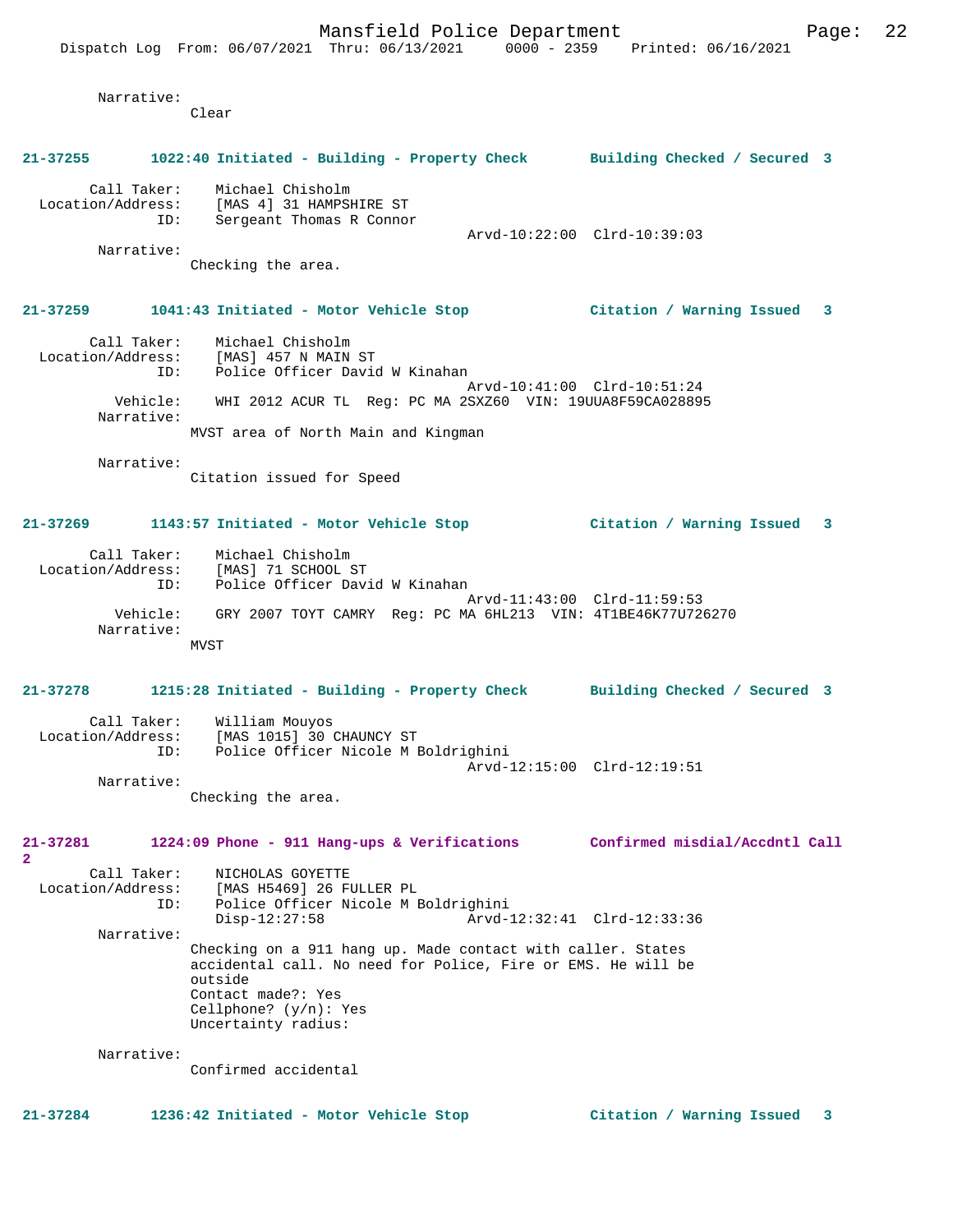Narrative:
Clear

**21-37255 1022:40 Initiated - Building - Property Check Building Checked / Secured 3**

Call Taker: Michael Chisholm
Location/Address: [MAS 4] 31 HAMPSHIRE ST
ID: Sergeant Thomas R Connor
Arvd-10:22:00 Clrd-10:39:03
Narrative:
Checking the area.

**21-37259 1041:43 Initiated - Motor Vehicle Stop Citation / Warning Issued 3**

Call Taker: Michael Chisholm
Location/Address: [MAS] 457 N MAIN ST
ID: Police Officer David W Kinahan
Arvd-10:41:00 Clrd-10:51:24
Vehicle: WHI 2012 ACUR TL Reg: PC MA 2SXZ60 VIN: 19UUA8F59CA028895
Narrative:
MVST area of North Main and Kingman

Narrative:
Citation issued for Speed

**21-37269 1143:57 Initiated - Motor Vehicle Stop Citation / Warning Issued 3**

Call Taker: Michael Chisholm
Location/Address: [MAS] 71 SCHOOL ST
ID: Police Officer David W Kinahan
Arvd-11:43:00 Clrd-11:59:53
Vehicle: GRY 2007 TOYT CAMRY Reg: PC MA 6HL213 VIN: 4T1BE46K77U726270
Narrative:
MVST

**21-37278 1215:28 Initiated - Building - Property Check Building Checked / Secured 3**

Call Taker: William Mouyos
Location/Address: [MAS 1015] 30 CHAUNCY ST
ID: Police Officer Nicole M Boldrighini
Arvd-12:15:00 Clrd-12:19:51
Narrative:
Checking the area.

**21-37281 1224:09 Phone - 911 Hang-ups & Verifications Confirmed misdial/Accdntl Call 2**

Call Taker: NICHOLAS GOYETTE
Location/Address: [MAS H5469] 26 FULLER PL
ID: Police Officer Nicole M Boldrighini
Disp-12:27:58 Arvd-12:32:41 Clrd-12:33:36
Narrative:
Checking on a 911 hang up. Made contact with caller. States accidental call. No need for Police, Fire or EMS. He will be outside
Contact made?: Yes
Cellphone? (y/n): Yes
Uncertainty radius:

Narrative:
Confirmed accidental

**21-37284 1236:42 Initiated - Motor Vehicle Stop Citation / Warning Issued 3**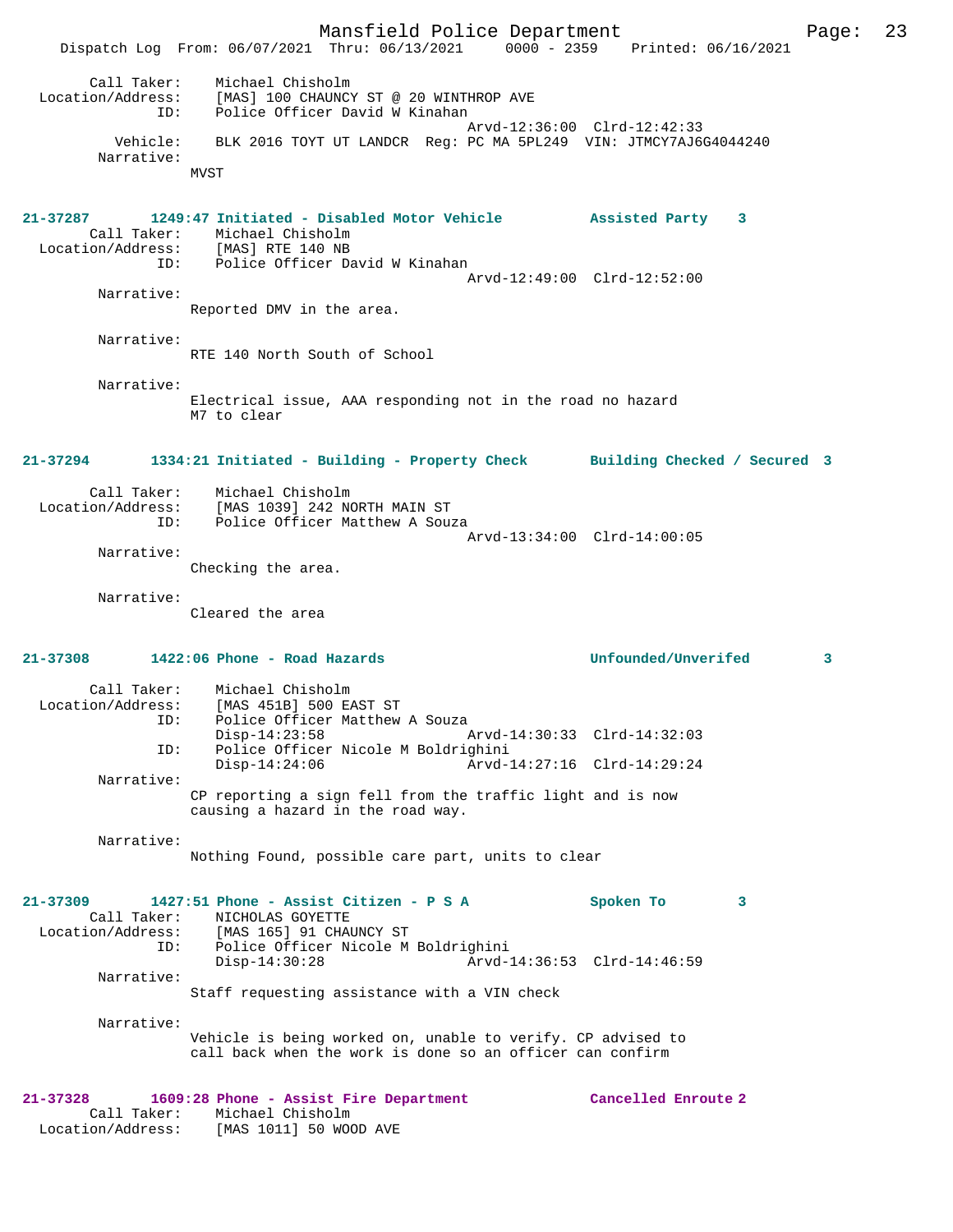Call Taker: Michael Chisholm
Location/Address: [MAS] 100 CHAUNCY ST @ 20 WINTHROP AVE
ID: Police Officer David W Kinahan
Arvd-12:36:00 Clrd-12:42:33
Vehicle: BLK 2016 TOYT UT LANDCR Reg: PC MA 5PL249 VIN: JTMCY7AJ6G4044240
Narrative:
MVST

**21-37287 1249:47 Initiated - Disabled Motor Vehicle Assisted Party 3**
Call Taker: Michael Chisholm
Location/Address: [MAS] RTE 140 NB
ID: Police Officer David W Kinahan
Arvd-12:49:00 Clrd-12:52:00
Narrative:
Reported DMV in the area.

Narrative:
RTE 140 North South of School

Narrative:
Electrical issue, AAA responding not in the road no hazard
M7 to clear

**21-37294 1334:21 Initiated - Building - Property Check Building Checked / Secured 3**
Call Taker: Michael Chisholm
Location/Address: [MAS 1039] 242 NORTH MAIN ST
ID: Police Officer Matthew A Souza
Arvd-13:34:00 Clrd-14:00:05
Narrative:
Checking the area.

Narrative:
Cleared the area

**21-37308 1422:06 Phone - Road Hazards Unfounded/Unverifed 3**
Call Taker: Michael Chisholm
Location/Address: [MAS 451B] 500 EAST ST
ID: Police Officer Matthew A Souza
Disp-14:23:58 Arvd-14:30:33 Clrd-14:32:03
ID: Police Officer Nicole M Boldrighini
Disp-14:24:06 Arvd-14:27:16 Clrd-14:29:24
Narrative:
CP reporting a sign fell from the traffic light and is now causing a hazard in the road way.

Narrative:
Nothing Found, possible care part, units to clear

**21-37309 1427:51 Phone - Assist Citizen - P S A Spoken To 3**
Call Taker: NICHOLAS GOYETTE
Location/Address: [MAS 165] 91 CHAUNCY ST
ID: Police Officer Nicole M Boldrighini
Disp-14:30:28 Arvd-14:36:53 Clrd-14:46:59
Narrative:
Staff requesting assistance with a VIN check

Narrative:
Vehicle is being worked on, unable to verify. CP advised to call back when the work is done so an officer can confirm

**21-37328 1609:28 Phone - Assist Fire Department Cancelled Enroute 2**
Call Taker: Michael Chisholm
Location/Address: [MAS 1011] 50 WOOD AVE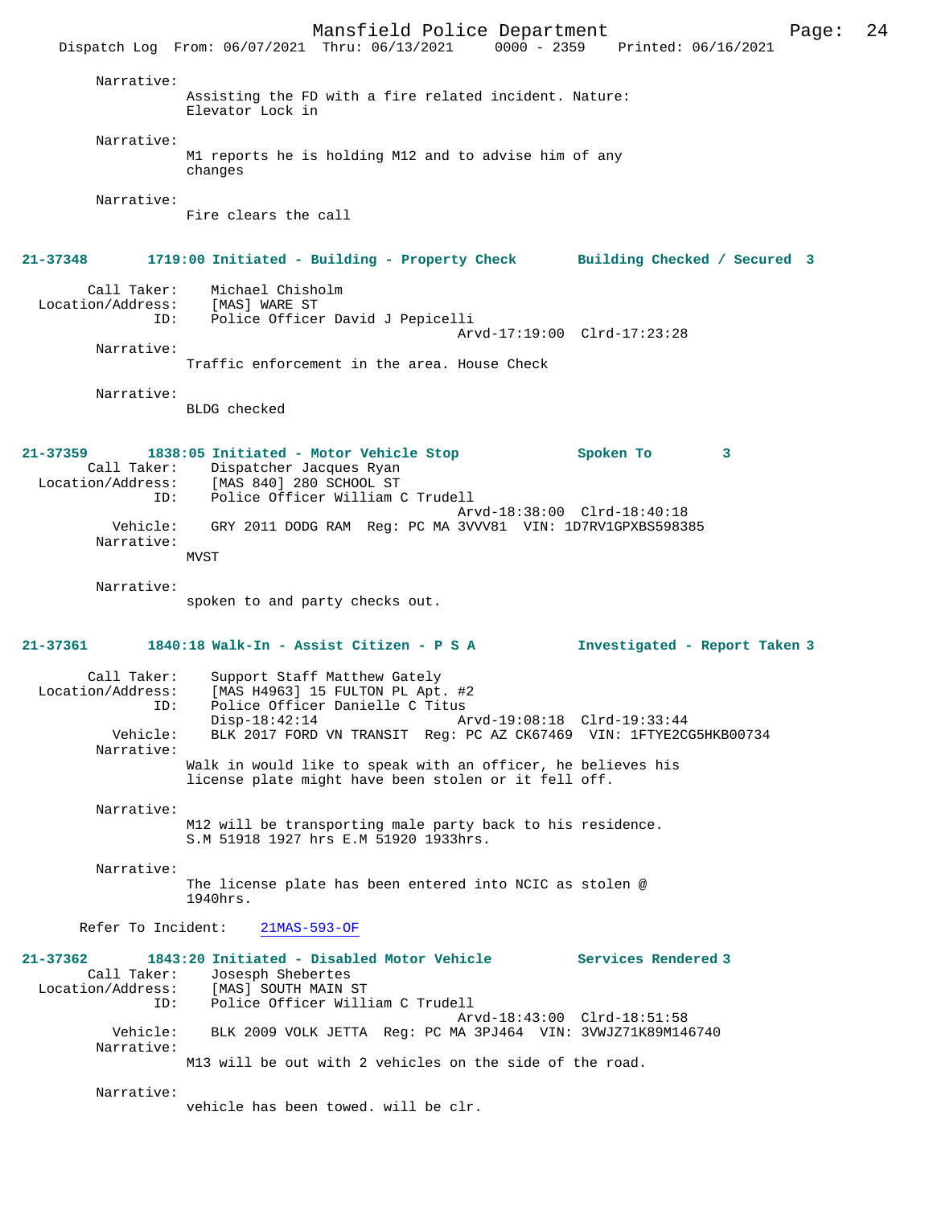Narrative:
Assisting the FD with a fire related incident. Nature: Elevator Lock in

Narrative:
M1 reports he is holding M12 and to advise him of any changes

Narrative:
Fire clears the call

**21-37348 1719:00 Initiated - Building - Property Check Building Checked / Secured 3**

Call Taker: Michael Chisholm
Location/Address: [MAS] WARE ST
ID: Police Officer David J Pepicelli
Arvd-17:19:00 Clrd-17:23:28

Narrative:
Traffic enforcement in the area. House Check

Narrative:
BLDG checked

**21-37359 1838:05 Initiated - Motor Vehicle Stop Spoken To 3**

Call Taker: Dispatcher Jacques Ryan
Location/Address: [MAS 840] 280 SCHOOL ST
ID: Police Officer William C Trudell
Arvd-18:38:00 Clrd-18:40:18
Vehicle: GRY 2011 DODG RAM Reg: PC MA 3VVV81 VIN: 1D7RV1GPXBS598385

Narrative:
MVST

Narrative:
spoken to and party checks out.

**21-37361 1840:18 Walk-In - Assist Citizen - P S A Investigated - Report Taken 3**

Call Taker: Support Staff Matthew Gately
Location/Address: [MAS H4963] 15 FULTON PL Apt. #2
ID: Police Officer Danielle C Titus
Disp-18:42:14 Arvd-19:08:18 Clrd-19:33:44
Vehicle: BLK 2017 FORD VN TRANSIT Reg: PC AZ CK67469 VIN: 1FTYE2CG5HKB00734

Narrative:
Walk in would like to speak with an officer, he believes his license plate might have been stolen or it fell off.

Narrative:
M12 will be transporting male party back to his residence.
S.M 51918 1927 hrs E.M 51920 1933hrs.

Narrative:
The license plate has been entered into NCIC as stolen @ 1940hrs.

Refer To Incident: 21MAS-593-OF

**21-37362 1843:20 Initiated - Disabled Motor Vehicle Services Rendered 3**

Call Taker: Josesph Shebertes
Location/Address: [MAS] SOUTH MAIN ST
ID: Police Officer William C Trudell
Arvd-18:43:00 Clrd-18:51:58
Vehicle: BLK 2009 VOLK JETTA Reg: PC MA 3PJ464 VIN: 3VWJZ71K89M146740

Narrative:
M13 will be out with 2 vehicles on the side of the road.

Narrative:
vehicle has been towed. will be clr.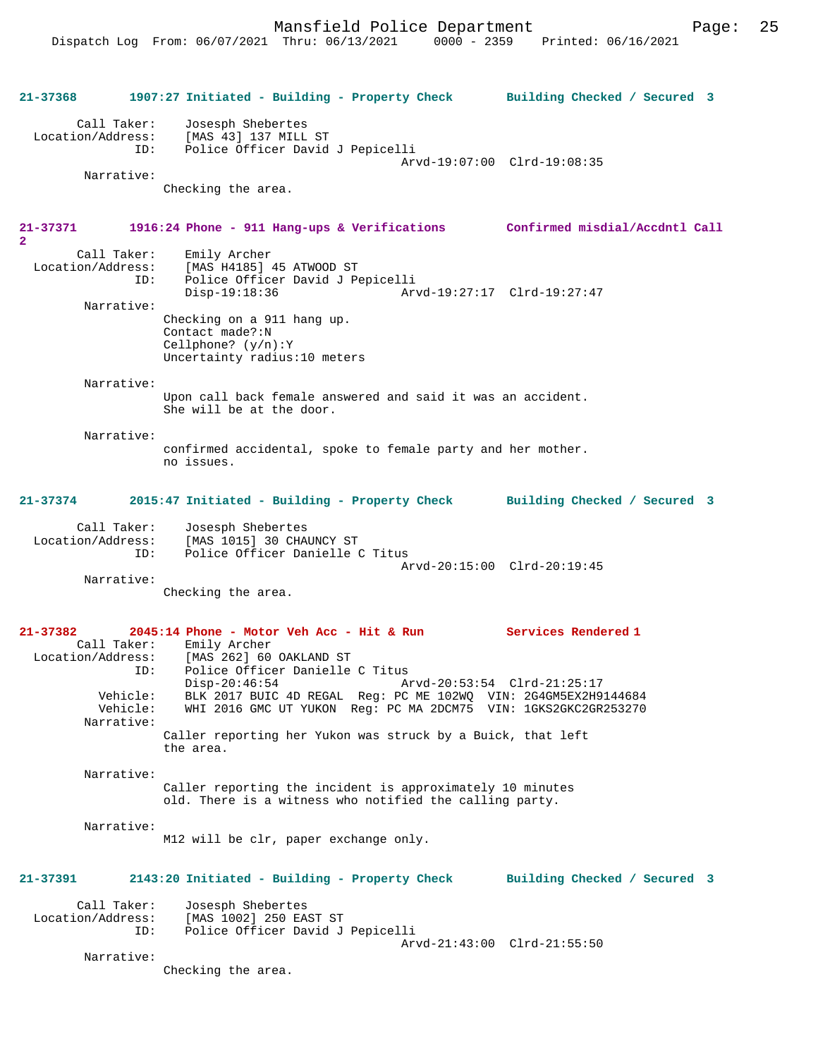**21-37368** 1907:27 Initiated - Building - Property Check — Building Checked / Secured 3

Call Taker: Josesph Shebertes
Location/Address: [MAS 43] 137 MILL ST
ID: Police Officer David J Pepicelli
Arvd-19:07:00 Clrd-19:08:35

Narrative:
Checking the area.

**21-37371** 1916:24 Phone - 911 Hang-ups & Verifications — Confirmed misdial/Accdntl Call 2

Call Taker: Emily Archer
Location/Address: [MAS H4185] 45 ATWOOD ST
ID: Police Officer David J Pepicelli
Disp-19:18:36 Arvd-19:27:17 Clrd-19:27:47

Narrative:
Checking on a 911 hang up.
Contact made?:N
Cellphone? (y/n):Y
Uncertainty radius:10 meters

Narrative:
Upon call back female answered and said it was an accident.
She will be at the door.

Narrative:
confirmed accidental, spoke to female party and her mother.
no issues.

**21-37374** 2015:47 Initiated - Building - Property Check — Building Checked / Secured 3

Call Taker: Josesph Shebertes
Location/Address: [MAS 1015] 30 CHAUNCY ST
ID: Police Officer Danielle C Titus
Arvd-20:15:00 Clrd-20:19:45

Narrative:
Checking the area.

**21-37382** 2045:14 Phone - Motor Veh Acc - Hit & Run — Services Rendered 1

Call Taker: Emily Archer
Location/Address: [MAS 262] 60 OAKLAND ST
ID: Police Officer Danielle C Titus
Disp-20:46:54 Arvd-20:53:54 Clrd-21:25:17
Vehicle: BLK 2017 BUIC 4D REGAL Reg: PC ME 102WQ VIN: 2G4GM5EX2H9144684
Vehicle: WHI 2016 GMC UT YUKON Reg: PC MA 2DCM75 VIN: 1GKS2GKC2GR253270

Narrative:
Caller reporting her Yukon was struck by a Buick, that left the area.

Narrative:
Caller reporting the incident is approximately 10 minutes old. There is a witness who notified the calling party.

Narrative:
M12 will be clr, paper exchange only.

**21-37391** 2143:20 Initiated - Building - Property Check — Building Checked / Secured 3

Call Taker: Josesph Shebertes
Location/Address: [MAS 1002] 250 EAST ST
ID: Police Officer David J Pepicelli
Arvd-21:43:00 Clrd-21:55:50

Narrative:
Checking the area.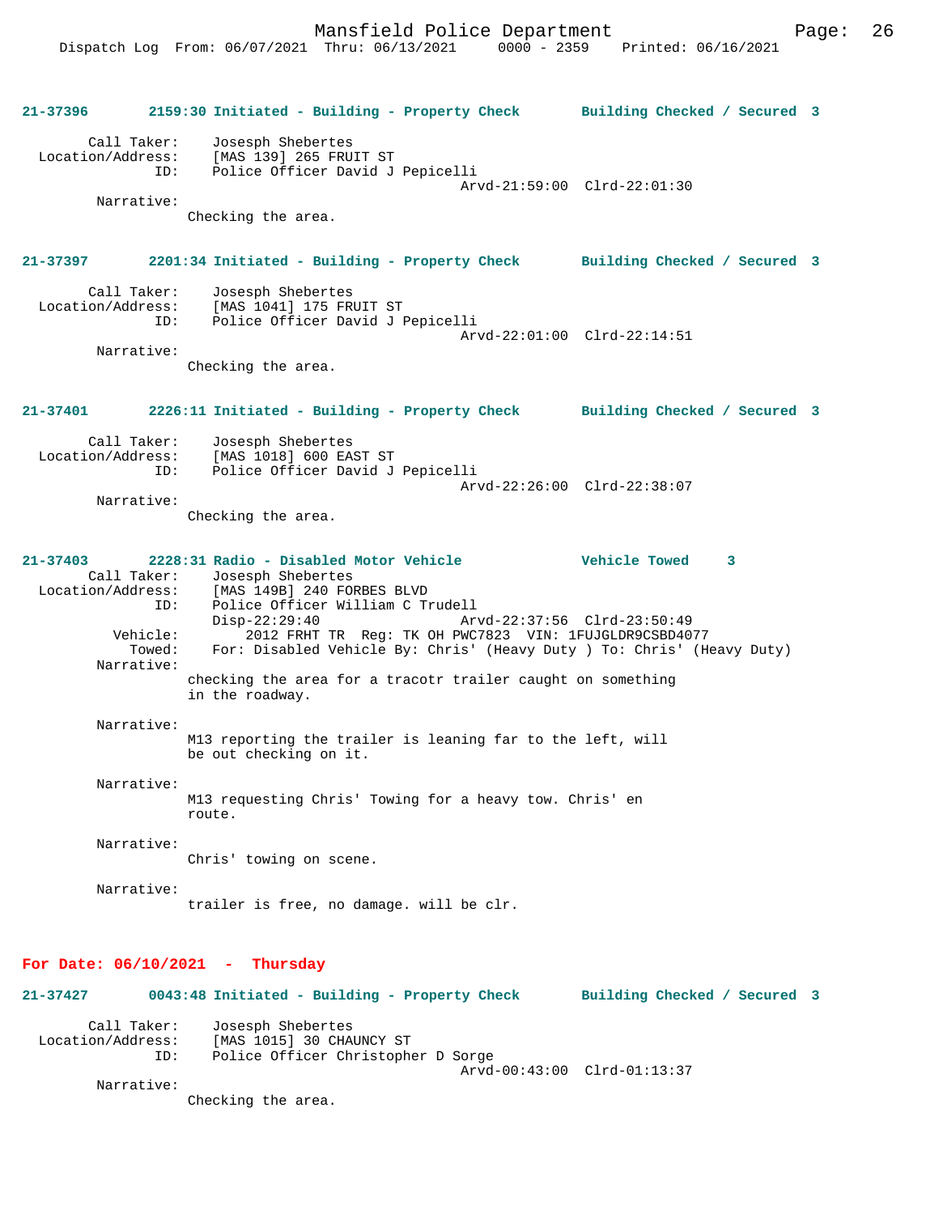**21-37396 2159:30 Initiated - Building - Property Check Building Checked / Secured 3**

Call Taker: Josesph Shebertes
Location/Address: [MAS 139] 265 FRUIT ST
ID: Police Officer David J Pepicelli
Arvd-21:59:00 Clrd-22:01:30
Narrative:
Checking the area.

**21-37397 2201:34 Initiated - Building - Property Check Building Checked / Secured 3**

Call Taker: Josesph Shebertes
Location/Address: [MAS 1041] 175 FRUIT ST
ID: Police Officer David J Pepicelli
Arvd-22:01:00 Clrd-22:14:51
Narrative:
Checking the area.

**21-37401 2226:11 Initiated - Building - Property Check Building Checked / Secured 3**

Call Taker: Josesph Shebertes
Location/Address: [MAS 1018] 600 EAST ST
ID: Police Officer David J Pepicelli
Arvd-22:26:00 Clrd-22:38:07
Narrative:
Checking the area.

**21-37403 2228:31 Radio - Disabled Motor Vehicle Vehicle Towed 3**

Call Taker: Josesph Shebertes
Location/Address: [MAS 149B] 240 FORBES BLVD
ID: Police Officer William C Trudell
Disp-22:29:40 Arvd-22:37:56 Clrd-23:50:49
Vehicle: 2012 FRHT TR Reg: TK OH PWC7823 VIN: 1FUJGLDR9CSBD4077
Towed: For: Disabled Vehicle By: Chris' (Heavy Duty ) To: Chris' (Heavy Duty)
Narrative:
checking the area for a tracotr trailer caught on something in the roadway.

Narrative:
M13 reporting the trailer is leaning far to the left, will be out checking on it.

Narrative:
M13 requesting Chris' Towing for a heavy tow. Chris' en route.

Narrative:
Chris' towing on scene.

Narrative:
trailer is free, no damage. will be clr.

## For Date: 06/10/2021 - Thursday

**21-37427 0043:48 Initiated - Building - Property Check Building Checked / Secured 3**

Call Taker: Josesph Shebertes
Location/Address: [MAS 1015] 30 CHAUNCY ST
ID: Police Officer Christopher D Sorge
Arvd-00:43:00 Clrd-01:13:37
Narrative:
Checking the area.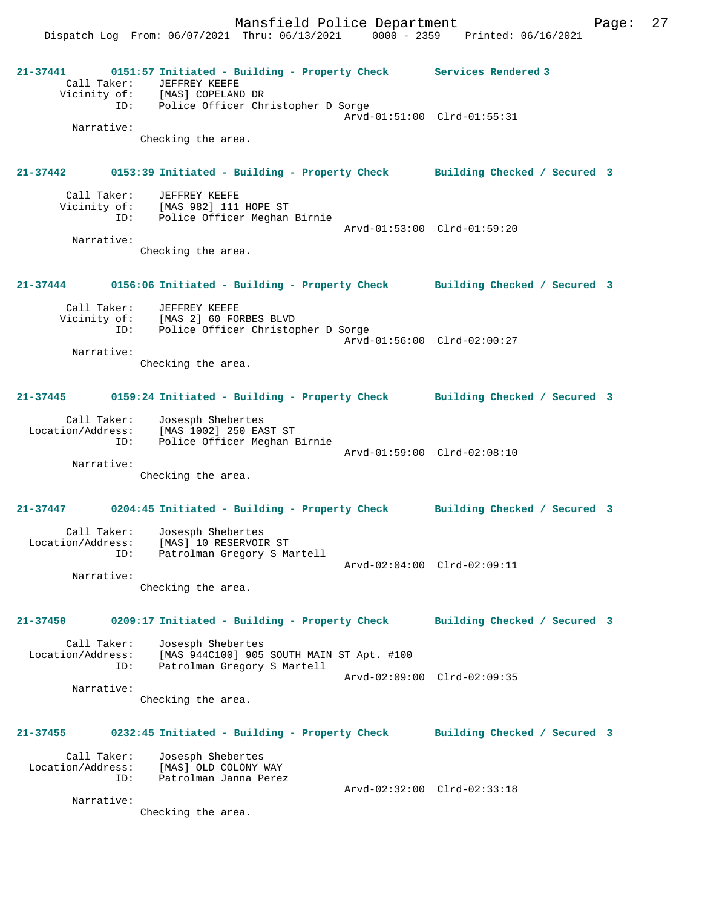**21-37441** 0151:57 Initiated - Building - Property Check Services Rendered 3

Call Taker: JEFFREY KEEFE
Vicinity of: [MAS] COPELAND DR
ID: Police Officer Christopher D Sorge
Arvd-01:51:00 Clrd-01:55:31

Narrative:
Checking the area.

**21-37442** 0153:39 Initiated - Building - Property Check Building Checked / Secured 3

Call Taker: JEFFREY KEEFE
Vicinity of: [MAS 982] 111 HOPE ST
ID: Police Officer Meghan Birnie
Arvd-01:53:00 Clrd-01:59:20

Narrative:
Checking the area.

**21-37444** 0156:06 Initiated - Building - Property Check Building Checked / Secured 3

Call Taker: JEFFREY KEEFE
Vicinity of: [MAS 2] 60 FORBES BLVD
ID: Police Officer Christopher D Sorge
Arvd-01:56:00 Clrd-02:00:27

Narrative:
Checking the area.

**21-37445** 0159:24 Initiated - Building - Property Check Building Checked / Secured 3

Call Taker: Josesph Shebertes
Location/Address: [MAS 1002] 250 EAST ST
ID: Police Officer Meghan Birnie
Arvd-01:59:00 Clrd-02:08:10

Narrative:
Checking the area.

**21-37447** 0204:45 Initiated - Building - Property Check Building Checked / Secured 3

Call Taker: Josesph Shebertes
Location/Address: [MAS] 10 RESERVOIR ST
ID: Patrolman Gregory S Martell
Arvd-02:04:00 Clrd-02:09:11

Narrative:
Checking the area.

**21-37450** 0209:17 Initiated - Building - Property Check Building Checked / Secured 3

Call Taker: Josesph Shebertes
Location/Address: [MAS 944C100] 905 SOUTH MAIN ST Apt. #100
ID: Patrolman Gregory S Martell
Arvd-02:09:00 Clrd-02:09:35

Narrative:
Checking the area.

**21-37455** 0232:45 Initiated - Building - Property Check Building Checked / Secured 3

Call Taker: Josesph Shebertes
Location/Address: [MAS] OLD COLONY WAY
ID: Patrolman Janna Perez
Arvd-02:32:00 Clrd-02:33:18

Narrative:
Checking the area.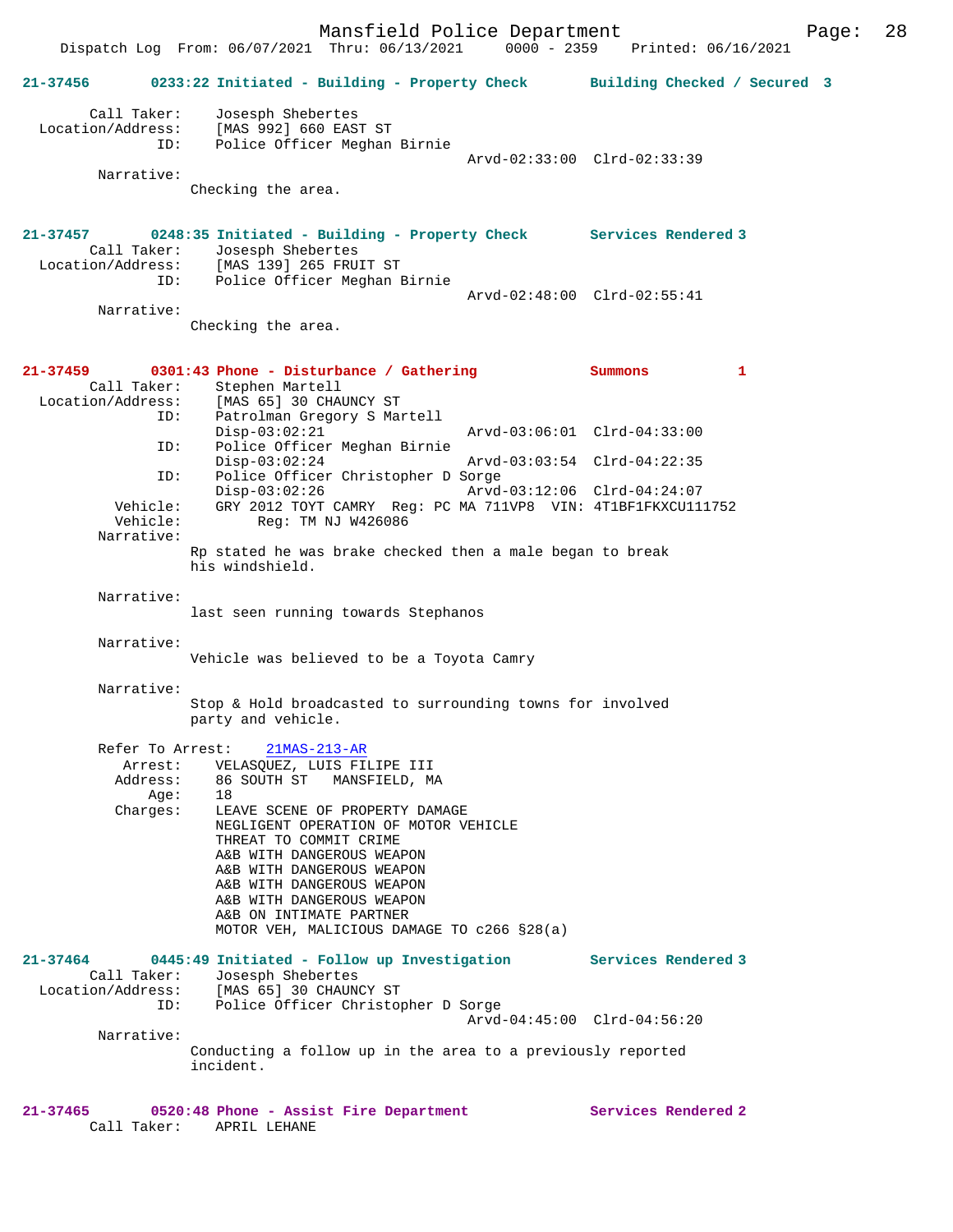Dispatch Log From: 06/07/2021 Thru: 06/13/2021 0000 - 2359 Printed: 06/16/2021

**21-37456 0233:22 Initiated - Building - Property Check Building Checked / Secured 3**

Call Taker: Josesph Shebertes
Location/Address: [MAS 992] 660 EAST ST
ID: Police Officer Meghan Birnie
Arvd-02:33:00 Clrd-02:33:39

Narrative:
Checking the area.

**21-37457 0248:35 Initiated - Building - Property Check Services Rendered 3**

Call Taker: Josesph Shebertes
Location/Address: [MAS 139] 265 FRUIT ST
ID: Police Officer Meghan Birnie
Arvd-02:48:00 Clrd-02:55:41

Narrative:
Checking the area.

**21-37459 0301:43 Phone - Disturbance / Gathering Summons 1**

Call Taker: Stephen Martell
Location/Address: [MAS 65] 30 CHAUNCY ST
ID: Patrolman Gregory S Martell
Disp-03:02:21 Arvd-03:06:01 Clrd-04:33:00
ID: Police Officer Meghan Birnie
Disp-03:02:24 Arvd-03:03:54 Clrd-04:22:35
ID: Police Officer Christopher D Sorge
Disp-03:02:26 Arvd-03:12:06 Clrd-04:24:07
Vehicle: GRY 2012 TOYT CAMRY Reg: PC MA 711VP8 VIN: 4T1BF1FKXCU111752
Vehicle: Reg: TM NJ W426086

Narrative:
Rp stated he was brake checked then a male began to break his windshield.

Narrative:
last seen running towards Stephanos

Narrative:
Vehicle was believed to be a Toyota Camry

Narrative:
Stop & Hold broadcasted to surrounding towns for involved party and vehicle.

Refer To Arrest: 21MAS-213-AR
Arrest: VELASQUEZ, LUIS FILIPE III
Address: 86 SOUTH ST MANSFIELD, MA
Age: 18
Charges: LEAVE SCENE OF PROPERTY DAMAGE
NEGLIGENT OPERATION OF MOTOR VEHICLE
THREAT TO COMMIT CRIME
A&B WITH DANGEROUS WEAPON
A&B WITH DANGEROUS WEAPON
A&B WITH DANGEROUS WEAPON
A&B WITH DANGEROUS WEAPON
A&B ON INTIMATE PARTNER
MOTOR VEH, MALICIOUS DAMAGE TO c266 §28(a)

**21-37464 0445:49 Initiated - Follow up Investigation Services Rendered 3**

Call Taker: Josesph Shebertes
Location/Address: [MAS 65] 30 CHAUNCY ST
ID: Police Officer Christopher D Sorge
Arvd-04:45:00 Clrd-04:56:20

Narrative:
Conducting a follow up in the area to a previously reported incident.

**21-37465 0520:48 Phone - Assist Fire Department Services Rendered 2**

Call Taker: APRIL LEHANE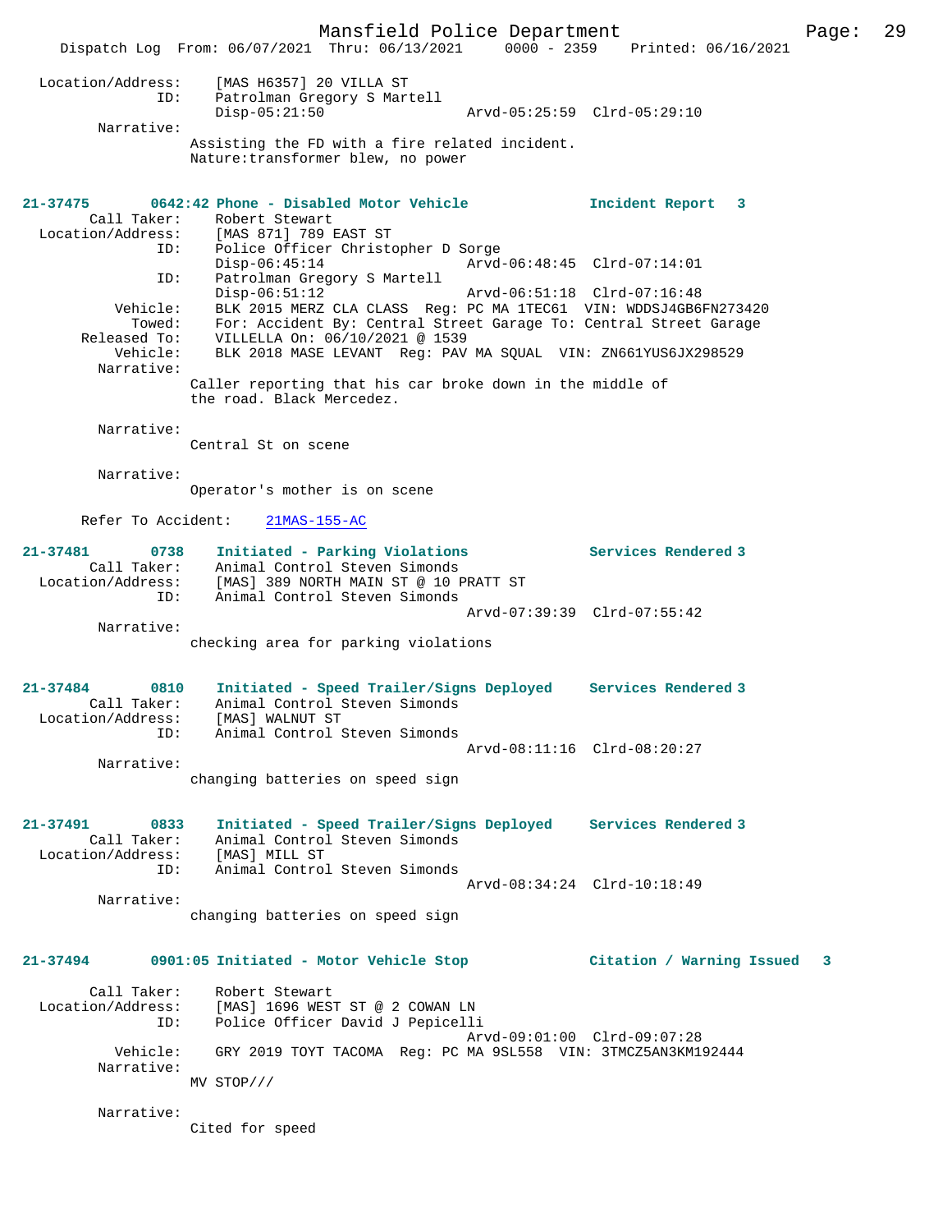Location/Address: [MAS H6357] 20 VILLA ST
ID: Patrolman Gregory S Martell
Disp-05:21:50 Arvd-05:25:59 Clrd-05:29:10

Narrative:
Assisting the FD with a fire related incident.
Nature:transformer blew, no power

**21-37475 0642:42 Phone - Disabled Motor Vehicle** **Incident Report 3**

Call Taker: Robert Stewart
Location/Address: [MAS 871] 789 EAST ST
ID: Police Officer Christopher D Sorge
Disp-06:45:14 Arvd-06:48:45 Clrd-07:14:01
ID: Patrolman Gregory S Martell
Disp-06:51:12 Arvd-06:51:18 Clrd-07:16:48
Vehicle: BLK 2015 MERZ CLA CLASS Reg: PC MA 1TEC61 VIN: WDDSJ4GB6FN273420
Towed: For: Accident By: Central Street Garage To: Central Street Garage
Released To: VILLELLA On: 06/10/2021 @ 1539
Vehicle: BLK 2018 MASE LEVANT Reg: PAV MA SQUAL VIN: ZN661YUS6JX298529

Narrative:
Caller reporting that his car broke down in the middle of the road. Black Mercedez.

Narrative:
Central St on scene

Narrative:
Operator's mother is on scene

Refer To Accident: 21MAS-155-AC

**21-37481 0738 Initiated - Parking Violations** **Services Rendered 3**

Call Taker: Animal Control Steven Simonds
Location/Address: [MAS] 389 NORTH MAIN ST @ 10 PRATT ST
ID: Animal Control Steven Simonds
Arvd-07:39:39 Clrd-07:55:42

Narrative:
checking area for parking violations

**21-37484 0810 Initiated - Speed Trailer/Signs Deployed** **Services Rendered 3**

Call Taker: Animal Control Steven Simonds
Location/Address: [MAS] WALNUT ST
ID: Animal Control Steven Simonds
Arvd-08:11:16 Clrd-08:20:27

Narrative:
changing batteries on speed sign

**21-37491 0833 Initiated - Speed Trailer/Signs Deployed** **Services Rendered 3**

Call Taker: Animal Control Steven Simonds
Location/Address: [MAS] MILL ST
ID: Animal Control Steven Simonds
Arvd-08:34:24 Clrd-10:18:49

Narrative:
changing batteries on speed sign

**21-37494 0901:05 Initiated - Motor Vehicle Stop** **Citation / Warning Issued 3**

Call Taker: Robert Stewart
Location/Address: [MAS] 1696 WEST ST @ 2 COWAN LN
ID: Police Officer David J Pepicelli
Arvd-09:01:00 Clrd-09:07:28
Vehicle: GRY 2019 TOYT TACOMA Reg: PC MA 9SL558 VIN: 3TMCZ5AN3KM192444

Narrative:
MV STOP///

Narrative:
Cited for speed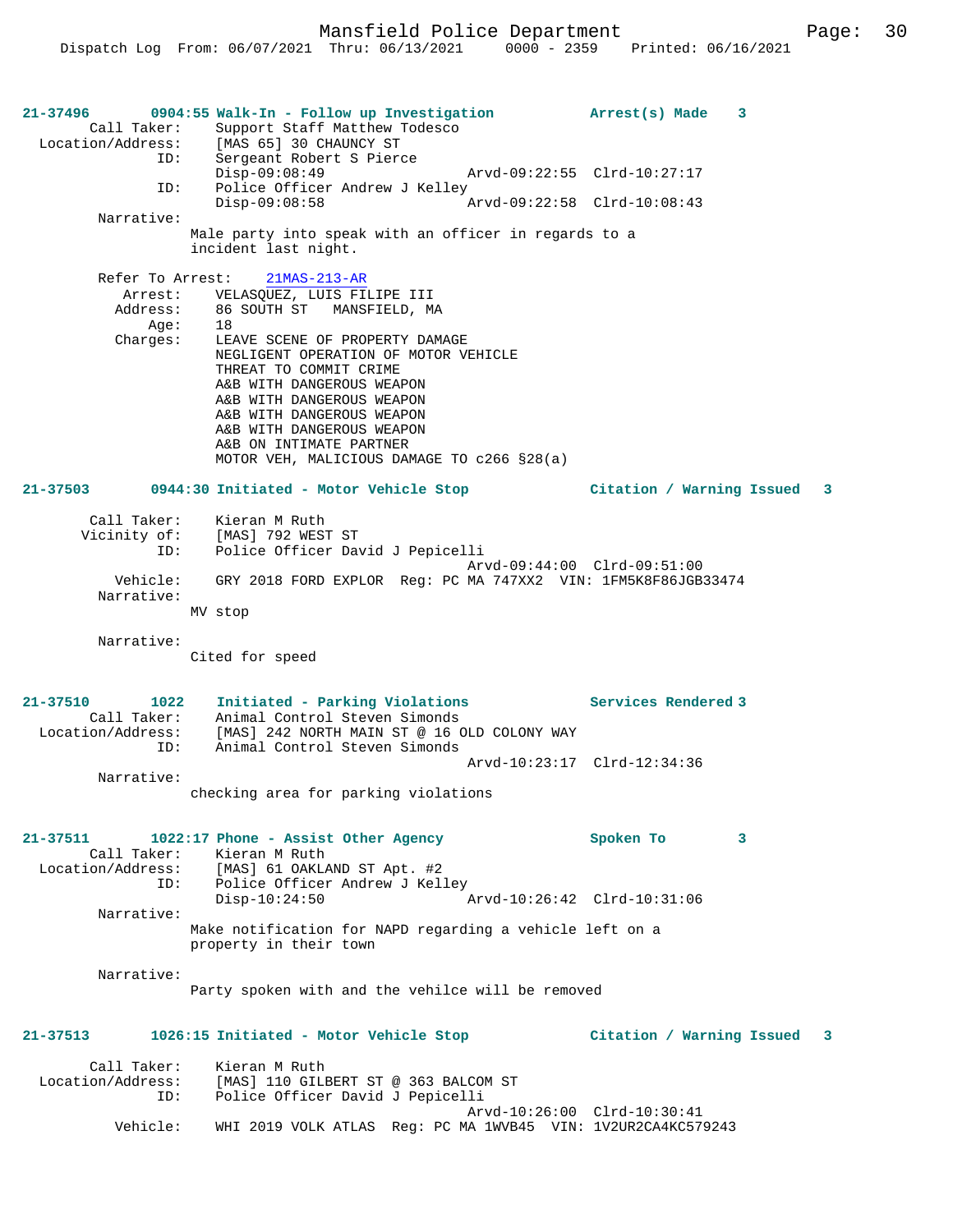**21-37496** 0904:55 Walk-In - Follow up Investigation — **Arrest(s) Made 3**

Call Taker: Support Staff Matthew Todesco
Location/Address: [MAS 65] 30 CHAUNCY ST
ID: Sergeant Robert S Pierce
Disp-09:08:49 Arvd-09:22:55 Clrd-10:27:17
ID: Police Officer Andrew J Kelley
Disp-09:08:58 Arvd-09:22:58 Clrd-10:08:43
Narrative:
Male party into speak with an officer in regards to a incident last night.

Refer To Arrest: 21MAS-213-AR
Arrest: VELASQUEZ, LUIS FILIPE III
Address: 86 SOUTH ST MANSFIELD, MA
Age: 18
Charges: LEAVE SCENE OF PROPERTY DAMAGE
NEGLIGENT OPERATION OF MOTOR VEHICLE
THREAT TO COMMIT CRIME
A&B WITH DANGEROUS WEAPON
A&B WITH DANGEROUS WEAPON
A&B WITH DANGEROUS WEAPON
A&B WITH DANGEROUS WEAPON
A&B ON INTIMATE PARTNER
MOTOR VEH, MALICIOUS DAMAGE TO c266 §28(a)

**21-37503** 0944:30 Initiated - Motor Vehicle Stop — **Citation / Warning Issued 3**

Call Taker: Kieran M Ruth
Vicinity of: [MAS] 792 WEST ST
ID: Police Officer David J Pepicelli
Arvd-09:44:00 Clrd-09:51:00
Vehicle: GRY 2018 FORD EXPLOR Reg: PC MA 747XX2 VIN: 1FM5K8F86JGB33474
Narrative:
MV stop

Narrative:
Cited for speed

**21-37510** 1022 Initiated - Parking Violations — **Services Rendered 3**

Call Taker: Animal Control Steven Simonds
Location/Address: [MAS] 242 NORTH MAIN ST @ 16 OLD COLONY WAY
ID: Animal Control Steven Simonds
Arvd-10:23:17 Clrd-12:34:36
Narrative:
checking area for parking violations

**21-37511** 1022:17 Phone - Assist Other Agency — **Spoken To 3**

Call Taker: Kieran M Ruth
Location/Address: [MAS] 61 OAKLAND ST Apt. #2
ID: Police Officer Andrew J Kelley
Disp-10:24:50 Arvd-10:26:42 Clrd-10:31:06
Narrative:
Make notification for NAPD regarding a vehicle left on a property in their town

Narrative:
Party spoken with and the vehilce will be removed

**21-37513** 1026:15 Initiated - Motor Vehicle Stop — **Citation / Warning Issued 3**

Call Taker: Kieran M Ruth
Location/Address: [MAS] 110 GILBERT ST @ 363 BALCOM ST
ID: Police Officer David J Pepicelli
Arvd-10:26:00 Clrd-10:30:41
Vehicle: WHI 2019 VOLK ATLAS Reg: PC MA 1WVB45 VIN: 1V2UR2CA4KC579243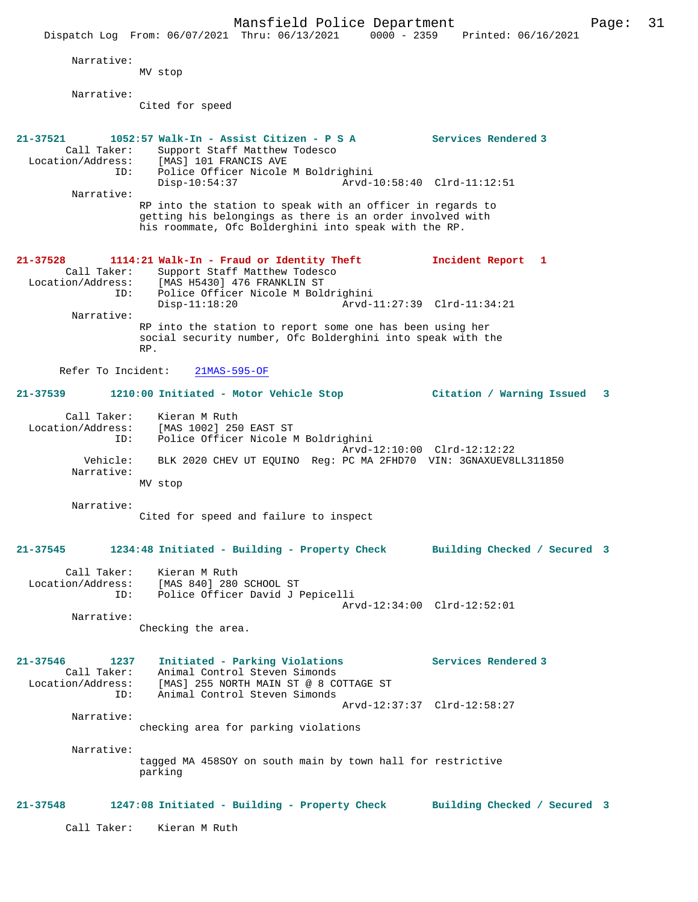Narrative:
MV stop

Narrative:
Cited for speed

**21-37521 1052:57 Walk-In - Assist Citizen - P S A** — Services Rendered 3

Call Taker: Support Staff Matthew Todesco
Location/Address: [MAS] 101 FRANCIS AVE
ID: Police Officer Nicole M Boldrighini
Disp-10:54:37 Arvd-10:58:40 Clrd-11:12:51

Narrative:
RP into the station to speak with an officer in regards to getting his belongings as there is an order involved with his roommate, Ofc Bolderghini into speak with the RP.

**21-37528 1114:21 Walk-In - Fraud or Identity Theft** — Incident Report 1

Call Taker: Support Staff Matthew Todesco
Location/Address: [MAS H5430] 476 FRANKLIN ST
ID: Police Officer Nicole M Boldrighini
Disp-11:18:20 Arvd-11:27:39 Clrd-11:34:21

Narrative:
RP into the station to report some one has been using her social security number, Ofc Bolderghini into speak with the RP.

Refer To Incident: 21MAS-595-OF

**21-37539 1210:00 Initiated - Motor Vehicle Stop** — Citation / Warning Issued 3

Call Taker: Kieran M Ruth
Location/Address: [MAS 1002] 250 EAST ST
ID: Police Officer Nicole M Boldrighini
Arvd-12:10:00 Clrd-12:12:22
Vehicle: BLK 2020 CHEV UT EQUINO Reg: PC MA 2FHD70 VIN: 3GNAXUEV8LL311850

Narrative:
MV stop

Narrative:
Cited for speed and failure to inspect

**21-37545 1234:48 Initiated - Building - Property Check** — Building Checked / Secured 3

Call Taker: Kieran M Ruth
Location/Address: [MAS 840] 280 SCHOOL ST
ID: Police Officer David J Pepicelli
Arvd-12:34:00 Clrd-12:52:01

Narrative:
Checking the area.

**21-37546 1237 Initiated - Parking Violations** — Services Rendered 3

Call Taker: Animal Control Steven Simonds
Location/Address: [MAS] 255 NORTH MAIN ST @ 8 COTTAGE ST
ID: Animal Control Steven Simonds
Arvd-12:37:37 Clrd-12:58:27

Narrative:
checking area for parking violations

Narrative:
tagged MA 458SOY on south main by town hall for restrictive parking

**21-37548 1247:08 Initiated - Building - Property Check** — Building Checked / Secured 3

Call Taker: Kieran M Ruth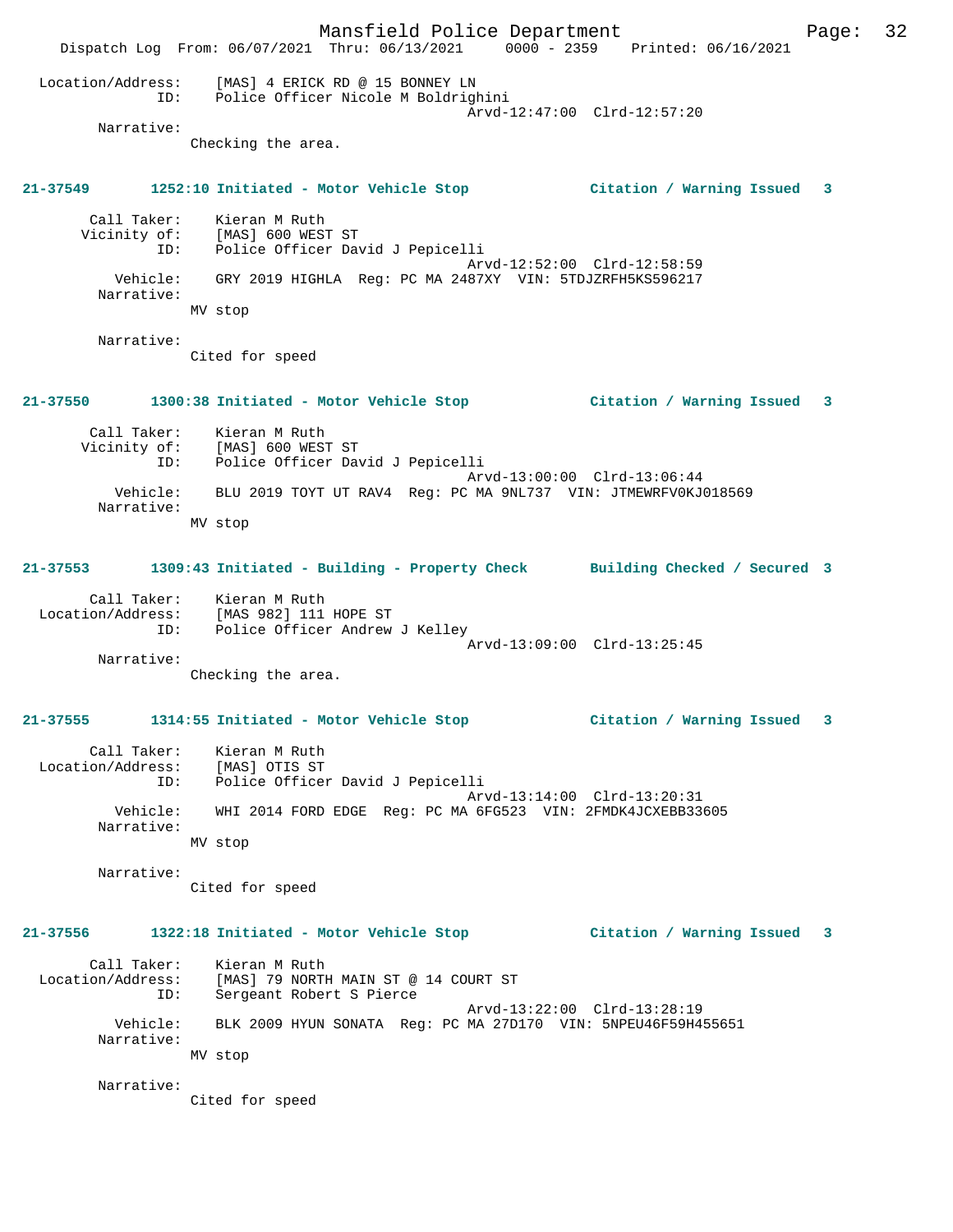```
Location/Address:    [MAS] 4 ERICK RD @ 15 BONNEY LN
              ID:    Police Officer Nicole M Boldrighini
                                         Arvd-12:47:00  Clrd-12:57:20
       Narrative:
                 Checking the area.


21-37549       1252:10 Initiated - Motor Vehicle Stop            Citation / Warning Issued   3

      Call Taker:    Kieran M Ruth
     Vicinity of:    [MAS] 600 WEST ST
              ID:    Police Officer David J Pepicelli
                                         Arvd-12:52:00  Clrd-12:58:59
         Vehicle:    GRY 2019 HIGHLA  Reg: PC MA 2487XY  VIN: 5TDJZRFH5KS596217
       Narrative:
                 MV stop

       Narrative:
                 Cited for speed


21-37550       1300:38 Initiated - Motor Vehicle Stop            Citation / Warning Issued   3

      Call Taker:    Kieran M Ruth
     Vicinity of:    [MAS] 600 WEST ST
              ID:    Police Officer David J Pepicelli
                                         Arvd-13:00:00  Clrd-13:06:44
         Vehicle:    BLU 2019 TOYT UT RAV4  Reg: PC MA 9NL737  VIN: JTMEWRFV0KJ018569
       Narrative:
                 MV stop


21-37553       1309:43 Initiated - Building - Property Check      Building Checked / Secured 3

      Call Taker:    Kieran M Ruth
Location/Address:    [MAS 982] 111 HOPE ST
              ID:    Police Officer Andrew J Kelley
                                         Arvd-13:09:00  Clrd-13:25:45
       Narrative:
                 Checking the area.


21-37555       1314:55 Initiated - Motor Vehicle Stop            Citation / Warning Issued   3

      Call Taker:    Kieran M Ruth
Location/Address:    [MAS] OTIS ST
              ID:    Police Officer David J Pepicelli
                                         Arvd-13:14:00  Clrd-13:20:31
         Vehicle:    WHI 2014 FORD EDGE  Reg: PC MA 6FG523  VIN: 2FMDK4JCXEBB33605
       Narrative:
                 MV stop

       Narrative:
                 Cited for speed


21-37556       1322:18 Initiated - Motor Vehicle Stop            Citation / Warning Issued   3

      Call Taker:    Kieran M Ruth
Location/Address:    [MAS] 79 NORTH MAIN ST @ 14 COURT ST
              ID:    Sergeant Robert S Pierce
                                         Arvd-13:22:00  Clrd-13:28:19
         Vehicle:    BLK 2009 HYUN SONATA  Reg: PC MA 27D170  VIN: 5NPEU46F59H455651
       Narrative:
                 MV stop

       Narrative:
                 Cited for speed
```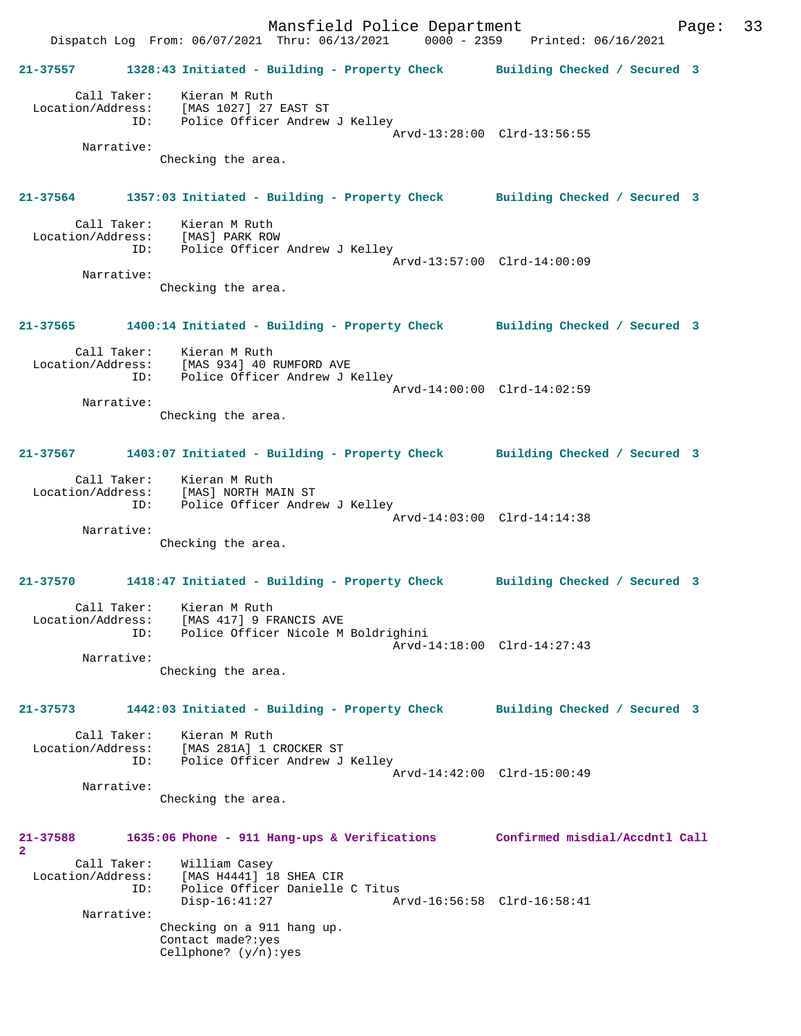**21-37557 1328:43 Initiated - Building - Property Check Building Checked / Secured 3**

Call Taker: Kieran M Ruth
Location/Address: [MAS 1027] 27 EAST ST
ID: Police Officer Andrew J Kelley
Arvd-13:28:00 Clrd-13:56:55
Narrative:
Checking the area.

**21-37564 1357:03 Initiated - Building - Property Check Building Checked / Secured 3**

Call Taker: Kieran M Ruth
Location/Address: [MAS] PARK ROW
ID: Police Officer Andrew J Kelley
Arvd-13:57:00 Clrd-14:00:09
Narrative:
Checking the area.

**21-37565 1400:14 Initiated - Building - Property Check Building Checked / Secured 3**

Call Taker: Kieran M Ruth
Location/Address: [MAS 934] 40 RUMFORD AVE
ID: Police Officer Andrew J Kelley
Arvd-14:00:00 Clrd-14:02:59
Narrative:
Checking the area.

**21-37567 1403:07 Initiated - Building - Property Check Building Checked / Secured 3**

Call Taker: Kieran M Ruth
Location/Address: [MAS] NORTH MAIN ST
ID: Police Officer Andrew J Kelley
Arvd-14:03:00 Clrd-14:14:38
Narrative:
Checking the area.

**21-37570 1418:47 Initiated - Building - Property Check Building Checked / Secured 3**

Call Taker: Kieran M Ruth
Location/Address: [MAS 417] 9 FRANCIS AVE
ID: Police Officer Nicole M Boldrighini
Arvd-14:18:00 Clrd-14:27:43
Narrative:
Checking the area.

**21-37573 1442:03 Initiated - Building - Property Check Building Checked / Secured 3**

Call Taker: Kieran M Ruth
Location/Address: [MAS 281A] 1 CROCKER ST
ID: Police Officer Andrew J Kelley
Arvd-14:42:00 Clrd-15:00:49
Narrative:
Checking the area.

**21-37588 1635:06 Phone - 911 Hang-ups & Verifications Confirmed misdial/Accdntl Call 2**

Call Taker: William Casey
Location/Address: [MAS H4441] 18 SHEA CIR
ID: Police Officer Danielle C Titus
Disp-16:41:27 Arvd-16:56:58 Clrd-16:58:41
Narrative:
Checking on a 911 hang up.
Contact made?:yes
Cellphone? (y/n):yes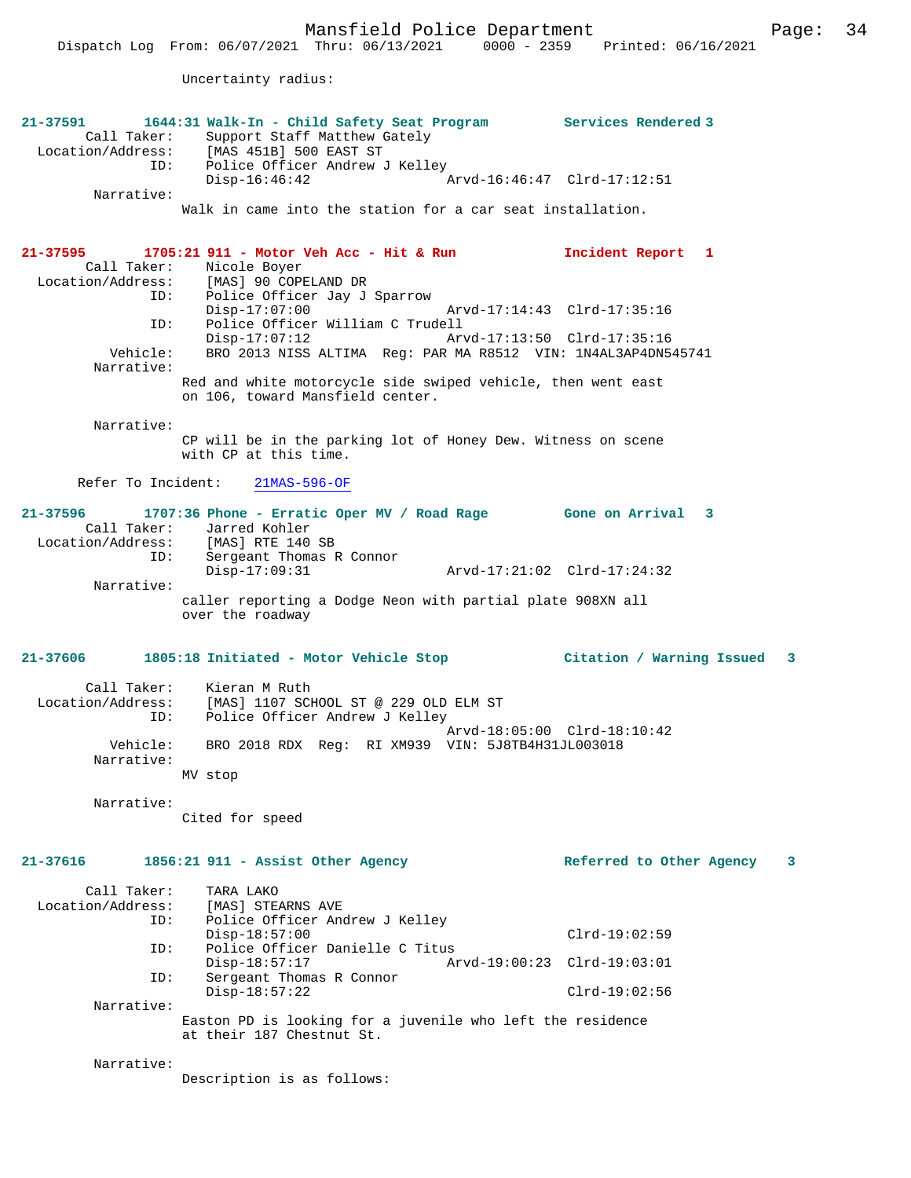Uncertainty radius:

**21-37591 1644:31 Walk-In - Child Safety Seat Program — Services Rendered 3**

```
        Call Taker:    Support Staff Matthew Gately
  Location/Address:    [MAS 451B] 500 EAST ST
                ID:    Police Officer Andrew J Kelley
                       Disp-16:46:42                Arvd-16:46:47  Clrd-17:12:51
         Narrative:
                    Walk in came into the station for a car seat installation.
```

**21-37595 1705:21 911 - Motor Veh Acc - Hit & Run — Incident Report 1**

```
        Call Taker:    Nicole Boyer
  Location/Address:    [MAS] 90 COPELAND DR
                ID:    Police Officer Jay J Sparrow
                       Disp-17:07:00                Arvd-17:14:43  Clrd-17:35:16
                ID:    Police Officer William C Trudell
                       Disp-17:07:12                Arvd-17:13:50  Clrd-17:35:16
           Vehicle:    BRO 2013 NISS ALTIMA  Reg: PAR MA R8512  VIN: 1N4AL3AP4DN545741
         Narrative:
                    Red and white motorcycle side swiped vehicle, then went east
                    on 106, toward Mansfield center.

         Narrative:
                    CP will be in the parking lot of Honey Dew. Witness on scene
                    with CP at this time.

      Refer To Incident:    21MAS-596-OF
```

**21-37596 1707:36 Phone - Erratic Oper MV / Road Rage — Gone on Arrival 3**

```
        Call Taker:    Jarred Kohler
  Location/Address:    [MAS] RTE 140 SB
                ID:    Sergeant Thomas R Connor
                       Disp-17:09:31                Arvd-17:21:02  Clrd-17:24:32
         Narrative:
                    caller reporting a Dodge Neon with partial plate 908XN all
                    over the roadway
```

**21-37606 1805:18 Initiated - Motor Vehicle Stop — Citation / Warning Issued 3**

```
        Call Taker:    Kieran M Ruth
  Location/Address:    [MAS] 1107 SCHOOL ST @ 229 OLD ELM ST
                ID:    Police Officer Andrew J Kelley
                                                    Arvd-18:05:00  Clrd-18:10:42
           Vehicle:    BRO 2018 RDX  Reg:  RI XM939  VIN: 5J8TB4H31JL003018
         Narrative:
                    MV stop

         Narrative:
                    Cited for speed
```

**21-37616 1856:21 911 - Assist Other Agency — Referred to Other Agency 3**

```
        Call Taker:    TARA LAKO
  Location/Address:    [MAS] STEARNS AVE
                ID:    Police Officer Andrew J Kelley
                       Disp-18:57:00                               Clrd-19:02:59
                ID:    Police Officer Danielle C Titus
                       Disp-18:57:17                Arvd-19:00:23  Clrd-19:03:01
                ID:    Sergeant Thomas R Connor
                       Disp-18:57:22                               Clrd-19:02:56
         Narrative:
                    Easton PD is looking for a juvenile who left the residence
                    at their 187 Chestnut St.

         Narrative:
                    Description is as follows:
```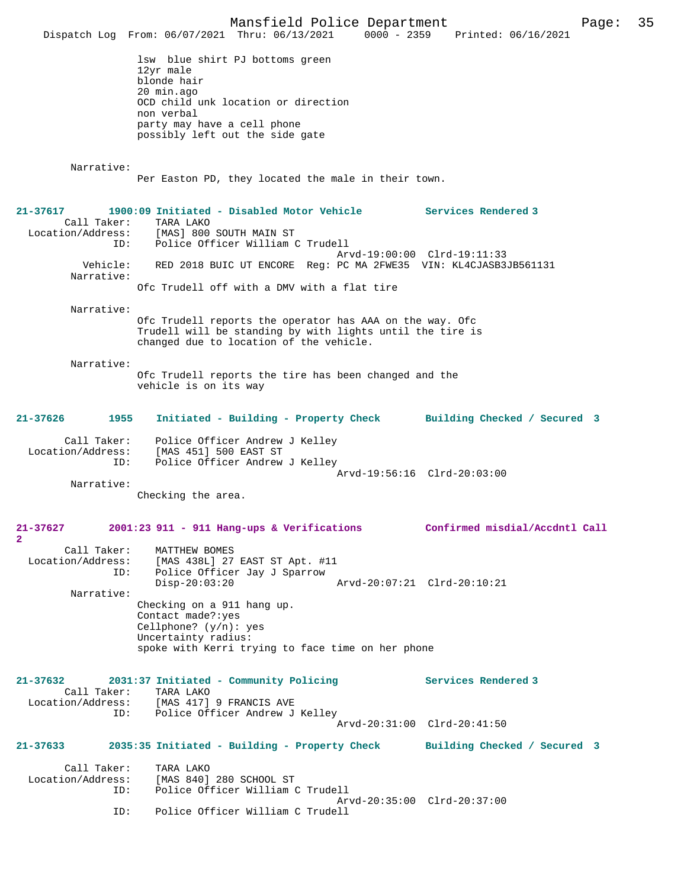lsw  blue shirt PJ bottoms green
12yr male
blonde hair
20 min.ago
OCD child unk location or direction
non verbal
party may have a cell phone
possibly left out the side gate

Narrative:
Per Easton PD, they located the male in their town.

**21-37617        1900:09 Initiated - Disabled Motor Vehicle          Services Rendered 3**

Call Taker: TARA LAKO
Location/Address: [MAS] 800 SOUTH MAIN ST
ID: Police Officer William C Trudell
Arvd-19:00:00  Clrd-19:11:33
Vehicle: RED 2018 BUIC UT ENCORE  Reg: PC MA 2FWE35  VIN: KL4CJASB3JB561131
Narrative:
Ofc Trudell off with a DMV with a flat tire

Narrative:
Ofc Trudell reports the operator has AAA on the way. Ofc Trudell will be standing by with lights until the tire is changed due to location of the vehicle.

Narrative:
Ofc Trudell reports the tire has been changed and the vehicle is on its way

**21-37626        1955    Initiated - Building - Property Check       Building Checked / Secured  3**

Call Taker: Police Officer Andrew J Kelley
Location/Address: [MAS 451] 500 EAST ST
ID: Police Officer Andrew J Kelley
Arvd-19:56:16  Clrd-20:03:00
Narrative:
Checking the area.

**21-37627        2001:23 911 - 911 Hang-ups & Verifications          Confirmed misdial/Accdntl Call 2**

Call Taker: MATTHEW BOMES
Location/Address: [MAS 438L] 27 EAST ST Apt. #11
ID: Police Officer Jay J Sparrow
Disp-20:03:20  Arvd-20:07:21  Clrd-20:10:21
Narrative:
Checking on a 911 hang up.
Contact made?:yes
Cellphone? (y/n): yes
Uncertainty radius:
spoke with Kerri trying to face time on her phone

**21-37632        2031:37 Initiated - Community Policing              Services Rendered 3**

Call Taker: TARA LAKO
Location/Address: [MAS 417] 9 FRANCIS AVE
ID: Police Officer Andrew J Kelley
Arvd-20:31:00  Clrd-20:41:50

**21-37633        2035:35 Initiated - Building - Property Check       Building Checked / Secured  3**

Call Taker: TARA LAKO
Location/Address: [MAS 840] 280 SCHOOL ST
ID: Police Officer William C Trudell
Arvd-20:35:00  Clrd-20:37:00
ID: Police Officer William C Trudell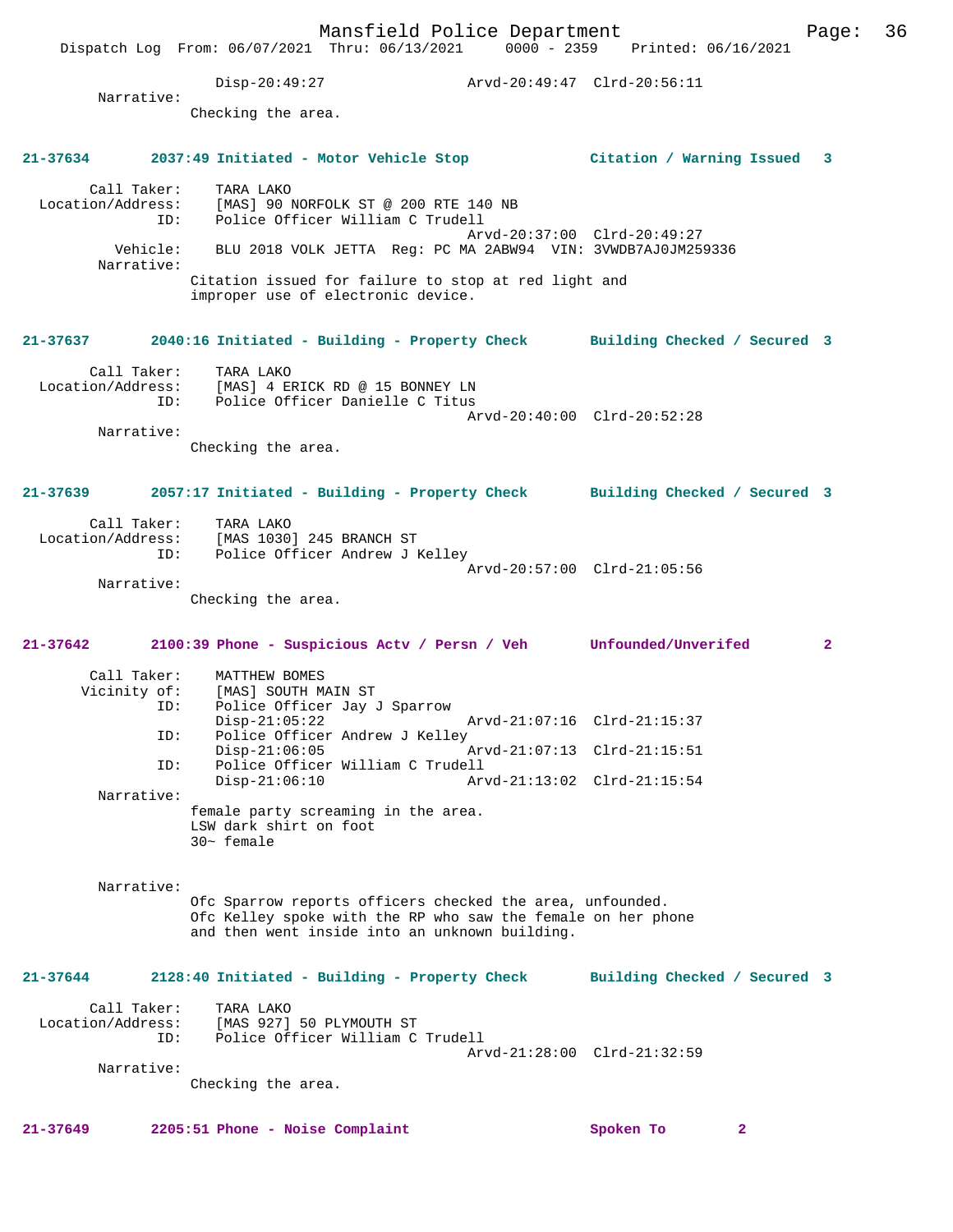Disp-20:49:27                Arvd-20:49:47  Clrd-20:56:11

Narrative:
Checking the area.

**21-37634        2037:49 Initiated - Motor Vehicle Stop             Citation / Warning Issued  3**

Call Taker: TARA LAKO
Location/Address: [MAS] 90 NORFOLK ST @ 200 RTE 140 NB
ID: Police Officer William C Trudell
Arvd-20:37:00  Clrd-20:49:27
Vehicle: BLU 2018 VOLK JETTA  Reg: PC MA 2ABW94  VIN: 3VWDB7AJ0JM259336
Narrative:
Citation issued for failure to stop at red light and improper use of electronic device.

**21-37637        2040:16 Initiated - Building - Property Check       Building Checked / Secured  3**

Call Taker: TARA LAKO
Location/Address: [MAS] 4 ERICK RD @ 15 BONNEY LN
ID: Police Officer Danielle C Titus
Arvd-20:40:00  Clrd-20:52:28
Narrative:
Checking the area.

**21-37639        2057:17 Initiated - Building - Property Check       Building Checked / Secured  3**

Call Taker: TARA LAKO
Location/Address: [MAS 1030] 245 BRANCH ST
ID: Police Officer Andrew J Kelley
Arvd-20:57:00  Clrd-21:05:56
Narrative:
Checking the area.

**21-37642        2100:39 Phone - Suspicious Actv / Persn / Veh       Unfounded/Unverifed         2**

Call Taker: MATTHEW BOMES
Vicinity of: [MAS] SOUTH MAIN ST
ID: Police Officer Jay J Sparrow
Disp-21:05:22                Arvd-21:07:16  Clrd-21:15:37
ID: Police Officer Andrew J Kelley
Disp-21:06:05                Arvd-21:07:13  Clrd-21:15:51
ID: Police Officer William C Trudell
Disp-21:06:10                Arvd-21:13:02  Clrd-21:15:54
Narrative:
female party screaming in the area.
LSW dark shirt on foot
30~ female

Narrative:
Ofc Sparrow reports officers checked the area, unfounded.
Ofc Kelley spoke with the RP who saw the female on her phone and then went inside into an unknown building.

**21-37644        2128:40 Initiated - Building - Property Check       Building Checked / Secured  3**

Call Taker: TARA LAKO
Location/Address: [MAS 927] 50 PLYMOUTH ST
ID: Police Officer William C Trudell
Arvd-21:28:00  Clrd-21:32:59
Narrative:
Checking the area.

**21-37649        2205:51 Phone - Noise Complaint                    Spoken To         2**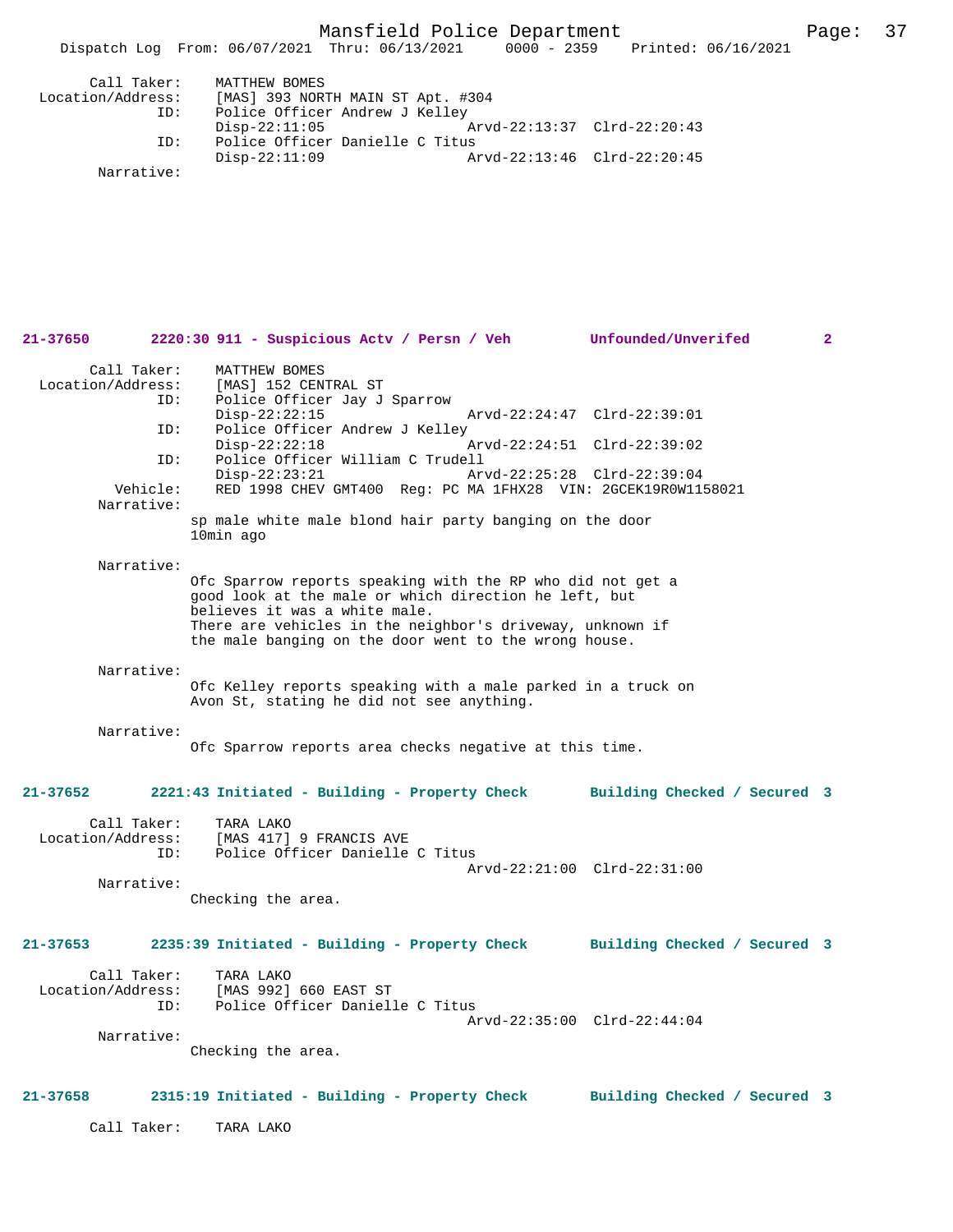```
Call Taker:     MATTHEW BOMES
Location/Address:     [MAS] 393 NORTH MAIN ST Apt. #304
            ID:     Police Officer Andrew J Kelley
                    Disp-22:11:05              Arvd-22:13:37  Clrd-22:20:43
            ID:     Police Officer Danielle C Titus
                    Disp-22:11:09              Arvd-22:13:46  Clrd-22:20:45
     Narrative:
```

**21-37650 2220:30 911 - Suspicious Actv / Persn / Veh Unfounded/Unverifed 2**

```
Call Taker:     MATTHEW BOMES
Location/Address:     [MAS] 152 CENTRAL ST
            ID:     Police Officer Jay J Sparrow
                    Disp-22:22:15              Arvd-22:24:47  Clrd-22:39:01
            ID:     Police Officer Andrew J Kelley
                    Disp-22:22:18              Arvd-22:24:51  Clrd-22:39:02
            ID:     Police Officer William C Trudell
                    Disp-22:23:21              Arvd-22:25:28  Clrd-22:39:04
       Vehicle:     RED 1998 CHEV GMT400  Reg: PC MA 1FHX28  VIN: 2GCEK19R0W1158021
     Narrative:
                sp male white male blond hair party banging on the door
                10min ago

     Narrative:
                Ofc Sparrow reports speaking with the RP who did not get a
                good look at the male or which direction he left, but
                believes it was a white male.
                There are vehicles in the neighbor's driveway, unknown if
                the male banging on the door went to the wrong house.

     Narrative:
                Ofc Kelley reports speaking with a male parked in a truck on
                Avon St, stating he did not see anything.

     Narrative:
                Ofc Sparrow reports area checks negative at this time.
```

**21-37652 2221:43 Initiated - Building - Property Check Building Checked / Secured 3**

```
Call Taker:     TARA LAKO
Location/Address:     [MAS 417] 9 FRANCIS AVE
            ID:     Police Officer Danielle C Titus
                                               Arvd-22:21:00  Clrd-22:31:00
     Narrative:
                Checking the area.
```

**21-37653 2235:39 Initiated - Building - Property Check Building Checked / Secured 3**

```
Call Taker:     TARA LAKO
Location/Address:     [MAS 992] 660 EAST ST
            ID:     Police Officer Danielle C Titus
                                               Arvd-22:35:00  Clrd-22:44:04
     Narrative:
                Checking the area.
```

**21-37658 2315:19 Initiated - Building - Property Check Building Checked / Secured 3**

```
Call Taker:     TARA LAKO
```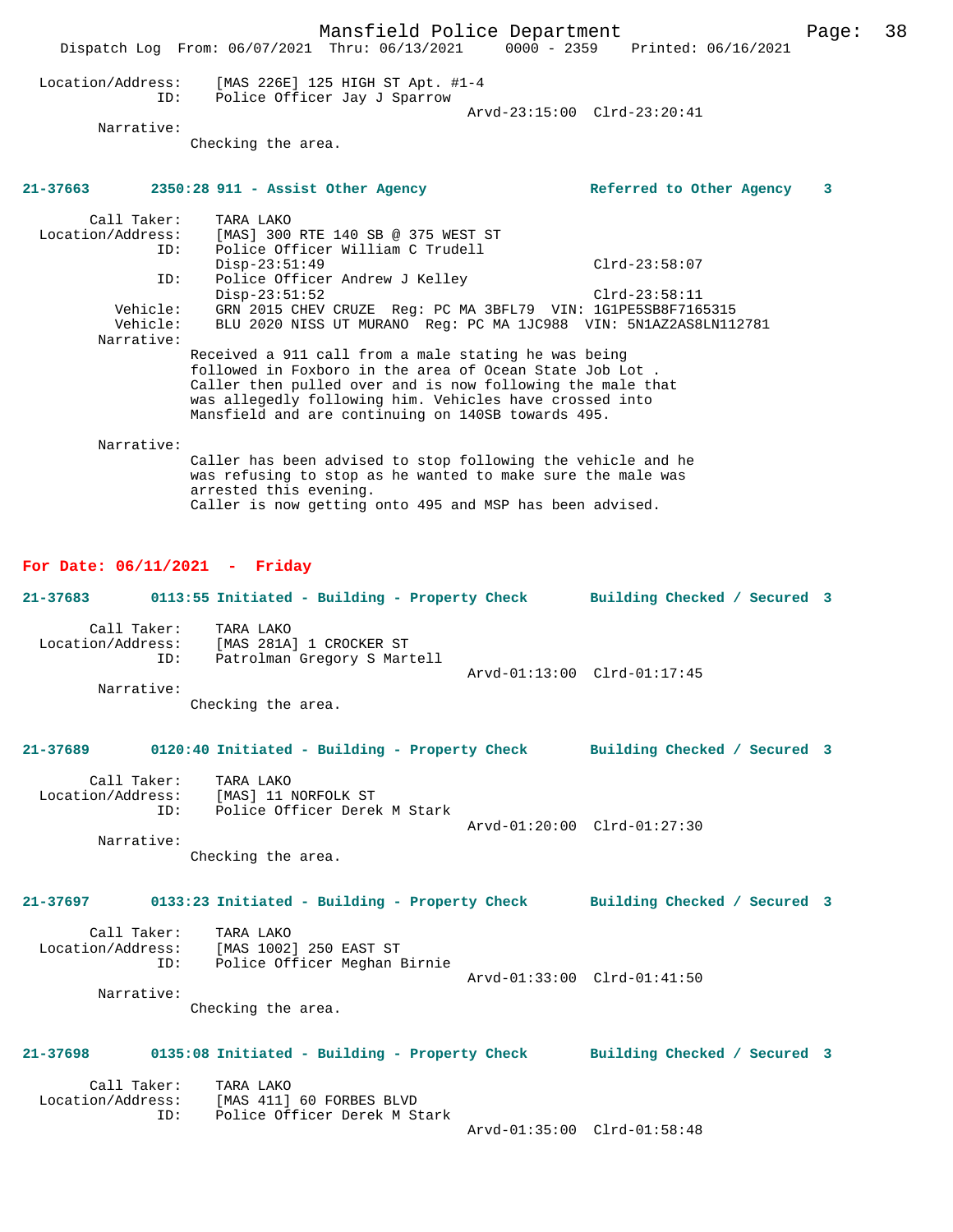Location/Address: [MAS 226E] 125 HIGH ST Apt. #1-4
ID: Police Officer Jay J Sparrow
Arvd-23:15:00 Clrd-23:20:41
Narrative:
Checking the area.

**21-37663 2350:28 911 - Assist Other Agency Referred to Other Agency 3**

Call Taker: TARA LAKO
Location/Address: [MAS] 300 RTE 140 SB @ 375 WEST ST
ID: Police Officer William C Trudell
Disp-23:51:49 Clrd-23:58:07
ID: Police Officer Andrew J Kelley
Disp-23:51:52 Clrd-23:58:11
Vehicle: GRN 2015 CHEV CRUZE Reg: PC MA 3BFL79 VIN: 1G1PE5SB8F7165315
Vehicle: BLU 2020 NISS UT MURANO Reg: PC MA 1JC988 VIN: 5N1AZ2AS8LN112781
Narrative:
Received a 911 call from a male stating he was being followed in Foxboro in the area of Ocean State Job Lot . Caller then pulled over and is now following the male that was allegedly following him. Vehicles have crossed into Mansfield and are continuing on 140SB towards 495.

Narrative:
Caller has been advised to stop following the vehicle and he was refusing to stop as he wanted to make sure the male was arrested this evening.
Caller is now getting onto 495 and MSP has been advised.

## For Date: 06/11/2021 - Friday

**21-37683 0113:55 Initiated - Building - Property Check Building Checked / Secured 3**

Call Taker: TARA LAKO
Location/Address: [MAS 281A] 1 CROCKER ST
ID: Patrolman Gregory S Martell
Arvd-01:13:00 Clrd-01:17:45
Narrative:
Checking the area.

**21-37689 0120:40 Initiated - Building - Property Check Building Checked / Secured 3**

Call Taker: TARA LAKO
Location/Address: [MAS] 11 NORFOLK ST
ID: Police Officer Derek M Stark
Arvd-01:20:00 Clrd-01:27:30
Narrative:
Checking the area.

**21-37697 0133:23 Initiated - Building - Property Check Building Checked / Secured 3**

Call Taker: TARA LAKO
Location/Address: [MAS 1002] 250 EAST ST
ID: Police Officer Meghan Birnie
Arvd-01:33:00 Clrd-01:41:50
Narrative:
Checking the area.

**21-37698 0135:08 Initiated - Building - Property Check Building Checked / Secured 3**

Call Taker: TARA LAKO
Location/Address: [MAS 411] 60 FORBES BLVD
ID: Police Officer Derek M Stark
Arvd-01:35:00 Clrd-01:58:48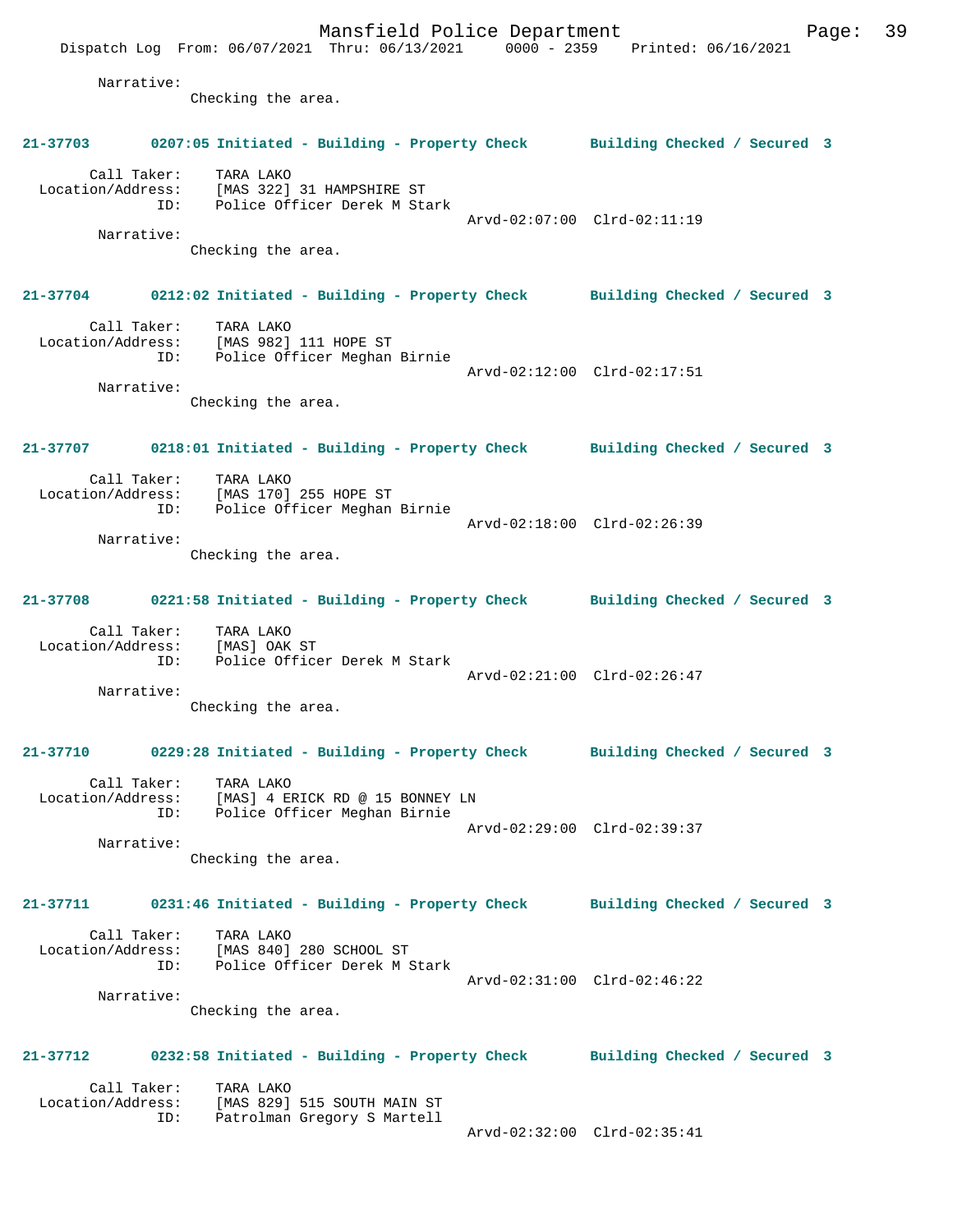Narrative:
Checking the area.

**21-37703 0207:05 Initiated - Building - Property Check Building Checked / Secured 3**

Call Taker: TARA LAKO
Location/Address: [MAS 322] 31 HAMPSHIRE ST
ID: Police Officer Derek M Stark
Arvd-02:07:00 Clrd-02:11:19
Narrative:
Checking the area.

**21-37704 0212:02 Initiated - Building - Property Check Building Checked / Secured 3**

Call Taker: TARA LAKO
Location/Address: [MAS 982] 111 HOPE ST
ID: Police Officer Meghan Birnie
Arvd-02:12:00 Clrd-02:17:51
Narrative:
Checking the area.

**21-37707 0218:01 Initiated - Building - Property Check Building Checked / Secured 3**

Call Taker: TARA LAKO
Location/Address: [MAS 170] 255 HOPE ST
ID: Police Officer Meghan Birnie
Arvd-02:18:00 Clrd-02:26:39
Narrative:
Checking the area.

**21-37708 0221:58 Initiated - Building - Property Check Building Checked / Secured 3**

Call Taker: TARA LAKO
Location/Address: [MAS] OAK ST
ID: Police Officer Derek M Stark
Arvd-02:21:00 Clrd-02:26:47
Narrative:
Checking the area.

**21-37710 0229:28 Initiated - Building - Property Check Building Checked / Secured 3**

Call Taker: TARA LAKO
Location/Address: [MAS] 4 ERICK RD @ 15 BONNEY LN
ID: Police Officer Meghan Birnie
Arvd-02:29:00 Clrd-02:39:37
Narrative:
Checking the area.

**21-37711 0231:46 Initiated - Building - Property Check Building Checked / Secured 3**

Call Taker: TARA LAKO
Location/Address: [MAS 840] 280 SCHOOL ST
ID: Police Officer Derek M Stark
Arvd-02:31:00 Clrd-02:46:22
Narrative:
Checking the area.

**21-37712 0232:58 Initiated - Building - Property Check Building Checked / Secured 3**

Call Taker: TARA LAKO
Location/Address: [MAS 829] 515 SOUTH MAIN ST
ID: Patrolman Gregory S Martell
Arvd-02:32:00 Clrd-02:35:41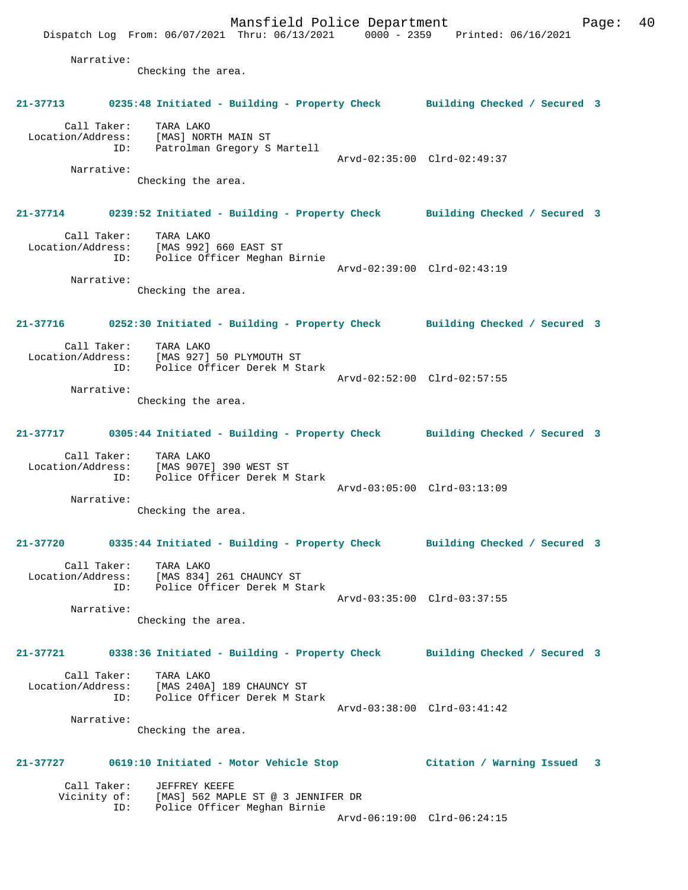Narrative:
Checking the area.

**21-37713 0235:48 Initiated - Building - Property Check Building Checked / Secured 3**

Call Taker: TARA LAKO
Location/Address: [MAS] NORTH MAIN ST
ID: Patrolman Gregory S Martell
Arvd-02:35:00 Clrd-02:49:37
Narrative:
Checking the area.

**21-37714 0239:52 Initiated - Building - Property Check Building Checked / Secured 3**

Call Taker: TARA LAKO
Location/Address: [MAS 992] 660 EAST ST
ID: Police Officer Meghan Birnie
Arvd-02:39:00 Clrd-02:43:19
Narrative:
Checking the area.

**21-37716 0252:30 Initiated - Building - Property Check Building Checked / Secured 3**

Call Taker: TARA LAKO
Location/Address: [MAS 927] 50 PLYMOUTH ST
ID: Police Officer Derek M Stark
Arvd-02:52:00 Clrd-02:57:55
Narrative:
Checking the area.

**21-37717 0305:44 Initiated - Building - Property Check Building Checked / Secured 3**

Call Taker: TARA LAKO
Location/Address: [MAS 907E] 390 WEST ST
ID: Police Officer Derek M Stark
Arvd-03:05:00 Clrd-03:13:09
Narrative:
Checking the area.

**21-37720 0335:44 Initiated - Building - Property Check Building Checked / Secured 3**

Call Taker: TARA LAKO
Location/Address: [MAS 834] 261 CHAUNCY ST
ID: Police Officer Derek M Stark
Arvd-03:35:00 Clrd-03:37:55
Narrative:
Checking the area.

**21-37721 0338:36 Initiated - Building - Property Check Building Checked / Secured 3**

Call Taker: TARA LAKO
Location/Address: [MAS 240A] 189 CHAUNCY ST
ID: Police Officer Derek M Stark
Arvd-03:38:00 Clrd-03:41:42
Narrative:
Checking the area.

**21-37727 0619:10 Initiated - Motor Vehicle Stop Citation / Warning Issued 3**

Call Taker: JEFFREY KEEFE
Vicinity of: [MAS] 562 MAPLE ST @ 3 JENNIFER DR
ID: Police Officer Meghan Birnie
Arvd-06:19:00 Clrd-06:24:15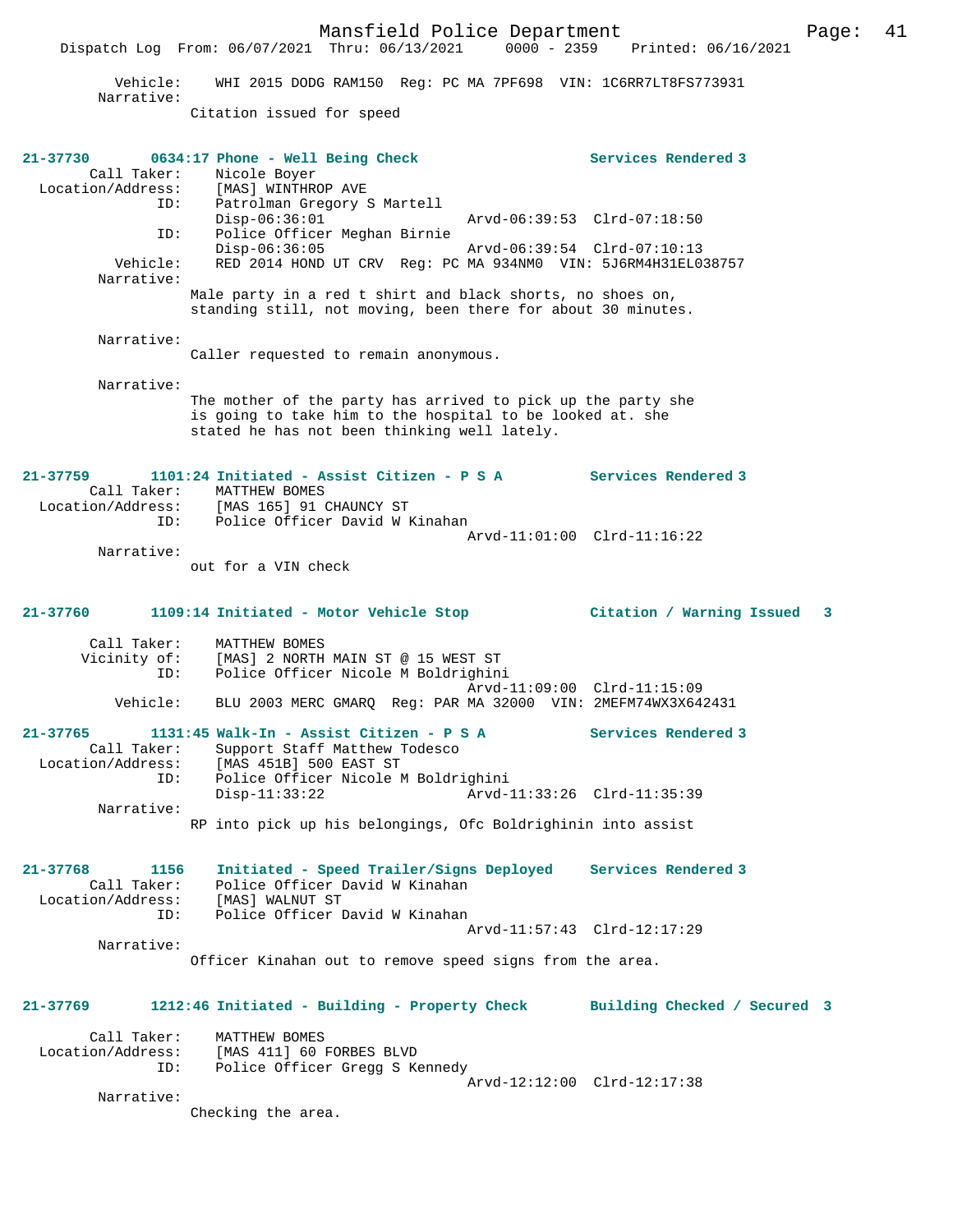Vehicle: WHI 2015 DODG RAM150 Reg: PC MA 7PF698 VIN: 1C6RR7LT8FS773931
Narrative:
Citation issued for speed

**21-37730 0634:17 Phone - Well Being Check** **Services Rendered 3**
Call Taker: Nicole Boyer
Location/Address: [MAS] WINTHROP AVE
ID: Patrolman Gregory S Martell
Disp-06:36:01 Arvd-06:39:53 Clrd-07:18:50
ID: Police Officer Meghan Birnie
Disp-06:36:05 Arvd-06:39:54 Clrd-07:10:13
Vehicle: RED 2014 HOND UT CRV Reg: PC MA 934NM0 VIN: 5J6RM4H31EL038757
Narrative:
Male party in a red t shirt and black shorts, no shoes on, standing still, not moving, been there for about 30 minutes.

Narrative:
Caller requested to remain anonymous.

Narrative:
The mother of the party has arrived to pick up the party she is going to take him to the hospital to be looked at. she stated he has not been thinking well lately.

**21-37759 1101:24 Initiated - Assist Citizen - P S A** **Services Rendered 3**
Call Taker: MATTHEW BOMES
Location/Address: [MAS 165] 91 CHAUNCY ST
ID: Police Officer David W Kinahan
Arvd-11:01:00 Clrd-11:16:22
Narrative:
out for a VIN check

**21-37760 1109:14 Initiated - Motor Vehicle Stop** **Citation / Warning Issued 3**
Call Taker: MATTHEW BOMES
Vicinity of: [MAS] 2 NORTH MAIN ST @ 15 WEST ST
ID: Police Officer Nicole M Boldrighini
Arvd-11:09:00 Clrd-11:15:09
Vehicle: BLU 2003 MERC GMARQ Reg: PAR MA 32000 VIN: 2MEFM74WX3X642431

**21-37765 1131:45 Walk-In - Assist Citizen - P S A** **Services Rendered 3**
Call Taker: Support Staff Matthew Todesco
Location/Address: [MAS 451B] 500 EAST ST
ID: Police Officer Nicole M Boldrighini
Disp-11:33:22 Arvd-11:33:26 Clrd-11:35:39
Narrative:
RP into pick up his belongings, Ofc Boldrighinin into assist

**21-37768 1156 Initiated - Speed Trailer/Signs Deployed** **Services Rendered 3**
Call Taker: Police Officer David W Kinahan
Location/Address: [MAS] WALNUT ST
ID: Police Officer David W Kinahan
Arvd-11:57:43 Clrd-12:17:29
Narrative:
Officer Kinahan out to remove speed signs from the area.

**21-37769 1212:46 Initiated - Building - Property Check** **Building Checked / Secured 3**
Call Taker: MATTHEW BOMES
Location/Address: [MAS 411] 60 FORBES BLVD
ID: Police Officer Gregg S Kennedy
Arvd-12:12:00 Clrd-12:17:38
Narrative:
Checking the area.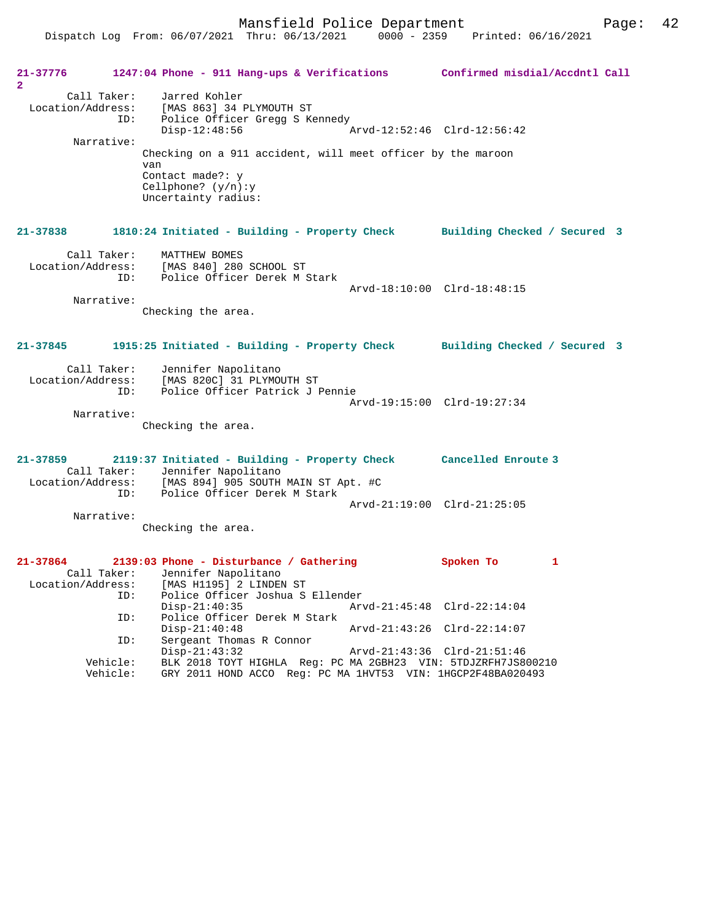**21-37776 1247:04 Phone - 911 Hang-ups & Verifications Confirmed misdial/Accdntl Call 2**

Call Taker: Jarred Kohler
Location/Address: [MAS 863] 34 PLYMOUTH ST
ID: Police Officer Gregg S Kennedy
Disp-12:48:56 Arvd-12:52:46 Clrd-12:56:42

Narrative:
Checking on a 911 accident, will meet officer by the maroon van
Contact made?: y
Cellphone? (y/n):y
Uncertainty radius:

**21-37838 1810:24 Initiated - Building - Property Check Building Checked / Secured 3**

Call Taker: MATTHEW BOMES
Location/Address: [MAS 840] 280 SCHOOL ST
ID: Police Officer Derek M Stark
Arvd-18:10:00 Clrd-18:48:15

Narrative:
Checking the area.

**21-37845 1915:25 Initiated - Building - Property Check Building Checked / Secured 3**

Call Taker: Jennifer Napolitano
Location/Address: [MAS 820C] 31 PLYMOUTH ST
ID: Police Officer Patrick J Pennie
Arvd-19:15:00 Clrd-19:27:34

Narrative:
Checking the area.

**21-37859 2119:37 Initiated - Building - Property Check Cancelled Enroute 3**

Call Taker: Jennifer Napolitano
Location/Address: [MAS 894] 905 SOUTH MAIN ST Apt. #C
ID: Police Officer Derek M Stark
Arvd-21:19:00 Clrd-21:25:05

Narrative:
Checking the area.

**21-37864 2139:03 Phone - Disturbance / Gathering Spoken To 1**

Call Taker: Jennifer Napolitano
Location/Address: [MAS H1195] 2 LINDEN ST
ID: Police Officer Joshua S Ellender
Disp-21:40:35 Arvd-21:45:48 Clrd-22:14:04
ID: Police Officer Derek M Stark
Disp-21:40:48 Arvd-21:43:26 Clrd-22:14:07
ID: Sergeant Thomas R Connor
Disp-21:43:32 Arvd-21:43:36 Clrd-21:51:46
Vehicle: BLK 2018 TOYT HIGHLA Reg: PC MA 2GBH23 VIN: 5TDJZRFH7JS800210
Vehicle: GRY 2011 HOND ACCO Reg: PC MA 1HVT53 VIN: 1HGCP2F48BA020493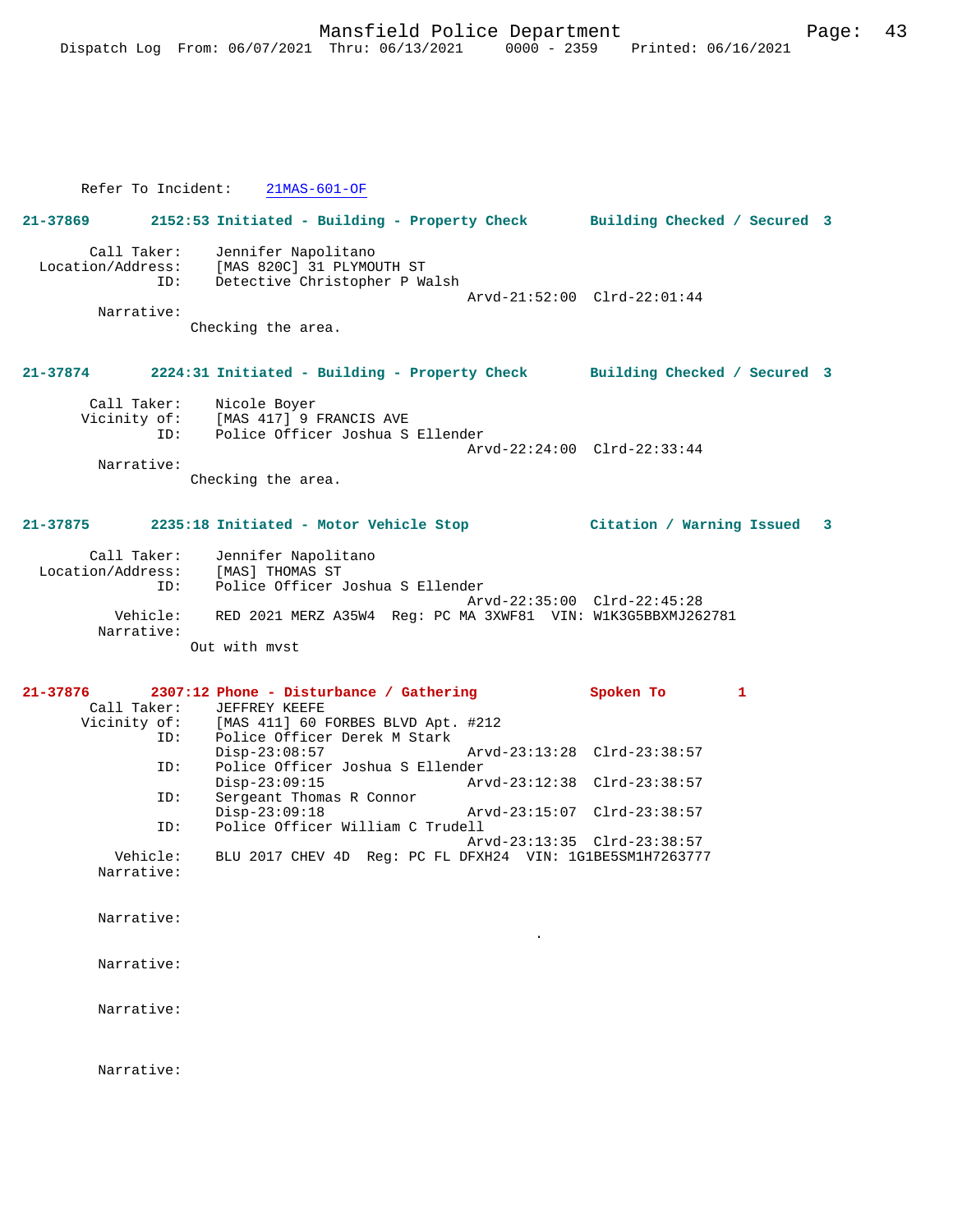Refer To Incident: 21MAS-601-OF

**21-37869 2152:53 Initiated - Building - Property Check Building Checked / Secured 3**

Call Taker: Jennifer Napolitano
Location/Address: [MAS 820C] 31 PLYMOUTH ST
ID: Detective Christopher P Walsh
Arvd-21:52:00 Clrd-22:01:44
Narrative:
Checking the area.

**21-37874 2224:31 Initiated - Building - Property Check Building Checked / Secured 3**

Call Taker: Nicole Boyer
Vicinity of: [MAS 417] 9 FRANCIS AVE
ID: Police Officer Joshua S Ellender
Arvd-22:24:00 Clrd-22:33:44
Narrative:
Checking the area.

**21-37875 2235:18 Initiated - Motor Vehicle Stop Citation / Warning Issued 3**

Call Taker: Jennifer Napolitano
Location/Address: [MAS] THOMAS ST
ID: Police Officer Joshua S Ellender
Arvd-22:35:00 Clrd-22:45:28
Vehicle: RED 2021 MERZ A35W4 Reg: PC MA 3XWF81 VIN: W1K3G5BBXMJ262781
Narrative:
Out with mvst

**21-37876 2307:12 Phone - Disturbance / Gathering Spoken To 1**

Call Taker: JEFFREY KEEFE
Vicinity of: [MAS 411] 60 FORBES BLVD Apt. #212
ID: Police Officer Derek M Stark
Disp-23:08:57 Arvd-23:13:28 Clrd-23:38:57
ID: Police Officer Joshua S Ellender
Disp-23:09:15 Arvd-23:12:38 Clrd-23:38:57
ID: Sergeant Thomas R Connor
Disp-23:09:18 Arvd-23:15:07 Clrd-23:38:57
ID: Police Officer William C Trudell
Arvd-23:13:35 Clrd-23:38:57
Vehicle: BLU 2017 CHEV 4D Reg: PC FL DFXH24 VIN: 1G1BE5SM1H7263777
Narrative:

Narrative:
.

Narrative:

Narrative:

Narrative: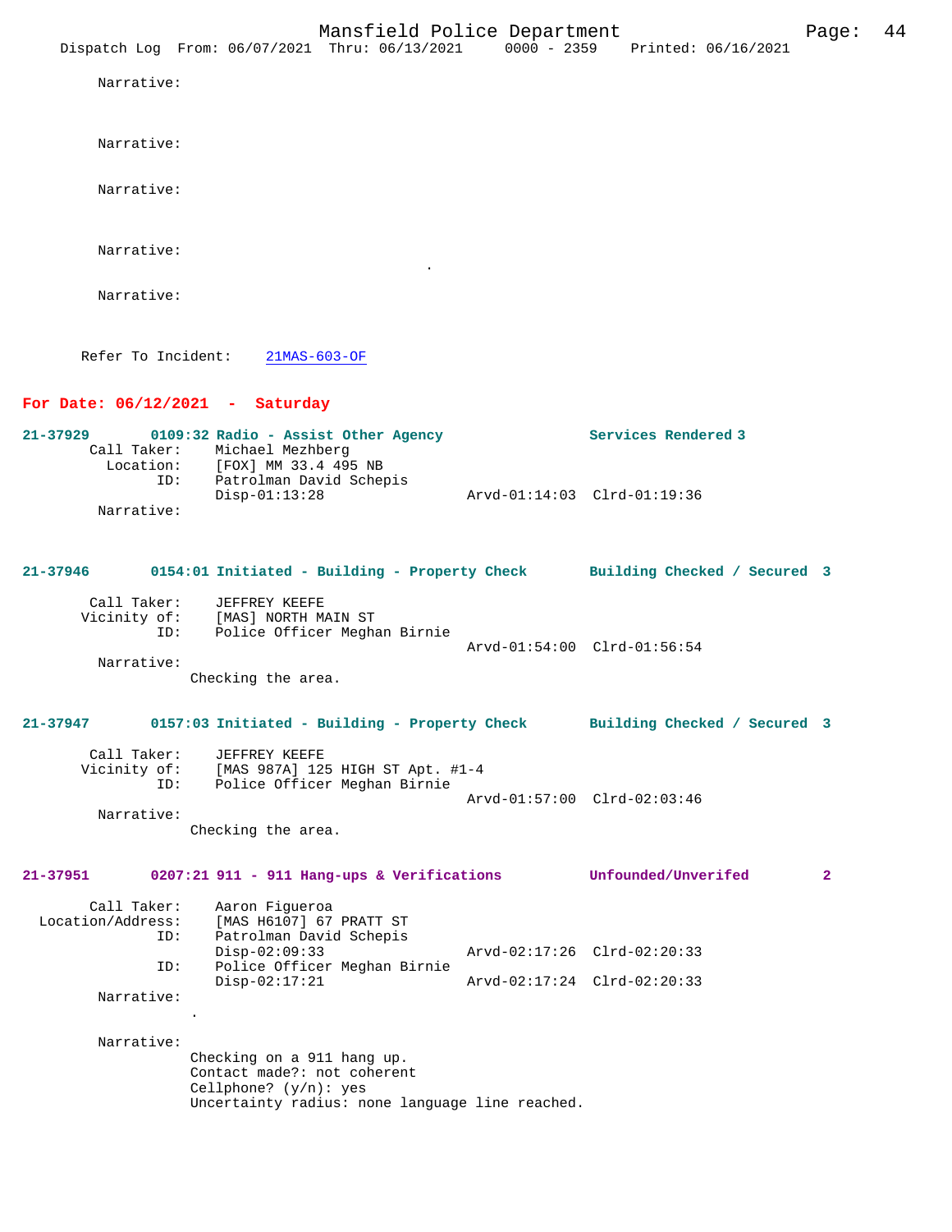Narrative:

Narrative:

Narrative:

Narrative:
.

Narrative:

Refer To Incident: 21MAS-603-OF

**For Date: 06/12/2021 - Saturday**

**21-37929 0109:32 Radio - Assist Other Agency — Services Rendered 3**

Call Taker: Michael Mezhberg
Location: [FOX] MM 33.4 495 NB
ID: Patrolman David Schepis
Disp-01:13:28 Arvd-01:14:03 Clrd-01:19:36
Narrative:

**21-37946 0154:01 Initiated - Building - Property Check — Building Checked / Secured 3**

Call Taker: JEFFREY KEEFE
Vicinity of: [MAS] NORTH MAIN ST
ID: Police Officer Meghan Birnie
Arvd-01:54:00 Clrd-01:56:54
Narrative:
Checking the area.

**21-37947 0157:03 Initiated - Building - Property Check — Building Checked / Secured 3**

Call Taker: JEFFREY KEEFE
Vicinity of: [MAS 987A] 125 HIGH ST Apt. #1-4
ID: Police Officer Meghan Birnie
Arvd-01:57:00 Clrd-02:03:46
Narrative:
Checking the area.

**21-37951 0207:21 911 - 911 Hang-ups & Verifications — Unfounded/Unverifed 2**

Call Taker: Aaron Figueroa
Location/Address: [MAS H6107] 67 PRATT ST
ID: Patrolman David Schepis
Disp-02:09:33 Arvd-02:17:26 Clrd-02:20:33
ID: Police Officer Meghan Birnie
Disp-02:17:21 Arvd-02:17:24 Clrd-02:20:33
Narrative:
.

Narrative:
Checking on a 911 hang up.
Contact made?: not coherent
Cellphone? (y/n): yes
Uncertainty radius: none language line reached.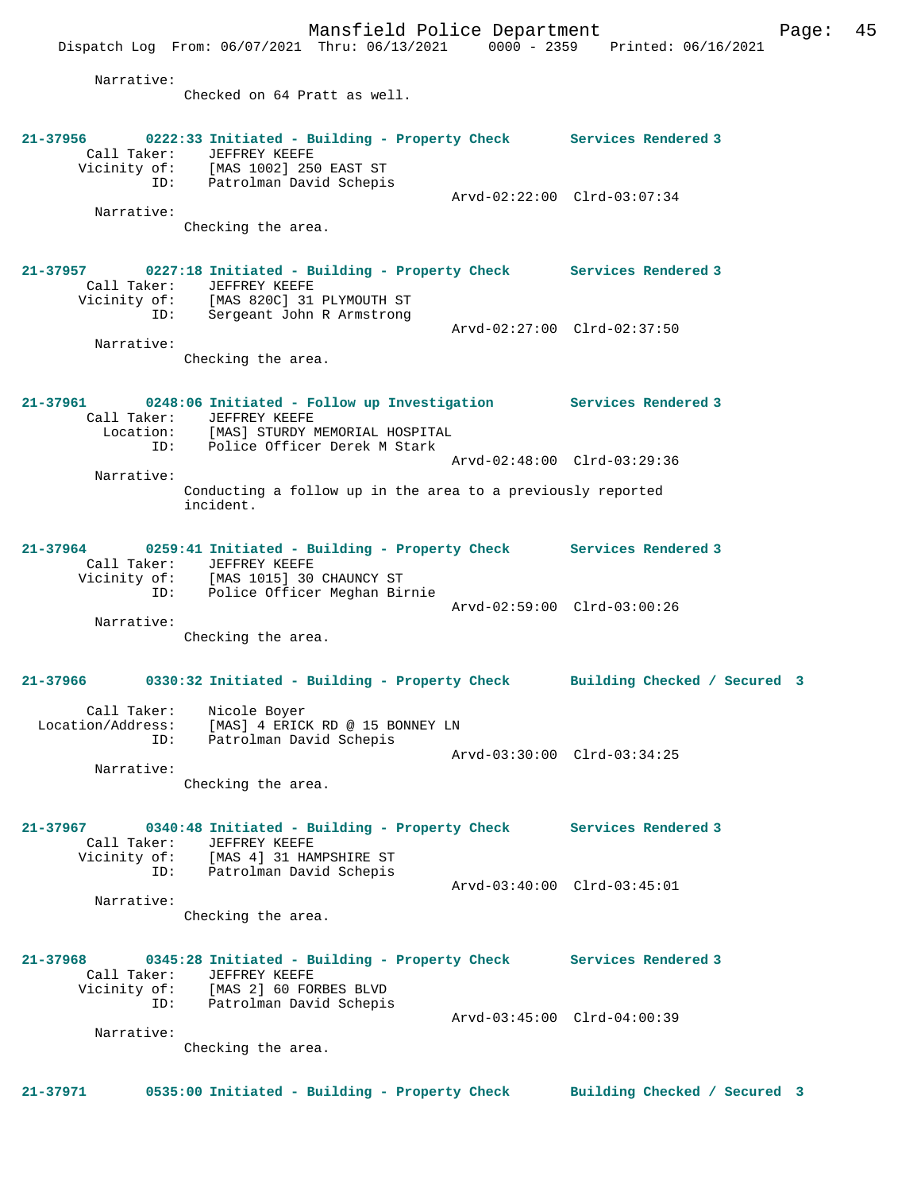Narrative:
Checked on 64 Pratt as well.

**21-37956 0222:33 Initiated - Building - Property Check Services Rendered 3**
Call Taker: JEFFREY KEEFE
Vicinity of: [MAS 1002] 250 EAST ST
ID: Patrolman David Schepis
Arvd-02:22:00 Clrd-03:07:34
Narrative:
Checking the area.

**21-37957 0227:18 Initiated - Building - Property Check Services Rendered 3**
Call Taker: JEFFREY KEEFE
Vicinity of: [MAS 820C] 31 PLYMOUTH ST
ID: Sergeant John R Armstrong
Arvd-02:27:00 Clrd-02:37:50
Narrative:
Checking the area.

**21-37961 0248:06 Initiated - Follow up Investigation Services Rendered 3**
Call Taker: JEFFREY KEEFE
Location: [MAS] STURDY MEMORIAL HOSPITAL
ID: Police Officer Derek M Stark
Arvd-02:48:00 Clrd-03:29:36
Narrative:
Conducting a follow up in the area to a previously reported incident.

**21-37964 0259:41 Initiated - Building - Property Check Services Rendered 3**
Call Taker: JEFFREY KEEFE
Vicinity of: [MAS 1015] 30 CHAUNCY ST
ID: Police Officer Meghan Birnie
Arvd-02:59:00 Clrd-03:00:26
Narrative:
Checking the area.

**21-37966 0330:32 Initiated - Building - Property Check Building Checked / Secured 3**
Call Taker: Nicole Boyer
Location/Address: [MAS] 4 ERICK RD @ 15 BONNEY LN
ID: Patrolman David Schepis
Arvd-03:30:00 Clrd-03:34:25
Narrative:
Checking the area.

**21-37967 0340:48 Initiated - Building - Property Check Services Rendered 3**
Call Taker: JEFFREY KEEFE
Vicinity of: [MAS 4] 31 HAMPSHIRE ST
ID: Patrolman David Schepis
Arvd-03:40:00 Clrd-03:45:01
Narrative:
Checking the area.

**21-37968 0345:28 Initiated - Building - Property Check Services Rendered 3**
Call Taker: JEFFREY KEEFE
Vicinity of: [MAS 2] 60 FORBES BLVD
ID: Patrolman David Schepis
Arvd-03:45:00 Clrd-04:00:39
Narrative:
Checking the area.

**21-37971 0535:00 Initiated - Building - Property Check Building Checked / Secured 3**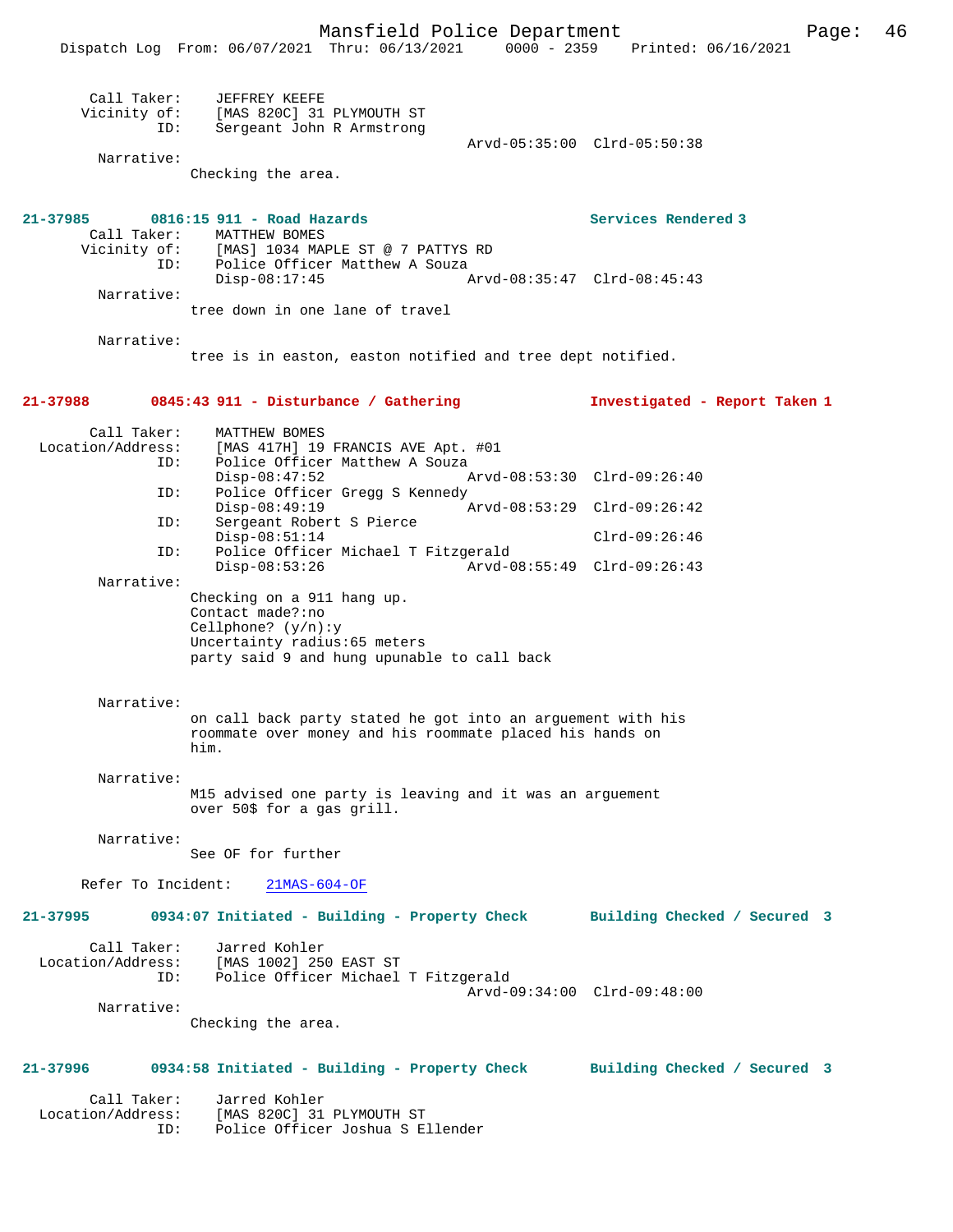```
        Call Taker:     JEFFREY KEEFE
       Vicinity of:     [MAS 820C] 31 PLYMOUTH ST
                ID:     Sergeant John R Armstrong
                                                   Arvd-05:35:00  Clrd-05:50:38
         Narrative:
                      Checking the area.


21-37985        0816:15 911 - Road Hazards                          Services Rendered 3
        Call Taker:     MATTHEW BOMES
       Vicinity of:     [MAS] 1034 MAPLE ST @ 7 PATTYS RD
                ID:     Police Officer Matthew A Souza
                        Disp-08:17:45              Arvd-08:35:47  Clrd-08:45:43
         Narrative:
                      tree down in one lane of travel

         Narrative:
                      tree is in easton, easton notified and tree dept notified.


21-37988        0845:43 911 - Disturbance / Gathering               Investigated - Report Taken 1

        Call Taker:     MATTHEW BOMES
  Location/Address:     [MAS 417H] 19 FRANCIS AVE Apt. #01
                ID:     Police Officer Matthew A Souza
                        Disp-08:47:52              Arvd-08:53:30  Clrd-09:26:40
                ID:     Police Officer Gregg S Kennedy
                        Disp-08:49:19              Arvd-08:53:29  Clrd-09:26:42
                ID:     Sergeant Robert S Pierce
                        Disp-08:51:14                             Clrd-09:26:46
                ID:     Police Officer Michael T Fitzgerald
                        Disp-08:53:26              Arvd-08:55:49  Clrd-09:26:43
         Narrative:
                      Checking on a 911 hang up.
                      Contact made?:no
                      Cellphone? (y/n):y
                      Uncertainty radius:65 meters
                      party said 9 and hung upunable to call back


         Narrative:
                      on call back party stated he got into an arguement with his
                      roommate over money and his roommate placed his hands on
                      him.

         Narrative:
                      M15 advised one party is leaving and it was an arguement
                      over 50$ for a gas grill.

         Narrative:
                      See OF for further

      Refer To Incident:    21MAS-604-OF

21-37995        0934:07 Initiated - Building - Property Check       Building Checked / Secured  3

        Call Taker:     Jarred Kohler
  Location/Address:     [MAS 1002] 250 EAST ST
                ID:     Police Officer Michael T Fitzgerald
                                                   Arvd-09:34:00  Clrd-09:48:00
         Narrative:
                      Checking the area.


21-37996        0934:58 Initiated - Building - Property Check       Building Checked / Secured  3

        Call Taker:     Jarred Kohler
  Location/Address:     [MAS 820C] 31 PLYMOUTH ST
                ID:     Police Officer Joshua S Ellender
```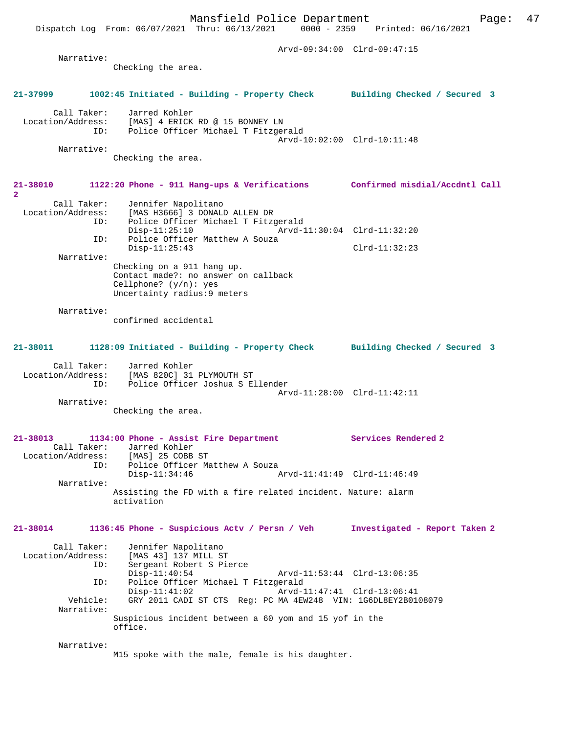Arvd-09:34:00 Clrd-09:47:15

Narrative:
Checking the area.

**21-37999 1002:45 Initiated - Building - Property Check Building Checked / Secured 3**

Call Taker: Jarred Kohler
Location/Address: [MAS] 4 ERICK RD @ 15 BONNEY LN
ID: Police Officer Michael T Fitzgerald
Arvd-10:02:00 Clrd-10:11:48

Narrative:
Checking the area.

**21-38010 1122:20 Phone - 911 Hang-ups & Verifications Confirmed misdial/Accdntl Call 2**

Call Taker: Jennifer Napolitano
Location/Address: [MAS H3666] 3 DONALD ALLEN DR
ID: Police Officer Michael T Fitzgerald
Disp-11:25:10 Arvd-11:30:04 Clrd-11:32:20
ID: Police Officer Matthew A Souza
Disp-11:25:43 Clrd-11:32:23

Narrative:
Checking on a 911 hang up.
Contact made?: no answer on callback
Cellphone? (y/n): yes
Uncertainty radius:9 meters

Narrative:
confirmed accidental

**21-38011 1128:09 Initiated - Building - Property Check Building Checked / Secured 3**

Call Taker: Jarred Kohler
Location/Address: [MAS 820C] 31 PLYMOUTH ST
ID: Police Officer Joshua S Ellender
Arvd-11:28:00 Clrd-11:42:11

Narrative:
Checking the area.

**21-38013 1134:00 Phone - Assist Fire Department Services Rendered 2**

Call Taker: Jarred Kohler
Location/Address: [MAS] 25 COBB ST
ID: Police Officer Matthew A Souza
Disp-11:34:46 Arvd-11:41:49 Clrd-11:46:49

Narrative:
Assisting the FD with a fire related incident. Nature: alarm activation

**21-38014 1136:45 Phone - Suspicious Actv / Persn / Veh Investigated - Report Taken 2**

Call Taker: Jennifer Napolitano
Location/Address: [MAS 43] 137 MILL ST
ID: Sergeant Robert S Pierce
Disp-11:40:54 Arvd-11:53:44 Clrd-13:06:35
ID: Police Officer Michael T Fitzgerald
Disp-11:41:02 Arvd-11:47:41 Clrd-13:06:41
Vehicle: GRY 2011 CADI ST CTS Reg: PC MA 4EW248 VIN: 1G6DL8EY2B0108079

Narrative:
Suspicious incident between a 60 yom and 15 yof in the office.

Narrative:
M15 spoke with the male, female is his daughter.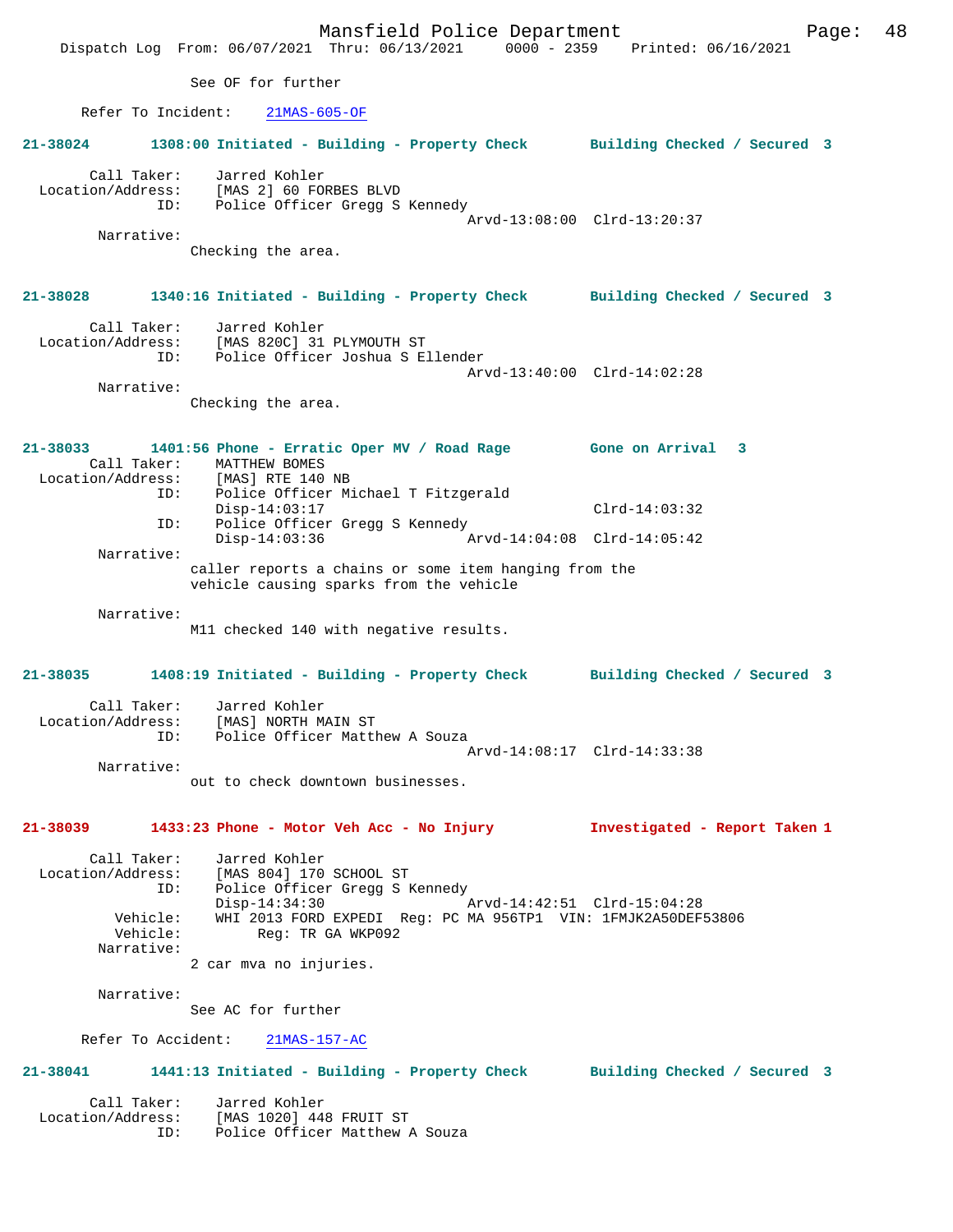See OF for further

Refer To Incident: 21MAS-605-OF

**21-38024 1308:00 Initiated - Building - Property Check Building Checked / Secured 3**

Call Taker: Jarred Kohler
Location/Address: [MAS 2] 60 FORBES BLVD
ID: Police Officer Gregg S Kennedy
Arvd-13:08:00 Clrd-13:20:37
Narrative:
Checking the area.

**21-38028 1340:16 Initiated - Building - Property Check Building Checked / Secured 3**

Call Taker: Jarred Kohler
Location/Address: [MAS 820C] 31 PLYMOUTH ST
ID: Police Officer Joshua S Ellender
Arvd-13:40:00 Clrd-14:02:28
Narrative:
Checking the area.

**21-38033 1401:56 Phone - Erratic Oper MV / Road Rage Gone on Arrival 3**

Call Taker: MATTHEW BOMES
Location/Address: [MAS] RTE 140 NB
ID: Police Officer Michael T Fitzgerald
Disp-14:03:17 Clrd-14:03:32
ID: Police Officer Gregg S Kennedy
Disp-14:03:36 Arvd-14:04:08 Clrd-14:05:42
Narrative:
caller reports a chains or some item hanging from the vehicle causing sparks from the vehicle

Narrative:
M11 checked 140 with negative results.

**21-38035 1408:19 Initiated - Building - Property Check Building Checked / Secured 3**

Call Taker: Jarred Kohler
Location/Address: [MAS] NORTH MAIN ST
ID: Police Officer Matthew A Souza
Arvd-14:08:17 Clrd-14:33:38
Narrative:
out to check downtown businesses.

**21-38039 1433:23 Phone - Motor Veh Acc - No Injury Investigated - Report Taken 1**

Call Taker: Jarred Kohler
Location/Address: [MAS 804] 170 SCHOOL ST
ID: Police Officer Gregg S Kennedy
Disp-14:34:30 Arvd-14:42:51 Clrd-15:04:28
Vehicle: WHI 2013 FORD EXPEDI Reg: PC MA 956TP1 VIN: 1FMJK2A50DEF53806
Vehicle: Reg: TR GA WKP092
Narrative:
2 car mva no injuries.

Narrative:
See AC for further

Refer To Accident: 21MAS-157-AC

**21-38041 1441:13 Initiated - Building - Property Check Building Checked / Secured 3**

Call Taker: Jarred Kohler
Location/Address: [MAS 1020] 448 FRUIT ST
ID: Police Officer Matthew A Souza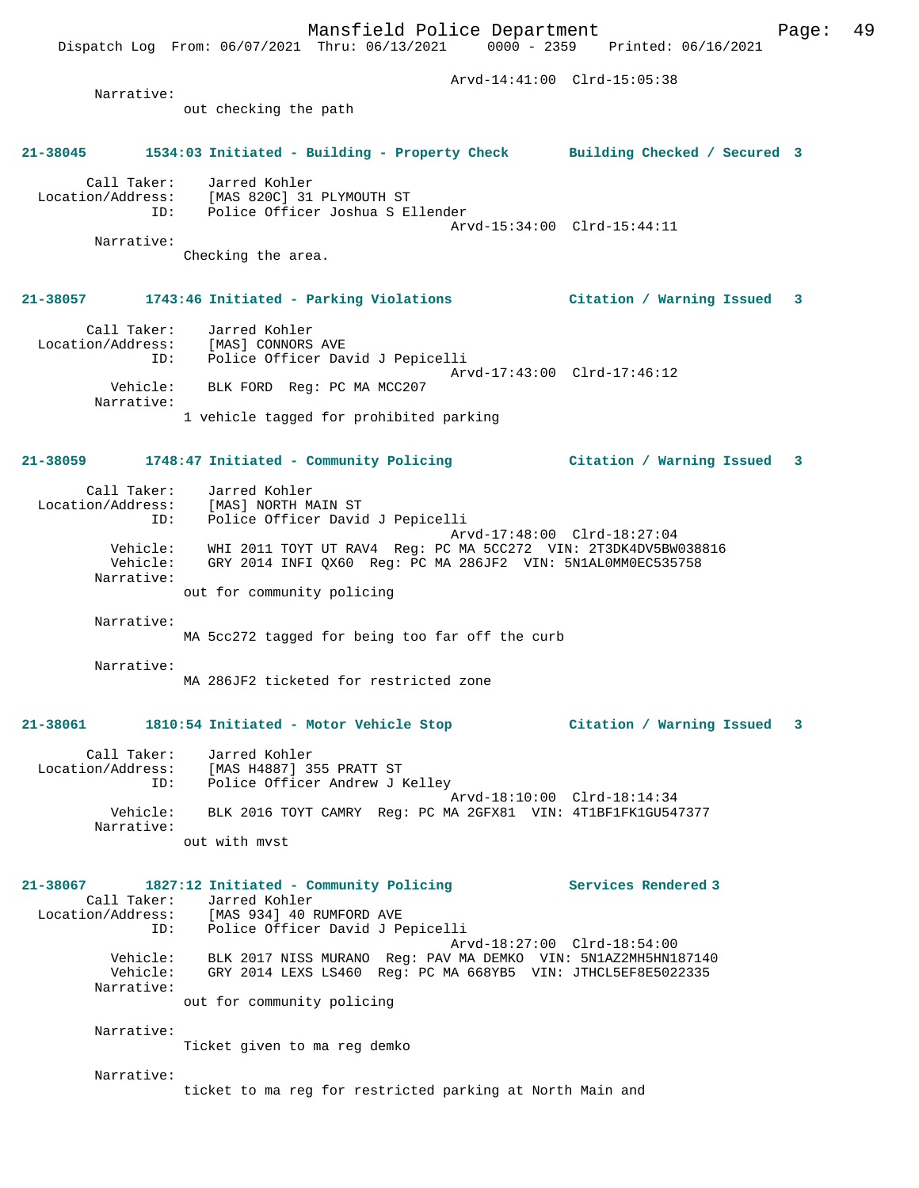Arvd-14:41:00 Clrd-15:05:38

Narrative:
out checking the path

**21-38045 1534:03 Initiated - Building - Property Check Building Checked / Secured 3**

Call Taker: Jarred Kohler
Location/Address: [MAS 820C] 31 PLYMOUTH ST
ID: Police Officer Joshua S Ellender
Arvd-15:34:00 Clrd-15:44:11

Narrative:
Checking the area.

**21-38057 1743:46 Initiated - Parking Violations Citation / Warning Issued 3**

Call Taker: Jarred Kohler
Location/Address: [MAS] CONNORS AVE
ID: Police Officer David J Pepicelli
Arvd-17:43:00 Clrd-17:46:12
Vehicle: BLK FORD Reg: PC MA MCC207

Narrative:
1 vehicle tagged for prohibited parking

**21-38059 1748:47 Initiated - Community Policing Citation / Warning Issued 3**

Call Taker: Jarred Kohler
Location/Address: [MAS] NORTH MAIN ST
ID: Police Officer David J Pepicelli
Arvd-17:48:00 Clrd-18:27:04
Vehicle: WHI 2011 TOYT UT RAV4 Reg: PC MA 5CC272 VIN: 2T3DK4DV5BW038816
Vehicle: GRY 2014 INFI QX60 Reg: PC MA 286JF2 VIN: 5N1AL0MM0EC535758

Narrative:
out for community policing

Narrative:
MA 5cc272 tagged for being too far off the curb

Narrative:
MA 286JF2 ticketed for restricted zone

**21-38061 1810:54 Initiated - Motor Vehicle Stop Citation / Warning Issued 3**

Call Taker: Jarred Kohler
Location/Address: [MAS H4887] 355 PRATT ST
ID: Police Officer Andrew J Kelley
Arvd-18:10:00 Clrd-18:14:34
Vehicle: BLK 2016 TOYT CAMRY Reg: PC MA 2GFX81 VIN: 4T1BF1FK1GU547377

Narrative:
out with mvst

**21-38067 1827:12 Initiated - Community Policing Services Rendered 3**

Call Taker: Jarred Kohler
Location/Address: [MAS 934] 40 RUMFORD AVE
ID: Police Officer David J Pepicelli
Arvd-18:27:00 Clrd-18:54:00
Vehicle: BLK 2017 NISS MURANO Reg: PAV MA DEMKO VIN: 5N1AZ2MH5HN187140
Vehicle: GRY 2014 LEXS LS460 Reg: PC MA 668YB5 VIN: JTHCL5EF8E5022335

Narrative:
out for community policing

Narrative:
Ticket given to ma reg demko

Narrative:
ticket to ma reg for restricted parking at North Main and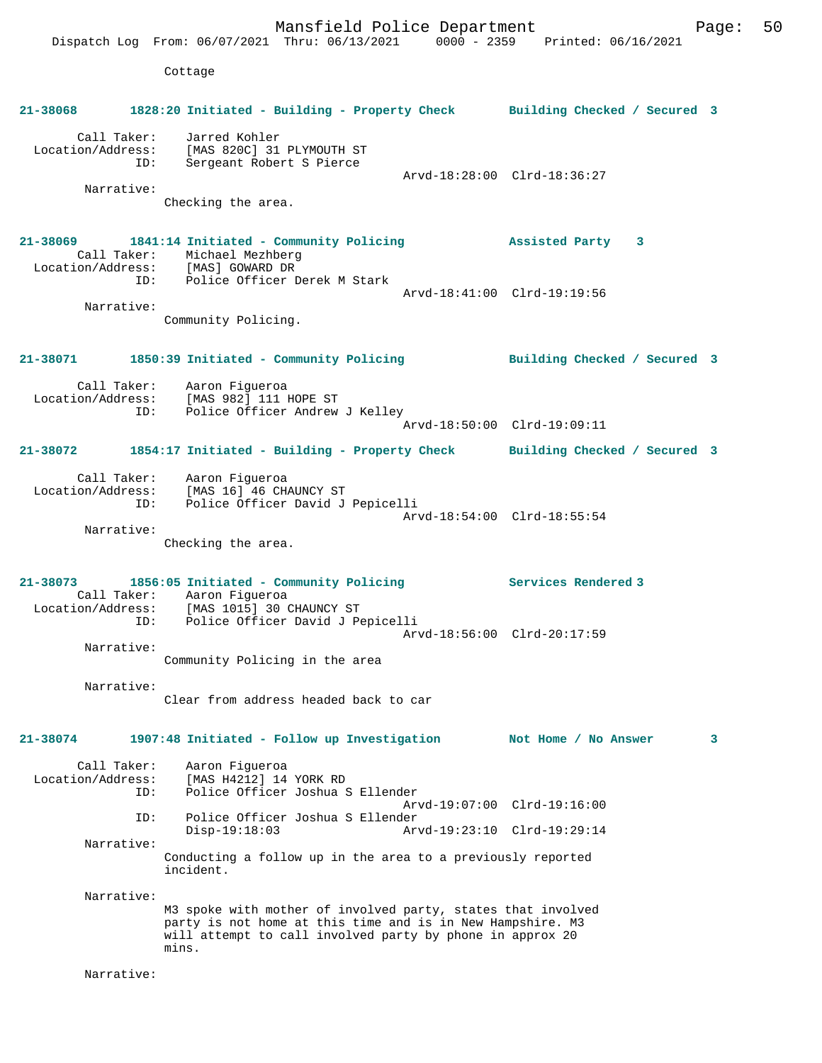Cottage

**21-38068 1828:20 Initiated - Building - Property Check Building Checked / Secured 3**

Call Taker: Jarred Kohler
Location/Address: [MAS 820C] 31 PLYMOUTH ST
ID: Sergeant Robert S Pierce
Arvd-18:28:00 Clrd-18:36:27
Narrative:
Checking the area.

**21-38069 1841:14 Initiated - Community Policing Assisted Party 3**

Call Taker: Michael Mezhberg
Location/Address: [MAS] GOWARD DR
ID: Police Officer Derek M Stark
Arvd-18:41:00 Clrd-19:19:56
Narrative:
Community Policing.

**21-38071 1850:39 Initiated - Community Policing Building Checked / Secured 3**

Call Taker: Aaron Figueroa
Location/Address: [MAS 982] 111 HOPE ST
ID: Police Officer Andrew J Kelley
Arvd-18:50:00 Clrd-19:09:11

**21-38072 1854:17 Initiated - Building - Property Check Building Checked / Secured 3**

Call Taker: Aaron Figueroa
Location/Address: [MAS 16] 46 CHAUNCY ST
ID: Police Officer David J Pepicelli
Arvd-18:54:00 Clrd-18:55:54
Narrative:
Checking the area.

**21-38073 1856:05 Initiated - Community Policing Services Rendered 3**

Call Taker: Aaron Figueroa
Location/Address: [MAS 1015] 30 CHAUNCY ST
ID: Police Officer David J Pepicelli
Arvd-18:56:00 Clrd-20:17:59
Narrative:
Community Policing in the area

Narrative:
Clear from address headed back to car

**21-38074 1907:48 Initiated - Follow up Investigation Not Home / No Answer 3**

Call Taker: Aaron Figueroa
Location/Address: [MAS H4212] 14 YORK RD
ID: Police Officer Joshua S Ellender
Arvd-19:07:00 Clrd-19:16:00
ID: Police Officer Joshua S Ellender
Disp-19:18:03 Arvd-19:23:10 Clrd-19:29:14
Narrative:
Conducting a follow up in the area to a previously reported incident.

Narrative:
M3 spoke with mother of involved party, states that involved party is not home at this time and is in New Hampshire. M3 will attempt to call involved party by phone in approx 20 mins.

Narrative: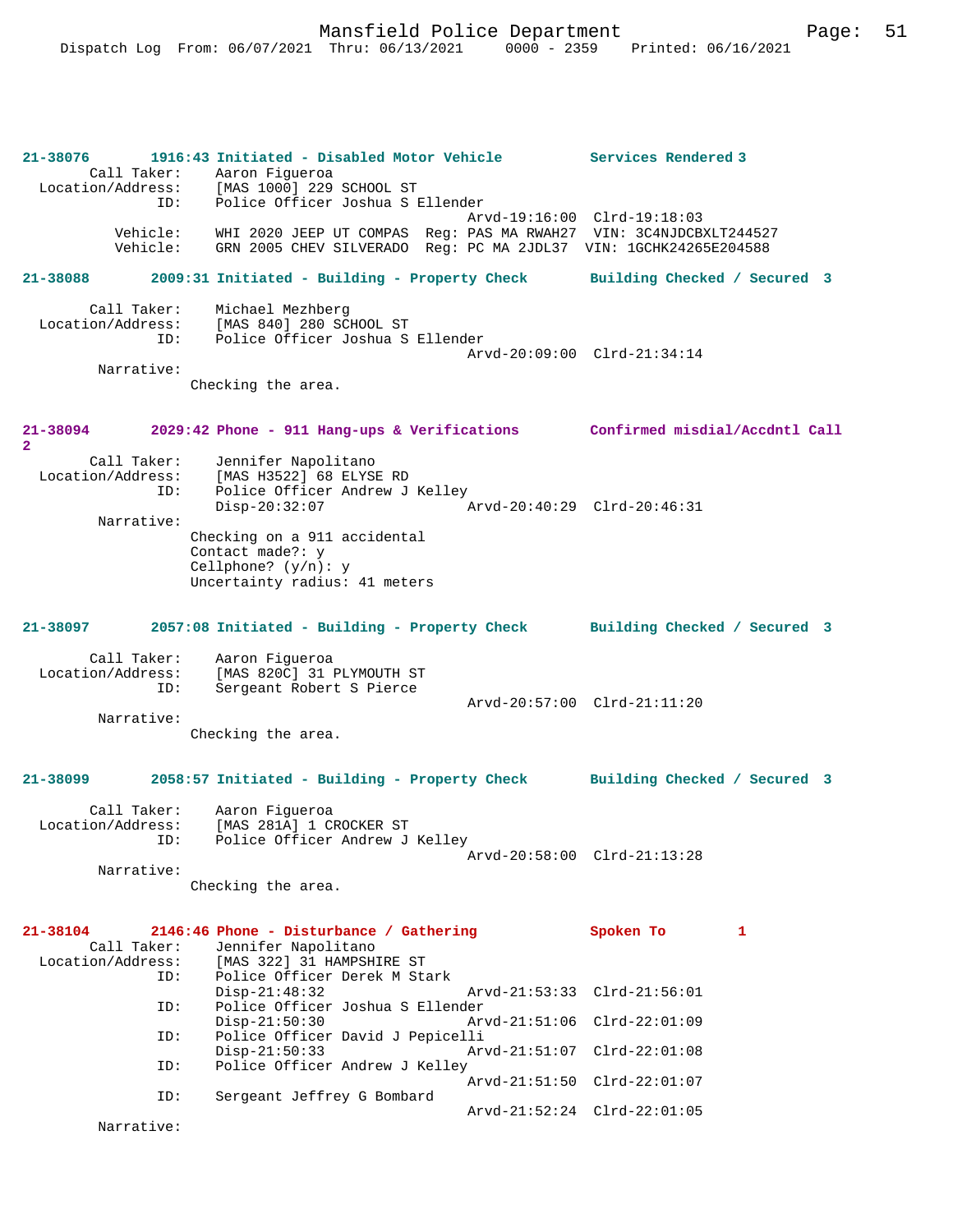**21-38076** 1916:43 Initiated - Disabled Motor Vehicle **Services Rendered 3**

```
        Call Taker:    Aaron Figueroa
  Location/Address:    [MAS 1000] 229 SCHOOL ST
                ID:    Police Officer Joshua S Ellender
                                           Arvd-19:16:00  Clrd-19:18:03
           Vehicle:    WHI 2020 JEEP UT COMPAS  Reg: PAS MA RWAH27  VIN: 3C4NJDCBXLT244527
           Vehicle:    GRN 2005 CHEV SILVERADO  Reg: PC MA 2JDL37  VIN: 1GCHK24265E204588
```

**21-38088** 2009:31 Initiated - Building - Property Check **Building Checked / Secured 3**

```
        Call Taker:    Michael Mezhberg
  Location/Address:    [MAS 840] 280 SCHOOL ST
                ID:    Police Officer Joshua S Ellender
                                           Arvd-20:09:00  Clrd-21:34:14
         Narrative:
                Checking the area.
```

**21-38094** 2029:42 Phone - 911 Hang-ups & Verifications **Confirmed misdial/Accdntl Call 2**

```
        Call Taker:    Jennifer Napolitano
  Location/Address:    [MAS H3522] 68 ELYSE RD
                ID:    Police Officer Andrew J Kelley
                       Disp-20:32:07       Arvd-20:40:29  Clrd-20:46:31
         Narrative:
                Checking on a 911 accidental
                Contact made?: y
                Cellphone? (y/n): y
                Uncertainty radius: 41 meters
```

**21-38097** 2057:08 Initiated - Building - Property Check **Building Checked / Secured 3**

```
        Call Taker:    Aaron Figueroa
  Location/Address:    [MAS 820C] 31 PLYMOUTH ST
                ID:    Sergeant Robert S Pierce
                                           Arvd-20:57:00  Clrd-21:11:20
         Narrative:
                Checking the area.
```

**21-38099** 2058:57 Initiated - Building - Property Check **Building Checked / Secured 3**

```
        Call Taker:    Aaron Figueroa
  Location/Address:    [MAS 281A] 1 CROCKER ST
                ID:    Police Officer Andrew J Kelley
                                           Arvd-20:58:00  Clrd-21:13:28
         Narrative:
                Checking the area.
```

**21-38104** 2146:46 Phone - Disturbance / Gathering **Spoken To 1**

```
        Call Taker:    Jennifer Napolitano
  Location/Address:    [MAS 322] 31 HAMPSHIRE ST
                ID:    Police Officer Derek M Stark
                       Disp-21:48:32       Arvd-21:53:33  Clrd-21:56:01
                ID:    Police Officer Joshua S Ellender
                       Disp-21:50:30       Arvd-21:51:06  Clrd-22:01:09
                ID:    Police Officer David J Pepicelli
                       Disp-21:50:33       Arvd-21:51:07  Clrd-22:01:08
                ID:    Police Officer Andrew J Kelley
                                           Arvd-21:51:50  Clrd-22:01:07
                ID:    Sergeant Jeffrey G Bombard
                                           Arvd-21:52:24  Clrd-22:01:05
         Narrative:
```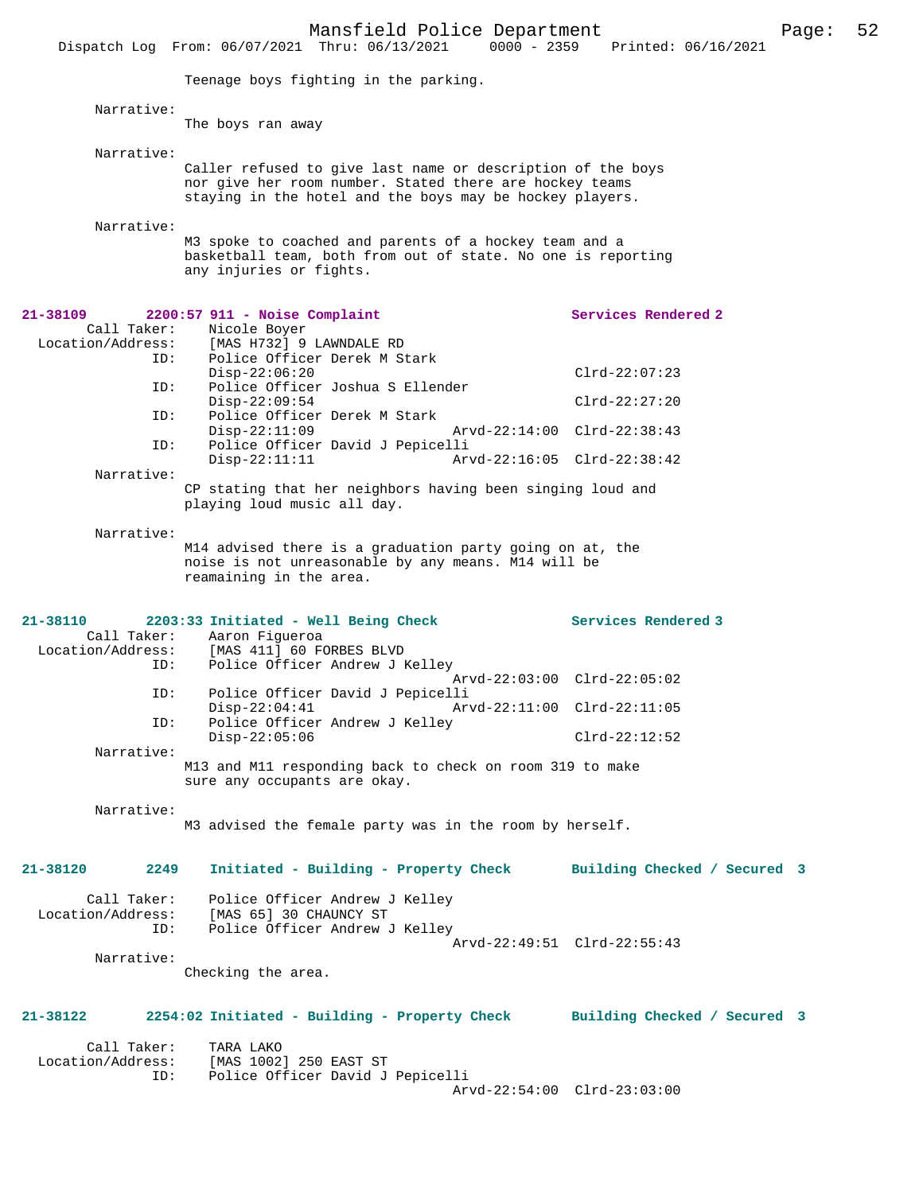Teenage boys fighting in the parking.

Narrative:
The boys ran away

Narrative:
Caller refused to give last name or description of the boys nor give her room number. Stated there are hockey teams staying in the hotel and the boys may be hockey players.

Narrative:
M3 spoke to coached and parents of a hockey team and a basketball team, both from out of state. No one is reporting any injuries or fights.

**21-38109 2200:57 911 - Noise Complaint — Services Rendered 2**

Call Taker: Nicole Boyer
Location/Address: [MAS H732] 9 LAWNDALE RD
ID: Police Officer Derek M Stark
Disp-22:06:20 Clrd-22:07:23
ID: Police Officer Joshua S Ellender
Disp-22:09:54 Clrd-22:27:20
ID: Police Officer Derek M Stark
Disp-22:11:09 Arvd-22:14:00 Clrd-22:38:43
ID: Police Officer David J Pepicelli
Disp-22:11:11 Arvd-22:16:05 Clrd-22:38:42

Narrative:
CP stating that her neighbors having been singing loud and playing loud music all day.

Narrative:
M14 advised there is a graduation party going on at, the noise is not unreasonable by any means. M14 will be reamaining in the area.

**21-38110 2203:33 Initiated - Well Being Check — Services Rendered 3**

Call Taker: Aaron Figueroa
Location/Address: [MAS 411] 60 FORBES BLVD
ID: Police Officer Andrew J Kelley
Arvd-22:03:00 Clrd-22:05:02
ID: Police Officer David J Pepicelli
Disp-22:04:41 Arvd-22:11:00 Clrd-22:11:05
ID: Police Officer Andrew J Kelley
Disp-22:05:06 Clrd-22:12:52

Narrative:
M13 and M11 responding back to check on room 319 to make sure any occupants are okay.

Narrative:
M3 advised the female party was in the room by herself.

**21-38120 2249 Initiated - Building - Property Check — Building Checked / Secured 3**

Call Taker: Police Officer Andrew J Kelley
Location/Address: [MAS 65] 30 CHAUNCY ST
ID: Police Officer Andrew J Kelley
Arvd-22:49:51 Clrd-22:55:43

Narrative:
Checking the area.

**21-38122 2254:02 Initiated - Building - Property Check — Building Checked / Secured 3**

Call Taker: TARA LAKO
Location/Address: [MAS 1002] 250 EAST ST
ID: Police Officer David J Pepicelli
Arvd-22:54:00 Clrd-23:03:00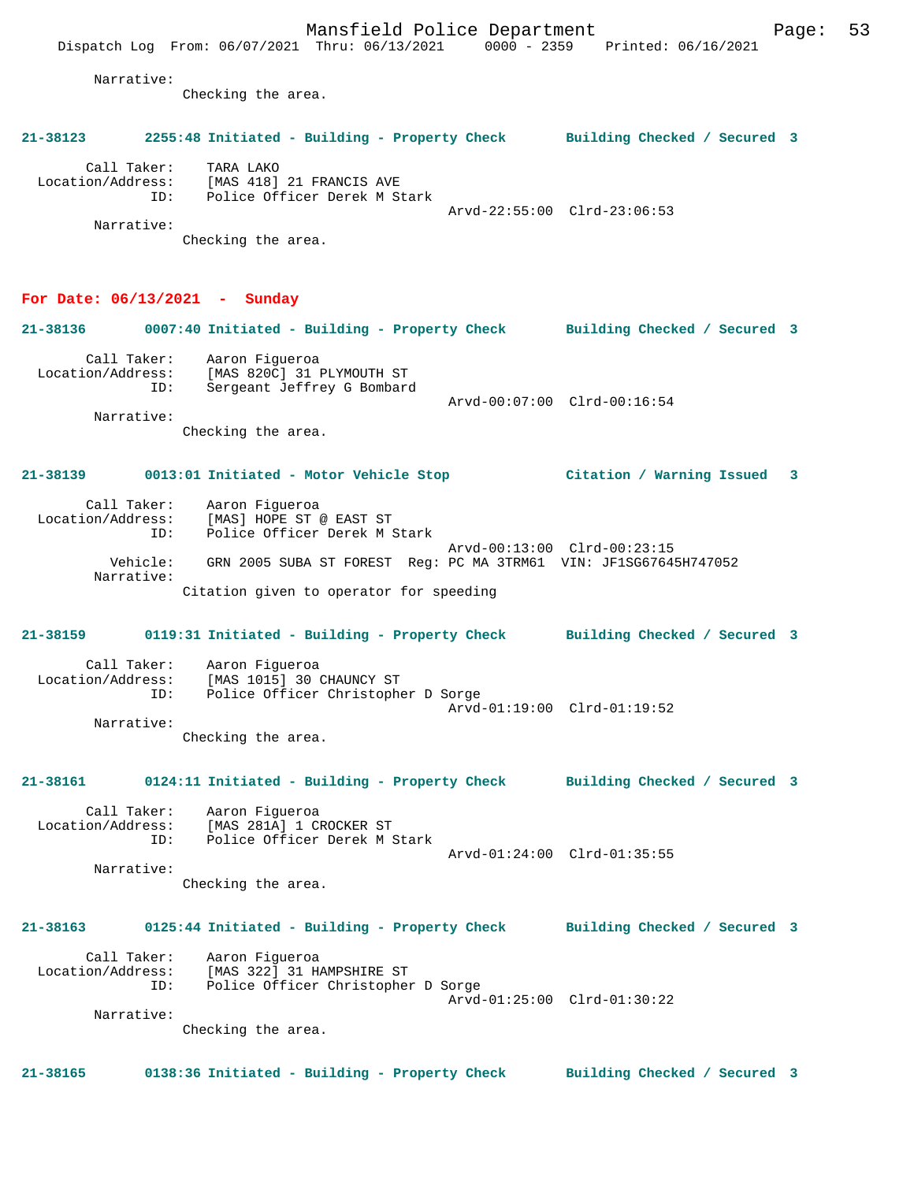Narrative:
Checking the area.

**21-38123 2255:48 Initiated - Building - Property Check Building Checked / Secured 3**

Call Taker: TARA LAKO
Location/Address: [MAS 418] 21 FRANCIS AVE
ID: Police Officer Derek M Stark
Arvd-22:55:00 Clrd-23:06:53
Narrative:
Checking the area.

## For Date: 06/13/2021 - Sunday

**21-38136 0007:40 Initiated - Building - Property Check Building Checked / Secured 3**

Call Taker: Aaron Figueroa
Location/Address: [MAS 820C] 31 PLYMOUTH ST
ID: Sergeant Jeffrey G Bombard
Arvd-00:07:00 Clrd-00:16:54
Narrative:
Checking the area.

**21-38139 0013:01 Initiated - Motor Vehicle Stop Citation / Warning Issued 3**

Call Taker: Aaron Figueroa
Location/Address: [MAS] HOPE ST @ EAST ST
ID: Police Officer Derek M Stark
Arvd-00:13:00 Clrd-00:23:15
Vehicle: GRN 2005 SUBA ST FOREST Reg: PC MA 3TRM61 VIN: JF1SG67645H747052
Narrative:
Citation given to operator for speeding

**21-38159 0119:31 Initiated - Building - Property Check Building Checked / Secured 3**

Call Taker: Aaron Figueroa
Location/Address: [MAS 1015] 30 CHAUNCY ST
ID: Police Officer Christopher D Sorge
Arvd-01:19:00 Clrd-01:19:52
Narrative:
Checking the area.

**21-38161 0124:11 Initiated - Building - Property Check Building Checked / Secured 3**

Call Taker: Aaron Figueroa
Location/Address: [MAS 281A] 1 CROCKER ST
ID: Police Officer Derek M Stark
Arvd-01:24:00 Clrd-01:35:55
Narrative:
Checking the area.

**21-38163 0125:44 Initiated - Building - Property Check Building Checked / Secured 3**

Call Taker: Aaron Figueroa
Location/Address: [MAS 322] 31 HAMPSHIRE ST
ID: Police Officer Christopher D Sorge
Arvd-01:25:00 Clrd-01:30:22
Narrative:
Checking the area.

**21-38165 0138:36 Initiated - Building - Property Check Building Checked / Secured 3**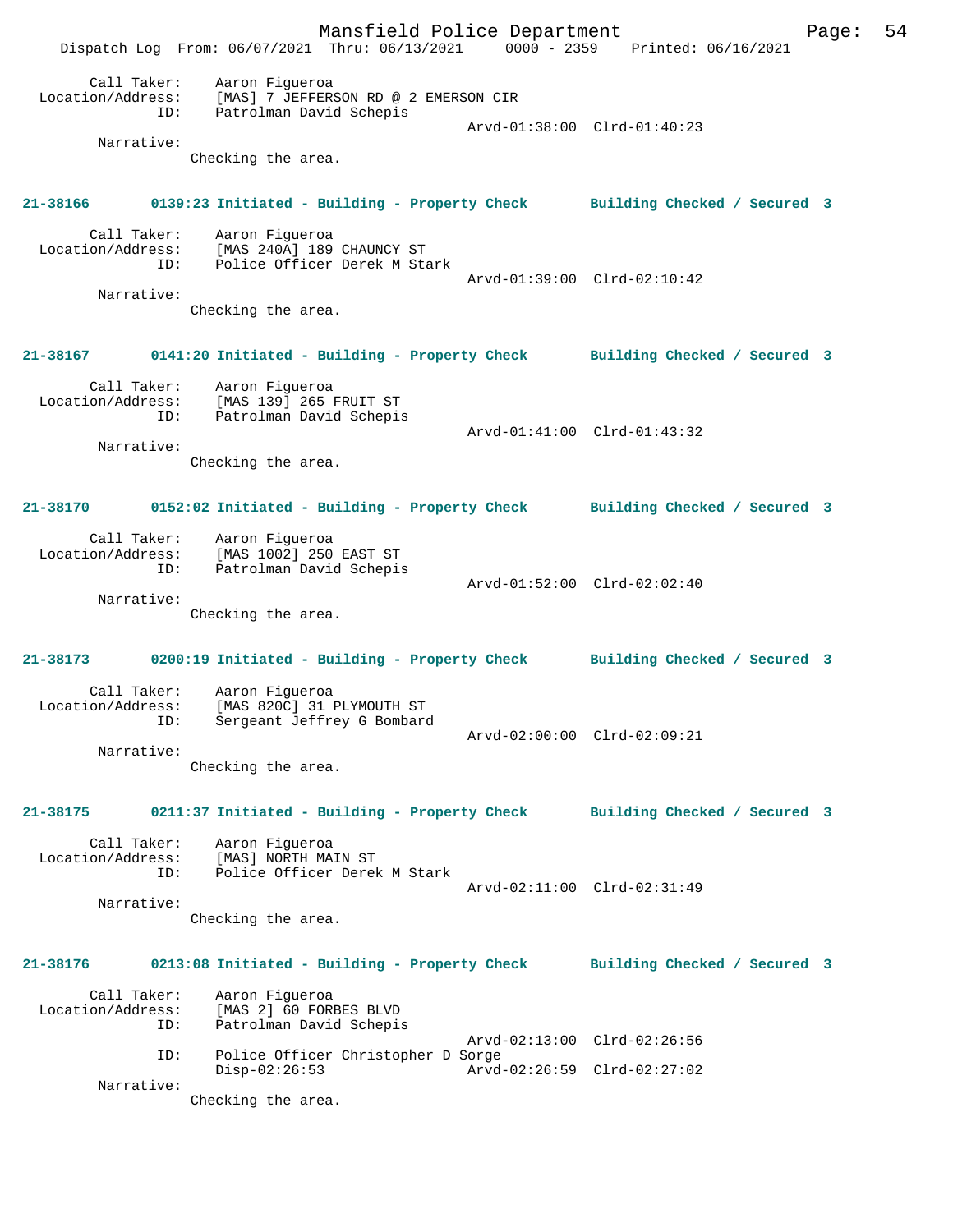Call Taker: Aaron Figueroa
Location/Address: [MAS] 7 JEFFERSON RD @ 2 EMERSON CIR
ID: Patrolman David Schepis
Arvd-01:38:00 Clrd-01:40:23
Narrative:
Checking the area.

**21-38166 0139:23 Initiated - Building - Property Check Building Checked / Secured 3**

Call Taker: Aaron Figueroa
Location/Address: [MAS 240A] 189 CHAUNCY ST
ID: Police Officer Derek M Stark
Arvd-01:39:00 Clrd-02:10:42
Narrative:
Checking the area.

**21-38167 0141:20 Initiated - Building - Property Check Building Checked / Secured 3**

Call Taker: Aaron Figueroa
Location/Address: [MAS 139] 265 FRUIT ST
ID: Patrolman David Schepis
Arvd-01:41:00 Clrd-01:43:32
Narrative:
Checking the area.

**21-38170 0152:02 Initiated - Building - Property Check Building Checked / Secured 3**

Call Taker: Aaron Figueroa
Location/Address: [MAS 1002] 250 EAST ST
ID: Patrolman David Schepis
Arvd-01:52:00 Clrd-02:02:40
Narrative:
Checking the area.

**21-38173 0200:19 Initiated - Building - Property Check Building Checked / Secured 3**

Call Taker: Aaron Figueroa
Location/Address: [MAS 820C] 31 PLYMOUTH ST
ID: Sergeant Jeffrey G Bombard
Arvd-02:00:00 Clrd-02:09:21
Narrative:
Checking the area.

**21-38175 0211:37 Initiated - Building - Property Check Building Checked / Secured 3**

Call Taker: Aaron Figueroa
Location/Address: [MAS] NORTH MAIN ST
ID: Police Officer Derek M Stark
Arvd-02:11:00 Clrd-02:31:49
Narrative:
Checking the area.

**21-38176 0213:08 Initiated - Building - Property Check Building Checked / Secured 3**

Call Taker: Aaron Figueroa
Location/Address: [MAS 2] 60 FORBES BLVD
ID: Patrolman David Schepis
Arvd-02:13:00 Clrd-02:26:56
ID: Police Officer Christopher D Sorge
Disp-02:26:53 Arvd-02:26:59 Clrd-02:27:02
Narrative:
Checking the area.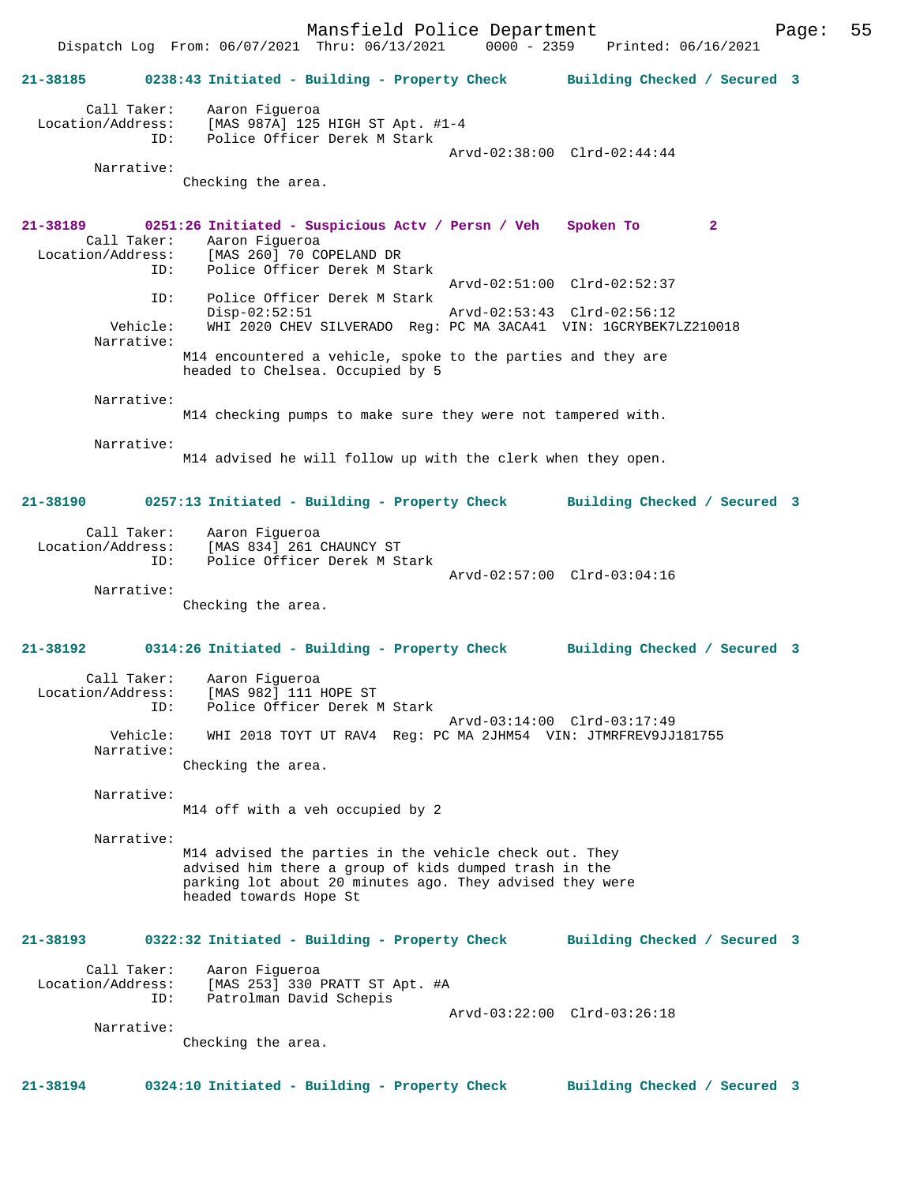**21-38185 0238:43 Initiated - Building - Property Check Building Checked / Secured 3**

Call Taker: Aaron Figueroa
Location/Address: [MAS 987A] 125 HIGH ST Apt. #1-4
ID: Police Officer Derek M Stark
Arvd-02:38:00 Clrd-02:44:44
Narrative:
Checking the area.

**21-38189 0251:26 Initiated - Suspicious Actv / Persn / Veh Spoken To 2**

Call Taker: Aaron Figueroa
Location/Address: [MAS 260] 70 COPELAND DR
ID: Police Officer Derek M Stark
Arvd-02:51:00 Clrd-02:52:37
ID: Police Officer Derek M Stark
Disp-02:52:51 Arvd-02:53:43 Clrd-02:56:12
Vehicle: WHI 2020 CHEV SILVERADO Reg: PC MA 3ACA41 VIN: 1GCRYBEK7LZ210018
Narrative:
M14 encountered a vehicle, spoke to the parties and they are headed to Chelsea. Occupied by 5

Narrative:
M14 checking pumps to make sure they were not tampered with.

Narrative:
M14 advised he will follow up with the clerk when they open.

**21-38190 0257:13 Initiated - Building - Property Check Building Checked / Secured 3**

Call Taker: Aaron Figueroa
Location/Address: [MAS 834] 261 CHAUNCY ST
ID: Police Officer Derek M Stark
Arvd-02:57:00 Clrd-03:04:16
Narrative:
Checking the area.

**21-38192 0314:26 Initiated - Building - Property Check Building Checked / Secured 3**

Call Taker: Aaron Figueroa
Location/Address: [MAS 982] 111 HOPE ST
ID: Police Officer Derek M Stark
Arvd-03:14:00 Clrd-03:17:49
Vehicle: WHI 2018 TOYT UT RAV4 Reg: PC MA 2JHM54 VIN: JTMRFREV9JJ181755
Narrative:
Checking the area.

Narrative:
M14 off with a veh occupied by 2

Narrative:
M14 advised the parties in the vehicle check out. They advised him there a group of kids dumped trash in the parking lot about 20 minutes ago. They advised they were headed towards Hope St

**21-38193 0322:32 Initiated - Building - Property Check Building Checked / Secured 3**

Call Taker: Aaron Figueroa
Location/Address: [MAS 253] 330 PRATT ST Apt. #A
ID: Patrolman David Schepis
Arvd-03:22:00 Clrd-03:26:18
Narrative:
Checking the area.

**21-38194 0324:10 Initiated - Building - Property Check Building Checked / Secured 3**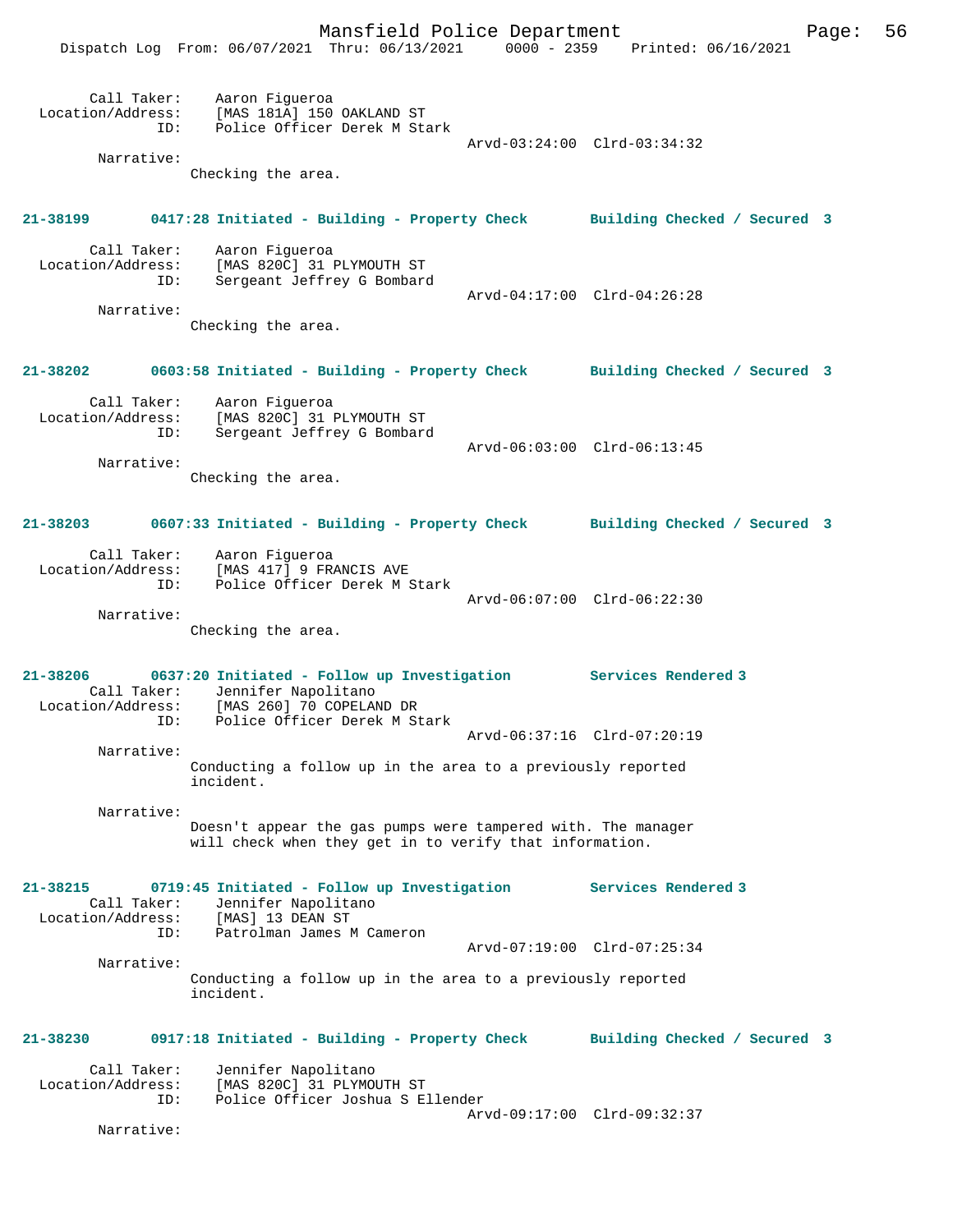Call Taker: Aaron Figueroa
Location/Address: [MAS 181A] 150 OAKLAND ST
ID: Police Officer Derek M Stark
Arvd-03:24:00 Clrd-03:34:32
Narrative:
Checking the area.

**21-38199 0417:28 Initiated - Building - Property Check Building Checked / Secured 3**

Call Taker: Aaron Figueroa
Location/Address: [MAS 820C] 31 PLYMOUTH ST
ID: Sergeant Jeffrey G Bombard
Arvd-04:17:00 Clrd-04:26:28
Narrative:
Checking the area.

**21-38202 0603:58 Initiated - Building - Property Check Building Checked / Secured 3**

Call Taker: Aaron Figueroa
Location/Address: [MAS 820C] 31 PLYMOUTH ST
ID: Sergeant Jeffrey G Bombard
Arvd-06:03:00 Clrd-06:13:45
Narrative:
Checking the area.

**21-38203 0607:33 Initiated - Building - Property Check Building Checked / Secured 3**

Call Taker: Aaron Figueroa
Location/Address: [MAS 417] 9 FRANCIS AVE
ID: Police Officer Derek M Stark
Arvd-06:07:00 Clrd-06:22:30
Narrative:
Checking the area.

**21-38206 0637:20 Initiated - Follow up Investigation Services Rendered 3**

Call Taker: Jennifer Napolitano
Location/Address: [MAS 260] 70 COPELAND DR
ID: Police Officer Derek M Stark
Arvd-06:37:16 Clrd-07:20:19
Narrative:
Conducting a follow up in the area to a previously reported incident.

Narrative:
Doesn't appear the gas pumps were tampered with. The manager will check when they get in to verify that information.

**21-38215 0719:45 Initiated - Follow up Investigation Services Rendered 3**

Call Taker: Jennifer Napolitano
Location/Address: [MAS] 13 DEAN ST
ID: Patrolman James M Cameron
Arvd-07:19:00 Clrd-07:25:34
Narrative:
Conducting a follow up in the area to a previously reported incident.

**21-38230 0917:18 Initiated - Building - Property Check Building Checked / Secured 3**

Call Taker: Jennifer Napolitano
Location/Address: [MAS 820C] 31 PLYMOUTH ST
ID: Police Officer Joshua S Ellender
Arvd-09:17:00 Clrd-09:32:37
Narrative: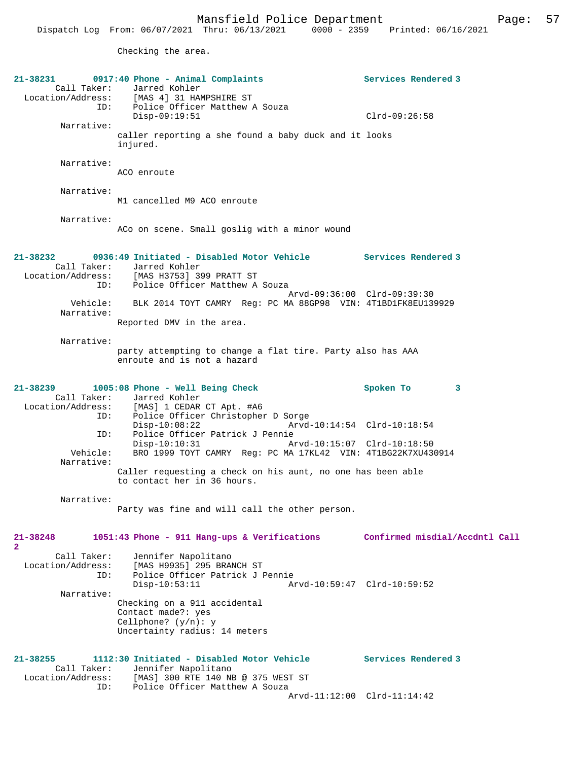Checking the area.

**21-38231 0917:40 Phone - Animal Complaints — Services Rendered 3**

Call Taker: Jarred Kohler
Location/Address: [MAS 4] 31 HAMPSHIRE ST
ID: Police Officer Matthew A Souza
Disp-09:19:51 Clrd-09:26:58

Narrative:
caller reporting a she found a baby duck and it looks injured.

Narrative:
ACO enroute

Narrative:
M1 cancelled M9 ACO enroute

Narrative:
ACo on scene. Small goslig with a minor wound

**21-38232 0936:49 Initiated - Disabled Motor Vehicle — Services Rendered 3**

Call Taker: Jarred Kohler
Location/Address: [MAS H3753] 399 PRATT ST
ID: Police Officer Matthew A Souza
Arvd-09:36:00 Clrd-09:39:30
Vehicle: BLK 2014 TOYT CAMRY Reg: PC MA 88GP98 VIN: 4T1BD1FK8EU139929

Narrative:
Reported DMV in the area.

Narrative:
party attempting to change a flat tire. Party also has AAA enroute and is not a hazard

**21-38239 1005:08 Phone - Well Being Check — Spoken To 3**

Call Taker: Jarred Kohler
Location/Address: [MAS] 1 CEDAR CT Apt. #A6
ID: Police Officer Christopher D Sorge
Disp-10:08:22 Arvd-10:14:54 Clrd-10:18:54
ID: Police Officer Patrick J Pennie
Disp-10:10:31 Arvd-10:15:07 Clrd-10:18:50
Vehicle: BRO 1999 TOYT CAMRY Reg: PC MA 17KL42 VIN: 4T1BG22K7XU430914

Narrative:
Caller requesting a check on his aunt, no one has been able to contact her in 36 hours.

Narrative:
Party was fine and will call the other person.

**21-38248 1051:43 Phone - 911 Hang-ups & Verifications — Confirmed misdial/Accdntl Call 2**

Call Taker: Jennifer Napolitano
Location/Address: [MAS H9935] 295 BRANCH ST
ID: Police Officer Patrick J Pennie
Disp-10:53:11 Arvd-10:59:47 Clrd-10:59:52

Narrative:
Checking on a 911 accidental
Contact made?: yes
Cellphone? (y/n): y
Uncertainty radius: 14 meters

**21-38255 1112:30 Initiated - Disabled Motor Vehicle — Services Rendered 3**

Call Taker: Jennifer Napolitano
Location/Address: [MAS] 300 RTE 140 NB @ 375 WEST ST
ID: Police Officer Matthew A Souza
Arvd-11:12:00 Clrd-11:14:42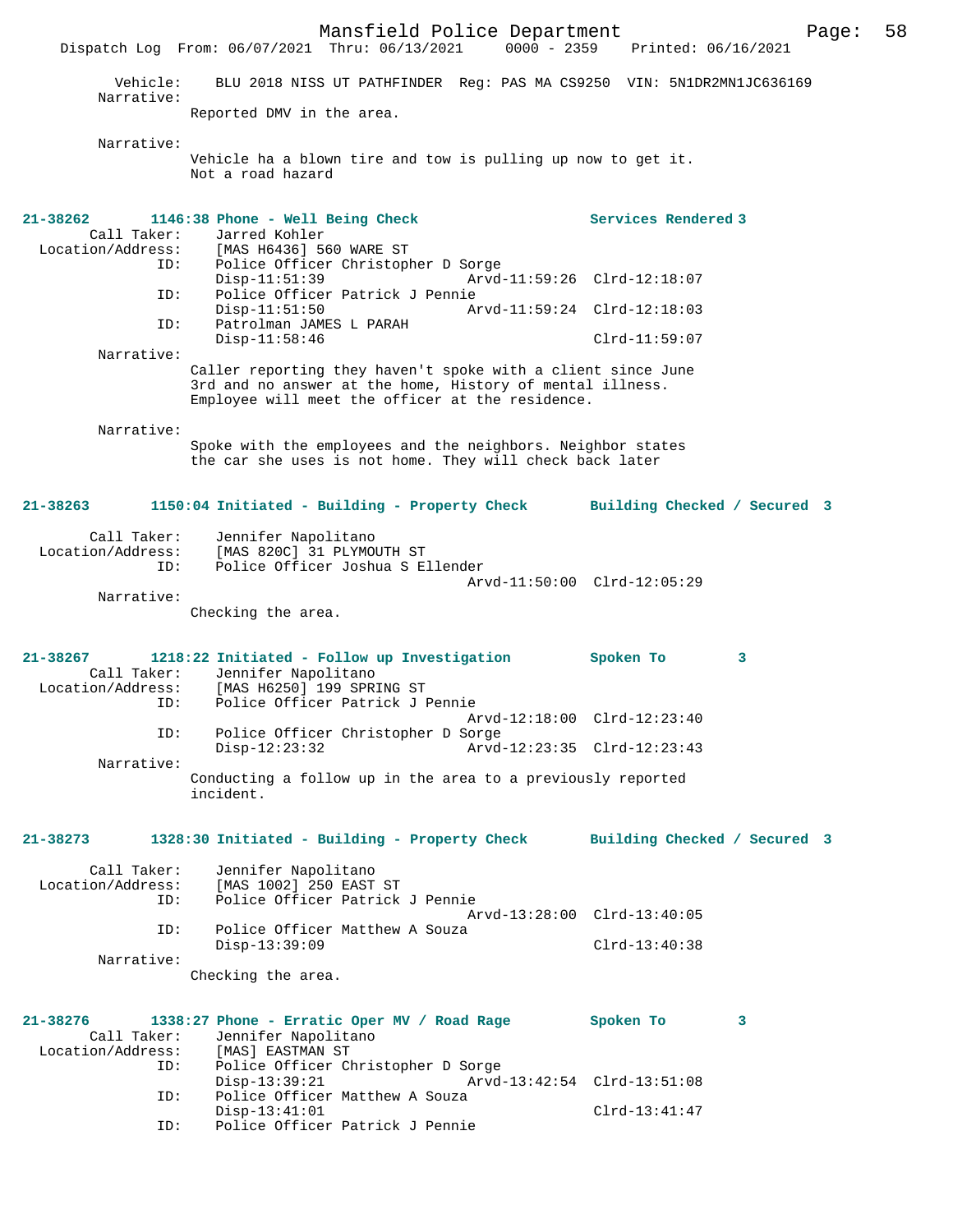```
        Vehicle:    BLU 2018 NISS UT PATHFINDER  Reg: PAS MA CS9250  VIN: 5N1DR2MN1JC636169
        Narrative:  
                    Reported DMV in the area.

        Narrative:  
                    Vehicle ha a blown tire and tow is pulling up now to get it.
                    Not a road hazard


21-38262        1146:38 Phone - Well Being Check                  Services Rendered 3
        Call Taker:     Jarred Kohler
  Location/Address:     [MAS H6436] 560 WARE ST
                ID:     Police Officer Christopher D Sorge
                        Disp-11:51:39                 Arvd-11:59:26  Clrd-12:18:07
                ID:     Police Officer Patrick J Pennie
                        Disp-11:51:50                 Arvd-11:59:24  Clrd-12:18:03
                ID:     Patrolman JAMES L PARAH
                        Disp-11:58:46                                Clrd-11:59:07
        Narrative:  
                    Caller reporting they haven't spoke with a client since June
                    3rd and no answer at the home, History of mental illness.
                    Employee will meet the officer at the residence.

        Narrative:  
                    Spoke with the employees and the neighbors. Neighbor states
                    the car she uses is not home. They will check back later


21-38263        1150:04 Initiated - Building - Property Check     Building Checked / Secured  3

        Call Taker:     Jennifer Napolitano
  Location/Address:     [MAS 820C] 31 PLYMOUTH ST
                ID:     Police Officer Joshua S Ellender
                                                      Arvd-11:50:00  Clrd-12:05:29
        Narrative:  
                    Checking the area.


21-38267        1218:22 Initiated - Follow up Investigation       Spoken To        3
        Call Taker:     Jennifer Napolitano
  Location/Address:     [MAS H6250] 199 SPRING ST
                ID:     Police Officer Patrick J Pennie
                                                      Arvd-12:18:00  Clrd-12:23:40
                ID:     Police Officer Christopher D Sorge
                        Disp-12:23:32                 Arvd-12:23:35  Clrd-12:23:43
        Narrative:  
                    Conducting a follow up in the area to a previously reported
                    incident.


21-38273        1328:30 Initiated - Building - Property Check     Building Checked / Secured  3

        Call Taker:     Jennifer Napolitano
  Location/Address:     [MAS 1002] 250 EAST ST
                ID:     Police Officer Patrick J Pennie
                                                      Arvd-13:28:00  Clrd-13:40:05
                ID:     Police Officer Matthew A Souza
                        Disp-13:39:09                                Clrd-13:40:38
        Narrative:  
                    Checking the area.


21-38276        1338:27 Phone - Erratic Oper MV / Road Rage       Spoken To        3
        Call Taker:     Jennifer Napolitano
  Location/Address:     [MAS] EASTMAN ST
                ID:     Police Officer Christopher D Sorge
                        Disp-13:39:21                 Arvd-13:42:54  Clrd-13:51:08
                ID:     Police Officer Matthew A Souza
                        Disp-13:41:01                                Clrd-13:41:47
                ID:     Police Officer Patrick J Pennie
```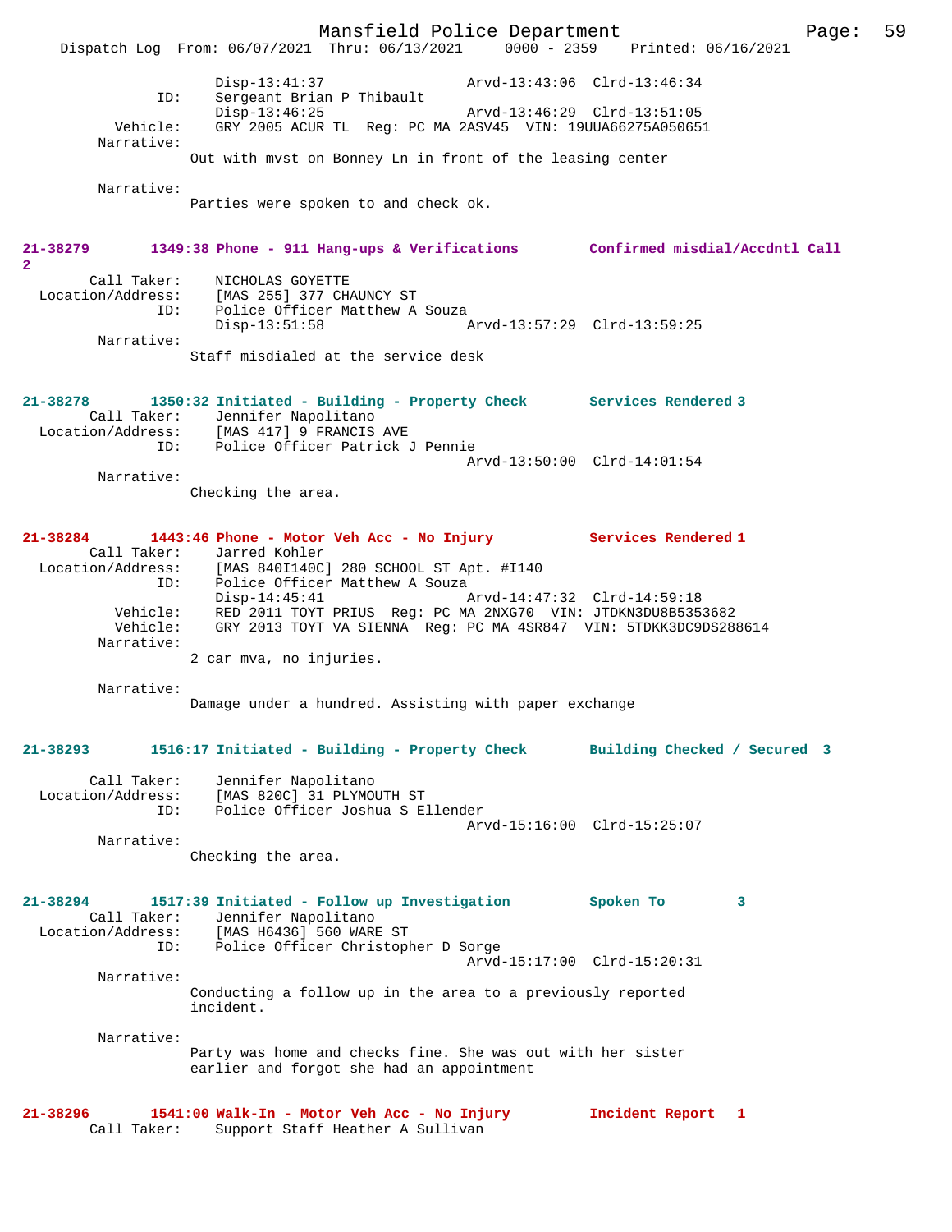```
                Disp-13:41:37                 Arvd-13:43:06  Clrd-13:46:34
            ID:    Sergeant Brian P Thibault
                Disp-13:46:25                 Arvd-13:46:29  Clrd-13:51:05
       Vehicle:    GRY 2005 ACUR TL  Reg: PC MA 2ASV45  VIN: 19UUA66275A050651
     Narrative:
               Out with mvst on Bonney Ln in front of the leasing center

     Narrative:
               Parties were spoken to and check ok.


21-38279       1349:38 Phone - 911 Hang-ups & Verifications        Confirmed misdial/Accdntl Call
2
       Call Taker:    NICHOLAS GOYETTE
  Location/Address:    [MAS 255] 377 CHAUNCY ST
            ID:    Police Officer Matthew A Souza
                Disp-13:51:58                 Arvd-13:57:29  Clrd-13:59:25
     Narrative:
               Staff misdialed at the service desk


21-38278       1350:32 Initiated - Building - Property Check       Services Rendered 3
       Call Taker:    Jennifer Napolitano
  Location/Address:    [MAS 417] 9 FRANCIS AVE
            ID:    Police Officer Patrick J Pennie
                                              Arvd-13:50:00  Clrd-14:01:54
     Narrative:
               Checking the area.


21-38284       1443:46 Phone - Motor Veh Acc - No Injury           Services Rendered 1
       Call Taker:    Jarred Kohler
  Location/Address:    [MAS 840I140C] 280 SCHOOL ST Apt. #I140
            ID:    Police Officer Matthew A Souza
                Disp-14:45:41                 Arvd-14:47:32  Clrd-14:59:18
       Vehicle:    RED 2011 TOYT PRIUS  Reg: PC MA 2NXG70  VIN: JTDKN3DU8B5353682
       Vehicle:    GRY 2013 TOYT VA SIENNA  Reg: PC MA 4SR847  VIN: 5TDKK3DC9DS288614
     Narrative:
               2 car mva, no injuries.

     Narrative:
               Damage under a hundred. Assisting with paper exchange


21-38293       1516:17 Initiated - Building - Property Check       Building Checked / Secured  3

       Call Taker:    Jennifer Napolitano
  Location/Address:    [MAS 820C] 31 PLYMOUTH ST
            ID:    Police Officer Joshua S Ellender
                                              Arvd-15:16:00  Clrd-15:25:07
     Narrative:
               Checking the area.


21-38294       1517:39 Initiated - Follow up Investigation         Spoken To         3
       Call Taker:    Jennifer Napolitano
  Location/Address:    [MAS H6436] 560 WARE ST
            ID:    Police Officer Christopher D Sorge
                                              Arvd-15:17:00  Clrd-15:20:31
     Narrative:
               Conducting a follow up in the area to a previously reported
               incident.

     Narrative:
               Party was home and checks fine. She was out with her sister
               earlier and forgot she had an appointment


21-38296       1541:00 Walk-In - Motor Veh Acc - No Injury         Incident Report   1
       Call Taker:    Support Staff Heather A Sullivan
```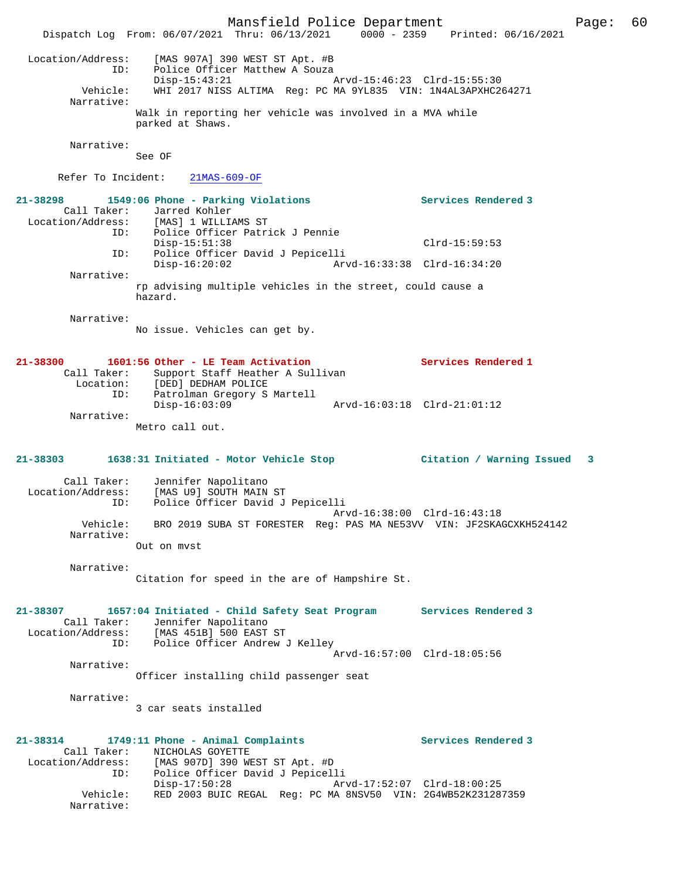Location/Address: [MAS 907A] 390 WEST ST Apt. #B
ID: Police Officer Matthew A Souza
Disp-15:43:21 Arvd-15:46:23 Clrd-15:55:30
Vehicle: WHI 2017 NISS ALTIMA Reg: PC MA 9YL835 VIN: 1N4AL3APXHC264271
Narrative:
Walk in reporting her vehicle was involved in a MVA while parked at Shaws.

Narrative:
See OF

Refer To Incident: 21MAS-609-OF

**21-38298 1549:06 Phone - Parking Violations** **Services Rendered 3**
Call Taker: Jarred Kohler
Location/Address: [MAS] 1 WILLIAMS ST
ID: Police Officer Patrick J Pennie
Disp-15:51:38 Clrd-15:59:53
ID: Police Officer David J Pepicelli
Disp-16:20:02 Arvd-16:33:38 Clrd-16:34:20
Narrative:
rp advising multiple vehicles in the street, could cause a hazard.

Narrative:
No issue. Vehicles can get by.

**21-38300 1601:56 Other - LE Team Activation** **Services Rendered 1**
Call Taker: Support Staff Heather A Sullivan
Location: [DED] DEDHAM POLICE
ID: Patrolman Gregory S Martell
Disp-16:03:09 Arvd-16:03:18 Clrd-21:01:12
Narrative:
Metro call out.

**21-38303 1638:31 Initiated - Motor Vehicle Stop** **Citation / Warning Issued 3**
Call Taker: Jennifer Napolitano
Location/Address: [MAS U9] SOUTH MAIN ST
ID: Police Officer David J Pepicelli
Arvd-16:38:00 Clrd-16:43:18
Vehicle: BRO 2019 SUBA ST FORESTER Reg: PAS MA NE53VV VIN: JF2SKAGCXKH524142
Narrative:
Out on mvst

Narrative:
Citation for speed in the are of Hampshire St.

**21-38307 1657:04 Initiated - Child Safety Seat Program** **Services Rendered 3**
Call Taker: Jennifer Napolitano
Location/Address: [MAS 451B] 500 EAST ST
ID: Police Officer Andrew J Kelley
Arvd-16:57:00 Clrd-18:05:56
Narrative:
Officer installing child passenger seat

Narrative:
3 car seats installed

**21-38314 1749:11 Phone - Animal Complaints** **Services Rendered 3**
Call Taker: NICHOLAS GOYETTE
Location/Address: [MAS 907D] 390 WEST ST Apt. #D
ID: Police Officer David J Pepicelli
Disp-17:50:28 Arvd-17:52:07 Clrd-18:00:25
Vehicle: RED 2003 BUIC REGAL Reg: PC MA 8NSV50 VIN: 2G4WB52K231287359
Narrative: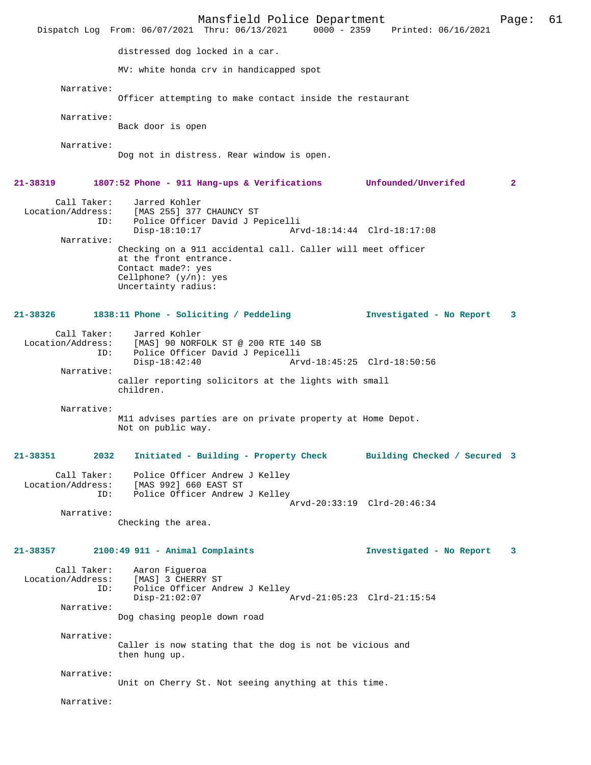distressed dog locked in a car.

MV: white honda crv in handicapped spot

Narrative:
Officer attempting to make contact inside the restaurant

Narrative:
Back door is open

Narrative:
Dog not in distress. Rear window is open.

**21-38319 1807:52 Phone - 911 Hang-ups & Verifications Unfounded/Unverifed 2**

Call Taker: Jarred Kohler
Location/Address: [MAS 255] 377 CHAUNCY ST
ID: Police Officer David J Pepicelli
Disp-18:10:17 Arvd-18:14:44 Clrd-18:17:08

Narrative:
Checking on a 911 accidental call. Caller will meet officer at the front entrance.
Contact made?: yes
Cellphone? (y/n): yes
Uncertainty radius:

**21-38326 1838:11 Phone - Soliciting / Peddeling Investigated - No Report 3**

Call Taker: Jarred Kohler
Location/Address: [MAS] 90 NORFOLK ST @ 200 RTE 140 SB
ID: Police Officer David J Pepicelli
Disp-18:42:40 Arvd-18:45:25 Clrd-18:50:56

Narrative:
caller reporting solicitors at the lights with small children.

Narrative:
M11 advises parties are on private property at Home Depot. Not on public way.

**21-38351 2032 Initiated - Building - Property Check Building Checked / Secured 3**

Call Taker: Police Officer Andrew J Kelley
Location/Address: [MAS 992] 660 EAST ST
ID: Police Officer Andrew J Kelley
Arvd-20:33:19 Clrd-20:46:34

Narrative:
Checking the area.

**21-38357 2100:49 911 - Animal Complaints Investigated - No Report 3**

Call Taker: Aaron Figueroa
Location/Address: [MAS] 3 CHERRY ST
ID: Police Officer Andrew J Kelley
Disp-21:02:07 Arvd-21:05:23 Clrd-21:15:54

Narrative:
Dog chasing people down road

Narrative:
Caller is now stating that the dog is not be vicious and then hung up.

Narrative:
Unit on Cherry St. Not seeing anything at this time.

Narrative: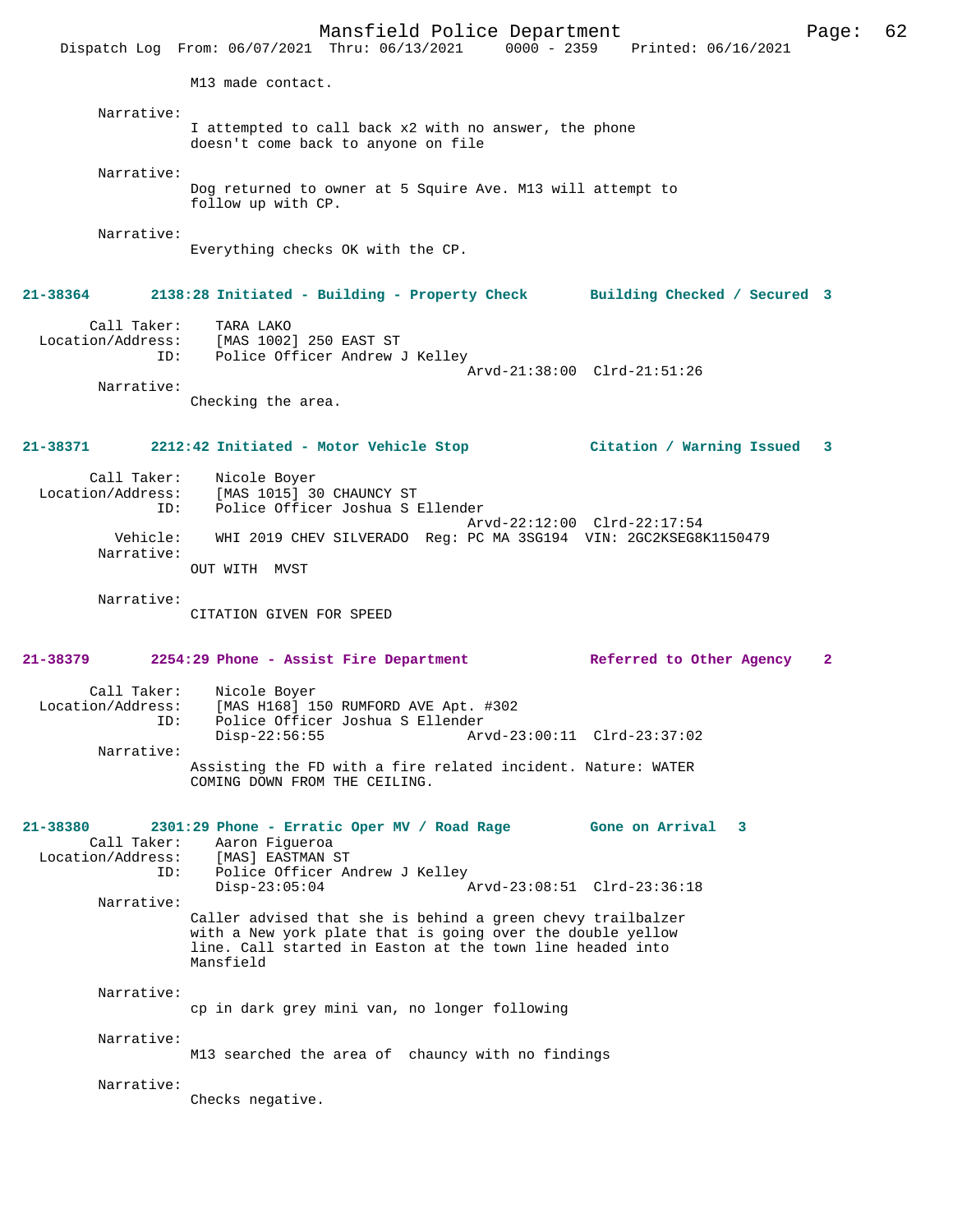M13 made contact.

Narrative:
I attempted to call back x2 with no answer, the phone doesn't come back to anyone on file

Narrative:
Dog returned to owner at 5 Squire Ave. M13 will attempt to follow up with CP.

Narrative:
Everything checks OK with the CP.

**21-38364 2138:28 Initiated - Building - Property Check — Building Checked / Secured 3**

Call Taker: TARA LAKO
Location/Address: [MAS 1002] 250 EAST ST
ID: Police Officer Andrew J Kelley
Arvd-21:38:00 Clrd-21:51:26

Narrative:
Checking the area.

**21-38371 2212:42 Initiated - Motor Vehicle Stop — Citation / Warning Issued 3**

Call Taker: Nicole Boyer
Location/Address: [MAS 1015] 30 CHAUNCY ST
ID: Police Officer Joshua S Ellender
Arvd-22:12:00 Clrd-22:17:54
Vehicle: WHI 2019 CHEV SILVERADO Reg: PC MA 3SG194 VIN: 2GC2KSEG8K1150479

Narrative:
OUT WITH MVST

Narrative:
CITATION GIVEN FOR SPEED

**21-38379 2254:29 Phone - Assist Fire Department — Referred to Other Agency 2**

Call Taker: Nicole Boyer
Location/Address: [MAS H168] 150 RUMFORD AVE Apt. #302
ID: Police Officer Joshua S Ellender
Disp-22:56:55 Arvd-23:00:11 Clrd-23:37:02

Narrative:
Assisting the FD with a fire related incident. Nature: WATER COMING DOWN FROM THE CEILING.

**21-38380 2301:29 Phone - Erratic Oper MV / Road Rage — Gone on Arrival 3**

Call Taker: Aaron Figueroa
Location/Address: [MAS] EASTMAN ST
ID: Police Officer Andrew J Kelley
Disp-23:05:04 Arvd-23:08:51 Clrd-23:36:18

Narrative:
Caller advised that she is behind a green chevy trailbalzer with a New york plate that is going over the double yellow line. Call started in Easton at the town line headed into Mansfield

Narrative:
cp in dark grey mini van, no longer following

Narrative:
M13 searched the area of chauncy with no findings

Narrative:
Checks negative.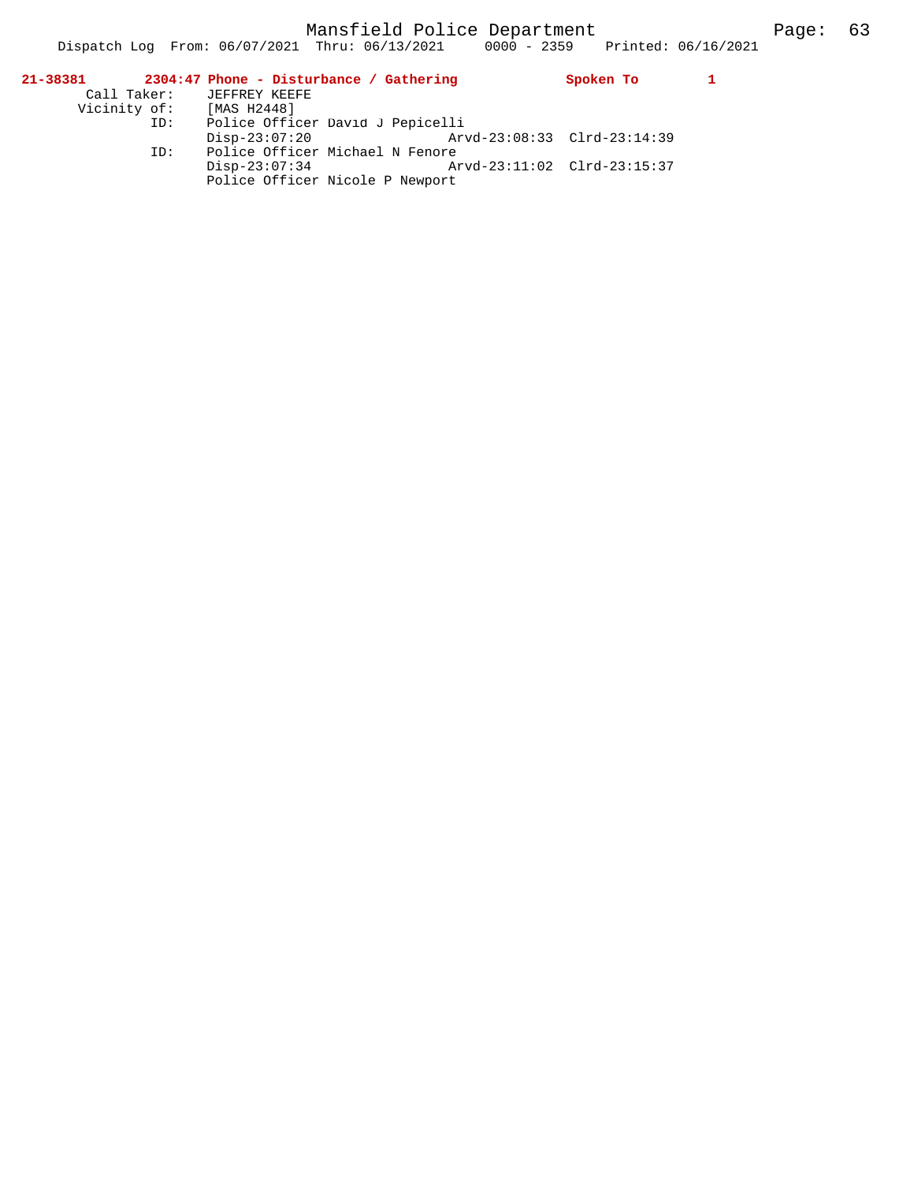**21-38381 2304:47 Phone - Disturbance / Gathering Spoken To 1**

Call Taker: JEFFREY KEEFE

Vicinity of: [MAS H2448]

ID: Police Officer David J Pepicelli

Disp-23:07:20 Arvd-23:08:33 Clrd-23:14:39

ID: Police Officer Michael N Fenore

Disp-23:07:34 Arvd-23:11:02 Clrd-23:15:37

Police Officer Nicole P Newport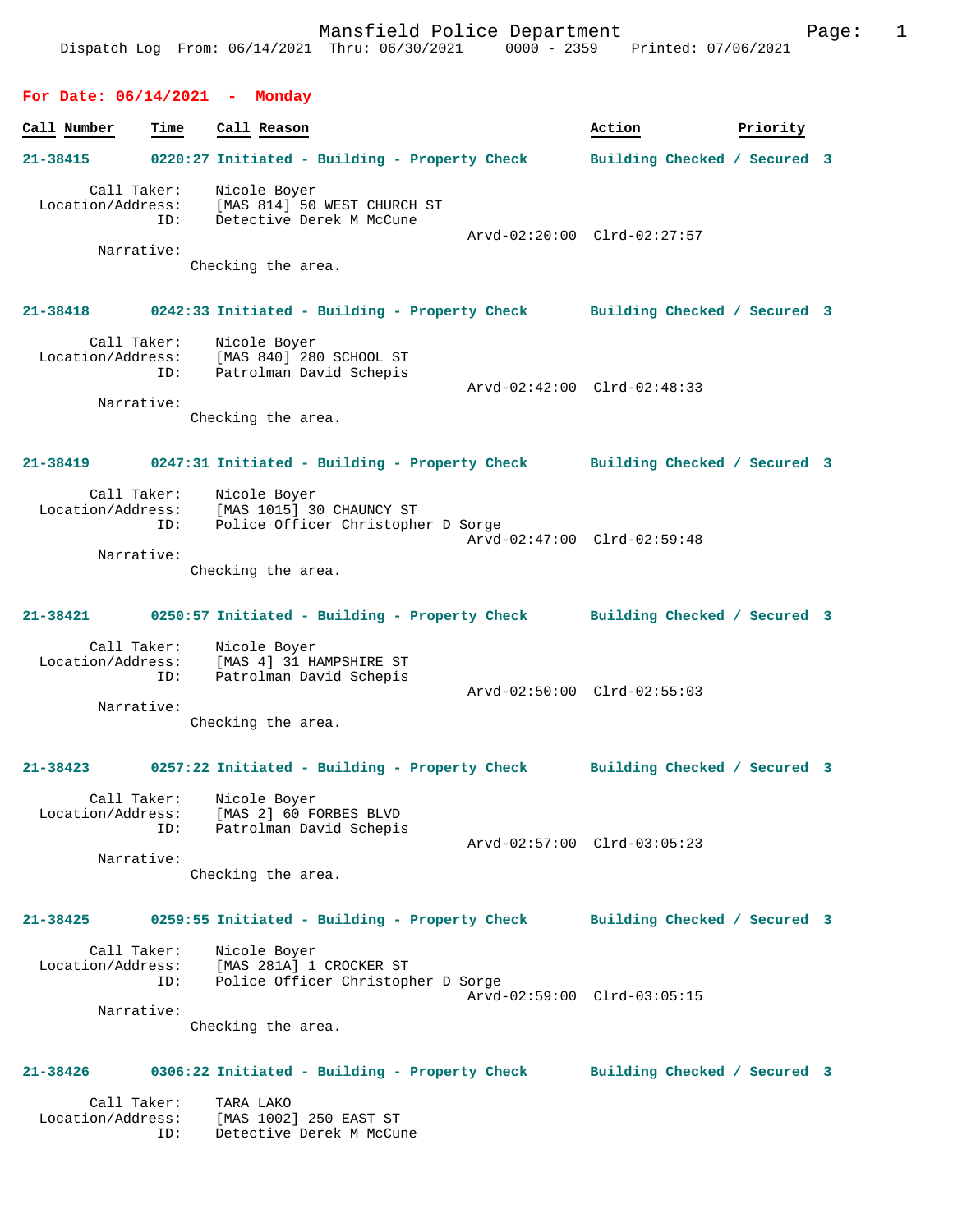Mansfield Police Department
Dispatch Log From: 06/14/2021 Thru: 06/30/2021 0000 - 2359 Printed: 07/06/2021

## For Date: 06/14/2021 - Monday

| Call Number | Time | Call Reason | Action | Priority |
|---|---|---|---|---|

**21-38415** 0220:27 Initiated - Building - Property Check — Building Checked / Secured 3

Call Taker: Nicole Boyer
Location/Address: [MAS 814] 50 WEST CHURCH ST
ID: Detective Derek M McCune
Arvd-02:20:00 Clrd-02:27:57
Narrative:
Checking the area.

**21-38418** 0242:33 Initiated - Building - Property Check — Building Checked / Secured 3

Call Taker: Nicole Boyer
Location/Address: [MAS 840] 280 SCHOOL ST
ID: Patrolman David Schepis
Arvd-02:42:00 Clrd-02:48:33
Narrative:
Checking the area.

**21-38419** 0247:31 Initiated - Building - Property Check — Building Checked / Secured 3

Call Taker: Nicole Boyer
Location/Address: [MAS 1015] 30 CHAUNCY ST
ID: Police Officer Christopher D Sorge
Arvd-02:47:00 Clrd-02:59:48
Narrative:
Checking the area.

**21-38421** 0250:57 Initiated - Building - Property Check — Building Checked / Secured 3

Call Taker: Nicole Boyer
Location/Address: [MAS 4] 31 HAMPSHIRE ST
ID: Patrolman David Schepis
Arvd-02:50:00 Clrd-02:55:03
Narrative:
Checking the area.

**21-38423** 0257:22 Initiated - Building - Property Check — Building Checked / Secured 3

Call Taker: Nicole Boyer
Location/Address: [MAS 2] 60 FORBES BLVD
ID: Patrolman David Schepis
Arvd-02:57:00 Clrd-03:05:23
Narrative:
Checking the area.

**21-38425** 0259:55 Initiated - Building - Property Check — Building Checked / Secured 3

Call Taker: Nicole Boyer
Location/Address: [MAS 281A] 1 CROCKER ST
ID: Police Officer Christopher D Sorge
Arvd-02:59:00 Clrd-03:05:15
Narrative:
Checking the area.

**21-38426** 0306:22 Initiated - Building - Property Check — Building Checked / Secured 3

Call Taker: TARA LAKO
Location/Address: [MAS 1002] 250 EAST ST
ID: Detective Derek M McCune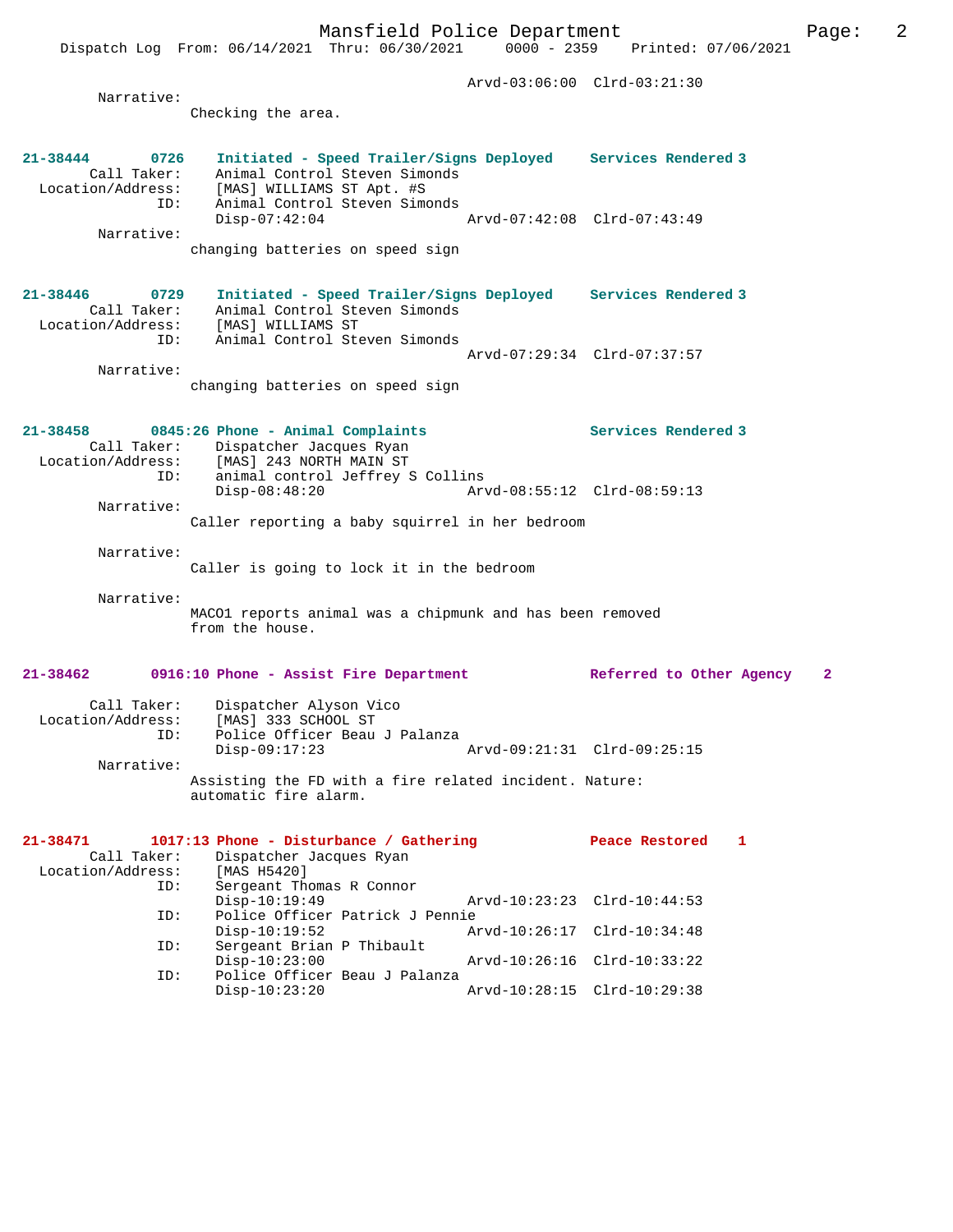Arvd-03:06:00 Clrd-03:21:30

Narrative:
Checking the area.

**21-38444 0726 Initiated - Speed Trailer/Signs Deployed — Services Rendered 3**

Call Taker: Animal Control Steven Simonds
Location/Address: [MAS] WILLIAMS ST Apt. #S
ID: Animal Control Steven Simonds
Disp-07:42:04 Arvd-07:42:08 Clrd-07:43:49

Narrative:
changing batteries on speed sign

**21-38446 0729 Initiated - Speed Trailer/Signs Deployed — Services Rendered 3**

Call Taker: Animal Control Steven Simonds
Location/Address: [MAS] WILLIAMS ST
ID: Animal Control Steven Simonds
Arvd-07:29:34 Clrd-07:37:57

Narrative:
changing batteries on speed sign

**21-38458 0845:26 Phone - Animal Complaints — Services Rendered 3**

Call Taker: Dispatcher Jacques Ryan
Location/Address: [MAS] 243 NORTH MAIN ST
ID: animal control Jeffrey S Collins
Disp-08:48:20 Arvd-08:55:12 Clrd-08:59:13

Narrative:
Caller reporting a baby squirrel in her bedroom

Narrative:
Caller is going to lock it in the bedroom

Narrative:
MACO1 reports animal was a chipmunk and has been removed from the house.

**21-38462 0916:10 Phone - Assist Fire Department — Referred to Other Agency 2**

Call Taker: Dispatcher Alyson Vico
Location/Address: [MAS] 333 SCHOOL ST
ID: Police Officer Beau J Palanza
Disp-09:17:23 Arvd-09:21:31 Clrd-09:25:15

Narrative:
Assisting the FD with a fire related incident. Nature: automatic fire alarm.

**21-38471 1017:13 Phone - Disturbance / Gathering — Peace Restored 1**

Call Taker: Dispatcher Jacques Ryan
Location/Address: [MAS H5420]
ID: Sergeant Thomas R Connor
Disp-10:19:49 Arvd-10:23:23 Clrd-10:44:53
ID: Police Officer Patrick J Pennie
Disp-10:19:52 Arvd-10:26:17 Clrd-10:34:48
ID: Sergeant Brian P Thibault
Disp-10:23:00 Arvd-10:26:16 Clrd-10:33:22
ID: Police Officer Beau J Palanza
Disp-10:23:20 Arvd-10:28:15 Clrd-10:29:38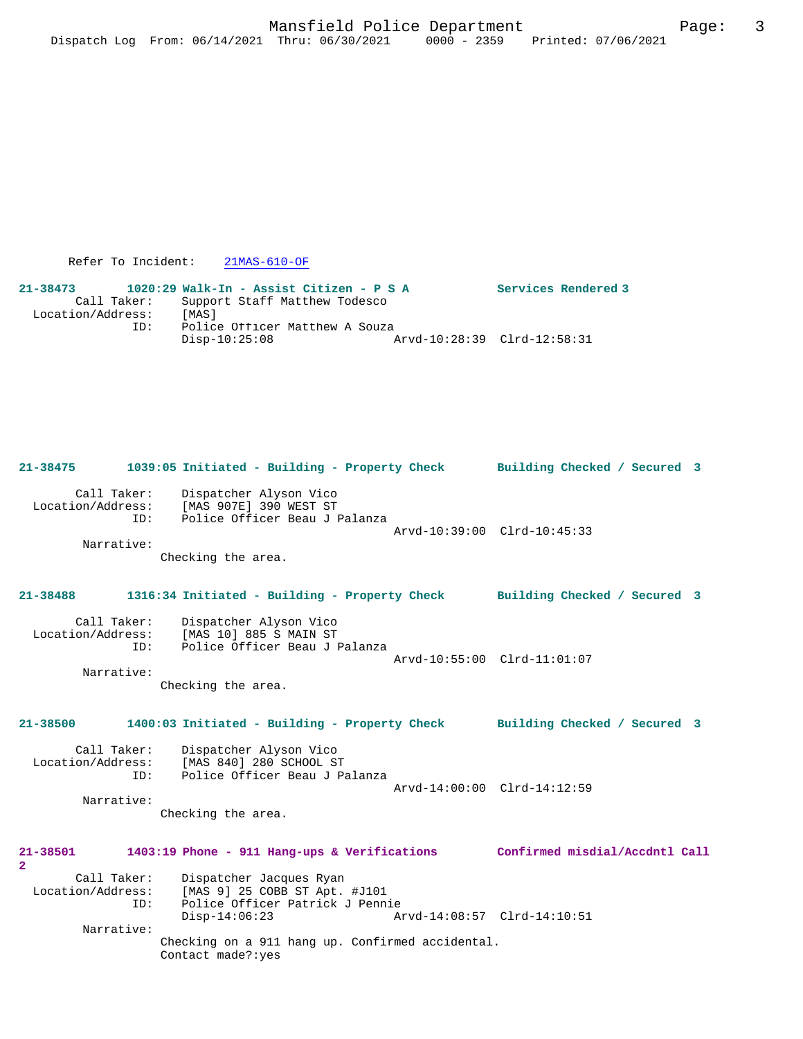Refer To Incident: 21MAS-610-OF

**21-38473 1020:29 Walk-In - Assist Citizen - P S A Services Rendered 3**

Call Taker: Support Staff Matthew Todesco
Location/Address: [MAS]
ID: Police Officer Matthew A Souza
Disp-10:25:08 Arvd-10:28:39 Clrd-12:58:31

**21-38475 1039:05 Initiated - Building - Property Check Building Checked / Secured 3**

Call Taker: Dispatcher Alyson Vico
Location/Address: [MAS 907E] 390 WEST ST
ID: Police Officer Beau J Palanza
Arvd-10:39:00 Clrd-10:45:33
Narrative:
Checking the area.

**21-38488 1316:34 Initiated - Building - Property Check Building Checked / Secured 3**

Call Taker: Dispatcher Alyson Vico
Location/Address: [MAS 10] 885 S MAIN ST
ID: Police Officer Beau J Palanza
Arvd-10:55:00 Clrd-11:01:07
Narrative:
Checking the area.

**21-38500 1400:03 Initiated - Building - Property Check Building Checked / Secured 3**

Call Taker: Dispatcher Alyson Vico
Location/Address: [MAS 840] 280 SCHOOL ST
ID: Police Officer Beau J Palanza
Arvd-14:00:00 Clrd-14:12:59
Narrative:
Checking the area.

**21-38501 1403:19 Phone - 911 Hang-ups & Verifications Confirmed misdial/Accdntl Call 2**

Call Taker: Dispatcher Jacques Ryan
Location/Address: [MAS 9] 25 COBB ST Apt. #J101
ID: Police Officer Patrick J Pennie
Disp-14:06:23 Arvd-14:08:57 Clrd-14:10:51
Narrative:
Checking on a 911 hang up. Confirmed accidental.
Contact made?:yes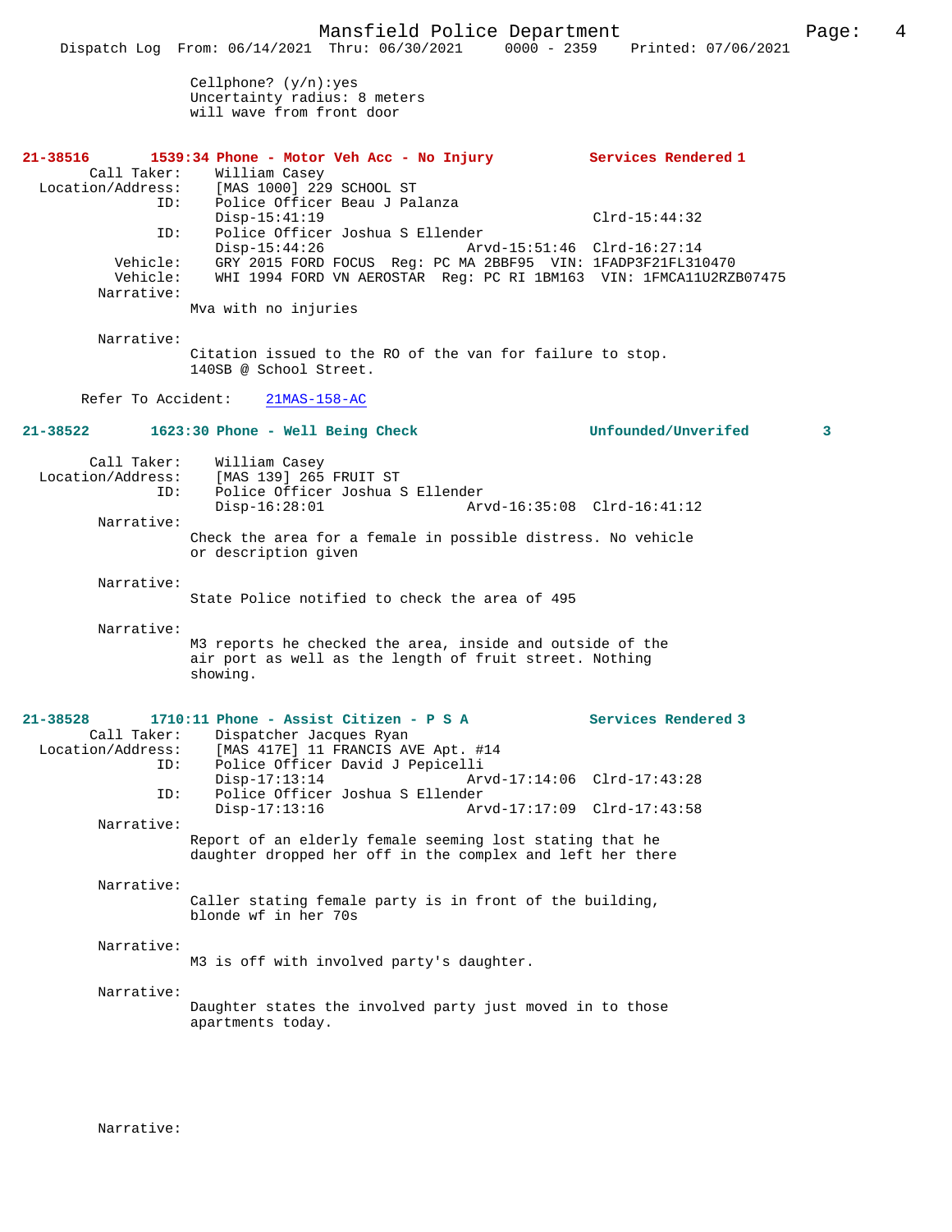Cellphone? (y/n):yes
Uncertainty radius: 8 meters
will wave from front door

**21-38516 1539:34 Phone - Motor Veh Acc - No Injury Services Rendered 1**

Call Taker: William Casey
Location/Address: [MAS 1000] 229 SCHOOL ST
ID: Police Officer Beau J Palanza
Disp-15:41:19 Clrd-15:44:32
ID: Police Officer Joshua S Ellender
Disp-15:44:26 Arvd-15:51:46 Clrd-16:27:14
Vehicle: GRY 2015 FORD FOCUS Reg: PC MA 2BBF95 VIN: 1FADP3F21FL310470
Vehicle: WHI 1994 FORD VN AEROSTAR Reg: PC RI 1BM163 VIN: 1FMCA11U2RZB07475
Narrative:
Mva with no injuries

Narrative:
Citation issued to the RO of the van for failure to stop.
140SB @ School Street.

Refer To Accident: 21MAS-158-AC

**21-38522 1623:30 Phone - Well Being Check Unfounded/Unverifed 3**

Call Taker: William Casey
Location/Address: [MAS 139] 265 FRUIT ST
ID: Police Officer Joshua S Ellender
Disp-16:28:01 Arvd-16:35:08 Clrd-16:41:12
Narrative:
Check the area for a female in possible distress. No vehicle or description given

Narrative:
State Police notified to check the area of 495

Narrative:
M3 reports he checked the area, inside and outside of the air port as well as the length of fruit street. Nothing showing.

**21-38528 1710:11 Phone - Assist Citizen - P S A Services Rendered 3**

Call Taker: Dispatcher Jacques Ryan
Location/Address: [MAS 417E] 11 FRANCIS AVE Apt. #14
ID: Police Officer David J Pepicelli
Disp-17:13:14 Arvd-17:14:06 Clrd-17:43:28
ID: Police Officer Joshua S Ellender
Disp-17:13:16 Arvd-17:17:09 Clrd-17:43:58
Narrative:
Report of an elderly female seeming lost stating that he daughter dropped her off in the complex and left her there

Narrative:
Caller stating female party is in front of the building, blonde wf in her 70s

Narrative:
M3 is off with involved party's daughter.

Narrative:
Daughter states the involved party just moved in to those apartments today.

Narrative: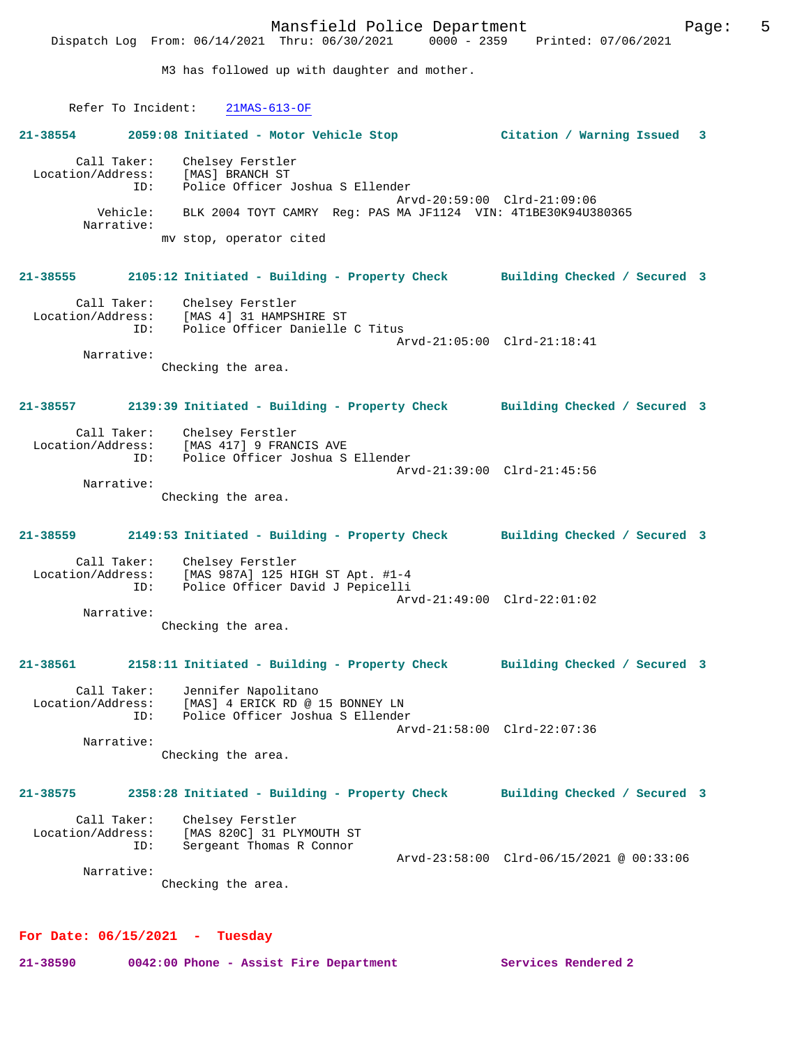M3 has followed up with daughter and mother.

Refer To Incident: 21MAS-613-OF

**21-38554 2059:08 Initiated - Motor Vehicle Stop — Citation / Warning Issued 3**

Call Taker: Chelsey Ferstler
Location/Address: [MAS] BRANCH ST
ID: Police Officer Joshua S Ellender
Arvd-20:59:00 Clrd-21:09:06
Vehicle: BLK 2004 TOYT CAMRY Reg: PAS MA JF1124 VIN: 4T1BE30K94U380365
Narrative:
mv stop, operator cited

**21-38555 2105:12 Initiated - Building - Property Check — Building Checked / Secured 3**

Call Taker: Chelsey Ferstler
Location/Address: [MAS 4] 31 HAMPSHIRE ST
ID: Police Officer Danielle C Titus
Arvd-21:05:00 Clrd-21:18:41
Narrative:
Checking the area.

**21-38557 2139:39 Initiated - Building - Property Check — Building Checked / Secured 3**

Call Taker: Chelsey Ferstler
Location/Address: [MAS 417] 9 FRANCIS AVE
ID: Police Officer Joshua S Ellender
Arvd-21:39:00 Clrd-21:45:56
Narrative:
Checking the area.

**21-38559 2149:53 Initiated - Building - Property Check — Building Checked / Secured 3**

Call Taker: Chelsey Ferstler
Location/Address: [MAS 987A] 125 HIGH ST Apt. #1-4
ID: Police Officer David J Pepicelli
Arvd-21:49:00 Clrd-22:01:02
Narrative:
Checking the area.

**21-38561 2158:11 Initiated - Building - Property Check — Building Checked / Secured 3**

Call Taker: Jennifer Napolitano
Location/Address: [MAS] 4 ERICK RD @ 15 BONNEY LN
ID: Police Officer Joshua S Ellender
Arvd-21:58:00 Clrd-22:07:36
Narrative:
Checking the area.

**21-38575 2358:28 Initiated - Building - Property Check — Building Checked / Secured 3**

Call Taker: Chelsey Ferstler
Location/Address: [MAS 820C] 31 PLYMOUTH ST
ID: Sergeant Thomas R Connor
Arvd-23:58:00 Clrd-06/15/2021 @ 00:33:06
Narrative:
Checking the area.

## For Date: 06/15/2021 - Tuesday

**21-38590 0042:00 Phone - Assist Fire Department — Services Rendered 2**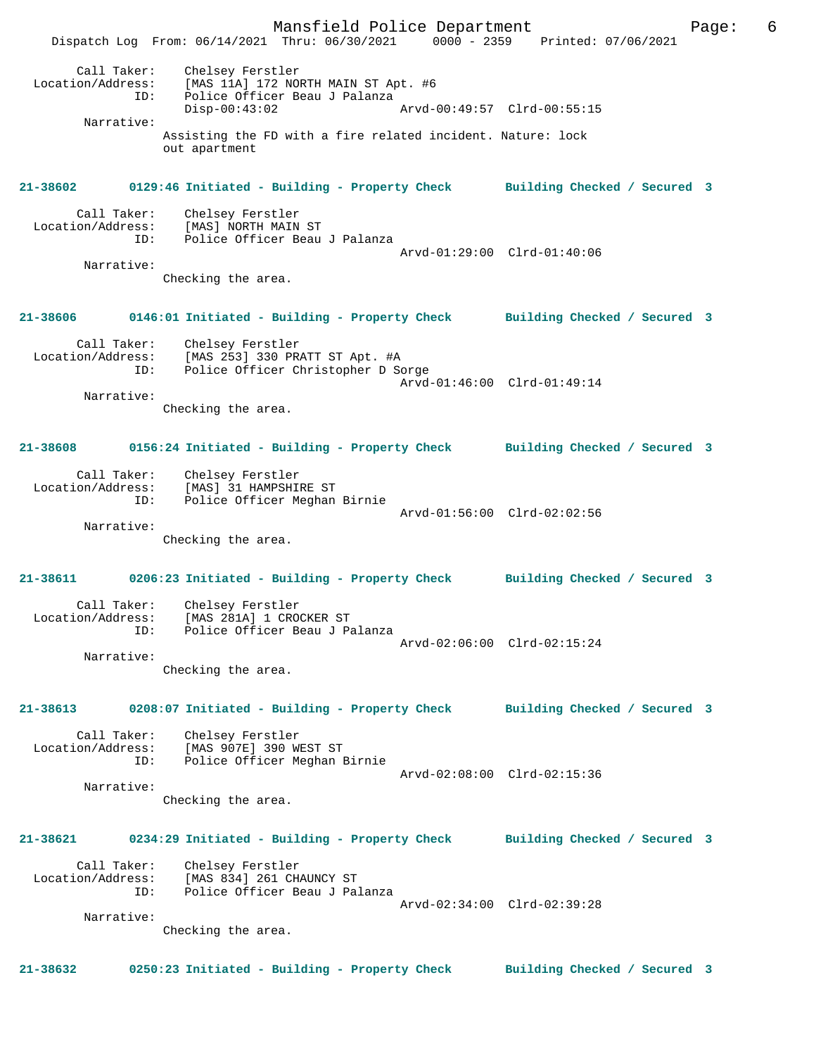Call Taker: Chelsey Ferstler
Location/Address: [MAS 11A] 172 NORTH MAIN ST Apt. #6
ID: Police Officer Beau J Palanza
Disp-00:43:02 Arvd-00:49:57 Clrd-00:55:15
Narrative:
Assisting the FD with a fire related incident. Nature: lock out apartment

**21-38602 0129:46 Initiated - Building - Property Check Building Checked / Secured 3**

Call Taker: Chelsey Ferstler
Location/Address: [MAS] NORTH MAIN ST
ID: Police Officer Beau J Palanza
Arvd-01:29:00 Clrd-01:40:06
Narrative:
Checking the area.

**21-38606 0146:01 Initiated - Building - Property Check Building Checked / Secured 3**

Call Taker: Chelsey Ferstler
Location/Address: [MAS 253] 330 PRATT ST Apt. #A
ID: Police Officer Christopher D Sorge
Arvd-01:46:00 Clrd-01:49:14
Narrative:
Checking the area.

**21-38608 0156:24 Initiated - Building - Property Check Building Checked / Secured 3**

Call Taker: Chelsey Ferstler
Location/Address: [MAS] 31 HAMPSHIRE ST
ID: Police Officer Meghan Birnie
Arvd-01:56:00 Clrd-02:02:56
Narrative:
Checking the area.

**21-38611 0206:23 Initiated - Building - Property Check Building Checked / Secured 3**

Call Taker: Chelsey Ferstler
Location/Address: [MAS 281A] 1 CROCKER ST
ID: Police Officer Beau J Palanza
Arvd-02:06:00 Clrd-02:15:24
Narrative:
Checking the area.

**21-38613 0208:07 Initiated - Building - Property Check Building Checked / Secured 3**

Call Taker: Chelsey Ferstler
Location/Address: [MAS 907E] 390 WEST ST
ID: Police Officer Meghan Birnie
Arvd-02:08:00 Clrd-02:15:36
Narrative:
Checking the area.

**21-38621 0234:29 Initiated - Building - Property Check Building Checked / Secured 3**

Call Taker: Chelsey Ferstler
Location/Address: [MAS 834] 261 CHAUNCY ST
ID: Police Officer Beau J Palanza
Arvd-02:34:00 Clrd-02:39:28
Narrative:
Checking the area.

**21-38632 0250:23 Initiated - Building - Property Check Building Checked / Secured 3**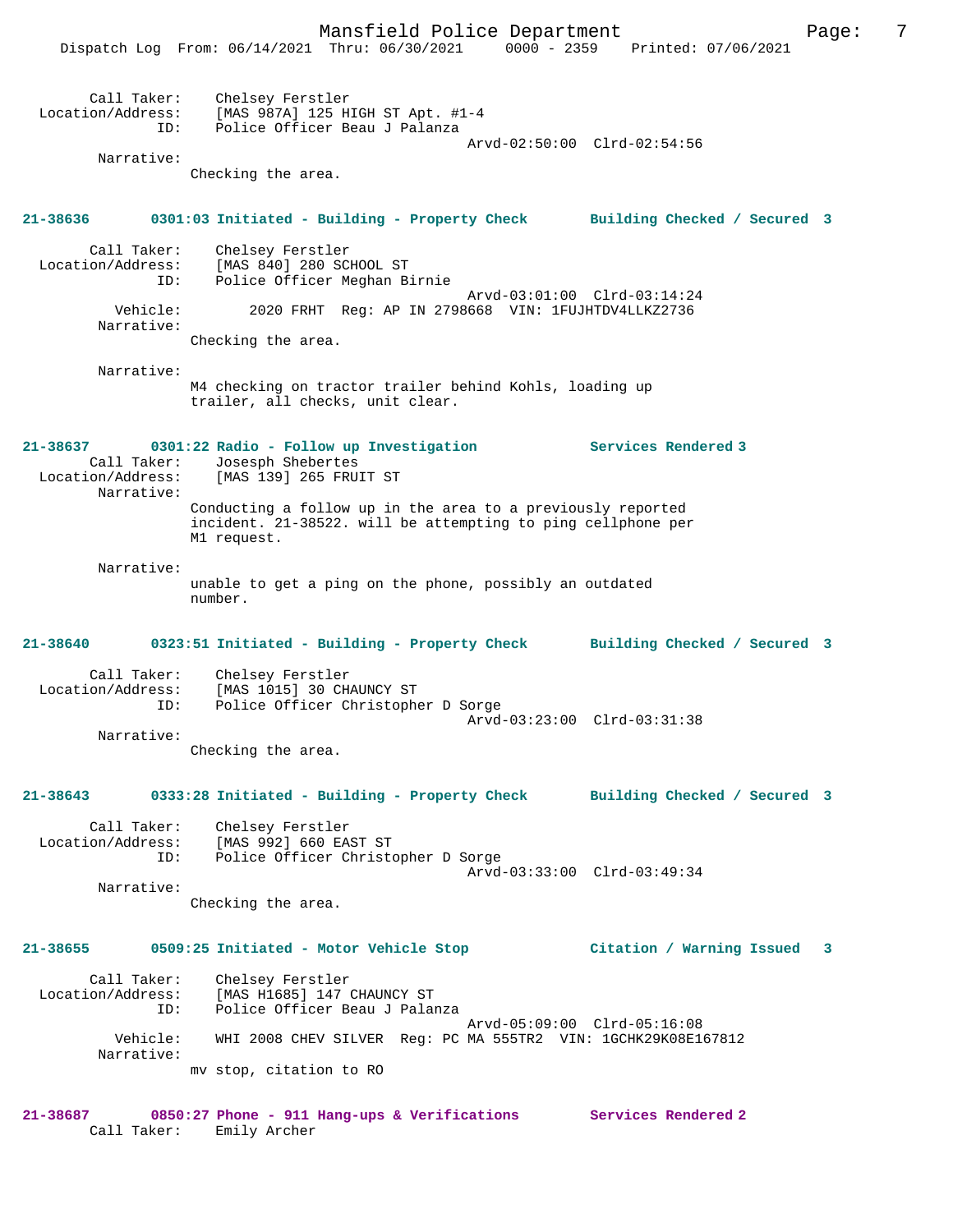Call Taker: Chelsey Ferstler
Location/Address: [MAS 987A] 125 HIGH ST Apt. #1-4
ID: Police Officer Beau J Palanza
Arvd-02:50:00 Clrd-02:54:56
Narrative:
Checking the area.

**21-38636 0301:03 Initiated - Building - Property Check Building Checked / Secured 3**

Call Taker: Chelsey Ferstler
Location/Address: [MAS 840] 280 SCHOOL ST
ID: Police Officer Meghan Birnie
Arvd-03:01:00 Clrd-03:14:24
Vehicle: 2020 FRHT Reg: AP IN 2798668 VIN: 1FUJHTDV4LLKZ2736
Narrative:
Checking the area.

Narrative:
M4 checking on tractor trailer behind Kohls, loading up trailer, all checks, unit clear.

**21-38637 0301:22 Radio - Follow up Investigation Services Rendered 3**
Call Taker: Josesph Shebertes
Location/Address: [MAS 139] 265 FRUIT ST
Narrative:
Conducting a follow up in the area to a previously reported incident. 21-38522. will be attempting to ping cellphone per M1 request.

Narrative:
unable to get a ping on the phone, possibly an outdated number.

**21-38640 0323:51 Initiated - Building - Property Check Building Checked / Secured 3**

Call Taker: Chelsey Ferstler
Location/Address: [MAS 1015] 30 CHAUNCY ST
ID: Police Officer Christopher D Sorge
Arvd-03:23:00 Clrd-03:31:38
Narrative:
Checking the area.

**21-38643 0333:28 Initiated - Building - Property Check Building Checked / Secured 3**

Call Taker: Chelsey Ferstler
Location/Address: [MAS 992] 660 EAST ST
ID: Police Officer Christopher D Sorge
Arvd-03:33:00 Clrd-03:49:34
Narrative:
Checking the area.

**21-38655 0509:25 Initiated - Motor Vehicle Stop Citation / Warning Issued 3**

Call Taker: Chelsey Ferstler
Location/Address: [MAS H1685] 147 CHAUNCY ST
ID: Police Officer Beau J Palanza
Arvd-05:09:00 Clrd-05:16:08
Vehicle: WHI 2008 CHEV SILVER Reg: PC MA 555TR2 VIN: 1GCHK29K08E167812
Narrative:
mv stop, citation to RO

**21-38687 0850:27 Phone - 911 Hang-ups & Verifications Services Rendered 2**
Call Taker: Emily Archer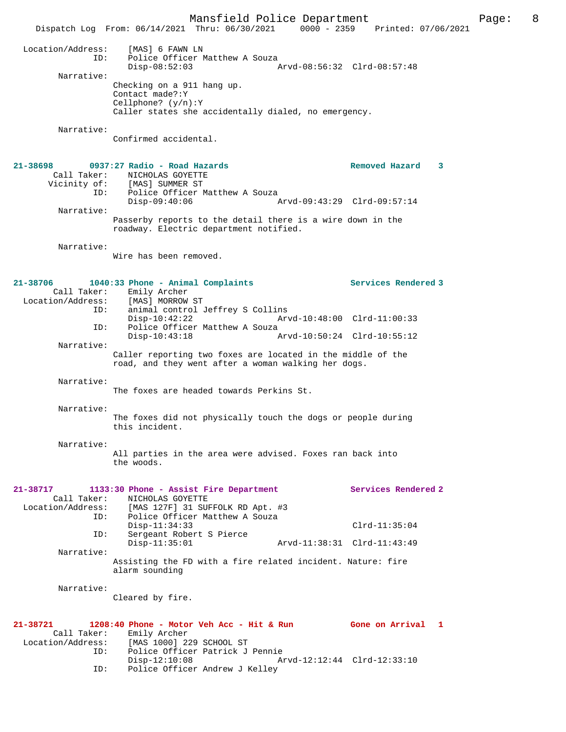```
Location/Address:    [MAS] 6 FAWN LN
              ID:    Police Officer Matthew A Souza
                     Disp-08:52:03                 Arvd-08:56:32  Clrd-08:57:48
       Narrative:
                  Checking on a 911 hang up.
                  Contact made?:Y
                  Cellphone? (y/n):Y
                  Caller states she accidentally dialed, no emergency.

       Narrative:
                  Confirmed accidental.
```

**21-38698        0937:27 Radio - Road Hazards                          Removed Hazard    3**

```
      Call Taker:    NICHOLAS GOYETTE
     Vicinity of:    [MAS] SUMMER ST
              ID:    Police Officer Matthew A Souza
                     Disp-09:40:06                 Arvd-09:43:29  Clrd-09:57:14
       Narrative:
                  Passerby reports to the detail there is a wire down in the
                  roadway. Electric department notified.

       Narrative:
                  Wire has been removed.
```

**21-38706        1040:33 Phone - Animal Complaints                     Services Rendered 3**

```
      Call Taker:    Emily Archer
Location/Address:    [MAS] MORROW ST
              ID:    animal control Jeffrey S Collins
                     Disp-10:42:22                 Arvd-10:48:00  Clrd-11:00:33
              ID:    Police Officer Matthew A Souza
                     Disp-10:43:18                 Arvd-10:50:24  Clrd-10:55:12
       Narrative:
                  Caller reporting two foxes are located in the middle of the
                  road, and they went after a woman walking her dogs.

       Narrative:
                  The foxes are headed towards Perkins St.

       Narrative:
                  The foxes did not physically touch the dogs or people during
                  this incident.

       Narrative:
                  All parties in the area were advised. Foxes ran back into
                  the woods.
```

**21-38717        1133:30 Phone - Assist Fire Department                Services Rendered 2**

```
      Call Taker:    NICHOLAS GOYETTE
Location/Address:    [MAS 127F] 31 SUFFOLK RD Apt. #3
              ID:    Police Officer Matthew A Souza
                     Disp-11:34:33                                Clrd-11:35:04
              ID:    Sergeant Robert S Pierce
                     Disp-11:35:01                 Arvd-11:38:31  Clrd-11:43:49
       Narrative:
                  Assisting the FD with a fire related incident. Nature: fire
                  alarm sounding

       Narrative:
                  Cleared by fire.
```

**21-38721        1208:40 Phone - Motor Veh Acc - Hit & Run             Gone on Arrival   1**

```
      Call Taker:    Emily Archer
Location/Address:    [MAS 1000] 229 SCHOOL ST
              ID:    Police Officer Patrick J Pennie
                     Disp-12:10:08                 Arvd-12:12:44  Clrd-12:33:10
              ID:    Police Officer Andrew J Kelley
```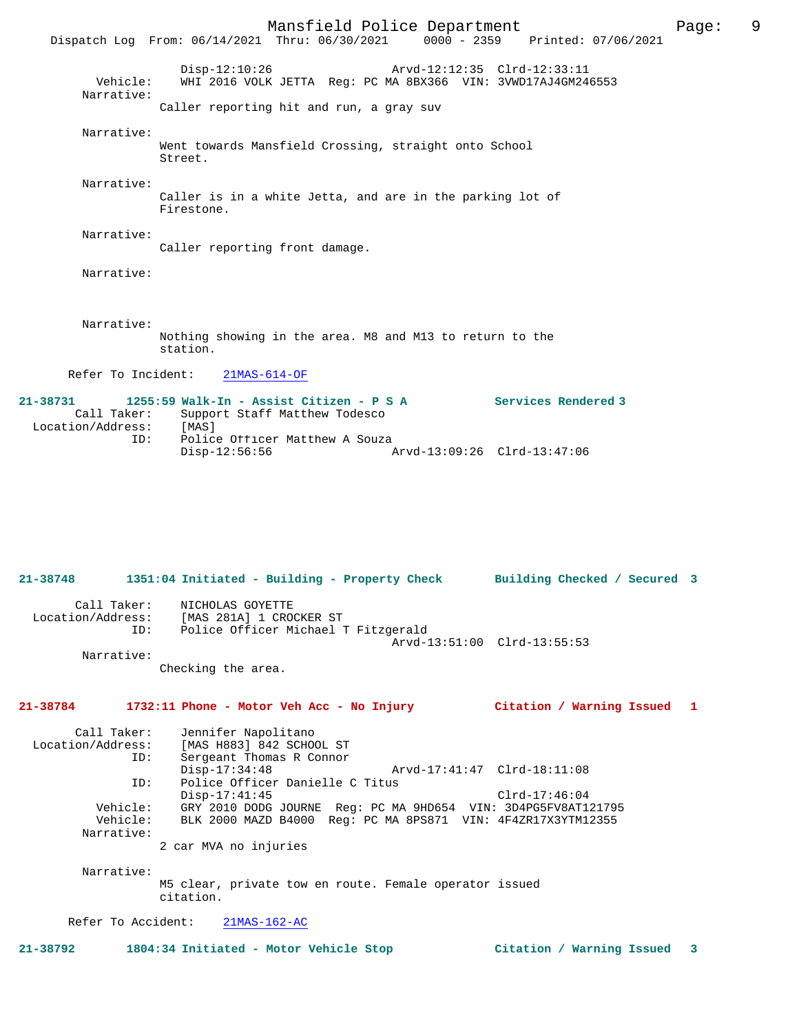```
                Disp-12:10:26                Arvd-12:12:35  Clrd-12:33:11
     Vehicle:   WHI 2016 VOLK JETTA  Reg: PC MA 8BX366  VIN: 3VWD17AJ4GM246553
   Narrative:
              Caller reporting hit and run, a gray suv

   Narrative:
              Went towards Mansfield Crossing, straight onto School
              Street.

   Narrative:
              Caller is in a white Jetta, and are in the parking lot of
              Firestone.

   Narrative:
              Caller reporting front damage.

   Narrative:



   Narrative:
              Nothing showing in the area. M8 and M13 to return to the
              station.

  Refer To Incident:    21MAS-614-OF

21-38731       1255:59 Walk-In - Assist Citizen - P S A          Services Rendered 3
   Call Taker:    Support Staff Matthew Todesco
 Location/Address:  [MAS]
         ID:    Police Officer Matthew A Souza
                Disp-12:56:56                Arvd-13:09:26  Clrd-13:47:06


21-38748       1351:04 Initiated - Building - Property Check      Building Checked / Secured  3

   Call Taker:    NICHOLAS GOYETTE
 Location/Address:  [MAS 281A] 1 CROCKER ST
         ID:    Police Officer Michael T Fitzgerald
                                             Arvd-13:51:00  Clrd-13:55:53
   Narrative:
              Checking the area.

21-38784       1732:11 Phone - Motor Veh Acc - No Injury          Citation / Warning Issued  1

   Call Taker:    Jennifer Napolitano
 Location/Address:  [MAS H883] 842 SCHOOL ST
         ID:    Sergeant Thomas R Connor
                Disp-17:34:48                Arvd-17:41:47  Clrd-18:11:08
         ID:    Police Officer Danielle C Titus
                Disp-17:41:45                               Clrd-17:46:04
     Vehicle:   GRY 2010 DODG JOURNE  Reg: PC MA 9HD654  VIN: 3D4PG5FV8AT121795
     Vehicle:   BLK 2000 MAZD B4000  Reg: PC MA 8PS871  VIN: 4F4ZR17X3YTM12355
   Narrative:
              2 car MVA no injuries

   Narrative:
              M5 clear, private tow en route. Female operator issued
              citation.

  Refer To Accident:    21MAS-162-AC

21-38792       1804:34 Initiated - Motor Vehicle Stop             Citation / Warning Issued  3
```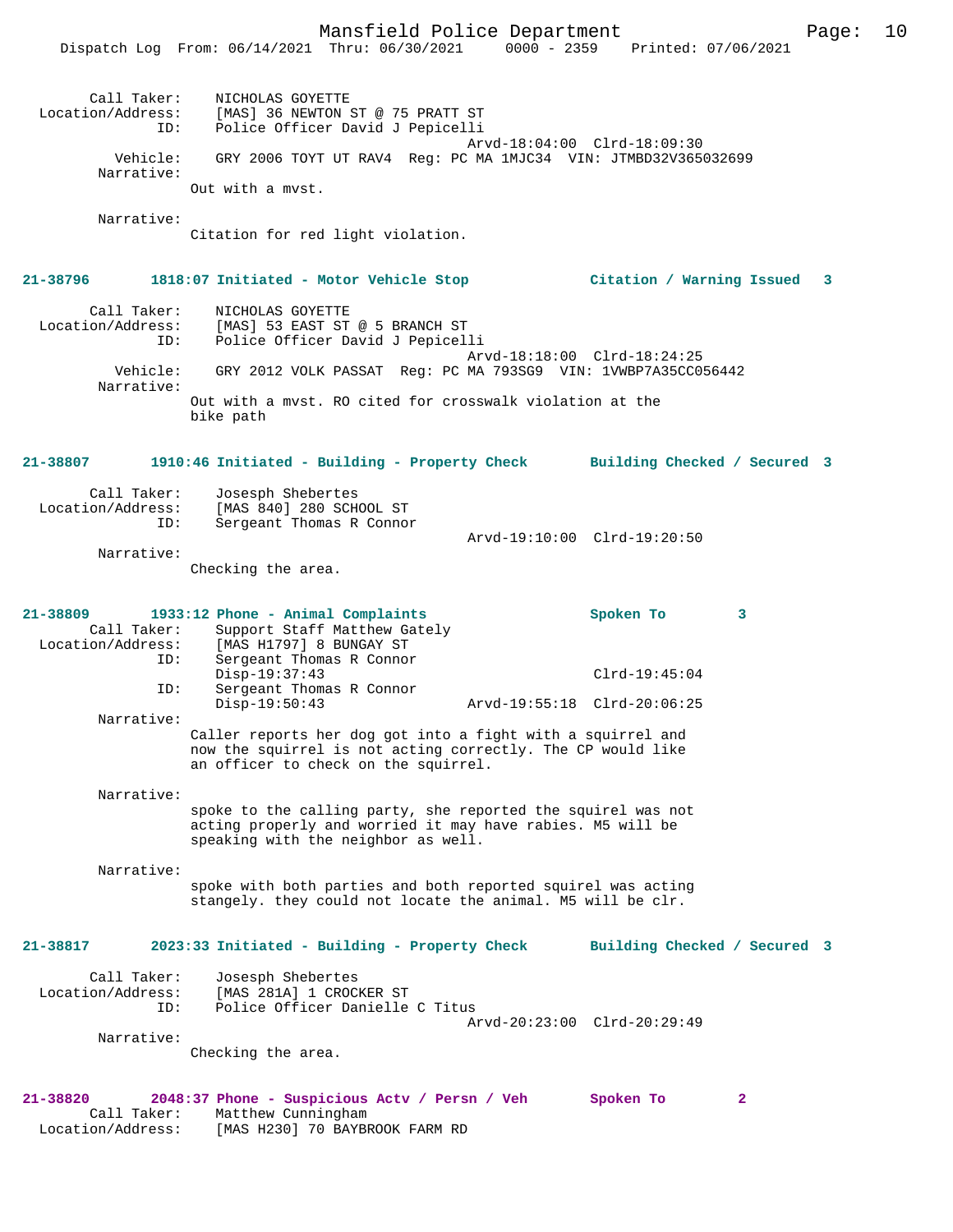Call Taker: NICHOLAS GOYETTE
Location/Address: [MAS] 36 NEWTON ST @ 75 PRATT ST
ID: Police Officer David J Pepicelli
Arvd-18:04:00 Clrd-18:09:30
Vehicle: GRY 2006 TOYT UT RAV4 Reg: PC MA 1MJC34 VIN: JTMBD32V365032699
Narrative:
Out with a mvst.

Narrative:
Citation for red light violation.

**21-38796 1818:07 Initiated - Motor Vehicle Stop — Citation / Warning Issued 3**

Call Taker: NICHOLAS GOYETTE
Location/Address: [MAS] 53 EAST ST @ 5 BRANCH ST
ID: Police Officer David J Pepicelli
Arvd-18:18:00 Clrd-18:24:25
Vehicle: GRY 2012 VOLK PASSAT Reg: PC MA 793SG9 VIN: 1VWBP7A35CC056442
Narrative:
Out with a mvst. RO cited for crosswalk violation at the bike path

**21-38807 1910:46 Initiated - Building - Property Check — Building Checked / Secured 3**

Call Taker: Josesph Shebertes
Location/Address: [MAS 840] 280 SCHOOL ST
ID: Sergeant Thomas R Connor
Arvd-19:10:00 Clrd-19:20:50
Narrative:
Checking the area.

**21-38809 1933:12 Phone - Animal Complaints — Spoken To 3**

Call Taker: Support Staff Matthew Gately
Location/Address: [MAS H1797] 8 BUNGAY ST
ID: Sergeant Thomas R Connor
Disp-19:37:43 Clrd-19:45:04
ID: Sergeant Thomas R Connor
Disp-19:50:43 Arvd-19:55:18 Clrd-20:06:25
Narrative:
Caller reports her dog got into a fight with a squirrel and now the squirrel is not acting correctly. The CP would like an officer to check on the squirrel.

Narrative:
spoke to the calling party, she reported the squirel was not acting properly and worried it may have rabies. M5 will be speaking with the neighbor as well.

Narrative:
spoke with both parties and both reported squirel was acting stangely. they could not locate the animal. M5 will be clr.

**21-38817 2023:33 Initiated - Building - Property Check — Building Checked / Secured 3**

Call Taker: Josesph Shebertes
Location/Address: [MAS 281A] 1 CROCKER ST
ID: Police Officer Danielle C Titus
Arvd-20:23:00 Clrd-20:29:49
Narrative:
Checking the area.

**21-38820 2048:37 Phone - Suspicious Actv / Persn / Veh — Spoken To 2**

Call Taker: Matthew Cunningham
Location/Address: [MAS H230] 70 BAYBROOK FARM RD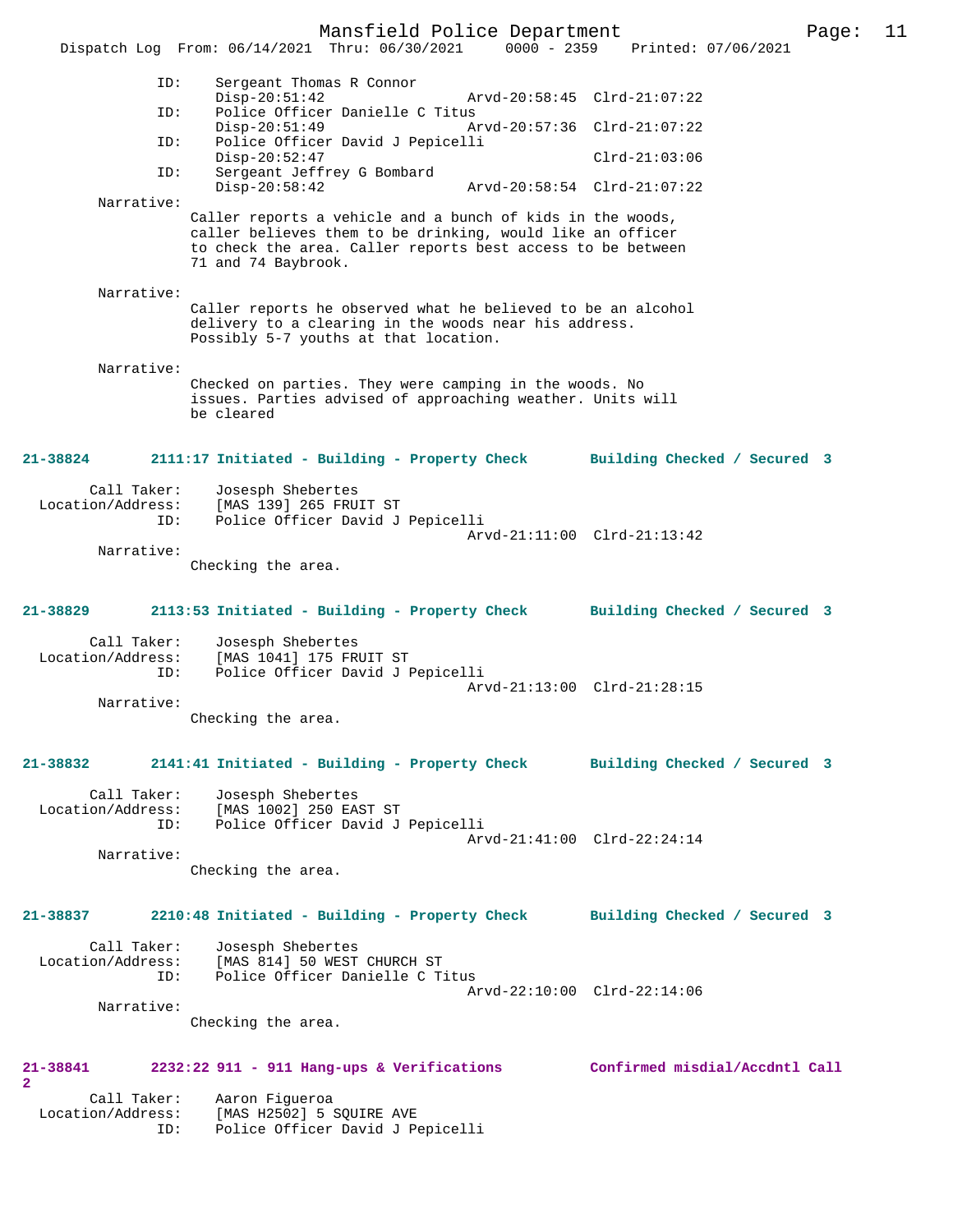ID: Sergeant Thomas R Connor
Disp-20:51:42 Arvd-20:58:45 Clrd-21:07:22
ID: Police Officer Danielle C Titus
Disp-20:51:49 Arvd-20:57:36 Clrd-21:07:22
ID: Police Officer David J Pepicelli
Disp-20:52:47 Clrd-21:03:06
ID: Sergeant Jeffrey G Bombard
Disp-20:58:42 Arvd-20:58:54 Clrd-21:07:22

Narrative:
Caller reports a vehicle and a bunch of kids in the woods, caller believes them to be drinking, would like an officer to check the area. Caller reports best access to be between 71 and 74 Baybrook.

Narrative:
Caller reports he observed what he believed to be an alcohol delivery to a clearing in the woods near his address. Possibly 5-7 youths at that location.

Narrative:
Checked on parties. They were camping in the woods. No issues. Parties advised of approaching weather. Units will be cleared

**21-38824 2111:17 Initiated - Building - Property Check Building Checked / Secured 3**

Call Taker: Josesph Shebertes
Location/Address: [MAS 139] 265 FRUIT ST
ID: Police Officer David J Pepicelli
Arvd-21:11:00 Clrd-21:13:42

Narrative:
Checking the area.

**21-38829 2113:53 Initiated - Building - Property Check Building Checked / Secured 3**

Call Taker: Josesph Shebertes
Location/Address: [MAS 1041] 175 FRUIT ST
ID: Police Officer David J Pepicelli
Arvd-21:13:00 Clrd-21:28:15

Narrative:
Checking the area.

**21-38832 2141:41 Initiated - Building - Property Check Building Checked / Secured 3**

Call Taker: Josesph Shebertes
Location/Address: [MAS 1002] 250 EAST ST
ID: Police Officer David J Pepicelli
Arvd-21:41:00 Clrd-22:24:14

Narrative:
Checking the area.

**21-38837 2210:48 Initiated - Building - Property Check Building Checked / Secured 3**

Call Taker: Josesph Shebertes
Location/Address: [MAS 814] 50 WEST CHURCH ST
ID: Police Officer Danielle C Titus
Arvd-22:10:00 Clrd-22:14:06

Narrative:
Checking the area.

**21-38841 2232:22 911 - 911 Hang-ups & Verifications Confirmed misdial/Accdntl Call 2**

Call Taker: Aaron Figueroa
Location/Address: [MAS H2502] 5 SQUIRE AVE
ID: Police Officer David J Pepicelli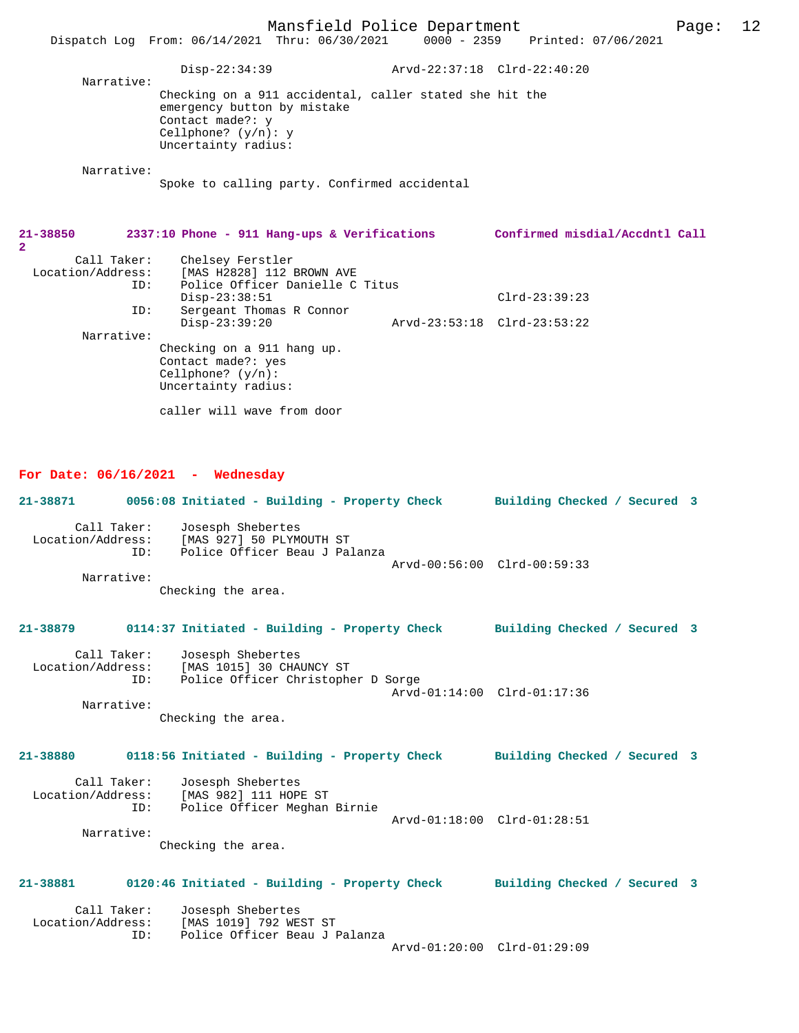Disp-22:34:39 Arvd-22:37:18 Clrd-22:40:20

Narrative:
Checking on a 911 accidental, caller stated she hit the emergency button by mistake
Contact made?: y
Cellphone? (y/n): y
Uncertainty radius:

Narrative:
Spoke to calling party. Confirmed accidental

**21-38850 2337:10 Phone - 911 Hang-ups & Verifications Confirmed misdial/Accdntl Call 2**

Call Taker: Chelsey Ferstler
Location/Address: [MAS H2828] 112 BROWN AVE
ID: Police Officer Danielle C Titus
Disp-23:38:51 Clrd-23:39:23
ID: Sergeant Thomas R Connor
Disp-23:39:20 Arvd-23:53:18 Clrd-23:53:22

Narrative:
Checking on a 911 hang up.
Contact made?: yes
Cellphone? (y/n):
Uncertainty radius:

caller will wave from door

## For Date: 06/16/2021 - Wednesday

**21-38871 0056:08 Initiated - Building - Property Check Building Checked / Secured 3**

Call Taker: Josesph Shebertes
Location/Address: [MAS 927] 50 PLYMOUTH ST
ID: Police Officer Beau J Palanza
Arvd-00:56:00 Clrd-00:59:33

Narrative:
Checking the area.

**21-38879 0114:37 Initiated - Building - Property Check Building Checked / Secured 3**

Call Taker: Josesph Shebertes
Location/Address: [MAS 1015] 30 CHAUNCY ST
ID: Police Officer Christopher D Sorge
Arvd-01:14:00 Clrd-01:17:36

Narrative:
Checking the area.

**21-38880 0118:56 Initiated - Building - Property Check Building Checked / Secured 3**

Call Taker: Josesph Shebertes
Location/Address: [MAS 982] 111 HOPE ST
ID: Police Officer Meghan Birnie
Arvd-01:18:00 Clrd-01:28:51

Narrative:
Checking the area.

**21-38881 0120:46 Initiated - Building - Property Check Building Checked / Secured 3**

Call Taker: Josesph Shebertes
Location/Address: [MAS 1019] 792 WEST ST
ID: Police Officer Beau J Palanza
Arvd-01:20:00 Clrd-01:29:09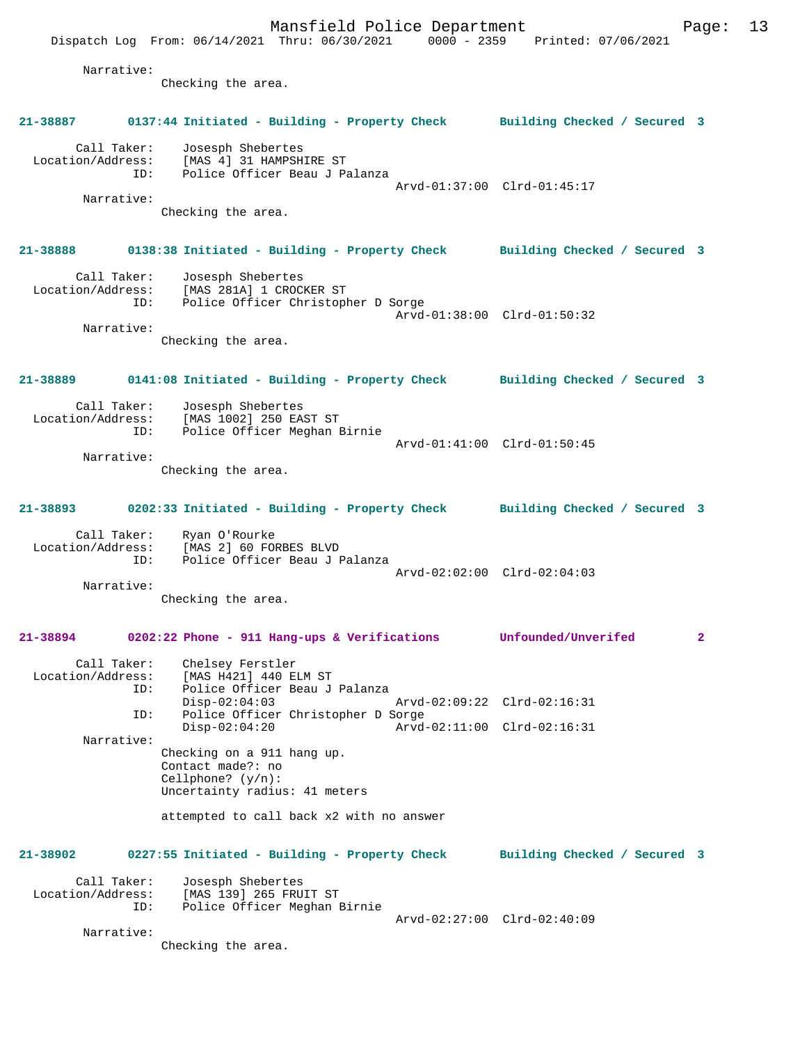Narrative:
Checking the area.

**21-38887 0137:44 Initiated - Building - Property Check Building Checked / Secured 3**

Call Taker: Josesph Shebertes
Location/Address: [MAS 4] 31 HAMPSHIRE ST
ID: Police Officer Beau J Palanza
Arvd-01:37:00 Clrd-01:45:17
Narrative:
Checking the area.

**21-38888 0138:38 Initiated - Building - Property Check Building Checked / Secured 3**

Call Taker: Josesph Shebertes
Location/Address: [MAS 281A] 1 CROCKER ST
ID: Police Officer Christopher D Sorge
Arvd-01:38:00 Clrd-01:50:32
Narrative:
Checking the area.

**21-38889 0141:08 Initiated - Building - Property Check Building Checked / Secured 3**

Call Taker: Josesph Shebertes
Location/Address: [MAS 1002] 250 EAST ST
ID: Police Officer Meghan Birnie
Arvd-01:41:00 Clrd-01:50:45
Narrative:
Checking the area.

**21-38893 0202:33 Initiated - Building - Property Check Building Checked / Secured 3**

Call Taker: Ryan O'Rourke
Location/Address: [MAS 2] 60 FORBES BLVD
ID: Police Officer Beau J Palanza
Arvd-02:02:00 Clrd-02:04:03
Narrative:
Checking the area.

**21-38894 0202:22 Phone - 911 Hang-ups & Verifications Unfounded/Unverifed 2**

Call Taker: Chelsey Ferstler
Location/Address: [MAS H421] 440 ELM ST
ID: Police Officer Beau J Palanza
Disp-02:04:03 Arvd-02:09:22 Clrd-02:16:31
ID: Police Officer Christopher D Sorge
Disp-02:04:20 Arvd-02:11:00 Clrd-02:16:31
Narrative:
Checking on a 911 hang up.
Contact made?: no
Cellphone? (y/n):
Uncertainty radius: 41 meters

attempted to call back x2 with no answer

**21-38902 0227:55 Initiated - Building - Property Check Building Checked / Secured 3**

Call Taker: Josesph Shebertes
Location/Address: [MAS 139] 265 FRUIT ST
ID: Police Officer Meghan Birnie
Arvd-02:27:00 Clrd-02:40:09
Narrative:
Checking the area.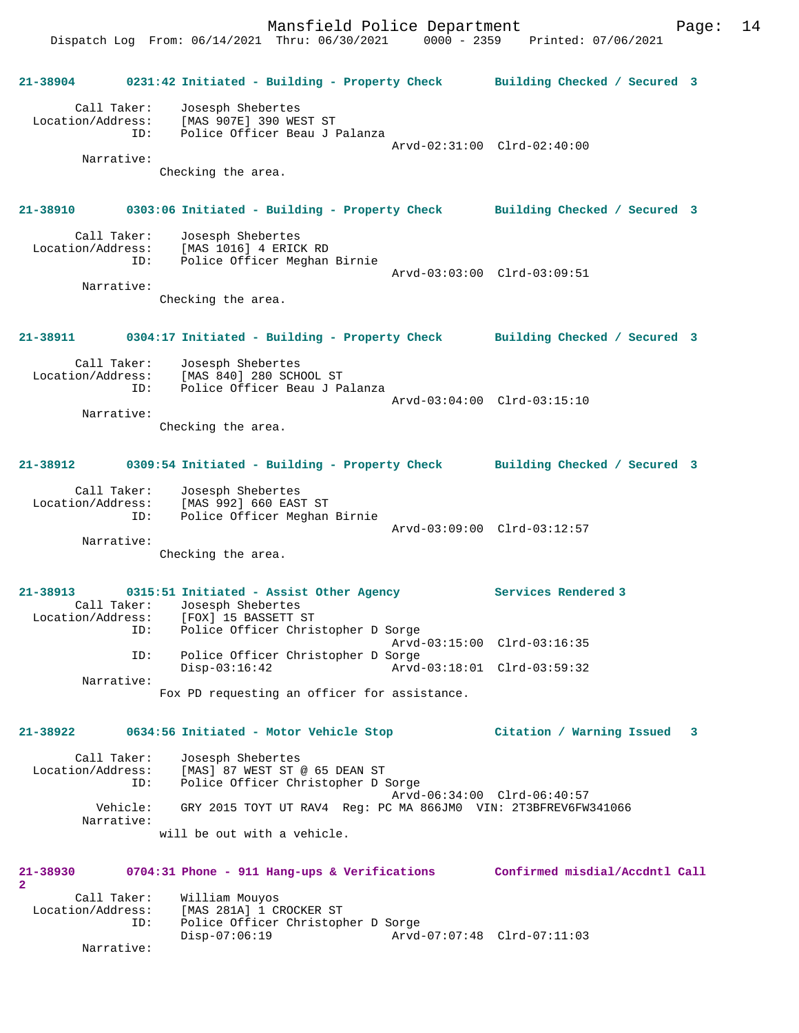21-38904 0231:42 Initiated - Building - Property Check Building Checked / Secured 3

Call Taker: Josesph Shebertes
Location/Address: [MAS 907E] 390 WEST ST
ID: Police Officer Beau J Palanza
Arvd-02:31:00 Clrd-02:40:00
Narrative:
Checking the area.

21-38910 0303:06 Initiated - Building - Property Check Building Checked / Secured 3

Call Taker: Josesph Shebertes
Location/Address: [MAS 1016] 4 ERICK RD
ID: Police Officer Meghan Birnie
Arvd-03:03:00 Clrd-03:09:51
Narrative:
Checking the area.

21-38911 0304:17 Initiated - Building - Property Check Building Checked / Secured 3

Call Taker: Josesph Shebertes
Location/Address: [MAS 840] 280 SCHOOL ST
ID: Police Officer Beau J Palanza
Arvd-03:04:00 Clrd-03:15:10
Narrative:
Checking the area.

21-38912 0309:54 Initiated - Building - Property Check Building Checked / Secured 3

Call Taker: Josesph Shebertes
Location/Address: [MAS 992] 660 EAST ST
ID: Police Officer Meghan Birnie
Arvd-03:09:00 Clrd-03:12:57
Narrative:
Checking the area.

21-38913 0315:51 Initiated - Assist Other Agency Services Rendered 3
Call Taker: Josesph Shebertes
Location/Address: [FOX] 15 BASSETT ST
ID: Police Officer Christopher D Sorge
Arvd-03:15:00 Clrd-03:16:35
ID: Police Officer Christopher D Sorge
Disp-03:16:42 Arvd-03:18:01 Clrd-03:59:32
Narrative:
Fox PD requesting an officer for assistance.

21-38922 0634:56 Initiated - Motor Vehicle Stop Citation / Warning Issued 3

Call Taker: Josesph Shebertes
Location/Address: [MAS] 87 WEST ST @ 65 DEAN ST
ID: Police Officer Christopher D Sorge
Arvd-06:34:00 Clrd-06:40:57
Vehicle: GRY 2015 TOYT UT RAV4 Reg: PC MA 866JM0 VIN: 2T3BFREV6FW341066
Narrative:
will be out with a vehicle.

21-38930 0704:31 Phone - 911 Hang-ups & Verifications Confirmed misdial/Accdntl Call 2

Call Taker: William Mouyos
Location/Address: [MAS 281A] 1 CROCKER ST
ID: Police Officer Christopher D Sorge
Disp-07:06:19 Arvd-07:07:48 Clrd-07:11:03
Narrative: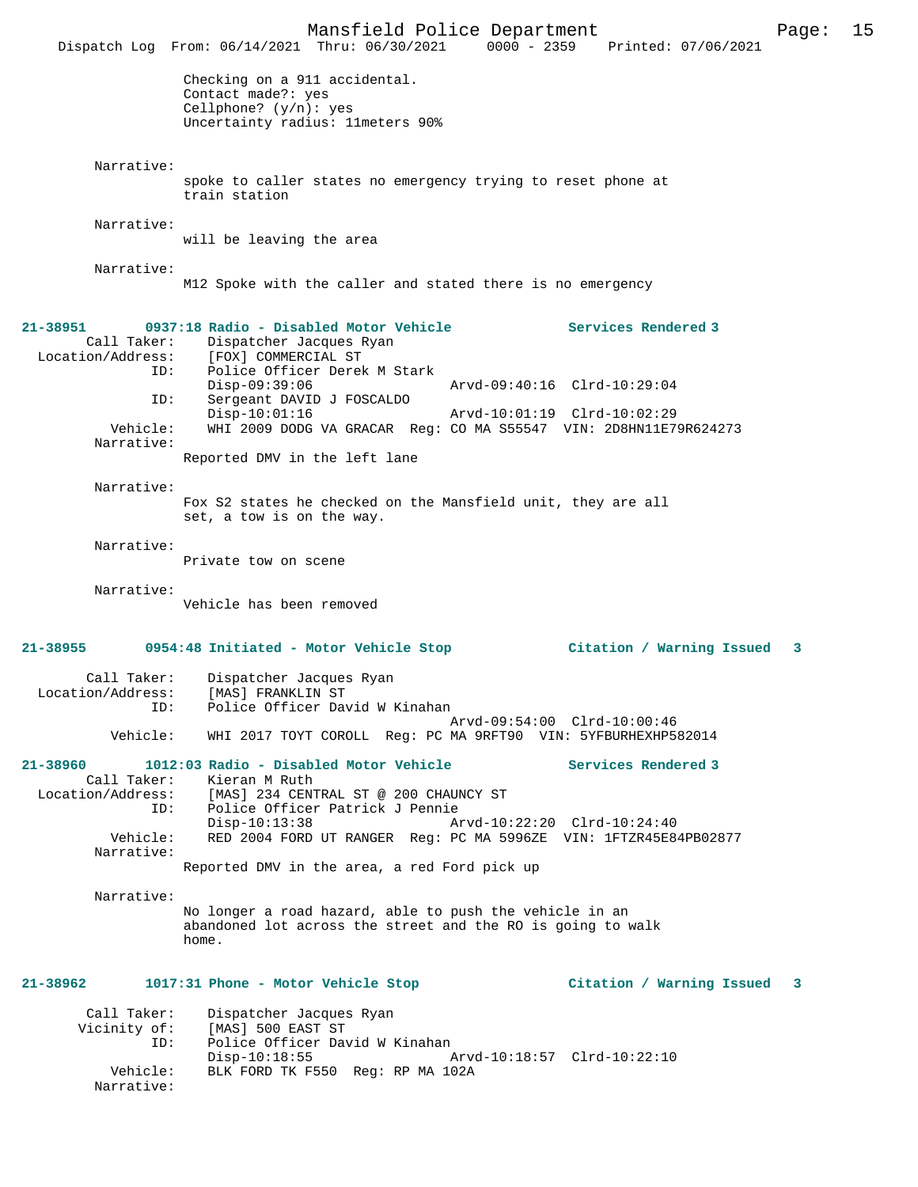Checking on a 911 accidental.
Contact made?: yes
Cellphone? (y/n): yes
Uncertainty radius: 11meters 90%

Narrative:
spoke to caller states no emergency trying to reset phone at train station

Narrative:
will be leaving the area

Narrative:
M12 Spoke with the caller and stated there is no emergency

**21-38951 0937:18 Radio - Disabled Motor Vehicle — Services Rendered 3**

Call Taker: Dispatcher Jacques Ryan
Location/Address: [FOX] COMMERCIAL ST
ID: Police Officer Derek M Stark
Disp-09:39:06 Arvd-09:40:16 Clrd-10:29:04
ID: Sergeant DAVID J FOSCALDO
Disp-10:01:16 Arvd-10:01:19 Clrd-10:02:29
Vehicle: WHI 2009 DODG VA GRACAR Reg: CO MA S55547 VIN: 2D8HN11E79R624273
Narrative:
Reported DMV in the left lane

Narrative:
Fox S2 states he checked on the Mansfield unit, they are all set, a tow is on the way.

Narrative:
Private tow on scene

Narrative:
Vehicle has been removed

**21-38955 0954:48 Initiated - Motor Vehicle Stop — Citation / Warning Issued 3**

Call Taker: Dispatcher Jacques Ryan
Location/Address: [MAS] FRANKLIN ST
ID: Police Officer David W Kinahan
Arvd-09:54:00 Clrd-10:00:46
Vehicle: WHI 2017 TOYT COROLL Reg: PC MA 9RFT90 VIN: 5YFBURHEXHP582014

**21-38960 1012:03 Radio - Disabled Motor Vehicle — Services Rendered 3**

Call Taker: Kieran M Ruth
Location/Address: [MAS] 234 CENTRAL ST @ 200 CHAUNCY ST
ID: Police Officer Patrick J Pennie
Disp-10:13:38 Arvd-10:22:20 Clrd-10:24:40
Vehicle: RED 2004 FORD UT RANGER Reg: PC MA 5996ZE VIN: 1FTZR45E84PB02877
Narrative:
Reported DMV in the area, a red Ford pick up

Narrative:
No longer a road hazard, able to push the vehicle in an abandoned lot across the street and the RO is going to walk home.

**21-38962 1017:31 Phone - Motor Vehicle Stop — Citation / Warning Issued 3**

Call Taker: Dispatcher Jacques Ryan
Vicinity of: [MAS] 500 EAST ST
ID: Police Officer David W Kinahan
Disp-10:18:55 Arvd-10:18:57 Clrd-10:22:10
Vehicle: BLK FORD TK F550 Reg: RP MA 102A
Narrative: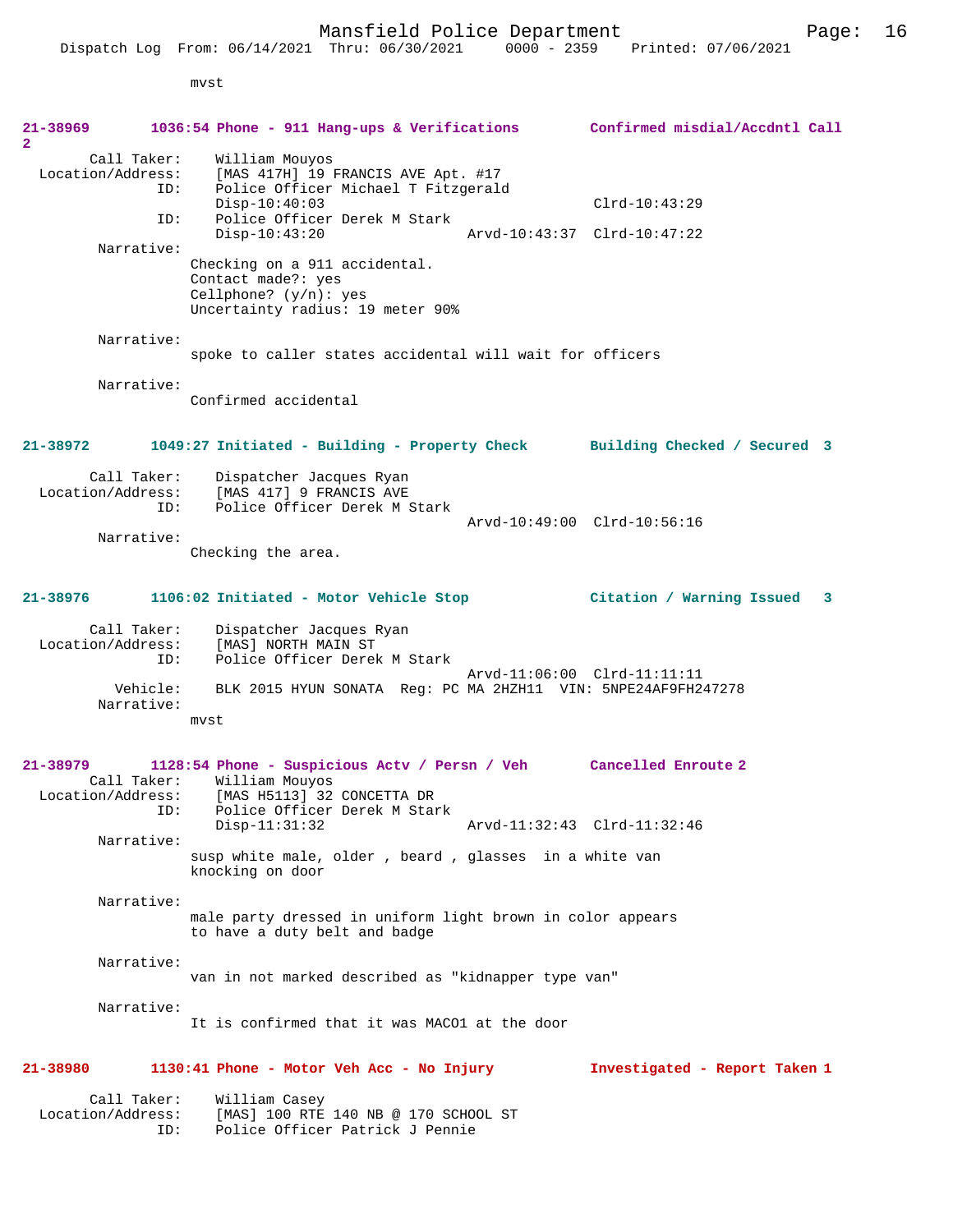mvst

**21-38969 1036:54 Phone - 911 Hang-ups & Verifications Confirmed misdial/Accdntl Call 2**

```
        Call Taker:    William Mouyos
  Location/Address:    [MAS 417H] 19 FRANCIS AVE Apt. #17
                ID:    Police Officer Michael T Fitzgerald
                       Disp-10:40:03                         Clrd-10:43:29
                ID:    Police Officer Derek M Stark
                       Disp-10:43:20              Arvd-10:43:37  Clrd-10:47:22
         Narrative:
                     Checking on a 911 accidental.
                     Contact made?: yes
                     Cellphone? (y/n): yes
                     Uncertainty radius: 19 meter 90%

         Narrative:
                     spoke to caller states accidental will wait for officers

         Narrative:
                     Confirmed accidental
```

**21-38972 1049:27 Initiated - Building - Property Check Building Checked / Secured 3**

```
        Call Taker:    Dispatcher Jacques Ryan
  Location/Address:    [MAS 417] 9 FRANCIS AVE
                ID:    Police Officer Derek M Stark
                                                  Arvd-10:49:00  Clrd-10:56:16
         Narrative:
                     Checking the area.
```

**21-38976 1106:02 Initiated - Motor Vehicle Stop Citation / Warning Issued 3**

```
        Call Taker:    Dispatcher Jacques Ryan
  Location/Address:    [MAS] NORTH MAIN ST
                ID:    Police Officer Derek M Stark
                                                  Arvd-11:06:00  Clrd-11:11:11
           Vehicle:    BLK 2015 HYUN SONATA  Reg: PC MA 2HZH11  VIN: 5NPE24AF9FH247278
         Narrative:
                     mvst
```

**21-38979 1128:54 Phone - Suspicious Actv / Persn / Veh Cancelled Enroute 2**

```
        Call Taker:    William Mouyos
  Location/Address:    [MAS H5113] 32 CONCETTA DR
                ID:    Police Officer Derek M Stark
                       Disp-11:31:32              Arvd-11:32:43  Clrd-11:32:46
         Narrative:
                     susp white male, older , beard , glasses  in a white van
                     knocking on door

         Narrative:
                     male party dressed in uniform light brown in color appears
                     to have a duty belt and badge

         Narrative:
                     van in not marked described as "kidnapper type van"

         Narrative:
                     It is confirmed that it was MACO1 at the door
```

**21-38980 1130:41 Phone - Motor Veh Acc - No Injury Investigated - Report Taken 1**

```
        Call Taker:    William Casey
  Location/Address:    [MAS] 100 RTE 140 NB @ 170 SCHOOL ST
                ID:    Police Officer Patrick J Pennie
```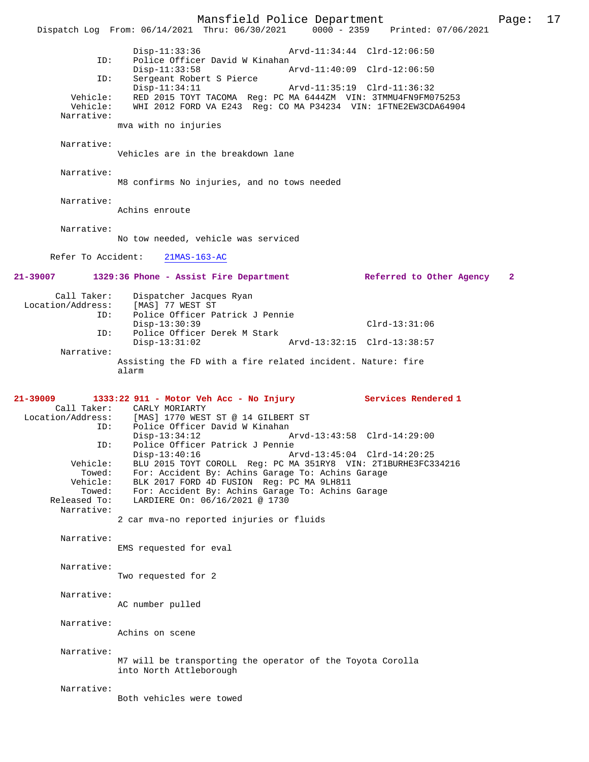```
                Disp-11:33:36                 Arvd-11:34:44  Clrd-12:06:50
          ID:   Police Officer David W Kinahan
                Disp-11:33:58                 Arvd-11:40:09  Clrd-12:06:50
          ID:   Sergeant Robert S Pierce
                Disp-11:34:11                 Arvd-11:35:19  Clrd-11:36:32
     Vehicle:   RED 2015 TOYT TACOMA  Reg: PC MA 6444ZM  VIN: 3TMMU4FN9FM075253
     Vehicle:   WHI 2012 FORD VA E243  Reg: CO MA P34234  VIN: 1FTNE2EW3CDA64904
   Narrative:
              mva with no injuries

   Narrative:
              Vehicles are in the breakdown lane

   Narrative:
              M8 confirms No injuries, and no tows needed

   Narrative:
              Achins enroute

   Narrative:
              No tow needed, vehicle was serviced

   Refer To Accident:   21MAS-163-AC
```

**21-39007        1329:36 Phone - Assist Fire Department            Referred to Other Agency    2**

```
     Call Taker:   Dispatcher Jacques Ryan
Location/Address:  [MAS] 77 WEST ST
            ID:    Police Officer Patrick J Pennie
                   Disp-13:30:39                              Clrd-13:31:06
            ID:    Police Officer Derek M Stark
                   Disp-13:31:02                 Arvd-13:32:15  Clrd-13:38:57
     Narrative:
              Assisting the FD with a fire related incident. Nature: fire
              alarm
```

**21-39009        1333:22 911 - Motor Veh Acc - No Injury           Services Rendered 1**

```
     Call Taker:   CARLY MORIARTY
Location/Address:  [MAS] 1770 WEST ST @ 14 GILBERT ST
            ID:    Police Officer David W Kinahan
                   Disp-13:34:12                 Arvd-13:43:58  Clrd-14:29:00
            ID:    Police Officer Patrick J Pennie
                   Disp-13:40:16                 Arvd-13:45:04  Clrd-14:20:25
       Vehicle:    BLU 2015 TOYT COROLL  Reg: PC MA 351RY8  VIN: 2T1BURHE3FC334216
         Towed:    For: Accident By: Achins Garage To: Achins Garage
       Vehicle:    BLK 2017 FORD 4D FUSION  Reg: PC MA 9LH811
         Towed:    For: Accident By: Achins Garage To: Achins Garage
   Released To:    LARDIERE On: 06/16/2021 @ 1730
     Narrative:
              2 car mva-no reported injuries or fluids

     Narrative:
              EMS requested for eval

     Narrative:
              Two requested for 2

     Narrative:
              AC number pulled

     Narrative:
              Achins on scene

     Narrative:
              M7 will be transporting the operator of the Toyota Corolla
              into North Attleborough

     Narrative:
              Both vehicles were towed
```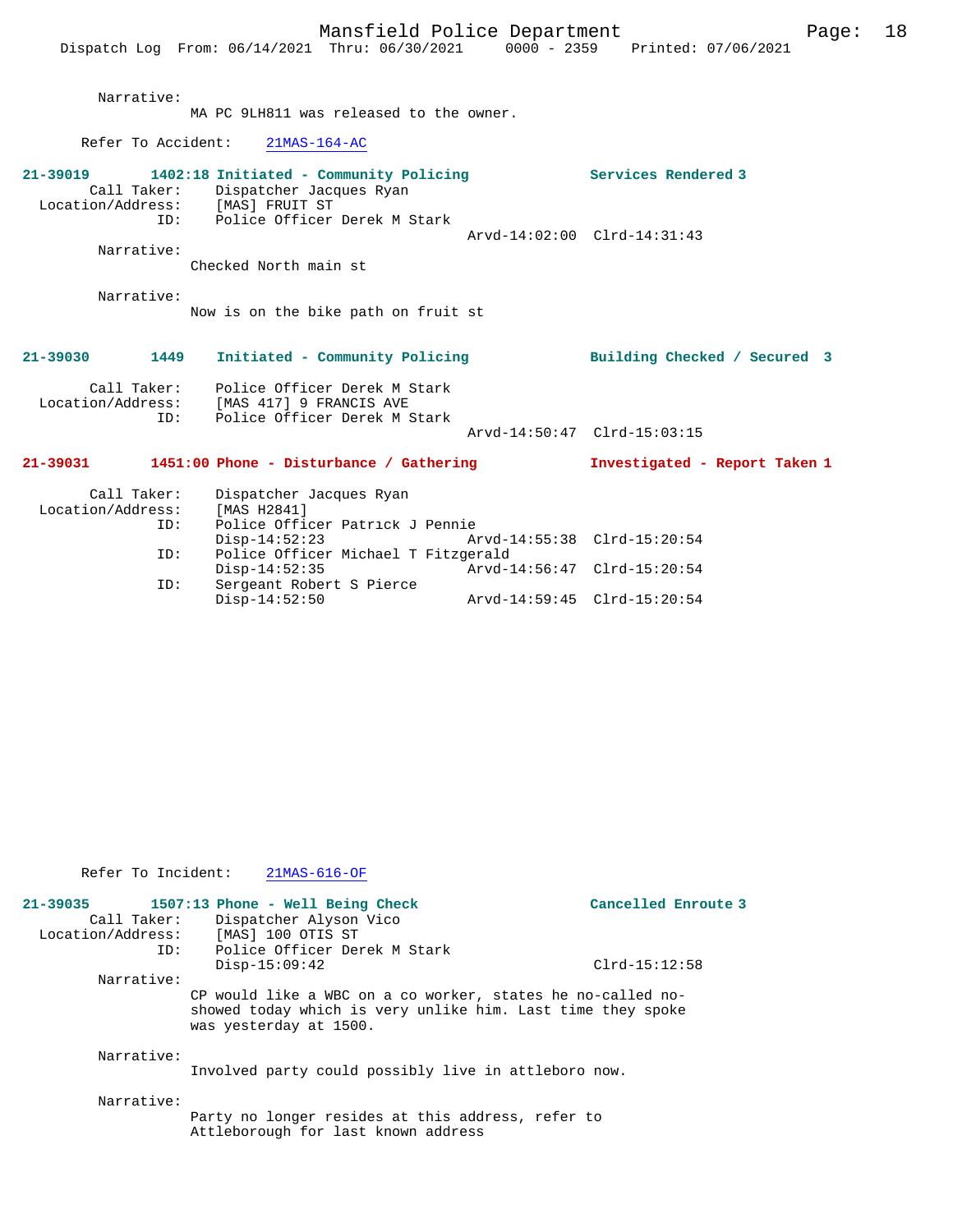Narrative:
MA PC 9LH811 was released to the owner.

Refer To Accident: 21MAS-164-AC

**21-39019 1402:18 Initiated - Community Policing — Services Rendered 3**

Call Taker: Dispatcher Jacques Ryan
Location/Address: [MAS] FRUIT ST
ID: Police Officer Derek M Stark
Arvd-14:02:00 Clrd-14:31:43

Narrative:
Checked North main st

Narrative:
Now is on the bike path on fruit st

**21-39030 1449 Initiated - Community Policing — Building Checked / Secured 3**

Call Taker: Police Officer Derek M Stark
Location/Address: [MAS 417] 9 FRANCIS AVE
ID: Police Officer Derek M Stark
Arvd-14:50:47 Clrd-15:03:15

**21-39031 1451:00 Phone - Disturbance / Gathering — Investigated - Report Taken 1**

Call Taker: Dispatcher Jacques Ryan
Location/Address: [MAS H2841]
ID: Police Officer Patrick J Pennie
Disp-14:52:23 Arvd-14:55:38 Clrd-15:20:54
ID: Police Officer Michael T Fitzgerald
Disp-14:52:35 Arvd-14:56:47 Clrd-15:20:54
ID: Sergeant Robert S Pierce
Disp-14:52:50 Arvd-14:59:45 Clrd-15:20:54

Refer To Incident: 21MAS-616-OF

**21-39035 1507:13 Phone - Well Being Check — Cancelled Enroute 3**

Call Taker: Dispatcher Alyson Vico
Location/Address: [MAS] 100 OTIS ST
ID: Police Officer Derek M Stark
Disp-15:09:42 Clrd-15:12:58

Narrative:
CP would like a WBC on a co worker, states he no-called no-showed today which is very unlike him. Last time they spoke was yesterday at 1500.

Narrative:
Involved party could possibly live in attleboro now.

Narrative:
Party no longer resides at this address, refer to Attleborough for last known address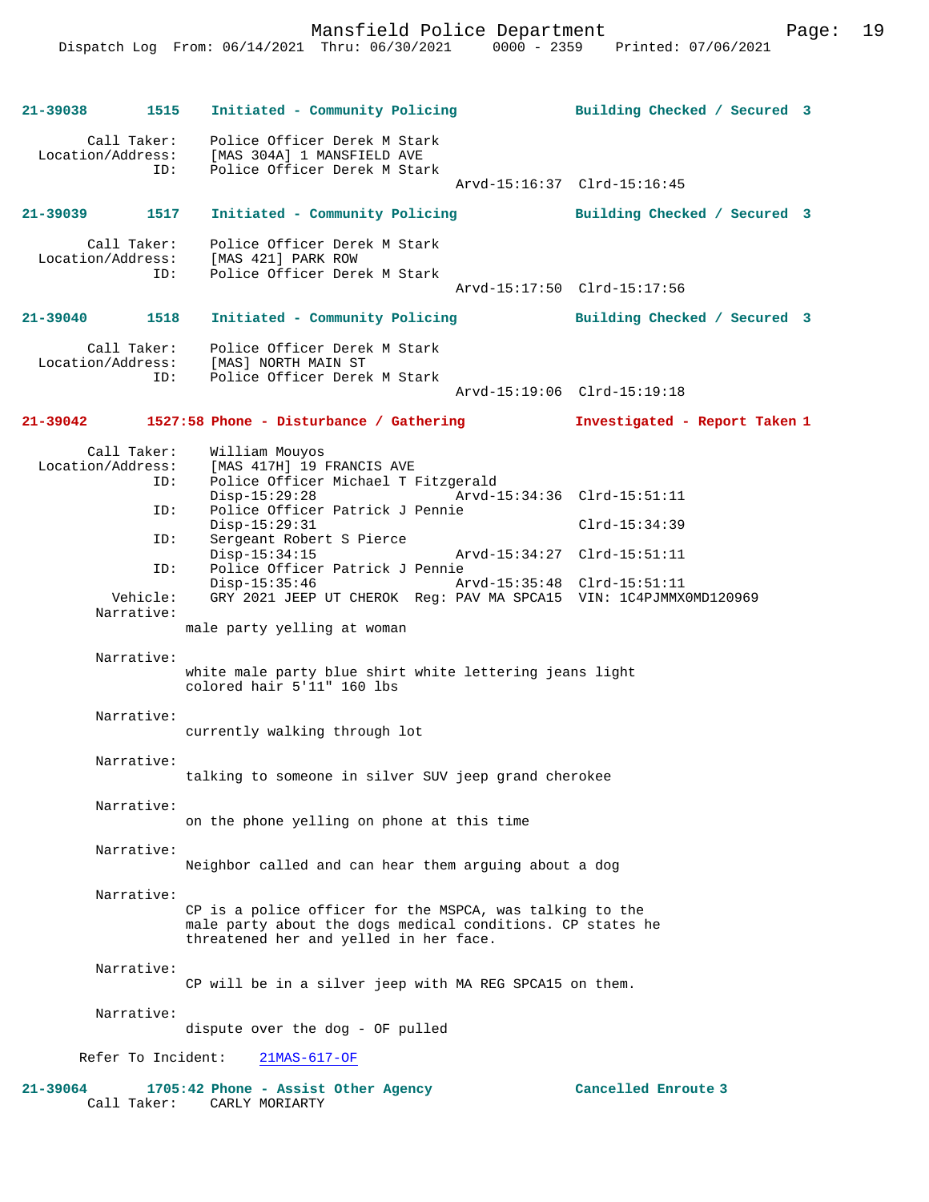**21-39038 1515 Initiated - Community Policing Building Checked / Secured 3**

```
        Call Taker:    Police Officer Derek M Stark
  Location/Address:    [MAS 304A] 1 MANSFIELD AVE
                ID:    Police Officer Derek M Stark
                                             Arvd-15:16:37  Clrd-15:16:45
```

**21-39039 1517 Initiated - Community Policing Building Checked / Secured 3**

```
        Call Taker:    Police Officer Derek M Stark
  Location/Address:    [MAS 421] PARK ROW
                ID:    Police Officer Derek M Stark
                                             Arvd-15:17:50  Clrd-15:17:56
```

**21-39040 1518 Initiated - Community Policing Building Checked / Secured 3**

```
        Call Taker:    Police Officer Derek M Stark
  Location/Address:    [MAS] NORTH MAIN ST
                ID:    Police Officer Derek M Stark
                                             Arvd-15:19:06  Clrd-15:19:18
```

**21-39042 1527:58 Phone - Disturbance / Gathering Investigated - Report Taken 1**

```
        Call Taker:    William Mouyos
  Location/Address:    [MAS 417H] 19 FRANCIS AVE
                ID:    Police Officer Michael T Fitzgerald
                       Disp-15:29:28         Arvd-15:34:36  Clrd-15:51:11
                ID:    Police Officer Patrick J Pennie
                       Disp-15:29:31                        Clrd-15:34:39
                ID:    Sergeant Robert S Pierce
                       Disp-15:34:15         Arvd-15:34:27  Clrd-15:51:11
                ID:    Police Officer Patrick J Pennie
                       Disp-15:35:46         Arvd-15:35:48  Clrd-15:51:11
           Vehicle:    GRY 2021 JEEP UT CHEROK  Reg: PAV MA SPCA15  VIN: 1C4PJMMX0MD120969
         Narrative:
                male party yelling at woman

         Narrative:
                white male party blue shirt white lettering jeans light
                colored hair 5'11" 160 lbs

         Narrative:
                currently walking through lot

         Narrative:
                talking to someone in silver SUV jeep grand cherokee

         Narrative:
                on the phone yelling on phone at this time

         Narrative:
                Neighbor called and can hear them arguing about a dog

         Narrative:
                CP is a police officer for the MSPCA, was talking to the
                male party about the dogs medical conditions. CP states he
                threatened her and yelled in her face.

         Narrative:
                CP will be in a silver jeep with MA REG SPCA15 on them.

         Narrative:
                dispute over the dog - OF pulled

      Refer To Incident:    21MAS-617-OF
```

**21-39064 1705:42 Phone - Assist Other Agency Cancelled Enroute 3**

```
        Call Taker:    CARLY MORIARTY
```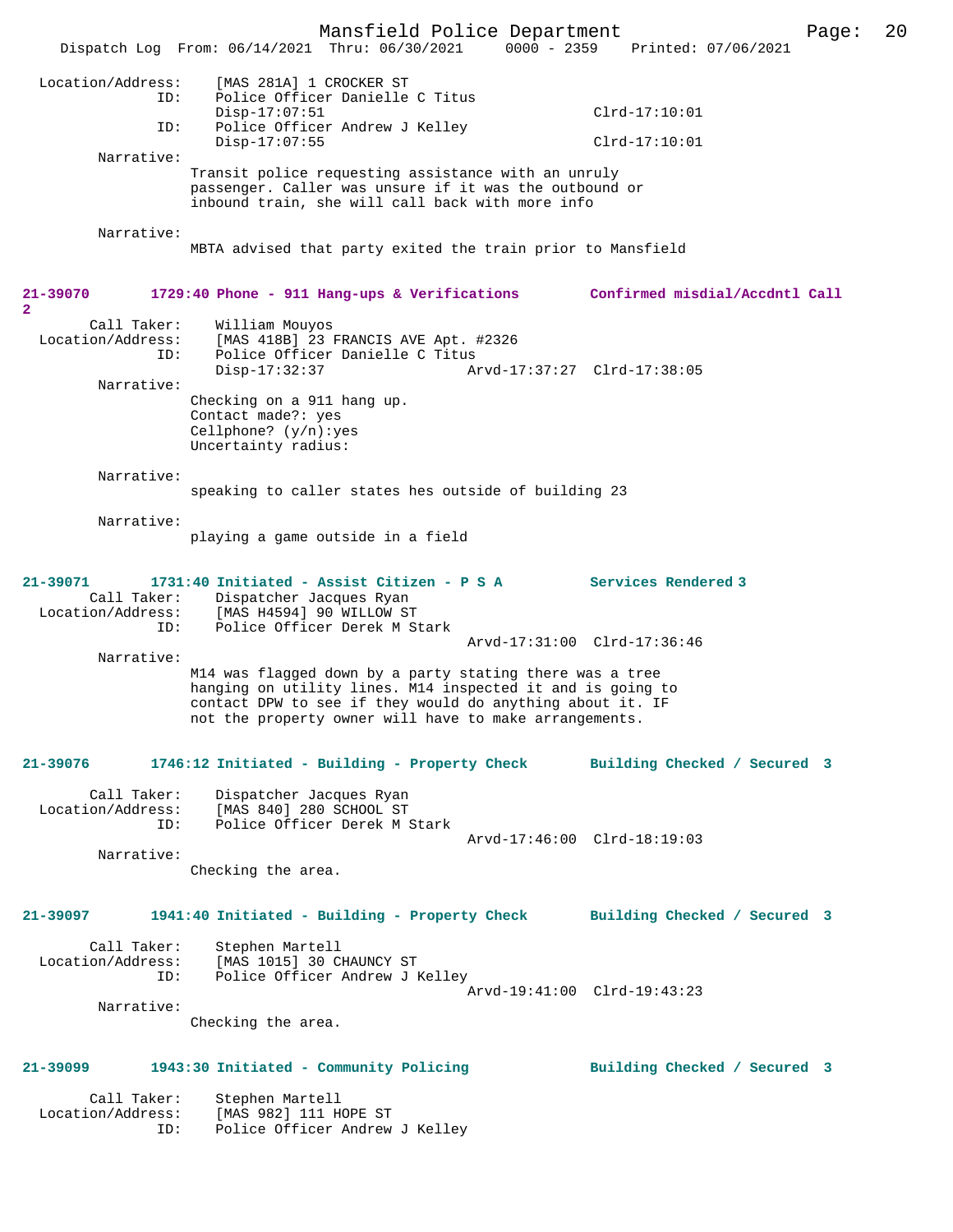```
Location/Address:    [MAS 281A] 1 CROCKER ST
              ID:    Police Officer Danielle C Titus
                     Disp-17:07:51                         Clrd-17:10:01
              ID:    Police Officer Andrew J Kelley
                     Disp-17:07:55                         Clrd-17:10:01
       Narrative:
                    Transit police requesting assistance with an unruly
                    passenger. Caller was unsure if it was the outbound or
                    inbound train, she will call back with more info

       Narrative:
                    MBTA advised that party exited the train prior to Mansfield


21-39070       1729:40 Phone - 911 Hang-ups & Verifications       Confirmed misdial/Accdntl Call
2
      Call Taker:    William Mouyos
Location/Address:    [MAS 418B] 23 FRANCIS AVE Apt. #2326
              ID:    Police Officer Danielle C Titus
                     Disp-17:32:37               Arvd-17:37:27  Clrd-17:38:05
       Narrative:
                    Checking on a 911 hang up.
                    Contact made?: yes
                    Cellphone? (y/n):yes
                    Uncertainty radius:

       Narrative:
                    speaking to caller states hes outside of building 23

       Narrative:
                    playing a game outside in a field


21-39071       1731:40 Initiated - Assist Citizen - P S A         Services Rendered 3
      Call Taker:    Dispatcher Jacques Ryan
Location/Address:    [MAS H4594] 90 WILLOW ST
              ID:    Police Officer Derek M Stark
                                                 Arvd-17:31:00  Clrd-17:36:46
       Narrative:
                    M14 was flagged down by a party stating there was a tree
                    hanging on utility lines. M14 inspected it and is going to
                    contact DPW to see if they would do anything about it. IF
                    not the property owner will have to make arrangements.


21-39076       1746:12 Initiated - Building - Property Check      Building Checked / Secured  3

      Call Taker:    Dispatcher Jacques Ryan
Location/Address:    [MAS 840] 280 SCHOOL ST
              ID:    Police Officer Derek M Stark
                                                 Arvd-17:46:00  Clrd-18:19:03
       Narrative:
                    Checking the area.


21-39097       1941:40 Initiated - Building - Property Check      Building Checked / Secured  3

      Call Taker:    Stephen Martell
Location/Address:    [MAS 1015] 30 CHAUNCY ST
              ID:    Police Officer Andrew J Kelley
                                                 Arvd-19:41:00  Clrd-19:43:23
       Narrative:
                    Checking the area.


21-39099       1943:30 Initiated - Community Policing             Building Checked / Secured  3

      Call Taker:    Stephen Martell
Location/Address:    [MAS 982] 111 HOPE ST
              ID:    Police Officer Andrew J Kelley
```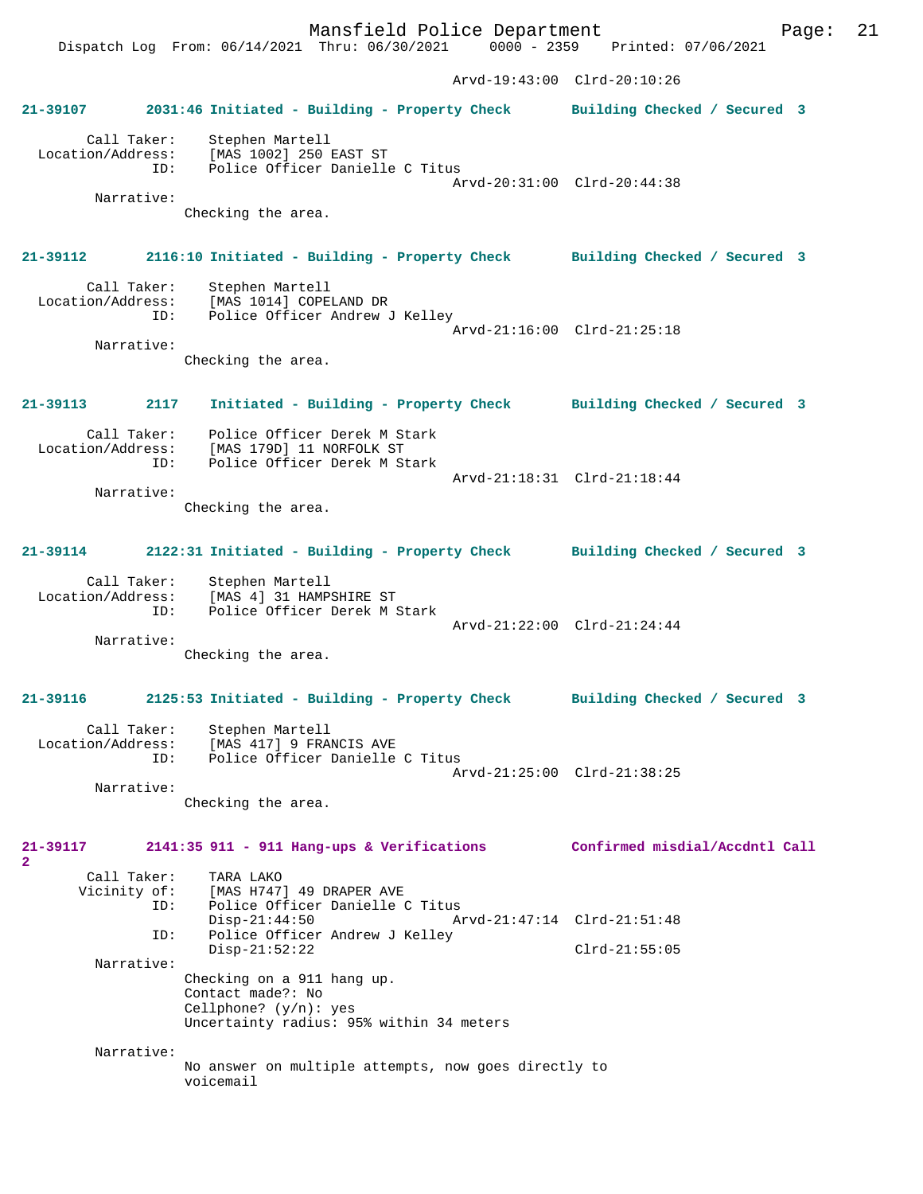Arvd-19:43:00 Clrd-20:10:26

**21-39107 2031:46 Initiated - Building - Property Check Building Checked / Secured 3**

Call Taker: Stephen Martell
Location/Address: [MAS 1002] 250 EAST ST
ID: Police Officer Danielle C Titus
Arvd-20:31:00 Clrd-20:44:38
Narrative:
Checking the area.

**21-39112 2116:10 Initiated - Building - Property Check Building Checked / Secured 3**

Call Taker: Stephen Martell
Location/Address: [MAS 1014] COPELAND DR
ID: Police Officer Andrew J Kelley
Arvd-21:16:00 Clrd-21:25:18
Narrative:
Checking the area.

**21-39113 2117 Initiated - Building - Property Check Building Checked / Secured 3**

Call Taker: Police Officer Derek M Stark
Location/Address: [MAS 179D] 11 NORFOLK ST
ID: Police Officer Derek M Stark
Arvd-21:18:31 Clrd-21:18:44
Narrative:
Checking the area.

**21-39114 2122:31 Initiated - Building - Property Check Building Checked / Secured 3**

Call Taker: Stephen Martell
Location/Address: [MAS 4] 31 HAMPSHIRE ST
ID: Police Officer Derek M Stark
Arvd-21:22:00 Clrd-21:24:44
Narrative:
Checking the area.

**21-39116 2125:53 Initiated - Building - Property Check Building Checked / Secured 3**

Call Taker: Stephen Martell
Location/Address: [MAS 417] 9 FRANCIS AVE
ID: Police Officer Danielle C Titus
Arvd-21:25:00 Clrd-21:38:25
Narrative:
Checking the area.

**21-39117 2141:35 911 - 911 Hang-ups & Verifications Confirmed misdial/Accdntl Call 2**

Call Taker: TARA LAKO
Vicinity of: [MAS H747] 49 DRAPER AVE
ID: Police Officer Danielle C Titus
Disp-21:44:50 Arvd-21:47:14 Clrd-21:51:48
ID: Police Officer Andrew J Kelley
Disp-21:52:22 Clrd-21:55:05
Narrative:
Checking on a 911 hang up.
Contact made?: No
Cellphone? (y/n): yes
Uncertainty radius: 95% within 34 meters

Narrative:
No answer on multiple attempts, now goes directly to voicemail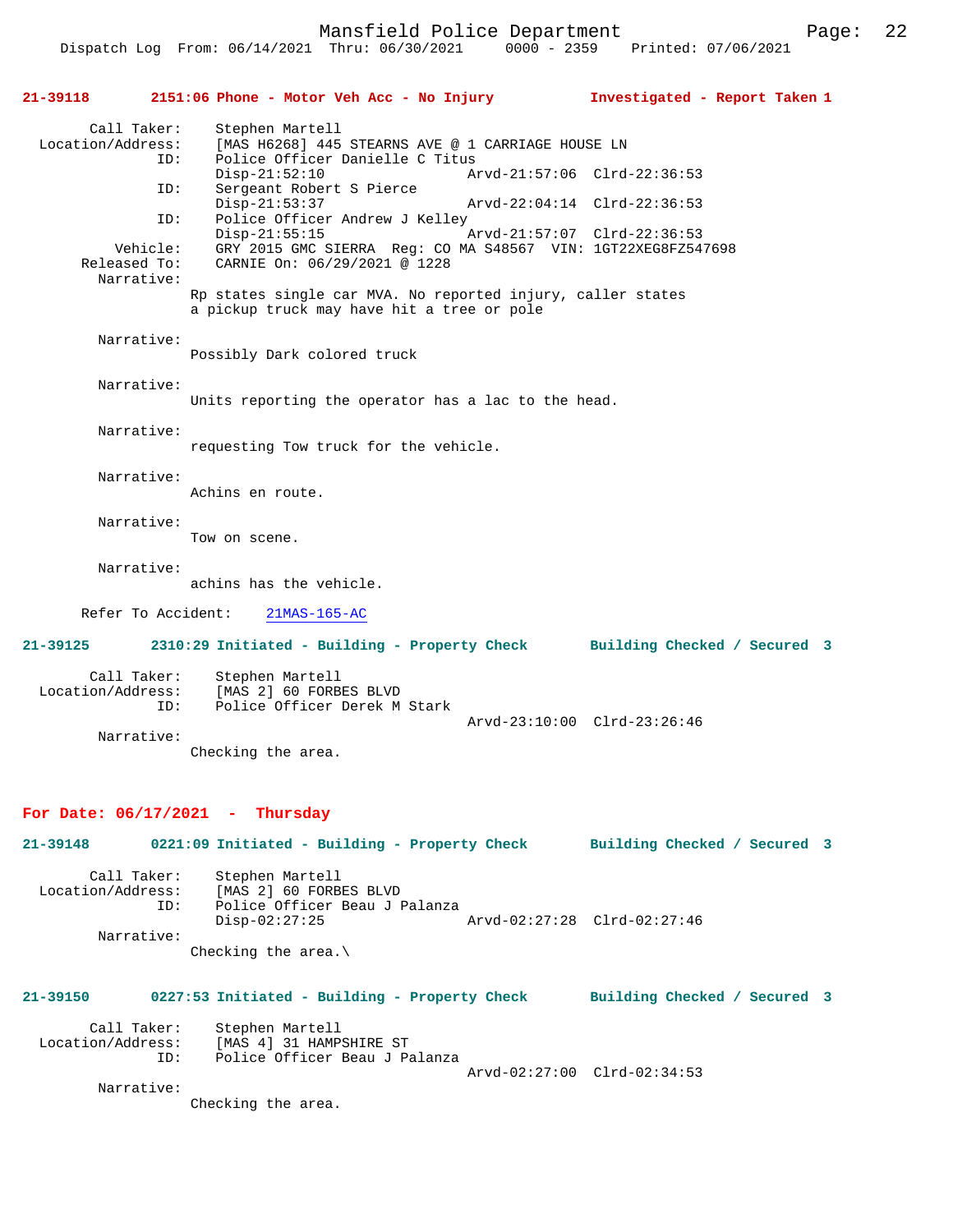**21-39118 2151:06 Phone - Motor Veh Acc - No Injury — Investigated - Report Taken 1**

Call Taker: Stephen Martell
Location/Address: [MAS H6268] 445 STEARNS AVE @ 1 CARRIAGE HOUSE LN
ID: Police Officer Danielle C Titus
Disp-21:52:10 Arvd-21:57:06 Clrd-22:36:53
ID: Sergeant Robert S Pierce
Disp-21:53:37 Arvd-22:04:14 Clrd-22:36:53
ID: Police Officer Andrew J Kelley
Disp-21:55:15 Arvd-21:57:07 Clrd-22:36:53
Vehicle: GRY 2015 GMC SIERRA Reg: CO MA S48567 VIN: 1GT22XEG8FZ547698
Released To: CARNIE On: 06/29/2021 @ 1228
Narrative:
Rp states single car MVA. No reported injury, caller states a pickup truck may have hit a tree or pole

Narrative:
Possibly Dark colored truck

Narrative:
Units reporting the operator has a lac to the head.

Narrative:
requesting Tow truck for the vehicle.

Narrative:
Achins en route.

Narrative:
Tow on scene.

Narrative:
achins has the vehicle.

Refer To Accident: 21MAS-165-AC

**21-39125 2310:29 Initiated - Building - Property Check — Building Checked / Secured 3**

Call Taker: Stephen Martell
Location/Address: [MAS 2] 60 FORBES BLVD
ID: Police Officer Derek M Stark
Arvd-23:10:00 Clrd-23:26:46
Narrative:
Checking the area.

## For Date: 06/17/2021 - Thursday

**21-39148 0221:09 Initiated - Building - Property Check — Building Checked / Secured 3**

Call Taker: Stephen Martell
Location/Address: [MAS 2] 60 FORBES BLVD
ID: Police Officer Beau J Palanza
Disp-02:27:25 Arvd-02:27:28 Clrd-02:27:46
Narrative:
Checking the area.\

**21-39150 0227:53 Initiated - Building - Property Check — Building Checked / Secured 3**

Call Taker: Stephen Martell
Location/Address: [MAS 4] 31 HAMPSHIRE ST
ID: Police Officer Beau J Palanza
Arvd-02:27:00 Clrd-02:34:53
Narrative:
Checking the area.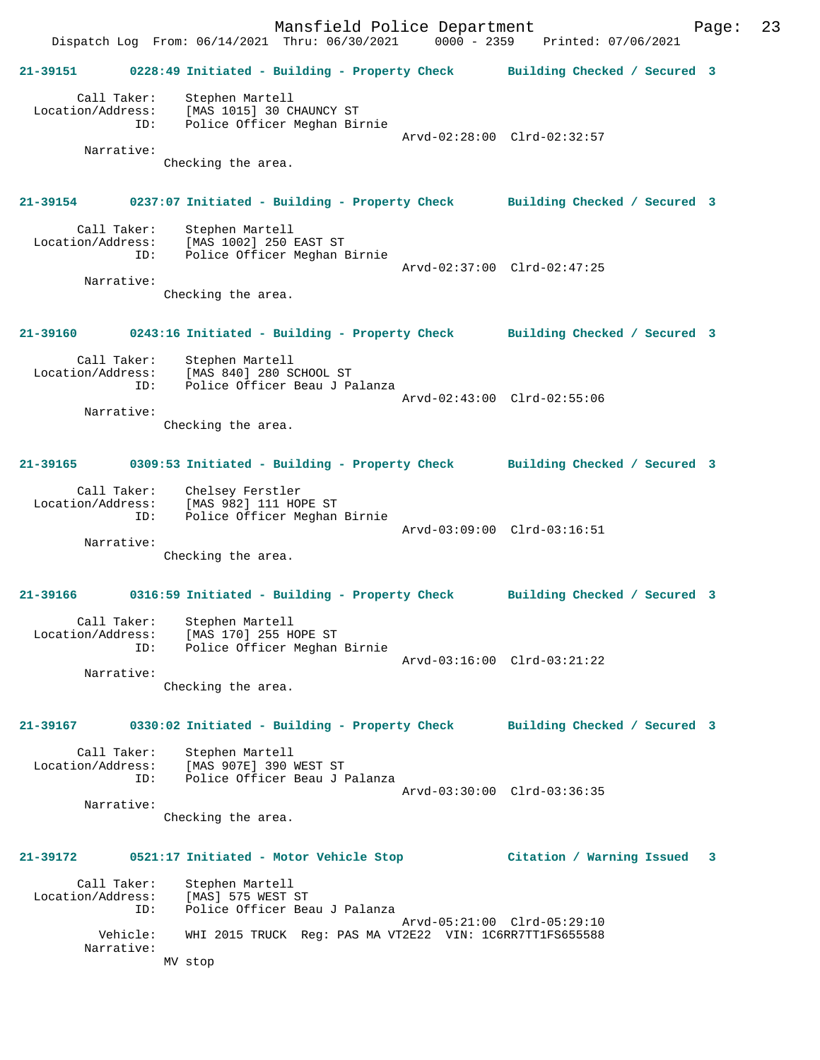**21-39151 0228:49 Initiated - Building - Property Check Building Checked / Secured 3**

Call Taker: Stephen Martell
Location/Address: [MAS 1015] 30 CHAUNCY ST
ID: Police Officer Meghan Birnie
Arvd-02:28:00 Clrd-02:32:57
Narrative:
Checking the area.

**21-39154 0237:07 Initiated - Building - Property Check Building Checked / Secured 3**

Call Taker: Stephen Martell
Location/Address: [MAS 1002] 250 EAST ST
ID: Police Officer Meghan Birnie
Arvd-02:37:00 Clrd-02:47:25
Narrative:
Checking the area.

**21-39160 0243:16 Initiated - Building - Property Check Building Checked / Secured 3**

Call Taker: Stephen Martell
Location/Address: [MAS 840] 280 SCHOOL ST
ID: Police Officer Beau J Palanza
Arvd-02:43:00 Clrd-02:55:06
Narrative:
Checking the area.

**21-39165 0309:53 Initiated - Building - Property Check Building Checked / Secured 3**

Call Taker: Chelsey Ferstler
Location/Address: [MAS 982] 111 HOPE ST
ID: Police Officer Meghan Birnie
Arvd-03:09:00 Clrd-03:16:51
Narrative:
Checking the area.

**21-39166 0316:59 Initiated - Building - Property Check Building Checked / Secured 3**

Call Taker: Stephen Martell
Location/Address: [MAS 170] 255 HOPE ST
ID: Police Officer Meghan Birnie
Arvd-03:16:00 Clrd-03:21:22
Narrative:
Checking the area.

**21-39167 0330:02 Initiated - Building - Property Check Building Checked / Secured 3**

Call Taker: Stephen Martell
Location/Address: [MAS 907E] 390 WEST ST
ID: Police Officer Beau J Palanza
Arvd-03:30:00 Clrd-03:36:35
Narrative:
Checking the area.

**21-39172 0521:17 Initiated - Motor Vehicle Stop Citation / Warning Issued 3**

Call Taker: Stephen Martell
Location/Address: [MAS] 575 WEST ST
ID: Police Officer Beau J Palanza
Arvd-05:21:00 Clrd-05:29:10
Vehicle: WHI 2015 TRUCK Reg: PAS MA VT2E22 VIN: 1C6RR7TT1FS655588
Narrative:
MV stop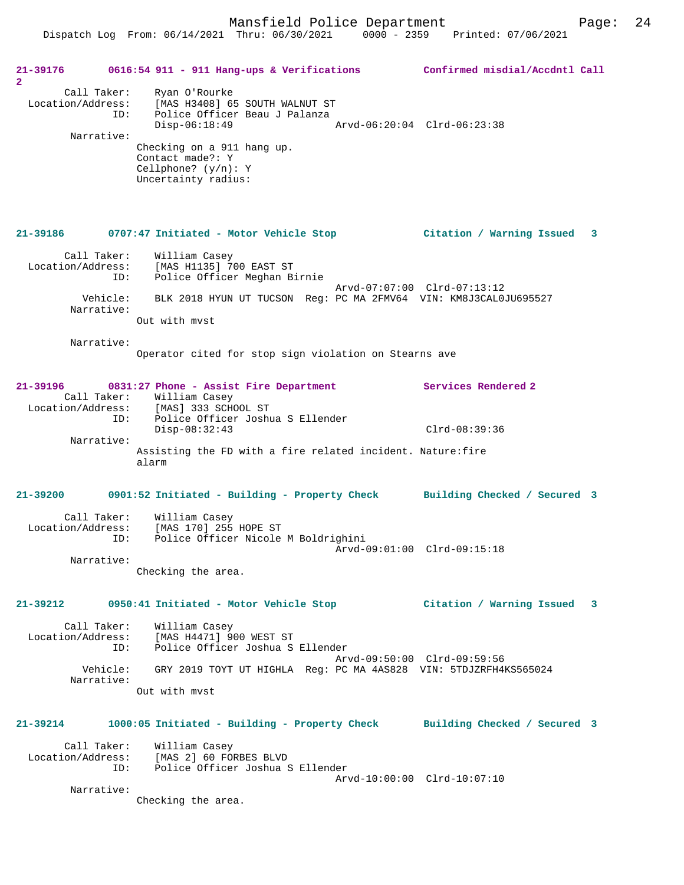**21-39176 0616:54 911 - 911 Hang-ups & Verifications — Confirmed misdial/Accdntl Call 2**

```
        Call Taker:    Ryan O'Rourke
  Location/Address:    [MAS H3408] 65 SOUTH WALNUT ST
                ID:    Police Officer Beau J Palanza
                       Disp-06:18:49                Arvd-06:20:04  Clrd-06:23:38
         Narrative:
                      Checking on a 911 hang up.
                      Contact made?: Y
                      Cellphone? (y/n): Y
                      Uncertainty radius:
```

**21-39186 0707:47 Initiated - Motor Vehicle Stop — Citation / Warning Issued 3**

```
        Call Taker:    William Casey
  Location/Address:    [MAS H1135] 700 EAST ST
                ID:    Police Officer Meghan Birnie
                                                    Arvd-07:07:00  Clrd-07:13:12
           Vehicle:    BLK 2018 HYUN UT TUCSON  Reg: PC MA 2FMV64  VIN: KM8J3CAL0JU695527
         Narrative:
                      Out with mvst

         Narrative:
                      Operator cited for stop sign violation on Stearns ave
```

**21-39196 0831:27 Phone - Assist Fire Department — Services Rendered 2**

```
        Call Taker:    William Casey
  Location/Address:    [MAS] 333 SCHOOL ST
                ID:    Police Officer Joshua S Ellender
                       Disp-08:32:43                               Clrd-08:39:36
         Narrative:
                      Assisting the FD with a fire related incident. Nature:fire
                      alarm
```

**21-39200 0901:52 Initiated - Building - Property Check — Building Checked / Secured 3**

```
        Call Taker:    William Casey
  Location/Address:    [MAS 170] 255 HOPE ST
                ID:    Police Officer Nicole M Boldrighini
                                                    Arvd-09:01:00  Clrd-09:15:18
         Narrative:
                      Checking the area.
```

**21-39212 0950:41 Initiated - Motor Vehicle Stop — Citation / Warning Issued 3**

```
        Call Taker:    William Casey
  Location/Address:    [MAS H4471] 900 WEST ST
                ID:    Police Officer Joshua S Ellender
                                                    Arvd-09:50:00  Clrd-09:59:56
           Vehicle:    GRY 2019 TOYT UT HIGHLA  Reg: PC MA 4AS828  VIN: 5TDJZRFH4KS565024
         Narrative:
                      Out with mvst
```

**21-39214 1000:05 Initiated - Building - Property Check — Building Checked / Secured 3**

```
        Call Taker:    William Casey
  Location/Address:    [MAS 2] 60 FORBES BLVD
                ID:    Police Officer Joshua S Ellender
                                                    Arvd-10:00:00  Clrd-10:07:10
         Narrative:
                      Checking the area.
```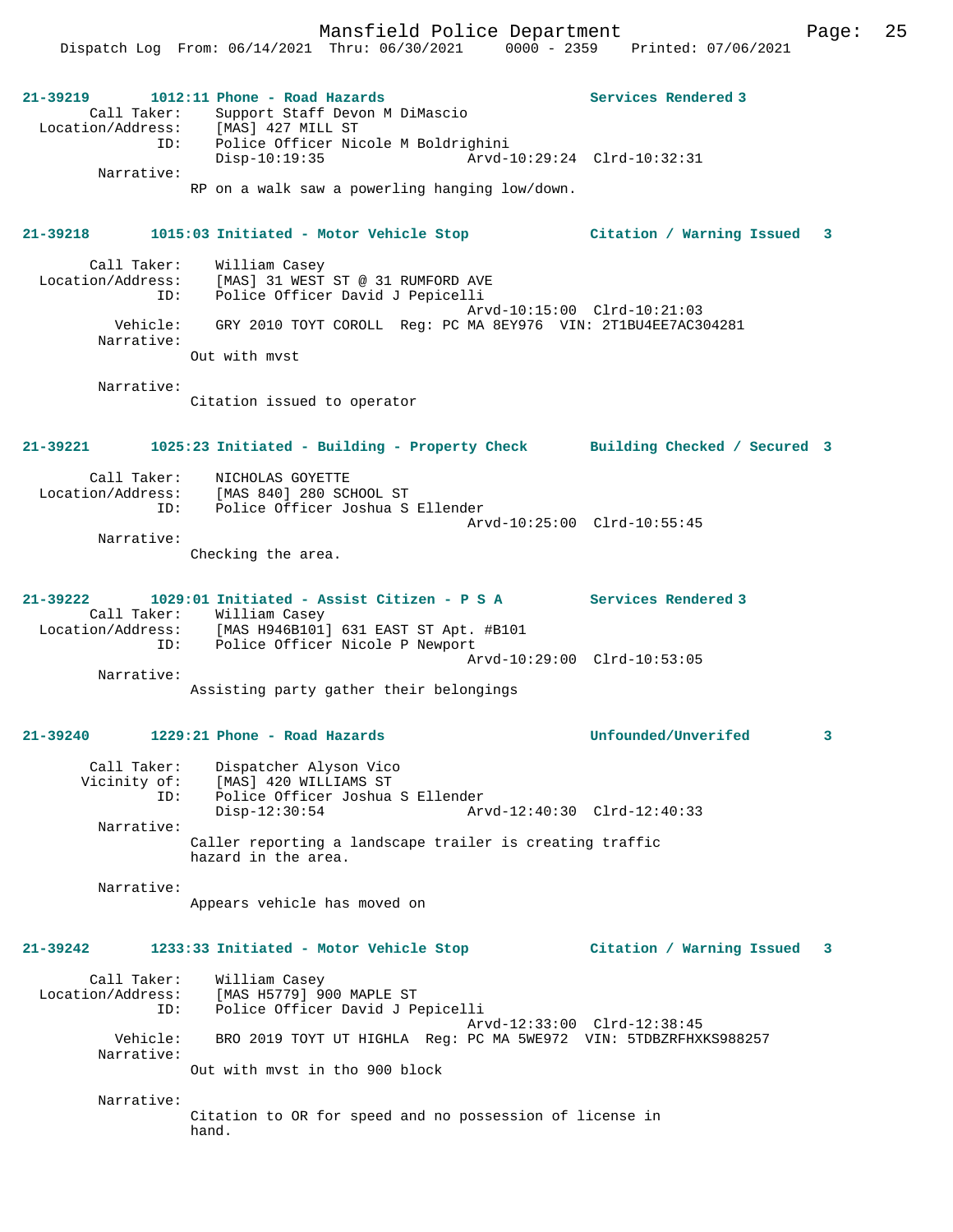**21-39219 1012:11 Phone - Road Hazards — Services Rendered 3**

Call Taker: Support Staff Devon M DiMascio
Location/Address: [MAS] 427 MILL ST
ID: Police Officer Nicole M Boldrighini
Disp-10:19:35 Arvd-10:29:24 Clrd-10:32:31
Narrative:
RP on a walk saw a powerling hanging low/down.

**21-39218 1015:03 Initiated - Motor Vehicle Stop — Citation / Warning Issued 3**

Call Taker: William Casey
Location/Address: [MAS] 31 WEST ST @ 31 RUMFORD AVE
ID: Police Officer David J Pepicelli
Arvd-10:15:00 Clrd-10:21:03
Vehicle: GRY 2010 TOYT COROLL Reg: PC MA 8EY976 VIN: 2T1BU4EE7AC304281
Narrative:
Out with mvst

Narrative:
Citation issued to operator

**21-39221 1025:23 Initiated - Building - Property Check — Building Checked / Secured 3**

Call Taker: NICHOLAS GOYETTE
Location/Address: [MAS 840] 280 SCHOOL ST
ID: Police Officer Joshua S Ellender
Arvd-10:25:00 Clrd-10:55:45
Narrative:
Checking the area.

**21-39222 1029:01 Initiated - Assist Citizen - P S A — Services Rendered 3**

Call Taker: William Casey
Location/Address: [MAS H946B101] 631 EAST ST Apt. #B101
ID: Police Officer Nicole P Newport
Arvd-10:29:00 Clrd-10:53:05
Narrative:
Assisting party gather their belongings

**21-39240 1229:21 Phone - Road Hazards — Unfounded/Unverifed 3**

Call Taker: Dispatcher Alyson Vico
Vicinity of: [MAS] 420 WILLIAMS ST
ID: Police Officer Joshua S Ellender
Disp-12:30:54 Arvd-12:40:30 Clrd-12:40:33
Narrative:
Caller reporting a landscape trailer is creating traffic hazard in the area.

Narrative:
Appears vehicle has moved on

**21-39242 1233:33 Initiated - Motor Vehicle Stop — Citation / Warning Issued 3**

Call Taker: William Casey
Location/Address: [MAS H5779] 900 MAPLE ST
ID: Police Officer David J Pepicelli
Arvd-12:33:00 Clrd-12:38:45
Vehicle: BRO 2019 TOYT UT HIGHLA Reg: PC MA 5WE972 VIN: 5TDBZRFHXKS988257
Narrative:
Out with mvst in tho 900 block

Narrative:
Citation to OR for speed and no possession of license in hand.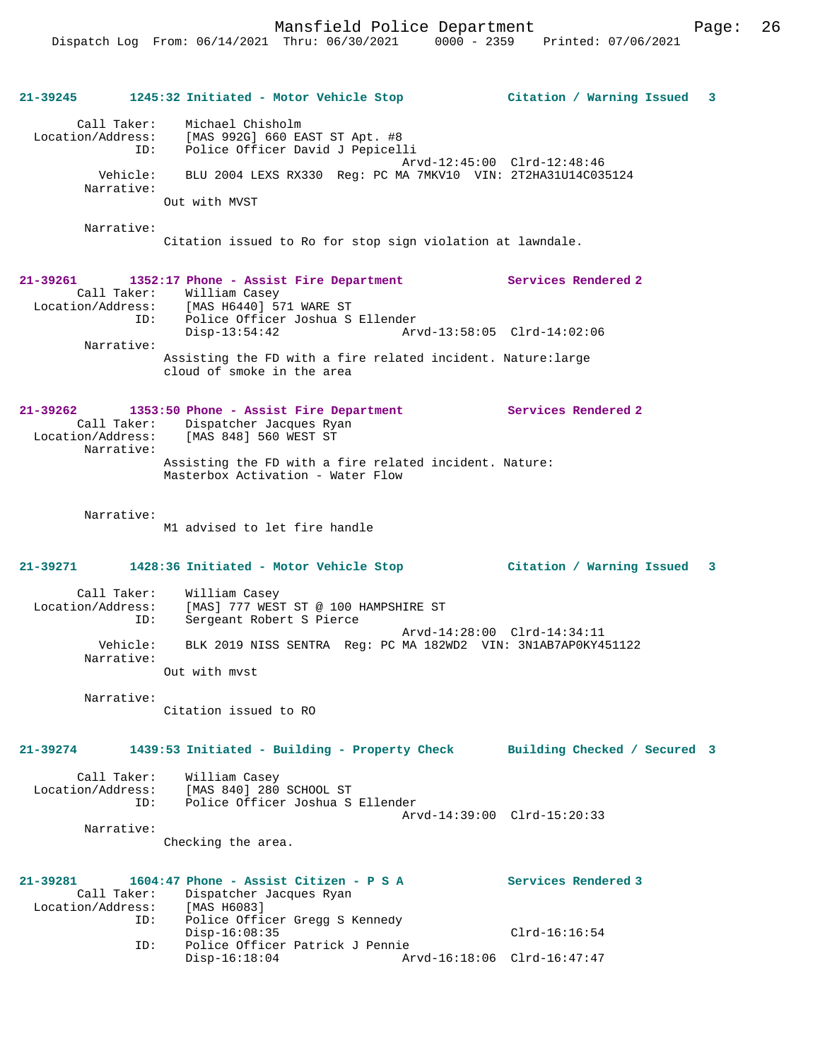**21-39245 1245:32 Initiated - Motor Vehicle Stop — Citation / Warning Issued 3**

Call Taker: Michael Chisholm
Location/Address: [MAS 992G] 660 EAST ST Apt. #8
ID: Police Officer David J Pepicelli
Arvd-12:45:00 Clrd-12:48:46
Vehicle: BLU 2004 LEXS RX330 Reg: PC MA 7MKV10 VIN: 2T2HA31U14C035124
Narrative:
Out with MVST

Narrative:
Citation issued to Ro for stop sign violation at lawndale.

**21-39261 1352:17 Phone - Assist Fire Department — Services Rendered 2**

Call Taker: William Casey
Location/Address: [MAS H6440] 571 WARE ST
ID: Police Officer Joshua S Ellender
Disp-13:54:42 Arvd-13:58:05 Clrd-14:02:06
Narrative:
Assisting the FD with a fire related incident. Nature:large cloud of smoke in the area

**21-39262 1353:50 Phone - Assist Fire Department — Services Rendered 2**

Call Taker: Dispatcher Jacques Ryan
Location/Address: [MAS 848] 560 WEST ST
Narrative:
Assisting the FD with a fire related incident. Nature: Masterbox Activation - Water Flow

Narrative:
M1 advised to let fire handle

**21-39271 1428:36 Initiated - Motor Vehicle Stop — Citation / Warning Issued 3**

Call Taker: William Casey
Location/Address: [MAS] 777 WEST ST @ 100 HAMPSHIRE ST
ID: Sergeant Robert S Pierce
Arvd-14:28:00 Clrd-14:34:11
Vehicle: BLK 2019 NISS SENTRA Reg: PC MA 182WD2 VIN: 3N1AB7AP0KY451122
Narrative:
Out with mvst

Narrative:
Citation issued to RO

**21-39274 1439:53 Initiated - Building - Property Check — Building Checked / Secured 3**

Call Taker: William Casey
Location/Address: [MAS 840] 280 SCHOOL ST
ID: Police Officer Joshua S Ellender
Arvd-14:39:00 Clrd-15:20:33
Narrative:
Checking the area.

**21-39281 1604:47 Phone - Assist Citizen - P S A — Services Rendered 3**

Call Taker: Dispatcher Jacques Ryan
Location/Address: [MAS H6083]
ID: Police Officer Gregg S Kennedy
Disp-16:08:35 Clrd-16:16:54
ID: Police Officer Patrick J Pennie
Disp-16:18:04 Arvd-16:18:06 Clrd-16:47:47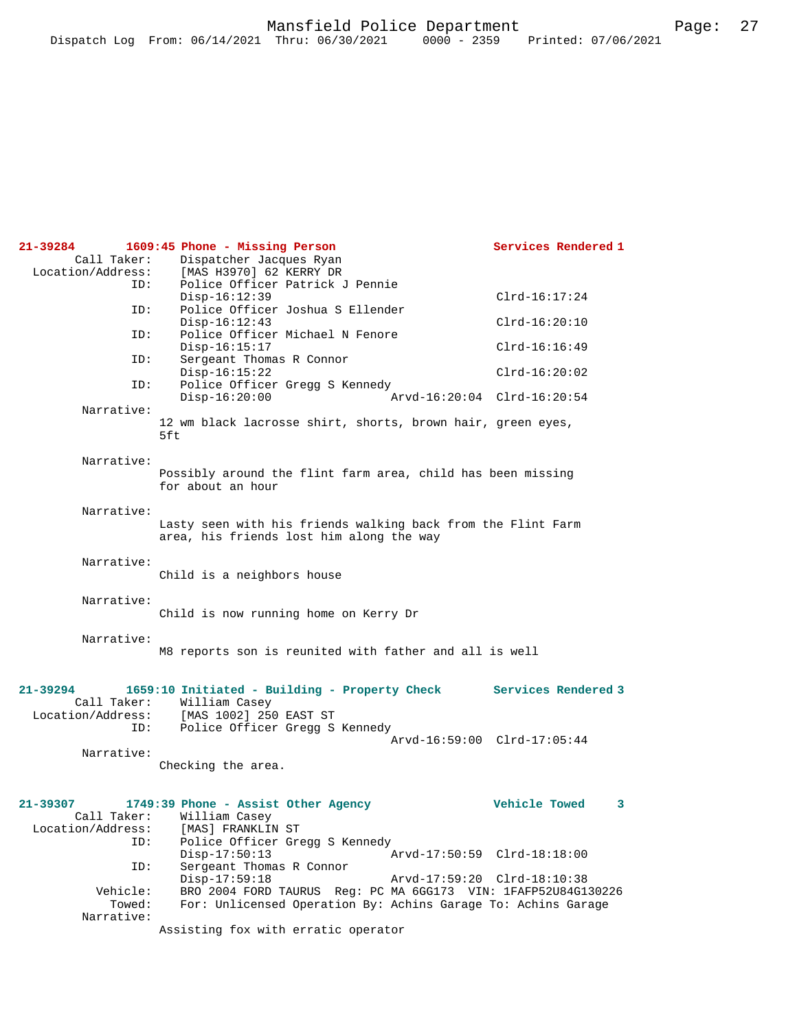**21-39284** **1609:45 Phone - Missing Person** **Services Rendered 1**

```
        Call Taker:    Dispatcher Jacques Ryan
  Location/Address:    [MAS H3970] 62 KERRY DR
                ID:    Police Officer Patrick J Pennie
                       Disp-16:12:39                            Clrd-16:17:24
                ID:    Police Officer Joshua S Ellender
                       Disp-16:12:43                            Clrd-16:20:10
                ID:    Police Officer Michael N Fenore
                       Disp-16:15:17                            Clrd-16:16:49
                ID:    Sergeant Thomas R Connor
                       Disp-16:15:22                            Clrd-16:20:02
                ID:    Police Officer Gregg S Kennedy
                       Disp-16:20:00              Arvd-16:20:04  Clrd-16:20:54
         Narrative:
                      12 wm black lacrosse shirt, shorts, brown hair, green eyes,
                      5ft

         Narrative:
                      Possibly around the flint farm area, child has been missing
                      for about an hour

         Narrative:
                      Lasty seen with his friends walking back from the Flint Farm
                      area, his friends lost him along the way

         Narrative:
                      Child is a neighbors house

         Narrative:
                      Child is now running home on Kerry Dr

         Narrative:
                      M8 reports son is reunited with father and all is well
```

**21-39294** **1659:10 Initiated - Building - Property Check** **Services Rendered 3**

```
        Call Taker:    William Casey
  Location/Address:    [MAS 1002] 250 EAST ST
                ID:    Police Officer Gregg S Kennedy
                                                  Arvd-16:59:00  Clrd-17:05:44
         Narrative:
                      Checking the area.
```

**21-39307** **1749:39 Phone - Assist Other Agency** **Vehicle Towed 3**

```
        Call Taker:    William Casey
  Location/Address:    [MAS] FRANKLIN ST
                ID:    Police Officer Gregg S Kennedy
                       Disp-17:50:13              Arvd-17:50:59  Clrd-18:18:00
                ID:    Sergeant Thomas R Connor
                       Disp-17:59:18              Arvd-17:59:20  Clrd-18:10:38
           Vehicle:    BRO 2004 FORD TAURUS  Reg: PC MA 6GG173  VIN: 1FAFP52U84G130226
            Towed:     For: Unlicensed Operation By: Achins Garage To: Achins Garage
         Narrative:
                      Assisting fox with erratic operator
```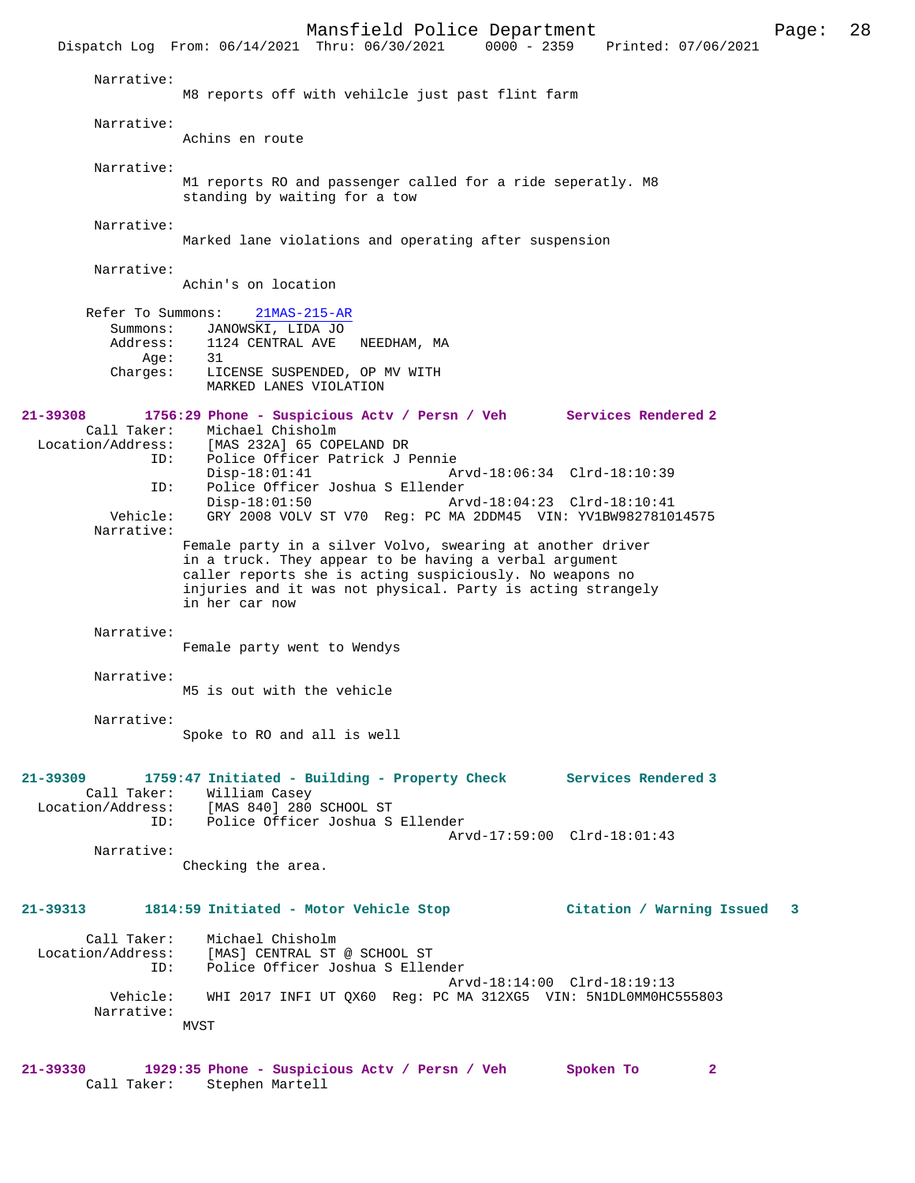Narrative:
M8 reports off with vehilcle just past flint farm

Narrative:
Achins en route

Narrative:
M1 reports RO and passenger called for a ride seperatly. M8 standing by waiting for a tow

Narrative:
Marked lane violations and operating after suspension

Narrative:
Achin's on location

Refer To Summons: 21MAS-215-AR
Summons: JANOWSKI, LIDA JO
Address: 1124 CENTRAL AVE NEEDHAM, MA
Age: 31
Charges: LICENSE SUSPENDED, OP MV WITH
MARKED LANES VIOLATION

**21-39308 1756:29 Phone - Suspicious Actv / Persn / Veh Services Rendered 2**

Call Taker: Michael Chisholm
Location/Address: [MAS 232A] 65 COPELAND DR
ID: Police Officer Patrick J Pennie
Disp-18:01:41 Arvd-18:06:34 Clrd-18:10:39
ID: Police Officer Joshua S Ellender
Disp-18:01:50 Arvd-18:04:23 Clrd-18:10:41
Vehicle: GRY 2008 VOLV ST V70 Reg: PC MA 2DDM45 VIN: YV1BW982781014575
Narrative:
Female party in a silver Volvo, swearing at another driver in a truck. They appear to be having a verbal argument caller reports she is acting suspiciously. No weapons no injuries and it was not physical. Party is acting strangely in her car now

Narrative:
Female party went to Wendys

Narrative:
M5 is out with the vehicle

Narrative:
Spoke to RO and all is well

**21-39309 1759:47 Initiated - Building - Property Check Services Rendered 3**

Call Taker: William Casey
Location/Address: [MAS 840] 280 SCHOOL ST
ID: Police Officer Joshua S Ellender
Arvd-17:59:00 Clrd-18:01:43
Narrative:
Checking the area.

**21-39313 1814:59 Initiated - Motor Vehicle Stop Citation / Warning Issued 3**

Call Taker: Michael Chisholm
Location/Address: [MAS] CENTRAL ST @ SCHOOL ST
ID: Police Officer Joshua S Ellender
Arvd-18:14:00 Clrd-18:19:13
Vehicle: WHI 2017 INFI UT QX60 Reg: PC MA 312XG5 VIN: 5N1DL0MM0HC555803
Narrative:
MVST

**21-39330 1929:35 Phone - Suspicious Actv / Persn / Veh Spoken To 2**

Call Taker: Stephen Martell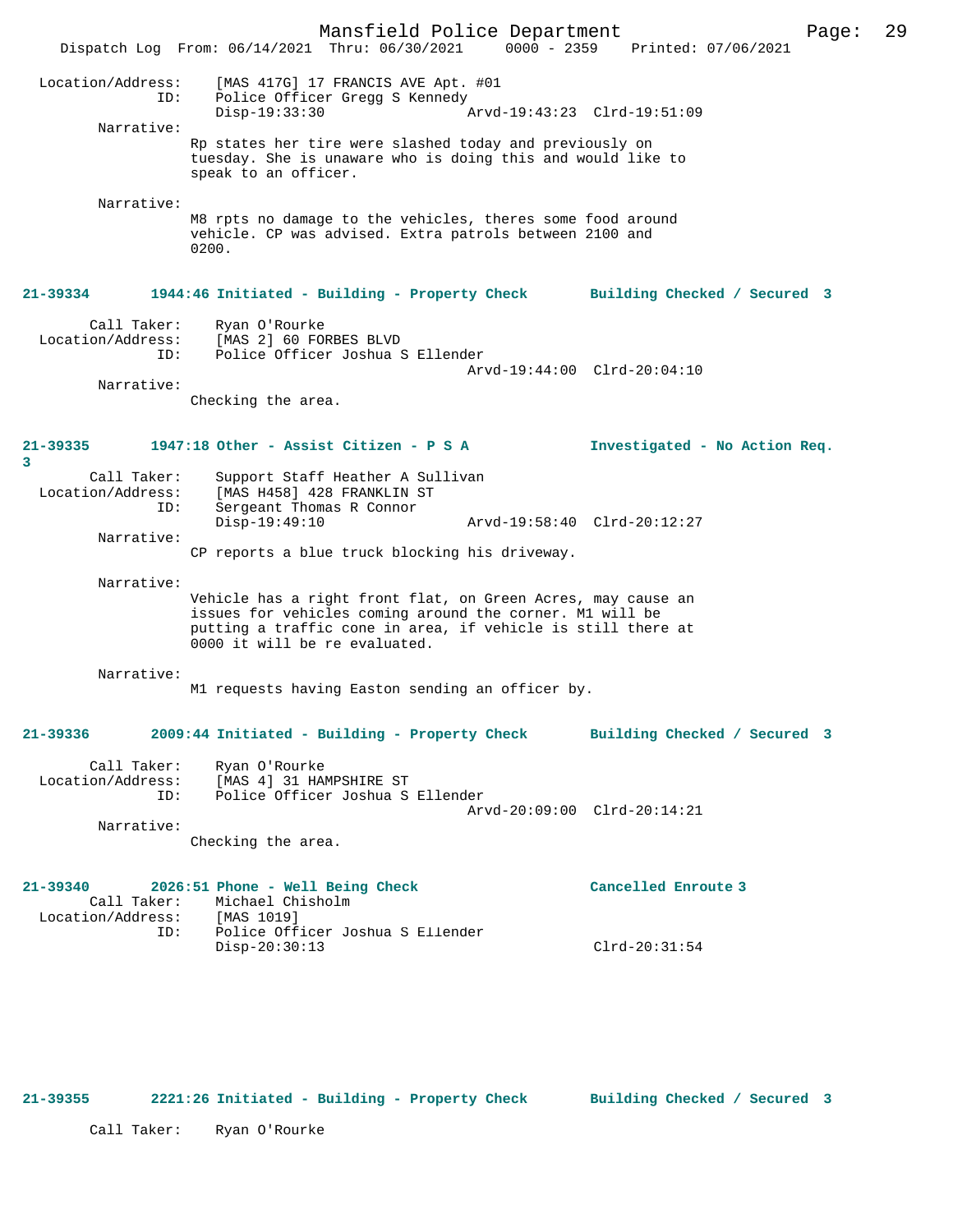Location/Address: [MAS 417G] 17 FRANCIS AVE Apt. #01
ID: Police Officer Gregg S Kennedy
Disp-19:33:30 Arvd-19:43:23 Clrd-19:51:09

Narrative:
Rp states her tire were slashed today and previously on tuesday. She is unaware who is doing this and would like to speak to an officer.

Narrative:
M8 rpts no damage to the vehicles, theres some food around vehicle. CP was advised. Extra patrols between 2100 and 0200.

**21-39334 1944:46 Initiated - Building - Property Check Building Checked / Secured 3**

Call Taker: Ryan O'Rourke
Location/Address: [MAS 2] 60 FORBES BLVD
ID: Police Officer Joshua S Ellender
Arvd-19:44:00 Clrd-20:04:10

Narrative:
Checking the area.

**21-39335 1947:18 Other - Assist Citizen - P S A Investigated - No Action Req. 3**

Call Taker: Support Staff Heather A Sullivan
Location/Address: [MAS H458] 428 FRANKLIN ST
ID: Sergeant Thomas R Connor
Disp-19:49:10 Arvd-19:58:40 Clrd-20:12:27

Narrative:
CP reports a blue truck blocking his driveway.

Narrative:
Vehicle has a right front flat, on Green Acres, may cause an issues for vehicles coming around the corner. M1 will be putting a traffic cone in area, if vehicle is still there at 0000 it will be re evaluated.

Narrative:
M1 requests having Easton sending an officer by.

**21-39336 2009:44 Initiated - Building - Property Check Building Checked / Secured 3**

Call Taker: Ryan O'Rourke
Location/Address: [MAS 4] 31 HAMPSHIRE ST
ID: Police Officer Joshua S Ellender
Arvd-20:09:00 Clrd-20:14:21

Narrative:
Checking the area.

**21-39340 2026:51 Phone - Well Being Check Cancelled Enroute 3**

Call Taker: Michael Chisholm
Location/Address: [MAS 1019]
ID: Police Officer Joshua S Ellender
Disp-20:30:13 Clrd-20:31:54

**21-39355 2221:26 Initiated - Building - Property Check Building Checked / Secured 3**

Call Taker: Ryan O'Rourke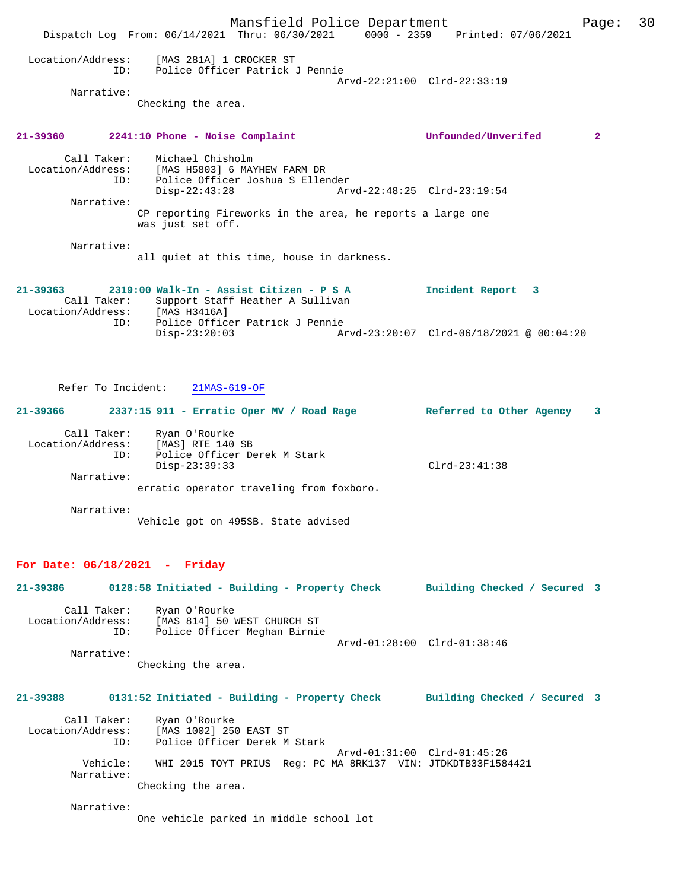```
Location/Address:     [MAS 281A] 1 CROCKER ST
              ID:     Police Officer Patrick J Pennie
                                             Arvd-22:21:00  Clrd-22:33:19
       Narrative:
                Checking the area.
```

**21-39360        2241:10 Phone - Noise Complaint                    Unfounded/Unverifed        2**

```
      Call Taker:     Michael Chisholm
Location/Address:     [MAS H5803] 6 MAYHEW FARM DR
              ID:     Police Officer Joshua S Ellender
                      Disp-22:43:28                  Arvd-22:48:25  Clrd-23:19:54
       Narrative:
                CP reporting Fireworks in the area, he reports a large one
                was just set off.

       Narrative:
                all quiet at this time, house in darkness.
```

**21-39363        2319:00 Walk-In - Assist Citizen - P S A           Incident Report   3**

```
      Call Taker:     Support Staff Heather A Sullivan
Location/Address:     [MAS H3416A]
              ID:     Police Officer Patrick J Pennie
                      Disp-23:20:03                  Arvd-23:20:07  Clrd-06/18/2021 @ 00:04:20
```

Refer To Incident:    21MAS-619-OF

**21-39366        2337:15 911 - Erratic Oper MV / Road Rage          Referred to Other Agency    3**

```
      Call Taker:     Ryan O'Rourke
Location/Address:     [MAS] RTE 140 SB
              ID:     Police Officer Derek M Stark
                      Disp-23:39:33                                 Clrd-23:41:38
       Narrative:
                erratic operator traveling from foxboro.

       Narrative:
                Vehicle got on 495SB. State advised
```

## For Date: 06/18/2021  -  Friday

**21-39386        0128:58 Initiated - Building - Property Check      Building Checked / Secured  3**

```
      Call Taker:     Ryan O'Rourke
Location/Address:     [MAS 814] 50 WEST CHURCH ST
              ID:     Police Officer Meghan Birnie
                                             Arvd-01:28:00  Clrd-01:38:46
       Narrative:
                Checking the area.
```

**21-39388        0131:52 Initiated - Building - Property Check      Building Checked / Secured  3**

```
      Call Taker:     Ryan O'Rourke
Location/Address:     [MAS 1002] 250 EAST ST
              ID:     Police Officer Derek M Stark
                                             Arvd-01:31:00  Clrd-01:45:26
         Vehicle:     WHI 2015 TOYT PRIUS  Reg: PC MA 8RK137  VIN: JTDKDTB33F1584421
       Narrative:
                Checking the area.

       Narrative:
                One vehicle parked in middle school lot
```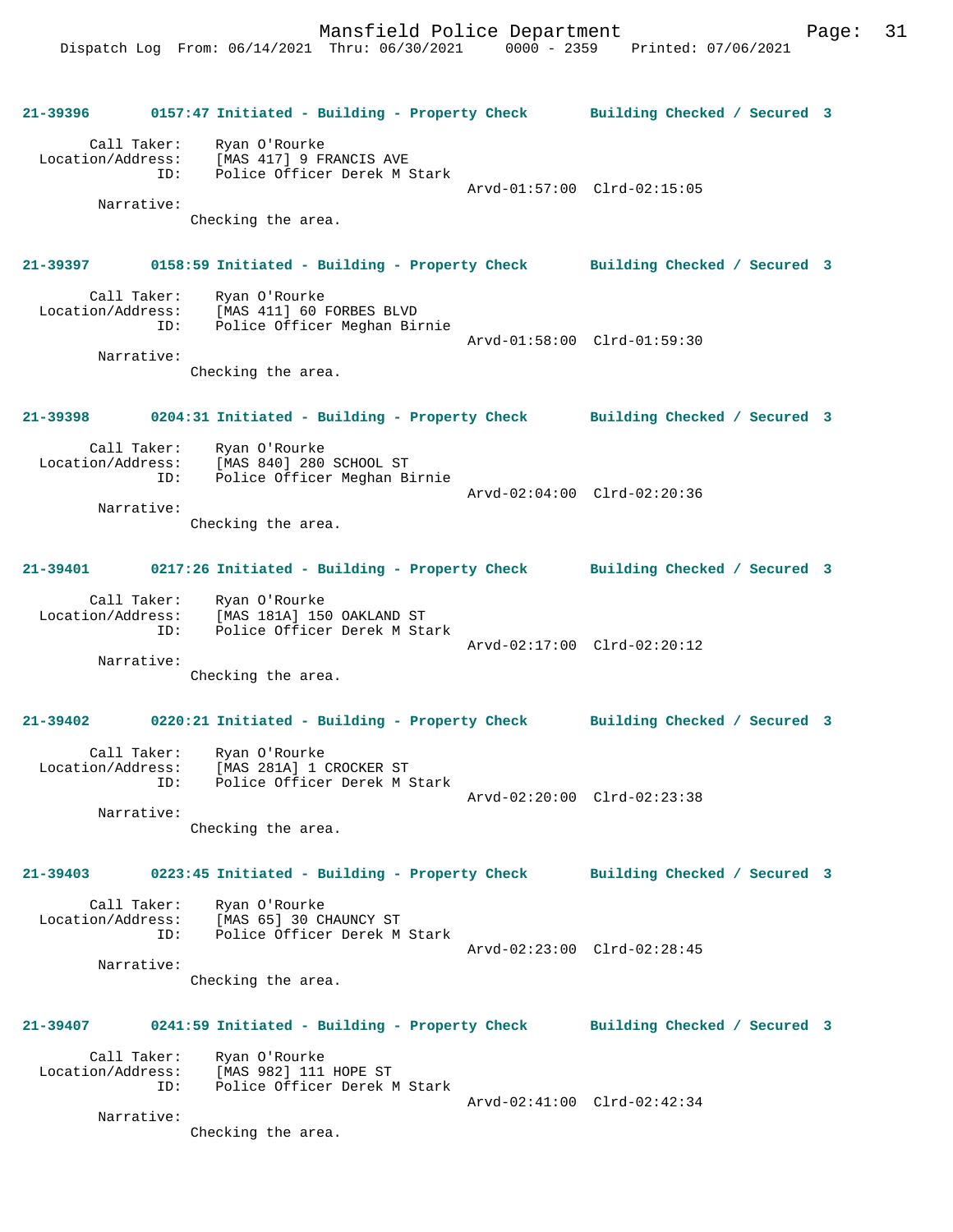**21-39396 0157:47 Initiated - Building - Property Check Building Checked / Secured 3**

Call Taker: Ryan O'Rourke
Location/Address: [MAS 417] 9 FRANCIS AVE
ID: Police Officer Derek M Stark
Arvd-01:57:00 Clrd-02:15:05
Narrative:
Checking the area.

**21-39397 0158:59 Initiated - Building - Property Check Building Checked / Secured 3**

Call Taker: Ryan O'Rourke
Location/Address: [MAS 411] 60 FORBES BLVD
ID: Police Officer Meghan Birnie
Arvd-01:58:00 Clrd-01:59:30
Narrative:
Checking the area.

**21-39398 0204:31 Initiated - Building - Property Check Building Checked / Secured 3**

Call Taker: Ryan O'Rourke
Location/Address: [MAS 840] 280 SCHOOL ST
ID: Police Officer Meghan Birnie
Arvd-02:04:00 Clrd-02:20:36
Narrative:
Checking the area.

**21-39401 0217:26 Initiated - Building - Property Check Building Checked / Secured 3**

Call Taker: Ryan O'Rourke
Location/Address: [MAS 181A] 150 OAKLAND ST
ID: Police Officer Derek M Stark
Arvd-02:17:00 Clrd-02:20:12
Narrative:
Checking the area.

**21-39402 0220:21 Initiated - Building - Property Check Building Checked / Secured 3**

Call Taker: Ryan O'Rourke
Location/Address: [MAS 281A] 1 CROCKER ST
ID: Police Officer Derek M Stark
Arvd-02:20:00 Clrd-02:23:38
Narrative:
Checking the area.

**21-39403 0223:45 Initiated - Building - Property Check Building Checked / Secured 3**

Call Taker: Ryan O'Rourke
Location/Address: [MAS 65] 30 CHAUNCY ST
ID: Police Officer Derek M Stark
Arvd-02:23:00 Clrd-02:28:45
Narrative:
Checking the area.

**21-39407 0241:59 Initiated - Building - Property Check Building Checked / Secured 3**

Call Taker: Ryan O'Rourke
Location/Address: [MAS 982] 111 HOPE ST
ID: Police Officer Derek M Stark
Arvd-02:41:00 Clrd-02:42:34
Narrative:
Checking the area.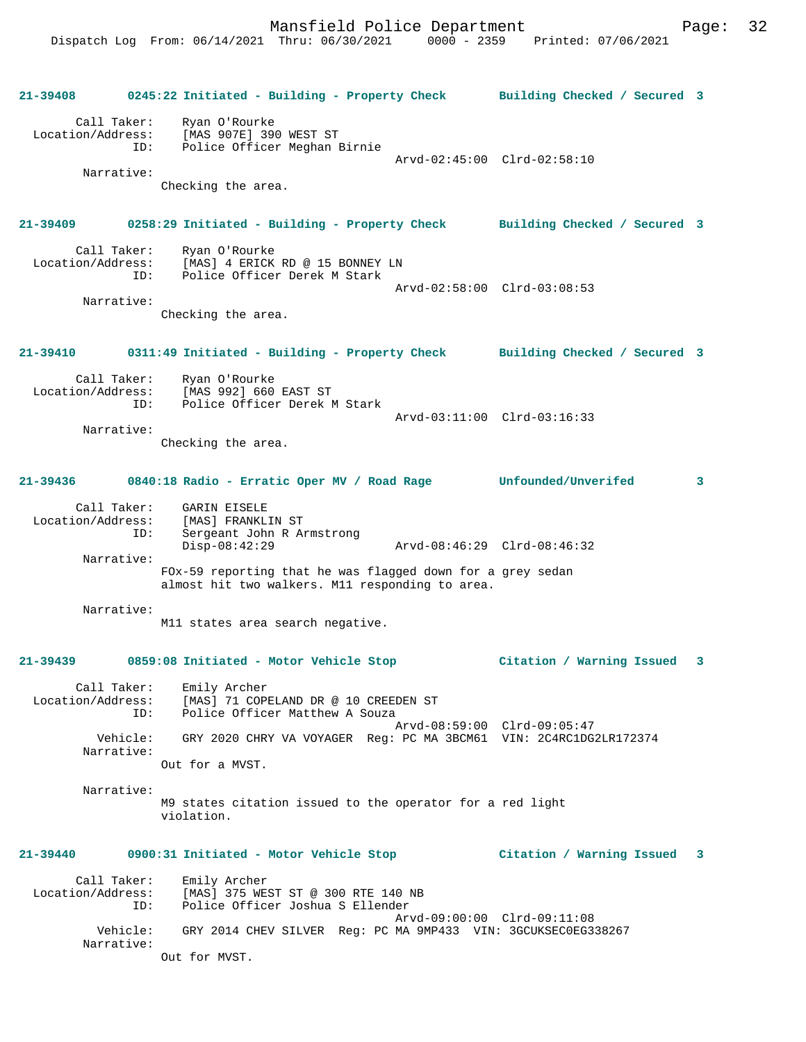**21-39408 0245:22 Initiated - Building - Property Check Building Checked / Secured 3**

Call Taker: Ryan O'Rourke
Location/Address: [MAS 907E] 390 WEST ST
ID: Police Officer Meghan Birnie
Arvd-02:45:00 Clrd-02:58:10
Narrative:
Checking the area.

**21-39409 0258:29 Initiated - Building - Property Check Building Checked / Secured 3**

Call Taker: Ryan O'Rourke
Location/Address: [MAS] 4 ERICK RD @ 15 BONNEY LN
ID: Police Officer Derek M Stark
Arvd-02:58:00 Clrd-03:08:53
Narrative:
Checking the area.

**21-39410 0311:49 Initiated - Building - Property Check Building Checked / Secured 3**

Call Taker: Ryan O'Rourke
Location/Address: [MAS 992] 660 EAST ST
ID: Police Officer Derek M Stark
Arvd-03:11:00 Clrd-03:16:33
Narrative:
Checking the area.

**21-39436 0840:18 Radio - Erratic Oper MV / Road Rage Unfounded/Unverifed 3**

Call Taker: GARIN EISELE
Location/Address: [MAS] FRANKLIN ST
ID: Sergeant John R Armstrong
Disp-08:42:29 Arvd-08:46:29 Clrd-08:46:32
Narrative:
FOx-59 reporting that he was flagged down for a grey sedan almost hit two walkers. M11 responding to area.

Narrative:
M11 states area search negative.

**21-39439 0859:08 Initiated - Motor Vehicle Stop Citation / Warning Issued 3**

Call Taker: Emily Archer
Location/Address: [MAS] 71 COPELAND DR @ 10 CREEDEN ST
ID: Police Officer Matthew A Souza
Arvd-08:59:00 Clrd-09:05:47
Vehicle: GRY 2020 CHRY VA VOYAGER Reg: PC MA 3BCM61 VIN: 2C4RC1DG2LR172374
Narrative:
Out for a MVST.

Narrative:
M9 states citation issued to the operator for a red light violation.

**21-39440 0900:31 Initiated - Motor Vehicle Stop Citation / Warning Issued 3**

Call Taker: Emily Archer
Location/Address: [MAS] 375 WEST ST @ 300 RTE 140 NB
ID: Police Officer Joshua S Ellender
Arvd-09:00:00 Clrd-09:11:08
Vehicle: GRY 2014 CHEV SILVER Reg: PC MA 9MP433 VIN: 3GCUKSEC0EG338267
Narrative:
Out for MVST.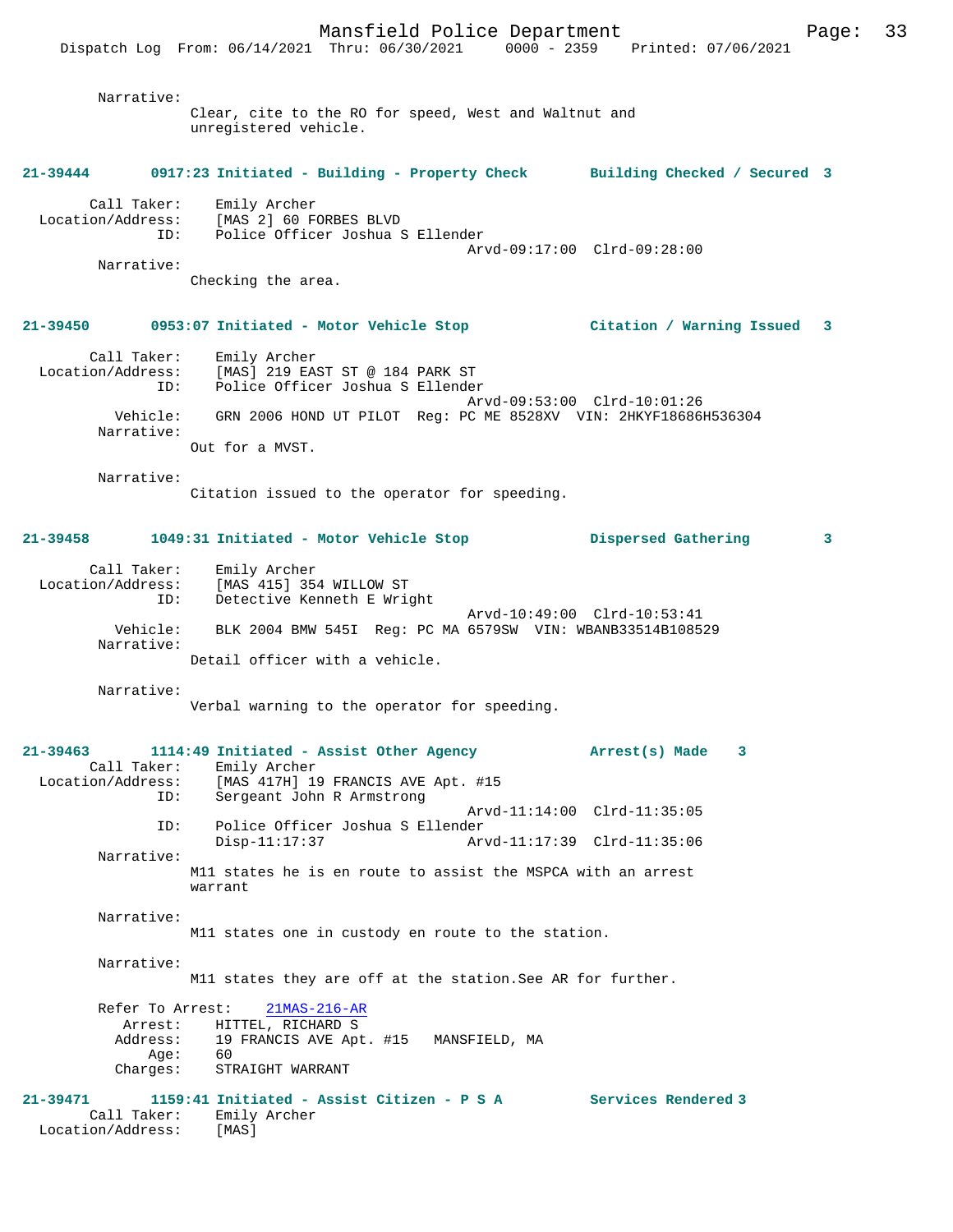Narrative:
Clear, cite to the RO for speed, West and Waltnut and unregistered vehicle.

**21-39444 0917:23 Initiated - Building - Property Check Building Checked / Secured 3**

Call Taker: Emily Archer
Location/Address: [MAS 2] 60 FORBES BLVD
ID: Police Officer Joshua S Ellender
Arvd-09:17:00 Clrd-09:28:00
Narrative:
Checking the area.

**21-39450 0953:07 Initiated - Motor Vehicle Stop Citation / Warning Issued 3**

Call Taker: Emily Archer
Location/Address: [MAS] 219 EAST ST @ 184 PARK ST
ID: Police Officer Joshua S Ellender
Arvd-09:53:00 Clrd-10:01:26
Vehicle: GRN 2006 HOND UT PILOT Reg: PC ME 8528XV VIN: 2HKYF18686H536304
Narrative:
Out for a MVST.

Narrative:
Citation issued to the operator for speeding.

**21-39458 1049:31 Initiated - Motor Vehicle Stop Dispersed Gathering 3**

Call Taker: Emily Archer
Location/Address: [MAS 415] 354 WILLOW ST
ID: Detective Kenneth E Wright
Arvd-10:49:00 Clrd-10:53:41
Vehicle: BLK 2004 BMW 545I Reg: PC MA 6579SW VIN: WBANB33514B108529
Narrative:
Detail officer with a vehicle.

Narrative:
Verbal warning to the operator for speeding.

**21-39463 1114:49 Initiated - Assist Other Agency Arrest(s) Made 3**

Call Taker: Emily Archer
Location/Address: [MAS 417H] 19 FRANCIS AVE Apt. #15
ID: Sergeant John R Armstrong
Arvd-11:14:00 Clrd-11:35:05
ID: Police Officer Joshua S Ellender
Disp-11:17:37 Arvd-11:17:39 Clrd-11:35:06
Narrative:
M11 states he is en route to assist the MSPCA with an arrest warrant

Narrative:
M11 states one in custody en route to the station.

Narrative:
M11 states they are off at the station.See AR for further.

Refer To Arrest: 21MAS-216-AR
Arrest: HITTEL, RICHARD S
Address: 19 FRANCIS AVE Apt. #15 MANSFIELD, MA
Age: 60
Charges: STRAIGHT WARRANT

**21-39471 1159:41 Initiated - Assist Citizen - P S A Services Rendered 3**

Call Taker: Emily Archer
Location/Address: [MAS]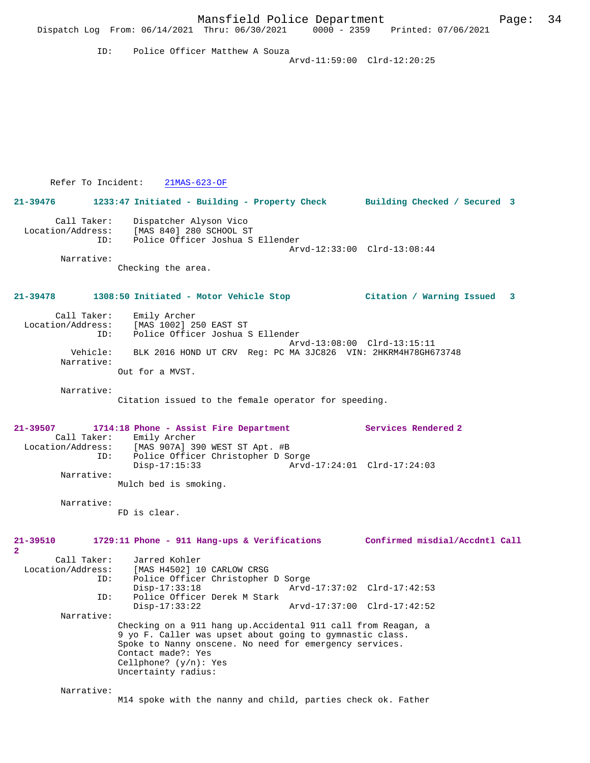ID: Police Officer Matthew A Souza
Arvd-11:59:00 Clrd-12:20:25

Refer To Incident: 21MAS-623-OF

**21-39476 1233:47 Initiated - Building - Property Check Building Checked / Secured 3**

Call Taker: Dispatcher Alyson Vico
Location/Address: [MAS 840] 280 SCHOOL ST
ID: Police Officer Joshua S Ellender
Arvd-12:33:00 Clrd-13:08:44
Narrative:
Checking the area.

**21-39478 1308:50 Initiated - Motor Vehicle Stop Citation / Warning Issued 3**

Call Taker: Emily Archer
Location/Address: [MAS 1002] 250 EAST ST
ID: Police Officer Joshua S Ellender
Arvd-13:08:00 Clrd-13:15:11
Vehicle: BLK 2016 HOND UT CRV Reg: PC MA 3JC826 VIN: 2HKRM4H78GH673748
Narrative:
Out for a MVST.

Narrative:
Citation issued to the female operator for speeding.

**21-39507 1714:18 Phone - Assist Fire Department Services Rendered 2**

Call Taker: Emily Archer
Location/Address: [MAS 907A] 390 WEST ST Apt. #B
ID: Police Officer Christopher D Sorge
Disp-17:15:33 Arvd-17:24:01 Clrd-17:24:03
Narrative:
Mulch bed is smoking.

Narrative:
FD is clear.

**21-39510 1729:11 Phone - 911 Hang-ups & Verifications Confirmed misdial/Accdntl Call 2**

Call Taker: Jarred Kohler
Location/Address: [MAS H4502] 10 CARLOW CRSG
ID: Police Officer Christopher D Sorge
Disp-17:33:18 Arvd-17:37:02 Clrd-17:42:53
ID: Police Officer Derek M Stark
Disp-17:33:22 Arvd-17:37:00 Clrd-17:42:52
Narrative:
Checking on a 911 hang up.Accidental 911 call from Reagan, a 9 yo F. Caller was upset about going to gymnastic class. Spoke to Nanny onscene. No need for emergency services.
Contact made?: Yes
Cellphone? (y/n): Yes
Uncertainty radius:

Narrative:
M14 spoke with the nanny and child, parties check ok. Father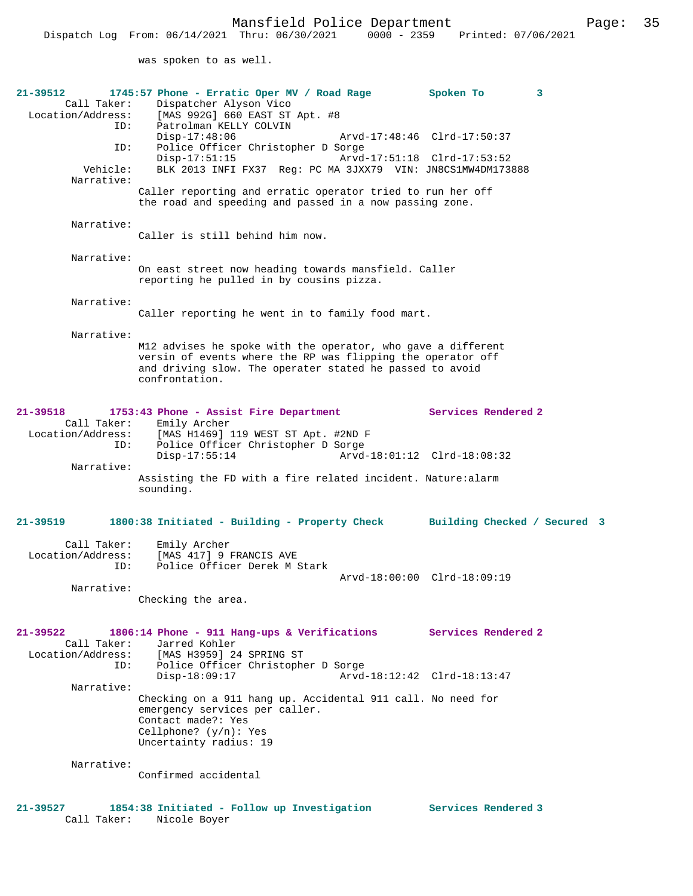was spoken to as well.

**21-39512 1745:57 Phone - Erratic Oper MV / Road Rage Spoken To 3**

Call Taker: Dispatcher Alyson Vico
Location/Address: [MAS 992G] 660 EAST ST Apt. #8
ID: Patrolman KELLY COLVIN
Disp-17:48:06 Arvd-17:48:46 Clrd-17:50:37
ID: Police Officer Christopher D Sorge
Disp-17:51:15 Arvd-17:51:18 Clrd-17:53:52
Vehicle: BLK 2013 INFI FX37 Reg: PC MA 3JXX79 VIN: JN8CS1MW4DM173888

Narrative:
Caller reporting and erratic operator tried to run her off the road and speeding and passed in a now passing zone.

Narrative:
Caller is still behind him now.

Narrative:
On east street now heading towards mansfield. Caller reporting he pulled in by cousins pizza.

Narrative:
Caller reporting he went in to family food mart.

Narrative:
M12 advises he spoke with the operator, who gave a different versin of events where the RP was flipping the operator off and driving slow. The operater stated he passed to avoid confrontation.

**21-39518 1753:43 Phone - Assist Fire Department Services Rendered 2**

Call Taker: Emily Archer
Location/Address: [MAS H1469] 119 WEST ST Apt. #2ND F
ID: Police Officer Christopher D Sorge
Disp-17:55:14 Arvd-18:01:12 Clrd-18:08:32

Narrative:
Assisting the FD with a fire related incident. Nature:alarm sounding.

**21-39519 1800:38 Initiated - Building - Property Check Building Checked / Secured 3**

Call Taker: Emily Archer
Location/Address: [MAS 417] 9 FRANCIS AVE
ID: Police Officer Derek M Stark
Arvd-18:00:00 Clrd-18:09:19

Narrative:
Checking the area.

**21-39522 1806:14 Phone - 911 Hang-ups & Verifications Services Rendered 2**

Call Taker: Jarred Kohler
Location/Address: [MAS H3959] 24 SPRING ST
ID: Police Officer Christopher D Sorge
Disp-18:09:17 Arvd-18:12:42 Clrd-18:13:47

Narrative:
Checking on a 911 hang up. Accidental 911 call. No need for emergency services per caller.
Contact made?: Yes
Cellphone? (y/n): Yes
Uncertainty radius: 19

Narrative:
Confirmed accidental

**21-39527 1854:38 Initiated - Follow up Investigation Services Rendered 3**

Call Taker: Nicole Boyer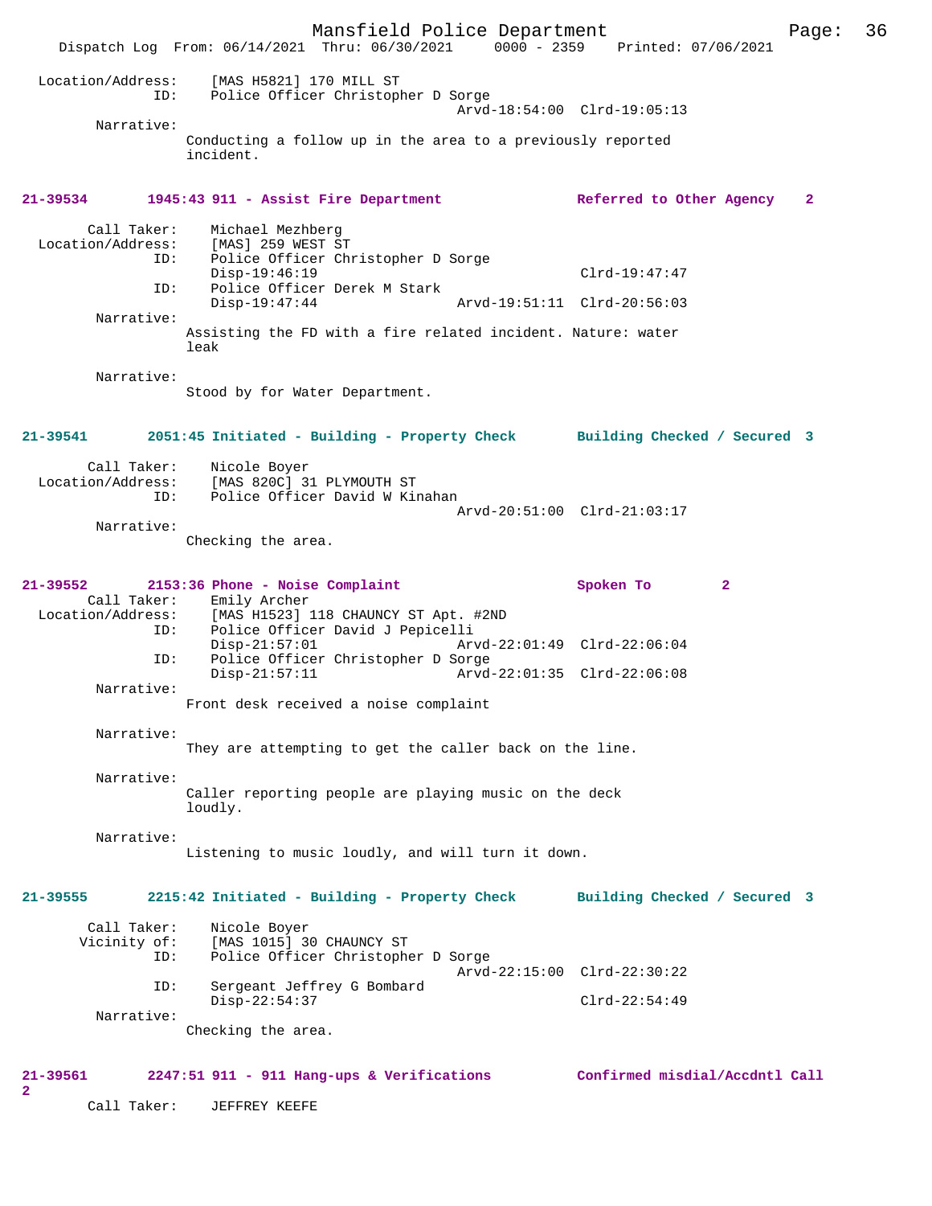Location/Address: [MAS H5821] 170 MILL ST
ID: Police Officer Christopher D Sorge
Arvd-18:54:00 Clrd-19:05:13

Narrative:
Conducting a follow up in the area to a previously reported incident.

**21-39534 1945:43 911 - Assist Fire Department Referred to Other Agency 2**

Call Taker: Michael Mezhberg
Location/Address: [MAS] 259 WEST ST
ID: Police Officer Christopher D Sorge
Disp-19:46:19 Clrd-19:47:47
ID: Police Officer Derek M Stark
Disp-19:47:44 Arvd-19:51:11 Clrd-20:56:03

Narrative:
Assisting the FD with a fire related incident. Nature: water leak

Narrative:
Stood by for Water Department.

**21-39541 2051:45 Initiated - Building - Property Check Building Checked / Secured 3**

Call Taker: Nicole Boyer
Location/Address: [MAS 820C] 31 PLYMOUTH ST
ID: Police Officer David W Kinahan
Arvd-20:51:00 Clrd-21:03:17

Narrative:
Checking the area.

**21-39552 2153:36 Phone - Noise Complaint Spoken To 2**

Call Taker: Emily Archer
Location/Address: [MAS H1523] 118 CHAUNCY ST Apt. #2ND
ID: Police Officer David J Pepicelli
Disp-21:57:01 Arvd-22:01:49 Clrd-22:06:04
ID: Police Officer Christopher D Sorge
Disp-21:57:11 Arvd-22:01:35 Clrd-22:06:08

Narrative:
Front desk received a noise complaint

Narrative:
They are attempting to get the caller back on the line.

Narrative:
Caller reporting people are playing music on the deck loudly.

Narrative:
Listening to music loudly, and will turn it down.

**21-39555 2215:42 Initiated - Building - Property Check Building Checked / Secured 3**

Call Taker: Nicole Boyer
Vicinity of: [MAS 1015] 30 CHAUNCY ST
ID: Police Officer Christopher D Sorge
Arvd-22:15:00 Clrd-22:30:22
ID: Sergeant Jeffrey G Bombard
Disp-22:54:37 Clrd-22:54:49

Narrative:
Checking the area.

**21-39561 2247:51 911 - 911 Hang-ups & Verifications Confirmed misdial/Accdntl Call 2**

Call Taker: JEFFREY KEEFE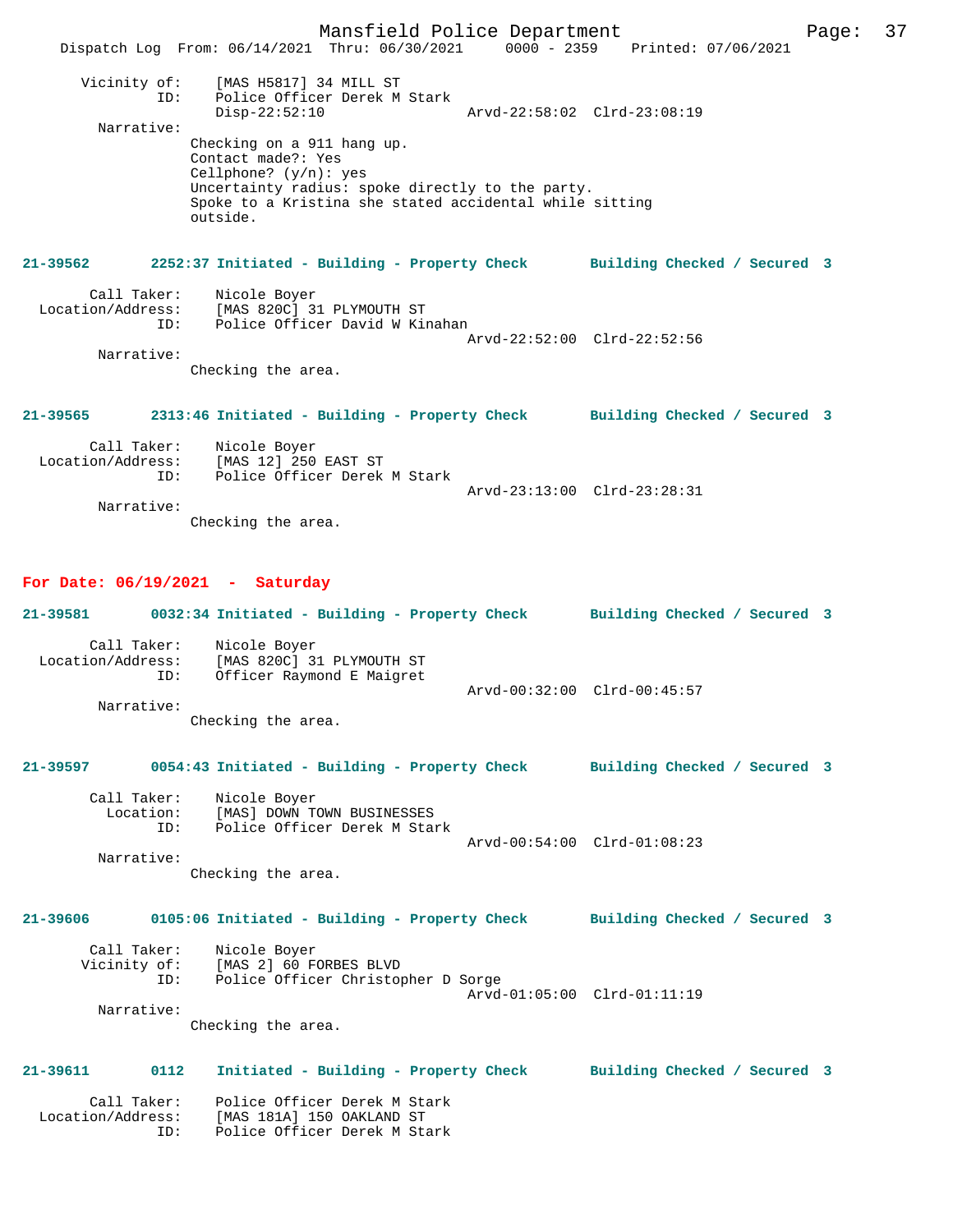```
Vicinity of:    [MAS H5817] 34 MILL ST
         ID:    Police Officer Derek M Stark
                Disp-22:52:10                 Arvd-22:58:02  Clrd-23:08:19
 Narrative:
                Checking on a 911 hang up.
                Contact made?: Yes
                Cellphone? (y/n): yes
                Uncertainty radius: spoke directly to the party.
                Spoke to a Kristina she stated accidental while sitting
                outside.
```

**21-39562 2252:37 Initiated - Building - Property Check Building Checked / Secured 3**

```
       Call Taker:    Nicole Boyer
 Location/Address:    [MAS 820C] 31 PLYMOUTH ST
               ID:    Police Officer David W Kinahan
                                              Arvd-22:52:00  Clrd-22:52:56
        Narrative:
                      Checking the area.
```

**21-39565 2313:46 Initiated - Building - Property Check Building Checked / Secured 3**

```
       Call Taker:    Nicole Boyer
 Location/Address:    [MAS 12] 250 EAST ST
               ID:    Police Officer Derek M Stark
                                              Arvd-23:13:00  Clrd-23:28:31
        Narrative:
                      Checking the area.
```

## For Date: 06/19/2021 - Saturday

**21-39581 0032:34 Initiated - Building - Property Check Building Checked / Secured 3**

```
       Call Taker:    Nicole Boyer
 Location/Address:    [MAS 820C] 31 PLYMOUTH ST
               ID:    Officer Raymond E Maigret
                                              Arvd-00:32:00  Clrd-00:45:57
        Narrative:
                      Checking the area.
```

**21-39597 0054:43 Initiated - Building - Property Check Building Checked / Secured 3**

```
       Call Taker:    Nicole Boyer
         Location:    [MAS] DOWN TOWN BUSINESSES
               ID:    Police Officer Derek M Stark
                                              Arvd-00:54:00  Clrd-01:08:23
        Narrative:
                      Checking the area.
```

**21-39606 0105:06 Initiated - Building - Property Check Building Checked / Secured 3**

```
       Call Taker:    Nicole Boyer
      Vicinity of:    [MAS 2] 60 FORBES BLVD
               ID:    Police Officer Christopher D Sorge
                                              Arvd-01:05:00  Clrd-01:11:19
        Narrative:
                      Checking the area.
```

**21-39611 0112 Initiated - Building - Property Check Building Checked / Secured 3**

```
       Call Taker:    Police Officer Derek M Stark
 Location/Address:    [MAS 181A] 150 OAKLAND ST
               ID:    Police Officer Derek M Stark
```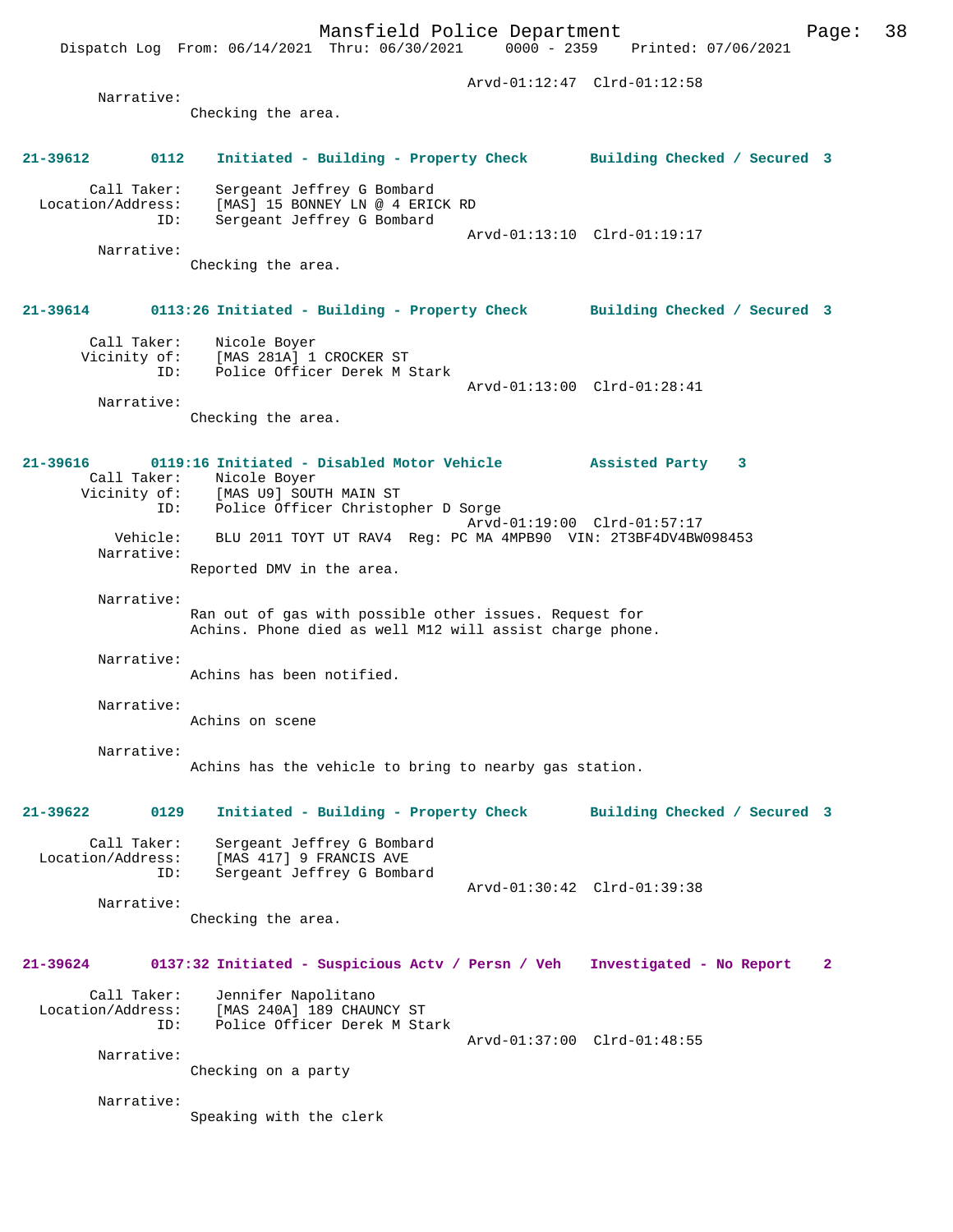Arvd-01:12:47 Clrd-01:12:58

Narrative:
Checking the area.

**21-39612 0112 Initiated - Building - Property Check Building Checked / Secured 3**

Call Taker: Sergeant Jeffrey G Bombard
Location/Address: [MAS] 15 BONNEY LN @ 4 ERICK RD
ID: Sergeant Jeffrey G Bombard
Arvd-01:13:10 Clrd-01:19:17

Narrative:
Checking the area.

**21-39614 0113:26 Initiated - Building - Property Check Building Checked / Secured 3**

Call Taker: Nicole Boyer
Vicinity of: [MAS 281A] 1 CROCKER ST
ID: Police Officer Derek M Stark
Arvd-01:13:00 Clrd-01:28:41

Narrative:
Checking the area.

**21-39616 0119:16 Initiated - Disabled Motor Vehicle Assisted Party 3**

Call Taker: Nicole Boyer
Vicinity of: [MAS U9] SOUTH MAIN ST
ID: Police Officer Christopher D Sorge
Arvd-01:19:00 Clrd-01:57:17
Vehicle: BLU 2011 TOYT UT RAV4 Reg: PC MA 4MPB90 VIN: 2T3BF4DV4BW098453

Narrative:
Reported DMV in the area.

Narrative:
Ran out of gas with possible other issues. Request for Achins. Phone died as well M12 will assist charge phone.

Narrative:
Achins has been notified.

Narrative:
Achins on scene

Narrative:
Achins has the vehicle to bring to nearby gas station.

**21-39622 0129 Initiated - Building - Property Check Building Checked / Secured 3**

Call Taker: Sergeant Jeffrey G Bombard
Location/Address: [MAS 417] 9 FRANCIS AVE
ID: Sergeant Jeffrey G Bombard
Arvd-01:30:42 Clrd-01:39:38

Narrative:
Checking the area.

**21-39624 0137:32 Initiated - Suspicious Actv / Persn / Veh Investigated - No Report 2**

Call Taker: Jennifer Napolitano
Location/Address: [MAS 240A] 189 CHAUNCY ST
ID: Police Officer Derek M Stark
Arvd-01:37:00 Clrd-01:48:55

Narrative:
Checking on a party

Narrative:
Speaking with the clerk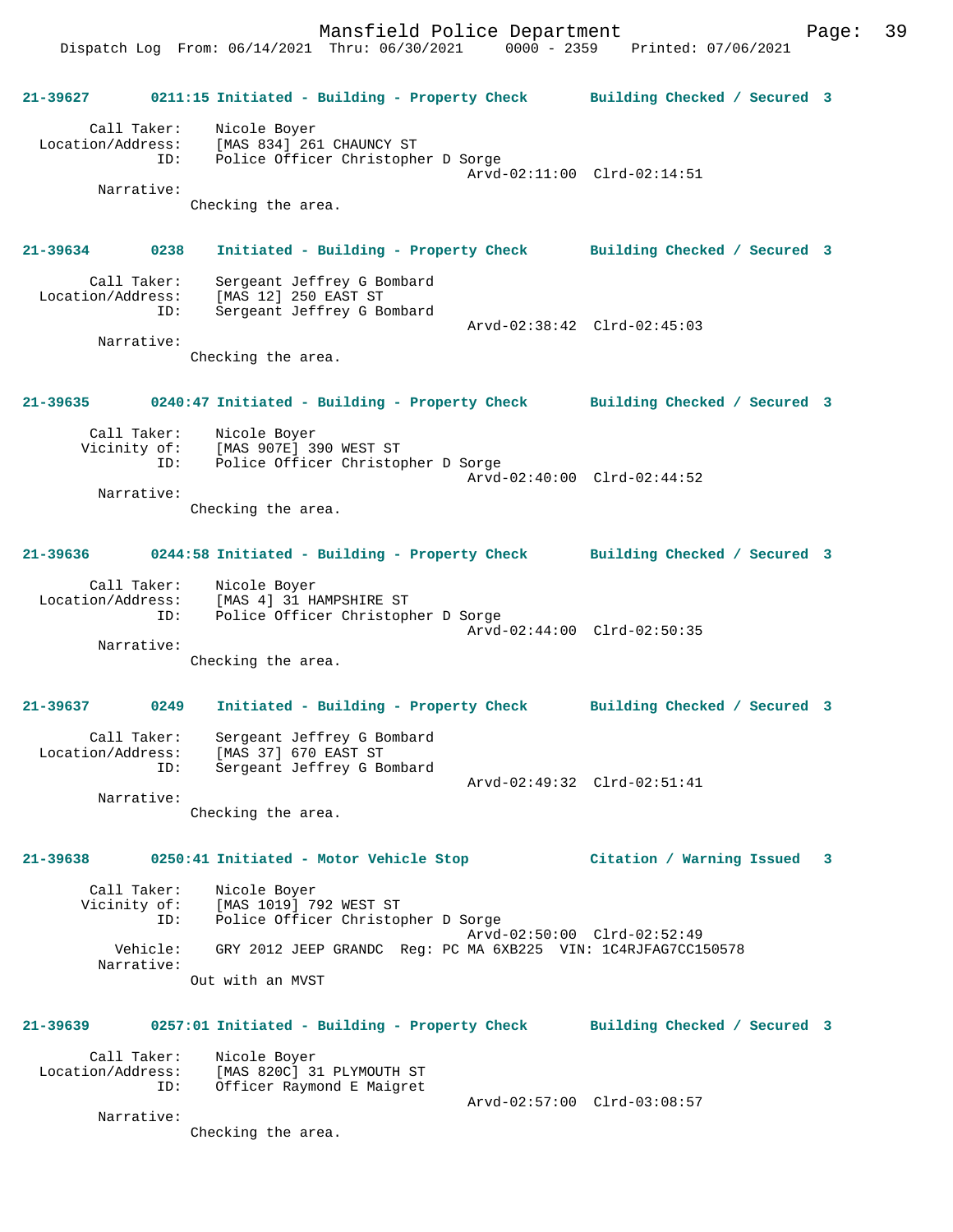**21-39627 0211:15 Initiated - Building - Property Check Building Checked / Secured 3**

```
        Call Taker:    Nicole Boyer
  Location/Address:    [MAS 834] 261 CHAUNCY ST
                ID:    Police Officer Christopher D Sorge
                                                Arvd-02:11:00  Clrd-02:14:51
         Narrative:
                    Checking the area.
```

**21-39634 0238 Initiated - Building - Property Check Building Checked / Secured 3**

```
        Call Taker:    Sergeant Jeffrey G Bombard
  Location/Address:    [MAS 12] 250 EAST ST
                ID:    Sergeant Jeffrey G Bombard
                                                Arvd-02:38:42  Clrd-02:45:03
         Narrative:
                    Checking the area.
```

**21-39635 0240:47 Initiated - Building - Property Check Building Checked / Secured 3**

```
        Call Taker:    Nicole Boyer
       Vicinity of:    [MAS 907E] 390 WEST ST
                ID:    Police Officer Christopher D Sorge
                                                Arvd-02:40:00  Clrd-02:44:52
         Narrative:
                    Checking the area.
```

**21-39636 0244:58 Initiated - Building - Property Check Building Checked / Secured 3**

```
        Call Taker:    Nicole Boyer
  Location/Address:    [MAS 4] 31 HAMPSHIRE ST
                ID:    Police Officer Christopher D Sorge
                                                Arvd-02:44:00  Clrd-02:50:35
         Narrative:
                    Checking the area.
```

**21-39637 0249 Initiated - Building - Property Check Building Checked / Secured 3**

```
        Call Taker:    Sergeant Jeffrey G Bombard
  Location/Address:    [MAS 37] 670 EAST ST
                ID:    Sergeant Jeffrey G Bombard
                                                Arvd-02:49:32  Clrd-02:51:41
         Narrative:
                    Checking the area.
```

**21-39638 0250:41 Initiated - Motor Vehicle Stop Citation / Warning Issued 3**

```
        Call Taker:    Nicole Boyer
       Vicinity of:    [MAS 1019] 792 WEST ST
                ID:    Police Officer Christopher D Sorge
                                                Arvd-02:50:00  Clrd-02:52:49
           Vehicle:    GRY 2012 JEEP GRANDC  Reg: PC MA 6XB225  VIN: 1C4RJFAG7CC150578
         Narrative:
                    Out with an MVST
```

**21-39639 0257:01 Initiated - Building - Property Check Building Checked / Secured 3**

```
        Call Taker:    Nicole Boyer
  Location/Address:    [MAS 820C] 31 PLYMOUTH ST
                ID:    Officer Raymond E Maigret
                                                Arvd-02:57:00  Clrd-03:08:57
         Narrative:
                    Checking the area.
```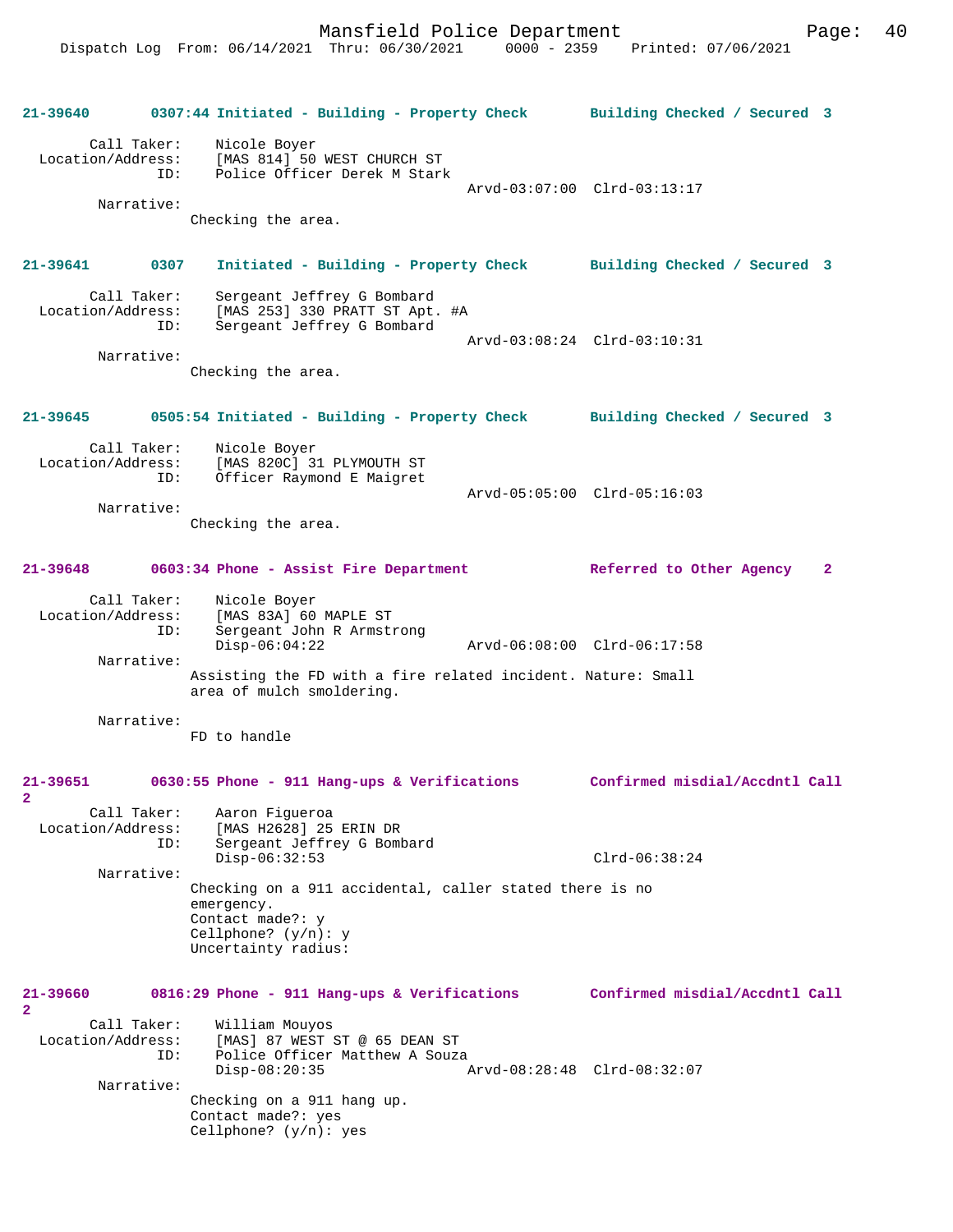**21-39640 0307:44 Initiated - Building - Property Check Building Checked / Secured 3**

```
        Call Taker:    Nicole Boyer
  Location/Address:    [MAS 814] 50 WEST CHURCH ST
                ID:    Police Officer Derek M Stark
                                              Arvd-03:07:00  Clrd-03:13:17
         Narrative:
                Checking the area.
```

**21-39641 0307 Initiated - Building - Property Check Building Checked / Secured 3**

```
        Call Taker:    Sergeant Jeffrey G Bombard
  Location/Address:    [MAS 253] 330 PRATT ST Apt. #A
                ID:    Sergeant Jeffrey G Bombard
                                              Arvd-03:08:24  Clrd-03:10:31
         Narrative:
                Checking the area.
```

**21-39645 0505:54 Initiated - Building - Property Check Building Checked / Secured 3**

```
        Call Taker:    Nicole Boyer
  Location/Address:    [MAS 820C] 31 PLYMOUTH ST
                ID:    Officer Raymond E Maigret
                                              Arvd-05:05:00  Clrd-05:16:03
         Narrative:
                Checking the area.
```

**21-39648 0603:34 Phone - Assist Fire Department Referred to Other Agency 2**

```
        Call Taker:    Nicole Boyer
  Location/Address:    [MAS 83A] 60 MAPLE ST
                ID:    Sergeant John R Armstrong
                       Disp-06:04:22          Arvd-06:08:00  Clrd-06:17:58
         Narrative:
                Assisting the FD with a fire related incident. Nature: Small
                area of mulch smoldering.

         Narrative:
                FD to handle
```

**21-39651 0630:55 Phone - 911 Hang-ups & Verifications Confirmed misdial/Accdntl Call 2**

```
        Call Taker:    Aaron Figueroa
  Location/Address:    [MAS H2628] 25 ERIN DR
                ID:    Sergeant Jeffrey G Bombard
                       Disp-06:32:53                         Clrd-06:38:24
         Narrative:
                Checking on a 911 accidental, caller stated there is no
                emergency.
                Contact made?: y
                Cellphone? (y/n): y
                Uncertainty radius:
```

**21-39660 0816:29 Phone - 911 Hang-ups & Verifications Confirmed misdial/Accdntl Call 2**

```
        Call Taker:    William Mouyos
  Location/Address:    [MAS] 87 WEST ST @ 65 DEAN ST
                ID:    Police Officer Matthew A Souza
                       Disp-08:20:35          Arvd-08:28:48  Clrd-08:32:07
         Narrative:
                Checking on a 911 hang up.
                Contact made?: yes
                Cellphone? (y/n): yes
```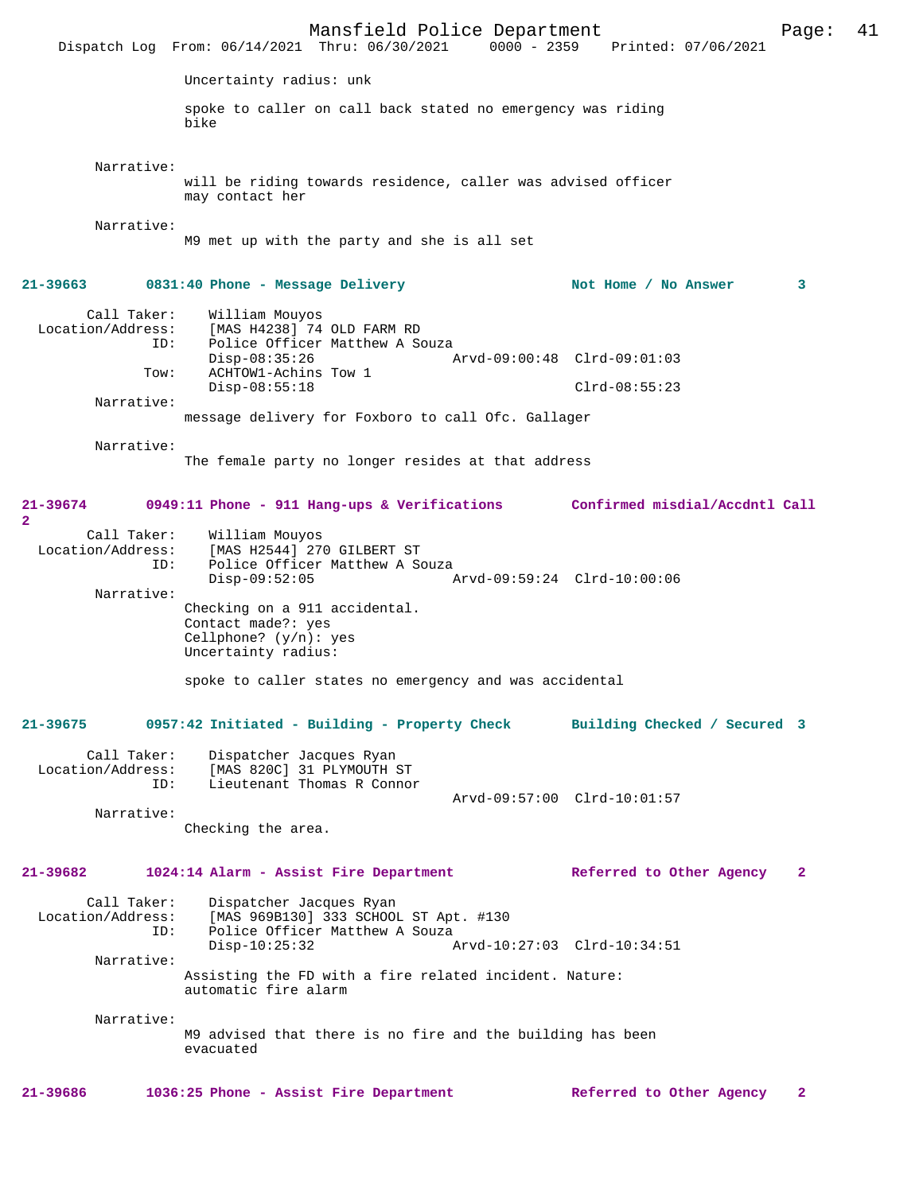Uncertainty radius: unk

spoke to caller on call back stated no emergency was riding bike

Narrative:
will be riding towards residence, caller was advised officer may contact her

Narrative:
M9 met up with the party and she is all set

**21-39663 0831:40 Phone - Message Delivery Not Home / No Answer 3**

Call Taker: William Mouyos
Location/Address: [MAS H4238] 74 OLD FARM RD
ID: Police Officer Matthew A Souza
Disp-08:35:26 Arvd-09:00:48 Clrd-09:01:03
Tow: ACHTOW1-Achins Tow 1
Disp-08:55:18 Clrd-08:55:23
Narrative:
message delivery for Foxboro to call Ofc. Gallager

Narrative:
The female party no longer resides at that address

**21-39674 0949:11 Phone - 911 Hang-ups & Verifications Confirmed misdial/Accdntl Call 2**

Call Taker: William Mouyos
Location/Address: [MAS H2544] 270 GILBERT ST
ID: Police Officer Matthew A Souza
Disp-09:52:05 Arvd-09:59:24 Clrd-10:00:06
Narrative:
Checking on a 911 accidental.
Contact made?: yes
Cellphone? (y/n): yes
Uncertainty radius:

spoke to caller states no emergency and was accidental

**21-39675 0957:42 Initiated - Building - Property Check Building Checked / Secured 3**

Call Taker: Dispatcher Jacques Ryan
Location/Address: [MAS 820C] 31 PLYMOUTH ST
ID: Lieutenant Thomas R Connor
Arvd-09:57:00 Clrd-10:01:57
Narrative:
Checking the area.

**21-39682 1024:14 Alarm - Assist Fire Department Referred to Other Agency 2**

Call Taker: Dispatcher Jacques Ryan
Location/Address: [MAS 969B130] 333 SCHOOL ST Apt. #130
ID: Police Officer Matthew A Souza
Disp-10:25:32 Arvd-10:27:03 Clrd-10:34:51
Narrative:
Assisting the FD with a fire related incident. Nature: automatic fire alarm

Narrative:
M9 advised that there is no fire and the building has been evacuated

**21-39686 1036:25 Phone - Assist Fire Department Referred to Other Agency 2**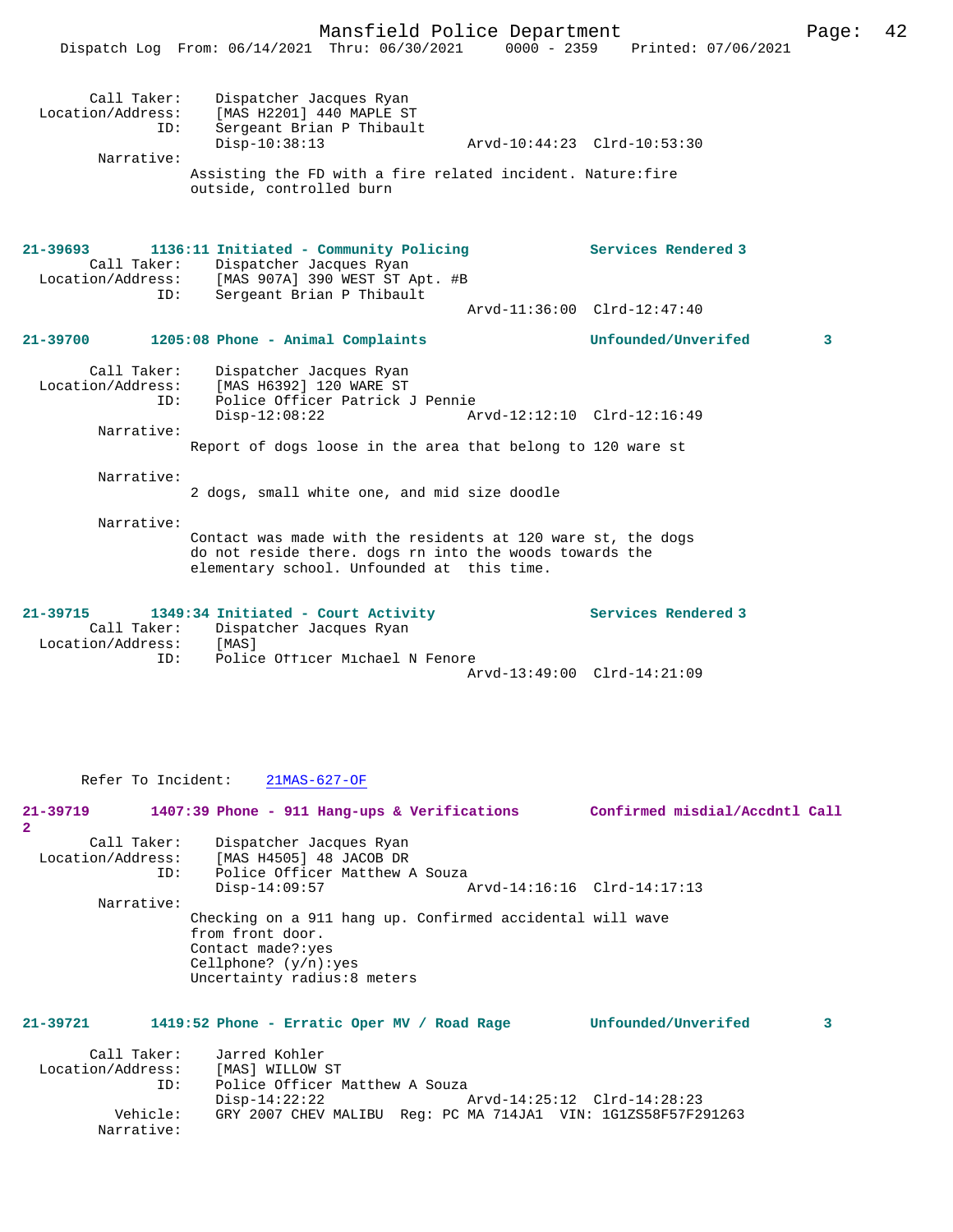```
        Call Taker:     Dispatcher Jacques Ryan
  Location/Address:     [MAS H2201] 440 MAPLE ST
                ID:     Sergeant Brian P Thibault
                        Disp-10:38:13                Arvd-10:44:23  Clrd-10:53:30
         Narrative:
                      Assisting the FD with a fire related incident. Nature:fire
                      outside, controlled burn
```

**21-39693** 1136:11 Initiated - Community Policing — Services Rendered 3

```
        Call Taker:     Dispatcher Jacques Ryan
  Location/Address:     [MAS 907A] 390 WEST ST Apt. #B
                ID:     Sergeant Brian P Thibault
                                                     Arvd-11:36:00  Clrd-12:47:40
```

**21-39700** 1205:08 Phone - Animal Complaints — Unfounded/Unverifed 3

```
        Call Taker:     Dispatcher Jacques Ryan
  Location/Address:     [MAS H6392] 120 WARE ST
                ID:     Police Officer Patrick J Pennie
                        Disp-12:08:22                Arvd-12:12:10  Clrd-12:16:49
         Narrative:
                      Report of dogs loose in the area that belong to 120 ware st

         Narrative:
                      2 dogs, small white one, and mid size doodle

         Narrative:
                      Contact was made with the residents at 120 ware st, the dogs
                      do not reside there. dogs rn into the woods towards the
                      elementary school. Unfounded at  this time.
```

**21-39715** 1349:34 Initiated - Court Activity — Services Rendered 3

```
        Call Taker:     Dispatcher Jacques Ryan
  Location/Address:     [MAS]
                ID:     Police Officer Michael N Fenore
                                                     Arvd-13:49:00  Clrd-14:21:09

       Refer To Incident:    21MAS-627-OF
```

**21-39719** 1407:39 Phone - 911 Hang-ups & Verifications — Confirmed misdial/Accdntl Call 2

```
        Call Taker:     Dispatcher Jacques Ryan
  Location/Address:     [MAS H4505] 48 JACOB DR
                ID:     Police Officer Matthew A Souza
                        Disp-14:09:57                Arvd-14:16:16  Clrd-14:17:13
         Narrative:
                      Checking on a 911 hang up. Confirmed accidental will wave
                      from front door.
                      Contact made?:yes
                      Cellphone? (y/n):yes
                      Uncertainty radius:8 meters
```

**21-39721** 1419:52 Phone - Erratic Oper MV / Road Rage — Unfounded/Unverifed 3

```
        Call Taker:     Jarred Kohler
  Location/Address:     [MAS] WILLOW ST
                ID:     Police Officer Matthew A Souza
                        Disp-14:22:22                Arvd-14:25:12  Clrd-14:28:23
           Vehicle:     GRY 2007 CHEV MALIBU  Reg: PC MA 714JA1  VIN: 1G1ZS58F57F291263
         Narrative:
```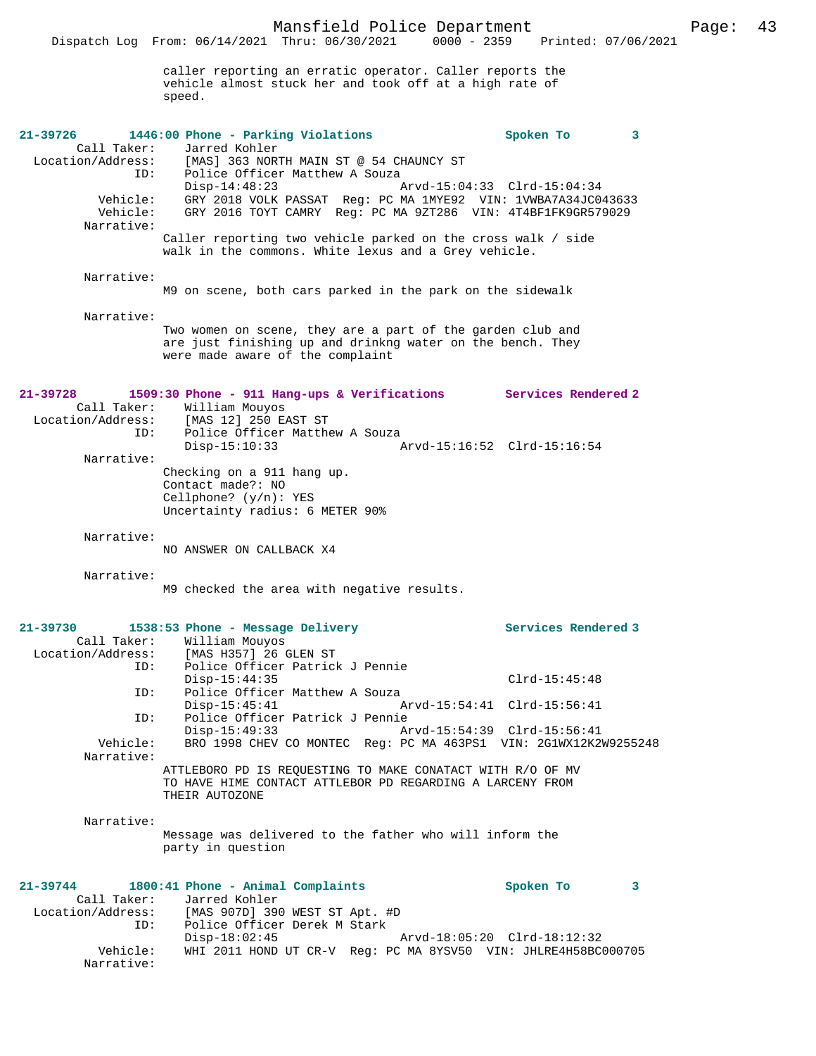caller reporting an erratic operator. Caller reports the vehicle almost stuck her and took off at a high rate of speed.

**21-39726 1446:00 Phone - Parking Violations Spoken To 3**

Call Taker: Jarred Kohler
Location/Address: [MAS] 363 NORTH MAIN ST @ 54 CHAUNCY ST
ID: Police Officer Matthew A Souza
Disp-14:48:23 Arvd-15:04:33 Clrd-15:04:34
Vehicle: GRY 2018 VOLK PASSAT Reg: PC MA 1MYE92 VIN: 1VWBA7A34JC043633
Vehicle: GRY 2016 TOYT CAMRY Reg: PC MA 9ZT286 VIN: 4T4BF1FK9GR579029
Narrative:
Caller reporting two vehicle parked on the cross walk / side walk in the commons. White lexus and a Grey vehicle.

Narrative:
M9 on scene, both cars parked in the park on the sidewalk

Narrative:
Two women on scene, they are a part of the garden club and are just finishing up and drinkng water on the bench. They were made aware of the complaint

**21-39728 1509:30 Phone - 911 Hang-ups & Verifications Services Rendered 2**

Call Taker: William Mouyos
Location/Address: [MAS 12] 250 EAST ST
ID: Police Officer Matthew A Souza
Disp-15:10:33 Arvd-15:16:52 Clrd-15:16:54
Narrative:
Checking on a 911 hang up.
Contact made?: NO
Cellphone? (y/n): YES
Uncertainty radius: 6 METER 90%

Narrative:
NO ANSWER ON CALLBACK X4

Narrative:
M9 checked the area with negative results.

**21-39730 1538:53 Phone - Message Delivery Services Rendered 3**

Call Taker: William Mouyos
Location/Address: [MAS H357] 26 GLEN ST
ID: Police Officer Patrick J Pennie
Disp-15:44:35 Clrd-15:45:48
ID: Police Officer Matthew A Souza
Disp-15:45:41 Arvd-15:54:41 Clrd-15:56:41
ID: Police Officer Patrick J Pennie
Disp-15:49:33 Arvd-15:54:39 Clrd-15:56:41
Vehicle: BRO 1998 CHEV CO MONTEC Reg: PC MA 463PS1 VIN: 2G1WX12K2W9255248
Narrative:
ATTLEBORO PD IS REQUESTING TO MAKE CONATACT WITH R/O OF MV TO HAVE HIME CONTACT ATTLEBOR PD REGARDING A LARCENY FROM THEIR AUTOZONE

Narrative:
Message was delivered to the father who will inform the party in question

**21-39744 1800:41 Phone - Animal Complaints Spoken To 3**

Call Taker: Jarred Kohler
Location/Address: [MAS 907D] 390 WEST ST Apt. #D
ID: Police Officer Derek M Stark
Disp-18:02:45 Arvd-18:05:20 Clrd-18:12:32
Vehicle: WHI 2011 HOND UT CR-V Reg: PC MA 8YSV50 VIN: JHLRE4H58BC000705
Narrative: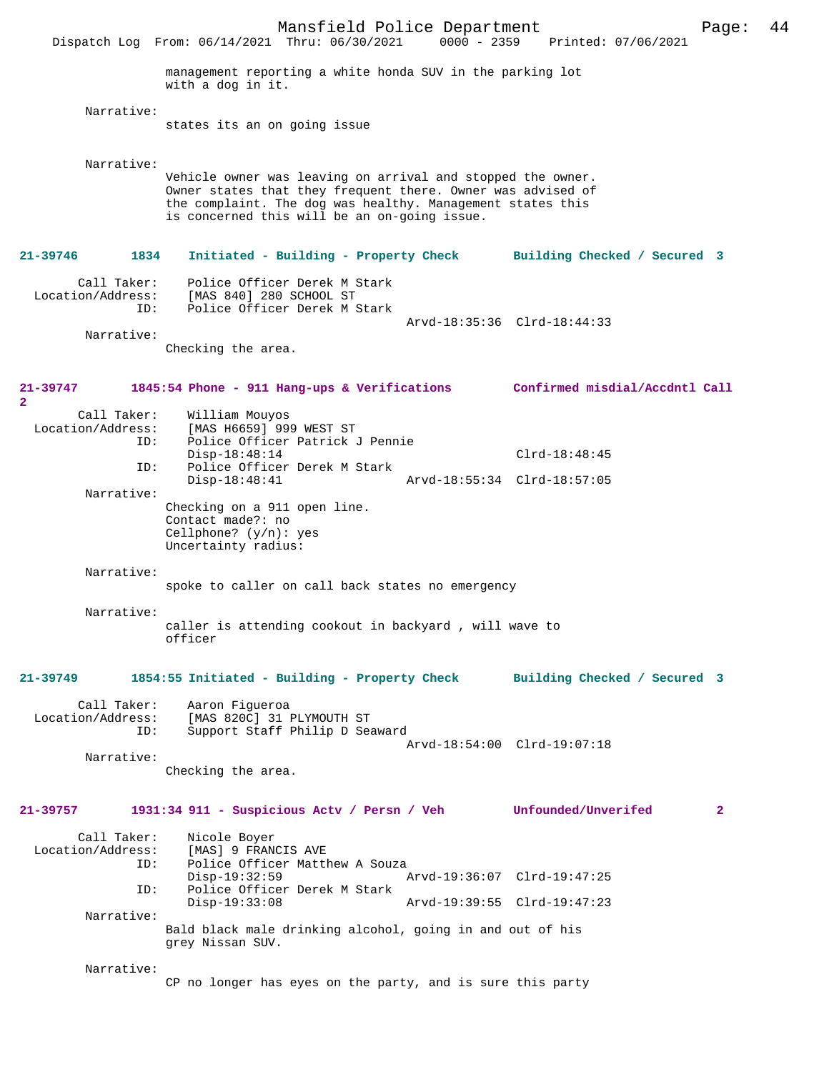management reporting a white honda SUV in the parking lot with a dog in it.

Narrative:
states its an on going issue

Narrative:
Vehicle owner was leaving on arrival and stopped the owner. Owner states that they frequent there. Owner was advised of the complaint. The dog was healthy. Management states this is concerned this will be an on-going issue.

**21-39746 1834 Initiated - Building - Property Check Building Checked / Secured 3**

Call Taker: Police Officer Derek M Stark
Location/Address: [MAS 840] 280 SCHOOL ST
ID: Police Officer Derek M Stark
Arvd-18:35:36 Clrd-18:44:33

Narrative:
Checking the area.

**21-39747 1845:54 Phone - 911 Hang-ups & Verifications Confirmed misdial/Accdntl Call 2**

Call Taker: William Mouyos
Location/Address: [MAS H6659] 999 WEST ST
ID: Police Officer Patrick J Pennie
Disp-18:48:14 Clrd-18:48:45
ID: Police Officer Derek M Stark
Disp-18:48:41 Arvd-18:55:34 Clrd-18:57:05

Narrative:
Checking on a 911 open line.
Contact made?: no
Cellphone? (y/n): yes
Uncertainty radius:

Narrative:
spoke to caller on call back states no emergency

Narrative:
caller is attending cookout in backyard , will wave to officer

**21-39749 1854:55 Initiated - Building - Property Check Building Checked / Secured 3**

Call Taker: Aaron Figueroa
Location/Address: [MAS 820C] 31 PLYMOUTH ST
ID: Support Staff Philip D Seaward
Arvd-18:54:00 Clrd-19:07:18

Narrative:
Checking the area.

**21-39757 1931:34 911 - Suspicious Actv / Persn / Veh Unfounded/Unverifed 2**

Call Taker: Nicole Boyer
Location/Address: [MAS] 9 FRANCIS AVE
ID: Police Officer Matthew A Souza
Disp-19:32:59 Arvd-19:36:07 Clrd-19:47:25
ID: Police Officer Derek M Stark
Disp-19:33:08 Arvd-19:39:55 Clrd-19:47:23

Narrative:
Bald black male drinking alcohol, going in and out of his grey Nissan SUV.

Narrative:
CP no longer has eyes on the party, and is sure this party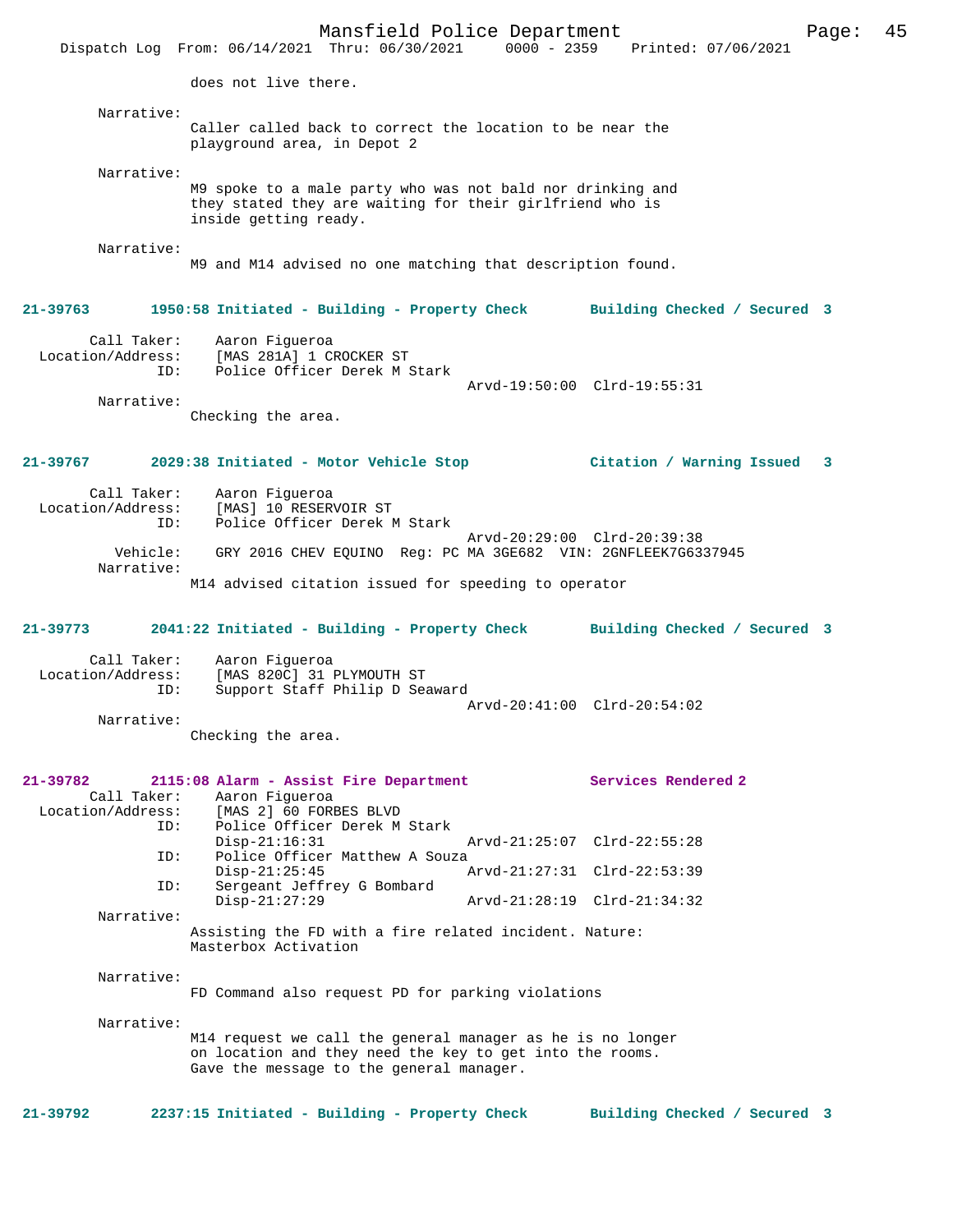does not live there.

Narrative:
Caller called back to correct the location to be near the playground area, in Depot 2

Narrative:
M9 spoke to a male party who was not bald nor drinking and they stated they are waiting for their girlfriend who is inside getting ready.

Narrative:
M9 and M14 advised no one matching that description found.

**21-39763 1950:58 Initiated - Building - Property Check Building Checked / Secured 3**

Call Taker: Aaron Figueroa
Location/Address: [MAS 281A] 1 CROCKER ST
ID: Police Officer Derek M Stark
Arvd-19:50:00 Clrd-19:55:31
Narrative:
Checking the area.

**21-39767 2029:38 Initiated - Motor Vehicle Stop Citation / Warning Issued 3**

Call Taker: Aaron Figueroa
Location/Address: [MAS] 10 RESERVOIR ST
ID: Police Officer Derek M Stark
Arvd-20:29:00 Clrd-20:39:38
Vehicle: GRY 2016 CHEV EQUINO Reg: PC MA 3GE682 VIN: 2GNFLEEK7G6337945
Narrative:
M14 advised citation issued for speeding to operator

**21-39773 2041:22 Initiated - Building - Property Check Building Checked / Secured 3**

Call Taker: Aaron Figueroa
Location/Address: [MAS 820C] 31 PLYMOUTH ST
ID: Support Staff Philip D Seaward
Arvd-20:41:00 Clrd-20:54:02
Narrative:
Checking the area.

**21-39782 2115:08 Alarm - Assist Fire Department Services Rendered 2**

Call Taker: Aaron Figueroa
Location/Address: [MAS 2] 60 FORBES BLVD
ID: Police Officer Derek M Stark
Disp-21:16:31 Arvd-21:25:07 Clrd-22:55:28
ID: Police Officer Matthew A Souza
Disp-21:25:45 Arvd-21:27:31 Clrd-22:53:39
ID: Sergeant Jeffrey G Bombard
Disp-21:27:29 Arvd-21:28:19 Clrd-21:34:32
Narrative:
Assisting the FD with a fire related incident. Nature: Masterbox Activation

Narrative:
FD Command also request PD for parking violations

Narrative:
M14 request we call the general manager as he is no longer on location and they need the key to get into the rooms. Gave the message to the general manager.

**21-39792 2237:15 Initiated - Building - Property Check Building Checked / Secured 3**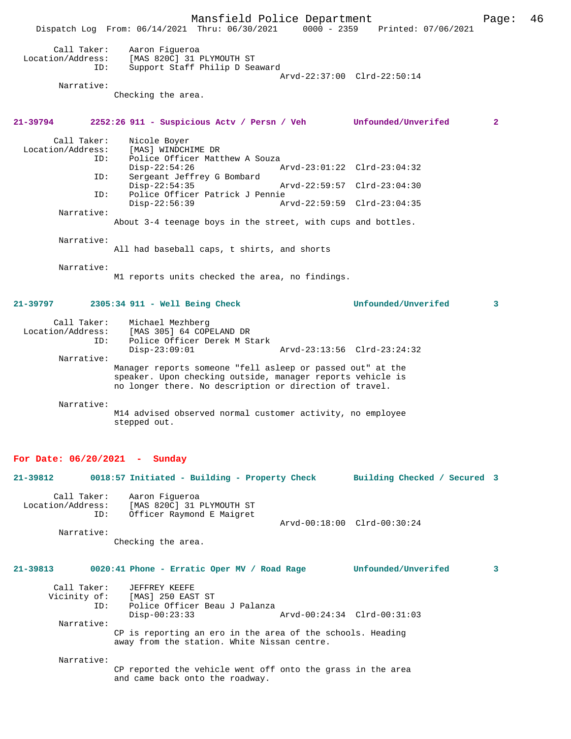```
Call Taker:    Aaron Figueroa
Location/Address:    [MAS 820C] 31 PLYMOUTH ST
ID:    Support Staff Philip D Seaward
                                    Arvd-22:37:00  Clrd-22:50:14
Narrative:
    Checking the area.
```

**21-39794    2252:26 911 - Suspicious Actv / Persn / Veh    Unfounded/Unverifed    2**

```
Call Taker:    Nicole Boyer
Location/Address:    [MAS] WINDCHIME DR
ID:    Police Officer Matthew A Souza
       Disp-22:54:26                Arvd-23:01:22  Clrd-23:04:32
ID:    Sergeant Jeffrey G Bombard
       Disp-22:54:35                Arvd-22:59:57  Clrd-23:04:30
ID:    Police Officer Patrick J Pennie
       Disp-22:56:39                Arvd-22:59:59  Clrd-23:04:35
Narrative:
    About 3-4 teenage boys in the street, with cups and bottles.

Narrative:
    All had baseball caps, t shirts, and shorts

Narrative:
    M1 reports units checked the area, no findings.
```

**21-39797    2305:34 911 - Well Being Check    Unfounded/Unverifed    3**

```
Call Taker:    Michael Mezhberg
Location/Address:    [MAS 305] 64 COPELAND DR
ID:    Police Officer Derek M Stark
       Disp-23:09:01                Arvd-23:13:56  Clrd-23:24:32
Narrative:
    Manager reports someone "fell asleep or passed out" at the
    speaker. Upon checking outside, manager reports vehicle is
    no longer there. No description or direction of travel.

Narrative:
    M14 advised observed normal customer activity, no employee
    stepped out.
```

## For Date: 06/20/2021 - Sunday

**21-39812    0018:57 Initiated - Building - Property Check    Building Checked / Secured 3**

```
Call Taker:    Aaron Figueroa
Location/Address:    [MAS 820C] 31 PLYMOUTH ST
ID:    Officer Raymond E Maigret
                                    Arvd-00:18:00  Clrd-00:30:24
Narrative:
    Checking the area.
```

**21-39813    0020:41 Phone - Erratic Oper MV / Road Rage    Unfounded/Unverifed    3**

```
Call Taker:    JEFFREY KEEFE
Vicinity of:    [MAS] 250 EAST ST
ID:    Police Officer Beau J Palanza
       Disp-00:23:33                Arvd-00:24:34  Clrd-00:31:03
Narrative:
    CP is reporting an ero in the area of the schools. Heading
    away from the station. White Nissan centre.

Narrative:
    CP reported the vehicle went off onto the grass in the area
    and came back onto the roadway.
```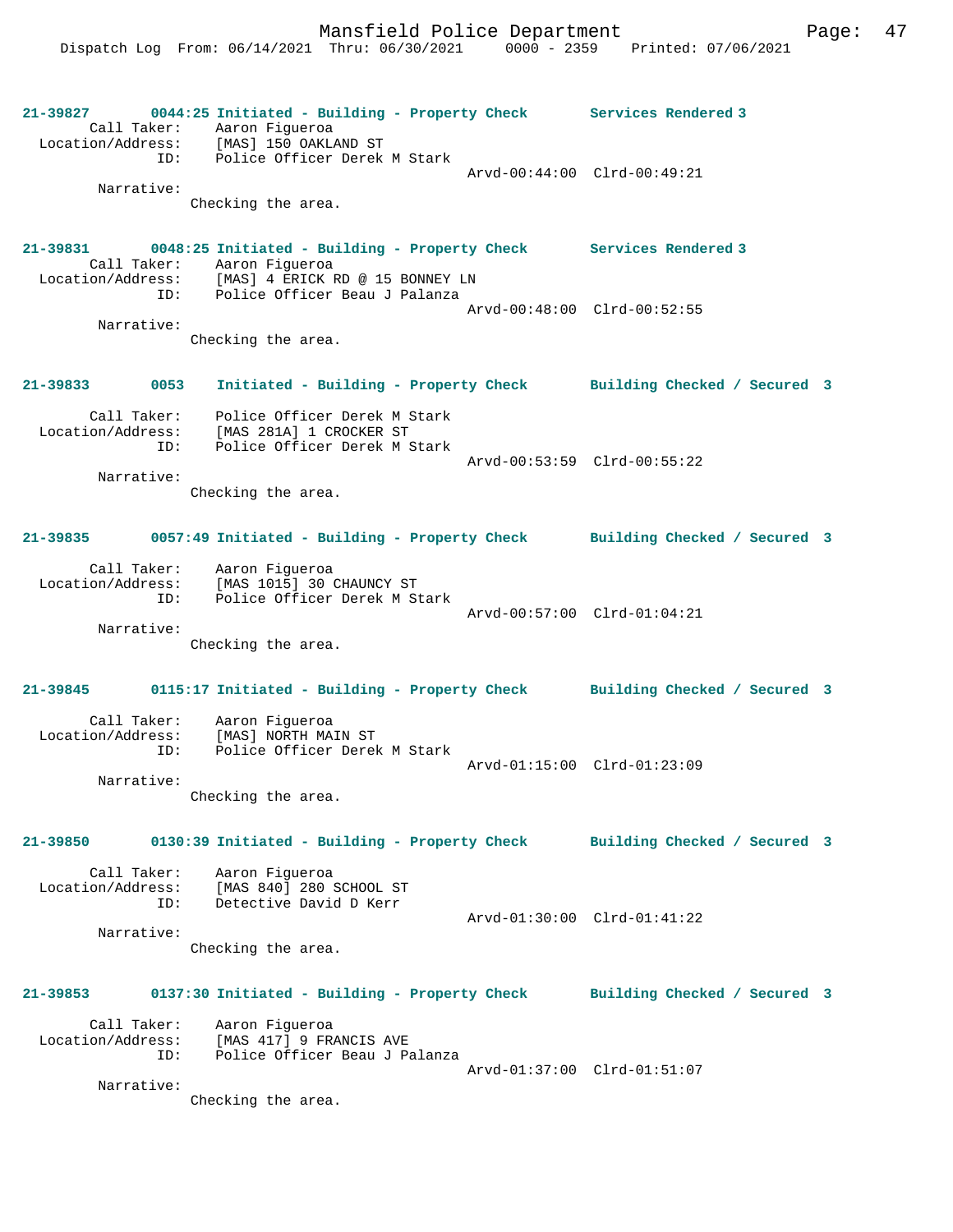**21-39827 0044:25 Initiated - Building - Property Check Services Rendered 3**

Call Taker: Aaron Figueroa
Location/Address: [MAS] 150 OAKLAND ST
ID: Police Officer Derek M Stark
Arvd-00:44:00 Clrd-00:49:21
Narrative:
Checking the area.

**21-39831 0048:25 Initiated - Building - Property Check Services Rendered 3**

Call Taker: Aaron Figueroa
Location/Address: [MAS] 4 ERICK RD @ 15 BONNEY LN
ID: Police Officer Beau J Palanza
Arvd-00:48:00 Clrd-00:52:55
Narrative:
Checking the area.

**21-39833 0053 Initiated - Building - Property Check Building Checked / Secured 3**

Call Taker: Police Officer Derek M Stark
Location/Address: [MAS 281A] 1 CROCKER ST
ID: Police Officer Derek M Stark
Arvd-00:53:59 Clrd-00:55:22
Narrative:
Checking the area.

**21-39835 0057:49 Initiated - Building - Property Check Building Checked / Secured 3**

Call Taker: Aaron Figueroa
Location/Address: [MAS 1015] 30 CHAUNCY ST
ID: Police Officer Derek M Stark
Arvd-00:57:00 Clrd-01:04:21
Narrative:
Checking the area.

**21-39845 0115:17 Initiated - Building - Property Check Building Checked / Secured 3**

Call Taker: Aaron Figueroa
Location/Address: [MAS] NORTH MAIN ST
ID: Police Officer Derek M Stark
Arvd-01:15:00 Clrd-01:23:09
Narrative:
Checking the area.

**21-39850 0130:39 Initiated - Building - Property Check Building Checked / Secured 3**

Call Taker: Aaron Figueroa
Location/Address: [MAS 840] 280 SCHOOL ST
ID: Detective David D Kerr
Arvd-01:30:00 Clrd-01:41:22
Narrative:
Checking the area.

**21-39853 0137:30 Initiated - Building - Property Check Building Checked / Secured 3**

Call Taker: Aaron Figueroa
Location/Address: [MAS 417] 9 FRANCIS AVE
ID: Police Officer Beau J Palanza
Arvd-01:37:00 Clrd-01:51:07
Narrative:
Checking the area.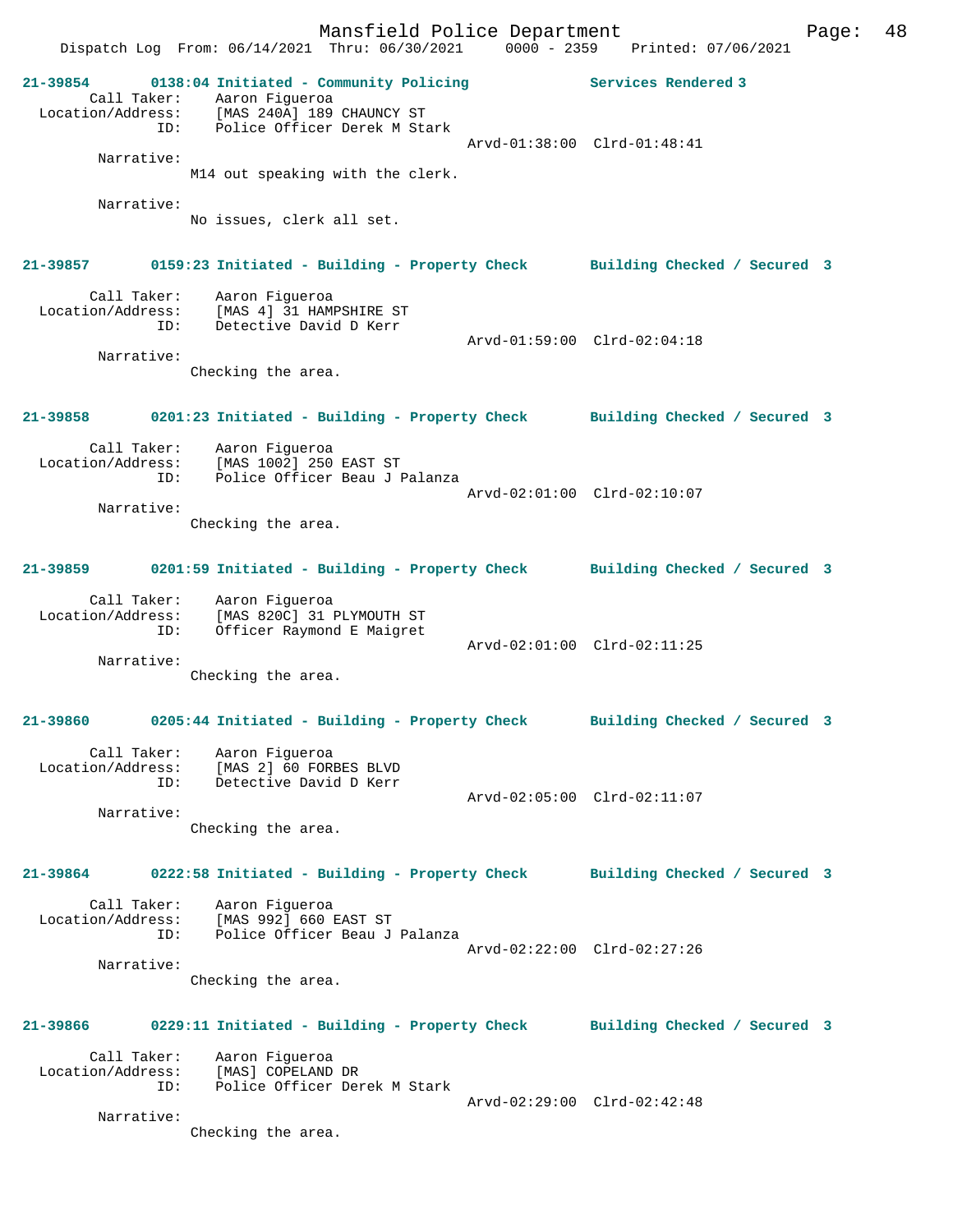**21-39854 0138:04 Initiated - Community Policing Services Rendered 3**

Call Taker: Aaron Figueroa
Location/Address: [MAS 240A] 189 CHAUNCY ST
ID: Police Officer Derek M Stark
Arvd-01:38:00 Clrd-01:48:41

Narrative:
M14 out speaking with the clerk.

Narrative:
No issues, clerk all set.

**21-39857 0159:23 Initiated - Building - Property Check Building Checked / Secured 3**

Call Taker: Aaron Figueroa
Location/Address: [MAS 4] 31 HAMPSHIRE ST
ID: Detective David D Kerr
Arvd-01:59:00 Clrd-02:04:18

Narrative:
Checking the area.

**21-39858 0201:23 Initiated - Building - Property Check Building Checked / Secured 3**

Call Taker: Aaron Figueroa
Location/Address: [MAS 1002] 250 EAST ST
ID: Police Officer Beau J Palanza
Arvd-02:01:00 Clrd-02:10:07

Narrative:
Checking the area.

**21-39859 0201:59 Initiated - Building - Property Check Building Checked / Secured 3**

Call Taker: Aaron Figueroa
Location/Address: [MAS 820C] 31 PLYMOUTH ST
ID: Officer Raymond E Maigret
Arvd-02:01:00 Clrd-02:11:25

Narrative:
Checking the area.

**21-39860 0205:44 Initiated - Building - Property Check Building Checked / Secured 3**

Call Taker: Aaron Figueroa
Location/Address: [MAS 2] 60 FORBES BLVD
ID: Detective David D Kerr
Arvd-02:05:00 Clrd-02:11:07

Narrative:
Checking the area.

**21-39864 0222:58 Initiated - Building - Property Check Building Checked / Secured 3**

Call Taker: Aaron Figueroa
Location/Address: [MAS 992] 660 EAST ST
ID: Police Officer Beau J Palanza
Arvd-02:22:00 Clrd-02:27:26

Narrative:
Checking the area.

**21-39866 0229:11 Initiated - Building - Property Check Building Checked / Secured 3**

Call Taker: Aaron Figueroa
Location/Address: [MAS] COPELAND DR
ID: Police Officer Derek M Stark
Arvd-02:29:00 Clrd-02:42:48

Narrative:
Checking the area.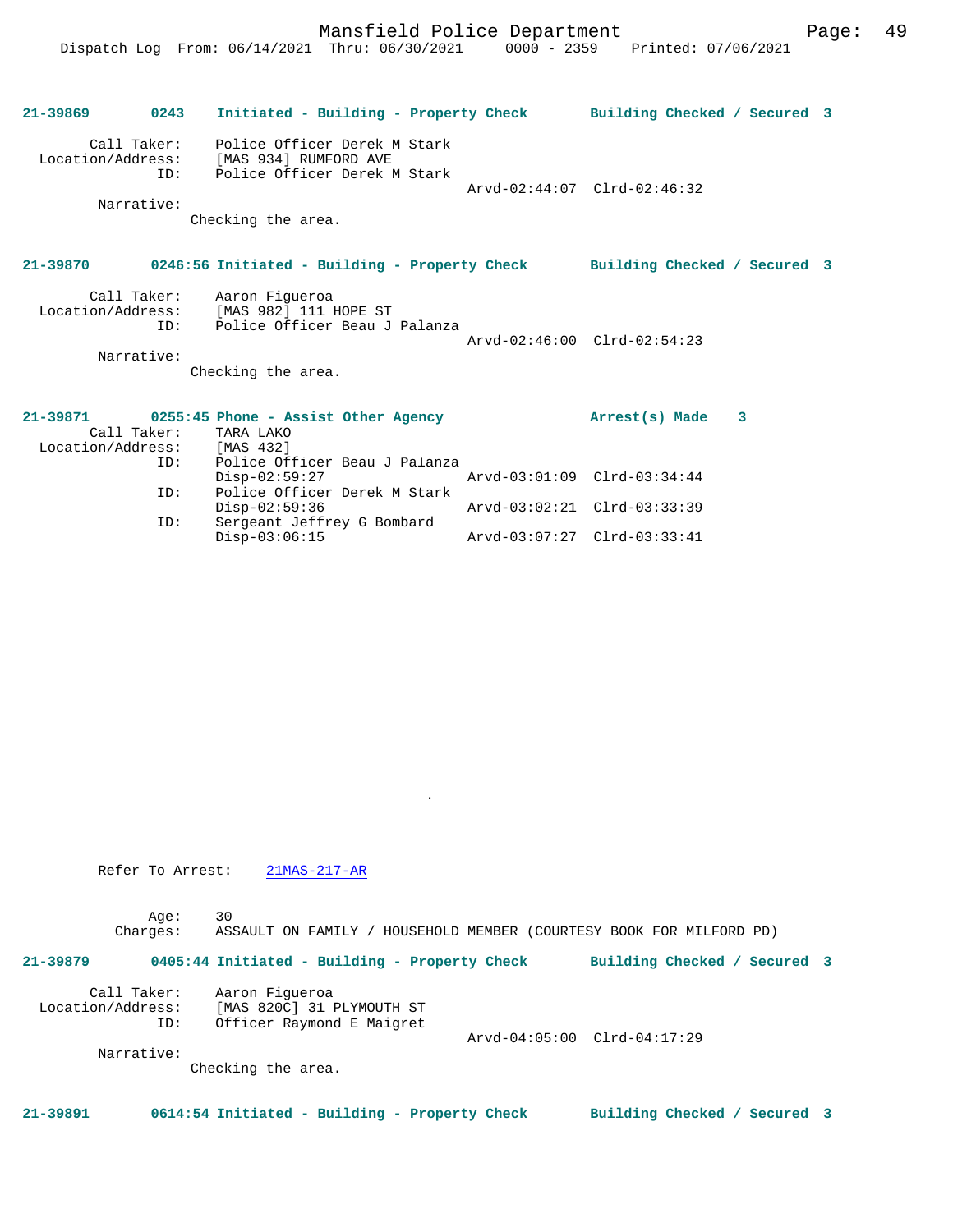**21-39869 0243 Initiated - Building - Property Check Building Checked / Secured 3**

```
        Call Taker:     Police Officer Derek M Stark
  Location/Address:     [MAS 934] RUMFORD AVE
                ID:     Police Officer Derek M Stark
                                                  Arvd-02:44:07  Clrd-02:46:32
         Narrative:
                Checking the area.
```

**21-39870 0246:56 Initiated - Building - Property Check Building Checked / Secured 3**

```
        Call Taker:     Aaron Figueroa
  Location/Address:     [MAS 982] 111 HOPE ST
                ID:     Police Officer Beau J Palanza
                                                  Arvd-02:46:00  Clrd-02:54:23
         Narrative:
                Checking the area.
```

**21-39871 0255:45 Phone - Assist Other Agency Arrest(s) Made 3**

```
        Call Taker:     TARA LAKO
  Location/Address:     [MAS 432]
                ID:     Police Officer Beau J Palanza
                        Disp-02:59:27             Arvd-03:01:09  Clrd-03:34:44
                ID:     Police Officer Derek M Stark
                        Disp-02:59:36             Arvd-03:02:21  Clrd-03:33:39
                ID:     Sergeant Jeffrey G Bombard
                        Disp-03:06:15             Arvd-03:07:27  Clrd-03:33:41
```

.

```
         Refer To Arrest:    21MAS-217-AR

               Age:     30
           Charges:     ASSAULT ON FAMILY / HOUSEHOLD MEMBER (COURTESY BOOK FOR MILFORD PD)
```

**21-39879 0405:44 Initiated - Building - Property Check Building Checked / Secured 3**

```
        Call Taker:     Aaron Figueroa
  Location/Address:     [MAS 820C] 31 PLYMOUTH ST
                ID:     Officer Raymond E Maigret
                                                  Arvd-04:05:00  Clrd-04:17:29
         Narrative:
                Checking the area.
```

**21-39891 0614:54 Initiated - Building - Property Check Building Checked / Secured 3**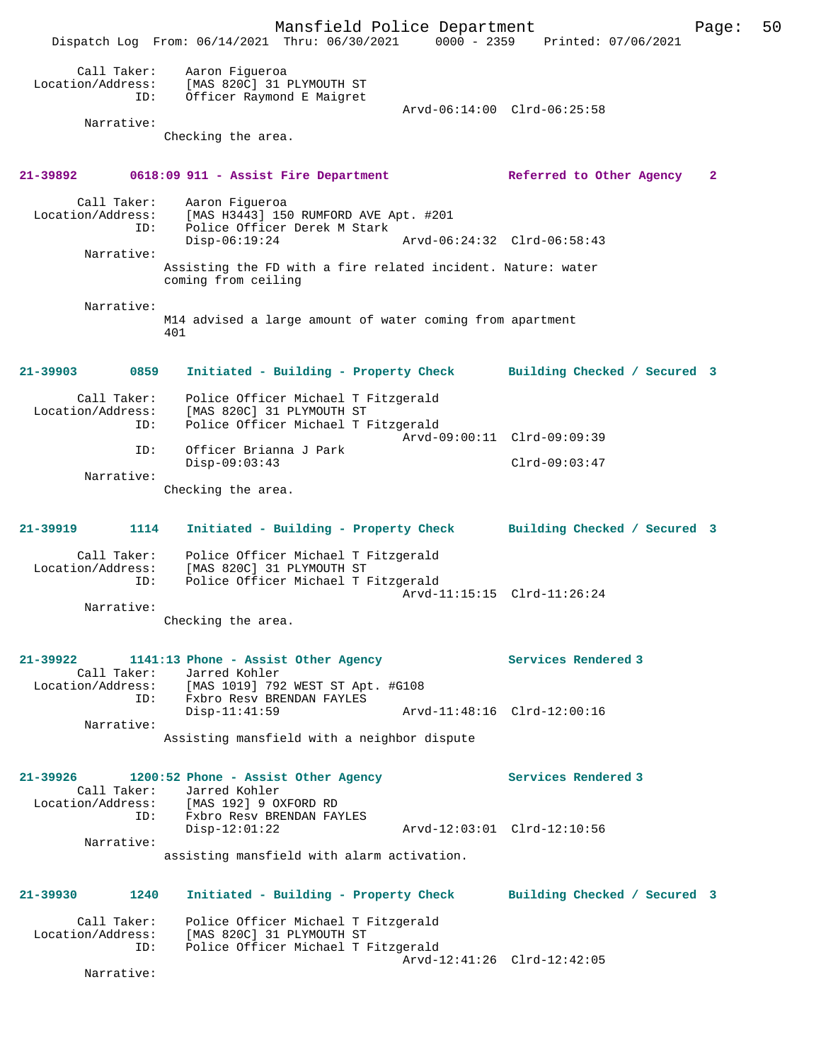Call Taker: Aaron Figueroa
Location/Address: [MAS 820C] 31 PLYMOUTH ST
ID: Officer Raymond E Maigret
Arvd-06:14:00 Clrd-06:25:58
Narrative:
Checking the area.

**21-39892 0618:09 911 - Assist Fire Department — Referred to Other Agency 2**

Call Taker: Aaron Figueroa
Location/Address: [MAS H3443] 150 RUMFORD AVE Apt. #201
ID: Police Officer Derek M Stark
Disp-06:19:24 Arvd-06:24:32 Clrd-06:58:43
Narrative:
Assisting the FD with a fire related incident. Nature: water coming from ceiling

Narrative:
M14 advised a large amount of water coming from apartment 401

**21-39903 0859 Initiated - Building - Property Check — Building Checked / Secured 3**

Call Taker: Police Officer Michael T Fitzgerald
Location/Address: [MAS 820C] 31 PLYMOUTH ST
ID: Police Officer Michael T Fitzgerald
Arvd-09:00:11 Clrd-09:09:39
ID: Officer Brianna J Park
Disp-09:03:43 Clrd-09:03:47
Narrative:
Checking the area.

**21-39919 1114 Initiated - Building - Property Check — Building Checked / Secured 3**

Call Taker: Police Officer Michael T Fitzgerald
Location/Address: [MAS 820C] 31 PLYMOUTH ST
ID: Police Officer Michael T Fitzgerald
Arvd-11:15:15 Clrd-11:26:24
Narrative:
Checking the area.

**21-39922 1141:13 Phone - Assist Other Agency — Services Rendered 3**

Call Taker: Jarred Kohler
Location/Address: [MAS 1019] 792 WEST ST Apt. #G108
ID: Fxbro Resv BRENDAN FAYLES
Disp-11:41:59 Arvd-11:48:16 Clrd-12:00:16
Narrative:
Assisting mansfield with a neighbor dispute

**21-39926 1200:52 Phone - Assist Other Agency — Services Rendered 3**

Call Taker: Jarred Kohler
Location/Address: [MAS 192] 9 OXFORD RD
ID: Fxbro Resv BRENDAN FAYLES
Disp-12:01:22 Arvd-12:03:01 Clrd-12:10:56
Narrative:
assisting mansfield with alarm activation.

**21-39930 1240 Initiated - Building - Property Check — Building Checked / Secured 3**

Call Taker: Police Officer Michael T Fitzgerald
Location/Address: [MAS 820C] 31 PLYMOUTH ST
ID: Police Officer Michael T Fitzgerald
Arvd-12:41:26 Clrd-12:42:05
Narrative: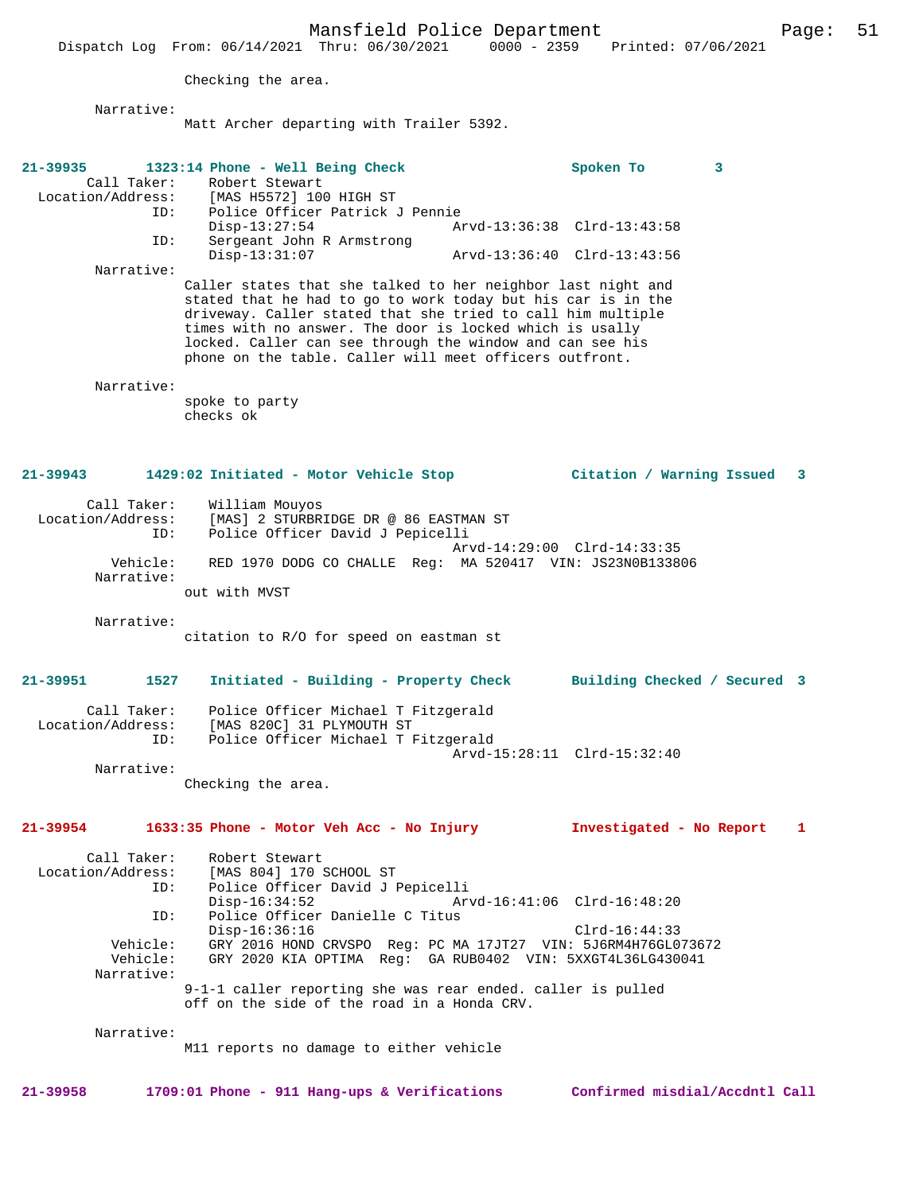Checking the area.

Narrative:
Matt Archer departing with Trailer 5392.

**21-39935 1323:14 Phone - Well Being Check — Spoken To 3**

Call Taker: Robert Stewart
Location/Address: [MAS H5572] 100 HIGH ST
ID: Police Officer Patrick J Pennie
Disp-13:27:54 Arvd-13:36:38 Clrd-13:43:58
ID: Sergeant John R Armstrong
Disp-13:31:07 Arvd-13:36:40 Clrd-13:43:56

Narrative:
Caller states that she talked to her neighbor last night and stated that he had to go to work today but his car is in the driveway. Caller stated that she tried to call him multiple times with no answer. The door is locked which is usally locked. Caller can see through the window and can see his phone on the table. Caller will meet officers outfront.

Narrative:
spoke to party
checks ok

**21-39943 1429:02 Initiated - Motor Vehicle Stop — Citation / Warning Issued 3**

Call Taker: William Mouyos
Location/Address: [MAS] 2 STURBRIDGE DR @ 86 EASTMAN ST
ID: Police Officer David J Pepicelli
Arvd-14:29:00 Clrd-14:33:35
Vehicle: RED 1970 DODG CO CHALLE Reg: MA 520417 VIN: JS23N0B133806

Narrative:
out with MVST

Narrative:
citation to R/O for speed on eastman st

**21-39951 1527 Initiated - Building - Property Check — Building Checked / Secured 3**

Call Taker: Police Officer Michael T Fitzgerald
Location/Address: [MAS 820C] 31 PLYMOUTH ST
ID: Police Officer Michael T Fitzgerald
Arvd-15:28:11 Clrd-15:32:40

Narrative:
Checking the area.

**21-39954 1633:35 Phone - Motor Veh Acc - No Injury — Investigated - No Report 1**

Call Taker: Robert Stewart
Location/Address: [MAS 804] 170 SCHOOL ST
ID: Police Officer David J Pepicelli
Disp-16:34:52 Arvd-16:41:06 Clrd-16:48:20
ID: Police Officer Danielle C Titus
Disp-16:36:16 Clrd-16:44:33
Vehicle: GRY 2016 HOND CRVSPO Reg: PC MA 17JT27 VIN: 5J6RM4H76GL073672
Vehicle: GRY 2020 KIA OPTIMA Reg: GA RUB0402 VIN: 5XXGT4L36LG430041

Narrative:
9-1-1 caller reporting she was rear ended. caller is pulled off on the side of the road in a Honda CRV.

Narrative:
M11 reports no damage to either vehicle

**21-39958 1709:01 Phone - 911 Hang-ups & Verifications — Confirmed misdial/Accdntl Call**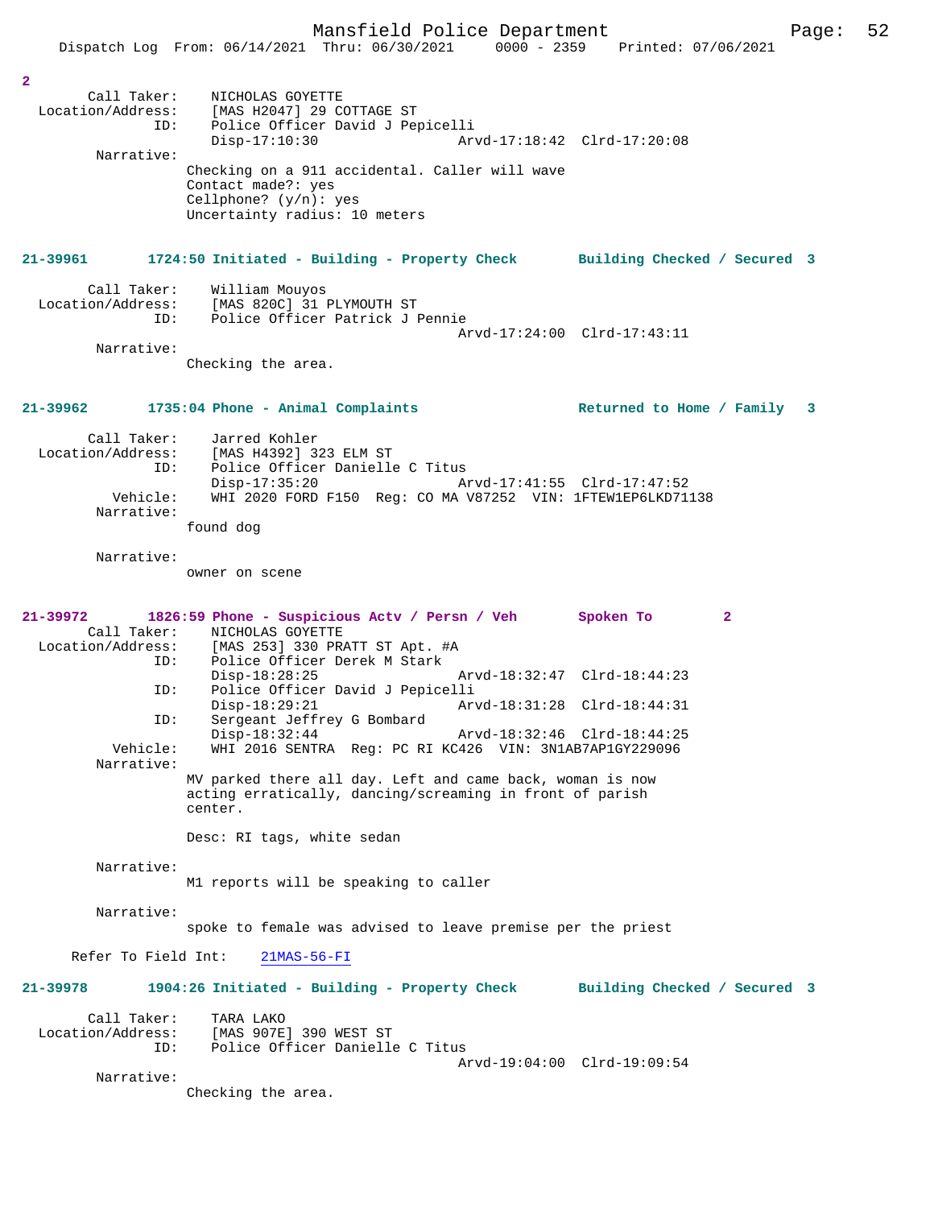2

```
        Call Taker:    NICHOLAS GOYETTE
  Location/Address:    [MAS H2047] 29 COTTAGE ST
                ID:    Police Officer David J Pepicelli
                       Disp-17:10:30                 Arvd-17:18:42  Clrd-17:20:08
         Narrative:
                     Checking on a 911 accidental. Caller will wave
                     Contact made?: yes
                     Cellphone? (y/n): yes
                     Uncertainty radius: 10 meters
```

**21-39961      1724:50 Initiated - Building - Property Check       Building Checked / Secured  3**

```
        Call Taker:    William Mouyos
  Location/Address:    [MAS 820C] 31 PLYMOUTH ST
                ID:    Police Officer Patrick J Pennie
                                                     Arvd-17:24:00  Clrd-17:43:11
         Narrative:
                     Checking the area.
```

**21-39962      1735:04 Phone - Animal Complaints                   Returned to Home / Family   3**

```
        Call Taker:    Jarred Kohler
  Location/Address:    [MAS H4392] 323 ELM ST
                ID:    Police Officer Danielle C Titus
                       Disp-17:35:20                 Arvd-17:41:55  Clrd-17:47:52
           Vehicle:    WHI 2020 FORD F150  Reg: CO MA V87252  VIN: 1FTEW1EP6LKD71138
         Narrative:
                     found dog

         Narrative:
                     owner on scene
```

**21-39972      1826:59 Phone - Suspicious Actv / Persn / Veh       Spoken To         2**

```
        Call Taker:    NICHOLAS GOYETTE
  Location/Address:    [MAS 253] 330 PRATT ST Apt. #A
                ID:    Police Officer Derek M Stark
                       Disp-18:28:25                 Arvd-18:32:47  Clrd-18:44:23
                ID:    Police Officer David J Pepicelli
                       Disp-18:29:21                 Arvd-18:31:28  Clrd-18:44:31
                ID:    Sergeant Jeffrey G Bombard
                       Disp-18:32:44                 Arvd-18:32:46  Clrd-18:44:25
           Vehicle:    WHI 2016 SENTRA  Reg: PC RI KC426  VIN: 3N1AB7AP1GY229096
         Narrative:
                     MV parked there all day. Left and came back, woman is now
                     acting erratically, dancing/screaming in front of parish
                     center.

                     Desc: RI tags, white sedan

         Narrative:
                     M1 reports will be speaking to caller

         Narrative:
                     spoke to female was advised to leave premise per the priest

      Refer To Field Int:    21MAS-56-FI
```

**21-39978      1904:26 Initiated - Building - Property Check       Building Checked / Secured  3**

```
        Call Taker:    TARA LAKO
  Location/Address:    [MAS 907E] 390 WEST ST
                ID:    Police Officer Danielle C Titus
                                                     Arvd-19:04:00  Clrd-19:09:54
         Narrative:
                     Checking the area.
```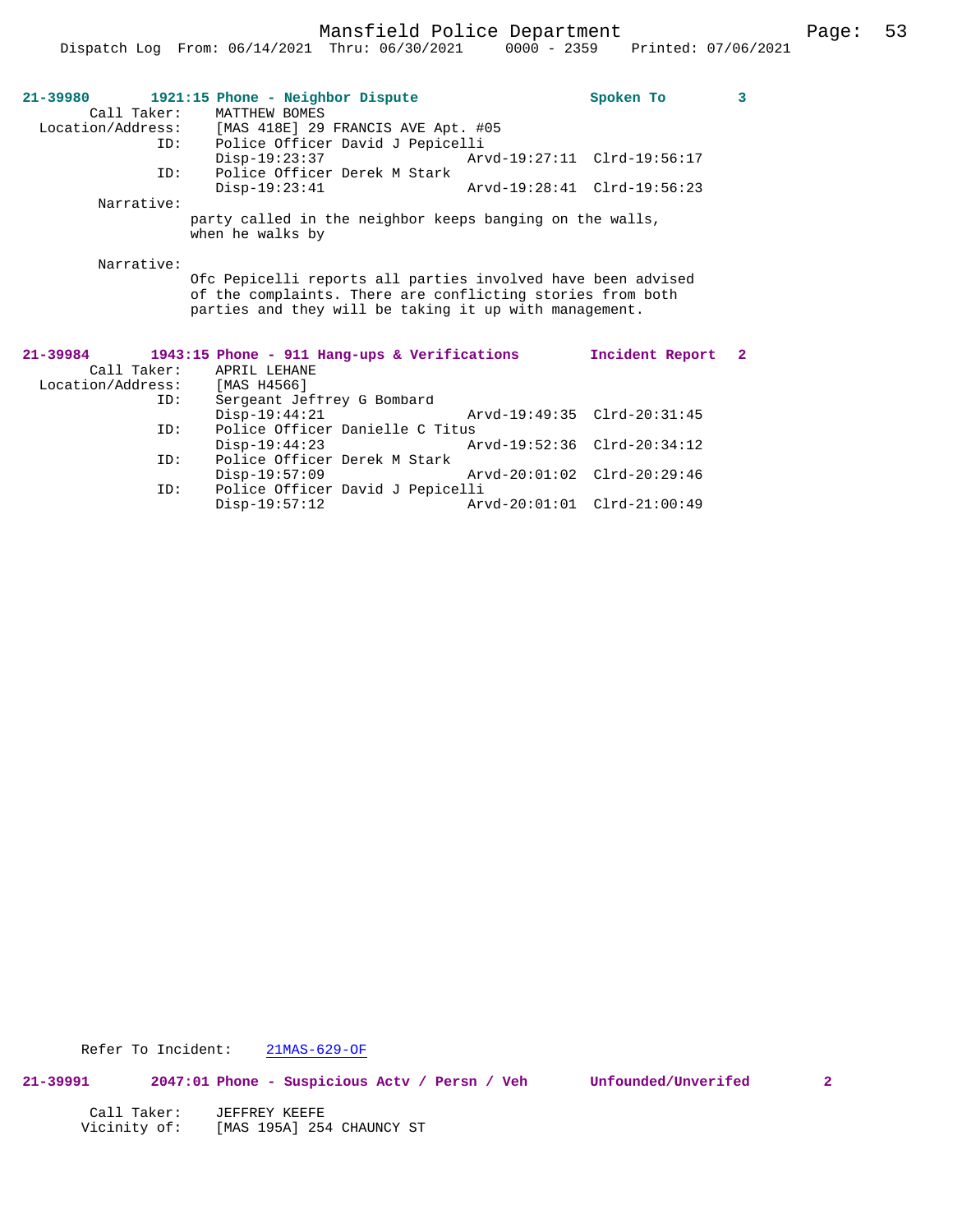**21-39980 1921:15 Phone - Neighbor Dispute — Spoken To — 3**

Call Taker: MATTHEW BOMES
Location/Address: [MAS 418E] 29 FRANCIS AVE Apt. #05
ID: Police Officer David J Pepicelli
Disp-19:23:37 Arvd-19:27:11 Clrd-19:56:17
ID: Police Officer Derek M Stark
Disp-19:23:41 Arvd-19:28:41 Clrd-19:56:23

Narrative:
party called in the neighbor keeps banging on the walls, when he walks by

Narrative:
Ofc Pepicelli reports all parties involved have been advised of the complaints. There are conflicting stories from both parties and they will be taking it up with management.

**21-39984 1943:15 Phone - 911 Hang-ups & Verifications — Incident Report — 2**

Call Taker: APRIL LEHANE
Location/Address: [MAS H4566]
ID: Sergeant Jeffrey G Bombard
Disp-19:44:21 Arvd-19:49:35 Clrd-20:31:45
ID: Police Officer Danielle C Titus
Disp-19:44:23 Arvd-19:52:36 Clrd-20:34:12
ID: Police Officer Derek M Stark
Disp-19:57:09 Arvd-20:01:02 Clrd-20:29:46
ID: Police Officer David J Pepicelli
Disp-19:57:12 Arvd-20:01:01 Clrd-21:00:49

Refer To Incident: 21MAS-629-OF

**21-39991 2047:01 Phone - Suspicious Actv / Persn / Veh — Unfounded/Unverifed — 2**

Call Taker: JEFFREY KEEFE
Vicinity of: [MAS 195A] 254 CHAUNCY ST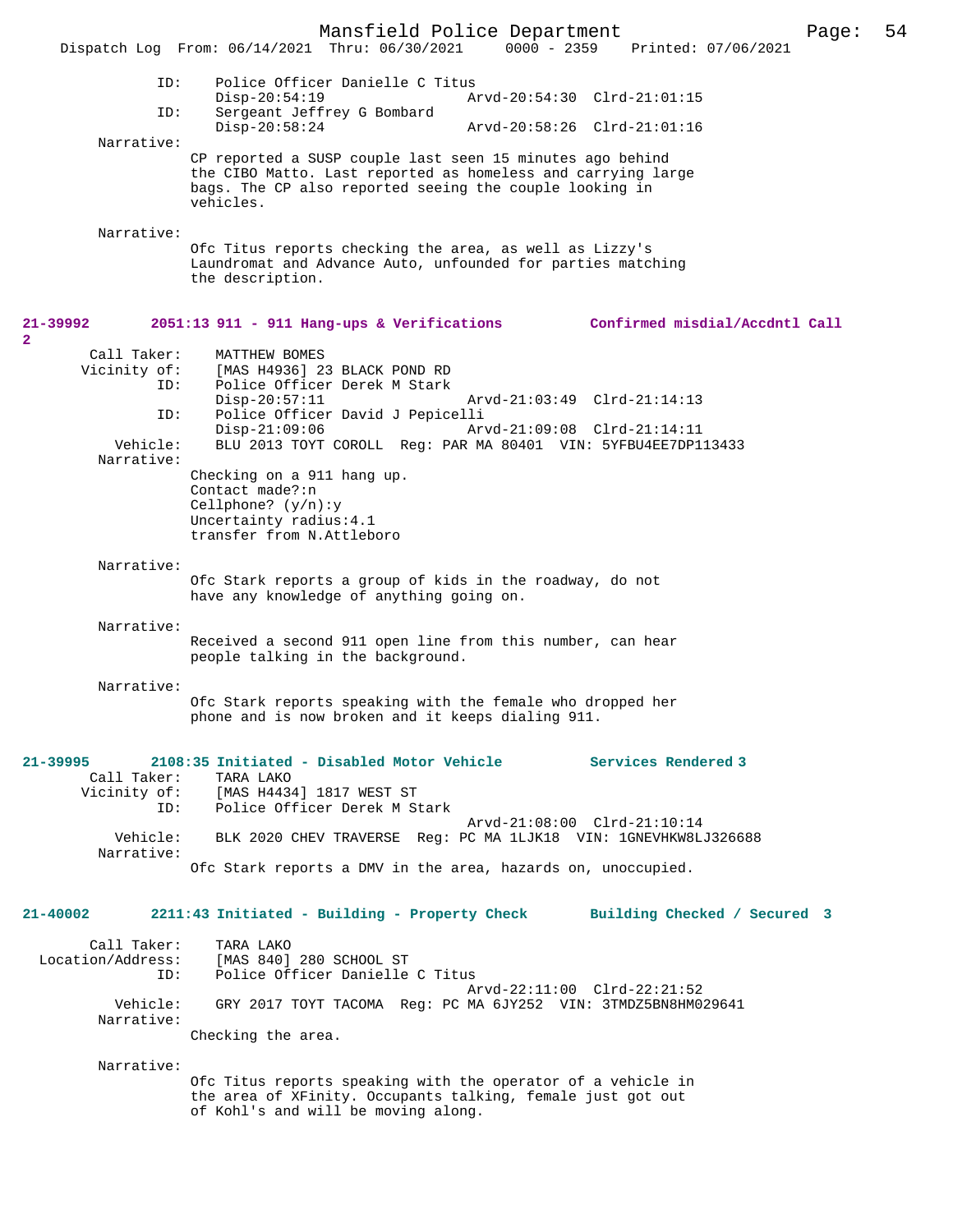```
            ID:     Police Officer Danielle C Titus
                    Disp-20:54:19                Arvd-20:54:30  Clrd-21:01:15
            ID:     Sergeant Jeffrey G Bombard
                    Disp-20:58:24                Arvd-20:58:26  Clrd-21:01:16
     Narrative:
                  CP reported a SUSP couple last seen 15 minutes ago behind
                  the CIBO Matto. Last reported as homeless and carrying large
                  bags. The CP also reported seeing the couple looking in
                  vehicles.

     Narrative:
                  Ofc Titus reports checking the area, as well as Lizzy's
                  Laundromat and Advance Auto, unfounded for parties matching
                  the description.
```

**21-39992      2051:13 911 - 911 Hang-ups & Verifications          Confirmed misdial/Accdntl Call 2**

```
    Call Taker:     MATTHEW BOMES
   Vicinity of:     [MAS H4936] 23 BLACK POND RD
            ID:     Police Officer Derek M Stark
                    Disp-20:57:11                Arvd-21:03:49  Clrd-21:14:13
            ID:     Police Officer David J Pepicelli
                    Disp-21:09:06                Arvd-21:09:08  Clrd-21:14:11
       Vehicle:     BLU 2013 TOYT COROLL  Reg: PAR MA 80401  VIN: 5YFBU4EE7DP113433
     Narrative:
                  Checking on a 911 hang up.
                  Contact made?:n
                  Cellphone? (y/n):y
                  Uncertainty radius:4.1
                  transfer from N.Attleboro

     Narrative:
                  Ofc Stark reports a group of kids in the roadway, do not
                  have any knowledge of anything going on.

     Narrative:
                  Received a second 911 open line from this number, can hear
                  people talking in the background.

     Narrative:
                  Ofc Stark reports speaking with the female who dropped her
                  phone and is now broken and it keeps dialing 911.
```

**21-39995      2108:35 Initiated - Disabled Motor Vehicle          Services Rendered 3**

```
    Call Taker:     TARA LAKO
   Vicinity of:     [MAS H4434] 1817 WEST ST
            ID:     Police Officer Derek M Stark
                                                 Arvd-21:08:00  Clrd-21:10:14
       Vehicle:     BLK 2020 CHEV TRAVERSE  Reg: PC MA 1LJK18  VIN: 1GNEVHKW8LJ326688
     Narrative:
                  Ofc Stark reports a DMV in the area, hazards on, unoccupied.
```

**21-40002      2211:43 Initiated - Building - Property Check       Building Checked / Secured  3**

```
    Call Taker:     TARA LAKO
Location/Address:   [MAS 840] 280 SCHOOL ST
            ID:     Police Officer Danielle C Titus
                                                 Arvd-22:11:00  Clrd-22:21:52
       Vehicle:     GRY 2017 TOYT TACOMA  Reg: PC MA 6JY252  VIN: 3TMDZ5BN8HM029641
     Narrative:
                  Checking the area.

     Narrative:
                  Ofc Titus reports speaking with the operator of a vehicle in
                  the area of XFinity. Occupants talking, female just got out
                  of Kohl's and will be moving along.
```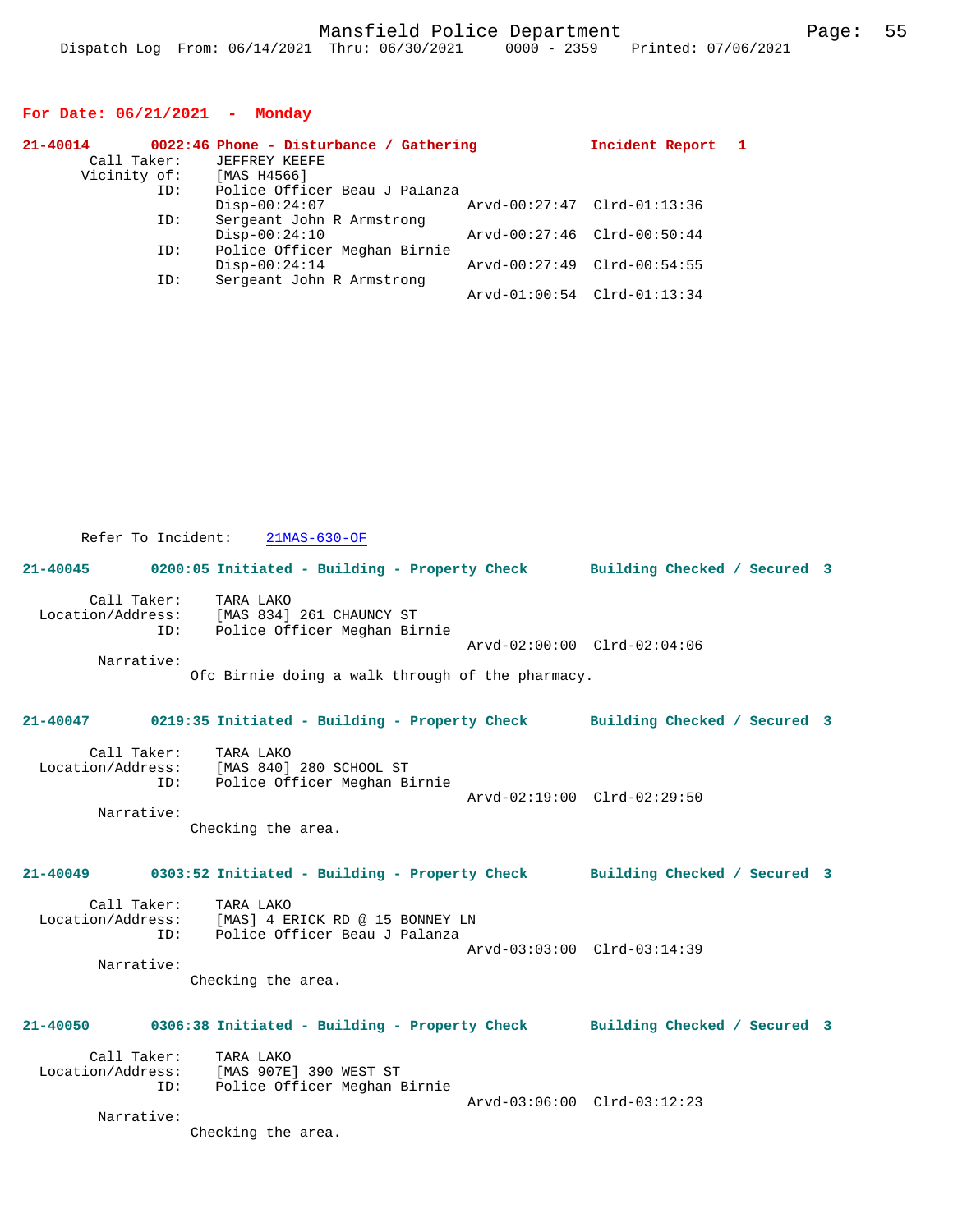**For Date: 06/21/2021 - Monday**

**21-40014 0022:46 Phone - Disturbance / Gathering Incident Report 1**

Call Taker: JEFFREY KEEFE
Vicinity of: [MAS H4566]
ID: Police Officer Beau J Palanza
Disp-00:24:07 Arvd-00:27:47 Clrd-01:13:36
ID: Sergeant John R Armstrong
Disp-00:24:10 Arvd-00:27:46 Clrd-00:50:44
ID: Police Officer Meghan Birnie
Disp-00:24:14 Arvd-00:27:49 Clrd-00:54:55
ID: Sergeant John R Armstrong
Arvd-01:00:54 Clrd-01:13:34

Refer To Incident: 21MAS-630-OF

**21-40045 0200:05 Initiated - Building - Property Check Building Checked / Secured 3**

Call Taker: TARA LAKO
Location/Address: [MAS 834] 261 CHAUNCY ST
ID: Police Officer Meghan Birnie
Arvd-02:00:00 Clrd-02:04:06
Narrative:
Ofc Birnie doing a walk through of the pharmacy.

**21-40047 0219:35 Initiated - Building - Property Check Building Checked / Secured 3**

Call Taker: TARA LAKO
Location/Address: [MAS 840] 280 SCHOOL ST
ID: Police Officer Meghan Birnie
Arvd-02:19:00 Clrd-02:29:50
Narrative:
Checking the area.

**21-40049 0303:52 Initiated - Building - Property Check Building Checked / Secured 3**

Call Taker: TARA LAKO
Location/Address: [MAS] 4 ERICK RD @ 15 BONNEY LN
ID: Police Officer Beau J Palanza
Arvd-03:03:00 Clrd-03:14:39
Narrative:
Checking the area.

**21-40050 0306:38 Initiated - Building - Property Check Building Checked / Secured 3**

Call Taker: TARA LAKO
Location/Address: [MAS 907E] 390 WEST ST
ID: Police Officer Meghan Birnie
Arvd-03:06:00 Clrd-03:12:23
Narrative:
Checking the area.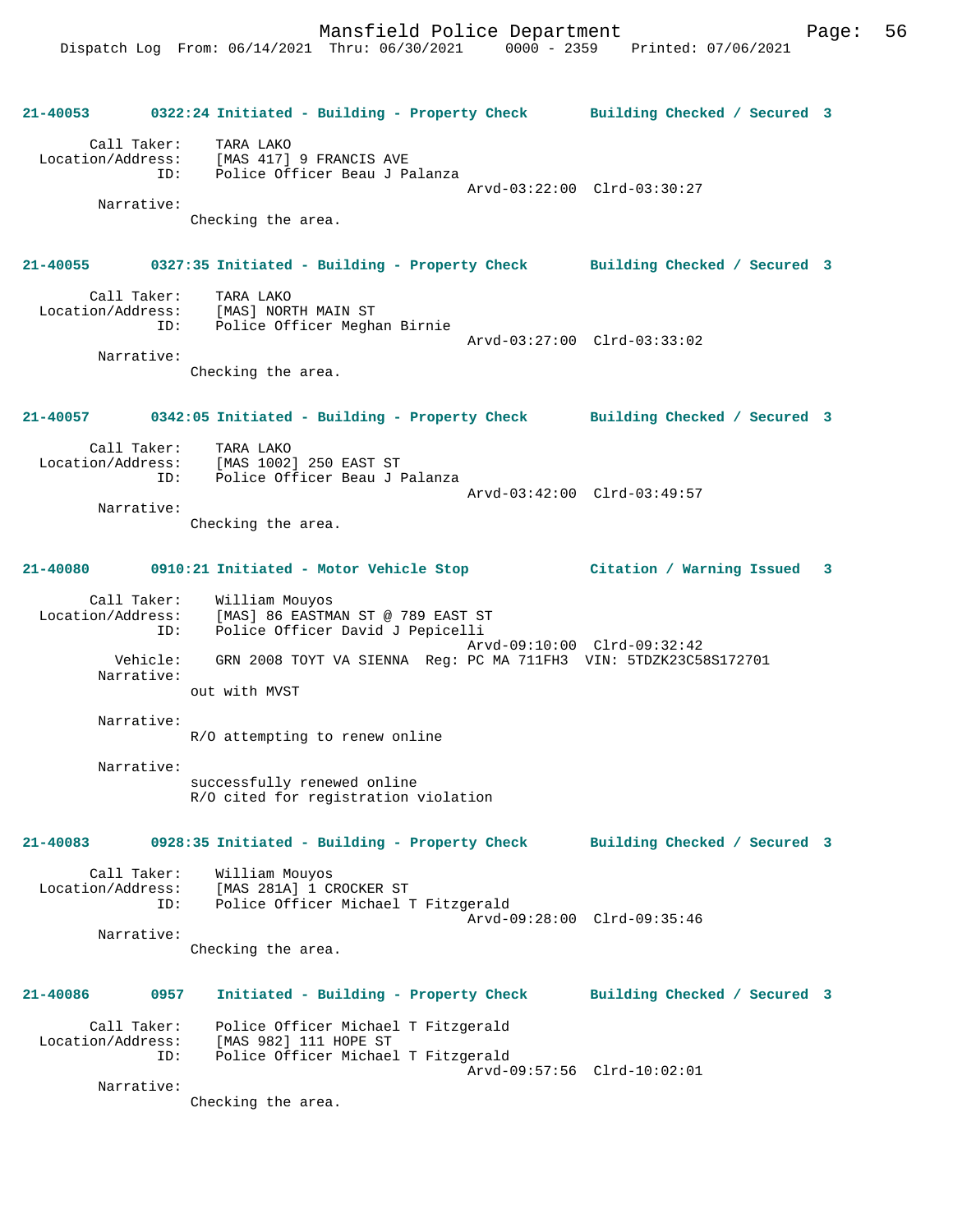**21-40053 0322:24 Initiated - Building - Property Check Building Checked / Secured 3**

```
        Call Taker:    TARA LAKO
  Location/Address:    [MAS 417] 9 FRANCIS AVE
                ID:    Police Officer Beau J Palanza
                                                  Arvd-03:22:00  Clrd-03:30:27
         Narrative:
                Checking the area.
```

**21-40055 0327:35 Initiated - Building - Property Check Building Checked / Secured 3**

```
        Call Taker:    TARA LAKO
  Location/Address:    [MAS] NORTH MAIN ST
                ID:    Police Officer Meghan Birnie
                                                  Arvd-03:27:00  Clrd-03:33:02
         Narrative:
                Checking the area.
```

**21-40057 0342:05 Initiated - Building - Property Check Building Checked / Secured 3**

```
        Call Taker:    TARA LAKO
  Location/Address:    [MAS 1002] 250 EAST ST
                ID:    Police Officer Beau J Palanza
                                                  Arvd-03:42:00  Clrd-03:49:57
         Narrative:
                Checking the area.
```

**21-40080 0910:21 Initiated - Motor Vehicle Stop Citation / Warning Issued 3**

```
        Call Taker:    William Mouyos
  Location/Address:    [MAS] 86 EASTMAN ST @ 789 EAST ST
                ID:    Police Officer David J Pepicelli
                                                  Arvd-09:10:00  Clrd-09:32:42
           Vehicle:    GRN 2008 TOYT VA SIENNA  Reg: PC MA 711FH3  VIN: 5TDZK23C58S172701
         Narrative:
                out with MVST

         Narrative:
                R/O attempting to renew online

         Narrative:
                successfully renewed online
                R/O cited for registration violation
```

**21-40083 0928:35 Initiated - Building - Property Check Building Checked / Secured 3**

```
        Call Taker:    William Mouyos
  Location/Address:    [MAS 281A] 1 CROCKER ST
                ID:    Police Officer Michael T Fitzgerald
                                                  Arvd-09:28:00  Clrd-09:35:46
         Narrative:
                Checking the area.
```

**21-40086 0957 Initiated - Building - Property Check Building Checked / Secured 3**

```
        Call Taker:    Police Officer Michael T Fitzgerald
  Location/Address:    [MAS 982] 111 HOPE ST
                ID:    Police Officer Michael T Fitzgerald
                                                  Arvd-09:57:56  Clrd-10:02:01
         Narrative:
                Checking the area.
```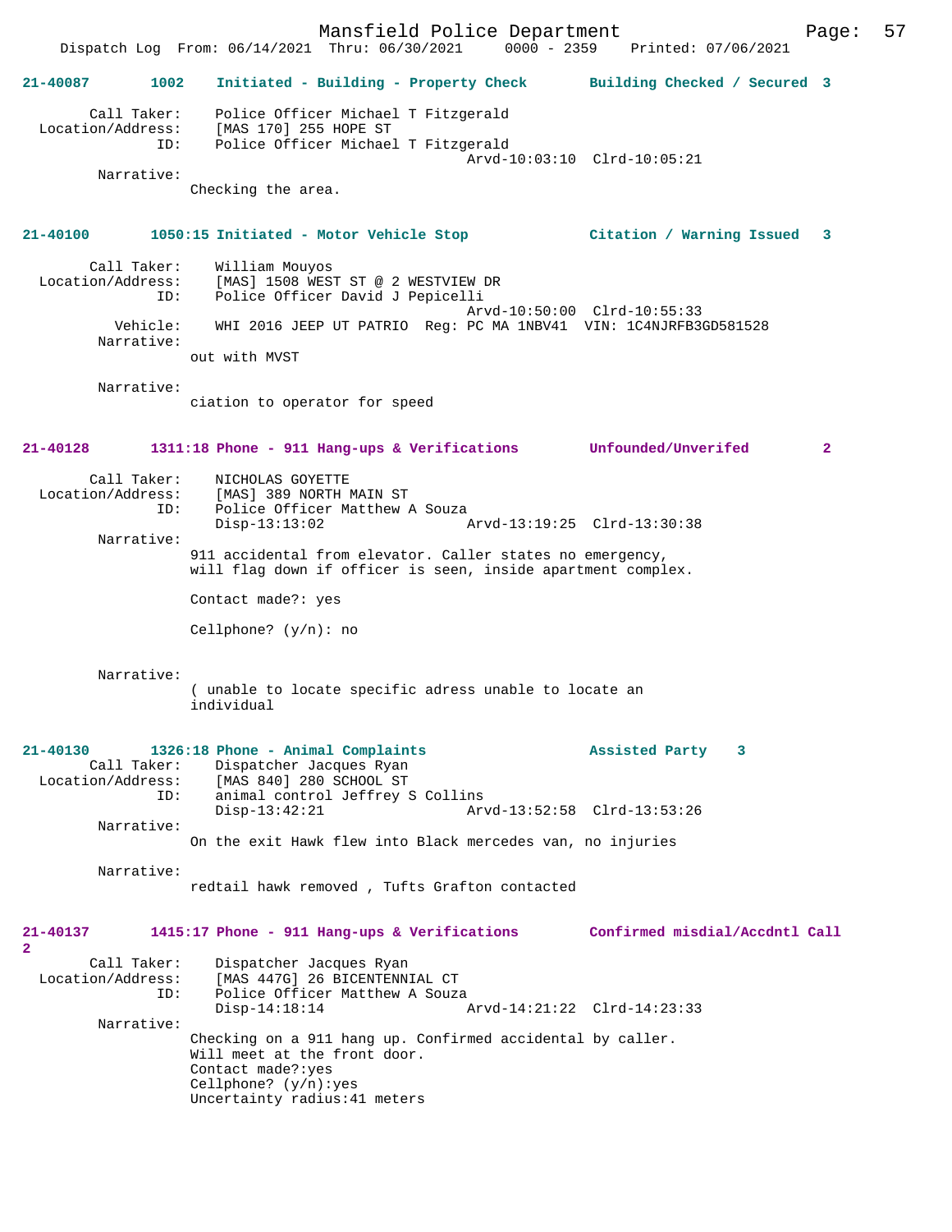```
Dispatch Log  From: 06/14/2021  Thru: 06/30/2021   0000 - 2359   Printed: 07/06/2021

21-40087       1002    Initiated - Building - Property Check       Building Checked / Secured  3

       Call Taker:    Police Officer Michael T Fitzgerald
  Location/Address:   [MAS 170] 255 HOPE ST
               ID:    Police Officer Michael T Fitzgerald
                                              Arvd-10:03:10  Clrd-10:05:21
        Narrative:
                Checking the area.


21-40100       1050:15 Initiated - Motor Vehicle Stop             Citation / Warning Issued   3

       Call Taker:    William Mouyos
  Location/Address:   [MAS] 1508 WEST ST @ 2 WESTVIEW DR
               ID:    Police Officer David J Pepicelli
                                              Arvd-10:50:00  Clrd-10:55:33
          Vehicle:    WHI 2016 JEEP UT PATRIO  Reg: PC MA 1NBV41  VIN: 1C4NJRFB3GD581528
        Narrative:
                out with MVST

        Narrative:
                ciation to operator for speed


21-40128       1311:18 Phone - 911 Hang-ups & Verifications       Unfounded/Unverifed          2

       Call Taker:    NICHOLAS GOYETTE
  Location/Address:   [MAS] 389 NORTH MAIN ST
               ID:    Police Officer Matthew A Souza
                      Disp-13:13:02                  Arvd-13:19:25  Clrd-13:30:38
        Narrative:
                911 accidental from elevator. Caller states no emergency,
                will flag down if officer is seen, inside apartment complex.

                Contact made?: yes

                Cellphone? (y/n): no


        Narrative:
                ( unable to locate specific adress unable to locate an
                individual


21-40130       1326:18 Phone - Animal Complaints                  Assisted Party    3
       Call Taker:    Dispatcher Jacques Ryan
  Location/Address:   [MAS 840] 280 SCHOOL ST
               ID:    animal control Jeffrey S Collins
                      Disp-13:42:21                  Arvd-13:52:58  Clrd-13:53:26
        Narrative:
                On the exit Hawk flew into Black mercedes van, no injuries

        Narrative:
                redtail hawk removed , Tufts Grafton contacted


21-40137       1415:17 Phone - 911 Hang-ups & Verifications       Confirmed misdial/Accdntl Call
2
       Call Taker:    Dispatcher Jacques Ryan
  Location/Address:   [MAS 447G] 26 BICENTENNIAL CT
               ID:    Police Officer Matthew A Souza
                      Disp-14:18:14                  Arvd-14:21:22  Clrd-14:23:33
        Narrative:
                Checking on a 911 hang up. Confirmed accidental by caller.
                Will meet at the front door.
                Contact made?:yes
                Cellphone? (y/n):yes
                Uncertainty radius:41 meters
```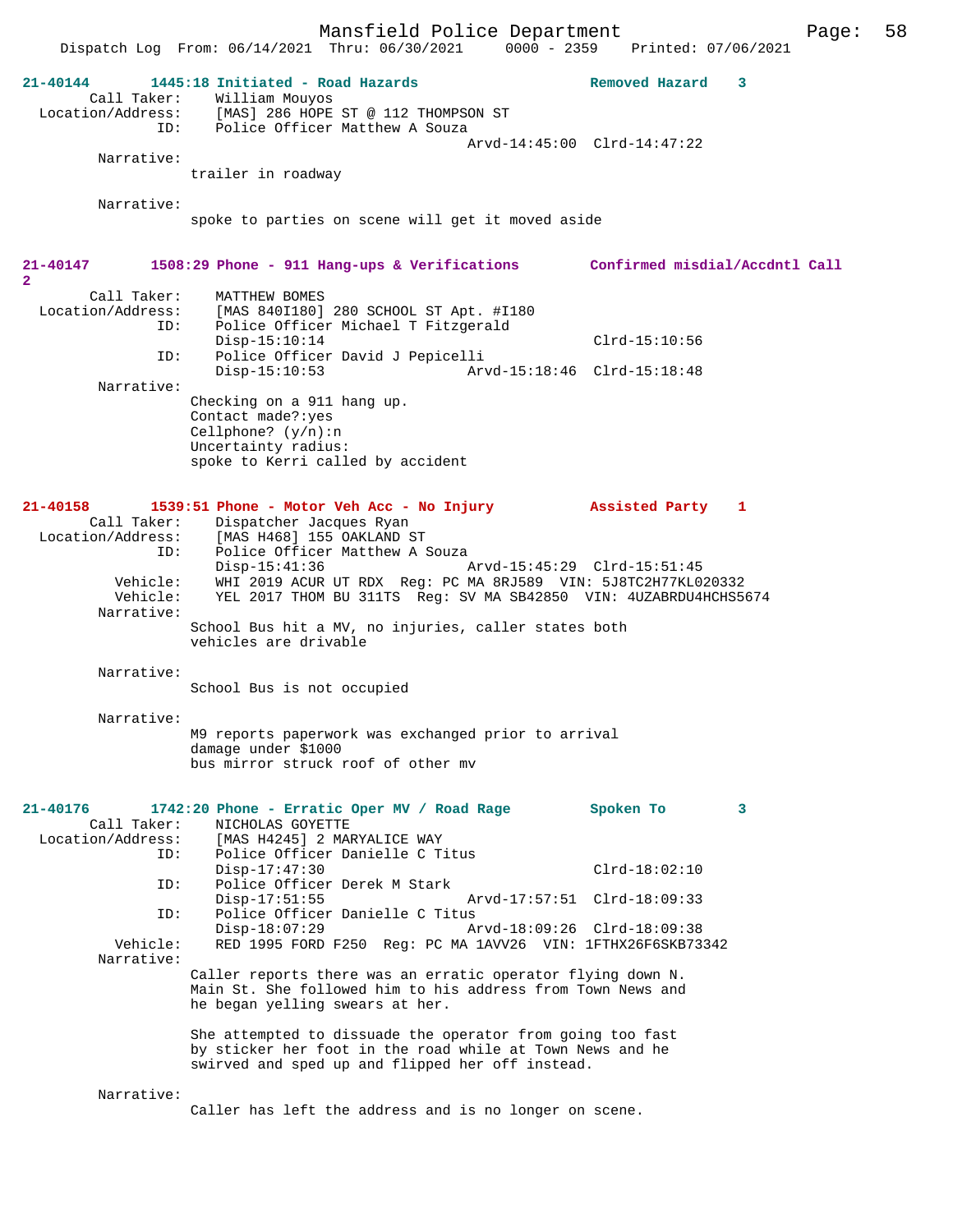**21-40144 1445:18 Initiated - Road Hazards — Removed Hazard 3**

Call Taker: William Mouyos
Location/Address: [MAS] 286 HOPE ST @ 112 THOMPSON ST
ID: Police Officer Matthew A Souza
Arvd-14:45:00 Clrd-14:47:22

Narrative:
trailer in roadway

Narrative:
spoke to parties on scene will get it moved aside

**21-40147 1508:29 Phone - 911 Hang-ups & Verifications — Confirmed misdial/Accdntl Call 2**

Call Taker: MATTHEW BOMES
Location/Address: [MAS 840I180] 280 SCHOOL ST Apt. #I180
ID: Police Officer Michael T Fitzgerald
Disp-15:10:14 Clrd-15:10:56
ID: Police Officer David J Pepicelli
Disp-15:10:53 Arvd-15:18:46 Clrd-15:18:48

Narrative:
Checking on a 911 hang up.
Contact made?:yes
Cellphone? (y/n):n
Uncertainty radius:
spoke to Kerri called by accident

**21-40158 1539:51 Phone - Motor Veh Acc - No Injury — Assisted Party 1**

Call Taker: Dispatcher Jacques Ryan
Location/Address: [MAS H468] 155 OAKLAND ST
ID: Police Officer Matthew A Souza
Disp-15:41:36 Arvd-15:45:29 Clrd-15:51:45
Vehicle: WHI 2019 ACUR UT RDX Reg: PC MA 8RJ589 VIN: 5J8TC2H77KL020332
Vehicle: YEL 2017 THOM BU 311TS Reg: SV MA SB42850 VIN: 4UZABRDU4HCHS5674

Narrative:
School Bus hit a MV, no injuries, caller states both vehicles are drivable

Narrative:
School Bus is not occupied

Narrative:
M9 reports paperwork was exchanged prior to arrival
damage under $1000
bus mirror struck roof of other mv

**21-40176 1742:20 Phone - Erratic Oper MV / Road Rage — Spoken To 3**

Call Taker: NICHOLAS GOYETTE
Location/Address: [MAS H4245] 2 MARYALICE WAY
ID: Police Officer Danielle C Titus
Disp-17:47:30 Clrd-18:02:10
ID: Police Officer Derek M Stark
Disp-17:51:55 Arvd-17:57:51 Clrd-18:09:33
ID: Police Officer Danielle C Titus
Disp-18:07:29 Arvd-18:09:26 Clrd-18:09:38
Vehicle: RED 1995 FORD F250 Reg: PC MA 1AVV26 VIN: 1FTHX26F6SKB73342

Narrative:
Caller reports there was an erratic operator flying down N. Main St. She followed him to his address from Town News and he began yelling swears at her.

She attempted to dissuade the operator from going too fast by sticker her foot in the road while at Town News and he swirved and sped up and flipped her off instead.

Narrative:
Caller has left the address and is no longer on scene.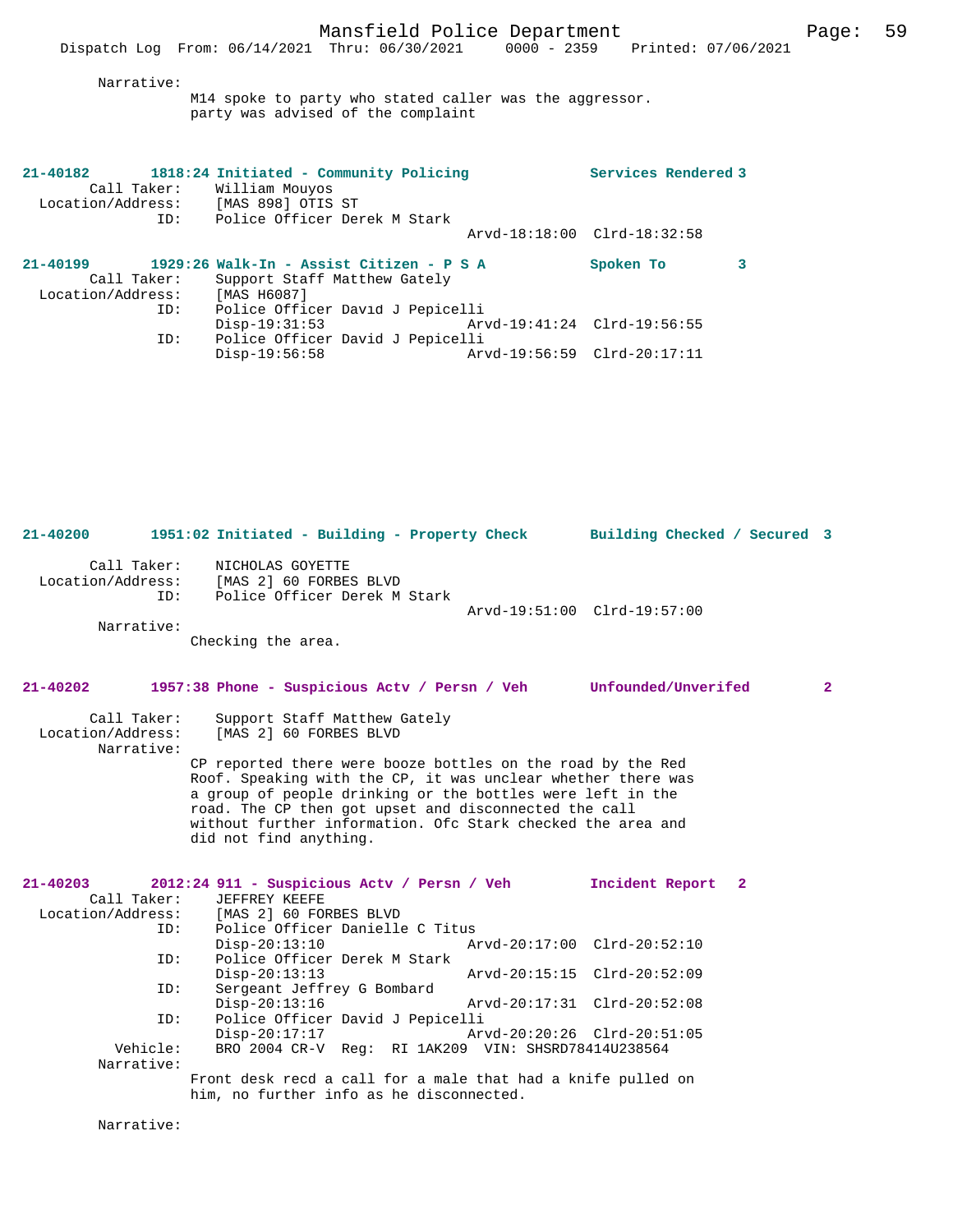Narrative:

M14 spoke to party who stated caller was the aggressor. party was advised of the complaint

**21-40182** 1818:24 Initiated - Community Policing — Services Rendered 3

Call Taker: William Mouyos
Location/Address: [MAS 898] OTIS ST
ID: Police Officer Derek M Stark
Arvd-18:18:00 Clrd-18:32:58

**21-40199** 1929:26 Walk-In - Assist Citizen - P S A — Spoken To 3

Call Taker: Support Staff Matthew Gately
Location/Address: [MAS H6087]
ID: Police Officer David J Pepicelli
Disp-19:31:53 Arvd-19:41:24 Clrd-19:56:55
ID: Police Officer David J Pepicelli
Disp-19:56:58 Arvd-19:56:59 Clrd-20:17:11

**21-40200** 1951:02 Initiated - Building - Property Check — Building Checked / Secured 3

Call Taker: NICHOLAS GOYETTE
Location/Address: [MAS 2] 60 FORBES BLVD
ID: Police Officer Derek M Stark
Arvd-19:51:00 Clrd-19:57:00

Narrative:

Checking the area.

**21-40202** 1957:38 Phone - Suspicious Actv / Persn / Veh — Unfounded/Unverifed 2

Call Taker: Support Staff Matthew Gately
Location/Address: [MAS 2] 60 FORBES BLVD

Narrative:

CP reported there were booze bottles on the road by the Red Roof. Speaking with the CP, it was unclear whether there was a group of people drinking or the bottles were left in the road. The CP then got upset and disconnected the call without further information. Ofc Stark checked the area and did not find anything.

**21-40203** 2012:24 911 - Suspicious Actv / Persn / Veh — Incident Report 2

Call Taker: JEFFREY KEEFE
Location/Address: [MAS 2] 60 FORBES BLVD
ID: Police Officer Danielle C Titus
Disp-20:13:10 Arvd-20:17:00 Clrd-20:52:10
ID: Police Officer Derek M Stark
Disp-20:13:13 Arvd-20:15:15 Clrd-20:52:09
ID: Sergeant Jeffrey G Bombard
Disp-20:13:16 Arvd-20:17:31 Clrd-20:52:08
ID: Police Officer David J Pepicelli
Disp-20:17:17 Arvd-20:20:26 Clrd-20:51:05
Vehicle: BRO 2004 CR-V Reg: RI 1AK209 VIN: SHSRD78414U238564

Narrative:

Front desk recd a call for a male that had a knife pulled on him, no further info as he disconnected.

Narrative: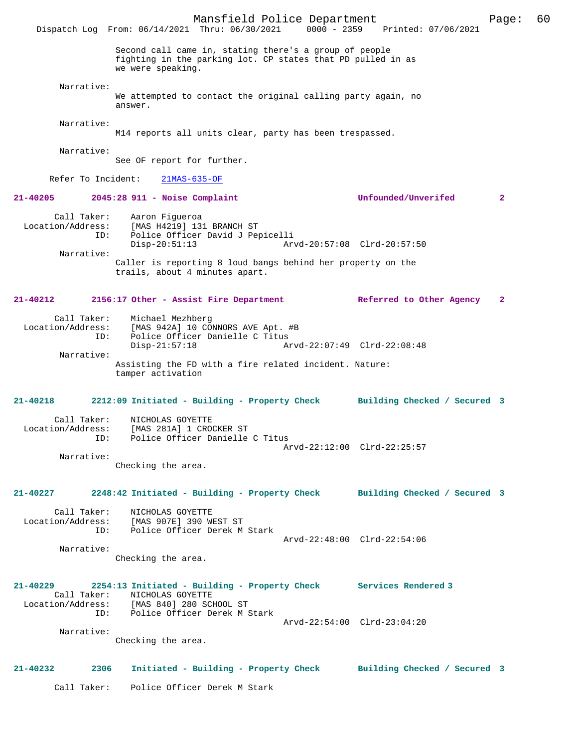Second call came in, stating there's a group of people fighting in the parking lot. CP states that PD pulled in as we were speaking.

Narrative:
We attempted to contact the original calling party again, no answer.

Narrative:
M14 reports all units clear, party has been trespassed.

Narrative:
See OF report for further.

Refer To Incident: 21MAS-635-OF

**21-40205 2045:28 911 - Noise Complaint — Unfounded/Unverifed 2**

Call Taker: Aaron Figueroa
Location/Address: [MAS H4219] 131 BRANCH ST
ID: Police Officer David J Pepicelli
Disp-20:51:13 Arvd-20:57:08 Clrd-20:57:50

Narrative:
Caller is reporting 8 loud bangs behind her property on the trails, about 4 minutes apart.

**21-40212 2156:17 Other - Assist Fire Department — Referred to Other Agency 2**

Call Taker: Michael Mezhberg
Location/Address: [MAS 942A] 10 CONNORS AVE Apt. #B
ID: Police Officer Danielle C Titus
Disp-21:57:18 Arvd-22:07:49 Clrd-22:08:48

Narrative:
Assisting the FD with a fire related incident. Nature: tamper activation

**21-40218 2212:09 Initiated - Building - Property Check — Building Checked / Secured 3**

Call Taker: NICHOLAS GOYETTE
Location/Address: [MAS 281A] 1 CROCKER ST
ID: Police Officer Danielle C Titus
Arvd-22:12:00 Clrd-22:25:57

Narrative:
Checking the area.

**21-40227 2248:42 Initiated - Building - Property Check — Building Checked / Secured 3**

Call Taker: NICHOLAS GOYETTE
Location/Address: [MAS 907E] 390 WEST ST
ID: Police Officer Derek M Stark
Arvd-22:48:00 Clrd-22:54:06

Narrative:
Checking the area.

**21-40229 2254:13 Initiated - Building - Property Check — Services Rendered 3**

Call Taker: NICHOLAS GOYETTE
Location/Address: [MAS 840] 280 SCHOOL ST
ID: Police Officer Derek M Stark
Arvd-22:54:00 Clrd-23:04:20

Narrative:
Checking the area.

**21-40232 2306 Initiated - Building - Property Check — Building Checked / Secured 3**

Call Taker: Police Officer Derek M Stark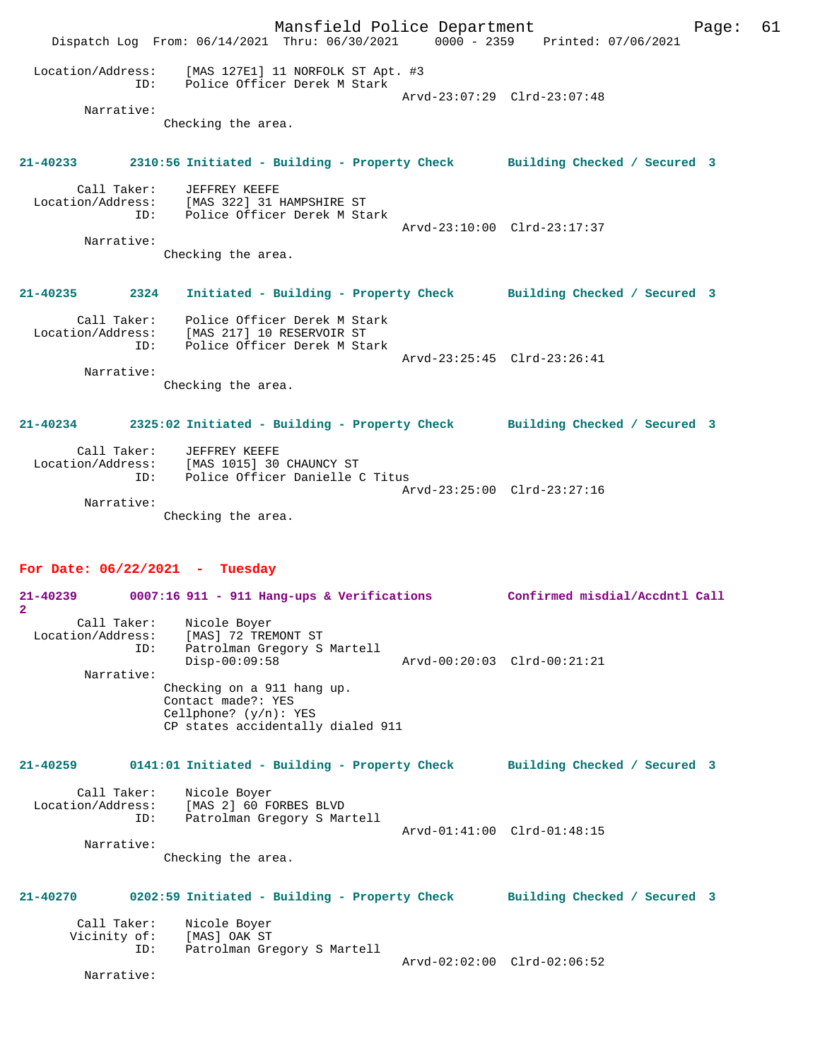Location/Address: [MAS 127E1] 11 NORFOLK ST Apt. #3
ID: Police Officer Derek M Stark
Arvd-23:07:29 Clrd-23:07:48
Narrative:
Checking the area.

**21-40233 2310:56 Initiated - Building - Property Check Building Checked / Secured 3**

Call Taker: JEFFREY KEEFE
Location/Address: [MAS 322] 31 HAMPSHIRE ST
ID: Police Officer Derek M Stark
Arvd-23:10:00 Clrd-23:17:37
Narrative:
Checking the area.

**21-40235 2324 Initiated - Building - Property Check Building Checked / Secured 3**

Call Taker: Police Officer Derek M Stark
Location/Address: [MAS 217] 10 RESERVOIR ST
ID: Police Officer Derek M Stark
Arvd-23:25:45 Clrd-23:26:41
Narrative:
Checking the area.

**21-40234 2325:02 Initiated - Building - Property Check Building Checked / Secured 3**

Call Taker: JEFFREY KEEFE
Location/Address: [MAS 1015] 30 CHAUNCY ST
ID: Police Officer Danielle C Titus
Arvd-23:25:00 Clrd-23:27:16
Narrative:
Checking the area.

## For Date: 06/22/2021 - Tuesday

**21-40239 0007:16 911 - 911 Hang-ups & Verifications Confirmed misdial/Accdntl Call 2**

Call Taker: Nicole Boyer
Location/Address: [MAS] 72 TREMONT ST
ID: Patrolman Gregory S Martell
Disp-00:09:58 Arvd-00:20:03 Clrd-00:21:21
Narrative:
Checking on a 911 hang up.
Contact made?: YES
Cellphone? (y/n): YES
CP states accidentally dialed 911

**21-40259 0141:01 Initiated - Building - Property Check Building Checked / Secured 3**

Call Taker: Nicole Boyer
Location/Address: [MAS 2] 60 FORBES BLVD
ID: Patrolman Gregory S Martell
Arvd-01:41:00 Clrd-01:48:15
Narrative:
Checking the area.

**21-40270 0202:59 Initiated - Building - Property Check Building Checked / Secured 3**

Call Taker: Nicole Boyer
Vicinity of: [MAS] OAK ST
ID: Patrolman Gregory S Martell
Arvd-02:02:00 Clrd-02:06:52
Narrative: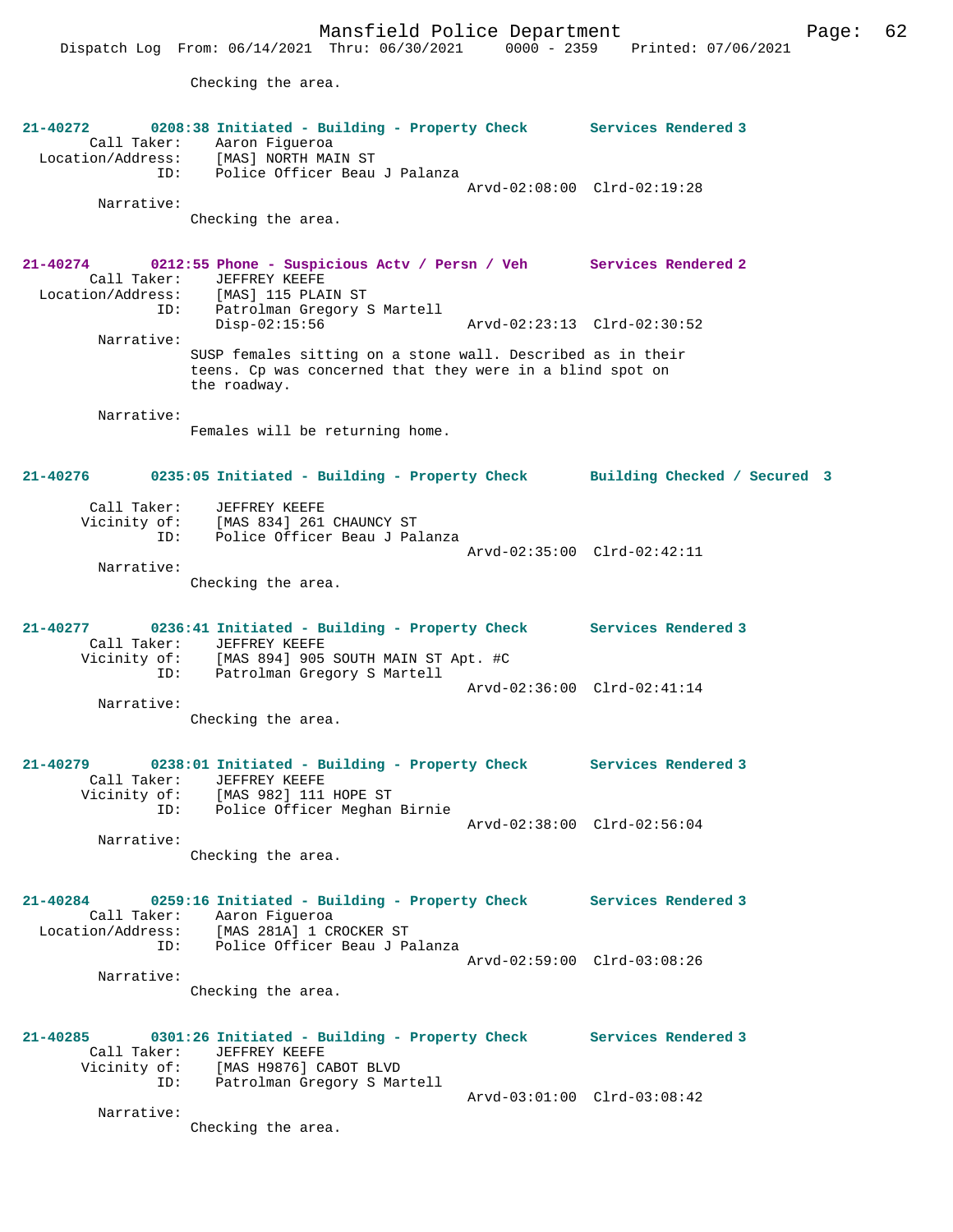Checking the area.

**21-40272 0208:38 Initiated - Building - Property Check Services Rendered 3**
Call Taker: Aaron Figueroa
Location/Address: [MAS] NORTH MAIN ST
ID: Police Officer Beau J Palanza
Arvd-02:08:00 Clrd-02:19:28
Narrative:
Checking the area.

**21-40274 0212:55 Phone - Suspicious Actv / Persn / Veh Services Rendered 2**
Call Taker: JEFFREY KEEFE
Location/Address: [MAS] 115 PLAIN ST
ID: Patrolman Gregory S Martell
Disp-02:15:56 Arvd-02:23:13 Clrd-02:30:52
Narrative:
SUSP females sitting on a stone wall. Described as in their teens. Cp was concerned that they were in a blind spot on the roadway.

Narrative:
Females will be returning home.

**21-40276 0235:05 Initiated - Building - Property Check Building Checked / Secured 3**
Call Taker: JEFFREY KEEFE
Vicinity of: [MAS 834] 261 CHAUNCY ST
ID: Police Officer Beau J Palanza
Arvd-02:35:00 Clrd-02:42:11
Narrative:
Checking the area.

**21-40277 0236:41 Initiated - Building - Property Check Services Rendered 3**
Call Taker: JEFFREY KEEFE
Vicinity of: [MAS 894] 905 SOUTH MAIN ST Apt. #C
ID: Patrolman Gregory S Martell
Arvd-02:36:00 Clrd-02:41:14
Narrative:
Checking the area.

**21-40279 0238:01 Initiated - Building - Property Check Services Rendered 3**
Call Taker: JEFFREY KEEFE
Vicinity of: [MAS 982] 111 HOPE ST
ID: Police Officer Meghan Birnie
Arvd-02:38:00 Clrd-02:56:04
Narrative:
Checking the area.

**21-40284 0259:16 Initiated - Building - Property Check Services Rendered 3**
Call Taker: Aaron Figueroa
Location/Address: [MAS 281A] 1 CROCKER ST
ID: Police Officer Beau J Palanza
Arvd-02:59:00 Clrd-03:08:26
Narrative:
Checking the area.

**21-40285 0301:26 Initiated - Building - Property Check Services Rendered 3**
Call Taker: JEFFREY KEEFE
Vicinity of: [MAS H9876] CABOT BLVD
ID: Patrolman Gregory S Martell
Arvd-03:01:00 Clrd-03:08:42
Narrative:
Checking the area.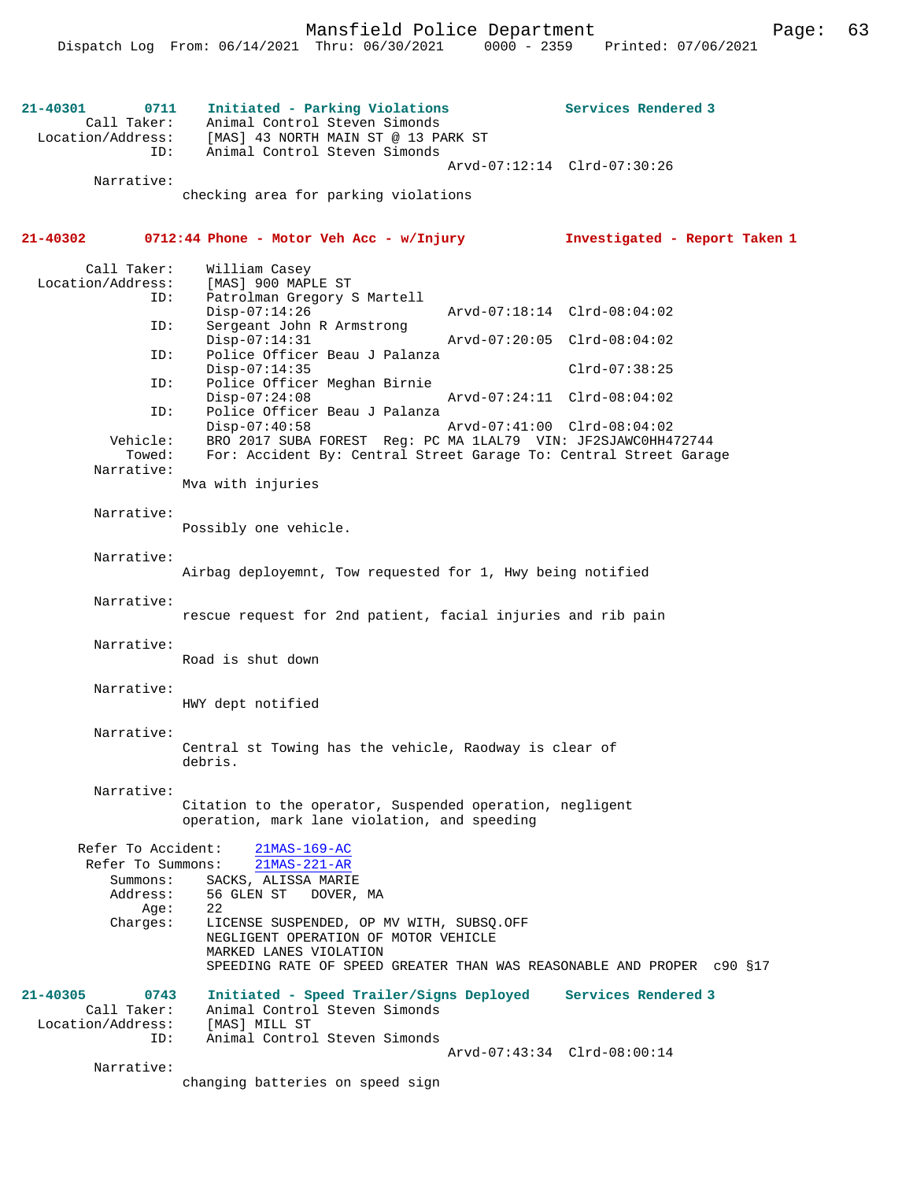**21-40301 0711 Initiated - Parking Violations Services Rendered 3**

Call Taker: Animal Control Steven Simonds
Location/Address: [MAS] 43 NORTH MAIN ST @ 13 PARK ST
ID: Animal Control Steven Simonds
Arvd-07:12:14 Clrd-07:30:26

Narrative:
checking area for parking violations

**21-40302 0712:44 Phone - Motor Veh Acc - w/Injury Investigated - Report Taken 1**

Call Taker: William Casey
Location/Address: [MAS] 900 MAPLE ST
ID: Patrolman Gregory S Martell
Disp-07:14:26 Arvd-07:18:14 Clrd-08:04:02
ID: Sergeant John R Armstrong
Disp-07:14:31 Arvd-07:20:05 Clrd-08:04:02
ID: Police Officer Beau J Palanza
Disp-07:14:35 Clrd-07:38:25
ID: Police Officer Meghan Birnie
Disp-07:24:08 Arvd-07:24:11 Clrd-08:04:02
ID: Police Officer Beau J Palanza
Disp-07:40:58 Arvd-07:41:00 Clrd-08:04:02
Vehicle: BRO 2017 SUBA FOREST Reg: PC MA 1LAL79 VIN: JF2SJAWC0HH472744
Towed: For: Accident By: Central Street Garage To: Central Street Garage

Narrative:
Mva with injuries

Narrative:
Possibly one vehicle.

Narrative:
Airbag deployemnt, Tow requested for 1, Hwy being notified

Narrative:
rescue request for 2nd patient, facial injuries and rib pain

Narrative:
Road is shut down

Narrative:
HWY dept notified

Narrative:
Central st Towing has the vehicle, Raodway is clear of debris.

Narrative:
Citation to the operator, Suspended operation, negligent operation, mark lane violation, and speeding

Refer To Accident: 21MAS-169-AC
Refer To Summons: 21MAS-221-AR
Summons: SACKS, ALISSA MARIE
Address: 56 GLEN ST DOVER, MA
Age: 22
Charges: LICENSE SUSPENDED, OP MV WITH, SUBSQ.OFF
NEGLIGENT OPERATION OF MOTOR VEHICLE
MARKED LANES VIOLATION
SPEEDING RATE OF SPEED GREATER THAN WAS REASONABLE AND PROPER c90 §17

**21-40305 0743 Initiated - Speed Trailer/Signs Deployed Services Rendered 3**

Call Taker: Animal Control Steven Simonds
Location/Address: [MAS] MILL ST
ID: Animal Control Steven Simonds
Arvd-07:43:34 Clrd-08:00:14

Narrative:
changing batteries on speed sign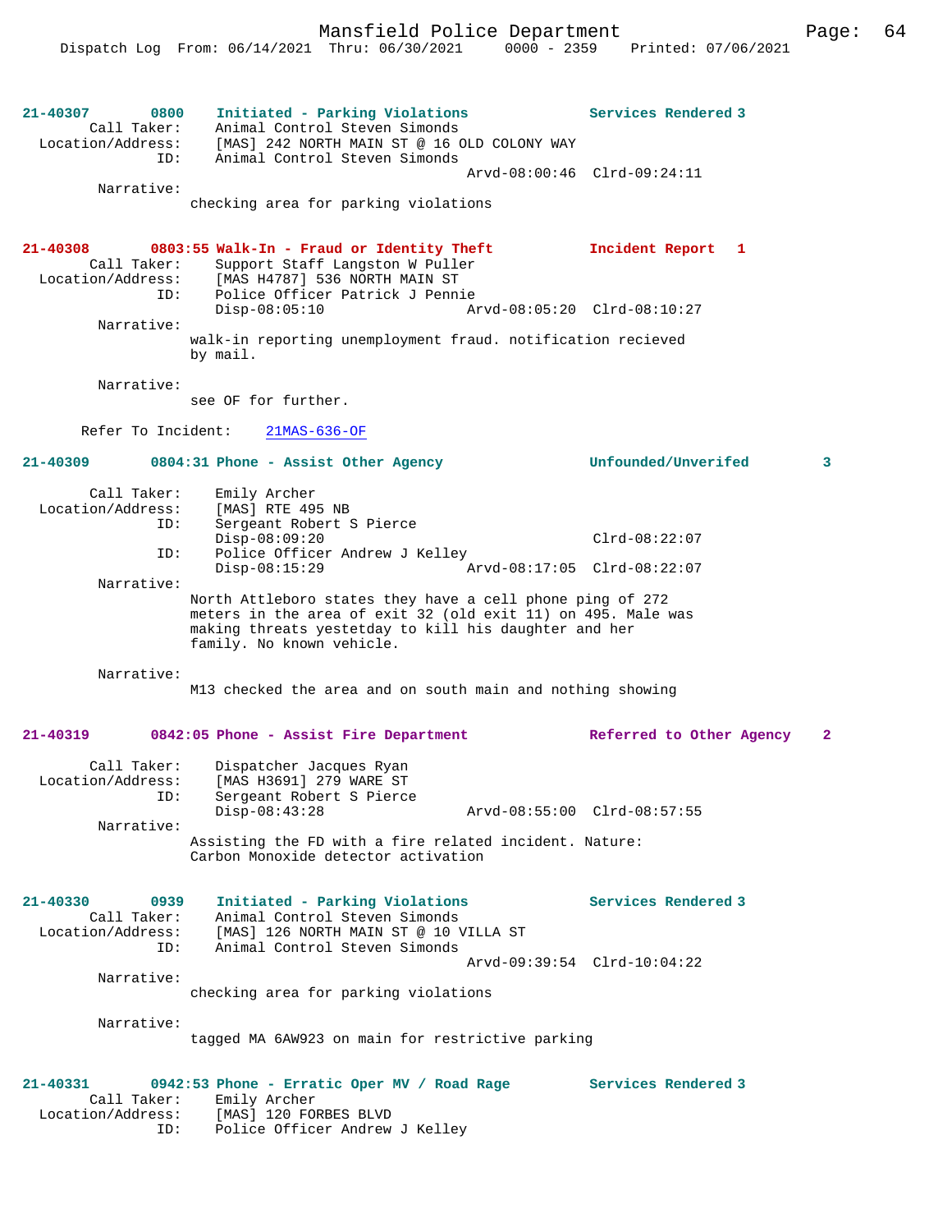**21-40307 0800 Initiated - Parking Violations Services Rendered 3**

```
        Call Taker:    Animal Control Steven Simonds
  Location/Address:    [MAS] 242 NORTH MAIN ST @ 16 OLD COLONY WAY
                ID:    Animal Control Steven Simonds
                                            Arvd-08:00:46  Clrd-09:24:11
         Narrative:
                checking area for parking violations
```

**21-40308 0803:55 Walk-In - Fraud or Identity Theft Incident Report 1**

```
        Call Taker:    Support Staff Langston W Puller
  Location/Address:    [MAS H4787] 536 NORTH MAIN ST
                ID:    Police Officer Patrick J Pennie
                       Disp-08:05:10        Arvd-08:05:20  Clrd-08:10:27
         Narrative:
                walk-in reporting unemployment fraud. notification recieved
                by mail.

         Narrative:
                see OF for further.

      Refer To Incident:    21MAS-636-OF
```

**21-40309 0804:31 Phone - Assist Other Agency Unfounded/Unverifed 3**

```
        Call Taker:    Emily Archer
  Location/Address:    [MAS] RTE 495 NB
                ID:    Sergeant Robert S Pierce
                       Disp-08:09:20                       Clrd-08:22:07
                ID:    Police Officer Andrew J Kelley
                       Disp-08:15:29        Arvd-08:17:05  Clrd-08:22:07
         Narrative:
                North Attleboro states they have a cell phone ping of 272
                meters in the area of exit 32 (old exit 11) on 495. Male was
                making threats yestetday to kill his daughter and her
                family. No known vehicle.

         Narrative:
                M13 checked the area and on south main and nothing showing
```

**21-40319 0842:05 Phone - Assist Fire Department Referred to Other Agency 2**

```
        Call Taker:    Dispatcher Jacques Ryan
  Location/Address:    [MAS H3691] 279 WARE ST
                ID:    Sergeant Robert S Pierce
                       Disp-08:43:28        Arvd-08:55:00  Clrd-08:57:55
         Narrative:
                Assisting the FD with a fire related incident. Nature:
                Carbon Monoxide detector activation
```

**21-40330 0939 Initiated - Parking Violations Services Rendered 3**

```
        Call Taker:    Animal Control Steven Simonds
  Location/Address:    [MAS] 126 NORTH MAIN ST @ 10 VILLA ST
                ID:    Animal Control Steven Simonds
                                            Arvd-09:39:54  Clrd-10:04:22
         Narrative:
                checking area for parking violations

         Narrative:
                tagged MA 6AW923 on main for restrictive parking
```

**21-40331 0942:53 Phone - Erratic Oper MV / Road Rage Services Rendered 3**

```
        Call Taker:    Emily Archer
  Location/Address:    [MAS] 120 FORBES BLVD
                ID:    Police Officer Andrew J Kelley
```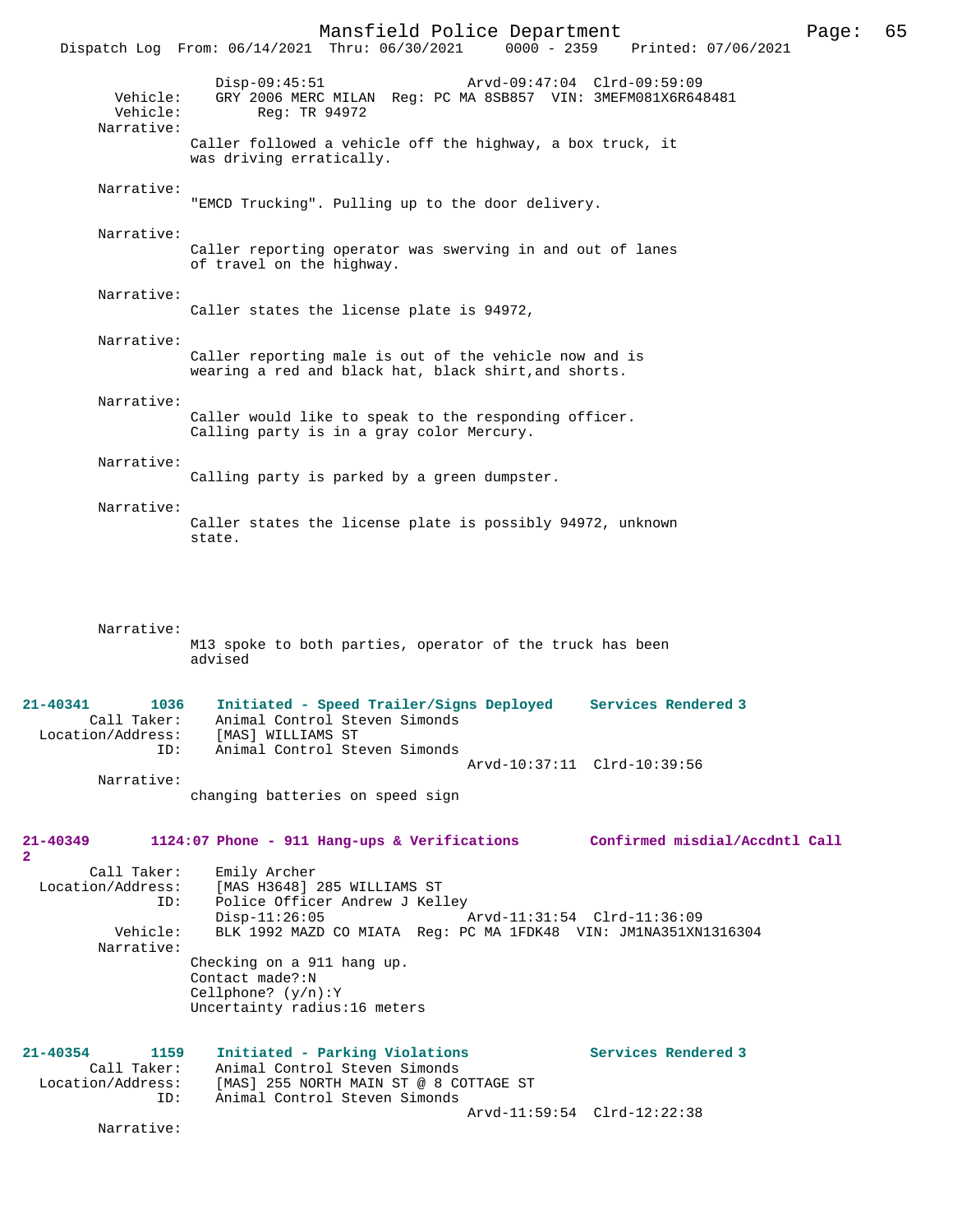Disp-09:45:51 Arvd-09:47:04 Clrd-09:59:09
Vehicle: GRY 2006 MERC MILAN Reg: PC MA 8SB857 VIN: 3MEFM081X6R648481
Vehicle: Reg: TR 94972
Narrative:
Caller followed a vehicle off the highway, a box truck, it was driving erratically.

Narrative:
"EMCD Trucking". Pulling up to the door delivery.

Narrative:
Caller reporting operator was swerving in and out of lanes of travel on the highway.

Narrative:
Caller states the license plate is 94972,

Narrative:
Caller reporting male is out of the vehicle now and is wearing a red and black hat, black shirt,and shorts.

Narrative:
Caller would like to speak to the responding officer. Calling party is in a gray color Mercury.

Narrative:
Calling party is parked by a green dumpster.

Narrative:
Caller states the license plate is possibly 94972, unknown state.

Narrative:
M13 spoke to both parties, operator of the truck has been advised

**21-40341 1036 Initiated - Speed Trailer/Signs Deployed Services Rendered 3**
Call Taker: Animal Control Steven Simonds
Location/Address: [MAS] WILLIAMS ST
ID: Animal Control Steven Simonds
Arvd-10:37:11 Clrd-10:39:56
Narrative:
changing batteries on speed sign

**21-40349 1124:07 Phone - 911 Hang-ups & Verifications Confirmed misdial/Accdntl Call 2**
Call Taker: Emily Archer
Location/Address: [MAS H3648] 285 WILLIAMS ST
ID: Police Officer Andrew J Kelley
Disp-11:26:05 Arvd-11:31:54 Clrd-11:36:09
Vehicle: BLK 1992 MAZD CO MIATA Reg: PC MA 1FDK48 VIN: JM1NA351XN1316304
Narrative:
Checking on a 911 hang up.
Contact made?:N
Cellphone? (y/n):Y
Uncertainty radius:16 meters

**21-40354 1159 Initiated - Parking Violations Services Rendered 3**
Call Taker: Animal Control Steven Simonds
Location/Address: [MAS] 255 NORTH MAIN ST @ 8 COTTAGE ST
ID: Animal Control Steven Simonds
Arvd-11:59:54 Clrd-12:22:38
Narrative: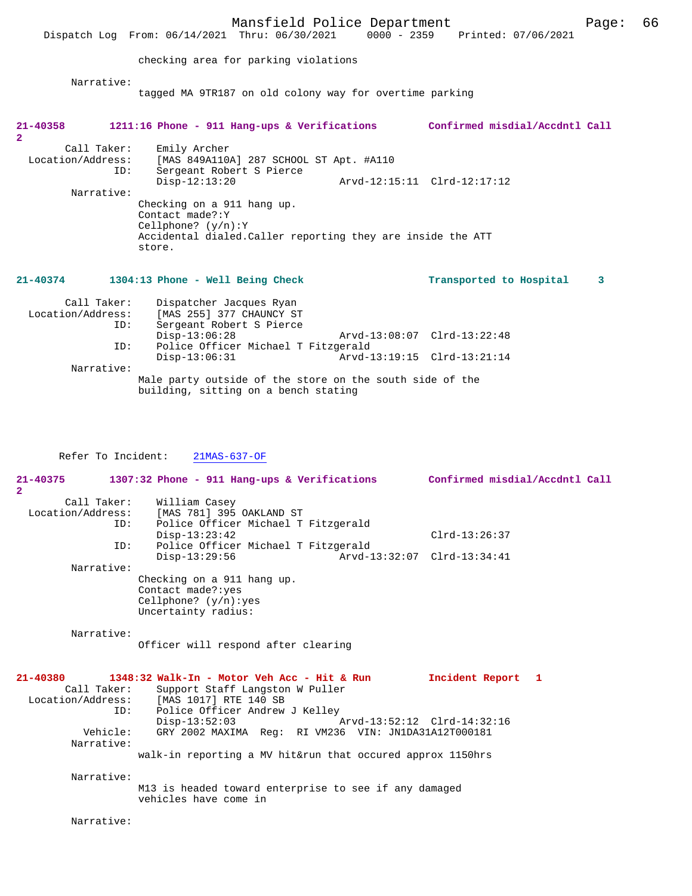checking area for parking violations

Narrative:
tagged MA 9TR187 on old colony way for overtime parking

**21-40358 1211:16 Phone - 911 Hang-ups & Verifications Confirmed misdial/Accdntl Call 2**

Call Taker: Emily Archer
Location/Address: [MAS 849A110A] 287 SCHOOL ST Apt. #A110
ID: Sergeant Robert S Pierce
Disp-12:13:20 Arvd-12:15:11 Clrd-12:17:12

Narrative:
Checking on a 911 hang up.
Contact made?:Y
Cellphone? (y/n):Y
Accidental dialed.Caller reporting they are inside the ATT store.

**21-40374 1304:13 Phone - Well Being Check Transported to Hospital 3**

Call Taker: Dispatcher Jacques Ryan
Location/Address: [MAS 255] 377 CHAUNCY ST
ID: Sergeant Robert S Pierce
Disp-13:06:28 Arvd-13:08:07 Clrd-13:22:48
ID: Police Officer Michael T Fitzgerald
Disp-13:06:31 Arvd-13:19:15 Clrd-13:21:14

Narrative:
Male party outside of the store on the south side of the building, sitting on a bench stating

Refer To Incident: 21MAS-637-OF

**21-40375 1307:32 Phone - 911 Hang-ups & Verifications Confirmed misdial/Accdntl Call 2**

Call Taker: William Casey
Location/Address: [MAS 781] 395 OAKLAND ST
ID: Police Officer Michael T Fitzgerald
Disp-13:23:42 Clrd-13:26:37
ID: Police Officer Michael T Fitzgerald
Disp-13:29:56 Arvd-13:32:07 Clrd-13:34:41

Narrative:
Checking on a 911 hang up.
Contact made?:yes
Cellphone? (y/n):yes
Uncertainty radius:

Narrative:
Officer will respond after clearing

**21-40380 1348:32 Walk-In - Motor Veh Acc - Hit & Run Incident Report 1**

Call Taker: Support Staff Langston W Puller
Location/Address: [MAS 1017] RTE 140 SB
ID: Police Officer Andrew J Kelley
Disp-13:52:03 Arvd-13:52:12 Clrd-14:32:16
Vehicle: GRY 2002 MAXIMA Reg: RI VM236 VIN: JN1DA31A12T000181

Narrative:
walk-in reporting a MV hit&run that occured approx 1150hrs

Narrative:
M13 is headed toward enterprise to see if any damaged vehicles have come in

Narrative: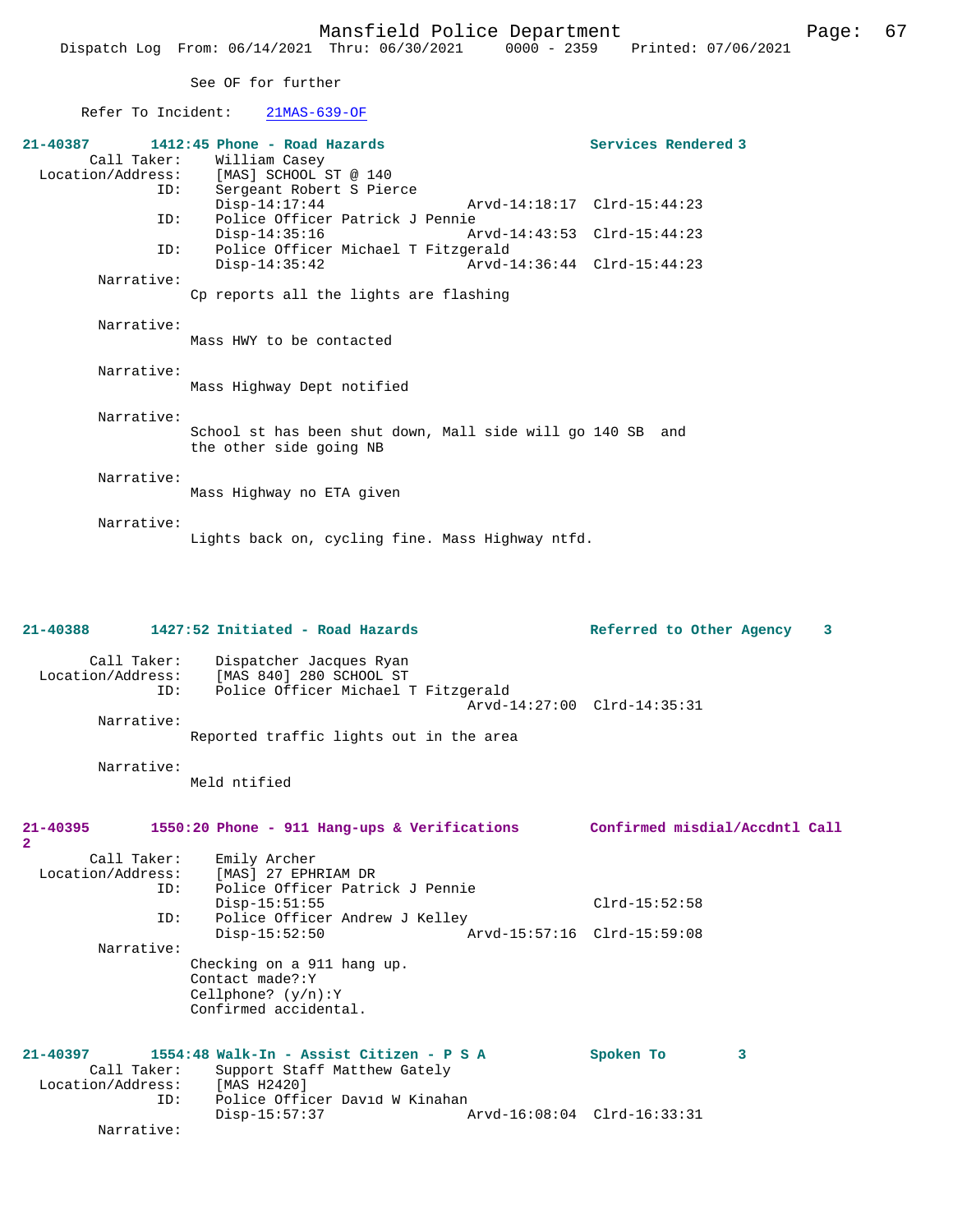See OF for further

Refer To Incident: 21MAS-639-OF

**21-40387 1412:45 Phone - Road Hazards** **Services Rendered 3**

Call Taker: William Casey
Location/Address: [MAS] SCHOOL ST @ 140
ID: Sergeant Robert S Pierce
Disp-14:17:44 Arvd-14:18:17 Clrd-15:44:23
ID: Police Officer Patrick J Pennie
Disp-14:35:16 Arvd-14:43:53 Clrd-15:44:23
ID: Police Officer Michael T Fitzgerald
Disp-14:35:42 Arvd-14:36:44 Clrd-15:44:23

Narrative:
Cp reports all the lights are flashing

Narrative:
Mass HWY to be contacted

Narrative:
Mass Highway Dept notified

Narrative:
School st has been shut down, Mall side will go 140 SB and the other side going NB

Narrative:
Mass Highway no ETA given

Narrative:
Lights back on, cycling fine. Mass Highway ntfd.

**21-40388 1427:52 Initiated - Road Hazards** **Referred to Other Agency 3**

Call Taker: Dispatcher Jacques Ryan
Location/Address: [MAS 840] 280 SCHOOL ST
ID: Police Officer Michael T Fitzgerald
Arvd-14:27:00 Clrd-14:35:31

Narrative:
Reported traffic lights out in the area

Narrative:
Meld ntified

**21-40395 1550:20 Phone - 911 Hang-ups & Verifications** **Confirmed misdial/Accdntl Call 2**

Call Taker: Emily Archer
Location/Address: [MAS] 27 EPHRIAM DR
ID: Police Officer Patrick J Pennie
Disp-15:51:55 Clrd-15:52:58
ID: Police Officer Andrew J Kelley
Disp-15:52:50 Arvd-15:57:16 Clrd-15:59:08

Narrative:
Checking on a 911 hang up.
Contact made?:Y
Cellphone? (y/n):Y
Confirmed accidental.

**21-40397 1554:48 Walk-In - Assist Citizen - P S A** **Spoken To 3**

Call Taker: Support Staff Matthew Gately
Location/Address: [MAS H2420]
ID: Police Officer David W Kinahan
Disp-15:57:37 Arvd-16:08:04 Clrd-16:33:31

Narrative: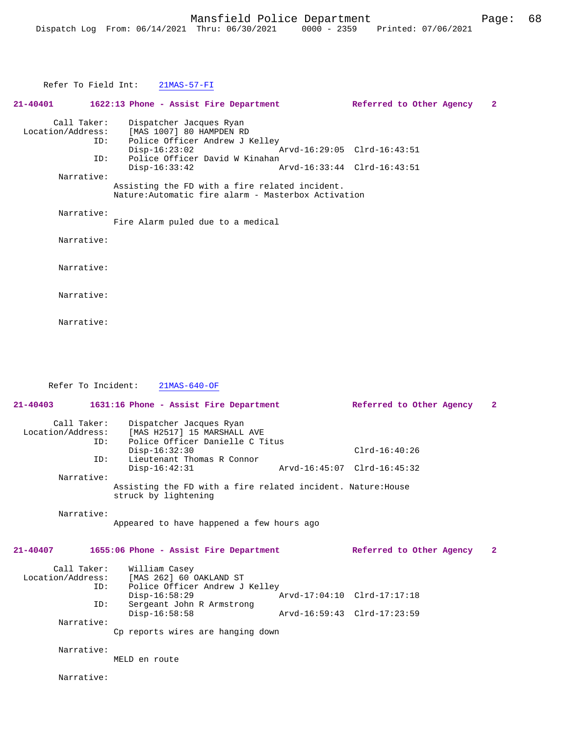Refer To Field Int: 21MAS-57-FI

**21-40401 1622:13 Phone - Assist Fire Department Referred to Other Agency 2**

Call Taker: Dispatcher Jacques Ryan
Location/Address: [MAS 1007] 80 HAMPDEN RD
ID: Police Officer Andrew J Kelley
Disp-16:23:02 Arvd-16:29:05 Clrd-16:43:51
ID: Police Officer David W Kinahan
Disp-16:33:42 Arvd-16:33:44 Clrd-16:43:51

Narrative:
Assisting the FD with a fire related incident.
Nature:Automatic fire alarm - Masterbox Activation

Narrative:
Fire Alarm puled due to a medical

Narrative:

Narrative:

Narrative:

Narrative:

Refer To Incident: 21MAS-640-OF

**21-40403 1631:16 Phone - Assist Fire Department Referred to Other Agency 2**

Call Taker: Dispatcher Jacques Ryan
Location/Address: [MAS H2517] 15 MARSHALL AVE
ID: Police Officer Danielle C Titus
Disp-16:32:30 Clrd-16:40:26
ID: Lieutenant Thomas R Connor
Disp-16:42:31 Arvd-16:45:07 Clrd-16:45:32

Narrative:
Assisting the FD with a fire related incident. Nature:House struck by lightening

Narrative:
Appeared to have happened a few hours ago

**21-40407 1655:06 Phone - Assist Fire Department Referred to Other Agency 2**

Call Taker: William Casey
Location/Address: [MAS 262] 60 OAKLAND ST
ID: Police Officer Andrew J Kelley
Disp-16:58:29 Arvd-17:04:10 Clrd-17:17:18
ID: Sergeant John R Armstrong
Disp-16:58:58 Arvd-16:59:43 Clrd-17:23:59

Narrative:
Cp reports wires are hanging down

Narrative:
MELD en route

Narrative: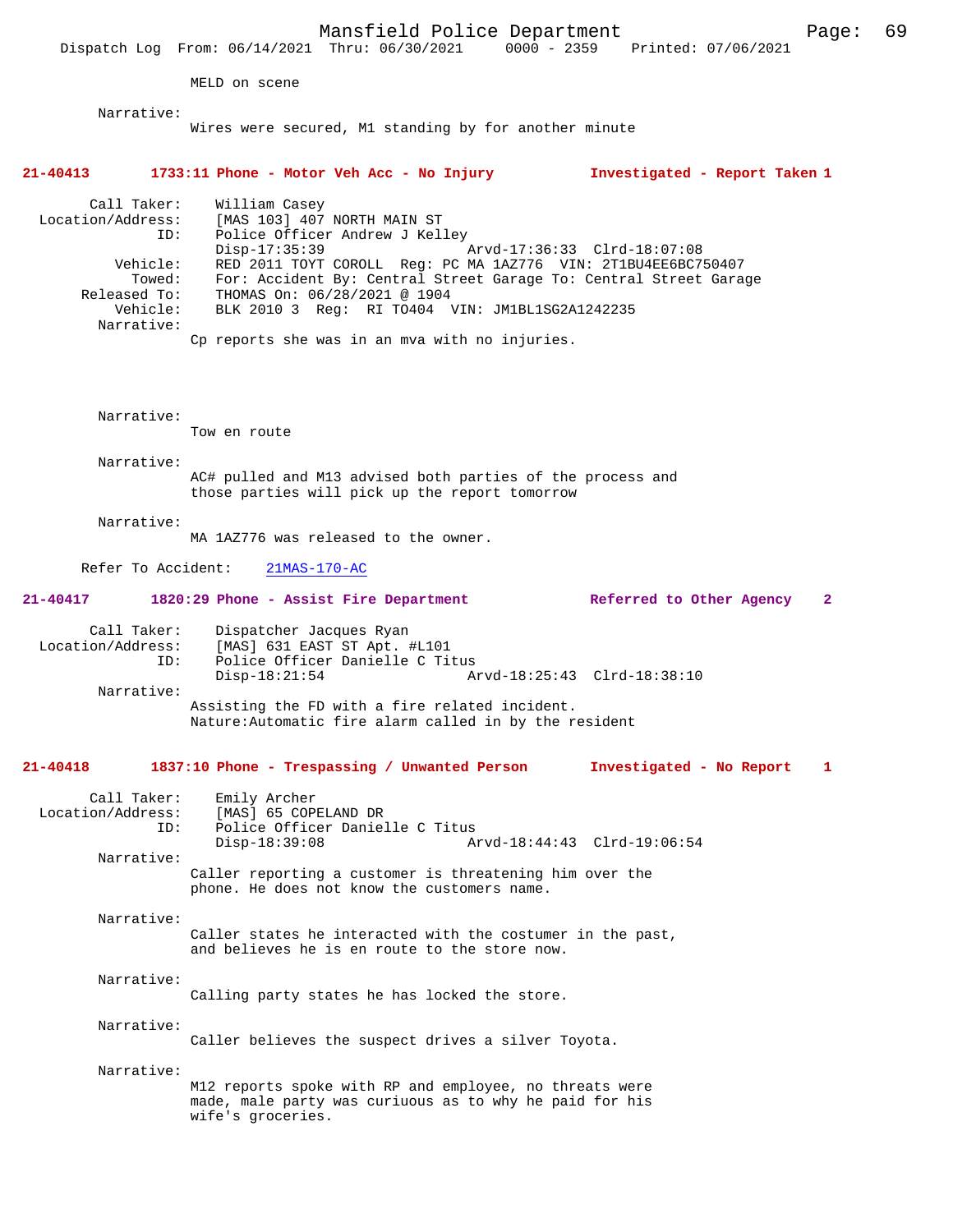MELD on scene

Narrative:
Wires were secured, M1 standing by for another minute

**21-40413 1733:11 Phone - Motor Veh Acc - No Injury Investigated - Report Taken 1**

Call Taker: William Casey
Location/Address: [MAS 103] 407 NORTH MAIN ST
ID: Police Officer Andrew J Kelley
Disp-17:35:39 Arvd-17:36:33 Clrd-18:07:08
Vehicle: RED 2011 TOYT COROLL Reg: PC MA 1AZ776 VIN: 2T1BU4EE6BC750407
Towed: For: Accident By: Central Street Garage To: Central Street Garage
Released To: THOMAS On: 06/28/2021 @ 1904
Vehicle: BLK 2010 3 Reg: RI TO404 VIN: JM1BL1SG2A1242235
Narrative:
Cp reports she was in an mva with no injuries.

Narrative:
Tow en route

Narrative:
AC# pulled and M13 advised both parties of the process and those parties will pick up the report tomorrow

Narrative:
MA 1AZ776 was released to the owner.

Refer To Accident: 21MAS-170-AC

**21-40417 1820:29 Phone - Assist Fire Department Referred to Other Agency 2**

Call Taker: Dispatcher Jacques Ryan
Location/Address: [MAS] 631 EAST ST Apt. #L101
ID: Police Officer Danielle C Titus
Disp-18:21:54 Arvd-18:25:43 Clrd-18:38:10
Narrative:
Assisting the FD with a fire related incident.
Nature:Automatic fire alarm called in by the resident

**21-40418 1837:10 Phone - Trespassing / Unwanted Person Investigated - No Report 1**

Call Taker: Emily Archer
Location/Address: [MAS] 65 COPELAND DR
ID: Police Officer Danielle C Titus
Disp-18:39:08 Arvd-18:44:43 Clrd-19:06:54
Narrative:
Caller reporting a customer is threatening him over the phone. He does not know the customers name.

Narrative:
Caller states he interacted with the costumer in the past, and believes he is en route to the store now.

Narrative:
Calling party states he has locked the store.

Narrative:
Caller believes the suspect drives a silver Toyota.

Narrative:
M12 reports spoke with RP and employee, no threats were made, male party was curiuous as to why he paid for his wife's groceries.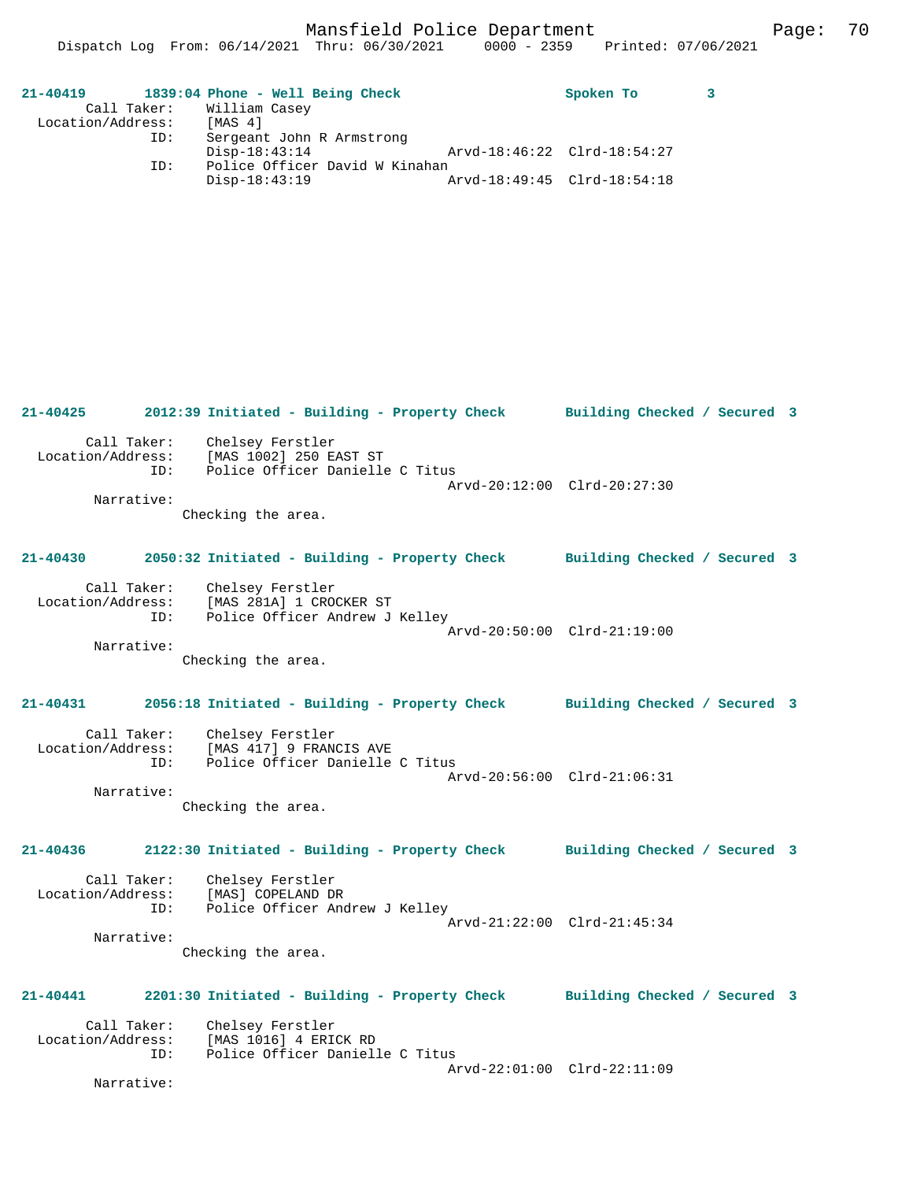**21-40419 1839:04 Phone - Well Being Check Spoken To 3**

```
        Call Taker:    William Casey
  Location/Address:    [MAS 4]
                ID:    Sergeant John R Armstrong
                       Disp-18:43:14                Arvd-18:46:22  Clrd-18:54:27
                ID:    Police Officer David W Kinahan
                       Disp-18:43:19                Arvd-18:49:45  Clrd-18:54:18
```

**21-40425 2012:39 Initiated - Building - Property Check Building Checked / Secured 3**

```
        Call Taker:    Chelsey Ferstler
  Location/Address:    [MAS 1002] 250 EAST ST
                ID:    Police Officer Danielle C Titus
                                                    Arvd-20:12:00  Clrd-20:27:30
         Narrative:
                Checking the area.
```

**21-40430 2050:32 Initiated - Building - Property Check Building Checked / Secured 3**

```
        Call Taker:    Chelsey Ferstler
  Location/Address:    [MAS 281A] 1 CROCKER ST
                ID:    Police Officer Andrew J Kelley
                                                    Arvd-20:50:00  Clrd-21:19:00
         Narrative:
                Checking the area.
```

**21-40431 2056:18 Initiated - Building - Property Check Building Checked / Secured 3**

```
        Call Taker:    Chelsey Ferstler
  Location/Address:    [MAS 417] 9 FRANCIS AVE
                ID:    Police Officer Danielle C Titus
                                                    Arvd-20:56:00  Clrd-21:06:31
         Narrative:
                Checking the area.
```

**21-40436 2122:30 Initiated - Building - Property Check Building Checked / Secured 3**

```
        Call Taker:    Chelsey Ferstler
  Location/Address:    [MAS] COPELAND DR
                ID:    Police Officer Andrew J Kelley
                                                    Arvd-21:22:00  Clrd-21:45:34
         Narrative:
                Checking the area.
```

**21-40441 2201:30 Initiated - Building - Property Check Building Checked / Secured 3**

```
        Call Taker:    Chelsey Ferstler
  Location/Address:    [MAS 1016] 4 ERICK RD
                ID:    Police Officer Danielle C Titus
                                                    Arvd-22:01:00  Clrd-22:11:09
         Narrative:
```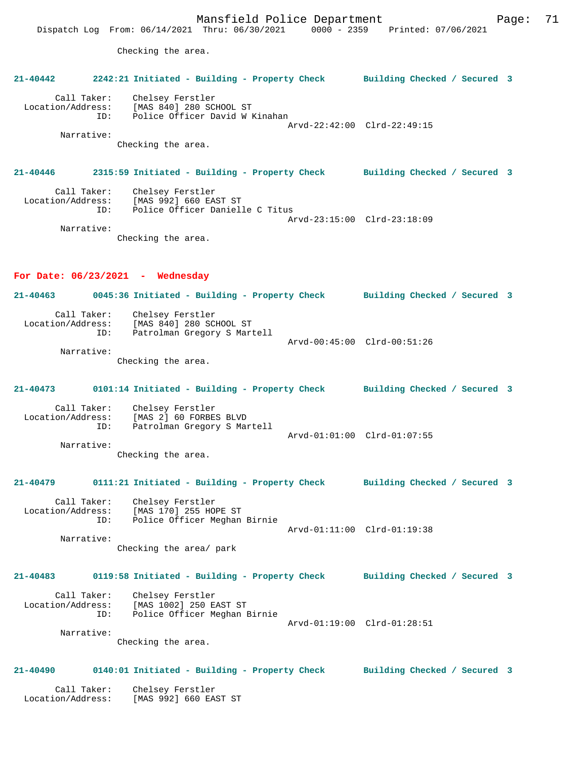Checking the area.

**21-40442 2242:21 Initiated - Building - Property Check Building Checked / Secured 3**

Call Taker: Chelsey Ferstler
Location/Address: [MAS 840] 280 SCHOOL ST
ID: Police Officer David W Kinahan
Arvd-22:42:00 Clrd-22:49:15
Narrative:
Checking the area.

**21-40446 2315:59 Initiated - Building - Property Check Building Checked / Secured 3**

Call Taker: Chelsey Ferstler
Location/Address: [MAS 992] 660 EAST ST
ID: Police Officer Danielle C Titus
Arvd-23:15:00 Clrd-23:18:09
Narrative:
Checking the area.

## For Date: 06/23/2021 - Wednesday

**21-40463 0045:36 Initiated - Building - Property Check Building Checked / Secured 3**

Call Taker: Chelsey Ferstler
Location/Address: [MAS 840] 280 SCHOOL ST
ID: Patrolman Gregory S Martell
Arvd-00:45:00 Clrd-00:51:26
Narrative:
Checking the area.

**21-40473 0101:14 Initiated - Building - Property Check Building Checked / Secured 3**

Call Taker: Chelsey Ferstler
Location/Address: [MAS 2] 60 FORBES BLVD
ID: Patrolman Gregory S Martell
Arvd-01:01:00 Clrd-01:07:55
Narrative:
Checking the area.

**21-40479 0111:21 Initiated - Building - Property Check Building Checked / Secured 3**

Call Taker: Chelsey Ferstler
Location/Address: [MAS 170] 255 HOPE ST
ID: Police Officer Meghan Birnie
Arvd-01:11:00 Clrd-01:19:38
Narrative:
Checking the area/ park

**21-40483 0119:58 Initiated - Building - Property Check Building Checked / Secured 3**

Call Taker: Chelsey Ferstler
Location/Address: [MAS 1002] 250 EAST ST
ID: Police Officer Meghan Birnie
Arvd-01:19:00 Clrd-01:28:51
Narrative:
Checking the area.

**21-40490 0140:01 Initiated - Building - Property Check Building Checked / Secured 3**

Call Taker: Chelsey Ferstler
Location/Address: [MAS 992] 660 EAST ST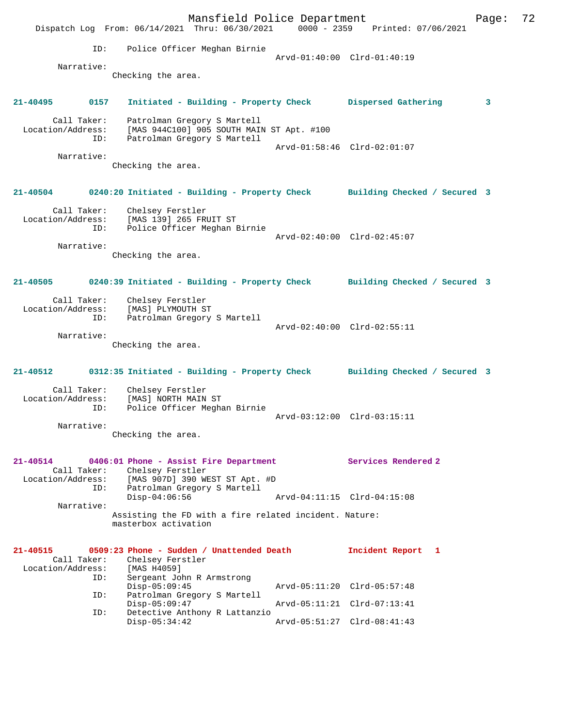ID: Police Officer Meghan Birnie
Arvd-01:40:00 Clrd-01:40:19

Narrative:
Checking the area.

**21-40495 0157 Initiated - Building - Property Check Dispersed Gathering 3**

Call Taker: Patrolman Gregory S Martell
Location/Address: [MAS 944C100] 905 SOUTH MAIN ST Apt. #100
ID: Patrolman Gregory S Martell
Arvd-01:58:46 Clrd-02:01:07

Narrative:
Checking the area.

**21-40504 0240:20 Initiated - Building - Property Check Building Checked / Secured 3**

Call Taker: Chelsey Ferstler
Location/Address: [MAS 139] 265 FRUIT ST
ID: Police Officer Meghan Birnie
Arvd-02:40:00 Clrd-02:45:07

Narrative:
Checking the area.

**21-40505 0240:39 Initiated - Building - Property Check Building Checked / Secured 3**

Call Taker: Chelsey Ferstler
Location/Address: [MAS] PLYMOUTH ST
ID: Patrolman Gregory S Martell
Arvd-02:40:00 Clrd-02:55:11

Narrative:
Checking the area.

**21-40512 0312:35 Initiated - Building - Property Check Building Checked / Secured 3**

Call Taker: Chelsey Ferstler
Location/Address: [MAS] NORTH MAIN ST
ID: Police Officer Meghan Birnie
Arvd-03:12:00 Clrd-03:15:11

Narrative:
Checking the area.

**21-40514 0406:01 Phone - Assist Fire Department Services Rendered 2**

Call Taker: Chelsey Ferstler
Location/Address: [MAS 907D] 390 WEST ST Apt. #D
ID: Patrolman Gregory S Martell
Disp-04:06:56 Arvd-04:11:15 Clrd-04:15:08

Narrative:
Assisting the FD with a fire related incident. Nature: masterbox activation

**21-40515 0509:23 Phone - Sudden / Unattended Death Incident Report 1**

Call Taker: Chelsey Ferstler
Location/Address: [MAS H4059]
ID: Sergeant John R Armstrong
Disp-05:09:45 Arvd-05:11:20 Clrd-05:57:48
ID: Patrolman Gregory S Martell
Disp-05:09:47 Arvd-05:11:21 Clrd-07:13:41
ID: Detective Anthony R Lattanzio
Disp-05:34:42 Arvd-05:51:27 Clrd-08:41:43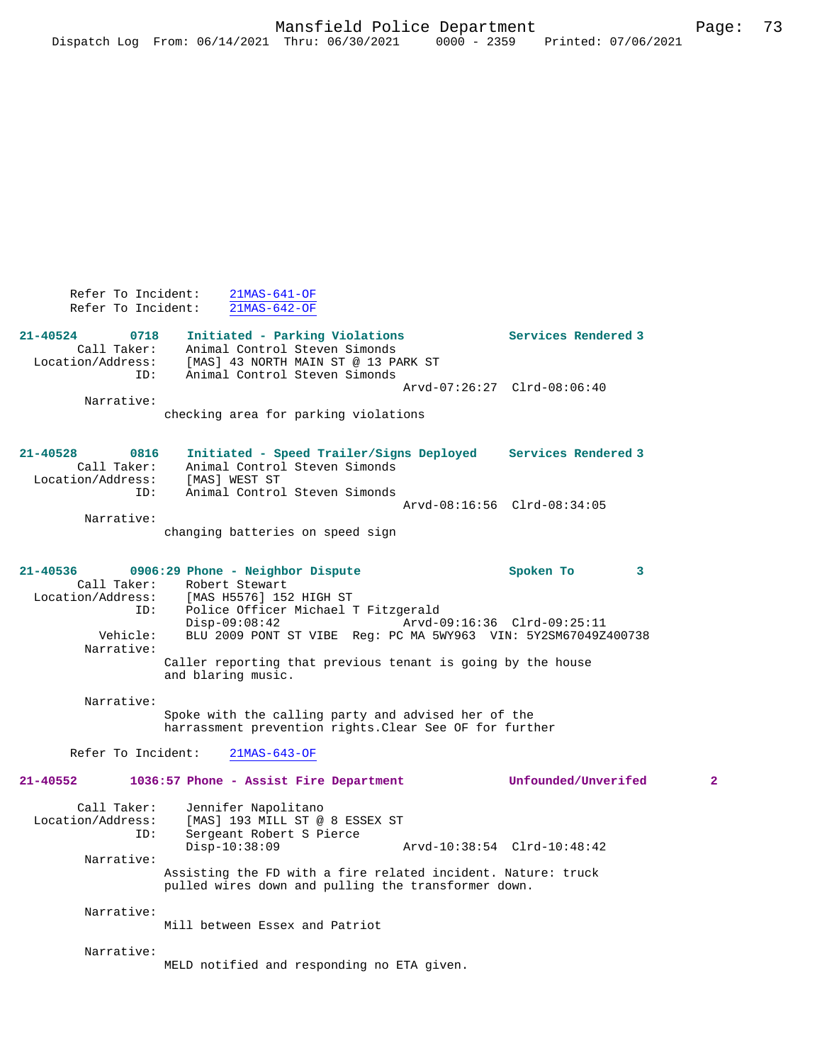Refer To Incident: 21MAS-641-OF
Refer To Incident: 21MAS-642-OF

**21-40524 0718 Initiated - Parking Violations Services Rendered 3**

Call Taker: Animal Control Steven Simonds
Location/Address: [MAS] 43 NORTH MAIN ST @ 13 PARK ST
ID: Animal Control Steven Simonds
Arvd-07:26:27 Clrd-08:06:40

Narrative:
checking area for parking violations

**21-40528 0816 Initiated - Speed Trailer/Signs Deployed Services Rendered 3**

Call Taker: Animal Control Steven Simonds
Location/Address: [MAS] WEST ST
ID: Animal Control Steven Simonds
Arvd-08:16:56 Clrd-08:34:05

Narrative:
changing batteries on speed sign

**21-40536 0906:29 Phone - Neighbor Dispute Spoken To 3**

Call Taker: Robert Stewart
Location/Address: [MAS H5576] 152 HIGH ST
ID: Police Officer Michael T Fitzgerald
Disp-09:08:42 Arvd-09:16:36 Clrd-09:25:11
Vehicle: BLU 2009 PONT ST VIBE Reg: PC MA 5WY963 VIN: 5Y2SM67049Z400738

Narrative:
Caller reporting that previous tenant is going by the house and blaring music.

Narrative:
Spoke with the calling party and advised her of the harrassment prevention rights.Clear See OF for further

Refer To Incident: 21MAS-643-OF

**21-40552 1036:57 Phone - Assist Fire Department Unfounded/Unverifed 2**

Call Taker: Jennifer Napolitano
Location/Address: [MAS] 193 MILL ST @ 8 ESSEX ST
ID: Sergeant Robert S Pierce
Disp-10:38:09 Arvd-10:38:54 Clrd-10:48:42

Narrative:
Assisting the FD with a fire related incident. Nature: truck pulled wires down and pulling the transformer down.

Narrative:
Mill between Essex and Patriot

Narrative:
MELD notified and responding no ETA given.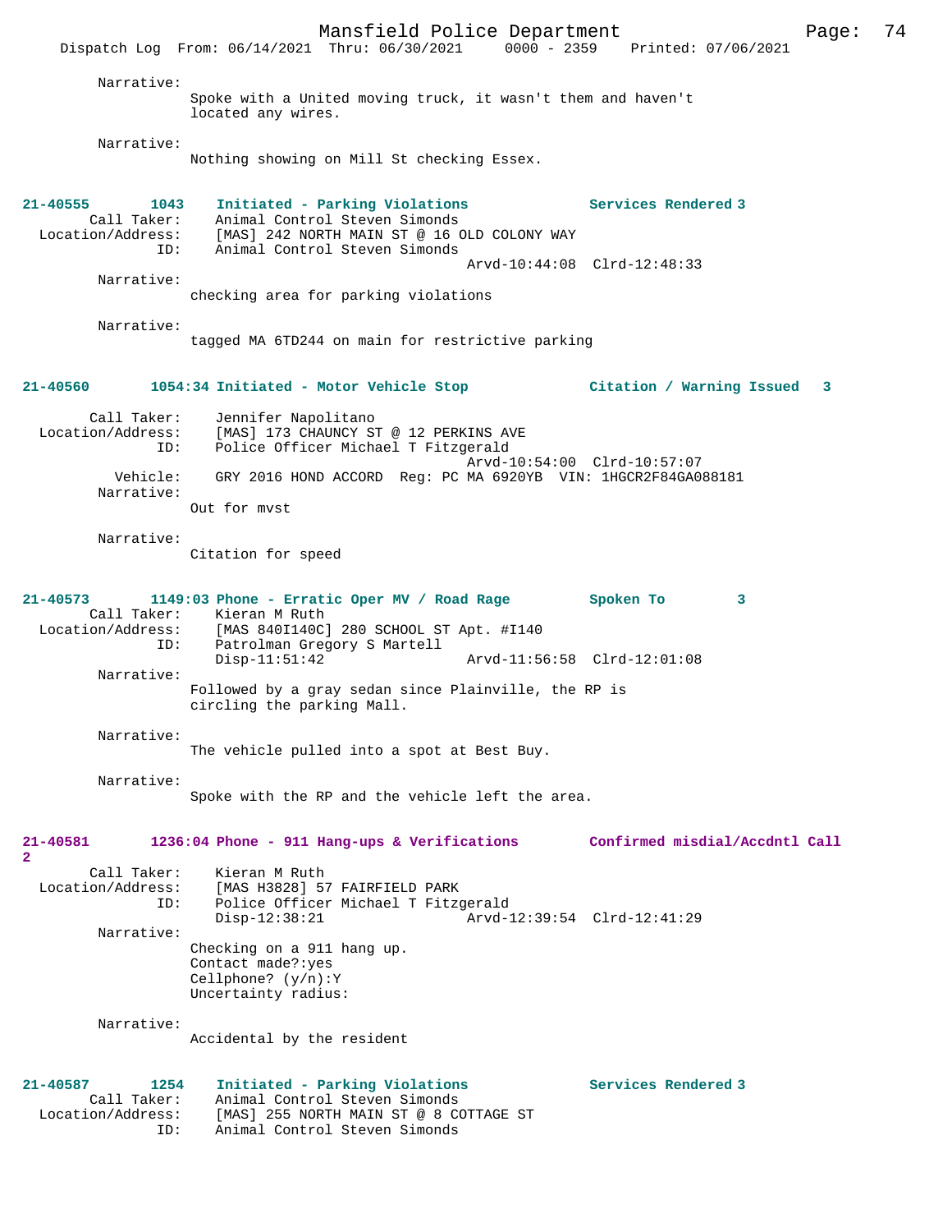Narrative:
Spoke with a United moving truck, it wasn't them and haven't located any wires.

Narrative:
Nothing showing on Mill St checking Essex.

**21-40555 1043 Initiated - Parking Violations — Services Rendered 3**

Call Taker: Animal Control Steven Simonds
Location/Address: [MAS] 242 NORTH MAIN ST @ 16 OLD COLONY WAY
ID: Animal Control Steven Simonds
Arvd-10:44:08 Clrd-12:48:33

Narrative:
checking area for parking violations

Narrative:
tagged MA 6TD244 on main for restrictive parking

**21-40560 1054:34 Initiated - Motor Vehicle Stop — Citation / Warning Issued 3**

Call Taker: Jennifer Napolitano
Location/Address: [MAS] 173 CHAUNCY ST @ 12 PERKINS AVE
ID: Police Officer Michael T Fitzgerald
Arvd-10:54:00 Clrd-10:57:07
Vehicle: GRY 2016 HOND ACCORD Reg: PC MA 6920YB VIN: 1HGCR2F84GA088181

Narrative:
Out for mvst

Narrative:
Citation for speed

**21-40573 1149:03 Phone - Erratic Oper MV / Road Rage — Spoken To 3**

Call Taker: Kieran M Ruth
Location/Address: [MAS 840I140C] 280 SCHOOL ST Apt. #I140
ID: Patrolman Gregory S Martell
Disp-11:51:42 Arvd-11:56:58 Clrd-12:01:08

Narrative:
Followed by a gray sedan since Plainville, the RP is circling the parking Mall.

Narrative:
The vehicle pulled into a spot at Best Buy.

Narrative:
Spoke with the RP and the vehicle left the area.

**21-40581 1236:04 Phone - 911 Hang-ups & Verifications — Confirmed misdial/Accdntl Call 2**

Call Taker: Kieran M Ruth
Location/Address: [MAS H3828] 57 FAIRFIELD PARK
ID: Police Officer Michael T Fitzgerald
Disp-12:38:21 Arvd-12:39:54 Clrd-12:41:29

Narrative:
Checking on a 911 hang up.
Contact made?:yes
Cellphone? (y/n):Y
Uncertainty radius:

Narrative:
Accidental by the resident

**21-40587 1254 Initiated - Parking Violations — Services Rendered 3**

Call Taker: Animal Control Steven Simonds
Location/Address: [MAS] 255 NORTH MAIN ST @ 8 COTTAGE ST
ID: Animal Control Steven Simonds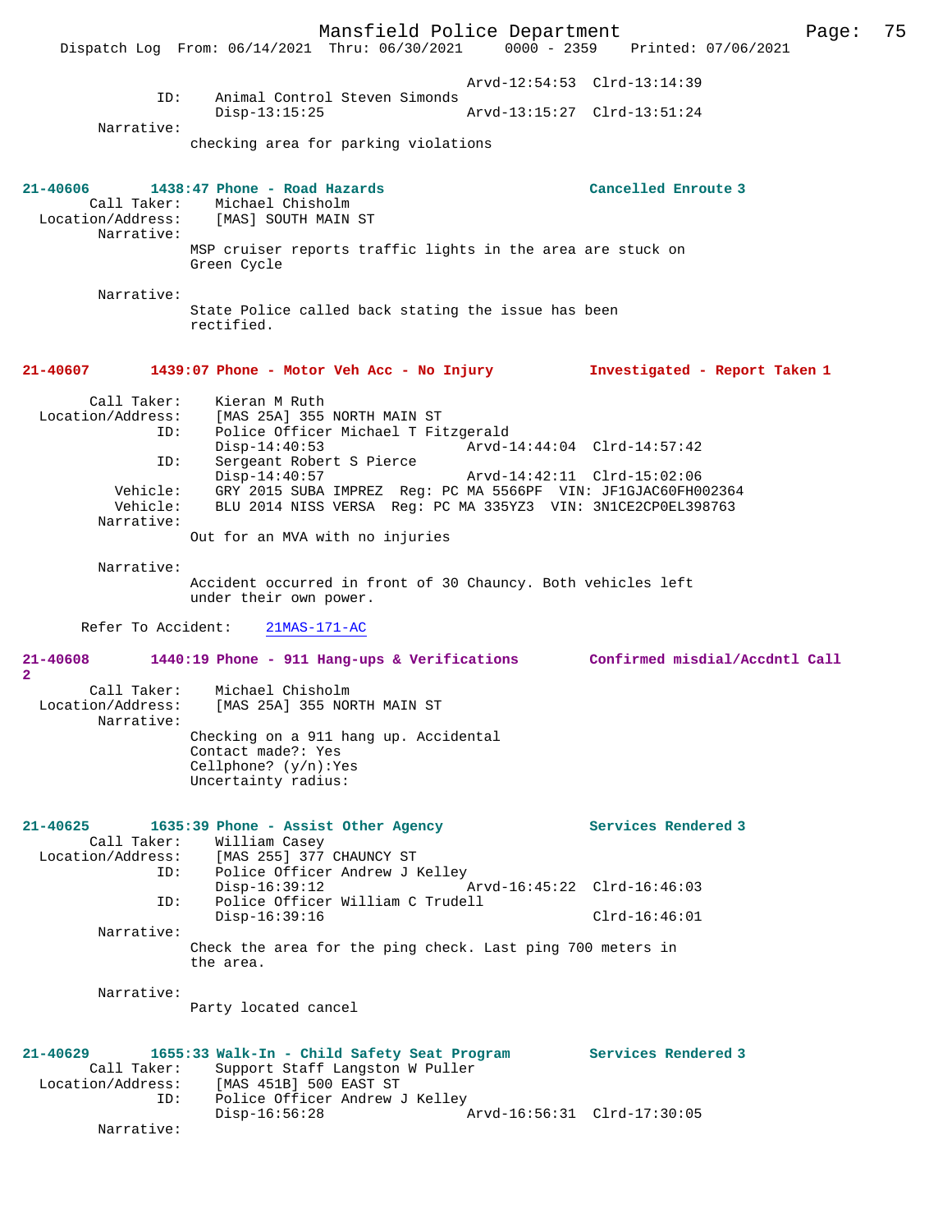Arvd-12:54:53  Clrd-13:14:39
ID: Animal Control Steven Simonds
Disp-13:15:25  Arvd-13:15:27  Clrd-13:51:24
Narrative:
checking area for parking violations

**21-40606  1438:47 Phone - Road Hazards  Cancelled Enroute 3**
Call Taker: Michael Chisholm
Location/Address: [MAS] SOUTH MAIN ST
Narrative:
MSP cruiser reports traffic lights in the area are stuck on Green Cycle

Narrative:
State Police called back stating the issue has been rectified.

**21-40607  1439:07 Phone - Motor Veh Acc - No Injury  Investigated - Report Taken 1**
Call Taker: Kieran M Ruth
Location/Address: [MAS 25A] 355 NORTH MAIN ST
ID: Police Officer Michael T Fitzgerald
Disp-14:40:53  Arvd-14:44:04  Clrd-14:57:42
ID: Sergeant Robert S Pierce
Disp-14:40:57  Arvd-14:42:11  Clrd-15:02:06
Vehicle: GRY 2015 SUBA IMPREZ Reg: PC MA 5566PF VIN: JF1GJAC60FH002364
Vehicle: BLU 2014 NISS VERSA Reg: PC MA 335YZ3 VIN: 3N1CE2CP0EL398763
Narrative:
Out for an MVA with no injuries

Narrative:
Accident occurred in front of 30 Chauncy. Both vehicles left under their own power.

Refer To Accident: 21MAS-171-AC

**21-40608  1440:19 Phone - 911 Hang-ups & Verifications  Confirmed misdial/Accdntl Call 2**
Call Taker: Michael Chisholm
Location/Address: [MAS 25A] 355 NORTH MAIN ST
Narrative:
Checking on a 911 hang up. Accidental
Contact made?: Yes
Cellphone? (y/n):Yes
Uncertainty radius:

**21-40625  1635:39 Phone - Assist Other Agency  Services Rendered 3**
Call Taker: William Casey
Location/Address: [MAS 255] 377 CHAUNCY ST
ID: Police Officer Andrew J Kelley
Disp-16:39:12  Arvd-16:45:22  Clrd-16:46:03
ID: Police Officer William C Trudell
Disp-16:39:16  Clrd-16:46:01
Narrative:
Check the area for the ping check. Last ping 700 meters in the area.

Narrative:
Party located cancel

**21-40629  1655:33 Walk-In - Child Safety Seat Program  Services Rendered 3**
Call Taker: Support Staff Langston W Puller
Location/Address: [MAS 451B] 500 EAST ST
ID: Police Officer Andrew J Kelley
Disp-16:56:28  Arvd-16:56:31  Clrd-17:30:05
Narrative: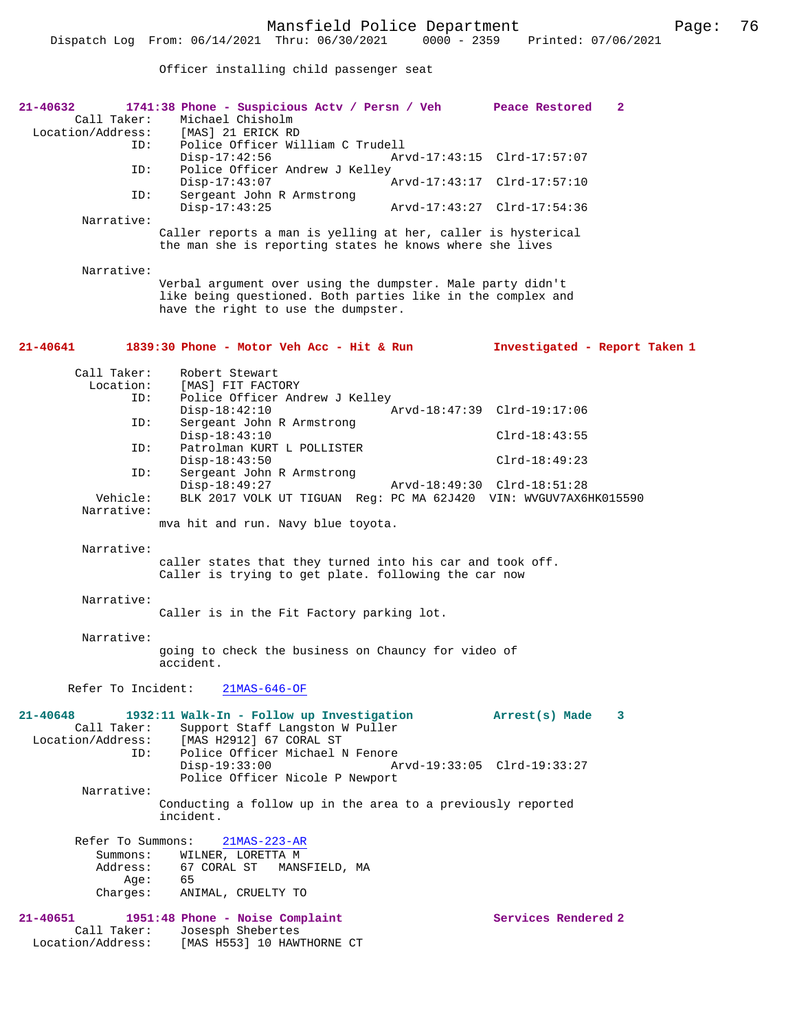Officer installing child passenger seat

**21-40632 1741:38 Phone - Suspicious Actv / Persn / Veh Peace Restored 2**

```
        Call Taker:     Michael Chisholm
  Location/Address:     [MAS] 21 ERICK RD
                ID:     Police Officer William C Trudell
                        Disp-17:42:56                Arvd-17:43:15  Clrd-17:57:07
                ID:     Police Officer Andrew J Kelley
                        Disp-17:43:07                Arvd-17:43:17  Clrd-17:57:10
                ID:     Sergeant John R Armstrong
                        Disp-17:43:25                Arvd-17:43:27  Clrd-17:54:36
         Narrative:
                      Caller reports a man is yelling at her, caller is hysterical
                      the man she is reporting states he knows where she lives

         Narrative:
                      Verbal argument over using the dumpster. Male party didn't
                      like being questioned. Both parties like in the complex and
                      have the right to use the dumpster.
```

**21-40641 1839:30 Phone - Motor Veh Acc - Hit & Run Investigated - Report Taken 1**

```
        Call Taker:     Robert Stewart
          Location:     [MAS] FIT FACTORY
                ID:     Police Officer Andrew J Kelley
                        Disp-18:42:10                Arvd-18:47:39  Clrd-19:17:06
                ID:     Sergeant John R Armstrong
                        Disp-18:43:10                               Clrd-18:43:55
                ID:     Patrolman KURT L POLLISTER
                        Disp-18:43:50                               Clrd-18:49:23
                ID:     Sergeant John R Armstrong
                        Disp-18:49:27                Arvd-18:49:30  Clrd-18:51:28
           Vehicle:     BLK 2017 VOLK UT TIGUAN  Reg: PC MA 62J420  VIN: WVGUV7AX6HK015590
         Narrative:
                      mva hit and run. Navy blue toyota.

         Narrative:
                      caller states that they turned into his car and took off.
                      Caller is trying to get plate. following the car now

         Narrative:
                      Caller is in the Fit Factory parking lot.

         Narrative:
                      going to check the business on Chauncy for video of
                      accident.

       Refer To Incident:    21MAS-646-OF
```

**21-40648 1932:11 Walk-In - Follow up Investigation Arrest(s) Made 3**

```
        Call Taker:     Support Staff Langston W Puller
  Location/Address:     [MAS H2912] 67 CORAL ST
                ID:     Police Officer Michael N Fenore
                        Disp-19:33:00                Arvd-19:33:05  Clrd-19:33:27
                        Police Officer Nicole P Newport
         Narrative:
                      Conducting a follow up in the area to a previously reported
                      incident.

        Refer To Summons:    21MAS-223-AR
           Summons:     WILNER, LORETTA M
           Address:     67 CORAL ST   MANSFIELD, MA
               Age:     65
           Charges:     ANIMAL, CRUELTY TO
```

**21-40651 1951:48 Phone - Noise Complaint Services Rendered 2**

```
        Call Taker:     Josesph Shebertes
  Location/Address:     [MAS H553] 10 HAWTHORNE CT
```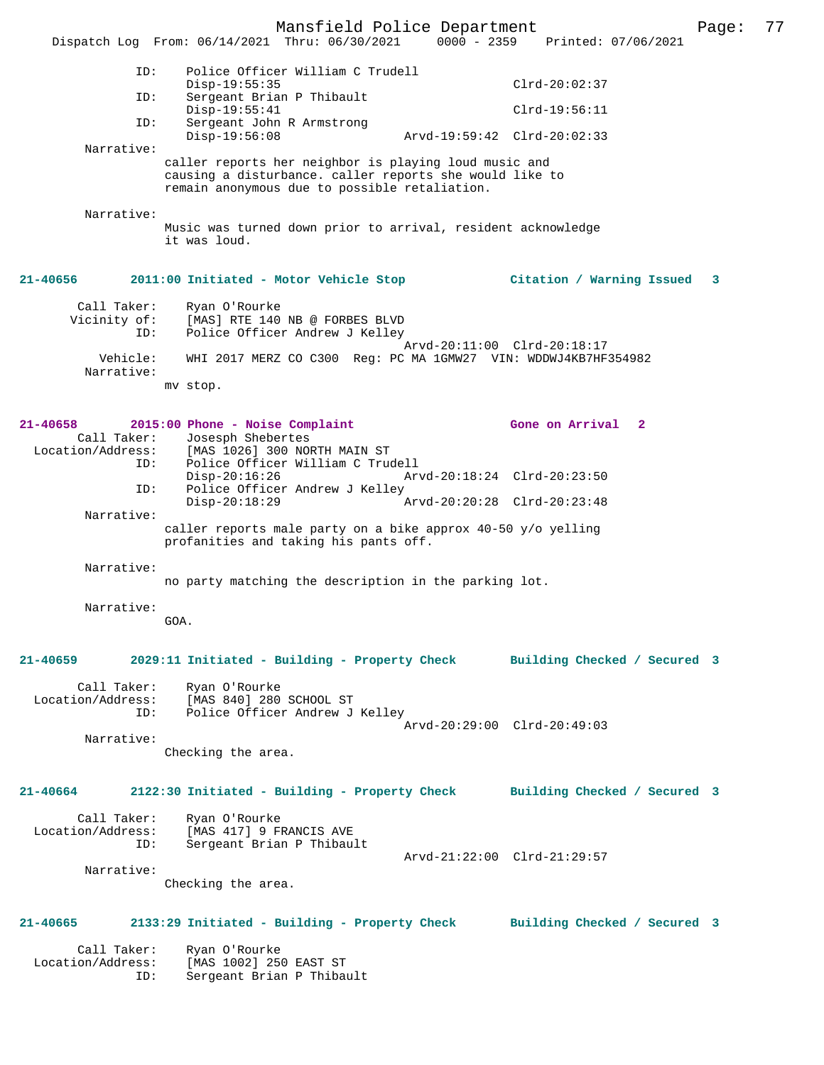```
             ID:    Police Officer William C Trudell
                    Disp-19:55:35                              Clrd-20:02:37
             ID:    Sergeant Brian P Thibault
                    Disp-19:55:41                              Clrd-19:56:11
             ID:    Sergeant John R Armstrong
                    Disp-19:56:08                 Arvd-19:59:42  Clrd-20:02:33
      Narrative:
                  caller reports her neighbor is playing loud music and
                  causing a disturbance. caller reports she would like to
                  remain anonymous due to possible retaliation.

      Narrative:
                  Music was turned down prior to arrival, resident acknowledge
                  it was loud.
```

**21-40656 2011:00 Initiated - Motor Vehicle Stop — Citation / Warning Issued 3**

```
     Call Taker:    Ryan O'Rourke
    Vicinity of:    [MAS] RTE 140 NB @ FORBES BLVD
             ID:    Police Officer Andrew J Kelley
                                                  Arvd-20:11:00  Clrd-20:18:17
        Vehicle:    WHI 2017 MERZ CO C300  Reg: PC MA 1GMW27  VIN: WDDWJ4KB7HF354982
      Narrative:
                  mv stop.
```

**21-40658 2015:00 Phone - Noise Complaint — Gone on Arrival 2**

```
     Call Taker:    Josesph Shebertes
Location/Address:   [MAS 1026] 300 NORTH MAIN ST
             ID:    Police Officer William C Trudell
                    Disp-20:16:26                 Arvd-20:18:24  Clrd-20:23:50
             ID:    Police Officer Andrew J Kelley
                    Disp-20:18:29                 Arvd-20:20:28  Clrd-20:23:48
      Narrative:
                  caller reports male party on a bike approx 40-50 y/o yelling
                  profanities and taking his pants off.

      Narrative:
                  no party matching the description in the parking lot.

      Narrative:
                  GOA.
```

**21-40659 2029:11 Initiated - Building - Property Check — Building Checked / Secured 3**

```
     Call Taker:    Ryan O'Rourke
Location/Address:   [MAS 840] 280 SCHOOL ST
             ID:    Police Officer Andrew J Kelley
                                                  Arvd-20:29:00  Clrd-20:49:03
      Narrative:
                  Checking the area.
```

**21-40664 2122:30 Initiated - Building - Property Check — Building Checked / Secured 3**

```
     Call Taker:    Ryan O'Rourke
Location/Address:   [MAS 417] 9 FRANCIS AVE
             ID:    Sergeant Brian P Thibault
                                                  Arvd-21:22:00  Clrd-21:29:57
      Narrative:
                  Checking the area.
```

**21-40665 2133:29 Initiated - Building - Property Check — Building Checked / Secured 3**

```
     Call Taker:    Ryan O'Rourke
Location/Address:   [MAS 1002] 250 EAST ST
             ID:    Sergeant Brian P Thibault
```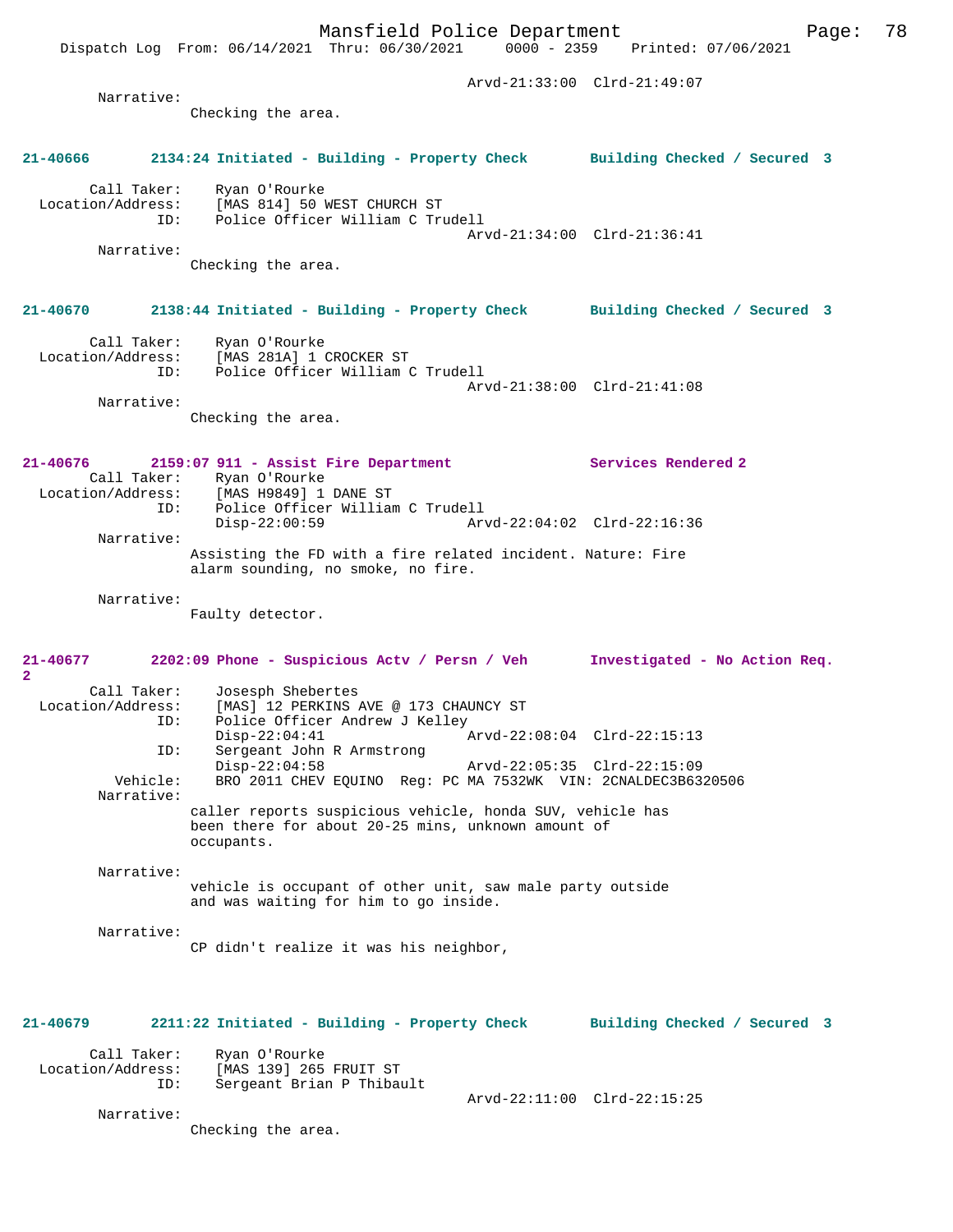Arvd-21:33:00 Clrd-21:49:07

Narrative:
Checking the area.

**21-40666 2134:24 Initiated - Building - Property Check Building Checked / Secured 3**

Call Taker: Ryan O'Rourke
Location/Address: [MAS 814] 50 WEST CHURCH ST
ID: Police Officer William C Trudell
Arvd-21:34:00 Clrd-21:36:41

Narrative:
Checking the area.

**21-40670 2138:44 Initiated - Building - Property Check Building Checked / Secured 3**

Call Taker: Ryan O'Rourke
Location/Address: [MAS 281A] 1 CROCKER ST
ID: Police Officer William C Trudell
Arvd-21:38:00 Clrd-21:41:08

Narrative:
Checking the area.

**21-40676 2159:07 911 - Assist Fire Department Services Rendered 2**

Call Taker: Ryan O'Rourke
Location/Address: [MAS H9849] 1 DANE ST
ID: Police Officer William C Trudell
Disp-22:00:59 Arvd-22:04:02 Clrd-22:16:36

Narrative:
Assisting the FD with a fire related incident. Nature: Fire alarm sounding, no smoke, no fire.

Narrative:
Faulty detector.

**21-40677 2202:09 Phone - Suspicious Actv / Persn / Veh Investigated - No Action Req. 2**

Call Taker: Josesph Shebertes
Location/Address: [MAS] 12 PERKINS AVE @ 173 CHAUNCY ST
ID: Police Officer Andrew J Kelley
Disp-22:04:41 Arvd-22:08:04 Clrd-22:15:13
ID: Sergeant John R Armstrong
Disp-22:04:58 Arvd-22:05:35 Clrd-22:15:09
Vehicle: BRO 2011 CHEV EQUINO Reg: PC MA 7532WK VIN: 2CNALDEC3B6320506

Narrative:
caller reports suspicious vehicle, honda SUV, vehicle has been there for about 20-25 mins, unknown amount of occupants.

Narrative:
vehicle is occupant of other unit, saw male party outside and was waiting for him to go inside.

Narrative:
CP didn't realize it was his neighbor,

**21-40679 2211:22 Initiated - Building - Property Check Building Checked / Secured 3**

Call Taker: Ryan O'Rourke
Location/Address: [MAS 139] 265 FRUIT ST
ID: Sergeant Brian P Thibault
Arvd-22:11:00 Clrd-22:15:25

Narrative:
Checking the area.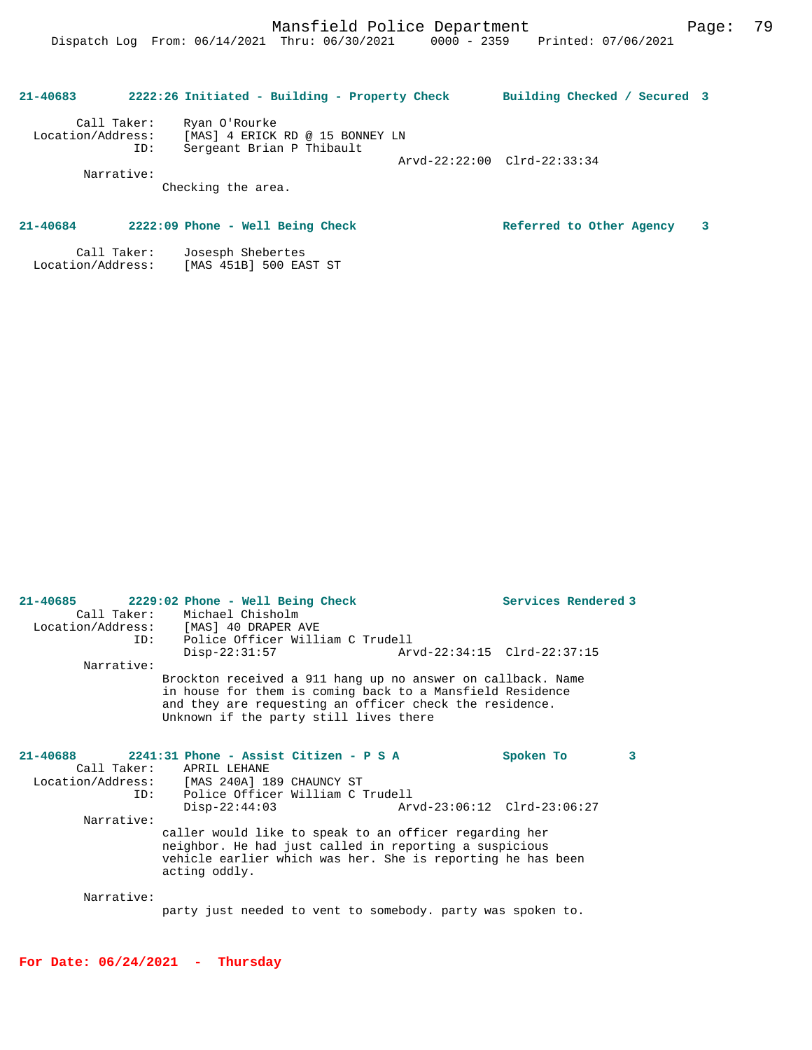**21-40683 2222:26 Initiated - Building - Property Check Building Checked / Secured 3**

```
        Call Taker:    Ryan O'Rourke
  Location/Address:    [MAS] 4 ERICK RD @ 15 BONNEY LN
                ID:    Sergeant Brian P Thibault
                                             Arvd-22:22:00  Clrd-22:33:34
         Narrative:
                     Checking the area.
```

**21-40684 2222:09 Phone - Well Being Check Referred to Other Agency 3**

```
        Call Taker:    Josesph Shebertes
  Location/Address:    [MAS 451B] 500 EAST ST
```

**21-40685 2229:02 Phone - Well Being Check Services Rendered 3**

```
        Call Taker:    Michael Chisholm
  Location/Address:    [MAS] 40 DRAPER AVE
                ID:    Police Officer William C Trudell
                       Disp-22:31:57                 Arvd-22:34:15  Clrd-22:37:15
         Narrative:
                     Brockton received a 911 hang up no answer on callback. Name
                     in house for them is coming back to a Mansfield Residence
                     and they are requesting an officer check the residence.
                     Unknown if the party still lives there
```

**21-40688 2241:31 Phone - Assist Citizen - P S A Spoken To 3**

```
        Call Taker:    APRIL LEHANE
  Location/Address:    [MAS 240A] 189 CHAUNCY ST
                ID:    Police Officer William C Trudell
                       Disp-22:44:03                 Arvd-23:06:12  Clrd-23:06:27
         Narrative:
                     caller would like to speak to an officer regarding her
                     neighbor. He had just called in reporting a suspicious
                     vehicle earlier which was her. She is reporting he has been
                     acting oddly.

         Narrative:
                     party just needed to vent to somebody. party was spoken to.
```

**For Date: 06/24/2021 - Thursday**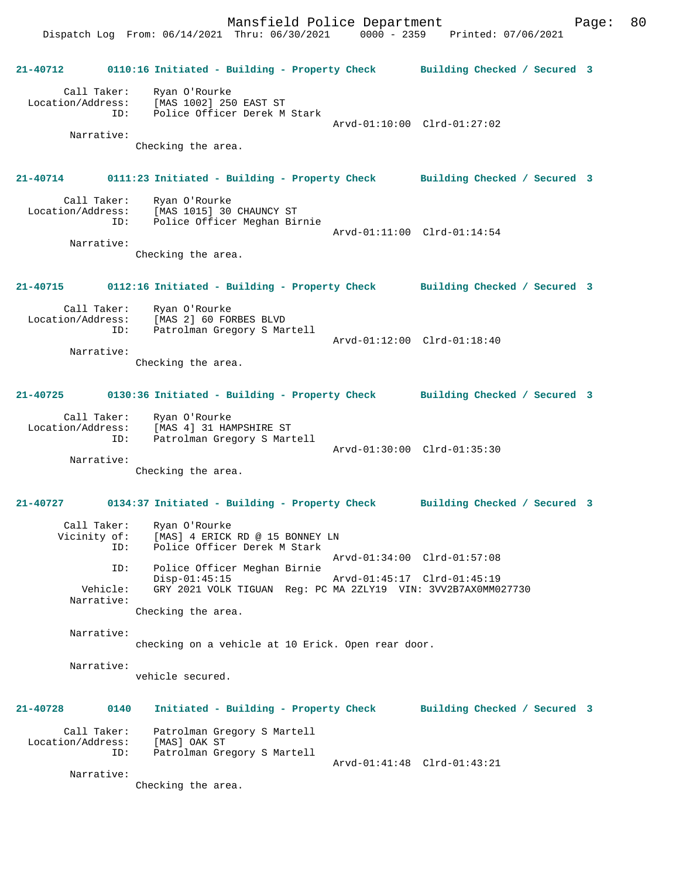**21-40712 0110:16 Initiated - Building - Property Check Building Checked / Secured 3**

```
        Call Taker:    Ryan O'Rourke
  Location/Address:    [MAS 1002] 250 EAST ST
                ID:    Police Officer Derek M Stark
                                                Arvd-01:10:00  Clrd-01:27:02
         Narrative:
                Checking the area.
```

**21-40714 0111:23 Initiated - Building - Property Check Building Checked / Secured 3**

```
        Call Taker:    Ryan O'Rourke
  Location/Address:    [MAS 1015] 30 CHAUNCY ST
                ID:    Police Officer Meghan Birnie
                                                Arvd-01:11:00  Clrd-01:14:54
         Narrative:
                Checking the area.
```

**21-40715 0112:16 Initiated - Building - Property Check Building Checked / Secured 3**

```
        Call Taker:    Ryan O'Rourke
  Location/Address:    [MAS 2] 60 FORBES BLVD
                ID:    Patrolman Gregory S Martell
                                                Arvd-01:12:00  Clrd-01:18:40
         Narrative:
                Checking the area.
```

**21-40725 0130:36 Initiated - Building - Property Check Building Checked / Secured 3**

```
        Call Taker:    Ryan O'Rourke
  Location/Address:    [MAS 4] 31 HAMPSHIRE ST
                ID:    Patrolman Gregory S Martell
                                                Arvd-01:30:00  Clrd-01:35:30
         Narrative:
                Checking the area.
```

**21-40727 0134:37 Initiated - Building - Property Check Building Checked / Secured 3**

```
        Call Taker:    Ryan O'Rourke
       Vicinity of:    [MAS] 4 ERICK RD @ 15 BONNEY LN
                ID:    Police Officer Derek M Stark
                                                Arvd-01:34:00  Clrd-01:57:08
                ID:    Police Officer Meghan Birnie
                       Disp-01:45:15            Arvd-01:45:17  Clrd-01:45:19
           Vehicle:    GRY 2021 VOLK TIGUAN  Reg: PC MA 2ZLY19  VIN: 3VV2B7AX0MM027730
         Narrative:
                Checking the area.

         Narrative:
                checking on a vehicle at 10 Erick. Open rear door.

         Narrative:
                vehicle secured.
```

**21-40728 0140 Initiated - Building - Property Check Building Checked / Secured 3**

```
        Call Taker:    Patrolman Gregory S Martell
  Location/Address:    [MAS] OAK ST
                ID:    Patrolman Gregory S Martell
                                                Arvd-01:41:48  Clrd-01:43:21
         Narrative:
                Checking the area.
```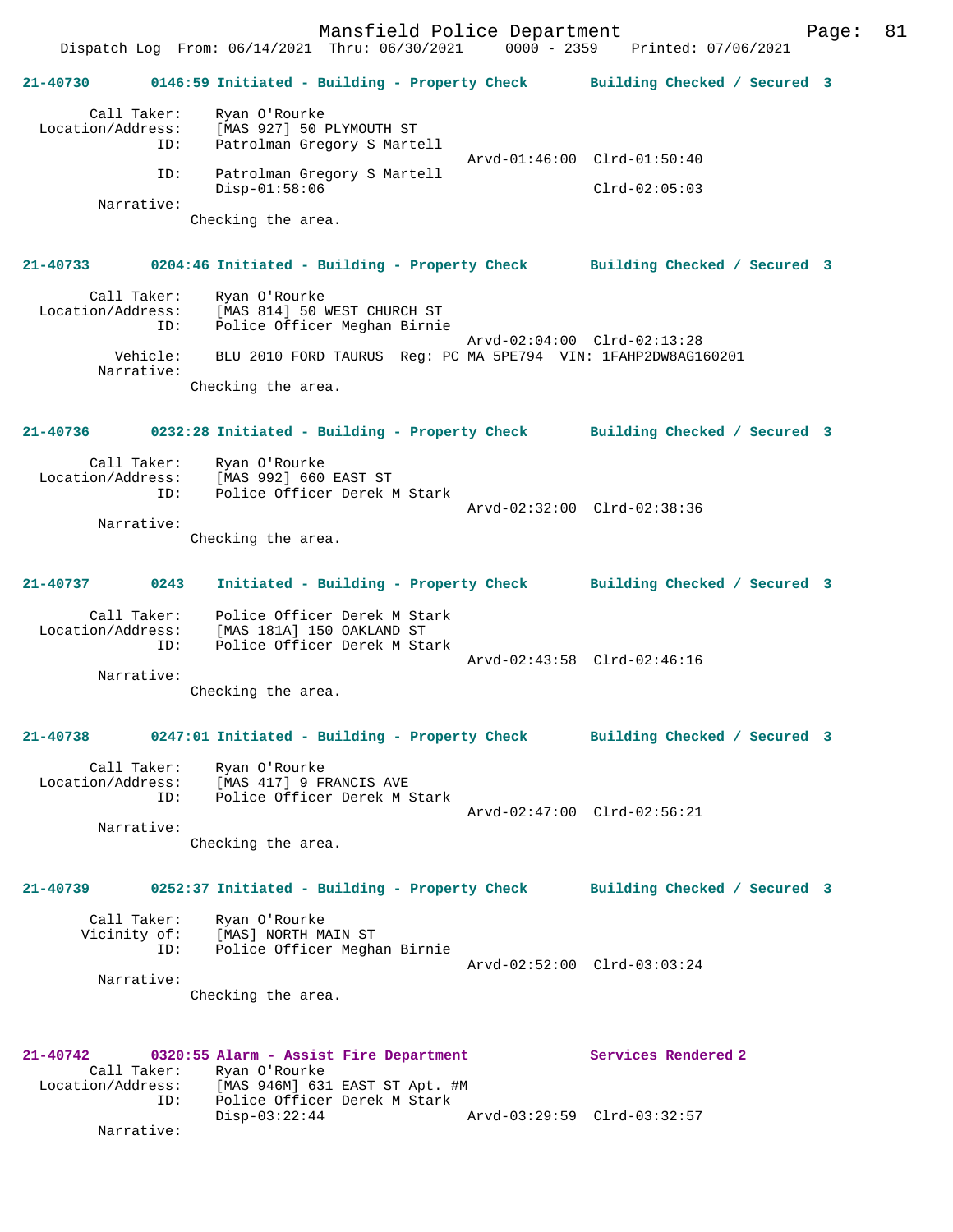Dispatch Log From: 06/14/2021 Thru: 06/30/2021 0000 - 2359 Printed: 07/06/2021

**21-40730 0146:59 Initiated - Building - Property Check Building Checked / Secured 3**

```
        Call Taker:    Ryan O'Rourke
  Location/Address:    [MAS 927] 50 PLYMOUTH ST
                ID:    Patrolman Gregory S Martell
                                                Arvd-01:46:00  Clrd-01:50:40
                ID:    Patrolman Gregory S Martell
                       Disp-01:58:06                           Clrd-02:05:03
         Narrative:
                     Checking the area.
```

**21-40733 0204:46 Initiated - Building - Property Check Building Checked / Secured 3**

```
        Call Taker:    Ryan O'Rourke
  Location/Address:    [MAS 814] 50 WEST CHURCH ST
                ID:    Police Officer Meghan Birnie
                                                Arvd-02:04:00  Clrd-02:13:28
           Vehicle:    BLU 2010 FORD TAURUS  Reg: PC MA 5PE794  VIN: 1FAHP2DW8AG160201
         Narrative:
                     Checking the area.
```

**21-40736 0232:28 Initiated - Building - Property Check Building Checked / Secured 3**

```
        Call Taker:    Ryan O'Rourke
  Location/Address:    [MAS 992] 660 EAST ST
                ID:    Police Officer Derek M Stark
                                                Arvd-02:32:00  Clrd-02:38:36
         Narrative:
                     Checking the area.
```

**21-40737 0243 Initiated - Building - Property Check Building Checked / Secured 3**

```
        Call Taker:    Police Officer Derek M Stark
  Location/Address:    [MAS 181A] 150 OAKLAND ST
                ID:    Police Officer Derek M Stark
                                                Arvd-02:43:58  Clrd-02:46:16
         Narrative:
                     Checking the area.
```

**21-40738 0247:01 Initiated - Building - Property Check Building Checked / Secured 3**

```
        Call Taker:    Ryan O'Rourke
  Location/Address:    [MAS 417] 9 FRANCIS AVE
                ID:    Police Officer Derek M Stark
                                                Arvd-02:47:00  Clrd-02:56:21
         Narrative:
                     Checking the area.
```

**21-40739 0252:37 Initiated - Building - Property Check Building Checked / Secured 3**

```
        Call Taker:    Ryan O'Rourke
       Vicinity of:    [MAS] NORTH MAIN ST
                ID:    Police Officer Meghan Birnie
                                                Arvd-02:52:00  Clrd-03:03:24
         Narrative:
                     Checking the area.
```

**21-40742 0320:55 Alarm - Assist Fire Department Services Rendered 2**

```
        Call Taker:    Ryan O'Rourke
  Location/Address:    [MAS 946M] 631 EAST ST Apt. #M
                ID:    Police Officer Derek M Stark
                       Disp-03:22:44            Arvd-03:29:59  Clrd-03:32:57
         Narrative:
```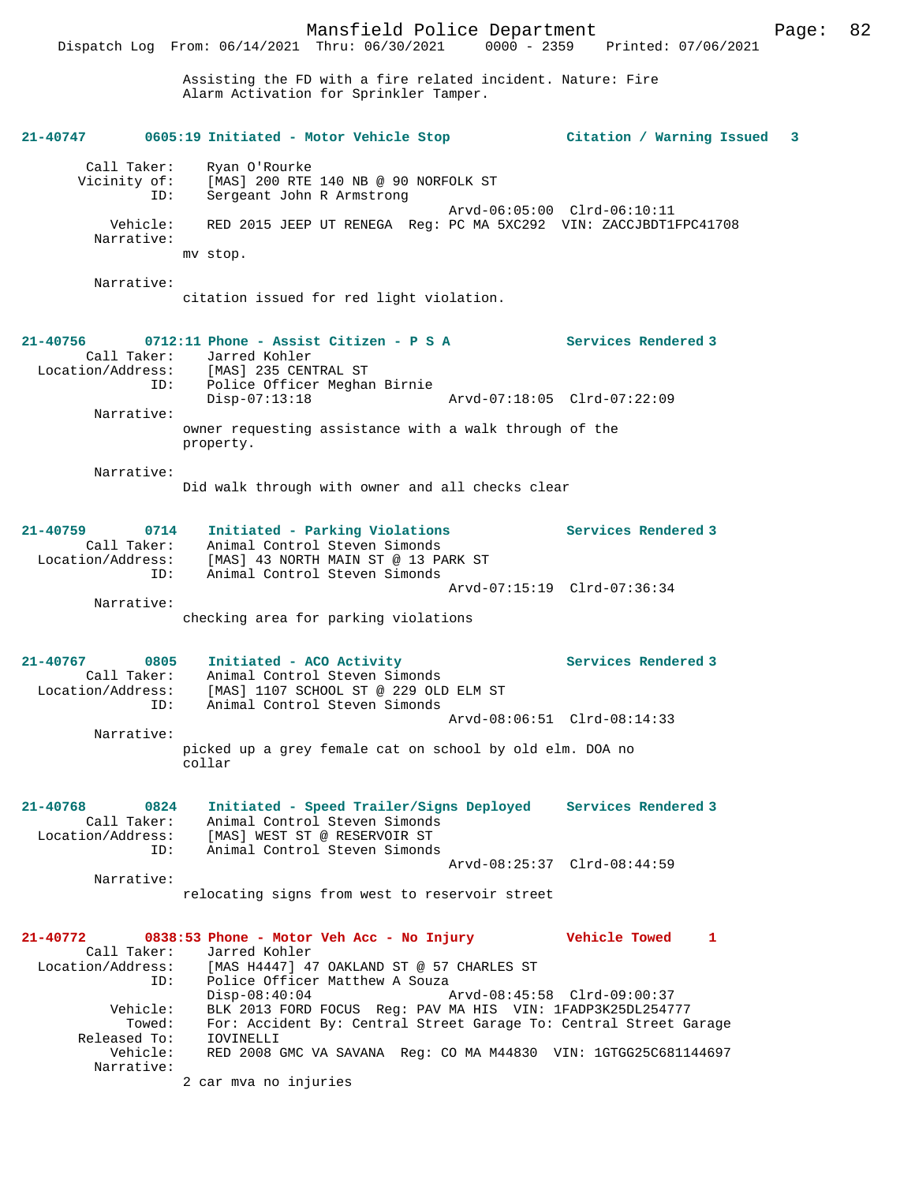Assisting the FD with a fire related incident. Nature: Fire Alarm Activation for Sprinkler Tamper.

**21-40747 0605:19 Initiated - Motor Vehicle Stop Citation / Warning Issued 3**

```
        Call Taker:    Ryan O'Rourke
       Vicinity of:    [MAS] 200 RTE 140 NB @ 90 NORFOLK ST
                ID:    Sergeant John R Armstrong
                                          Arvd-06:05:00  Clrd-06:10:11
           Vehicle:    RED 2015 JEEP UT RENEGA  Reg: PC MA 5XC292  VIN: ZACCJBDT1FPC41708
         Narrative:
                mv stop.

         Narrative:
                citation issued for red light violation.
```

**21-40756 0712:11 Phone - Assist Citizen - P S A Services Rendered 3**

```
        Call Taker:    Jarred Kohler
  Location/Address:    [MAS] 235 CENTRAL ST
                ID:    Police Officer Meghan Birnie
                       Disp-07:13:18              Arvd-07:18:05  Clrd-07:22:09
         Narrative:
                owner requesting assistance with a walk through of the
                property.

         Narrative:
                Did walk through with owner and all checks clear
```

**21-40759 0714 Initiated - Parking Violations Services Rendered 3**

```
        Call Taker:    Animal Control Steven Simonds
  Location/Address:    [MAS] 43 NORTH MAIN ST @ 13 PARK ST
                ID:    Animal Control Steven Simonds
                                          Arvd-07:15:19  Clrd-07:36:34
         Narrative:
                checking area for parking violations
```

**21-40767 0805 Initiated - ACO Activity Services Rendered 3**

```
        Call Taker:    Animal Control Steven Simonds
  Location/Address:    [MAS] 1107 SCHOOL ST @ 229 OLD ELM ST
                ID:    Animal Control Steven Simonds
                                          Arvd-08:06:51  Clrd-08:14:33
         Narrative:
                picked up a grey female cat on school by old elm. DOA no
                collar
```

**21-40768 0824 Initiated - Speed Trailer/Signs Deployed Services Rendered 3**

```
        Call Taker:    Animal Control Steven Simonds
  Location/Address:    [MAS] WEST ST @ RESERVOIR ST
                ID:    Animal Control Steven Simonds
                                          Arvd-08:25:37  Clrd-08:44:59
         Narrative:
                relocating signs from west to reservoir street
```

**21-40772 0838:53 Phone - Motor Veh Acc - No Injury Vehicle Towed 1**

```
        Call Taker:    Jarred Kohler
  Location/Address:    [MAS H4447] 47 OAKLAND ST @ 57 CHARLES ST
                ID:    Police Officer Matthew A Souza
                       Disp-08:40:04              Arvd-08:45:58  Clrd-09:00:37
           Vehicle:    BLK 2013 FORD FOCUS  Reg: PAV MA HIS  VIN: 1FADP3K25DL254777
             Towed:    For: Accident By: Central Street Garage To: Central Street Garage
       Released To:    IOVINELLI
           Vehicle:    RED 2008 GMC VA SAVANA  Reg: CO MA M44830  VIN: 1GTGG25C681144697
         Narrative:
                2 car mva no injuries
```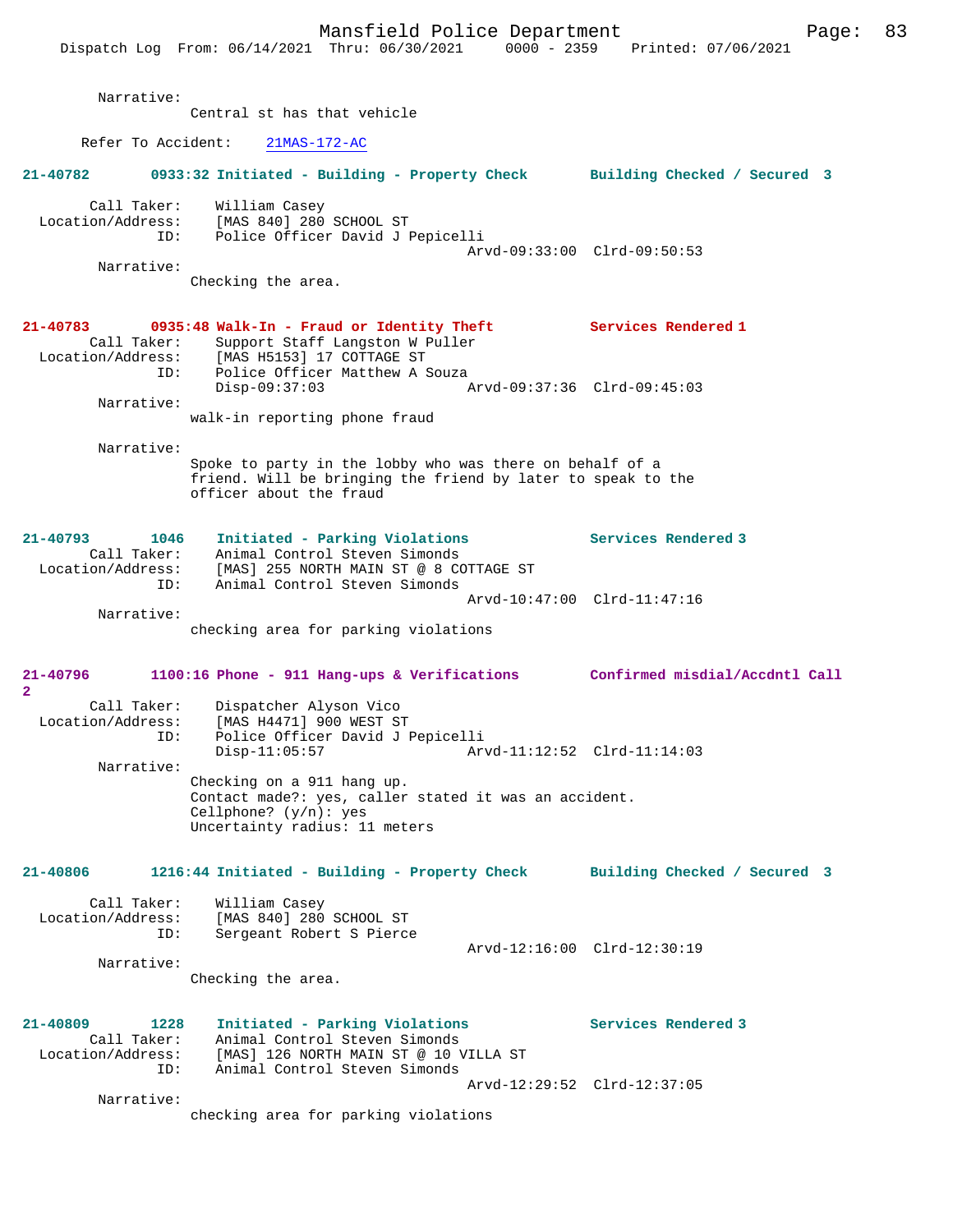Narrative:
Central st has that vehicle

Refer To Accident: 21MAS-172-AC

**21-40782 0933:32 Initiated - Building - Property Check Building Checked / Secured 3**

Call Taker: William Casey
Location/Address: [MAS 840] 280 SCHOOL ST
ID: Police Officer David J Pepicelli
Arvd-09:33:00 Clrd-09:50:53
Narrative:
Checking the area.

**21-40783 0935:48 Walk-In - Fraud or Identity Theft Services Rendered 1**
Call Taker: Support Staff Langston W Puller
Location/Address: [MAS H5153] 17 COTTAGE ST
ID: Police Officer Matthew A Souza
Disp-09:37:03 Arvd-09:37:36 Clrd-09:45:03
Narrative:
walk-in reporting phone fraud

Narrative:
Spoke to party in the lobby who was there on behalf of a friend. Will be bringing the friend by later to speak to the officer about the fraud

**21-40793 1046 Initiated - Parking Violations Services Rendered 3**
Call Taker: Animal Control Steven Simonds
Location/Address: [MAS] 255 NORTH MAIN ST @ 8 COTTAGE ST
ID: Animal Control Steven Simonds
Arvd-10:47:00 Clrd-11:47:16
Narrative:
checking area for parking violations

**21-40796 1100:16 Phone - 911 Hang-ups & Verifications Confirmed misdial/Accdntl Call 2**
Call Taker: Dispatcher Alyson Vico
Location/Address: [MAS H4471] 900 WEST ST
ID: Police Officer David J Pepicelli
Disp-11:05:57 Arvd-11:12:52 Clrd-11:14:03
Narrative:
Checking on a 911 hang up.
Contact made?: yes, caller stated it was an accident.
Cellphone? (y/n): yes
Uncertainty radius: 11 meters

**21-40806 1216:44 Initiated - Building - Property Check Building Checked / Secured 3**

Call Taker: William Casey
Location/Address: [MAS 840] 280 SCHOOL ST
ID: Sergeant Robert S Pierce
Arvd-12:16:00 Clrd-12:30:19
Narrative:
Checking the area.

**21-40809 1228 Initiated - Parking Violations Services Rendered 3**
Call Taker: Animal Control Steven Simonds
Location/Address: [MAS] 126 NORTH MAIN ST @ 10 VILLA ST
ID: Animal Control Steven Simonds
Arvd-12:29:52 Clrd-12:37:05
Narrative:
checking area for parking violations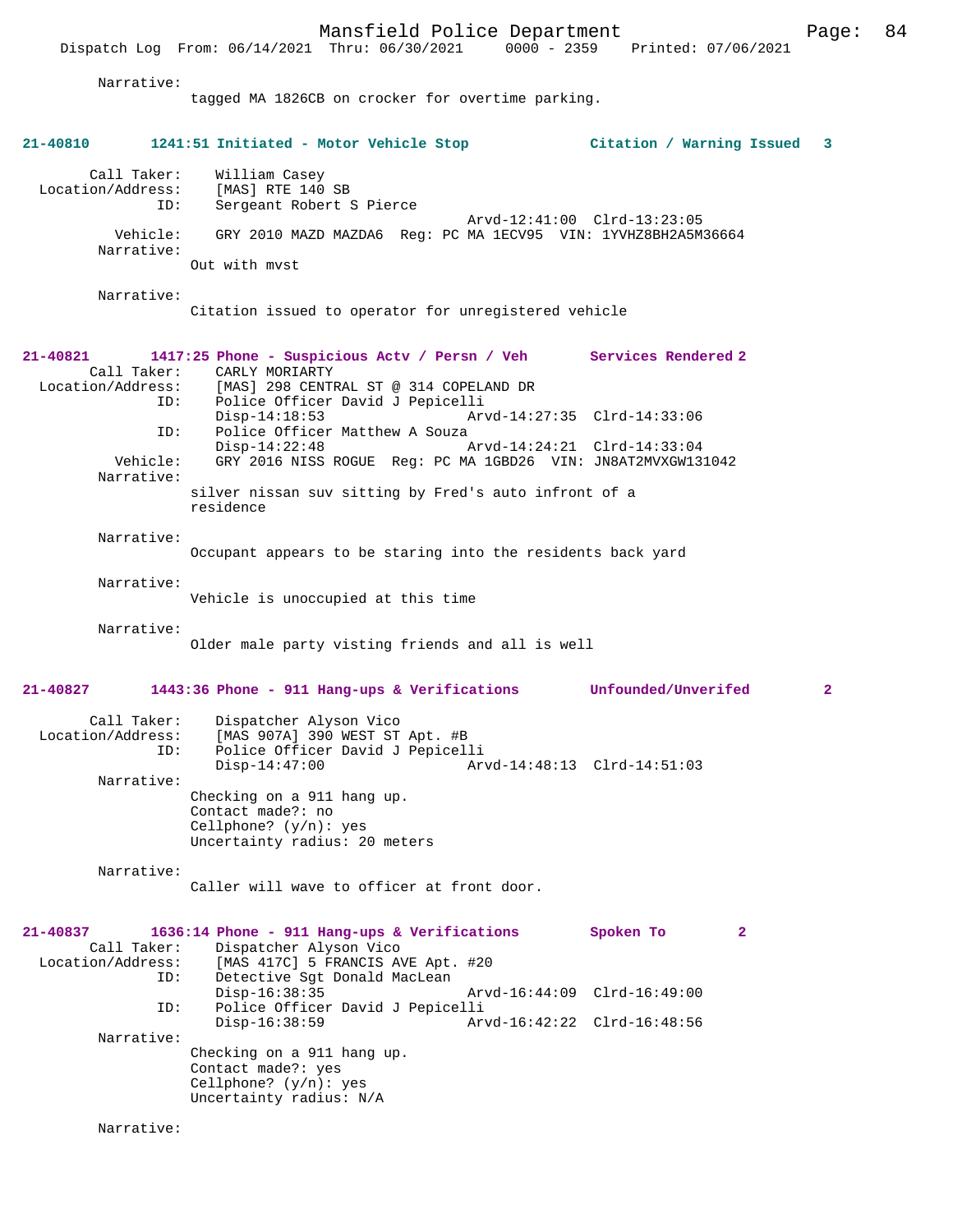Narrative:
tagged MA 1826CB on crocker for overtime parking.

**21-40810 1241:51 Initiated - Motor Vehicle Stop Citation / Warning Issued 3**

Call Taker: William Casey
Location/Address: [MAS] RTE 140 SB
ID: Sergeant Robert S Pierce
Arvd-12:41:00 Clrd-13:23:05
Vehicle: GRY 2010 MAZD MAZDA6 Reg: PC MA 1ECV95 VIN: 1YVHZ8BH2A5M36664
Narrative:
Out with mvst

Narrative:
Citation issued to operator for unregistered vehicle

**21-40821 1417:25 Phone - Suspicious Actv / Persn / Veh Services Rendered 2**

Call Taker: CARLY MORIARTY
Location/Address: [MAS] 298 CENTRAL ST @ 314 COPELAND DR
ID: Police Officer David J Pepicelli
Disp-14:18:53 Arvd-14:27:35 Clrd-14:33:06
ID: Police Officer Matthew A Souza
Disp-14:22:48 Arvd-14:24:21 Clrd-14:33:04
Vehicle: GRY 2016 NISS ROGUE Reg: PC MA 1GBD26 VIN: JN8AT2MVXGW131042
Narrative:
silver nissan suv sitting by Fred's auto infront of a residence

Narrative:
Occupant appears to be staring into the residents back yard

Narrative:
Vehicle is unoccupied at this time

Narrative:
Older male party visting friends and all is well

**21-40827 1443:36 Phone - 911 Hang-ups & Verifications Unfounded/Unverifed 2**

Call Taker: Dispatcher Alyson Vico
Location/Address: [MAS 907A] 390 WEST ST Apt. #B
ID: Police Officer David J Pepicelli
Disp-14:47:00 Arvd-14:48:13 Clrd-14:51:03
Narrative:
Checking on a 911 hang up.
Contact made?: no
Cellphone? (y/n): yes
Uncertainty radius: 20 meters

Narrative:
Caller will wave to officer at front door.

**21-40837 1636:14 Phone - 911 Hang-ups & Verifications Spoken To 2**

Call Taker: Dispatcher Alyson Vico
Location/Address: [MAS 417C] 5 FRANCIS AVE Apt. #20
ID: Detective Sgt Donald MacLean
Disp-16:38:35 Arvd-16:44:09 Clrd-16:49:00
ID: Police Officer David J Pepicelli
Disp-16:38:59 Arvd-16:42:22 Clrd-16:48:56
Narrative:
Checking on a 911 hang up.
Contact made?: yes
Cellphone? (y/n): yes
Uncertainty radius: N/A

Narrative: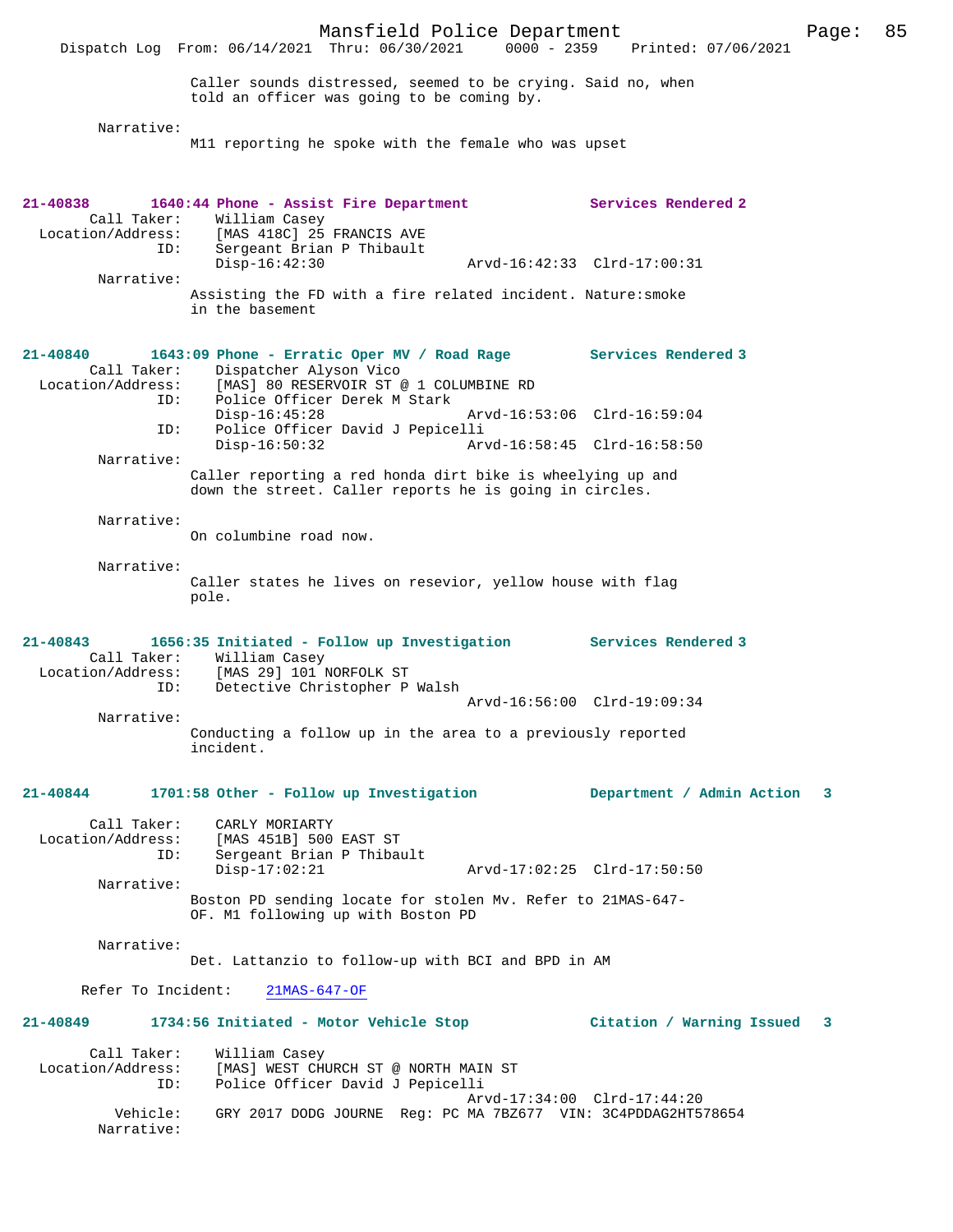Caller sounds distressed, seemed to be crying. Said no, when told an officer was going to be coming by.

Narrative:
M11 reporting he spoke with the female who was upset

**21-40838 1640:44 Phone - Assist Fire Department Services Rendered 2**

Call Taker: William Casey
Location/Address: [MAS 418C] 25 FRANCIS AVE
ID: Sergeant Brian P Thibault
Disp-16:42:30 Arvd-16:42:33 Clrd-17:00:31

Narrative:
Assisting the FD with a fire related incident. Nature:smoke in the basement

**21-40840 1643:09 Phone - Erratic Oper MV / Road Rage Services Rendered 3**

Call Taker: Dispatcher Alyson Vico
Location/Address: [MAS] 80 RESERVOIR ST @ 1 COLUMBINE RD
ID: Police Officer Derek M Stark
Disp-16:45:28 Arvd-16:53:06 Clrd-16:59:04
ID: Police Officer David J Pepicelli
Disp-16:50:32 Arvd-16:58:45 Clrd-16:58:50

Narrative:
Caller reporting a red honda dirt bike is wheelying up and down the street. Caller reports he is going in circles.

Narrative:
On columbine road now.

Narrative:
Caller states he lives on resevior, yellow house with flag pole.

**21-40843 1656:35 Initiated - Follow up Investigation Services Rendered 3**

Call Taker: William Casey
Location/Address: [MAS 29] 101 NORFOLK ST
ID: Detective Christopher P Walsh
Arvd-16:56:00 Clrd-19:09:34

Narrative:
Conducting a follow up in the area to a previously reported incident.

**21-40844 1701:58 Other - Follow up Investigation Department / Admin Action 3**

Call Taker: CARLY MORIARTY
Location/Address: [MAS 451B] 500 EAST ST
ID: Sergeant Brian P Thibault
Disp-17:02:21 Arvd-17:02:25 Clrd-17:50:50

Narrative:
Boston PD sending locate for stolen Mv. Refer to 21MAS-647-OF. M1 following up with Boston PD

Narrative:
Det. Lattanzio to follow-up with BCI and BPD in AM

Refer To Incident: 21MAS-647-OF

**21-40849 1734:56 Initiated - Motor Vehicle Stop Citation / Warning Issued 3**

Call Taker: William Casey
Location/Address: [MAS] WEST CHURCH ST @ NORTH MAIN ST
ID: Police Officer David J Pepicelli
Arvd-17:34:00 Clrd-17:44:20
Vehicle: GRY 2017 DODG JOURNE Reg: PC MA 7BZ677 VIN: 3C4PDDAG2HT578654
Narrative: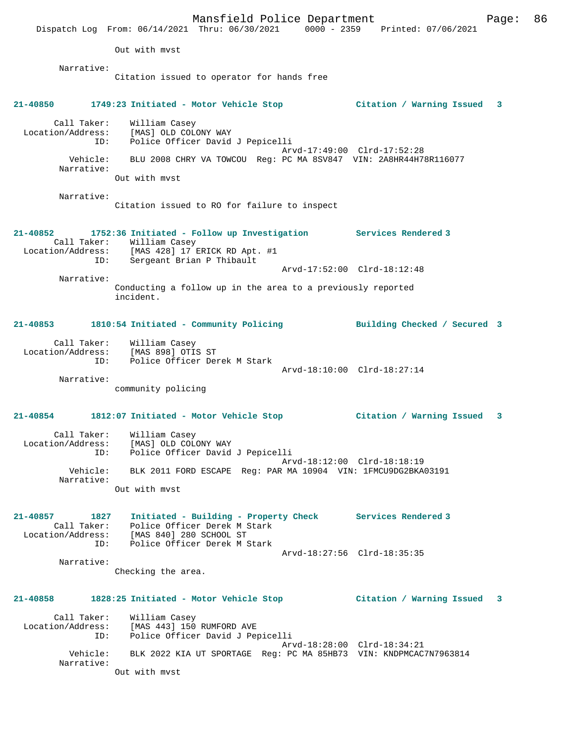Out with mvst

Narrative:
Citation issued to operator for hands free

**21-40850 1749:23 Initiated - Motor Vehicle Stop Citation / Warning Issued 3**

Call Taker: William Casey
Location/Address: [MAS] OLD COLONY WAY
ID: Police Officer David J Pepicelli
Arvd-17:49:00 Clrd-17:52:28
Vehicle: BLU 2008 CHRY VA TOWCOU Reg: PC MA 8SV847 VIN: 2A8HR44H78R116077
Narrative:
Out with mvst

Narrative:
Citation issued to RO for failure to inspect

**21-40852 1752:36 Initiated - Follow up Investigation Services Rendered 3**
Call Taker: William Casey
Location/Address: [MAS 428] 17 ERICK RD Apt. #1
ID: Sergeant Brian P Thibault
Arvd-17:52:00 Clrd-18:12:48
Narrative:
Conducting a follow up in the area to a previously reported incident.

**21-40853 1810:54 Initiated - Community Policing Building Checked / Secured 3**

Call Taker: William Casey
Location/Address: [MAS 898] OTIS ST
ID: Police Officer Derek M Stark
Arvd-18:10:00 Clrd-18:27:14
Narrative:
community policing

**21-40854 1812:07 Initiated - Motor Vehicle Stop Citation / Warning Issued 3**

Call Taker: William Casey
Location/Address: [MAS] OLD COLONY WAY
ID: Police Officer David J Pepicelli
Arvd-18:12:00 Clrd-18:18:19
Vehicle: BLK 2011 FORD ESCAPE Reg: PAR MA 10904 VIN: 1FMCU9DG2BKA03191
Narrative:
Out with mvst

**21-40857 1827 Initiated - Building - Property Check Services Rendered 3**
Call Taker: Police Officer Derek M Stark
Location/Address: [MAS 840] 280 SCHOOL ST
ID: Police Officer Derek M Stark
Arvd-18:27:56 Clrd-18:35:35
Narrative:
Checking the area.

**21-40858 1828:25 Initiated - Motor Vehicle Stop Citation / Warning Issued 3**

Call Taker: William Casey
Location/Address: [MAS 443] 150 RUMFORD AVE
ID: Police Officer David J Pepicelli
Arvd-18:28:00 Clrd-18:34:21
Vehicle: BLK 2022 KIA UT SPORTAGE Reg: PC MA 85HB73 VIN: KNDPMCAC7N7963814
Narrative:
Out with mvst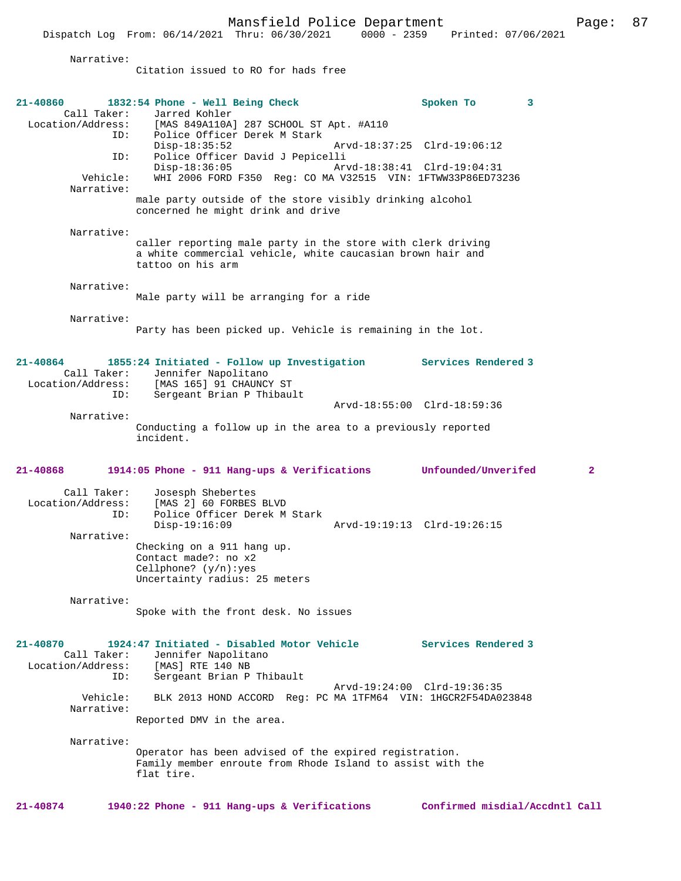Narrative:
Citation issued to RO for hads free

**21-40860 1832:54 Phone - Well Being Check Spoken To 3**

```
        Call Taker:    Jarred Kohler
  Location/Address:    [MAS 849A110A] 287 SCHOOL ST Apt. #A110
                ID:    Police Officer Derek M Stark
                       Disp-18:35:52                 Arvd-18:37:25  Clrd-19:06:12
                ID:    Police Officer David J Pepicelli
                       Disp-18:36:05                 Arvd-18:38:41  Clrd-19:04:31
           Vehicle:    WHI 2006 FORD F350  Reg: CO MA V32515  VIN: 1FTWW33P86ED73236
         Narrative:
```

male party outside of the store visibly drinking alcohol
concerned he might drink and drive

Narrative:
caller reporting male party in the store with clerk driving
a white commercial vehicle, white caucasian brown hair and
tattoo on his arm

Narrative:
Male party will be arranging for a ride

Narrative:
Party has been picked up. Vehicle is remaining in the lot.

**21-40864 1855:24 Initiated - Follow up Investigation Services Rendered 3**

```
        Call Taker:    Jennifer Napolitano
  Location/Address:    [MAS 165] 91 CHAUNCY ST
                ID:    Sergeant Brian P Thibault
                                                     Arvd-18:55:00  Clrd-18:59:36
         Narrative:
```

Conducting a follow up in the area to a previously reported
incident.

**21-40868 1914:05 Phone - 911 Hang-ups & Verifications Unfounded/Unverifed 2**

```
        Call Taker:    Josesph Shebertes
  Location/Address:    [MAS 2] 60 FORBES BLVD
                ID:    Police Officer Derek M Stark
                       Disp-19:16:09                 Arvd-19:19:13  Clrd-19:26:15
         Narrative:
```

Checking on a 911 hang up.
Contact made?: no x2
Cellphone? (y/n):yes
Uncertainty radius: 25 meters

Narrative:
Spoke with the front desk. No issues

**21-40870 1924:47 Initiated - Disabled Motor Vehicle Services Rendered 3**

```
        Call Taker:    Jennifer Napolitano
  Location/Address:    [MAS] RTE 140 NB
                ID:    Sergeant Brian P Thibault
                                                     Arvd-19:24:00  Clrd-19:36:35
           Vehicle:    BLK 2013 HOND ACCORD  Reg: PC MA 1TFM64  VIN: 1HGCR2F54DA023848
         Narrative:
```

Reported DMV in the area.

Narrative:
Operator has been advised of the expired registration.
Family member enroute from Rhode Island to assist with the
flat tire.

**21-40874 1940:22 Phone - 911 Hang-ups & Verifications Confirmed misdial/Accdntl Call**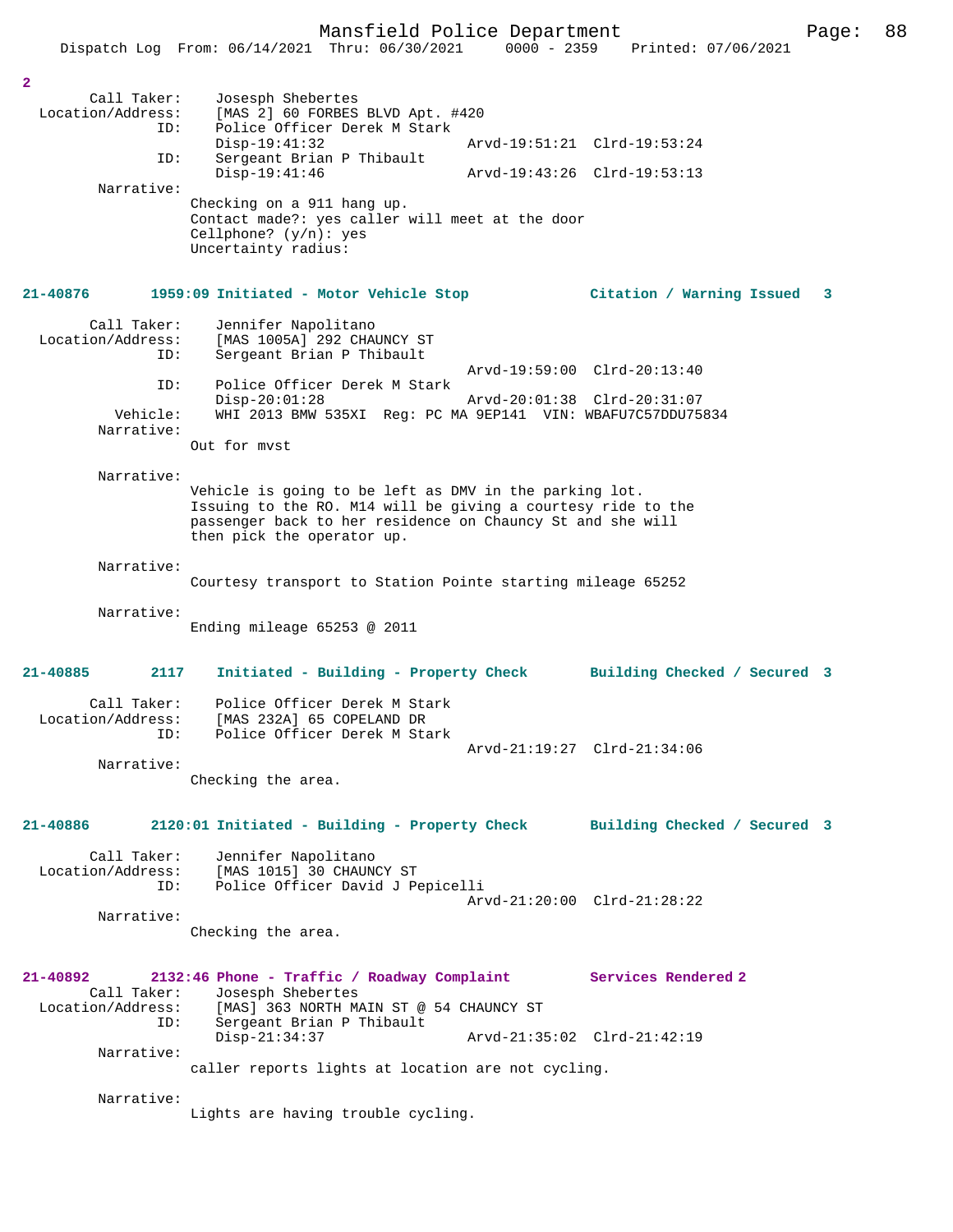2

```
        Call Taker:    Josesph Shebertes
  Location/Address:    [MAS 2] 60 FORBES BLVD Apt. #420
                ID:    Police Officer Derek M Stark
                       Disp-19:41:32                 Arvd-19:51:21  Clrd-19:53:24
                ID:    Sergeant Brian P Thibault
                       Disp-19:41:46                 Arvd-19:43:26  Clrd-19:53:13
         Narrative:
                    Checking on a 911 hang up.
                    Contact made?: yes caller will meet at the door
                    Cellphone? (y/n): yes
                    Uncertainty radius:
```

**21-40876        1959:09 Initiated - Motor Vehicle Stop             Citation / Warning Issued   3**

```
        Call Taker:    Jennifer Napolitano
  Location/Address:    [MAS 1005A] 292 CHAUNCY ST
                ID:    Sergeant Brian P Thibault
                                                     Arvd-19:59:00  Clrd-20:13:40
                ID:    Police Officer Derek M Stark
                       Disp-20:01:28                 Arvd-20:01:38  Clrd-20:31:07
           Vehicle:    WHI 2013 BMW 535XI  Reg: PC MA 9EP141  VIN: WBAFU7C57DDU75834
         Narrative:
                    Out for mvst

         Narrative:
                    Vehicle is going to be left as DMV in the parking lot.
                    Issuing to the RO. M14 will be giving a courtesy ride to the
                    passenger back to her residence on Chauncy St and she will
                    then pick the operator up.

         Narrative:
                    Courtesy transport to Station Pointe starting mileage 65252

         Narrative:
                    Ending mileage 65253 @ 2011
```

**21-40885        2117    Initiated - Building - Property Check      Building Checked / Secured  3**

```
        Call Taker:    Police Officer Derek M Stark
  Location/Address:    [MAS 232A] 65 COPELAND DR
                ID:    Police Officer Derek M Stark
                                                     Arvd-21:19:27  Clrd-21:34:06
         Narrative:
                    Checking the area.
```

**21-40886        2120:01 Initiated - Building - Property Check      Building Checked / Secured  3**

```
        Call Taker:    Jennifer Napolitano
  Location/Address:    [MAS 1015] 30 CHAUNCY ST
                ID:    Police Officer David J Pepicelli
                                                     Arvd-21:20:00  Clrd-21:28:22
         Narrative:
                    Checking the area.
```

**21-40892        2132:46 Phone - Traffic / Roadway Complaint        Services Rendered 2**

```
        Call Taker:    Josesph Shebertes
  Location/Address:    [MAS] 363 NORTH MAIN ST @ 54 CHAUNCY ST
                ID:    Sergeant Brian P Thibault
                       Disp-21:34:37                 Arvd-21:35:02  Clrd-21:42:19
         Narrative:
                    caller reports lights at location are not cycling.

         Narrative:
                    Lights are having trouble cycling.
```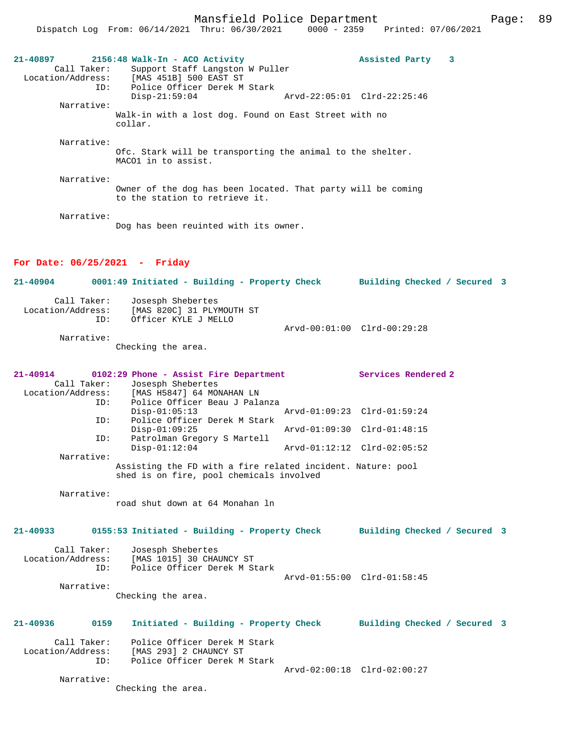21-40897 2156:48 Walk-In - ACO Activity Assisted Party 3

Call Taker: Support Staff Langston W Puller
Location/Address: [MAS 451B] 500 EAST ST
ID: Police Officer Derek M Stark
Disp-21:59:04 Arvd-22:05:01 Clrd-22:25:46

Narrative:
Walk-in with a lost dog. Found on East Street with no collar.

Narrative:
Ofc. Stark will be transporting the animal to the shelter. MACO1 in to assist.

Narrative:
Owner of the dog has been located. That party will be coming to the station to retrieve it.

Narrative:
Dog has been reuinted with its owner.

## For Date: 06/25/2021 - Friday

21-40904 0001:49 Initiated - Building - Property Check Building Checked / Secured 3

Call Taker: Josesph Shebertes
Location/Address: [MAS 820C] 31 PLYMOUTH ST
ID: Officer KYLE J MELLO
Arvd-00:01:00 Clrd-00:29:28

Narrative:
Checking the area.

21-40914 0102:29 Phone - Assist Fire Department Services Rendered 2

Call Taker: Josesph Shebertes
Location/Address: [MAS H5847] 64 MONAHAN LN
ID: Police Officer Beau J Palanza
Disp-01:05:13 Arvd-01:09:23 Clrd-01:59:24
ID: Police Officer Derek M Stark
Disp-01:09:25 Arvd-01:09:30 Clrd-01:48:15
ID: Patrolman Gregory S Martell
Disp-01:12:04 Arvd-01:12:12 Clrd-02:05:52

Narrative:
Assisting the FD with a fire related incident. Nature: pool shed is on fire, pool chemicals involved

Narrative:
road shut down at 64 Monahan ln

21-40933 0155:53 Initiated - Building - Property Check Building Checked / Secured 3

Call Taker: Josesph Shebertes
Location/Address: [MAS 1015] 30 CHAUNCY ST
ID: Police Officer Derek M Stark
Arvd-01:55:00 Clrd-01:58:45

Narrative:
Checking the area.

21-40936 0159 Initiated - Building - Property Check Building Checked / Secured 3

Call Taker: Police Officer Derek M Stark
Location/Address: [MAS 293] 2 CHAUNCY ST
ID: Police Officer Derek M Stark
Arvd-02:00:18 Clrd-02:00:27

Narrative:
Checking the area.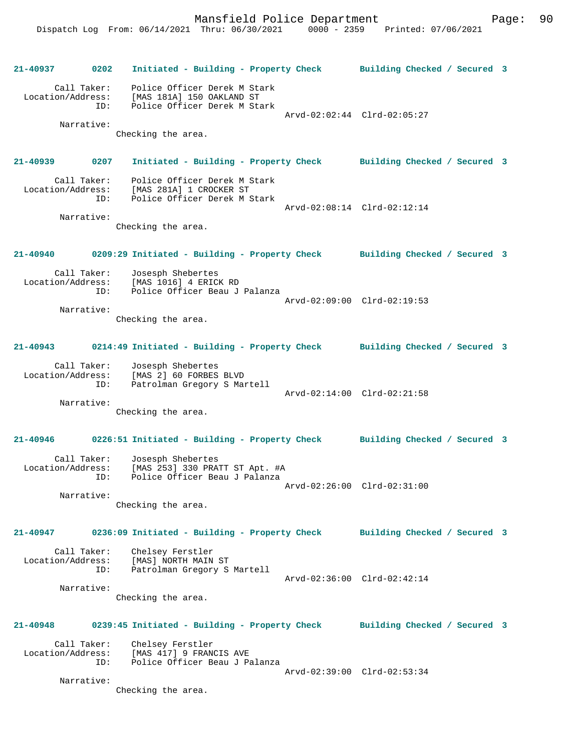**21-40937 0202 Initiated - Building - Property Check Building Checked / Secured 3**

Call Taker: Police Officer Derek M Stark
Location/Address: [MAS 181A] 150 OAKLAND ST
ID: Police Officer Derek M Stark
Arvd-02:02:44 Clrd-02:05:27
Narrative:
Checking the area.

**21-40939 0207 Initiated - Building - Property Check Building Checked / Secured 3**

Call Taker: Police Officer Derek M Stark
Location/Address: [MAS 281A] 1 CROCKER ST
ID: Police Officer Derek M Stark
Arvd-02:08:14 Clrd-02:12:14
Narrative:
Checking the area.

**21-40940 0209:29 Initiated - Building - Property Check Building Checked / Secured 3**

Call Taker: Josesph Shebertes
Location/Address: [MAS 1016] 4 ERICK RD
ID: Police Officer Beau J Palanza
Arvd-02:09:00 Clrd-02:19:53
Narrative:
Checking the area.

**21-40943 0214:49 Initiated - Building - Property Check Building Checked / Secured 3**

Call Taker: Josesph Shebertes
Location/Address: [MAS 2] 60 FORBES BLVD
ID: Patrolman Gregory S Martell
Arvd-02:14:00 Clrd-02:21:58
Narrative:
Checking the area.

**21-40946 0226:51 Initiated - Building - Property Check Building Checked / Secured 3**

Call Taker: Josesph Shebertes
Location/Address: [MAS 253] 330 PRATT ST Apt. #A
ID: Police Officer Beau J Palanza
Arvd-02:26:00 Clrd-02:31:00
Narrative:
Checking the area.

**21-40947 0236:09 Initiated - Building - Property Check Building Checked / Secured 3**

Call Taker: Chelsey Ferstler
Location/Address: [MAS] NORTH MAIN ST
ID: Patrolman Gregory S Martell
Arvd-02:36:00 Clrd-02:42:14
Narrative:
Checking the area.

**21-40948 0239:45 Initiated - Building - Property Check Building Checked / Secured 3**

Call Taker: Chelsey Ferstler
Location/Address: [MAS 417] 9 FRANCIS AVE
ID: Police Officer Beau J Palanza
Arvd-02:39:00 Clrd-02:53:34
Narrative:
Checking the area.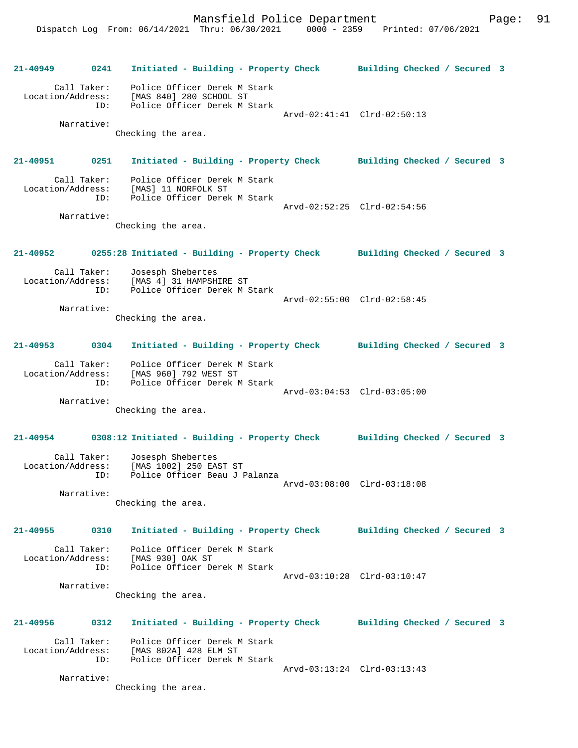**21-40949 0241 Initiated - Building - Property Check Building Checked / Secured 3**

Call Taker: Police Officer Derek M Stark
Location/Address: [MAS 840] 280 SCHOOL ST
ID: Police Officer Derek M Stark
Arvd-02:41:41 Clrd-02:50:13
Narrative:
Checking the area.

**21-40951 0251 Initiated - Building - Property Check Building Checked / Secured 3**

Call Taker: Police Officer Derek M Stark
Location/Address: [MAS] 11 NORFOLK ST
ID: Police Officer Derek M Stark
Arvd-02:52:25 Clrd-02:54:56
Narrative:
Checking the area.

**21-40952 0255:28 Initiated - Building - Property Check Building Checked / Secured 3**

Call Taker: Josesph Shebertes
Location/Address: [MAS 4] 31 HAMPSHIRE ST
ID: Police Officer Derek M Stark
Arvd-02:55:00 Clrd-02:58:45
Narrative:
Checking the area.

**21-40953 0304 Initiated - Building - Property Check Building Checked / Secured 3**

Call Taker: Police Officer Derek M Stark
Location/Address: [MAS 960] 792 WEST ST
ID: Police Officer Derek M Stark
Arvd-03:04:53 Clrd-03:05:00
Narrative:
Checking the area.

**21-40954 0308:12 Initiated - Building - Property Check Building Checked / Secured 3**

Call Taker: Josesph Shebertes
Location/Address: [MAS 1002] 250 EAST ST
ID: Police Officer Beau J Palanza
Arvd-03:08:00 Clrd-03:18:08
Narrative:
Checking the area.

**21-40955 0310 Initiated - Building - Property Check Building Checked / Secured 3**

Call Taker: Police Officer Derek M Stark
Location/Address: [MAS 930] OAK ST
ID: Police Officer Derek M Stark
Arvd-03:10:28 Clrd-03:10:47
Narrative:
Checking the area.

**21-40956 0312 Initiated - Building - Property Check Building Checked / Secured 3**

Call Taker: Police Officer Derek M Stark
Location/Address: [MAS 802A] 428 ELM ST
ID: Police Officer Derek M Stark
Arvd-03:13:24 Clrd-03:13:43
Narrative:
Checking the area.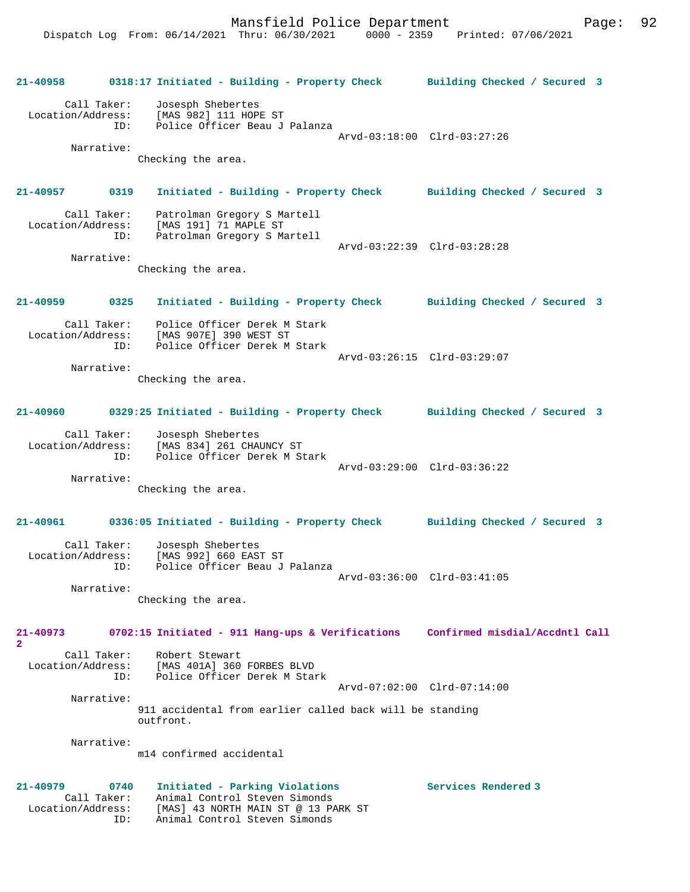**21-40958 0318:17 Initiated - Building - Property Check Building Checked / Secured 3**

Call Taker: Josesph Shebertes
Location/Address: [MAS 982] 111 HOPE ST
ID: Police Officer Beau J Palanza
Arvd-03:18:00 Clrd-03:27:26
Narrative:
Checking the area.

**21-40957 0319 Initiated - Building - Property Check Building Checked / Secured 3**

Call Taker: Patrolman Gregory S Martell
Location/Address: [MAS 191] 71 MAPLE ST
ID: Patrolman Gregory S Martell
Arvd-03:22:39 Clrd-03:28:28
Narrative:
Checking the area.

**21-40959 0325 Initiated - Building - Property Check Building Checked / Secured 3**

Call Taker: Police Officer Derek M Stark
Location/Address: [MAS 907E] 390 WEST ST
ID: Police Officer Derek M Stark
Arvd-03:26:15 Clrd-03:29:07
Narrative:
Checking the area.

**21-40960 0329:25 Initiated - Building - Property Check Building Checked / Secured 3**

Call Taker: Josesph Shebertes
Location/Address: [MAS 834] 261 CHAUNCY ST
ID: Police Officer Derek M Stark
Arvd-03:29:00 Clrd-03:36:22
Narrative:
Checking the area.

**21-40961 0336:05 Initiated - Building - Property Check Building Checked / Secured 3**

Call Taker: Josesph Shebertes
Location/Address: [MAS 992] 660 EAST ST
ID: Police Officer Beau J Palanza
Arvd-03:36:00 Clrd-03:41:05
Narrative:
Checking the area.

**21-40973 0702:15 Initiated - 911 Hang-ups & Verifications Confirmed misdial/Accdntl Call 2**

Call Taker: Robert Stewart
Location/Address: [MAS 401A] 360 FORBES BLVD
ID: Police Officer Derek M Stark
Arvd-07:02:00 Clrd-07:14:00
Narrative:
911 accidental from earlier called back will be standing outfront.

Narrative:
m14 confirmed accidental

**21-40979 0740 Initiated - Parking Violations Services Rendered 3**

Call Taker: Animal Control Steven Simonds
Location/Address: [MAS] 43 NORTH MAIN ST @ 13 PARK ST
ID: Animal Control Steven Simonds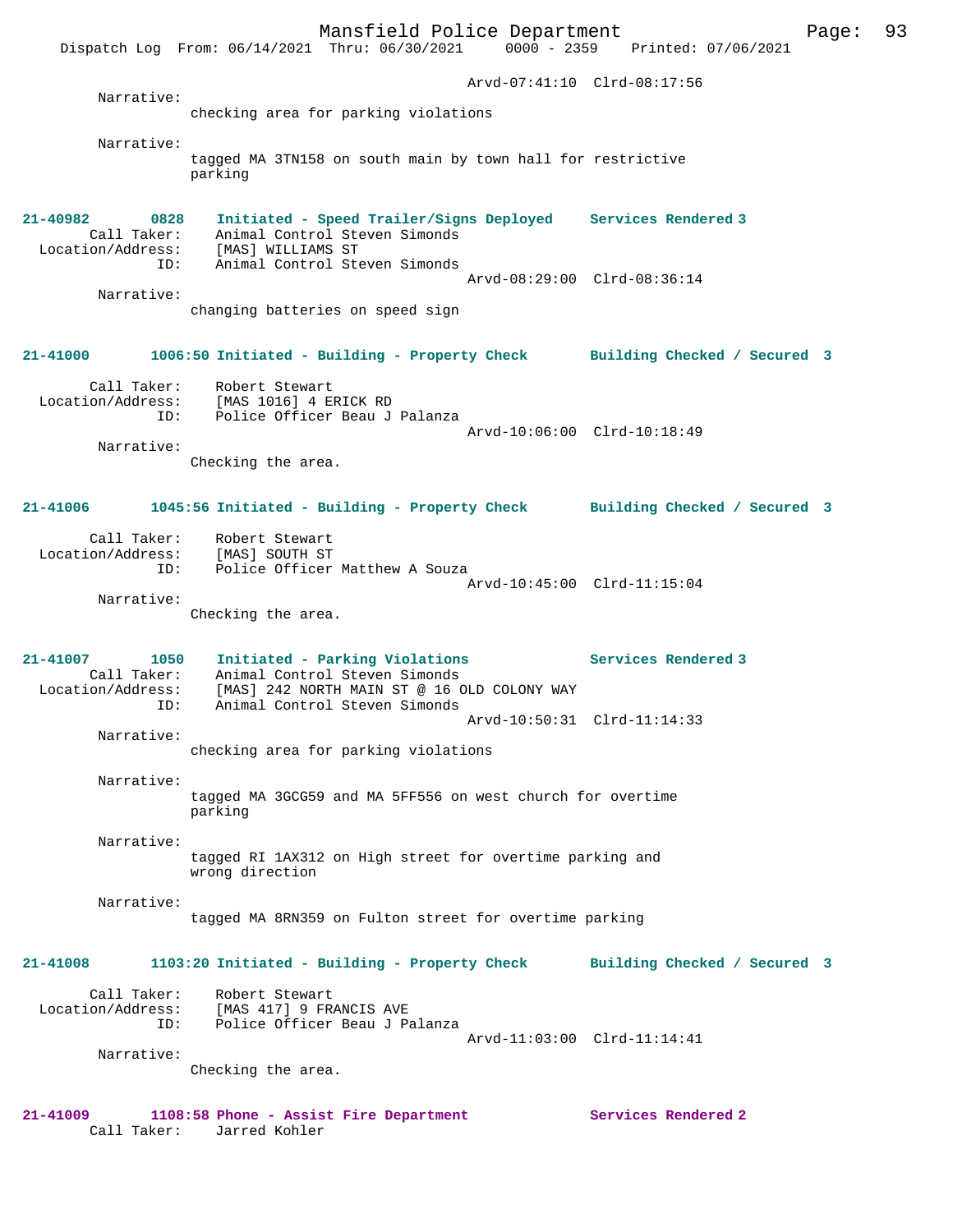Arvd-07:41:10 Clrd-08:17:56

Narrative:
checking area for parking violations

Narrative:
tagged MA 3TN158 on south main by town hall for restrictive parking

**21-40982 0828 Initiated - Speed Trailer/Signs Deployed Services Rendered 3**

Call Taker: Animal Control Steven Simonds
Location/Address: [MAS] WILLIAMS ST
ID: Animal Control Steven Simonds
Arvd-08:29:00 Clrd-08:36:14

Narrative:
changing batteries on speed sign

**21-41000 1006:50 Initiated - Building - Property Check Building Checked / Secured 3**

Call Taker: Robert Stewart
Location/Address: [MAS 1016] 4 ERICK RD
ID: Police Officer Beau J Palanza
Arvd-10:06:00 Clrd-10:18:49

Narrative:
Checking the area.

**21-41006 1045:56 Initiated - Building - Property Check Building Checked / Secured 3**

Call Taker: Robert Stewart
Location/Address: [MAS] SOUTH ST
ID: Police Officer Matthew A Souza
Arvd-10:45:00 Clrd-11:15:04

Narrative:
Checking the area.

**21-41007 1050 Initiated - Parking Violations Services Rendered 3**

Call Taker: Animal Control Steven Simonds
Location/Address: [MAS] 242 NORTH MAIN ST @ 16 OLD COLONY WAY
ID: Animal Control Steven Simonds
Arvd-10:50:31 Clrd-11:14:33

Narrative:
checking area for parking violations

Narrative:
tagged MA 3GCG59 and MA 5FF556 on west church for overtime parking

Narrative:
tagged RI 1AX312 on High street for overtime parking and wrong direction

Narrative:
tagged MA 8RN359 on Fulton street for overtime parking

**21-41008 1103:20 Initiated - Building - Property Check Building Checked / Secured 3**

Call Taker: Robert Stewart
Location/Address: [MAS 417] 9 FRANCIS AVE
ID: Police Officer Beau J Palanza
Arvd-11:03:00 Clrd-11:14:41

Narrative:
Checking the area.

**21-41009 1108:58 Phone - Assist Fire Department Services Rendered 2**

Call Taker: Jarred Kohler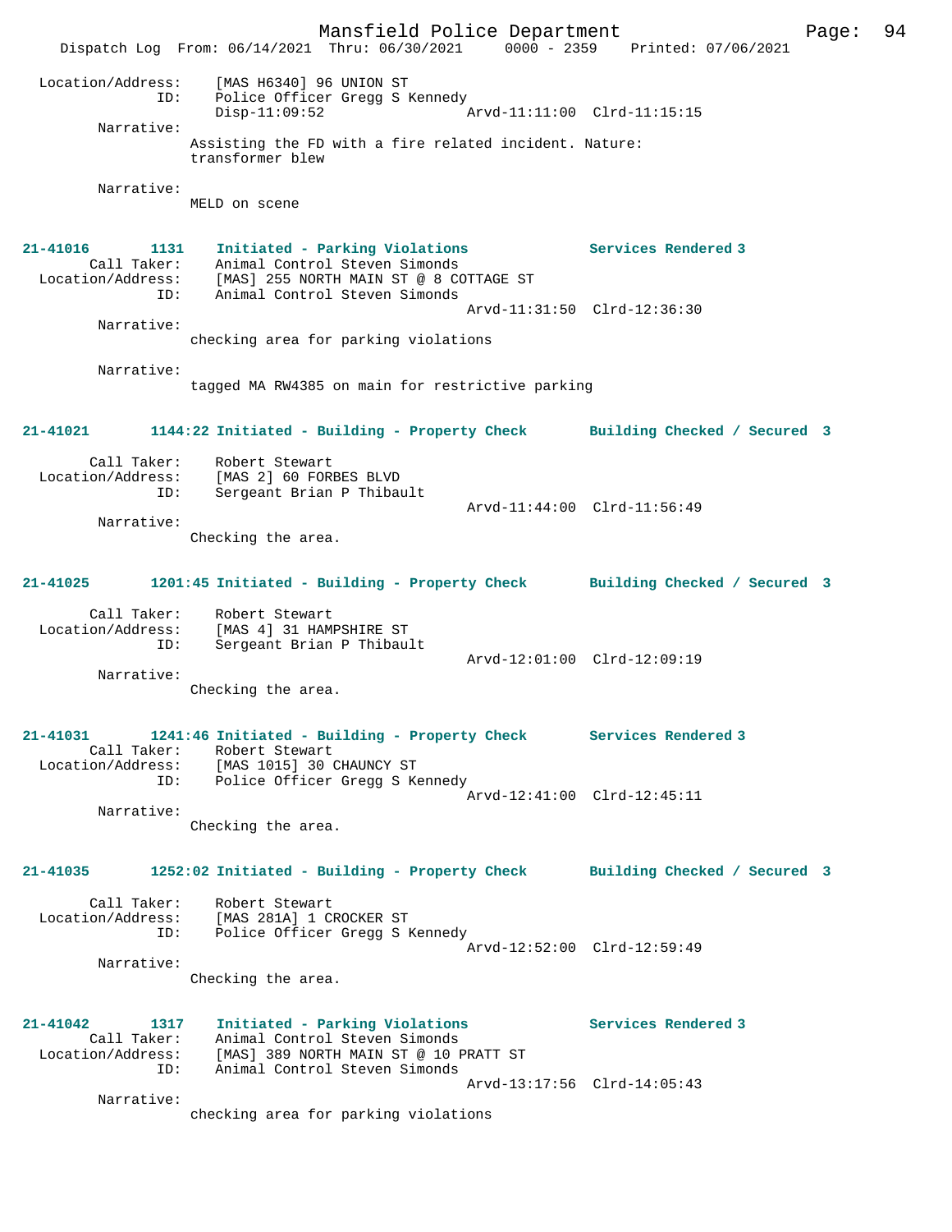Location/Address: [MAS H6340] 96 UNION ST
ID: Police Officer Gregg S Kennedy
Disp-11:09:52 Arvd-11:11:00 Clrd-11:15:15

Narrative:
Assisting the FD with a fire related incident. Nature: transformer blew

Narrative:
MELD on scene

**21-41016 1131 Initiated - Parking Violations Services Rendered 3**

Call Taker: Animal Control Steven Simonds
Location/Address: [MAS] 255 NORTH MAIN ST @ 8 COTTAGE ST
ID: Animal Control Steven Simonds
Arvd-11:31:50 Clrd-12:36:30

Narrative:
checking area for parking violations

Narrative:
tagged MA RW4385 on main for restrictive parking

**21-41021 1144:22 Initiated - Building - Property Check Building Checked / Secured 3**

Call Taker: Robert Stewart
Location/Address: [MAS 2] 60 FORBES BLVD
ID: Sergeant Brian P Thibault
Arvd-11:44:00 Clrd-11:56:49

Narrative:
Checking the area.

**21-41025 1201:45 Initiated - Building - Property Check Building Checked / Secured 3**

Call Taker: Robert Stewart
Location/Address: [MAS 4] 31 HAMPSHIRE ST
ID: Sergeant Brian P Thibault
Arvd-12:01:00 Clrd-12:09:19

Narrative:
Checking the area.

**21-41031 1241:46 Initiated - Building - Property Check Services Rendered 3**

Call Taker: Robert Stewart
Location/Address: [MAS 1015] 30 CHAUNCY ST
ID: Police Officer Gregg S Kennedy
Arvd-12:41:00 Clrd-12:45:11

Narrative:
Checking the area.

**21-41035 1252:02 Initiated - Building - Property Check Building Checked / Secured 3**

Call Taker: Robert Stewart
Location/Address: [MAS 281A] 1 CROCKER ST
ID: Police Officer Gregg S Kennedy
Arvd-12:52:00 Clrd-12:59:49

Narrative:
Checking the area.

**21-41042 1317 Initiated - Parking Violations Services Rendered 3**

Call Taker: Animal Control Steven Simonds
Location/Address: [MAS] 389 NORTH MAIN ST @ 10 PRATT ST
ID: Animal Control Steven Simonds
Arvd-13:17:56 Clrd-14:05:43

Narrative:
checking area for parking violations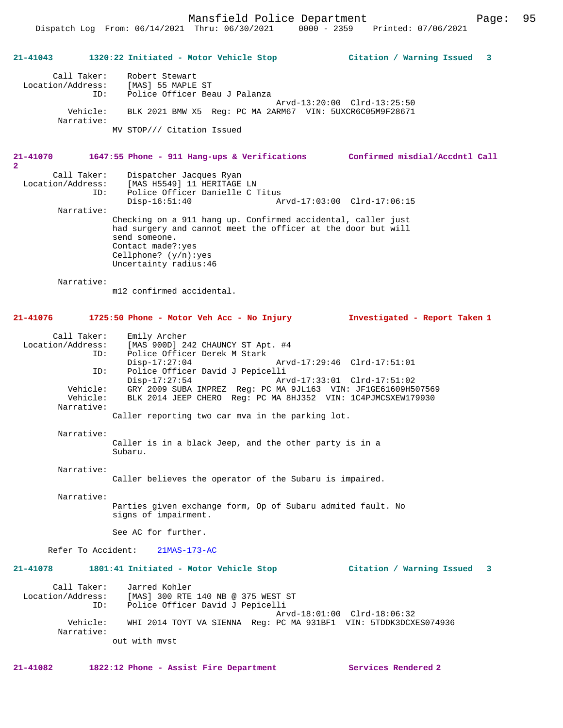**21-41043 1320:22 Initiated - Motor Vehicle Stop — Citation / Warning Issued 3**

```
        Call Taker:    Robert Stewart
  Location/Address:    [MAS] 55 MAPLE ST
                ID:    Police Officer Beau J Palanza
                                              Arvd-13:20:00  Clrd-13:25:50
           Vehicle:    BLK 2021 BMW X5  Reg: PC MA 2ARM67  VIN: 5UXCR6C05M9F28671
         Narrative:
                   MV STOP/// Citation Issued
```

**21-41070 1647:55 Phone - 911 Hang-ups & Verifications — Confirmed misdial/Accdntl Call 2**

```
        Call Taker:    Dispatcher Jacques Ryan
  Location/Address:    [MAS H5549] 11 HERITAGE LN
                ID:    Police Officer Danielle C Titus
                       Disp-16:51:40              Arvd-17:03:00  Clrd-17:06:15
         Narrative:
                   Checking on a 911 hang up. Confirmed accidental, caller just
                   had surgery and cannot meet the officer at the door but will
                   send someone.
                   Contact made?:yes
                   Cellphone? (y/n):yes
                   Uncertainty radius:46

         Narrative:
                   m12 confirmed accidental.
```

**21-41076 1725:50 Phone - Motor Veh Acc - No Injury — Investigated - Report Taken 1**

```
        Call Taker:    Emily Archer
  Location/Address:    [MAS 900D] 242 CHAUNCY ST Apt. #4
                ID:    Police Officer Derek M Stark
                       Disp-17:27:04              Arvd-17:29:46  Clrd-17:51:01
                ID:    Police Officer David J Pepicelli
                       Disp-17:27:54              Arvd-17:33:01  Clrd-17:51:02
           Vehicle:    GRY 2009 SUBA IMPREZ  Reg: PC MA 9JL163  VIN: JF1GE61609H507569
           Vehicle:    BLK 2014 JEEP CHERO  Reg: PC MA 8HJ352  VIN: 1C4PJMCSXEW179930
         Narrative:
                   Caller reporting two car mva in the parking lot.

         Narrative:
                   Caller is in a black Jeep, and the other party is in a
                   Subaru.

         Narrative:
                   Caller believes the operator of the Subaru is impaired.

         Narrative:
                   Parties given exchange form, Op of Subaru admited fault. No
                   signs of impairment.

                   See AC for further.

      Refer To Accident:    21MAS-173-AC
```

**21-41078 1801:41 Initiated - Motor Vehicle Stop — Citation / Warning Issued 3**

```
        Call Taker:    Jarred Kohler
  Location/Address:    [MAS] 300 RTE 140 NB @ 375 WEST ST
                ID:    Police Officer David J Pepicelli
                                              Arvd-18:01:00  Clrd-18:06:32
           Vehicle:    WHI 2014 TOYT VA SIENNA  Reg: PC MA 931BF1  VIN: 5TDDK3DCXES074936
         Narrative:
                   out with mvst
```

**21-41082 1822:12 Phone - Assist Fire Department — Services Rendered 2**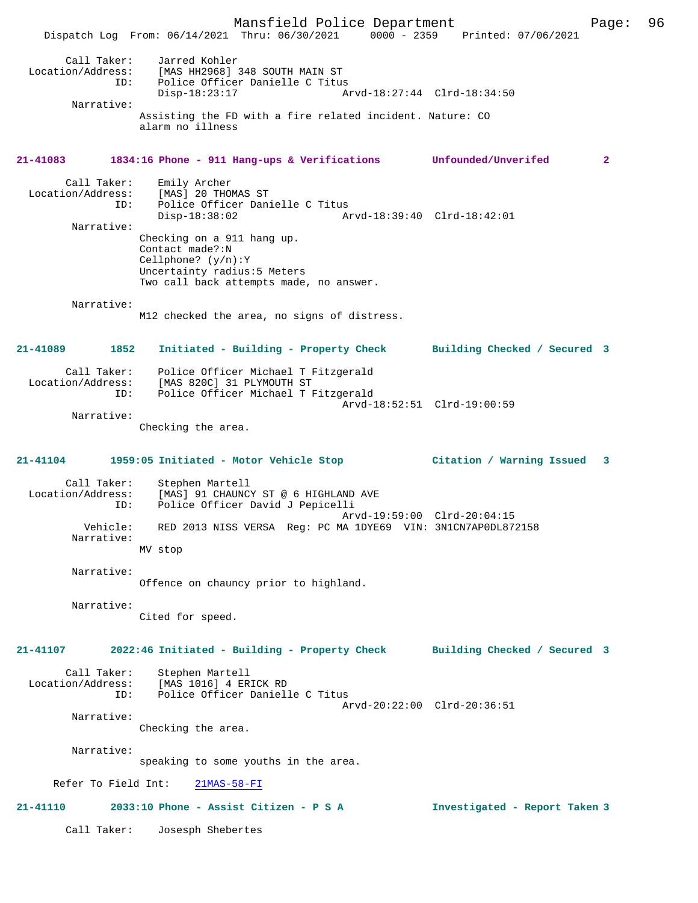Call Taker: Jarred Kohler
Location/Address: [MAS HH2968] 348 SOUTH MAIN ST
ID: Police Officer Danielle C Titus
Disp-18:23:17 Arvd-18:27:44 Clrd-18:34:50
Narrative:
Assisting the FD with a fire related incident. Nature: CO alarm no illness

**21-41083 1834:16 Phone - 911 Hang-ups & Verifications Unfounded/Unverifed 2**

Call Taker: Emily Archer
Location/Address: [MAS] 20 THOMAS ST
ID: Police Officer Danielle C Titus
Disp-18:38:02 Arvd-18:39:40 Clrd-18:42:01
Narrative:
Checking on a 911 hang up.
Contact made?:N
Cellphone? (y/n):Y
Uncertainty radius:5 Meters
Two call back attempts made, no answer.

Narrative:
M12 checked the area, no signs of distress.

**21-41089 1852 Initiated - Building - Property Check Building Checked / Secured 3**

Call Taker: Police Officer Michael T Fitzgerald
Location/Address: [MAS 820C] 31 PLYMOUTH ST
ID: Police Officer Michael T Fitzgerald
Arvd-18:52:51 Clrd-19:00:59
Narrative:
Checking the area.

**21-41104 1959:05 Initiated - Motor Vehicle Stop Citation / Warning Issued 3**

Call Taker: Stephen Martell
Location/Address: [MAS] 91 CHAUNCY ST @ 6 HIGHLAND AVE
ID: Police Officer David J Pepicelli
Arvd-19:59:00 Clrd-20:04:15
Vehicle: RED 2013 NISS VERSA Reg: PC MA 1DYE69 VIN: 3N1CN7AP0DL872158
Narrative:
MV stop

Narrative:
Offence on chauncy prior to highland.

Narrative:
Cited for speed.

**21-41107 2022:46 Initiated - Building - Property Check Building Checked / Secured 3**

Call Taker: Stephen Martell
Location/Address: [MAS 1016] 4 ERICK RD
ID: Police Officer Danielle C Titus
Arvd-20:22:00 Clrd-20:36:51
Narrative:
Checking the area.

Narrative:
speaking to some youths in the area.

Refer To Field Int: 21MAS-58-FI

**21-41110 2033:10 Phone - Assist Citizen - P S A Investigated - Report Taken 3**

Call Taker: Josesph Shebertes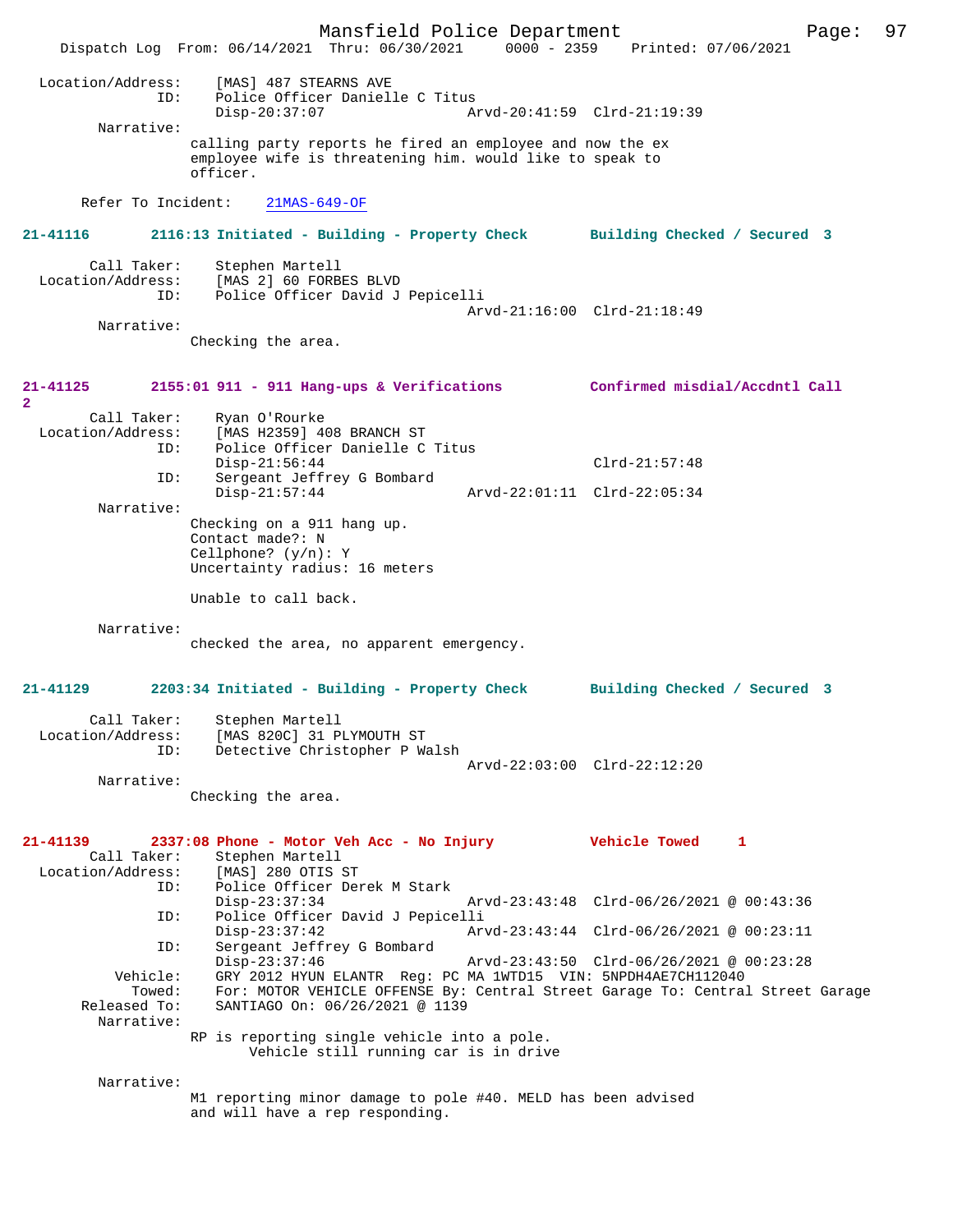Location/Address: [MAS] 487 STEARNS AVE
ID: Police Officer Danielle C Titus
Disp-20:37:07 Arvd-20:41:59 Clrd-21:19:39

Narrative:
calling party reports he fired an employee and now the ex employee wife is threatening him. would like to speak to officer.

Refer To Incident: 21MAS-649-OF

**21-41116 2116:13 Initiated - Building - Property Check Building Checked / Secured 3**

Call Taker: Stephen Martell
Location/Address: [MAS 2] 60 FORBES BLVD
ID: Police Officer David J Pepicelli
Arvd-21:16:00 Clrd-21:18:49

Narrative:
Checking the area.

**21-41125 2155:01 911 - 911 Hang-ups & Verifications Confirmed misdial/Accdntl Call 2**

Call Taker: Ryan O'Rourke
Location/Address: [MAS H2359] 408 BRANCH ST
ID: Police Officer Danielle C Titus
Disp-21:56:44 Clrd-21:57:48
ID: Sergeant Jeffrey G Bombard
Disp-21:57:44 Arvd-22:01:11 Clrd-22:05:34

Narrative:
Checking on a 911 hang up.
Contact made?: N
Cellphone? (y/n): Y
Uncertainty radius: 16 meters

Unable to call back.

Narrative:
checked the area, no apparent emergency.

**21-41129 2203:34 Initiated - Building - Property Check Building Checked / Secured 3**

Call Taker: Stephen Martell
Location/Address: [MAS 820C] 31 PLYMOUTH ST
ID: Detective Christopher P Walsh
Arvd-22:03:00 Clrd-22:12:20

Narrative:
Checking the area.

**21-41139 2337:08 Phone - Motor Veh Acc - No Injury Vehicle Towed 1**

Call Taker: Stephen Martell
Location/Address: [MAS] 280 OTIS ST
ID: Police Officer Derek M Stark
Disp-23:37:34 Arvd-23:43:48 Clrd-06/26/2021 @ 00:43:36
ID: Police Officer David J Pepicelli
Disp-23:37:42 Arvd-23:43:44 Clrd-06/26/2021 @ 00:23:11
ID: Sergeant Jeffrey G Bombard
Disp-23:37:46 Arvd-23:43:50 Clrd-06/26/2021 @ 00:23:28
Vehicle: GRY 2012 HYUN ELANTR Reg: PC MA 1WTD15 VIN: 5NPDH4AE7CH112040
Towed: For: MOTOR VEHICLE OFFENSE By: Central Street Garage To: Central Street Garage
Released To: SANTIAGO On: 06/26/2021 @ 1139

Narrative:
RP is reporting single vehicle into a pole.
Vehicle still running car is in drive

Narrative:
M1 reporting minor damage to pole #40. MELD has been advised and will have a rep responding.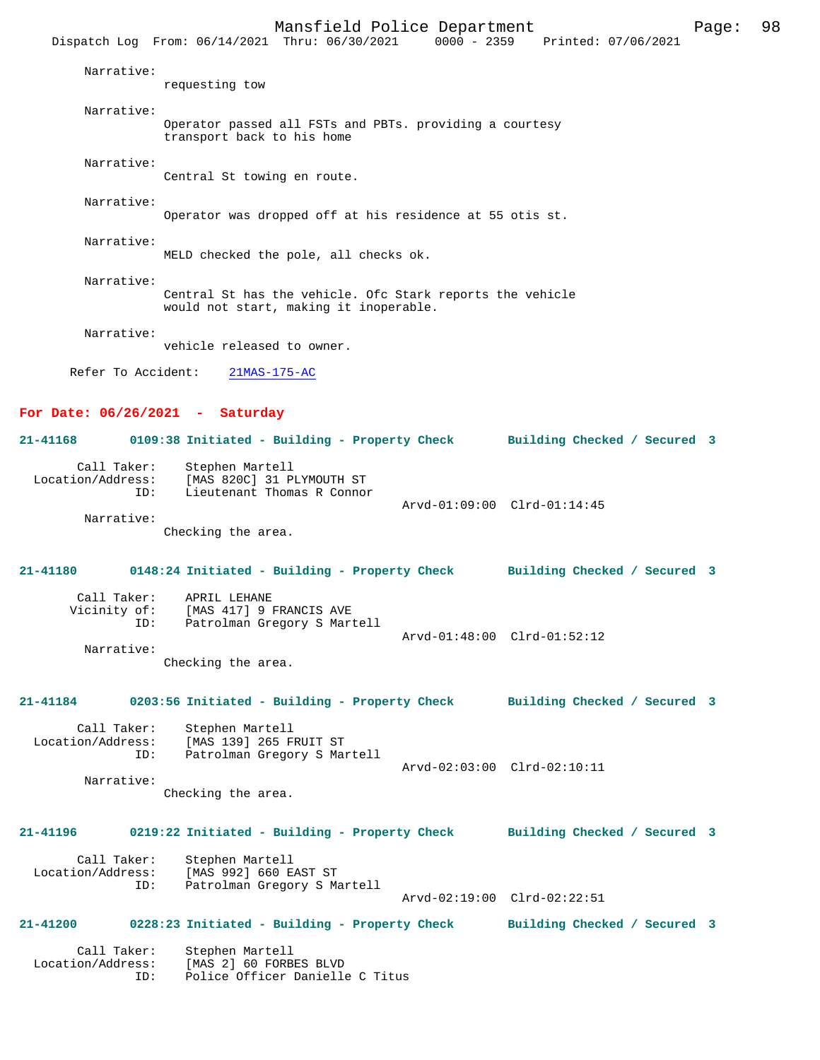Narrative:
requesting tow

Narrative:
Operator passed all FSTs and PBTs. providing a courtesy transport back to his home

Narrative:
Central St towing en route.

Narrative:
Operator was dropped off at his residence at 55 otis st.

Narrative:
MELD checked the pole, all checks ok.

Narrative:
Central St has the vehicle. Ofc Stark reports the vehicle would not start, making it inoperable.

Narrative:
vehicle released to owner.

Refer To Accident: 21MAS-175-AC

## For Date: 06/26/2021 - Saturday

**21-41168 0109:38 Initiated - Building - Property Check Building Checked / Secured 3**

Call Taker: Stephen Martell
Location/Address: [MAS 820C] 31 PLYMOUTH ST
ID: Lieutenant Thomas R Connor
Arvd-01:09:00 Clrd-01:14:45
Narrative:
Checking the area.

**21-41180 0148:24 Initiated - Building - Property Check Building Checked / Secured 3**

Call Taker: APRIL LEHANE
Vicinity of: [MAS 417] 9 FRANCIS AVE
ID: Patrolman Gregory S Martell
Arvd-01:48:00 Clrd-01:52:12
Narrative:
Checking the area.

**21-41184 0203:56 Initiated - Building - Property Check Building Checked / Secured 3**

Call Taker: Stephen Martell
Location/Address: [MAS 139] 265 FRUIT ST
ID: Patrolman Gregory S Martell
Arvd-02:03:00 Clrd-02:10:11
Narrative:
Checking the area.

**21-41196 0219:22 Initiated - Building - Property Check Building Checked / Secured 3**

Call Taker: Stephen Martell
Location/Address: [MAS 992] 660 EAST ST
ID: Patrolman Gregory S Martell
Arvd-02:19:00 Clrd-02:22:51

**21-41200 0228:23 Initiated - Building - Property Check Building Checked / Secured 3**

Call Taker: Stephen Martell
Location/Address: [MAS 2] 60 FORBES BLVD
ID: Police Officer Danielle C Titus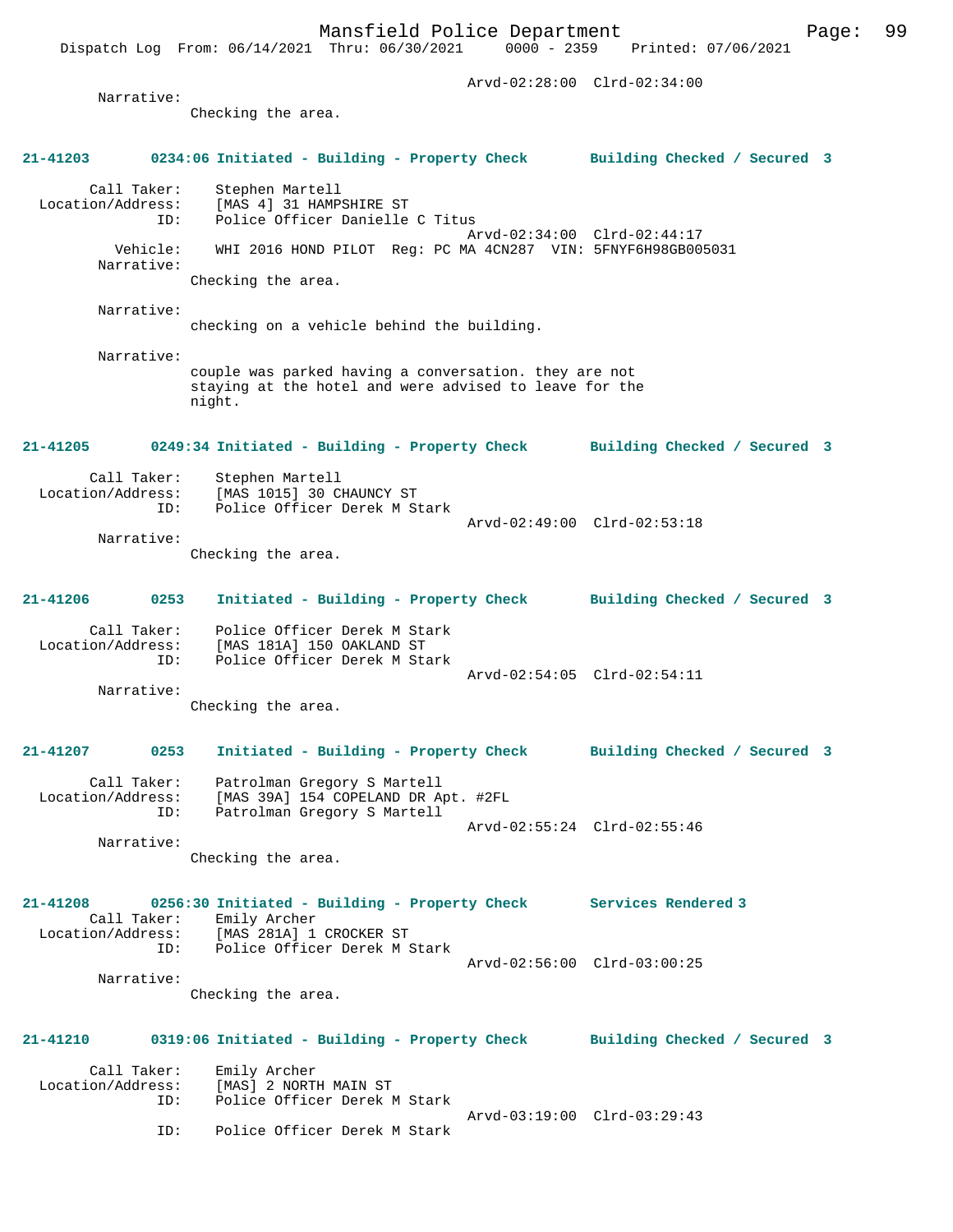Arvd-02:28:00 Clrd-02:34:00

Narrative:
Checking the area.

**21-41203 0234:06 Initiated - Building - Property Check Building Checked / Secured 3**

Call Taker: Stephen Martell
Location/Address: [MAS 4] 31 HAMPSHIRE ST
ID: Police Officer Danielle C Titus
Arvd-02:34:00 Clrd-02:44:17
Vehicle: WHI 2016 HOND PILOT Reg: PC MA 4CN287 VIN: 5FNYF6H98GB005031
Narrative:
Checking the area.

Narrative:
checking on a vehicle behind the building.

Narrative:
couple was parked having a conversation. they are not staying at the hotel and were advised to leave for the night.

**21-41205 0249:34 Initiated - Building - Property Check Building Checked / Secured 3**

Call Taker: Stephen Martell
Location/Address: [MAS 1015] 30 CHAUNCY ST
ID: Police Officer Derek M Stark
Arvd-02:49:00 Clrd-02:53:18
Narrative:
Checking the area.

**21-41206 0253 Initiated - Building - Property Check Building Checked / Secured 3**

Call Taker: Police Officer Derek M Stark
Location/Address: [MAS 181A] 150 OAKLAND ST
ID: Police Officer Derek M Stark
Arvd-02:54:05 Clrd-02:54:11
Narrative:
Checking the area.

**21-41207 0253 Initiated - Building - Property Check Building Checked / Secured 3**

Call Taker: Patrolman Gregory S Martell
Location/Address: [MAS 39A] 154 COPELAND DR Apt. #2FL
ID: Patrolman Gregory S Martell
Arvd-02:55:24 Clrd-02:55:46
Narrative:
Checking the area.

**21-41208 0256:30 Initiated - Building - Property Check Services Rendered 3**

Call Taker: Emily Archer
Location/Address: [MAS 281A] 1 CROCKER ST
ID: Police Officer Derek M Stark
Arvd-02:56:00 Clrd-03:00:25
Narrative:
Checking the area.

**21-41210 0319:06 Initiated - Building - Property Check Building Checked / Secured 3**

Call Taker: Emily Archer
Location/Address: [MAS] 2 NORTH MAIN ST
ID: Police Officer Derek M Stark
Arvd-03:19:00 Clrd-03:29:43
ID: Police Officer Derek M Stark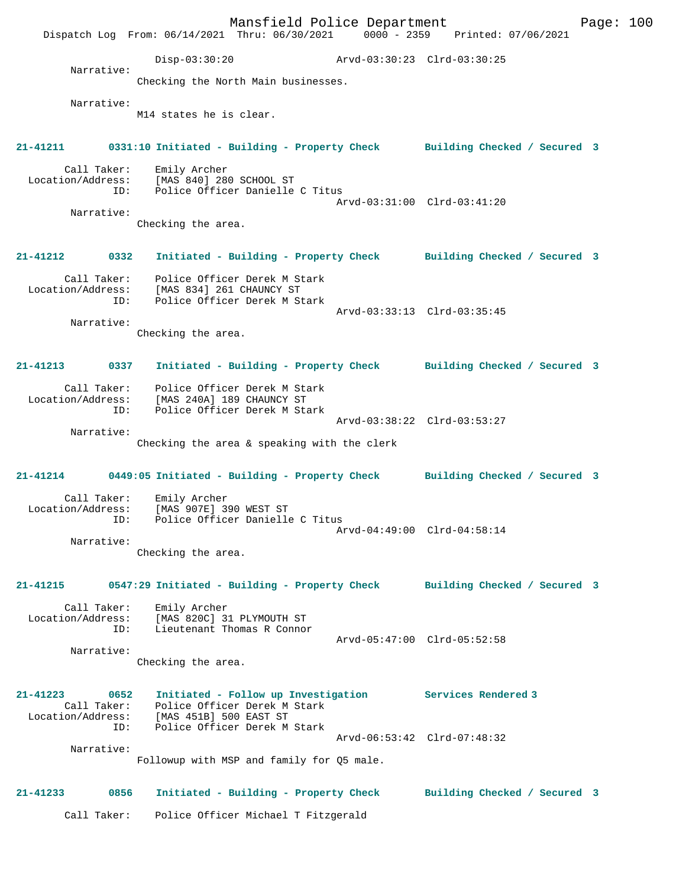Disp-03:30:20 Arvd-03:30:23 Clrd-03:30:25

Narrative:
Checking the North Main businesses.

Narrative:
M14 states he is clear.

**21-41211 0331:10 Initiated - Building - Property Check Building Checked / Secured 3**

Call Taker: Emily Archer
Location/Address: [MAS 840] 280 SCHOOL ST
ID: Police Officer Danielle C Titus
Arvd-03:31:00 Clrd-03:41:20

Narrative:
Checking the area.

**21-41212 0332 Initiated - Building - Property Check Building Checked / Secured 3**

Call Taker: Police Officer Derek M Stark
Location/Address: [MAS 834] 261 CHAUNCY ST
ID: Police Officer Derek M Stark
Arvd-03:33:13 Clrd-03:35:45

Narrative:
Checking the area.

**21-41213 0337 Initiated - Building - Property Check Building Checked / Secured 3**

Call Taker: Police Officer Derek M Stark
Location/Address: [MAS 240A] 189 CHAUNCY ST
ID: Police Officer Derek M Stark
Arvd-03:38:22 Clrd-03:53:27

Narrative:
Checking the area & speaking with the clerk

**21-41214 0449:05 Initiated - Building - Property Check Building Checked / Secured 3**

Call Taker: Emily Archer
Location/Address: [MAS 907E] 390 WEST ST
ID: Police Officer Danielle C Titus
Arvd-04:49:00 Clrd-04:58:14

Narrative:
Checking the area.

**21-41215 0547:29 Initiated - Building - Property Check Building Checked / Secured 3**

Call Taker: Emily Archer
Location/Address: [MAS 820C] 31 PLYMOUTH ST
ID: Lieutenant Thomas R Connor
Arvd-05:47:00 Clrd-05:52:58

Narrative:
Checking the area.

**21-41223 0652 Initiated - Follow up Investigation Services Rendered 3**

Call Taker: Police Officer Derek M Stark
Location/Address: [MAS 451B] 500 EAST ST
ID: Police Officer Derek M Stark
Arvd-06:53:42 Clrd-07:48:32

Narrative:
Followup with MSP and family for Q5 male.

**21-41233 0856 Initiated - Building - Property Check Building Checked / Secured 3**

Call Taker: Police Officer Michael T Fitzgerald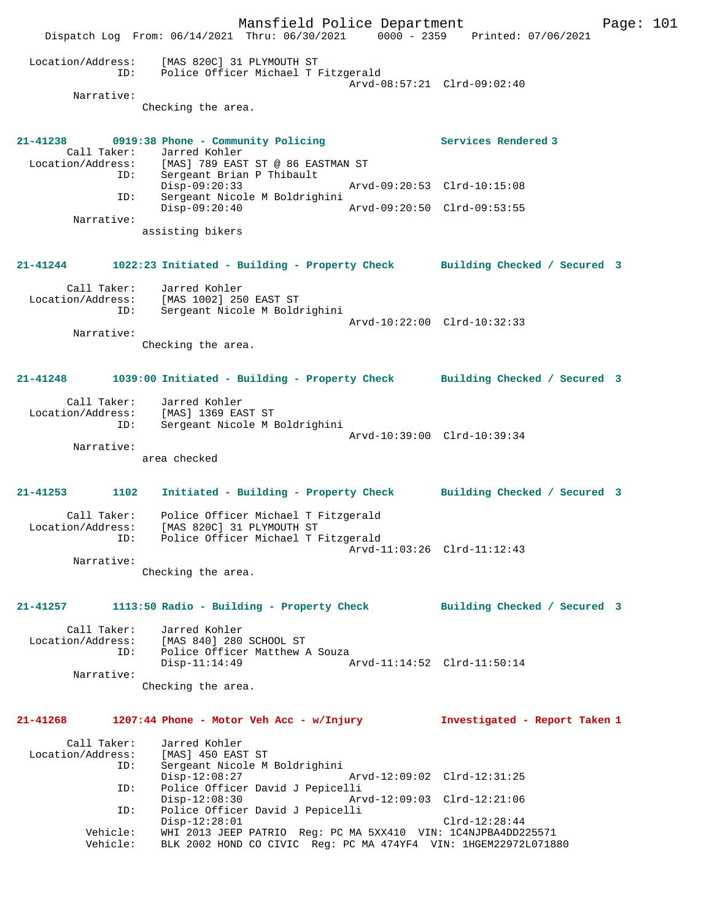```
Location/Address:    [MAS 820C] 31 PLYMOUTH ST
              ID:    Police Officer Michael T Fitzgerald
                                          Arvd-08:57:21  Clrd-09:02:40
       Narrative:
                Checking the area.
```

**21-41238       0919:38 Phone - Community Policing                    Services Rendered 3**

```
      Call Taker:    Jarred Kohler
Location/Address:    [MAS] 789 EAST ST @ 86 EASTMAN ST
              ID:    Sergeant Brian P Thibault
                     Disp-09:20:33               Arvd-09:20:53  Clrd-10:15:08
              ID:    Sergeant Nicole M Boldrighini
                     Disp-09:20:40               Arvd-09:20:50  Clrd-09:53:55
       Narrative:
                assisting bikers
```

**21-41244       1022:23 Initiated - Building - Property Check       Building Checked / Secured  3**

```
      Call Taker:    Jarred Kohler
Location/Address:    [MAS 1002] 250 EAST ST
              ID:    Sergeant Nicole M Boldrighini
                                          Arvd-10:22:00  Clrd-10:32:33
       Narrative:
                Checking the area.
```

**21-41248       1039:00 Initiated - Building - Property Check       Building Checked / Secured  3**

```
      Call Taker:    Jarred Kohler
Location/Address:    [MAS] 1369 EAST ST
              ID:    Sergeant Nicole M Boldrighini
                                          Arvd-10:39:00  Clrd-10:39:34
       Narrative:
                area checked
```

**21-41253       1102    Initiated - Building - Property Check       Building Checked / Secured  3**

```
      Call Taker:    Police Officer Michael T Fitzgerald
Location/Address:    [MAS 820C] 31 PLYMOUTH ST
              ID:    Police Officer Michael T Fitzgerald
                                          Arvd-11:03:26  Clrd-11:12:43
       Narrative:
                Checking the area.
```

**21-41257       1113:50 Radio - Building - Property Check           Building Checked / Secured  3**

```
      Call Taker:    Jarred Kohler
Location/Address:    [MAS 840] 280 SCHOOL ST
              ID:    Police Officer Matthew A Souza
                     Disp-11:14:49               Arvd-11:14:52  Clrd-11:50:14
       Narrative:
                Checking the area.
```

**21-41268       1207:44 Phone - Motor Veh Acc - w/Injury            Investigated - Report Taken 1**

```
      Call Taker:    Jarred Kohler
Location/Address:    [MAS] 450 EAST ST
              ID:    Sergeant Nicole M Boldrighini
                     Disp-12:08:27               Arvd-12:09:02  Clrd-12:31:25
              ID:    Police Officer David J Pepicelli
                     Disp-12:08:30               Arvd-12:09:03  Clrd-12:21:06
              ID:    Police Officer David J Pepicelli
                     Disp-12:28:01                              Clrd-12:28:44
         Vehicle:    WHI 2013 JEEP PATRIO  Reg: PC MA 5XX410  VIN: 1C4NJPBA4DD225571
         Vehicle:    BLK 2002 HOND CO CIVIC  Reg: PC MA 474YF4  VIN: 1HGEM22972L071880
```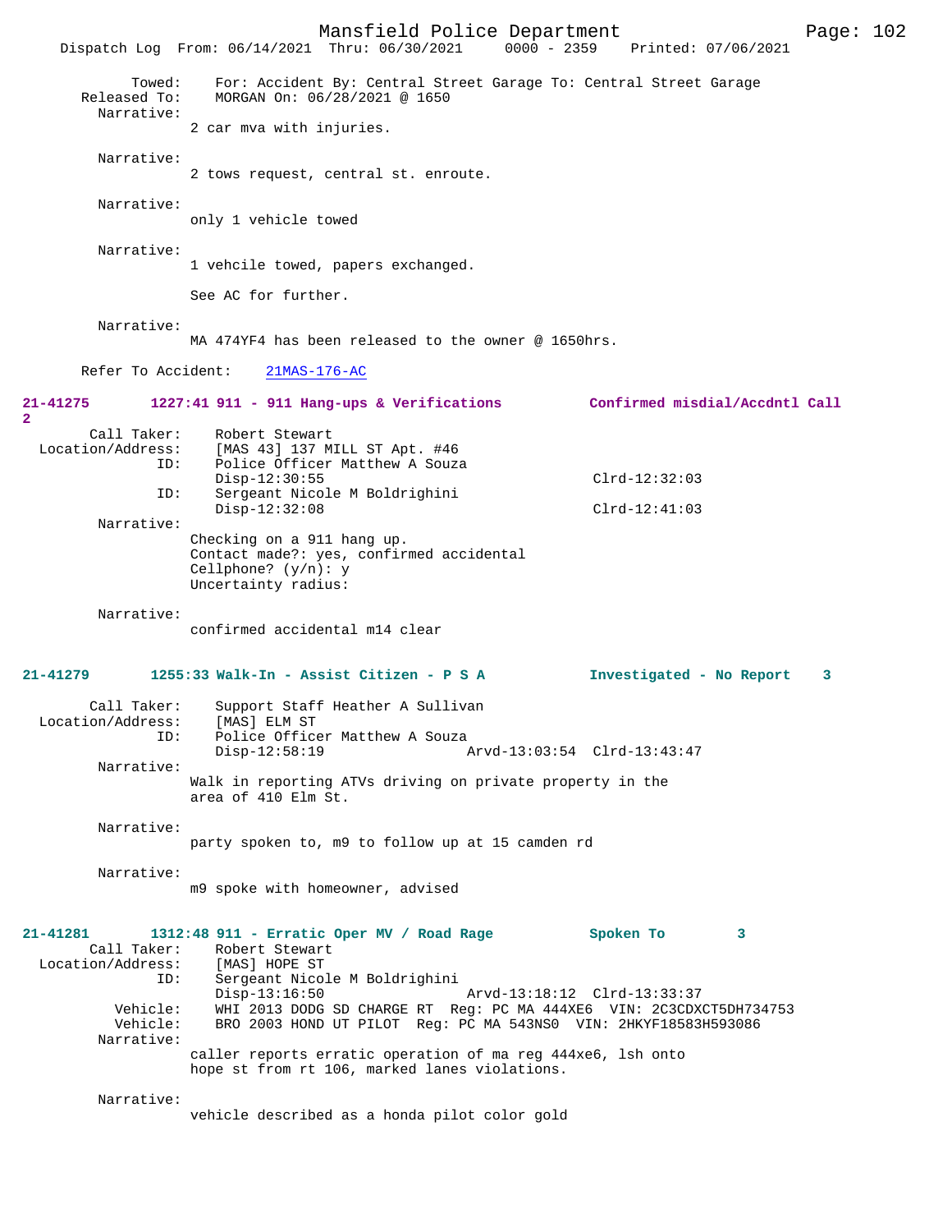Towed: For: Accident By: Central Street Garage To: Central Street Garage
Released To: MORGAN On: 06/28/2021 @ 1650

Narrative:
2 car mva with injuries.

Narrative:
2 tows request, central st. enroute.

Narrative:
only 1 vehicle towed

Narrative:
1 vehcile towed, papers exchanged.

See AC for further.

Narrative:
MA 474YF4 has been released to the owner @ 1650hrs.

Refer To Accident: 21MAS-176-AC

**21-41275 1227:41 911 - 911 Hang-ups & Verifications Confirmed misdial/Accdntl Call 2**

Call Taker: Robert Stewart
Location/Address: [MAS 43] 137 MILL ST Apt. #46
ID: Police Officer Matthew A Souza
Disp-12:30:55 Clrd-12:32:03
ID: Sergeant Nicole M Boldrighini
Disp-12:32:08 Clrd-12:41:03

Narrative:
Checking on a 911 hang up.
Contact made?: yes, confirmed accidental
Cellphone? (y/n): y
Uncertainty radius:

Narrative:
confirmed accidental m14 clear

**21-41279 1255:33 Walk-In - Assist Citizen - P S A Investigated - No Report 3**

Call Taker: Support Staff Heather A Sullivan
Location/Address: [MAS] ELM ST
ID: Police Officer Matthew A Souza
Disp-12:58:19 Arvd-13:03:54 Clrd-13:43:47

Narrative:
Walk in reporting ATVs driving on private property in the area of 410 Elm St.

Narrative:
party spoken to, m9 to follow up at 15 camden rd

Narrative:
m9 spoke with homeowner, advised

**21-41281 1312:48 911 - Erratic Oper MV / Road Rage Spoken To 3**

Call Taker: Robert Stewart
Location/Address: [MAS] HOPE ST
ID: Sergeant Nicole M Boldrighini
Disp-13:16:50 Arvd-13:18:12 Clrd-13:33:37
Vehicle: WHI 2013 DODG SD CHARGE RT Reg: PC MA 444XE6 VIN: 2C3CDXCT5DH734753
Vehicle: BRO 2003 HOND UT PILOT Reg: PC MA 543NS0 VIN: 2HKYF18583H593086

Narrative:
caller reports erratic operation of ma reg 444xe6, lsh onto hope st from rt 106, marked lanes violations.

Narrative:
vehicle described as a honda pilot color gold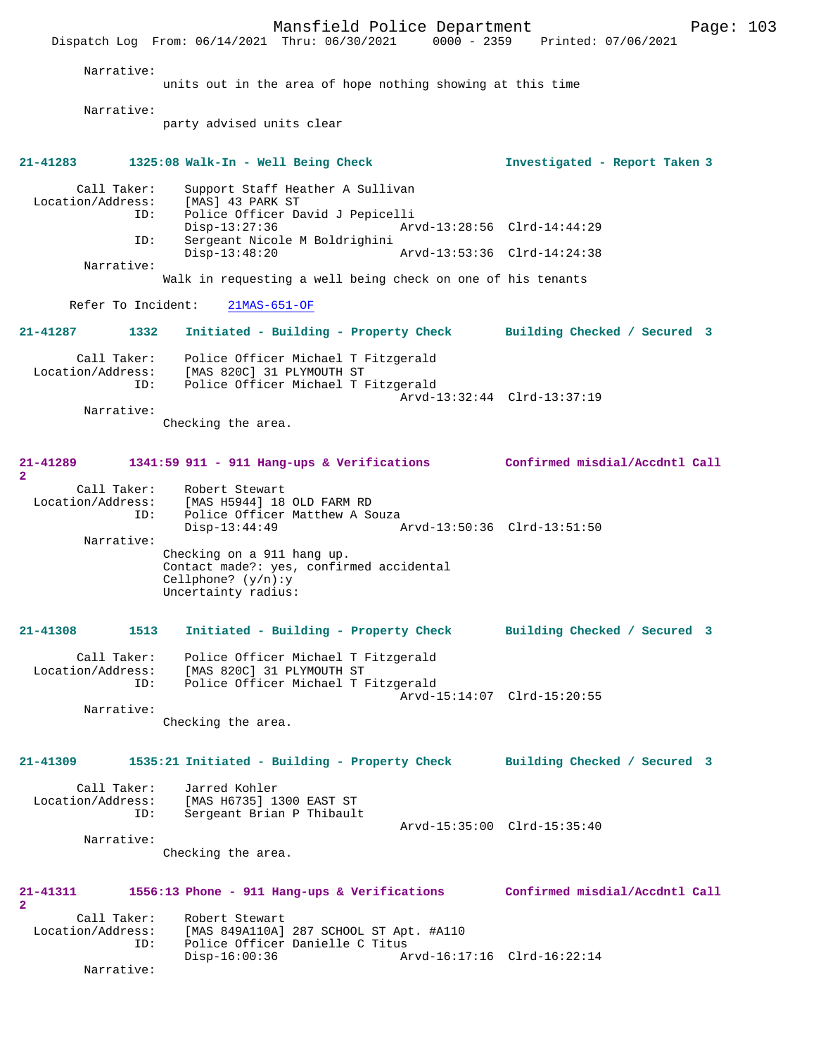Narrative:
units out in the area of hope nothing showing at this time

Narrative:
party advised units clear

**21-41283 1325:08 Walk-In - Well Being Check Investigated - Report Taken 3**

Call Taker: Support Staff Heather A Sullivan
Location/Address: [MAS] 43 PARK ST
ID: Police Officer David J Pepicelli
Disp-13:27:36 Arvd-13:28:56 Clrd-14:44:29
ID: Sergeant Nicole M Boldrighini
Disp-13:48:20 Arvd-13:53:36 Clrd-14:24:38
Narrative:
Walk in requesting a well being check on one of his tenants

Refer To Incident: 21MAS-651-OF

**21-41287 1332 Initiated - Building - Property Check Building Checked / Secured 3**

Call Taker: Police Officer Michael T Fitzgerald
Location/Address: [MAS 820C] 31 PLYMOUTH ST
ID: Police Officer Michael T Fitzgerald
Arvd-13:32:44 Clrd-13:37:19
Narrative:
Checking the area.

**21-41289 1341:59 911 - 911 Hang-ups & Verifications Confirmed misdial/Accdntl Call 2**

Call Taker: Robert Stewart
Location/Address: [MAS H5944] 18 OLD FARM RD
ID: Police Officer Matthew A Souza
Disp-13:44:49 Arvd-13:50:36 Clrd-13:51:50
Narrative:
Checking on a 911 hang up.
Contact made?: yes, confirmed accidental
Cellphone? (y/n):y
Uncertainty radius:

**21-41308 1513 Initiated - Building - Property Check Building Checked / Secured 3**

Call Taker: Police Officer Michael T Fitzgerald
Location/Address: [MAS 820C] 31 PLYMOUTH ST
ID: Police Officer Michael T Fitzgerald
Arvd-15:14:07 Clrd-15:20:55
Narrative:
Checking the area.

**21-41309 1535:21 Initiated - Building - Property Check Building Checked / Secured 3**

Call Taker: Jarred Kohler
Location/Address: [MAS H6735] 1300 EAST ST
ID: Sergeant Brian P Thibault
Arvd-15:35:00 Clrd-15:35:40
Narrative:
Checking the area.

**21-41311 1556:13 Phone - 911 Hang-ups & Verifications Confirmed misdial/Accdntl Call 2**

Call Taker: Robert Stewart
Location/Address: [MAS 849A110A] 287 SCHOOL ST Apt. #A110
ID: Police Officer Danielle C Titus
Disp-16:00:36 Arvd-16:17:16 Clrd-16:22:14
Narrative: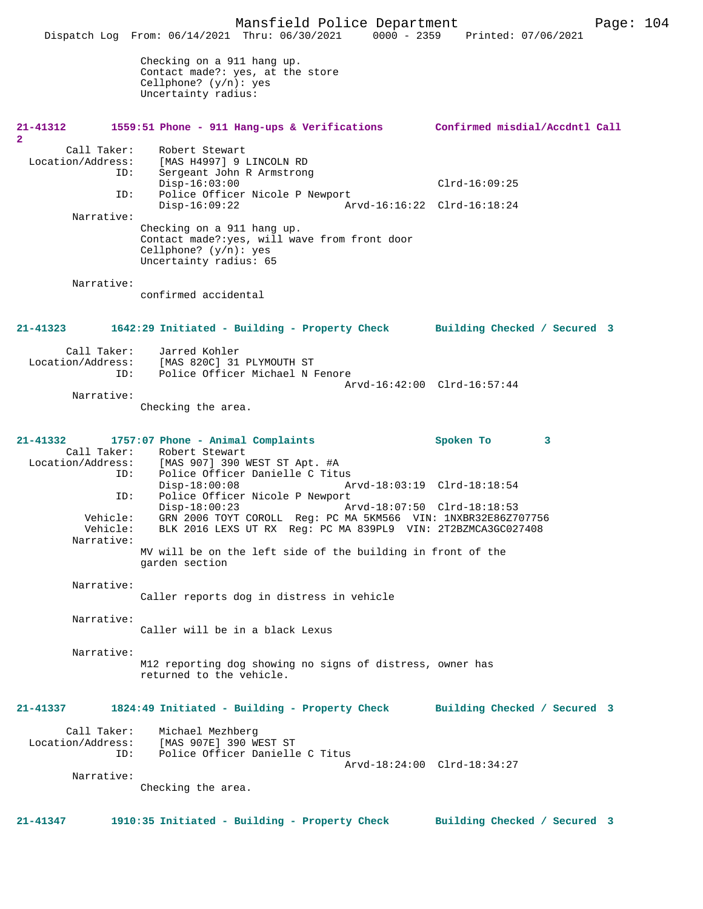Checking on a 911 hang up.
Contact made?: yes, at the store
Cellphone? (y/n): yes
Uncertainty radius:

**21-41312 1559:51 Phone - 911 Hang-ups & Verifications Confirmed misdial/Accdntl Call 2**

Call Taker: Robert Stewart
Location/Address: [MAS H4997] 9 LINCOLN RD
ID: Sergeant John R Armstrong
Disp-16:03:00 Clrd-16:09:25
ID: Police Officer Nicole P Newport
Disp-16:09:22 Arvd-16:16:22 Clrd-16:18:24
Narrative:
Checking on a 911 hang up.
Contact made?:yes, will wave from front door
Cellphone? (y/n): yes
Uncertainty radius: 65

Narrative:
confirmed accidental

**21-41323 1642:29 Initiated - Building - Property Check Building Checked / Secured 3**

Call Taker: Jarred Kohler
Location/Address: [MAS 820C] 31 PLYMOUTH ST
ID: Police Officer Michael N Fenore
Arvd-16:42:00 Clrd-16:57:44
Narrative:
Checking the area.

**21-41332 1757:07 Phone - Animal Complaints Spoken To 3**

Call Taker: Robert Stewart
Location/Address: [MAS 907] 390 WEST ST Apt. #A
ID: Police Officer Danielle C Titus
Disp-18:00:08 Arvd-18:03:19 Clrd-18:18:54
ID: Police Officer Nicole P Newport
Disp-18:00:23 Arvd-18:07:50 Clrd-18:18:53
Vehicle: GRN 2006 TOYT COROLL Reg: PC MA 5KM566 VIN: 1NXBR32E86Z707756
Vehicle: BLK 2016 LEXS UT RX Reg: PC MA 839PL9 VIN: 2T2BZMCA3GC027408
Narrative:
MV will be on the left side of the building in front of the garden section

Narrative:
Caller reports dog in distress in vehicle

Narrative:
Caller will be in a black Lexus

Narrative:
M12 reporting dog showing no signs of distress, owner has returned to the vehicle.

**21-41337 1824:49 Initiated - Building - Property Check Building Checked / Secured 3**

Call Taker: Michael Mezhberg
Location/Address: [MAS 907E] 390 WEST ST
ID: Police Officer Danielle C Titus
Arvd-18:24:00 Clrd-18:34:27
Narrative:
Checking the area.

**21-41347 1910:35 Initiated - Building - Property Check Building Checked / Secured 3**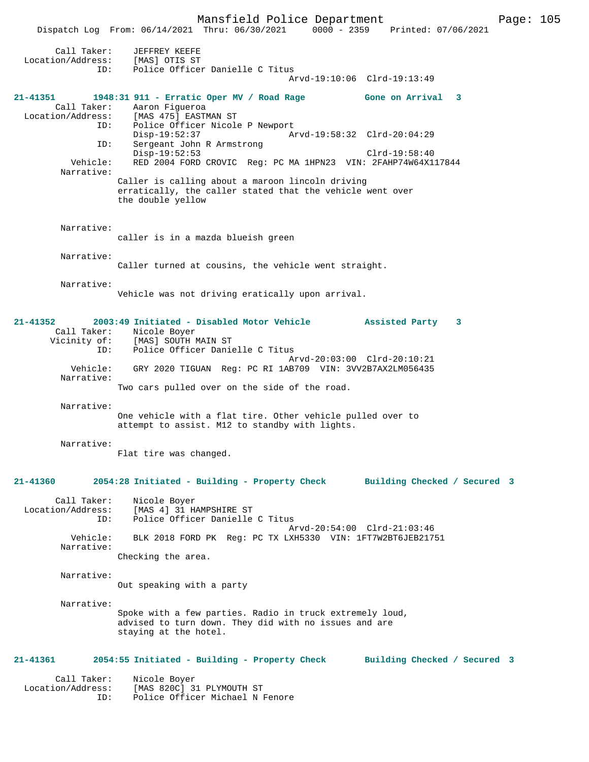Call Taker: JEFFREY KEEFE
Location/Address: [MAS] OTIS ST
ID: Police Officer Danielle C Titus
Arvd-19:10:06 Clrd-19:13:49

**21-41351 1948:31 911 - Erratic Oper MV / Road Rage Gone on Arrival 3**

Call Taker: Aaron Figueroa
Location/Address: [MAS 475] EASTMAN ST
ID: Police Officer Nicole P Newport
Disp-19:52:37 Arvd-19:58:32 Clrd-20:04:29
ID: Sergeant John R Armstrong
Disp-19:52:53 Clrd-19:58:40
Vehicle: RED 2004 FORD CROVIC Reg: PC MA 1HPN23 VIN: 2FAHP74W64X117844
Narrative:
Caller is calling about a maroon lincoln driving erratically, the caller stated that the vehicle went over the double yellow

Narrative:
caller is in a mazda blueish green

Narrative:
Caller turned at cousins, the vehicle went straight.

Narrative:
Vehicle was not driving eratically upon arrival.

**21-41352 2003:49 Initiated - Disabled Motor Vehicle Assisted Party 3**

Call Taker: Nicole Boyer
Vicinity of: [MAS] SOUTH MAIN ST
ID: Police Officer Danielle C Titus
Arvd-20:03:00 Clrd-20:10:21
Vehicle: GRY 2020 TIGUAN Reg: PC RI 1AB709 VIN: 3VV2B7AX2LM056435
Narrative:
Two cars pulled over on the side of the road.

Narrative:
One vehicle with a flat tire. Other vehicle pulled over to attempt to assist. M12 to standby with lights.

Narrative:
Flat tire was changed.

**21-41360 2054:28 Initiated - Building - Property Check Building Checked / Secured 3**

Call Taker: Nicole Boyer
Location/Address: [MAS 4] 31 HAMPSHIRE ST
ID: Police Officer Danielle C Titus
Arvd-20:54:00 Clrd-21:03:46
Vehicle: BLK 2018 FORD PK Reg: PC TX LXH5330 VIN: 1FT7W2BT6JEB21751
Narrative:
Checking the area.

Narrative:
Out speaking with a party

Narrative:
Spoke with a few parties. Radio in truck extremely loud, advised to turn down. They did with no issues and are staying at the hotel.

**21-41361 2054:55 Initiated - Building - Property Check Building Checked / Secured 3**

Call Taker: Nicole Boyer
Location/Address: [MAS 820C] 31 PLYMOUTH ST
ID: Police Officer Michael N Fenore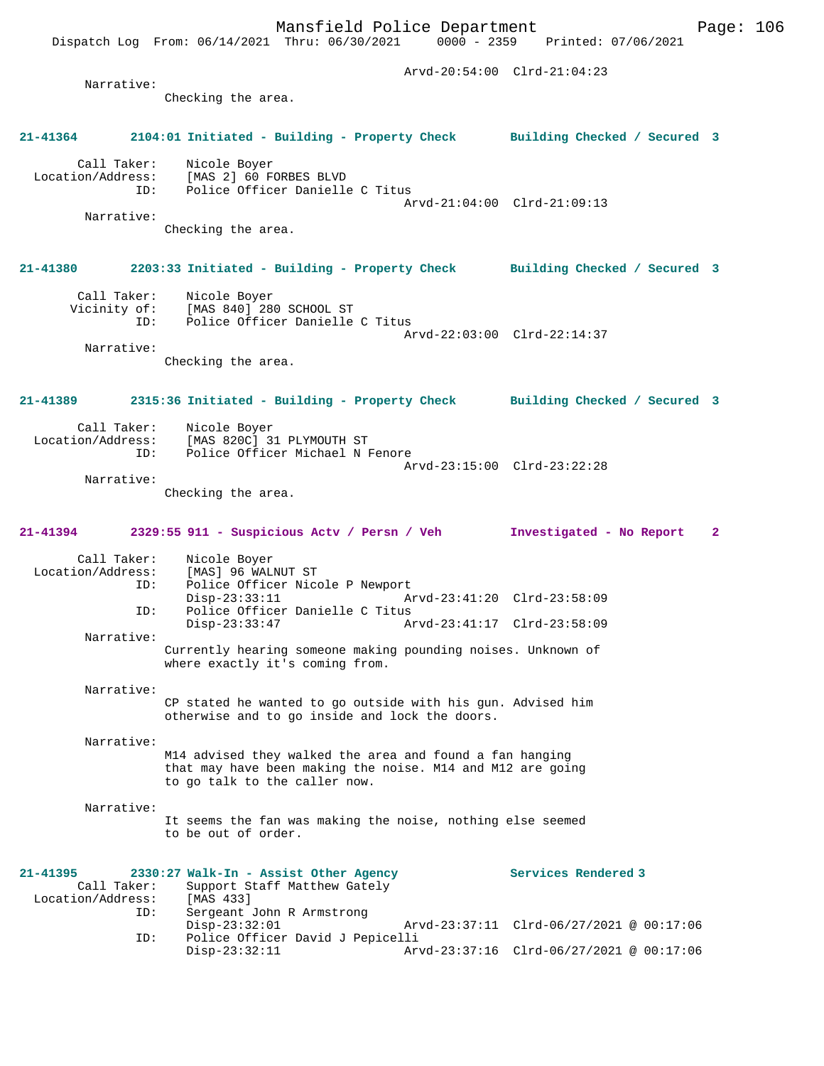Arvd-20:54:00 Clrd-21:04:23

Narrative:
Checking the area.

**21-41364 2104:01 Initiated - Building - Property Check Building Checked / Secured 3**

Call Taker: Nicole Boyer
Location/Address: [MAS 2] 60 FORBES BLVD
ID: Police Officer Danielle C Titus
Arvd-21:04:00 Clrd-21:09:13

Narrative:
Checking the area.

**21-41380 2203:33 Initiated - Building - Property Check Building Checked / Secured 3**

Call Taker: Nicole Boyer
Vicinity of: [MAS 840] 280 SCHOOL ST
ID: Police Officer Danielle C Titus
Arvd-22:03:00 Clrd-22:14:37

Narrative:
Checking the area.

**21-41389 2315:36 Initiated - Building - Property Check Building Checked / Secured 3**

Call Taker: Nicole Boyer
Location/Address: [MAS 820C] 31 PLYMOUTH ST
ID: Police Officer Michael N Fenore
Arvd-23:15:00 Clrd-23:22:28

Narrative:
Checking the area.

**21-41394 2329:55 911 - Suspicious Actv / Persn / Veh Investigated - No Report 2**

Call Taker: Nicole Boyer
Location/Address: [MAS] 96 WALNUT ST
ID: Police Officer Nicole P Newport
Disp-23:33:11 Arvd-23:41:20 Clrd-23:58:09
ID: Police Officer Danielle C Titus
Disp-23:33:47 Arvd-23:41:17 Clrd-23:58:09

Narrative:
Currently hearing someone making pounding noises. Unknown of where exactly it's coming from.

Narrative:
CP stated he wanted to go outside with his gun. Advised him otherwise and to go inside and lock the doors.

Narrative:
M14 advised they walked the area and found a fan hanging that may have been making the noise. M14 and M12 are going to go talk to the caller now.

Narrative:
It seems the fan was making the noise, nothing else seemed to be out of order.

**21-41395 2330:27 Walk-In - Assist Other Agency Services Rendered 3**

Call Taker: Support Staff Matthew Gately
Location/Address: [MAS 433]
ID: Sergeant John R Armstrong
Disp-23:32:01 Arvd-23:37:11 Clrd-06/27/2021 @ 00:17:06
ID: Police Officer David J Pepicelli
Disp-23:32:11 Arvd-23:37:16 Clrd-06/27/2021 @ 00:17:06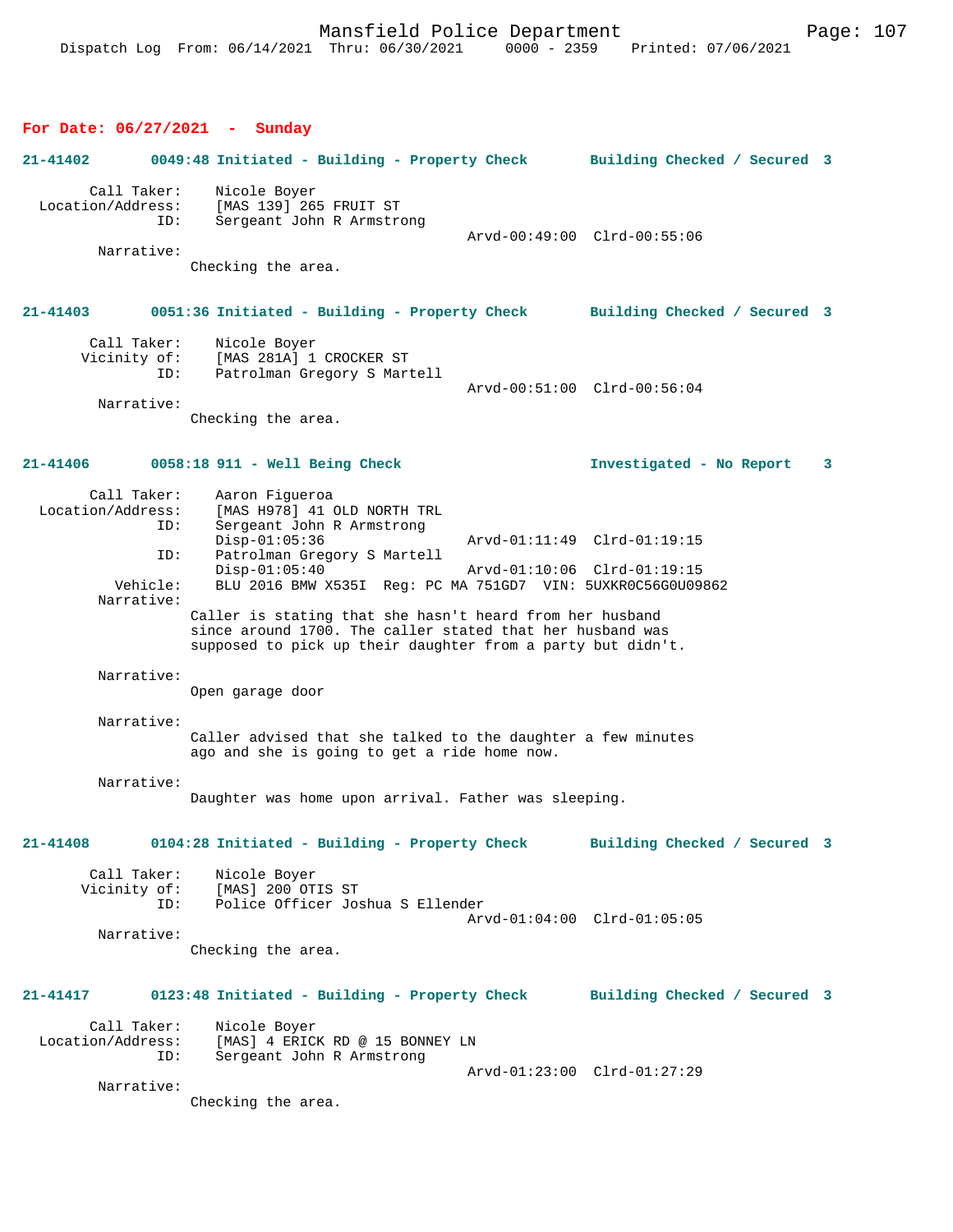**For Date: 06/27/2021 - Sunday**

**21-41402 0049:48 Initiated - Building - Property Check Building Checked / Secured 3**

```
        Call Taker:    Nicole Boyer
  Location/Address:    [MAS 139] 265 FRUIT ST
                ID:    Sergeant John R Armstrong
                                              Arvd-00:49:00  Clrd-00:55:06
         Narrative:
                Checking the area.
```

**21-41403 0051:36 Initiated - Building - Property Check Building Checked / Secured 3**

```
        Call Taker:    Nicole Boyer
       Vicinity of:    [MAS 281A] 1 CROCKER ST
                ID:    Patrolman Gregory S Martell
                                              Arvd-00:51:00  Clrd-00:56:04
         Narrative:
                Checking the area.
```

**21-41406 0058:18 911 - Well Being Check Investigated - No Report 3**

```
        Call Taker:    Aaron Figueroa
  Location/Address:    [MAS H978] 41 OLD NORTH TRL
                ID:    Sergeant John R Armstrong
                       Disp-01:05:36              Arvd-01:11:49  Clrd-01:19:15
                ID:    Patrolman Gregory S Martell
                       Disp-01:05:40              Arvd-01:10:06  Clrd-01:19:15
           Vehicle:    BLU 2016 BMW X535I  Reg: PC MA 751GD7  VIN: 5UXKR0C56G0U09862
         Narrative:
                Caller is stating that she hasn't heard from her husband
                since around 1700. The caller stated that her husband was
                supposed to pick up their daughter from a party but didn't.

         Narrative:
                Open garage door

         Narrative:
                Caller advised that she talked to the daughter a few minutes
                ago and she is going to get a ride home now.

         Narrative:
                Daughter was home upon arrival. Father was sleeping.
```

**21-41408 0104:28 Initiated - Building - Property Check Building Checked / Secured 3**

```
        Call Taker:    Nicole Boyer
       Vicinity of:    [MAS] 200 OTIS ST
                ID:    Police Officer Joshua S Ellender
                                              Arvd-01:04:00  Clrd-01:05:05
         Narrative:
                Checking the area.
```

**21-41417 0123:48 Initiated - Building - Property Check Building Checked / Secured 3**

```
        Call Taker:    Nicole Boyer
  Location/Address:    [MAS] 4 ERICK RD @ 15 BONNEY LN
                ID:    Sergeant John R Armstrong
                                              Arvd-01:23:00  Clrd-01:27:29
         Narrative:
                Checking the area.
```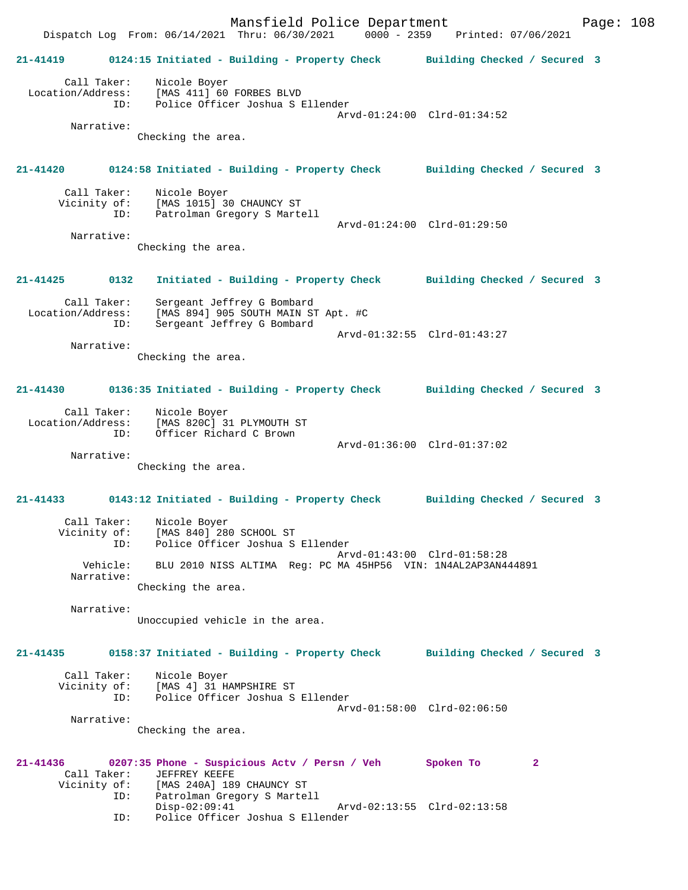21-41419 0124:15 Initiated - Building - Property Check Building Checked / Secured 3

Call Taker: Nicole Boyer
Location/Address: [MAS 411] 60 FORBES BLVD
ID: Police Officer Joshua S Ellender
Arvd-01:24:00 Clrd-01:34:52
Narrative:
Checking the area.

21-41420 0124:58 Initiated - Building - Property Check Building Checked / Secured 3

Call Taker: Nicole Boyer
Vicinity of: [MAS 1015] 30 CHAUNCY ST
ID: Patrolman Gregory S Martell
Arvd-01:24:00 Clrd-01:29:50
Narrative:
Checking the area.

21-41425 0132 Initiated - Building - Property Check Building Checked / Secured 3

Call Taker: Sergeant Jeffrey G Bombard
Location/Address: [MAS 894] 905 SOUTH MAIN ST Apt. #C
ID: Sergeant Jeffrey G Bombard
Arvd-01:32:55 Clrd-01:43:27
Narrative:
Checking the area.

21-41430 0136:35 Initiated - Building - Property Check Building Checked / Secured 3

Call Taker: Nicole Boyer
Location/Address: [MAS 820C] 31 PLYMOUTH ST
ID: Officer Richard C Brown
Arvd-01:36:00 Clrd-01:37:02
Narrative:
Checking the area.

21-41433 0143:12 Initiated - Building - Property Check Building Checked / Secured 3

Call Taker: Nicole Boyer
Vicinity of: [MAS 840] 280 SCHOOL ST
ID: Police Officer Joshua S Ellender
Arvd-01:43:00 Clrd-01:58:28
Vehicle: BLU 2010 NISS ALTIMA Reg: PC MA 45HP56 VIN: 1N4AL2AP3AN444891
Narrative:
Checking the area.

Narrative:
Unoccupied vehicle in the area.

21-41435 0158:37 Initiated - Building - Property Check Building Checked / Secured 3

Call Taker: Nicole Boyer
Vicinity of: [MAS 4] 31 HAMPSHIRE ST
ID: Police Officer Joshua S Ellender
Arvd-01:58:00 Clrd-02:06:50
Narrative:
Checking the area.

21-41436 0207:35 Phone - Suspicious Actv / Persn / Veh Spoken To 2
Call Taker: JEFFREY KEEFE
Vicinity of: [MAS 240A] 189 CHAUNCY ST
ID: Patrolman Gregory S Martell
Disp-02:09:41 Arvd-02:13:55 Clrd-02:13:58
ID: Police Officer Joshua S Ellender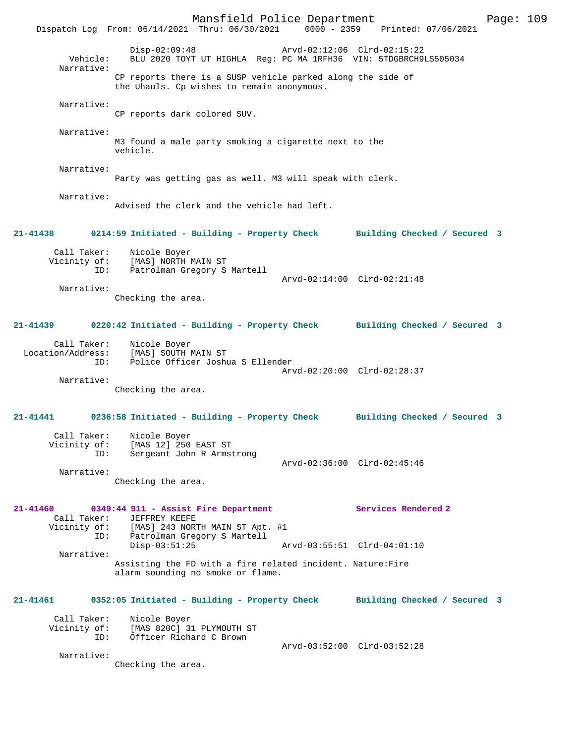Disp-02:09:48 Arvd-02:12:06 Clrd-02:15:22
Vehicle: BLU 2020 TOYT UT HIGHLA Reg: PC MA 1RFH36 VIN: 5TDGBRCH9LS505034
Narrative:
CP reports there is a SUSP vehicle parked along the side of the Uhauls. Cp wishes to remain anonymous.

Narrative:
CP reports dark colored SUV.

Narrative:
M3 found a male party smoking a cigarette next to the vehicle.

Narrative:
Party was getting gas as well. M3 will speak with clerk.

Narrative:
Advised the clerk and the vehicle had left.

**21-41438 0214:59 Initiated - Building - Property Check Building Checked / Secured 3**

Call Taker: Nicole Boyer
Vicinity of: [MAS] NORTH MAIN ST
ID: Patrolman Gregory S Martell
Arvd-02:14:00 Clrd-02:21:48
Narrative:
Checking the area.

**21-41439 0220:42 Initiated - Building - Property Check Building Checked / Secured 3**

Call Taker: Nicole Boyer
Location/Address: [MAS] SOUTH MAIN ST
ID: Police Officer Joshua S Ellender
Arvd-02:20:00 Clrd-02:28:37
Narrative:
Checking the area.

**21-41441 0236:58 Initiated - Building - Property Check Building Checked / Secured 3**

Call Taker: Nicole Boyer
Vicinity of: [MAS 12] 250 EAST ST
ID: Sergeant John R Armstrong
Arvd-02:36:00 Clrd-02:45:46
Narrative:
Checking the area.

**21-41460 0349:44 911 - Assist Fire Department Services Rendered 2**

Call Taker: JEFFREY KEEFE
Vicinity of: [MAS] 243 NORTH MAIN ST Apt. #1
ID: Patrolman Gregory S Martell
Disp-03:51:25 Arvd-03:55:51 Clrd-04:01:10
Narrative:
Assisting the FD with a fire related incident. Nature:Fire alarm sounding no smoke or flame.

**21-41461 0352:05 Initiated - Building - Property Check Building Checked / Secured 3**

Call Taker: Nicole Boyer
Vicinity of: [MAS 820C] 31 PLYMOUTH ST
ID: Officer Richard C Brown
Arvd-03:52:00 Clrd-03:52:28
Narrative:
Checking the area.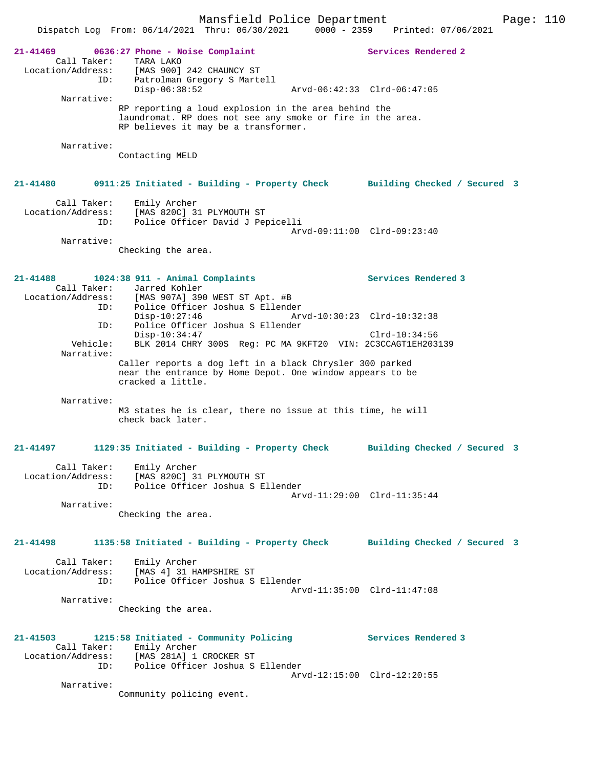**21-41469 0636:27 Phone - Noise Complaint** Services Rendered 2

Call Taker: TARA LAKO
Location/Address: [MAS 900] 242 CHAUNCY ST
ID: Patrolman Gregory S Martell
Disp-06:38:52 Arvd-06:42:33 Clrd-06:47:05

Narrative:
RP reporting a loud explosion in the area behind the laundromat. RP does not see any smoke or fire in the area. RP believes it may be a transformer.

Narrative:
Contacting MELD

**21-41480 0911:25 Initiated - Building - Property Check** Building Checked / Secured 3

Call Taker: Emily Archer
Location/Address: [MAS 820C] 31 PLYMOUTH ST
ID: Police Officer David J Pepicelli
Arvd-09:11:00 Clrd-09:23:40

Narrative:
Checking the area.

**21-41488 1024:38 911 - Animal Complaints** Services Rendered 3

Call Taker: Jarred Kohler
Location/Address: [MAS 907A] 390 WEST ST Apt. #B
ID: Police Officer Joshua S Ellender
Disp-10:27:46 Arvd-10:30:23 Clrd-10:32:38
ID: Police Officer Joshua S Ellender
Disp-10:34:47 Clrd-10:34:56
Vehicle: BLK 2014 CHRY 300S Reg: PC MA 9KFT20 VIN: 2C3CCAGT1EH203139

Narrative:
Caller reports a dog left in a black Chrysler 300 parked near the entrance by Home Depot. One window appears to be cracked a little.

Narrative:
M3 states he is clear, there no issue at this time, he will check back later.

**21-41497 1129:35 Initiated - Building - Property Check** Building Checked / Secured 3

Call Taker: Emily Archer
Location/Address: [MAS 820C] 31 PLYMOUTH ST
ID: Police Officer Joshua S Ellender
Arvd-11:29:00 Clrd-11:35:44

Narrative:
Checking the area.

**21-41498 1135:58 Initiated - Building - Property Check** Building Checked / Secured 3

Call Taker: Emily Archer
Location/Address: [MAS 4] 31 HAMPSHIRE ST
ID: Police Officer Joshua S Ellender
Arvd-11:35:00 Clrd-11:47:08

Narrative:
Checking the area.

**21-41503 1215:58 Initiated - Community Policing** Services Rendered 3

Call Taker: Emily Archer
Location/Address: [MAS 281A] 1 CROCKER ST
ID: Police Officer Joshua S Ellender
Arvd-12:15:00 Clrd-12:20:55

Narrative:
Community policing event.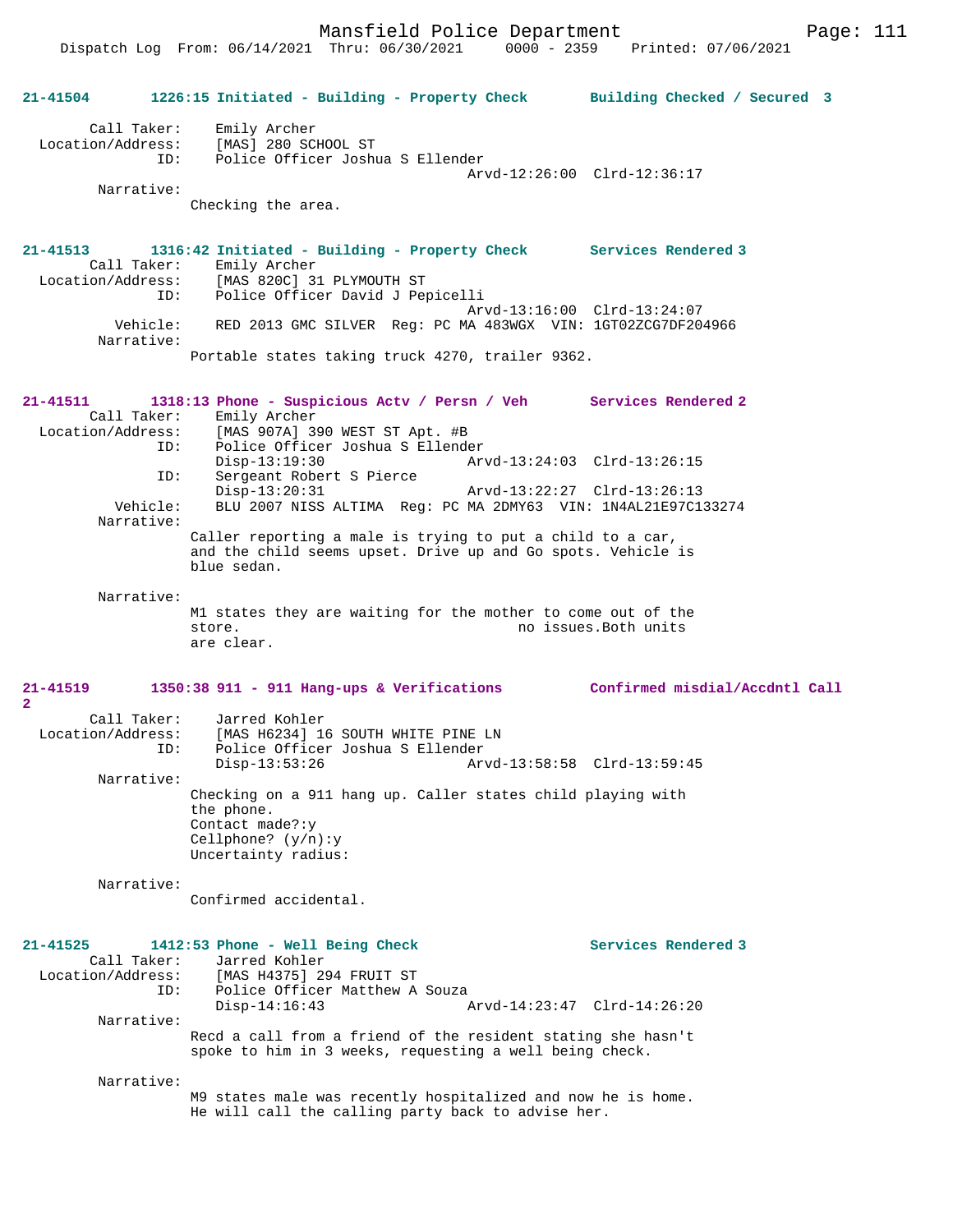**21-41504 1226:15 Initiated - Building - Property Check Building Checked / Secured 3**

```
        Call Taker:    Emily Archer
  Location/Address:    [MAS] 280 SCHOOL ST
                ID:    Police Officer Joshua S Ellender
                                              Arvd-12:26:00  Clrd-12:36:17
         Narrative:
                     Checking the area.
```

**21-41513 1316:42 Initiated - Building - Property Check Services Rendered 3**

```
        Call Taker:    Emily Archer
  Location/Address:    [MAS 820C] 31 PLYMOUTH ST
                ID:    Police Officer David J Pepicelli
                                              Arvd-13:16:00  Clrd-13:24:07
           Vehicle:    RED 2013 GMC SILVER  Reg: PC MA 483WGX  VIN: 1GT02ZCG7DF204966
         Narrative:
                     Portable states taking truck 4270, trailer 9362.
```

**21-41511 1318:13 Phone - Suspicious Actv / Persn / Veh Services Rendered 2**

```
        Call Taker:    Emily Archer
  Location/Address:    [MAS 907A] 390 WEST ST Apt. #B
                ID:    Police Officer Joshua S Ellender
                       Disp-13:19:30              Arvd-13:24:03  Clrd-13:26:15
                ID:    Sergeant Robert S Pierce
                       Disp-13:20:31              Arvd-13:22:27  Clrd-13:26:13
           Vehicle:    BLU 2007 NISS ALTIMA  Reg: PC MA 2DMY63  VIN: 1N4AL21E97C133274
         Narrative:
                     Caller reporting a male is trying to put a child to a car,
                     and the child seems upset. Drive up and Go spots. Vehicle is
                     blue sedan.

         Narrative:
                     M1 states they are waiting for the mother to come out of the
                     store.                                   no issues.Both units
                     are clear.
```

**21-41519 1350:38 911 - 911 Hang-ups & Verifications Confirmed misdial/Accdntl Call 2**

```
        Call Taker:    Jarred Kohler
  Location/Address:    [MAS H6234] 16 SOUTH WHITE PINE LN
                ID:    Police Officer Joshua S Ellender
                       Disp-13:53:26              Arvd-13:58:58  Clrd-13:59:45
         Narrative:
                     Checking on a 911 hang up. Caller states child playing with
                     the phone.
                     Contact made?:y
                     Cellphone? (y/n):y
                     Uncertainty radius:

         Narrative:
                     Confirmed accidental.
```

**21-41525 1412:53 Phone - Well Being Check Services Rendered 3**

```
        Call Taker:    Jarred Kohler
  Location/Address:    [MAS H4375] 294 FRUIT ST
                ID:    Police Officer Matthew A Souza
                       Disp-14:16:43              Arvd-14:23:47  Clrd-14:26:20
         Narrative:
                     Recd a call from a friend of the resident stating she hasn't
                     spoke to him in 3 weeks, requesting a well being check.

         Narrative:
                     M9 states male was recently hospitalized and now he is home.
                     He will call the calling party back to advise her.
```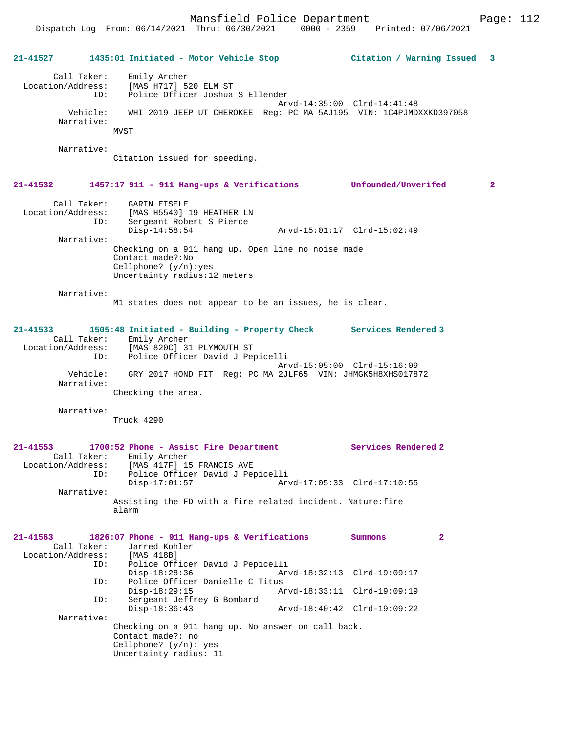**21-41527 1435:01 Initiated - Motor Vehicle Stop — Citation / Warning Issued 3**

```
        Call Taker:    Emily Archer
  Location/Address:    [MAS H717] 520 ELM ST
                ID:    Police Officer Joshua S Ellender
                                             Arvd-14:35:00  Clrd-14:41:48
           Vehicle:    WHI 2019 JEEP UT CHEROKEE  Reg: PC MA 5AJ195  VIN: 1C4PJMDXXKD397058
         Narrative:
                     MVST

         Narrative:
                     Citation issued for speeding.
```

**21-41532 1457:17 911 - 911 Hang-ups & Verifications — Unfounded/Unverifed 2**

```
        Call Taker:    GARIN EISELE
  Location/Address:    [MAS H5540] 19 HEATHER LN
                ID:    Sergeant Robert S Pierce
                       Disp-14:58:54         Arvd-15:01:17  Clrd-15:02:49
         Narrative:
                     Checking on a 911 hang up. Open line no noise made
                     Contact made?:No
                     Cellphone? (y/n):yes
                     Uncertainty radius:12 meters

         Narrative:
                     M1 states does not appear to be an issues, he is clear.
```

**21-41533 1505:48 Initiated - Building - Property Check — Services Rendered 3**

```
        Call Taker:    Emily Archer
  Location/Address:    [MAS 820C] 31 PLYMOUTH ST
                ID:    Police Officer David J Pepicelli
                                             Arvd-15:05:00  Clrd-15:16:09
           Vehicle:    GRY 2017 HOND FIT  Reg: PC MA 2JLF65  VIN: JHMGK5H8XHS017872
         Narrative:
                     Checking the area.

         Narrative:
                     Truck 4290
```

**21-41553 1700:52 Phone - Assist Fire Department — Services Rendered 2**

```
        Call Taker:    Emily Archer
  Location/Address:    [MAS 417F] 15 FRANCIS AVE
                ID:    Police Officer David J Pepicelli
                       Disp-17:01:57         Arvd-17:05:33  Clrd-17:10:55
         Narrative:
                     Assisting the FD with a fire related incident. Nature:fire
                     alarm
```

**21-41563 1826:07 Phone - 911 Hang-ups & Verifications — Summons 2**

```
        Call Taker:    Jarred Kohler
  Location/Address:    [MAS 418B]
                ID:    Police Officer David J Pepicelli
                       Disp-18:28:36         Arvd-18:32:13  Clrd-19:09:17
                ID:    Police Officer Danielle C Titus
                       Disp-18:29:15         Arvd-18:33:11  Clrd-19:09:19
                ID:    Sergeant Jeffrey G Bombard
                       Disp-18:36:43         Arvd-18:40:42  Clrd-19:09:22
         Narrative:
                     Checking on a 911 hang up. No answer on call back.
                     Contact made?: no
                     Cellphone? (y/n): yes
                     Uncertainty radius: 11
```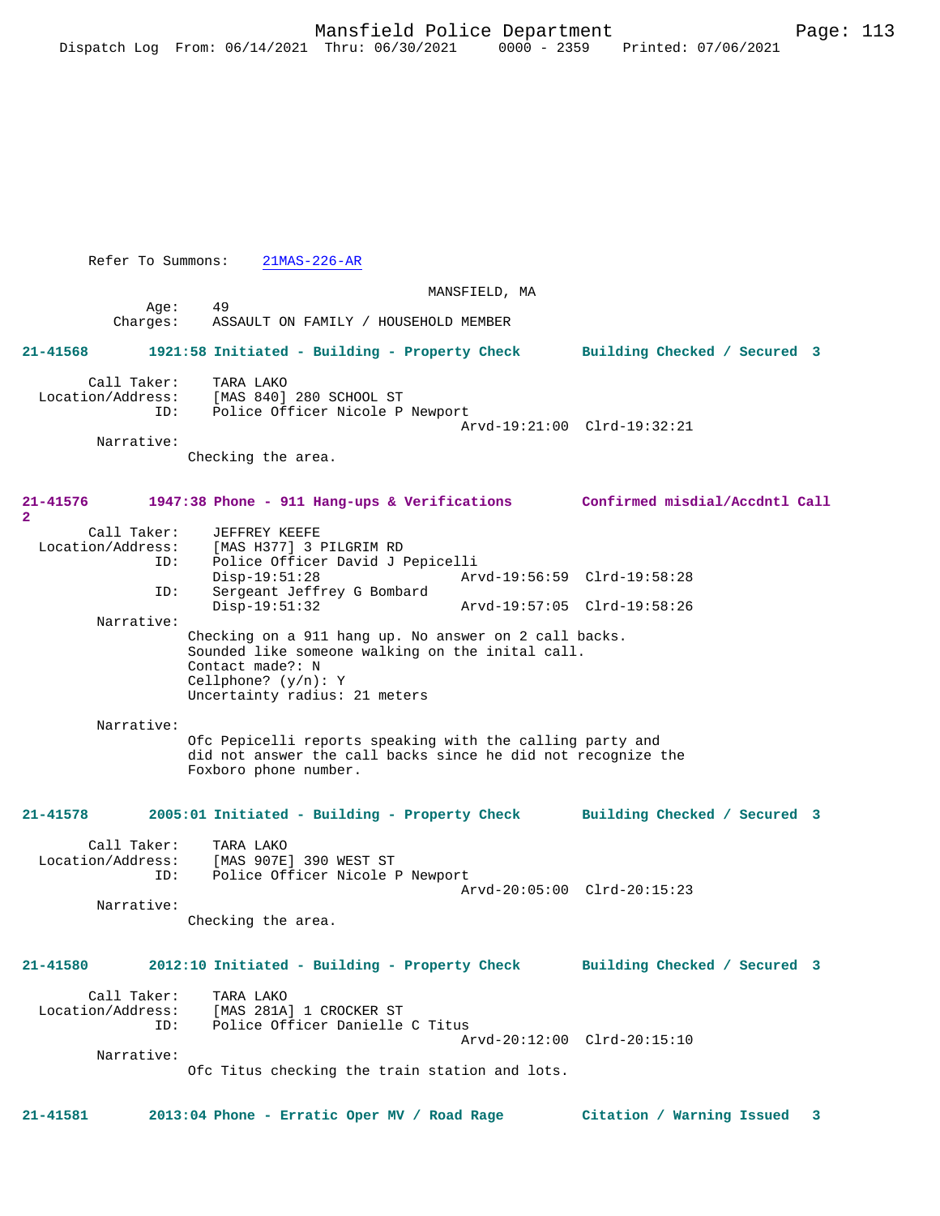Refer To Summons: 21MAS-226-AR

MANSFIELD, MA

Age: 49
Charges: ASSAULT ON FAMILY / HOUSEHOLD MEMBER

**21-41568 1921:58 Initiated - Building - Property Check Building Checked / Secured 3**

Call Taker: TARA LAKO
Location/Address: [MAS 840] 280 SCHOOL ST
ID: Police Officer Nicole P Newport
Arvd-19:21:00 Clrd-19:32:21
Narrative:
Checking the area.

**21-41576 1947:38 Phone - 911 Hang-ups & Verifications Confirmed misdial/Accdntl Call 2**

Call Taker: JEFFREY KEEFE
Location/Address: [MAS H377] 3 PILGRIM RD
ID: Police Officer David J Pepicelli
Disp-19:51:28 Arvd-19:56:59 Clrd-19:58:28
ID: Sergeant Jeffrey G Bombard
Disp-19:51:32 Arvd-19:57:05 Clrd-19:58:26
Narrative:
Checking on a 911 hang up. No answer on 2 call backs.
Sounded like someone walking on the inital call.
Contact made?: N
Cellphone? (y/n): Y
Uncertainty radius: 21 meters

Narrative:
Ofc Pepicelli reports speaking with the calling party and did not answer the call backs since he did not recognize the Foxboro phone number.

**21-41578 2005:01 Initiated - Building - Property Check Building Checked / Secured 3**

Call Taker: TARA LAKO
Location/Address: [MAS 907E] 390 WEST ST
ID: Police Officer Nicole P Newport
Arvd-20:05:00 Clrd-20:15:23
Narrative:
Checking the area.

**21-41580 2012:10 Initiated - Building - Property Check Building Checked / Secured 3**

Call Taker: TARA LAKO
Location/Address: [MAS 281A] 1 CROCKER ST
ID: Police Officer Danielle C Titus
Arvd-20:12:00 Clrd-20:15:10
Narrative:
Ofc Titus checking the train station and lots.

**21-41581 2013:04 Phone - Erratic Oper MV / Road Rage Citation / Warning Issued 3**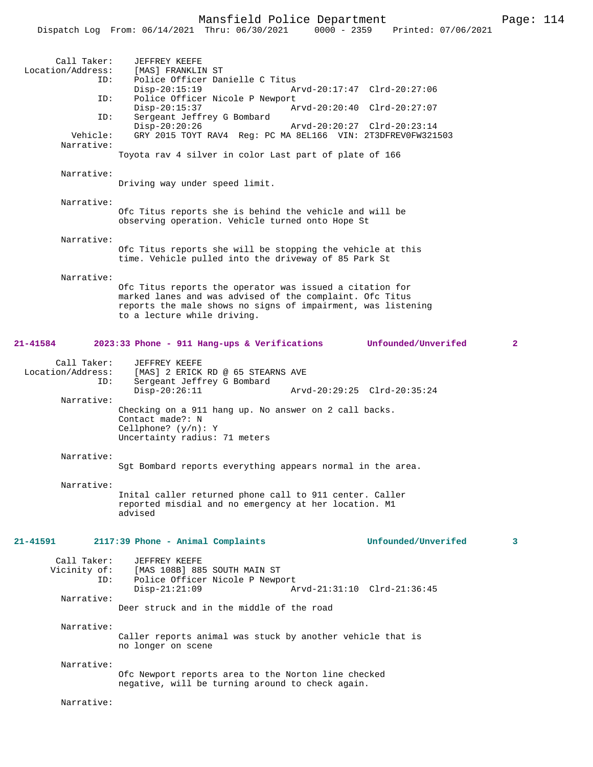Call Taker: JEFFREY KEEFE
Location/Address: [MAS] FRANKLIN ST
ID: Police Officer Danielle C Titus
Disp-20:15:19 Arvd-20:17:47 Clrd-20:27:06
ID: Police Officer Nicole P Newport
Disp-20:15:37 Arvd-20:20:40 Clrd-20:27:07
ID: Sergeant Jeffrey G Bombard
Disp-20:20:26 Arvd-20:20:27 Clrd-20:23:14
Vehicle: GRY 2015 TOYT RAV4 Reg: PC MA 8EL166 VIN: 2T3DFREV0FW321503

Narrative:
Toyota rav 4 silver in color Last part of plate of 166

Narrative:
Driving way under speed limit.

Narrative:
Ofc Titus reports she is behind the vehicle and will be observing operation. Vehicle turned onto Hope St

Narrative:
Ofc Titus reports she will be stopping the vehicle at this time. Vehicle pulled into the driveway of 85 Park St

Narrative:
Ofc Titus reports the operator was issued a citation for marked lanes and was advised of the complaint. Ofc Titus reports the male shows no signs of impairment, was listening to a lecture while driving.

**21-41584 2023:33 Phone - 911 Hang-ups & Verifications Unfounded/Unverifed 2**

Call Taker: JEFFREY KEEFE
Location/Address: [MAS] 2 ERICK RD @ 65 STEARNS AVE
ID: Sergeant Jeffrey G Bombard
Disp-20:26:11 Arvd-20:29:25 Clrd-20:35:24

Narrative:
Checking on a 911 hang up. No answer on 2 call backs.
Contact made?: N
Cellphone? (y/n): Y
Uncertainty radius: 71 meters

Narrative:
Sgt Bombard reports everything appears normal in the area.

Narrative:
Inital caller returned phone call to 911 center. Caller reported misdial and no emergency at her location. M1 advised

**21-41591 2117:39 Phone - Animal Complaints Unfounded/Unverifed 3**

Call Taker: JEFFREY KEEFE
Vicinity of: [MAS 108B] 885 SOUTH MAIN ST
ID: Police Officer Nicole P Newport
Disp-21:21:09 Arvd-21:31:10 Clrd-21:36:45

Narrative:
Deer struck and in the middle of the road

Narrative:
Caller reports animal was stuck by another vehicle that is no longer on scene

Narrative:
Ofc Newport reports area to the Norton line checked negative, will be turning around to check again.

Narrative: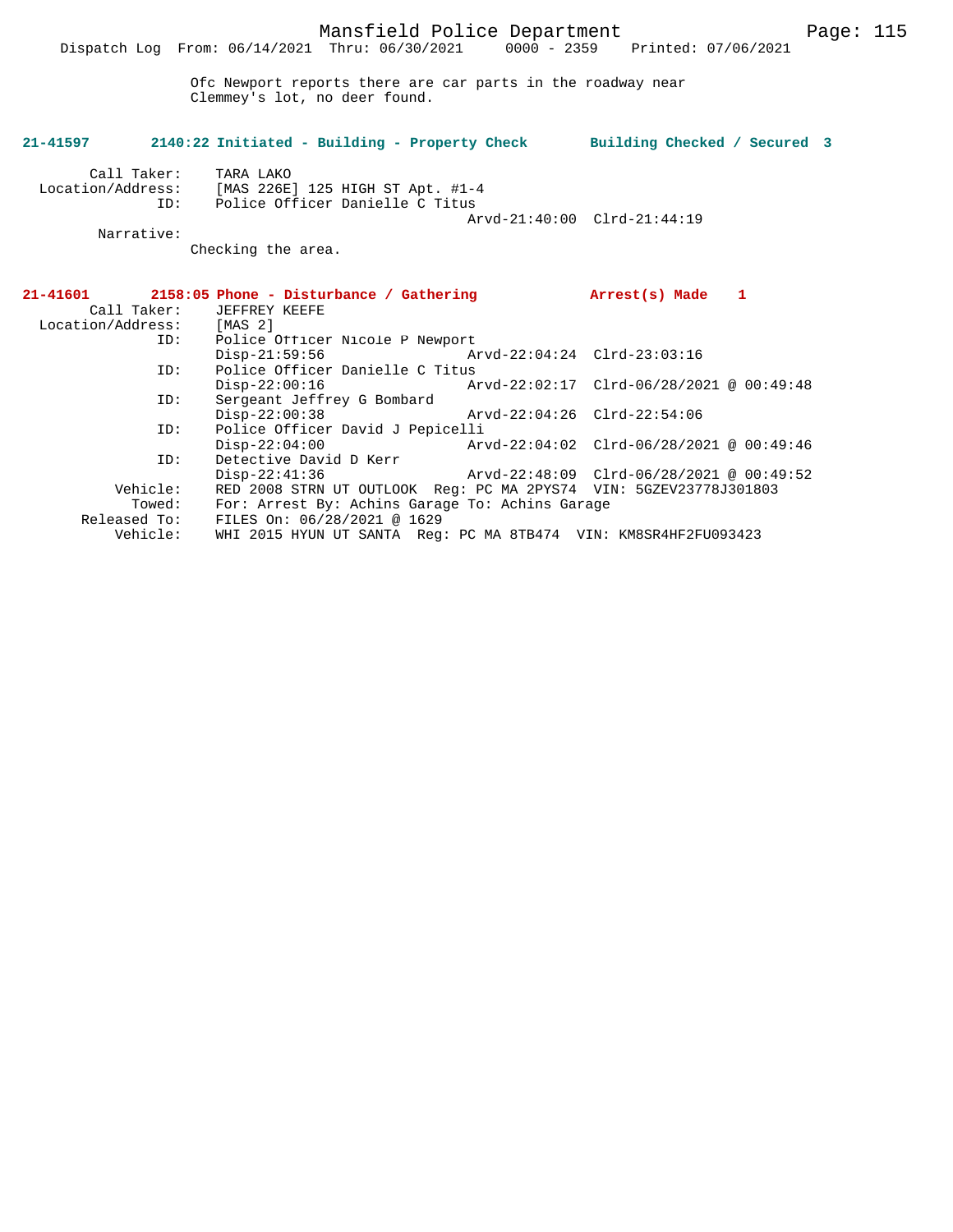Ofc Newport reports there are car parts in the roadway near Clemmey's lot, no deer found.

**21-41597 2140:22 Initiated - Building - Property Check Building Checked / Secured 3**

```
        Call Taker:    TARA LAKO
  Location/Address:    [MAS 226E] 125 HIGH ST Apt. #1-4
               ID:    Police Officer Danielle C Titus
                                            Arvd-21:40:00  Clrd-21:44:19
        Narrative:
                 Checking the area.
```

**21-41601 2158:05 Phone - Disturbance / Gathering Arrest(s) Made 1**

```
        Call Taker:    JEFFREY KEEFE
  Location/Address:    [MAS 2]
               ID:    Police Officer Nicole P Newport
                      Disp-21:59:56          Arvd-22:04:24  Clrd-23:03:16
               ID:    Police Officer Danielle C Titus
                      Disp-22:00:16          Arvd-22:02:17  Clrd-06/28/2021 @ 00:49:48
               ID:    Sergeant Jeffrey G Bombard
                      Disp-22:00:38          Arvd-22:04:26  Clrd-22:54:06
               ID:    Police Officer David J Pepicelli
                      Disp-22:04:00          Arvd-22:04:02  Clrd-06/28/2021 @ 00:49:46
               ID:    Detective David D Kerr
                      Disp-22:41:36          Arvd-22:48:09  Clrd-06/28/2021 @ 00:49:52
          Vehicle:    RED 2008 STRN UT OUTLOOK  Reg: PC MA 2PYS74  VIN: 5GZEV23778J301803
            Towed:    For: Arrest By: Achins Garage To: Achins Garage
     Released To:     FILES On: 06/28/2021 @ 1629
          Vehicle:    WHI 2015 HYUN UT SANTA  Reg: PC MA 8TB474  VIN: KM8SR4HF2FU093423
```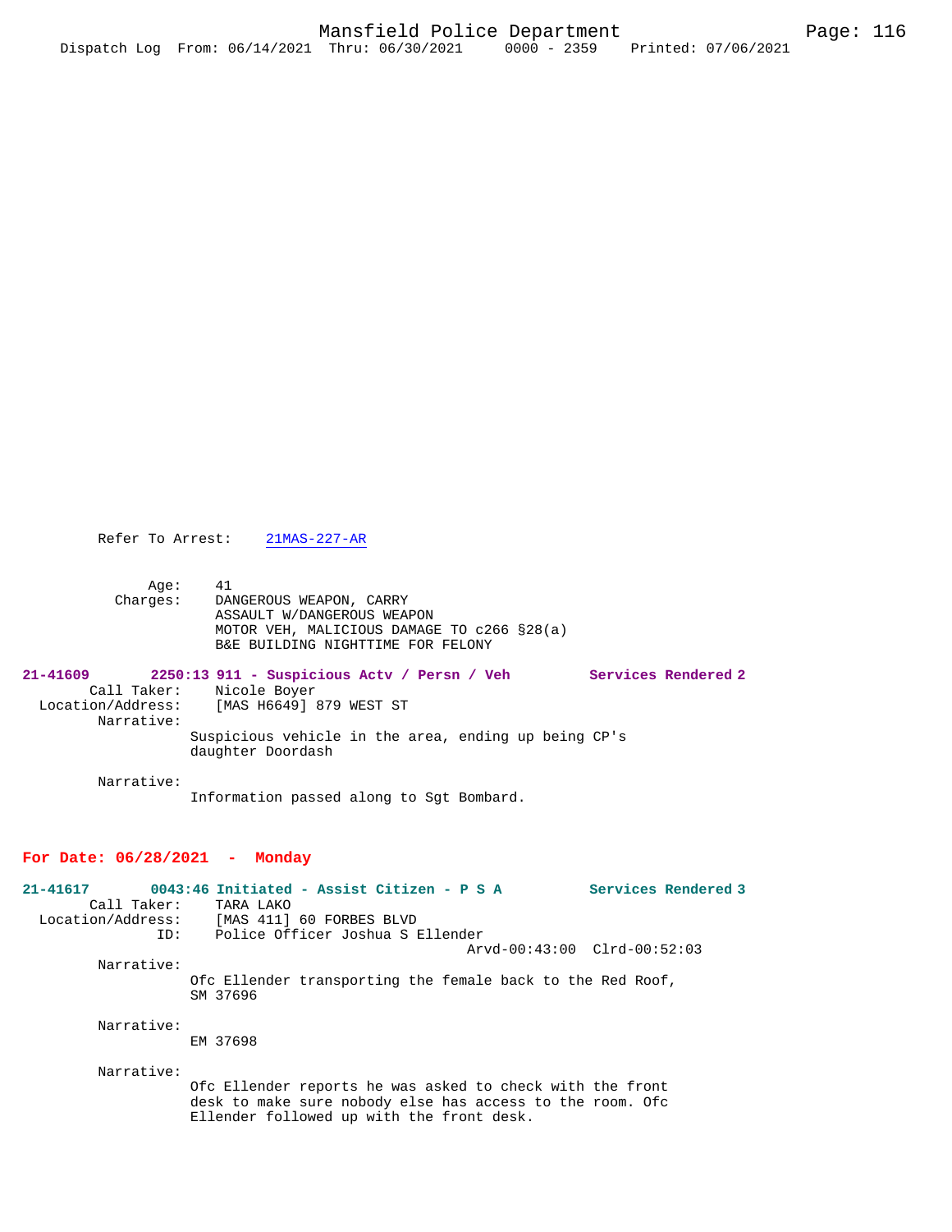Refer To Arrest: 21MAS-227-AR

Age: 41
Charges: DANGEROUS WEAPON, CARRY
ASSAULT W/DANGEROUS WEAPON
MOTOR VEH, MALICIOUS DAMAGE TO c266 §28(a)
B&E BUILDING NIGHTTIME FOR FELONY

**21-41609 2250:13 911 - Suspicious Actv / Persn / Veh Services Rendered 2**

Call Taker: Nicole Boyer
Location/Address: [MAS H6649] 879 WEST ST
Narrative:
Suspicious vehicle in the area, ending up being CP's daughter Doordash

Narrative:
Information passed along to Sgt Bombard.

## For Date: 06/28/2021 - Monday

**21-41617 0043:46 Initiated - Assist Citizen - P S A Services Rendered 3**

Call Taker: TARA LAKO
Location/Address: [MAS 411] 60 FORBES BLVD
ID: Police Officer Joshua S Ellender
Arvd-00:43:00 Clrd-00:52:03
Narrative:
Ofc Ellender transporting the female back to the Red Roof, SM 37696

Narrative:
EM 37698

Narrative:
Ofc Ellender reports he was asked to check with the front desk to make sure nobody else has access to the room. Ofc Ellender followed up with the front desk.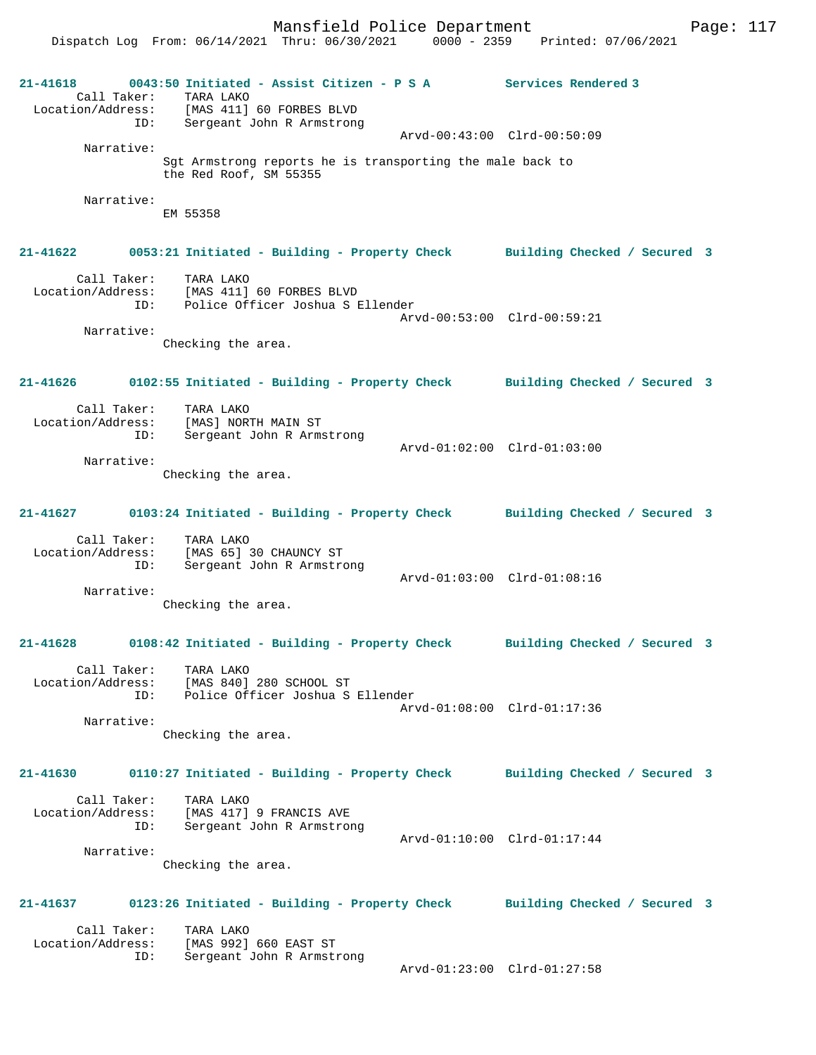21-41618 0043:50 Initiated - Assist Citizen - P S A Services Rendered 3

Call Taker: TARA LAKO
Location/Address: [MAS 411] 60 FORBES BLVD
ID: Sergeant John R Armstrong
Arvd-00:43:00 Clrd-00:50:09

Narrative:
Sgt Armstrong reports he is transporting the male back to the Red Roof, SM 55355

Narrative:
EM 55358

21-41622 0053:21 Initiated - Building - Property Check Building Checked / Secured 3

Call Taker: TARA LAKO
Location/Address: [MAS 411] 60 FORBES BLVD
ID: Police Officer Joshua S Ellender
Arvd-00:53:00 Clrd-00:59:21

Narrative:
Checking the area.

21-41626 0102:55 Initiated - Building - Property Check Building Checked / Secured 3

Call Taker: TARA LAKO
Location/Address: [MAS] NORTH MAIN ST
ID: Sergeant John R Armstrong
Arvd-01:02:00 Clrd-01:03:00

Narrative:
Checking the area.

21-41627 0103:24 Initiated - Building - Property Check Building Checked / Secured 3

Call Taker: TARA LAKO
Location/Address: [MAS 65] 30 CHAUNCY ST
ID: Sergeant John R Armstrong
Arvd-01:03:00 Clrd-01:08:16

Narrative:
Checking the area.

21-41628 0108:42 Initiated - Building - Property Check Building Checked / Secured 3

Call Taker: TARA LAKO
Location/Address: [MAS 840] 280 SCHOOL ST
ID: Police Officer Joshua S Ellender
Arvd-01:08:00 Clrd-01:17:36

Narrative:
Checking the area.

21-41630 0110:27 Initiated - Building - Property Check Building Checked / Secured 3

Call Taker: TARA LAKO
Location/Address: [MAS 417] 9 FRANCIS AVE
ID: Sergeant John R Armstrong
Arvd-01:10:00 Clrd-01:17:44

Narrative:
Checking the area.

21-41637 0123:26 Initiated - Building - Property Check Building Checked / Secured 3

Call Taker: TARA LAKO
Location/Address: [MAS 992] 660 EAST ST
ID: Sergeant John R Armstrong
Arvd-01:23:00 Clrd-01:27:58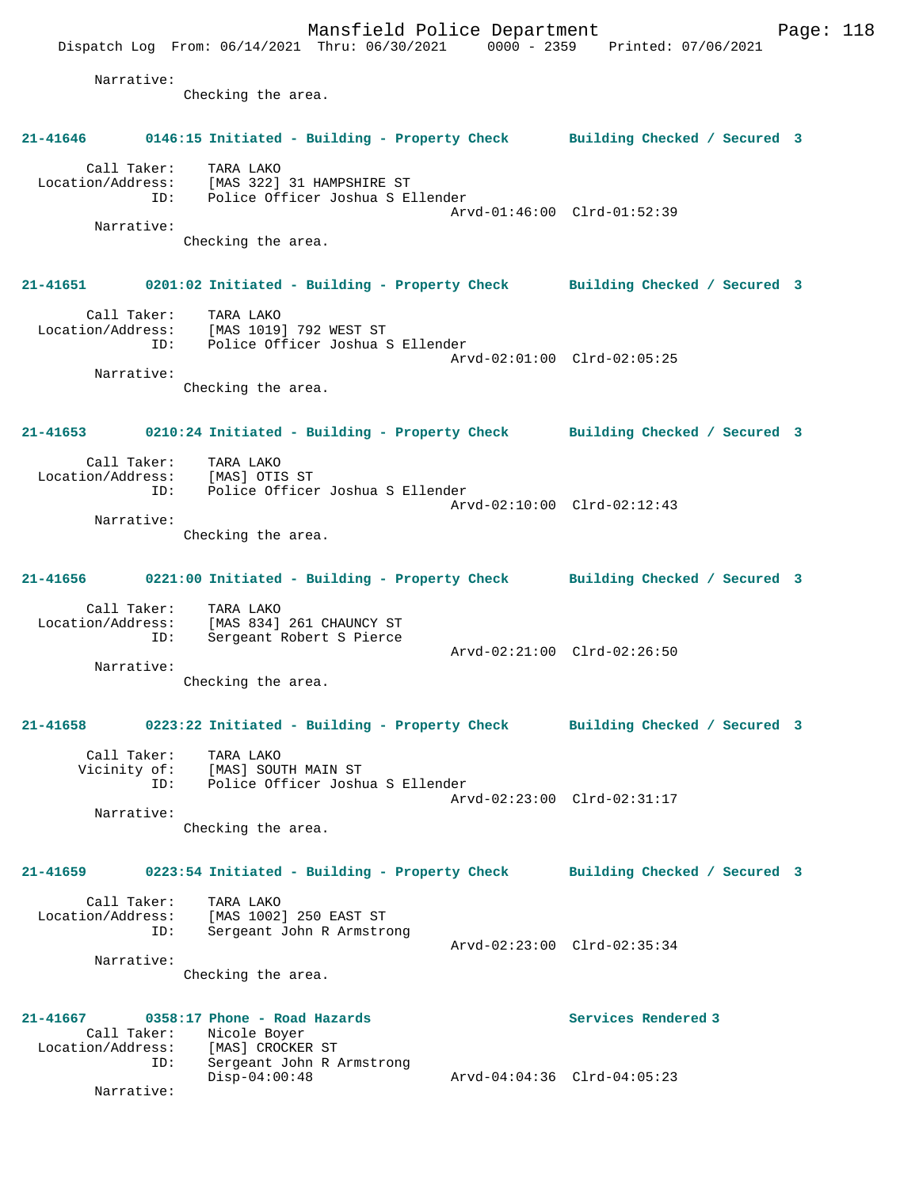Narrative:
Checking the area.

**21-41646 0146:15 Initiated - Building - Property Check Building Checked / Secured 3**

Call Taker: TARA LAKO
Location/Address: [MAS 322] 31 HAMPSHIRE ST
ID: Police Officer Joshua S Ellender
Arvd-01:46:00 Clrd-01:52:39
Narrative:
Checking the area.

**21-41651 0201:02 Initiated - Building - Property Check Building Checked / Secured 3**

Call Taker: TARA LAKO
Location/Address: [MAS 1019] 792 WEST ST
ID: Police Officer Joshua S Ellender
Arvd-02:01:00 Clrd-02:05:25
Narrative:
Checking the area.

**21-41653 0210:24 Initiated - Building - Property Check Building Checked / Secured 3**

Call Taker: TARA LAKO
Location/Address: [MAS] OTIS ST
ID: Police Officer Joshua S Ellender
Arvd-02:10:00 Clrd-02:12:43
Narrative:
Checking the area.

**21-41656 0221:00 Initiated - Building - Property Check Building Checked / Secured 3**

Call Taker: TARA LAKO
Location/Address: [MAS 834] 261 CHAUNCY ST
ID: Sergeant Robert S Pierce
Arvd-02:21:00 Clrd-02:26:50
Narrative:
Checking the area.

**21-41658 0223:22 Initiated - Building - Property Check Building Checked / Secured 3**

Call Taker: TARA LAKO
Vicinity of: [MAS] SOUTH MAIN ST
ID: Police Officer Joshua S Ellender
Arvd-02:23:00 Clrd-02:31:17
Narrative:
Checking the area.

**21-41659 0223:54 Initiated - Building - Property Check Building Checked / Secured 3**

Call Taker: TARA LAKO
Location/Address: [MAS 1002] 250 EAST ST
ID: Sergeant John R Armstrong
Arvd-02:23:00 Clrd-02:35:34
Narrative:
Checking the area.

**21-41667 0358:17 Phone - Road Hazards Services Rendered 3**

Call Taker: Nicole Boyer
Location/Address: [MAS] CROCKER ST
ID: Sergeant John R Armstrong
Disp-04:00:48 Arvd-04:04:36 Clrd-04:05:23
Narrative: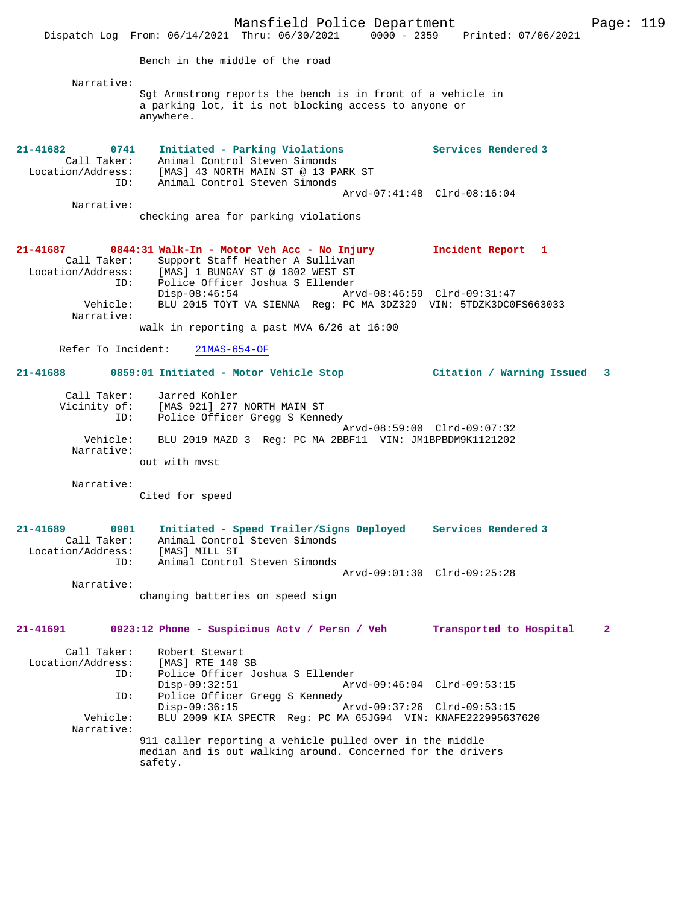Bench in the middle of the road

Narrative:
Sgt Armstrong reports the bench is in front of a vehicle in a parking lot, it is not blocking access to anyone or anywhere.

**21-41682 0741 Initiated - Parking Violations Services Rendered 3**

Call Taker: Animal Control Steven Simonds
Location/Address: [MAS] 43 NORTH MAIN ST @ 13 PARK ST
ID: Animal Control Steven Simonds
Arvd-07:41:48 Clrd-08:16:04

Narrative:
checking area for parking violations

**21-41687 0844:31 Walk-In - Motor Veh Acc - No Injury Incident Report 1**

Call Taker: Support Staff Heather A Sullivan
Location/Address: [MAS] 1 BUNGAY ST @ 1802 WEST ST
ID: Police Officer Joshua S Ellender
Disp-08:46:54 Arvd-08:46:59 Clrd-09:31:47
Vehicle: BLU 2015 TOYT VA SIENNA Reg: PC MA 3DZ329 VIN: 5TDZK3DC0FS663033

Narrative:
walk in reporting a past MVA 6/26 at 16:00

Refer To Incident: 21MAS-654-OF

**21-41688 0859:01 Initiated - Motor Vehicle Stop Citation / Warning Issued 3**

Call Taker: Jarred Kohler
Vicinity of: [MAS 921] 277 NORTH MAIN ST
ID: Police Officer Gregg S Kennedy
Arvd-08:59:00 Clrd-09:07:32
Vehicle: BLU 2019 MAZD 3 Reg: PC MA 2BBF11 VIN: JM1BPBDM9K1121202

Narrative:
out with mvst

Narrative:
Cited for speed

**21-41689 0901 Initiated - Speed Trailer/Signs Deployed Services Rendered 3**

Call Taker: Animal Control Steven Simonds
Location/Address: [MAS] MILL ST
ID: Animal Control Steven Simonds
Arvd-09:01:30 Clrd-09:25:28

Narrative:
changing batteries on speed sign

**21-41691 0923:12 Phone - Suspicious Actv / Persn / Veh Transported to Hospital 2**

Call Taker: Robert Stewart
Location/Address: [MAS] RTE 140 SB
ID: Police Officer Joshua S Ellender
Disp-09:32:51 Arvd-09:46:04 Clrd-09:53:15
ID: Police Officer Gregg S Kennedy
Disp-09:36:15 Arvd-09:37:26 Clrd-09:53:15
Vehicle: BLU 2009 KIA SPECTR Reg: PC MA 65JG94 VIN: KNAFE222995637620

Narrative:
911 caller reporting a vehicle pulled over in the middle median and is out walking around. Concerned for the drivers safety.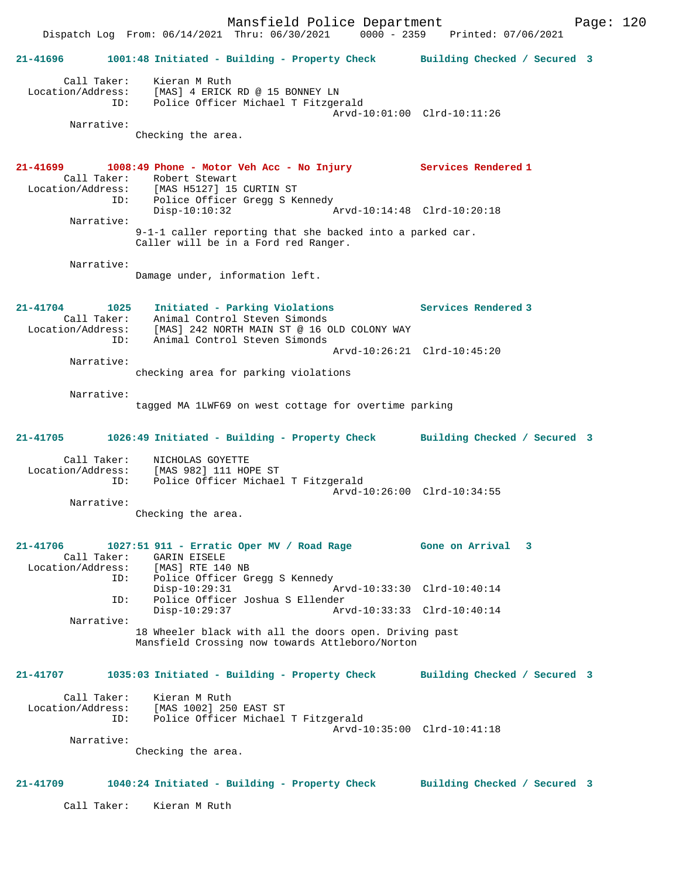**21-41696** 1001:48 Initiated - Building - Property Check — Building Checked / Secured 3

Call Taker: Kieran M Ruth
Location/Address: [MAS] 4 ERICK RD @ 15 BONNEY LN
ID: Police Officer Michael T Fitzgerald
Arvd-10:01:00 Clrd-10:11:26

Narrative:
Checking the area.

**21-41699** 1008:49 Phone - Motor Veh Acc - No Injury — Services Rendered 1

Call Taker: Robert Stewart
Location/Address: [MAS H5127] 15 CURTIN ST
ID: Police Officer Gregg S Kennedy
Disp-10:10:32 Arvd-10:14:48 Clrd-10:20:18

Narrative:
9-1-1 caller reporting that she backed into a parked car.
Caller will be in a Ford red Ranger.

Narrative:
Damage under, information left.

**21-41704** 1025 Initiated - Parking Violations — Services Rendered 3

Call Taker: Animal Control Steven Simonds
Location/Address: [MAS] 242 NORTH MAIN ST @ 16 OLD COLONY WAY
ID: Animal Control Steven Simonds
Arvd-10:26:21 Clrd-10:45:20

Narrative:
checking area for parking violations

Narrative:
tagged MA 1LWF69 on west cottage for overtime parking

**21-41705** 1026:49 Initiated - Building - Property Check — Building Checked / Secured 3

Call Taker: NICHOLAS GOYETTE
Location/Address: [MAS 982] 111 HOPE ST
ID: Police Officer Michael T Fitzgerald
Arvd-10:26:00 Clrd-10:34:55

Narrative:
Checking the area.

**21-41706** 1027:51 911 - Erratic Oper MV / Road Rage — Gone on Arrival 3

Call Taker: GARIN EISELE
Location/Address: [MAS] RTE 140 NB
ID: Police Officer Gregg S Kennedy
Disp-10:29:31 Arvd-10:33:30 Clrd-10:40:14
ID: Police Officer Joshua S Ellender
Disp-10:29:37 Arvd-10:33:33 Clrd-10:40:14

Narrative:
18 Wheeler black with all the doors open. Driving past
Mansfield Crossing now towards Attleboro/Norton

**21-41707** 1035:03 Initiated - Building - Property Check — Building Checked / Secured 3

Call Taker: Kieran M Ruth
Location/Address: [MAS 1002] 250 EAST ST
ID: Police Officer Michael T Fitzgerald
Arvd-10:35:00 Clrd-10:41:18

Narrative:
Checking the area.

**21-41709** 1040:24 Initiated - Building - Property Check — Building Checked / Secured 3

Call Taker: Kieran M Ruth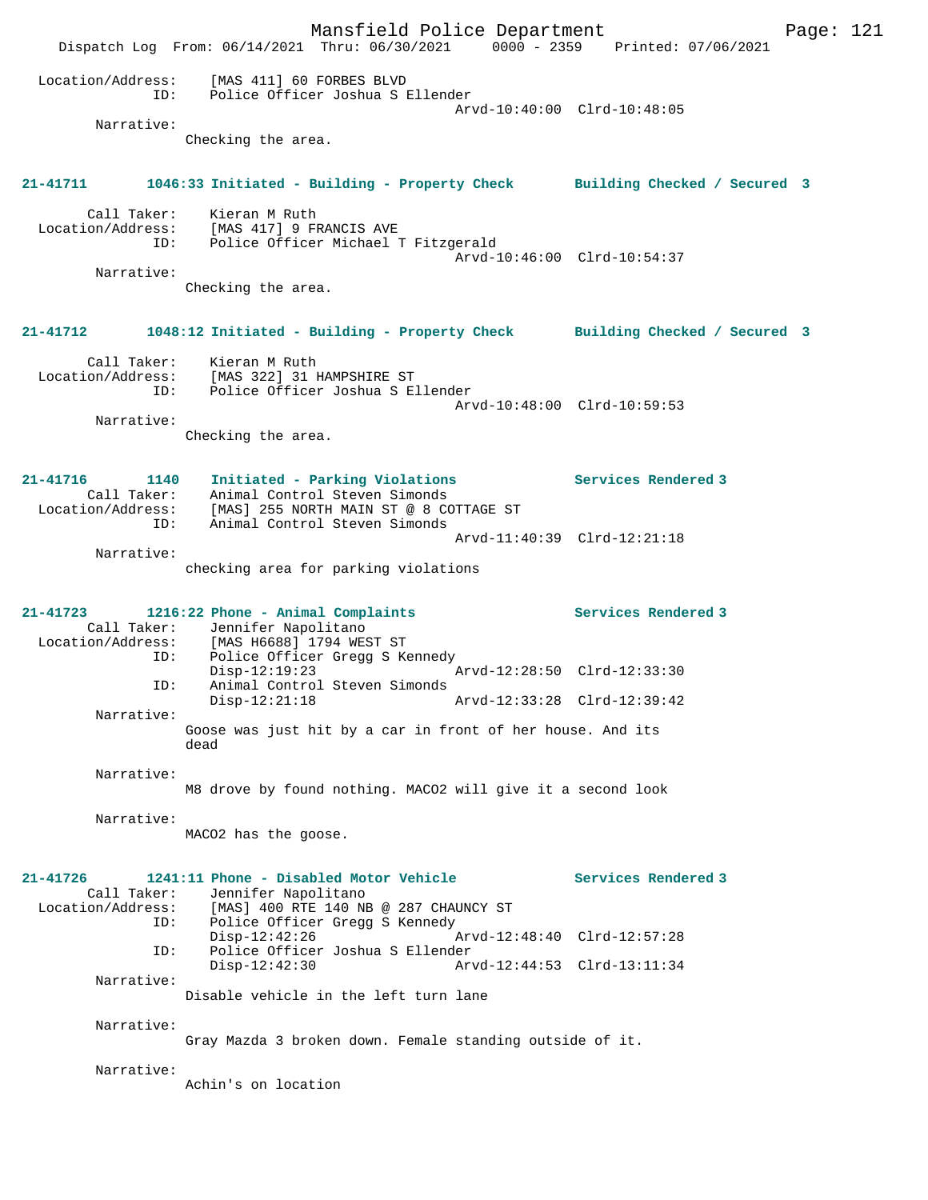Location/Address: [MAS 411] 60 FORBES BLVD
ID: Police Officer Joshua S Ellender
Arvd-10:40:00 Clrd-10:48:05

Narrative:
Checking the area.

**21-41711 1046:33 Initiated - Building - Property Check Building Checked / Secured 3**

Call Taker: Kieran M Ruth
Location/Address: [MAS 417] 9 FRANCIS AVE
ID: Police Officer Michael T Fitzgerald
Arvd-10:46:00 Clrd-10:54:37

Narrative:
Checking the area.

**21-41712 1048:12 Initiated - Building - Property Check Building Checked / Secured 3**

Call Taker: Kieran M Ruth
Location/Address: [MAS 322] 31 HAMPSHIRE ST
ID: Police Officer Joshua S Ellender
Arvd-10:48:00 Clrd-10:59:53

Narrative:
Checking the area.

**21-41716 1140 Initiated - Parking Violations Services Rendered 3**

Call Taker: Animal Control Steven Simonds
Location/Address: [MAS] 255 NORTH MAIN ST @ 8 COTTAGE ST
ID: Animal Control Steven Simonds
Arvd-11:40:39 Clrd-12:21:18

Narrative:
checking area for parking violations

**21-41723 1216:22 Phone - Animal Complaints Services Rendered 3**

Call Taker: Jennifer Napolitano
Location/Address: [MAS H6688] 1794 WEST ST
ID: Police Officer Gregg S Kennedy
Disp-12:19:23 Arvd-12:28:50 Clrd-12:33:30
ID: Animal Control Steven Simonds
Disp-12:21:18 Arvd-12:33:28 Clrd-12:39:42

Narrative:
Goose was just hit by a car in front of her house. And its dead

Narrative:
M8 drove by found nothing. MACO2 will give it a second look

Narrative:
MACO2 has the goose.

**21-41726 1241:11 Phone - Disabled Motor Vehicle Services Rendered 3**

Call Taker: Jennifer Napolitano
Location/Address: [MAS] 400 RTE 140 NB @ 287 CHAUNCY ST
ID: Police Officer Gregg S Kennedy
Disp-12:42:26 Arvd-12:48:40 Clrd-12:57:28
ID: Police Officer Joshua S Ellender
Disp-12:42:30 Arvd-12:44:53 Clrd-13:11:34

Narrative:
Disable vehicle in the left turn lane

Narrative:
Gray Mazda 3 broken down. Female standing outside of it.

Narrative:
Achin's on location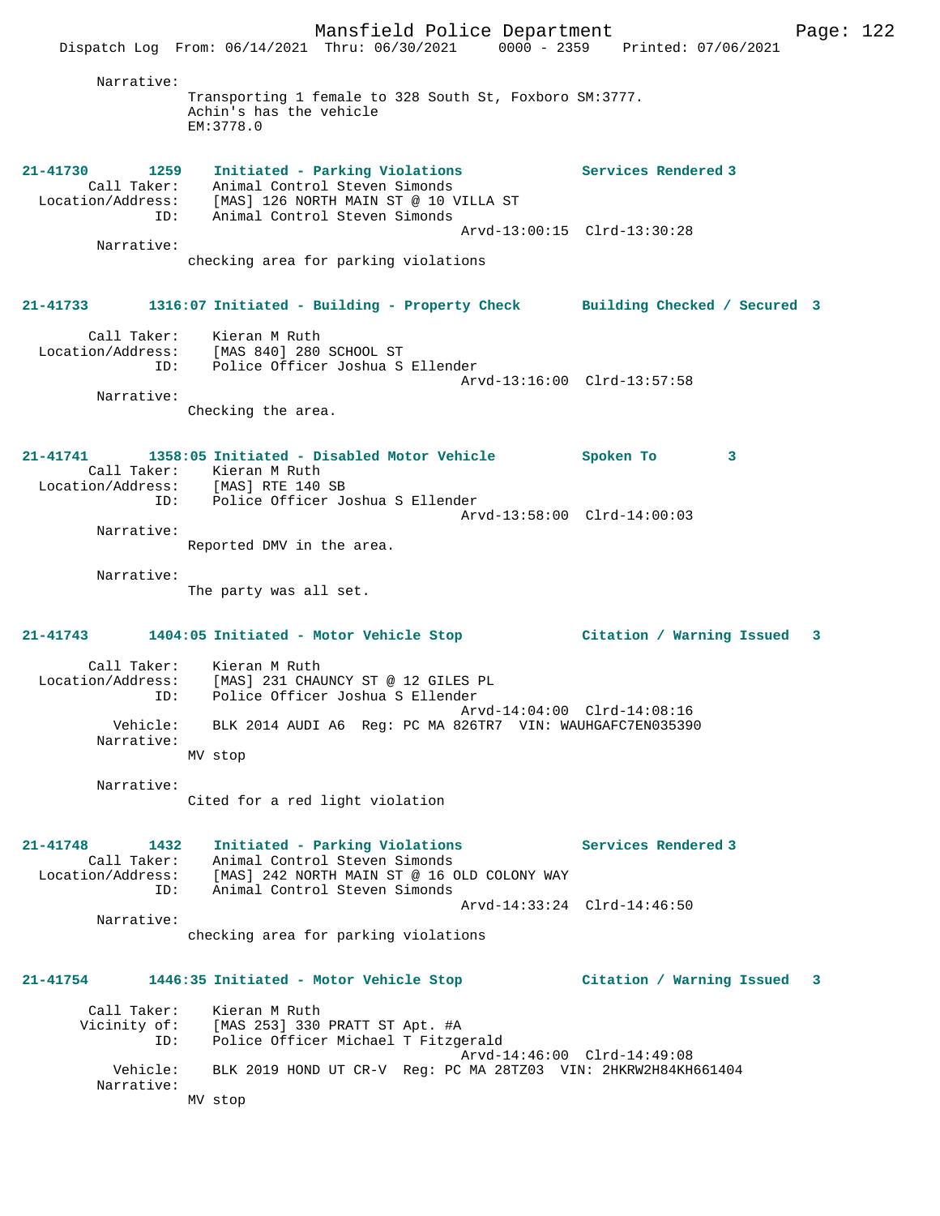Narrative:
Transporting 1 female to 328 South St, Foxboro SM:3777.
Achin's has the vehicle
EM:3778.0

**21-41730 1259 Initiated - Parking Violations Services Rendered 3**

Call Taker: Animal Control Steven Simonds
Location/Address: [MAS] 126 NORTH MAIN ST @ 10 VILLA ST
ID: Animal Control Steven Simonds
Arvd-13:00:15 Clrd-13:30:28

Narrative:
checking area for parking violations

**21-41733 1316:07 Initiated - Building - Property Check Building Checked / Secured 3**

Call Taker: Kieran M Ruth
Location/Address: [MAS 840] 280 SCHOOL ST
ID: Police Officer Joshua S Ellender
Arvd-13:16:00 Clrd-13:57:58

Narrative:
Checking the area.

**21-41741 1358:05 Initiated - Disabled Motor Vehicle Spoken To 3**

Call Taker: Kieran M Ruth
Location/Address: [MAS] RTE 140 SB
ID: Police Officer Joshua S Ellender
Arvd-13:58:00 Clrd-14:00:03

Narrative:
Reported DMV in the area.

Narrative:
The party was all set.

**21-41743 1404:05 Initiated - Motor Vehicle Stop Citation / Warning Issued 3**

Call Taker: Kieran M Ruth
Location/Address: [MAS] 231 CHAUNCY ST @ 12 GILES PL
ID: Police Officer Joshua S Ellender
Arvd-14:04:00 Clrd-14:08:16
Vehicle: BLK 2014 AUDI A6 Reg: PC MA 826TR7 VIN: WAUHGAFC7EN035390

Narrative:
MV stop

Narrative:
Cited for a red light violation

**21-41748 1432 Initiated - Parking Violations Services Rendered 3**

Call Taker: Animal Control Steven Simonds
Location/Address: [MAS] 242 NORTH MAIN ST @ 16 OLD COLONY WAY
ID: Animal Control Steven Simonds
Arvd-14:33:24 Clrd-14:46:50

Narrative:
checking area for parking violations

**21-41754 1446:35 Initiated - Motor Vehicle Stop Citation / Warning Issued 3**

Call Taker: Kieran M Ruth
Vicinity of: [MAS 253] 330 PRATT ST Apt. #A
ID: Police Officer Michael T Fitzgerald
Arvd-14:46:00 Clrd-14:49:08
Vehicle: BLK 2019 HOND UT CR-V Reg: PC MA 28TZ03 VIN: 2HKRW2H84KH661404

Narrative:
MV stop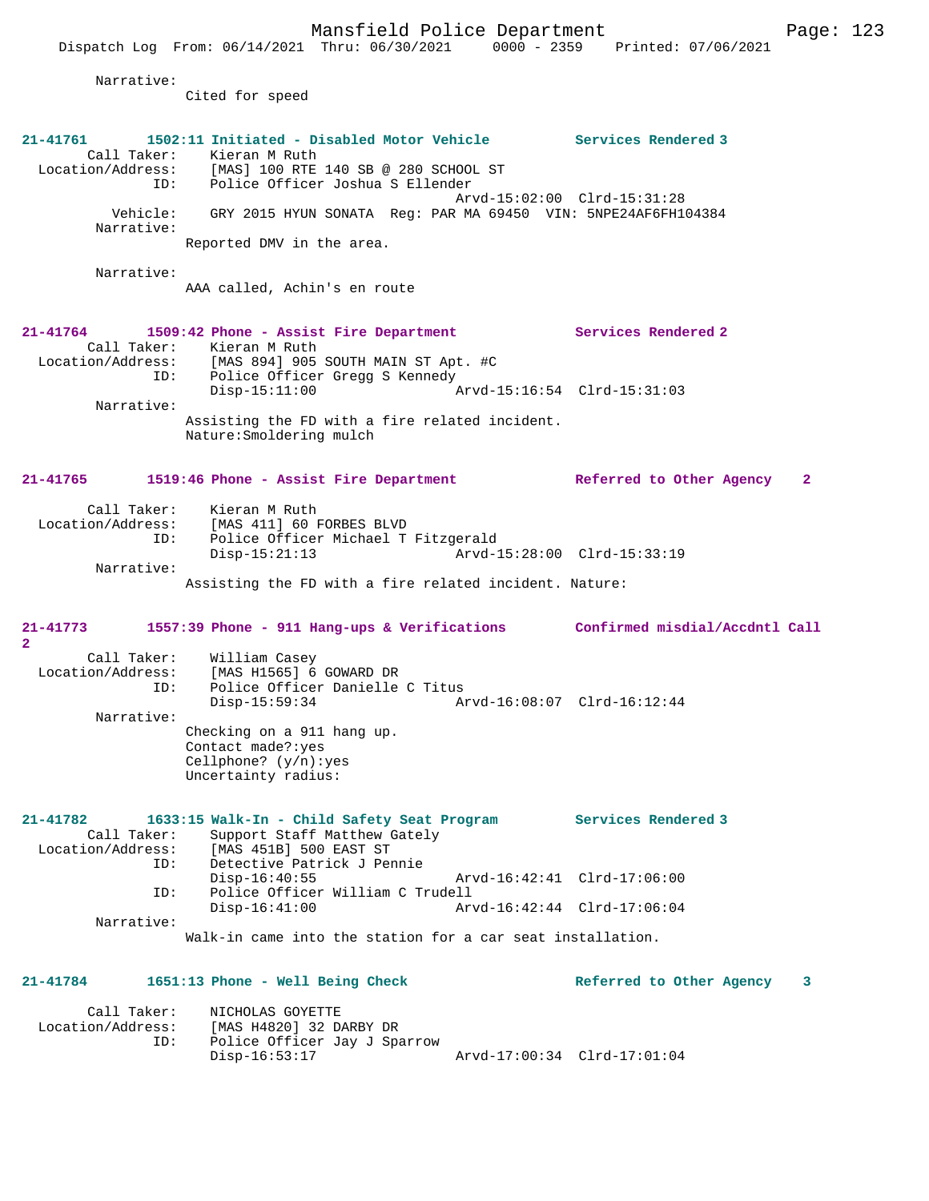Narrative:
Cited for speed

**21-41761 1502:11 Initiated - Disabled Motor Vehicle — Services Rendered 3**

Call Taker: Kieran M Ruth
Location/Address: [MAS] 100 RTE 140 SB @ 280 SCHOOL ST
ID: Police Officer Joshua S Ellender
Arvd-15:02:00 Clrd-15:31:28
Vehicle: GRY 2015 HYUN SONATA Reg: PAR MA 69450 VIN: 5NPE24AF6FH104384
Narrative:
Reported DMV in the area.

Narrative:
AAA called, Achin's en route

**21-41764 1509:42 Phone - Assist Fire Department — Services Rendered 2**

Call Taker: Kieran M Ruth
Location/Address: [MAS 894] 905 SOUTH MAIN ST Apt. #C
ID: Police Officer Gregg S Kennedy
Disp-15:11:00 Arvd-15:16:54 Clrd-15:31:03
Narrative:
Assisting the FD with a fire related incident.
Nature:Smoldering mulch

**21-41765 1519:46 Phone - Assist Fire Department — Referred to Other Agency 2**

Call Taker: Kieran M Ruth
Location/Address: [MAS 411] 60 FORBES BLVD
ID: Police Officer Michael T Fitzgerald
Disp-15:21:13 Arvd-15:28:00 Clrd-15:33:19
Narrative:
Assisting the FD with a fire related incident. Nature:

**21-41773 1557:39 Phone - 911 Hang-ups & Verifications — Confirmed misdial/Accdntl Call 2**

Call Taker: William Casey
Location/Address: [MAS H1565] 6 GOWARD DR
ID: Police Officer Danielle C Titus
Disp-15:59:34 Arvd-16:08:07 Clrd-16:12:44
Narrative:
Checking on a 911 hang up.
Contact made?:yes
Cellphone? (y/n):yes
Uncertainty radius:

**21-41782 1633:15 Walk-In - Child Safety Seat Program — Services Rendered 3**

Call Taker: Support Staff Matthew Gately
Location/Address: [MAS 451B] 500 EAST ST
ID: Detective Patrick J Pennie
Disp-16:40:55 Arvd-16:42:41 Clrd-17:06:00
ID: Police Officer William C Trudell
Disp-16:41:00 Arvd-16:42:44 Clrd-17:06:04
Narrative:
Walk-in came into the station for a car seat installation.

**21-41784 1651:13 Phone - Well Being Check — Referred to Other Agency 3**

Call Taker: NICHOLAS GOYETTE
Location/Address: [MAS H4820] 32 DARBY DR
ID: Police Officer Jay J Sparrow
Disp-16:53:17 Arvd-17:00:34 Clrd-17:01:04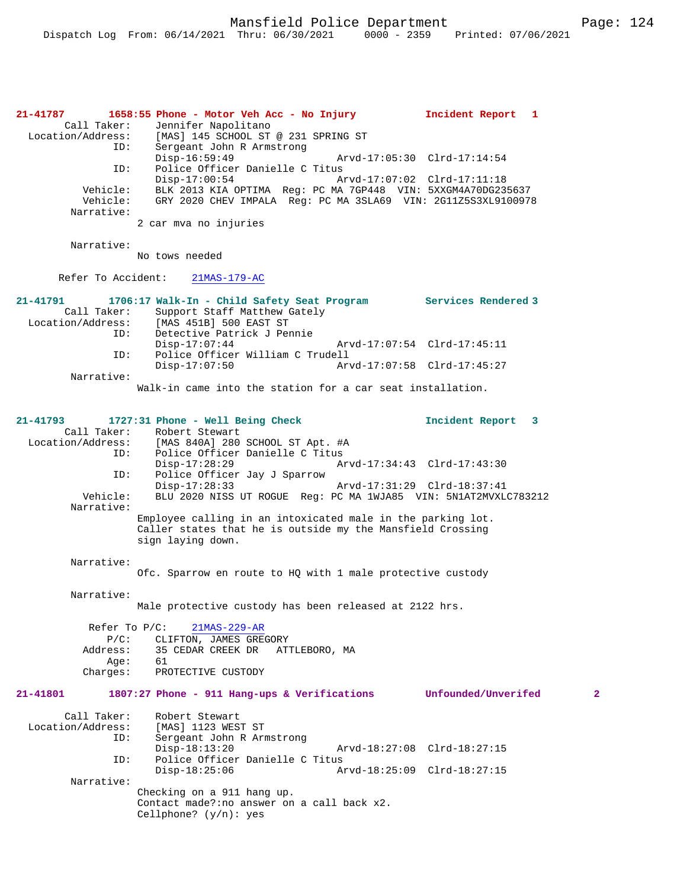**21-41787 1658:55 Phone - Motor Veh Acc - No Injury — Incident Report 1**

```
        Call Taker:    Jennifer Napolitano
  Location/Address:    [MAS] 145 SCHOOL ST @ 231 SPRING ST
                ID:    Sergeant John R Armstrong
                       Disp-16:59:49                 Arvd-17:05:30  Clrd-17:14:54
                ID:    Police Officer Danielle C Titus
                       Disp-17:00:54                 Arvd-17:07:02  Clrd-17:11:18
           Vehicle:    BLK 2013 KIA OPTIMA  Reg: PC MA 7GP448  VIN: 5XXGM4A70DG235637
           Vehicle:    GRY 2020 CHEV IMPALA  Reg: PC MA 3SLA69  VIN: 2G11Z5S3XL9100978
         Narrative:
                    2 car mva no injuries

         Narrative:
                    No tows needed

      Refer To Accident:    21MAS-179-AC
```

**21-41791 1706:17 Walk-In - Child Safety Seat Program — Services Rendered 3**

```
        Call Taker:    Support Staff Matthew Gately
  Location/Address:    [MAS 451B] 500 EAST ST
                ID:    Detective Patrick J Pennie
                       Disp-17:07:44                 Arvd-17:07:54  Clrd-17:45:11
                ID:    Police Officer William C Trudell
                       Disp-17:07:50                 Arvd-17:07:58  Clrd-17:45:27
         Narrative:
                    Walk-in came into the station for a car seat installation.
```

**21-41793 1727:31 Phone - Well Being Check — Incident Report 3**

```
        Call Taker:    Robert Stewart
  Location/Address:    [MAS 840A] 280 SCHOOL ST Apt. #A
                ID:    Police Officer Danielle C Titus
                       Disp-17:28:29                 Arvd-17:34:43  Clrd-17:43:30
                ID:    Police Officer Jay J Sparrow
                       Disp-17:28:33                 Arvd-17:31:29  Clrd-18:37:41
           Vehicle:    BLU 2020 NISS UT ROGUE  Reg: PC MA 1WJA85  VIN: 5N1AT2MVXLC783212
         Narrative:
                    Employee calling in an intoxicated male in the parking lot.
                    Caller states that he is outside my the Mansfield Crossing
                    sign laying down.

         Narrative:
                    Ofc. Sparrow en route to HQ with 1 male protective custody

         Narrative:
                    Male protective custody has been released at 2122 hrs.

          Refer To P/C:    21MAS-229-AR
                   P/C:    CLIFTON, JAMES GREGORY
               Address:    35 CEDAR CREEK DR   ATTLEBORO, MA
                   Age:    61
               Charges:    PROTECTIVE CUSTODY
```

**21-41801 1807:27 Phone - 911 Hang-ups & Verifications — Unfounded/Unverifed 2**

```
        Call Taker:    Robert Stewart
  Location/Address:    [MAS] 1123 WEST ST
                ID:    Sergeant John R Armstrong
                       Disp-18:13:20                 Arvd-18:27:08  Clrd-18:27:15
                ID:    Police Officer Danielle C Titus
                       Disp-18:25:06                 Arvd-18:25:09  Clrd-18:27:15
         Narrative:
                    Checking on a 911 hang up.
                    Contact made?:no answer on a call back x2.
                    Cellphone? (y/n): yes
```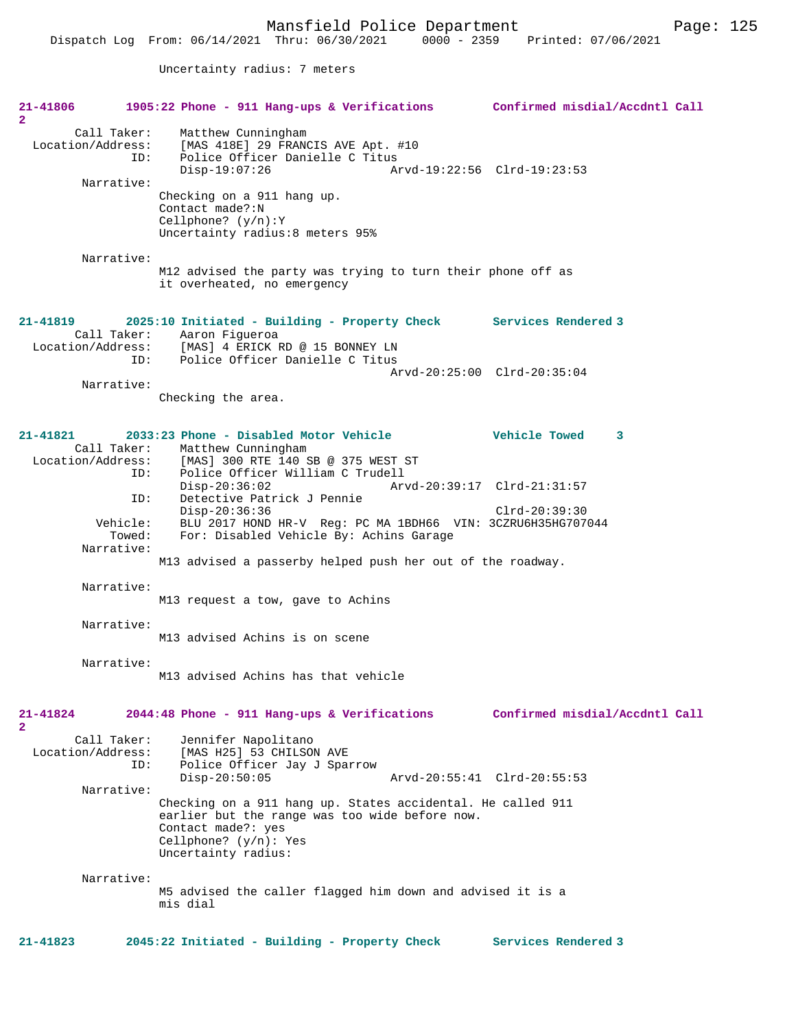Uncertainty radius: 7 meters

**21-41806 1905:22 Phone - 911 Hang-ups & Verifications Confirmed misdial/Accdntl Call 2**

Call Taker: Matthew Cunningham
Location/Address: [MAS 418E] 29 FRANCIS AVE Apt. #10
ID: Police Officer Danielle C Titus
Disp-19:07:26 Arvd-19:22:56 Clrd-19:23:53

Narrative:
Checking on a 911 hang up.
Contact made?:N
Cellphone? (y/n):Y
Uncertainty radius:8 meters 95%

Narrative:
M12 advised the party was trying to turn their phone off as it overheated, no emergency

**21-41819 2025:10 Initiated - Building - Property Check Services Rendered 3**

Call Taker: Aaron Figueroa
Location/Address: [MAS] 4 ERICK RD @ 15 BONNEY LN
ID: Police Officer Danielle C Titus
Arvd-20:25:00 Clrd-20:35:04

Narrative:
Checking the area.

**21-41821 2033:23 Phone - Disabled Motor Vehicle Vehicle Towed 3**

Call Taker: Matthew Cunningham
Location/Address: [MAS] 300 RTE 140 SB @ 375 WEST ST
ID: Police Officer William C Trudell
Disp-20:36:02 Arvd-20:39:17 Clrd-21:31:57
ID: Detective Patrick J Pennie
Disp-20:36:36 Clrd-20:39:30
Vehicle: BLU 2017 HOND HR-V Reg: PC MA 1BDH66 VIN: 3CZRU6H35HG707044
Towed: For: Disabled Vehicle By: Achins Garage

Narrative:
M13 advised a passerby helped push her out of the roadway.

Narrative:
M13 request a tow, gave to Achins

Narrative:
M13 advised Achins is on scene

Narrative:
M13 advised Achins has that vehicle

**21-41824 2044:48 Phone - 911 Hang-ups & Verifications Confirmed misdial/Accdntl Call 2**

Call Taker: Jennifer Napolitano
Location/Address: [MAS H25] 53 CHILSON AVE
ID: Police Officer Jay J Sparrow
Disp-20:50:05 Arvd-20:55:41 Clrd-20:55:53

Narrative:
Checking on a 911 hang up. States accidental. He called 911 earlier but the range was too wide before now.
Contact made?: yes
Cellphone? (y/n): Yes
Uncertainty radius:

Narrative:
M5 advised the caller flagged him down and advised it is a mis dial

**21-41823 2045:22 Initiated - Building - Property Check Services Rendered 3**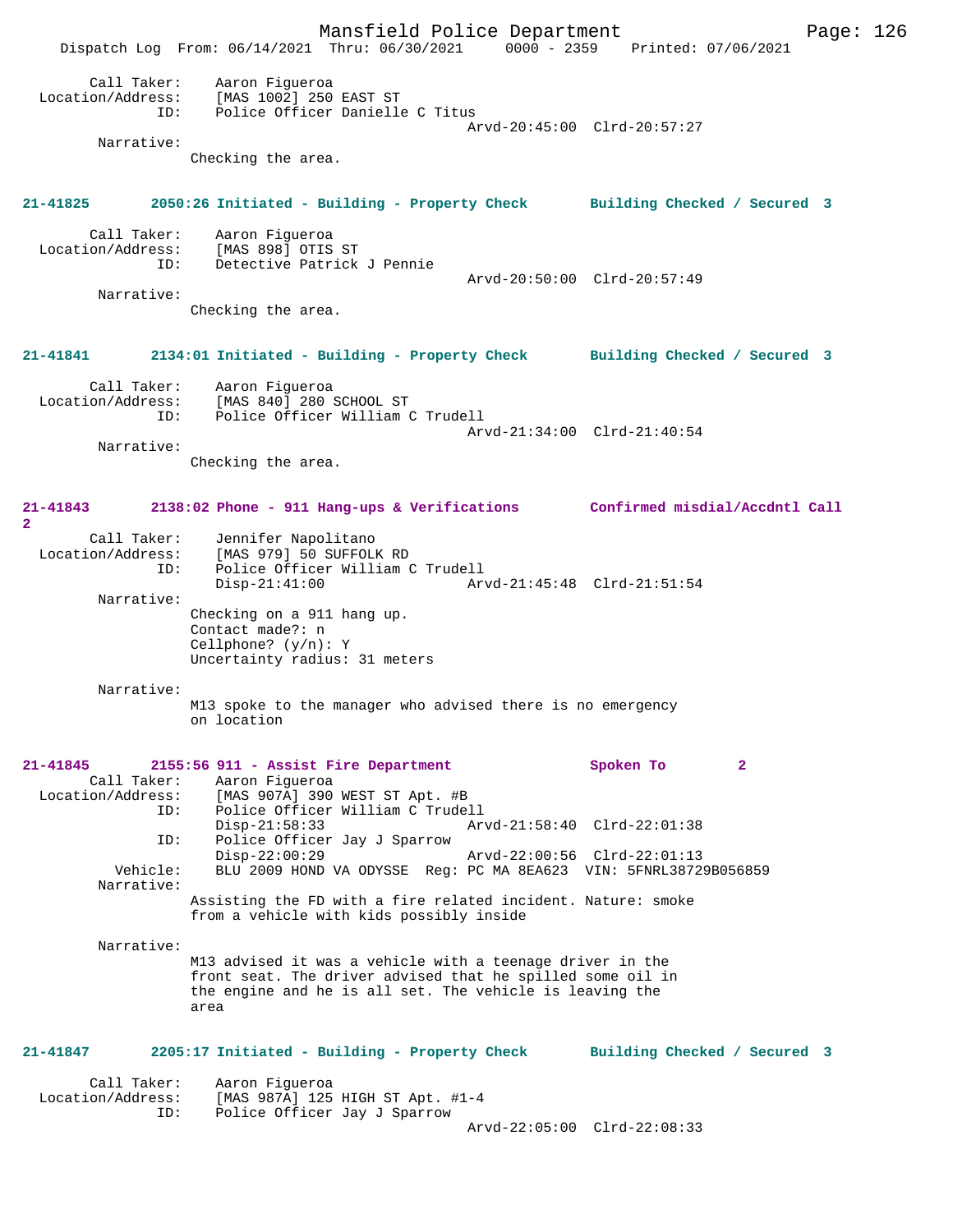Call Taker: Aaron Figueroa
Location/Address: [MAS 1002] 250 EAST ST
ID: Police Officer Danielle C Titus
Arvd-20:45:00 Clrd-20:57:27
Narrative:
Checking the area.

**21-41825 2050:26 Initiated - Building - Property Check Building Checked / Secured 3**

Call Taker: Aaron Figueroa
Location/Address: [MAS 898] OTIS ST
ID: Detective Patrick J Pennie
Arvd-20:50:00 Clrd-20:57:49
Narrative:
Checking the area.

**21-41841 2134:01 Initiated - Building - Property Check Building Checked / Secured 3**

Call Taker: Aaron Figueroa
Location/Address: [MAS 840] 280 SCHOOL ST
ID: Police Officer William C Trudell
Arvd-21:34:00 Clrd-21:40:54
Narrative:
Checking the area.

**21-41843 2138:02 Phone - 911 Hang-ups & Verifications Confirmed misdial/Accdntl Call 2**

Call Taker: Jennifer Napolitano
Location/Address: [MAS 979] 50 SUFFOLK RD
ID: Police Officer William C Trudell
Disp-21:41:00 Arvd-21:45:48 Clrd-21:51:54
Narrative:
Checking on a 911 hang up.
Contact made?: n
Cellphone? (y/n): Y
Uncertainty radius: 31 meters

Narrative:
M13 spoke to the manager who advised there is no emergency on location

**21-41845 2155:56 911 - Assist Fire Department Spoken To 2**

Call Taker: Aaron Figueroa
Location/Address: [MAS 907A] 390 WEST ST Apt. #B
ID: Police Officer William C Trudell
Disp-21:58:33 Arvd-21:58:40 Clrd-22:01:38
ID: Police Officer Jay J Sparrow
Disp-22:00:29 Arvd-22:00:56 Clrd-22:01:13
Vehicle: BLU 2009 HOND VA ODYSSE Reg: PC MA 8EA623 VIN: 5FNRL38729B056859
Narrative:
Assisting the FD with a fire related incident. Nature: smoke from a vehicle with kids possibly inside

Narrative:
M13 advised it was a vehicle with a teenage driver in the front seat. The driver advised that he spilled some oil in the engine and he is all set. The vehicle is leaving the area

**21-41847 2205:17 Initiated - Building - Property Check Building Checked / Secured 3**

Call Taker: Aaron Figueroa
Location/Address: [MAS 987A] 125 HIGH ST Apt. #1-4
ID: Police Officer Jay J Sparrow
Arvd-22:05:00 Clrd-22:08:33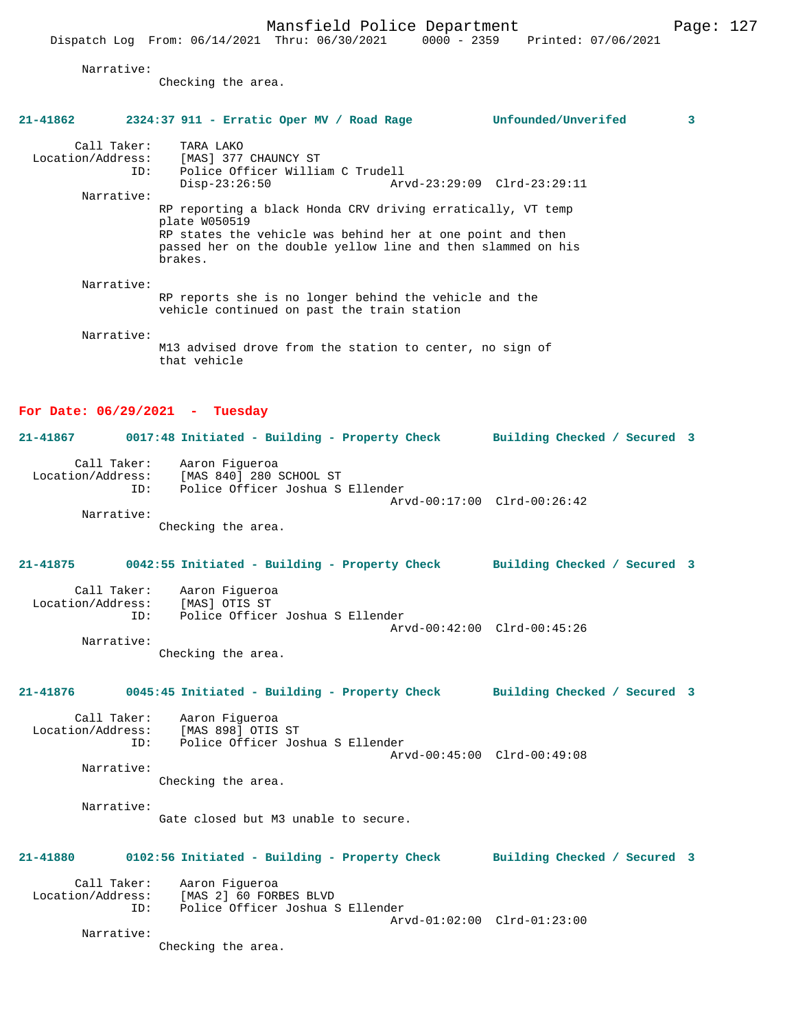Narrative:
Checking the area.

**21-41862 2324:37 911 - Erratic Oper MV / Road Rage Unfounded/Unverifed 3**

Call Taker: TARA LAKO
Location/Address: [MAS] 377 CHAUNCY ST
ID: Police Officer William C Trudell
Disp-23:26:50 Arvd-23:29:09 Clrd-23:29:11

Narrative:
RP reporting a black Honda CRV driving erratically, VT temp plate W050519
RP states the vehicle was behind her at one point and then passed her on the double yellow line and then slammed on his brakes.

Narrative:
RP reports she is no longer behind the vehicle and the vehicle continued on past the train station

Narrative:
M13 advised drove from the station to center, no sign of that vehicle

## For Date: 06/29/2021 - Tuesday

**21-41867 0017:48 Initiated - Building - Property Check Building Checked / Secured 3**

Call Taker: Aaron Figueroa
Location/Address: [MAS 840] 280 SCHOOL ST
ID: Police Officer Joshua S Ellender
Arvd-00:17:00 Clrd-00:26:42

Narrative:
Checking the area.

**21-41875 0042:55 Initiated - Building - Property Check Building Checked / Secured 3**

Call Taker: Aaron Figueroa
Location/Address: [MAS] OTIS ST
ID: Police Officer Joshua S Ellender
Arvd-00:42:00 Clrd-00:45:26

Narrative:
Checking the area.

**21-41876 0045:45 Initiated - Building - Property Check Building Checked / Secured 3**

Call Taker: Aaron Figueroa
Location/Address: [MAS 898] OTIS ST
ID: Police Officer Joshua S Ellender
Arvd-00:45:00 Clrd-00:49:08

Narrative:
Checking the area.

Narrative:
Gate closed but M3 unable to secure.

**21-41880 0102:56 Initiated - Building - Property Check Building Checked / Secured 3**

Call Taker: Aaron Figueroa
Location/Address: [MAS 2] 60 FORBES BLVD
ID: Police Officer Joshua S Ellender
Arvd-01:02:00 Clrd-01:23:00

Narrative:
Checking the area.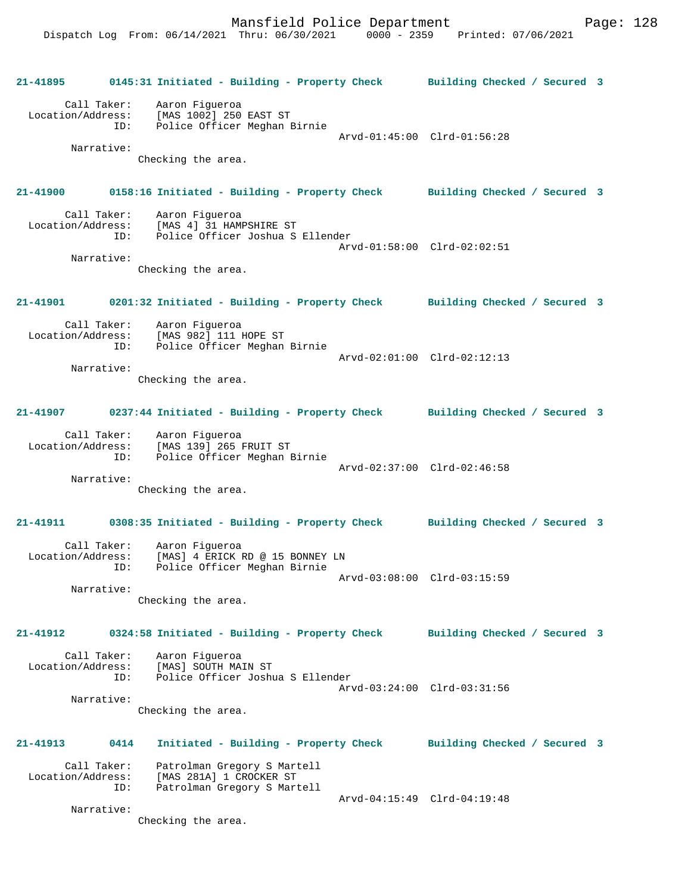**21-41895 0145:31 Initiated - Building - Property Check Building Checked / Secured 3**

Call Taker: Aaron Figueroa
Location/Address: [MAS 1002] 250 EAST ST
ID: Police Officer Meghan Birnie
Arvd-01:45:00 Clrd-01:56:28
Narrative:
Checking the area.

**21-41900 0158:16 Initiated - Building - Property Check Building Checked / Secured 3**

Call Taker: Aaron Figueroa
Location/Address: [MAS 4] 31 HAMPSHIRE ST
ID: Police Officer Joshua S Ellender
Arvd-01:58:00 Clrd-02:02:51
Narrative:
Checking the area.

**21-41901 0201:32 Initiated - Building - Property Check Building Checked / Secured 3**

Call Taker: Aaron Figueroa
Location/Address: [MAS 982] 111 HOPE ST
ID: Police Officer Meghan Birnie
Arvd-02:01:00 Clrd-02:12:13
Narrative:
Checking the area.

**21-41907 0237:44 Initiated - Building - Property Check Building Checked / Secured 3**

Call Taker: Aaron Figueroa
Location/Address: [MAS 139] 265 FRUIT ST
ID: Police Officer Meghan Birnie
Arvd-02:37:00 Clrd-02:46:58
Narrative:
Checking the area.

**21-41911 0308:35 Initiated - Building - Property Check Building Checked / Secured 3**

Call Taker: Aaron Figueroa
Location/Address: [MAS] 4 ERICK RD @ 15 BONNEY LN
ID: Police Officer Meghan Birnie
Arvd-03:08:00 Clrd-03:15:59
Narrative:
Checking the area.

**21-41912 0324:58 Initiated - Building - Property Check Building Checked / Secured 3**

Call Taker: Aaron Figueroa
Location/Address: [MAS] SOUTH MAIN ST
ID: Police Officer Joshua S Ellender
Arvd-03:24:00 Clrd-03:31:56
Narrative:
Checking the area.

**21-41913 0414 Initiated - Building - Property Check Building Checked / Secured 3**

Call Taker: Patrolman Gregory S Martell
Location/Address: [MAS 281A] 1 CROCKER ST
ID: Patrolman Gregory S Martell
Arvd-04:15:49 Clrd-04:19:48
Narrative:
Checking the area.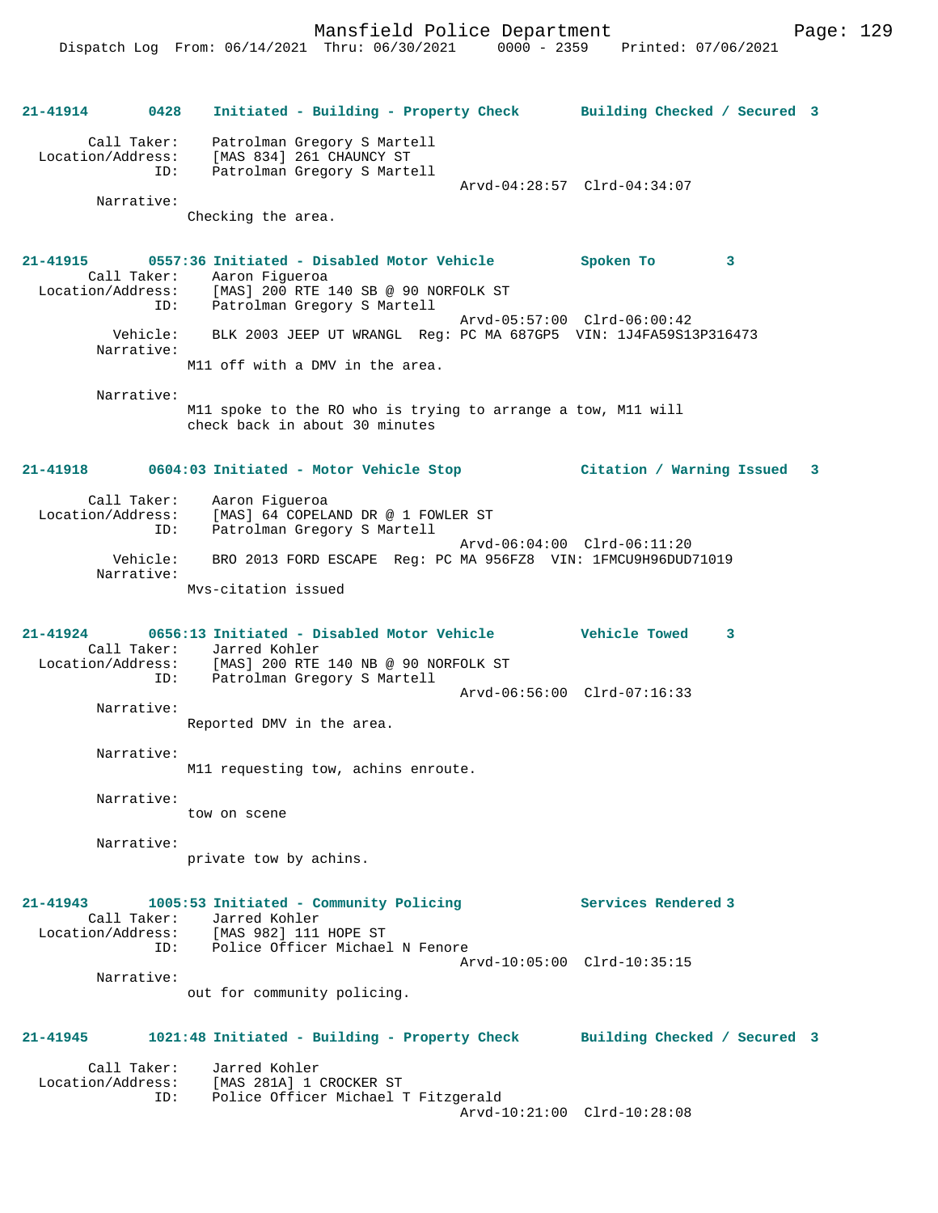**21-41914 0428 Initiated - Building - Property Check Building Checked / Secured 3**

Call Taker: Patrolman Gregory S Martell
Location/Address: [MAS 834] 261 CHAUNCY ST
ID: Patrolman Gregory S Martell
Arvd-04:28:57 Clrd-04:34:07

Narrative:
Checking the area.

**21-41915 0557:36 Initiated - Disabled Motor Vehicle Spoken To 3**

Call Taker: Aaron Figueroa
Location/Address: [MAS] 200 RTE 140 SB @ 90 NORFOLK ST
ID: Patrolman Gregory S Martell
Arvd-05:57:00 Clrd-06:00:42
Vehicle: BLK 2003 JEEP UT WRANGL Reg: PC MA 687GP5 VIN: 1J4FA59S13P316473

Narrative:
M11 off with a DMV in the area.

Narrative:
M11 spoke to the RO who is trying to arrange a tow, M11 will check back in about 30 minutes

**21-41918 0604:03 Initiated - Motor Vehicle Stop Citation / Warning Issued 3**

Call Taker: Aaron Figueroa
Location/Address: [MAS] 64 COPELAND DR @ 1 FOWLER ST
ID: Patrolman Gregory S Martell
Arvd-06:04:00 Clrd-06:11:20
Vehicle: BRO 2013 FORD ESCAPE Reg: PC MA 956FZ8 VIN: 1FMCU9H96DUD71019

Narrative:
Mvs-citation issued

**21-41924 0656:13 Initiated - Disabled Motor Vehicle Vehicle Towed 3**

Call Taker: Jarred Kohler
Location/Address: [MAS] 200 RTE 140 NB @ 90 NORFOLK ST
ID: Patrolman Gregory S Martell
Arvd-06:56:00 Clrd-07:16:33

Narrative:
Reported DMV in the area.

Narrative:
M11 requesting tow, achins enroute.

Narrative:
tow on scene

Narrative:
private tow by achins.

**21-41943 1005:53 Initiated - Community Policing Services Rendered 3**

Call Taker: Jarred Kohler
Location/Address: [MAS 982] 111 HOPE ST
ID: Police Officer Michael N Fenore
Arvd-10:05:00 Clrd-10:35:15

Narrative:
out for community policing.

**21-41945 1021:48 Initiated - Building - Property Check Building Checked / Secured 3**

Call Taker: Jarred Kohler
Location/Address: [MAS 281A] 1 CROCKER ST
ID: Police Officer Michael T Fitzgerald
Arvd-10:21:00 Clrd-10:28:08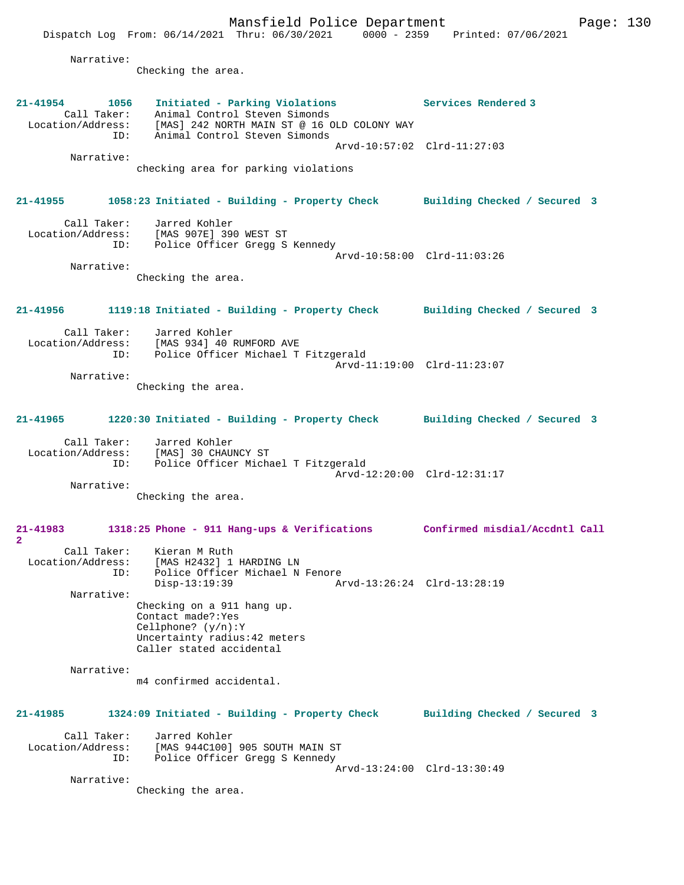Narrative:
Checking the area.

**21-41954 1056 Initiated - Parking Violations — Services Rendered 3**

Call Taker: Animal Control Steven Simonds
Location/Address: [MAS] 242 NORTH MAIN ST @ 16 OLD COLONY WAY
ID: Animal Control Steven Simonds
Arvd-10:57:02 Clrd-11:27:03

Narrative:
checking area for parking violations

**21-41955 1058:23 Initiated - Building - Property Check — Building Checked / Secured 3**

Call Taker: Jarred Kohler
Location/Address: [MAS 907E] 390 WEST ST
ID: Police Officer Gregg S Kennedy
Arvd-10:58:00 Clrd-11:03:26

Narrative:
Checking the area.

**21-41956 1119:18 Initiated - Building - Property Check — Building Checked / Secured 3**

Call Taker: Jarred Kohler
Location/Address: [MAS 934] 40 RUMFORD AVE
ID: Police Officer Michael T Fitzgerald
Arvd-11:19:00 Clrd-11:23:07

Narrative:
Checking the area.

**21-41965 1220:30 Initiated - Building - Property Check — Building Checked / Secured 3**

Call Taker: Jarred Kohler
Location/Address: [MAS] 30 CHAUNCY ST
ID: Police Officer Michael T Fitzgerald
Arvd-12:20:00 Clrd-12:31:17

Narrative:
Checking the area.

**21-41983 1318:25 Phone - 911 Hang-ups & Verifications — Confirmed misdial/Accdntl Call 2**

Call Taker: Kieran M Ruth
Location/Address: [MAS H2432] 1 HARDING LN
ID: Police Officer Michael N Fenore
Disp-13:19:39 Arvd-13:26:24 Clrd-13:28:19

Narrative:
Checking on a 911 hang up.
Contact made?:Yes
Cellphone? (y/n):Y
Uncertainty radius:42 meters
Caller stated accidental

Narrative:
m4 confirmed accidental.

**21-41985 1324:09 Initiated - Building - Property Check — Building Checked / Secured 3**

Call Taker: Jarred Kohler
Location/Address: [MAS 944C100] 905 SOUTH MAIN ST
ID: Police Officer Gregg S Kennedy
Arvd-13:24:00 Clrd-13:30:49

Narrative:
Checking the area.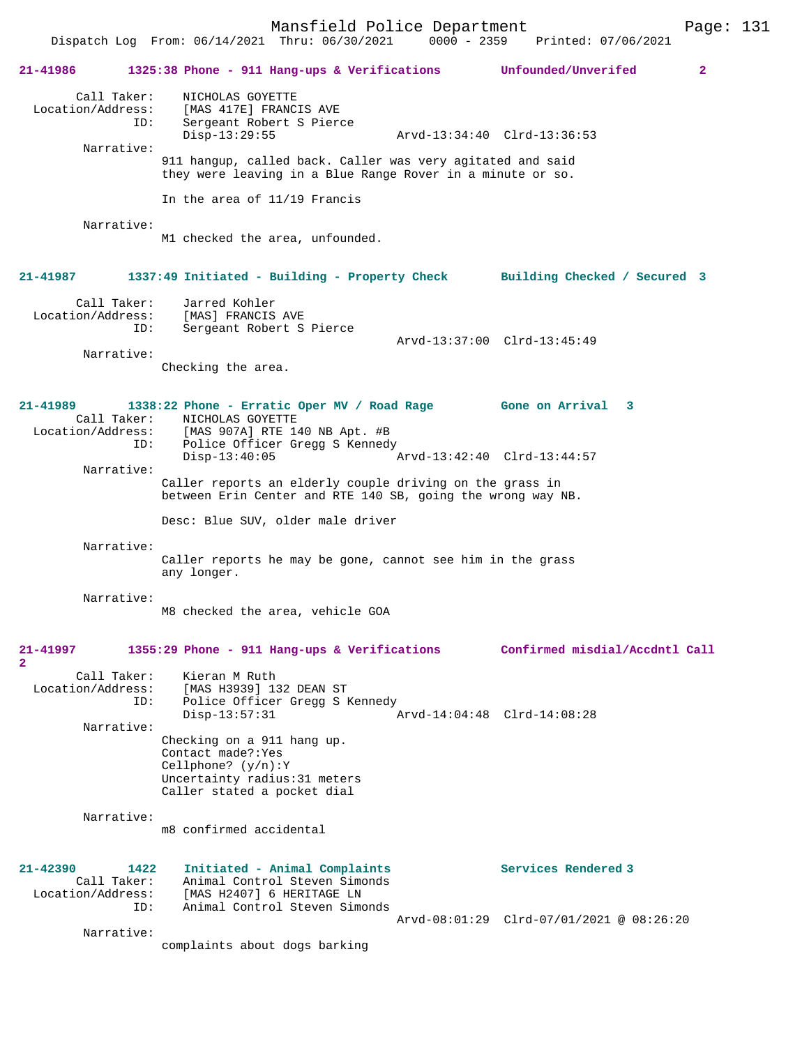**21-41986** 1325:38 Phone - 911 Hang-ups & Verifications Unfounded/Unverifed 2

Call Taker: NICHOLAS GOYETTE
Location/Address: [MAS 417E] FRANCIS AVE
ID: Sergeant Robert S Pierce
Disp-13:29:55 Arvd-13:34:40 Clrd-13:36:53

Narrative:
911 hangup, called back. Caller was very agitated and said they were leaving in a Blue Range Rover in a minute or so.

In the area of 11/19 Francis

Narrative:
M1 checked the area, unfounded.

**21-41987** 1337:49 Initiated - Building - Property Check Building Checked / Secured 3

Call Taker: Jarred Kohler
Location/Address: [MAS] FRANCIS AVE
ID: Sergeant Robert S Pierce
Arvd-13:37:00 Clrd-13:45:49

Narrative:
Checking the area.

**21-41989** 1338:22 Phone - Erratic Oper MV / Road Rage Gone on Arrival 3

Call Taker: NICHOLAS GOYETTE
Location/Address: [MAS 907A] RTE 140 NB Apt. #B
ID: Police Officer Gregg S Kennedy
Disp-13:40:05 Arvd-13:42:40 Clrd-13:44:57

Narrative:
Caller reports an elderly couple driving on the grass in between Erin Center and RTE 140 SB, going the wrong way NB.

Desc: Blue SUV, older male driver

Narrative:
Caller reports he may be gone, cannot see him in the grass any longer.

Narrative:
M8 checked the area, vehicle GOA

**21-41997** 1355:29 Phone - 911 Hang-ups & Verifications Confirmed misdial/Accdntl Call 2

Call Taker: Kieran M Ruth
Location/Address: [MAS H3939] 132 DEAN ST
ID: Police Officer Gregg S Kennedy
Disp-13:57:31 Arvd-14:04:48 Clrd-14:08:28

Narrative:
Checking on a 911 hang up.
Contact made?:Yes
Cellphone? (y/n):Y
Uncertainty radius:31 meters
Caller stated a pocket dial

Narrative:
m8 confirmed accidental

**21-42390** 1422 Initiated - Animal Complaints Services Rendered 3

Call Taker: Animal Control Steven Simonds
Location/Address: [MAS H2407] 6 HERITAGE LN
ID: Animal Control Steven Simonds
Arvd-08:01:29 Clrd-07/01/2021 @ 08:26:20

Narrative:
complaints about dogs barking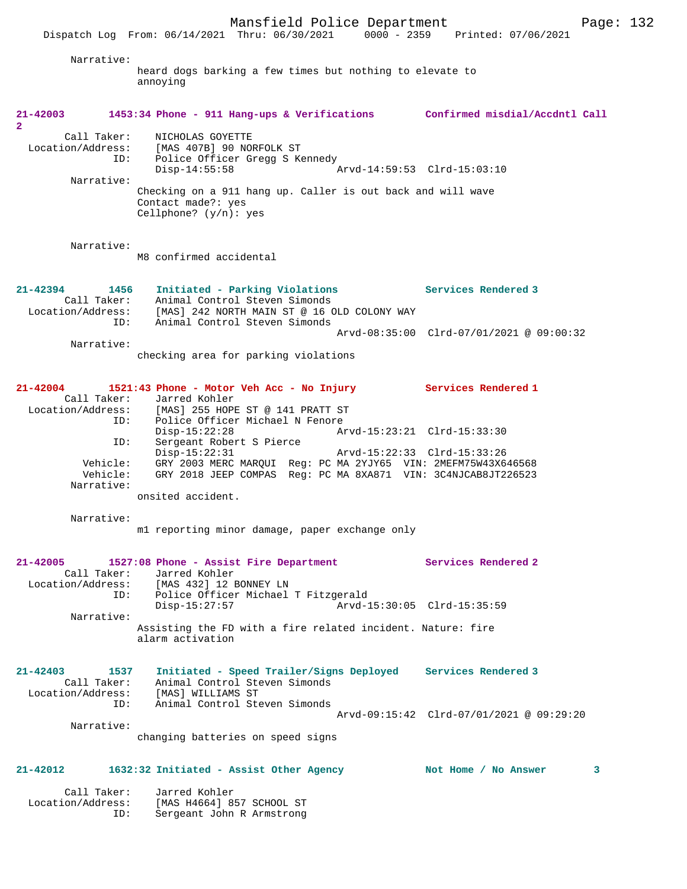Narrative:
heard dogs barking a few times but nothing to elevate to annoying

**21-42003 1453:34 Phone - 911 Hang-ups & Verifications Confirmed misdial/Accdntl Call 2**

Call Taker: NICHOLAS GOYETTE
Location/Address: [MAS 407B] 90 NORFOLK ST
ID: Police Officer Gregg S Kennedy
Disp-14:55:58 Arvd-14:59:53 Clrd-15:03:10

Narrative:
Checking on a 911 hang up. Caller is out back and will wave
Contact made?: yes
Cellphone? (y/n): yes

Narrative:
M8 confirmed accidental

**21-42394 1456 Initiated - Parking Violations Services Rendered 3**

Call Taker: Animal Control Steven Simonds
Location/Address: [MAS] 242 NORTH MAIN ST @ 16 OLD COLONY WAY
ID: Animal Control Steven Simonds
Arvd-08:35:00 Clrd-07/01/2021 @ 09:00:32

Narrative:
checking area for parking violations

**21-42004 1521:43 Phone - Motor Veh Acc - No Injury Services Rendered 1**

Call Taker: Jarred Kohler
Location/Address: [MAS] 255 HOPE ST @ 141 PRATT ST
ID: Police Officer Michael N Fenore
Disp-15:22:28 Arvd-15:23:21 Clrd-15:33:30
ID: Sergeant Robert S Pierce
Disp-15:22:31 Arvd-15:22:33 Clrd-15:33:26
Vehicle: GRY 2003 MERC MARQUI Reg: PC MA 2YJY65 VIN: 2MEFM75W43X646568
Vehicle: GRY 2018 JEEP COMPAS Reg: PC MA 8XA871 VIN: 3C4NJCAB8JT226523

Narrative:
onsited accident.

Narrative:
m1 reporting minor damage, paper exchange only

**21-42005 1527:08 Phone - Assist Fire Department Services Rendered 2**

Call Taker: Jarred Kohler
Location/Address: [MAS 432] 12 BONNEY LN
ID: Police Officer Michael T Fitzgerald
Disp-15:27:57 Arvd-15:30:05 Clrd-15:35:59

Narrative:
Assisting the FD with a fire related incident. Nature: fire alarm activation

**21-42403 1537 Initiated - Speed Trailer/Signs Deployed Services Rendered 3**

Call Taker: Animal Control Steven Simonds
Location/Address: [MAS] WILLIAMS ST
ID: Animal Control Steven Simonds
Arvd-09:15:42 Clrd-07/01/2021 @ 09:29:20

Narrative:
changing batteries on speed signs

**21-42012 1632:32 Initiated - Assist Other Agency Not Home / No Answer 3**

Call Taker: Jarred Kohler
Location/Address: [MAS H4664] 857 SCHOOL ST
ID: Sergeant John R Armstrong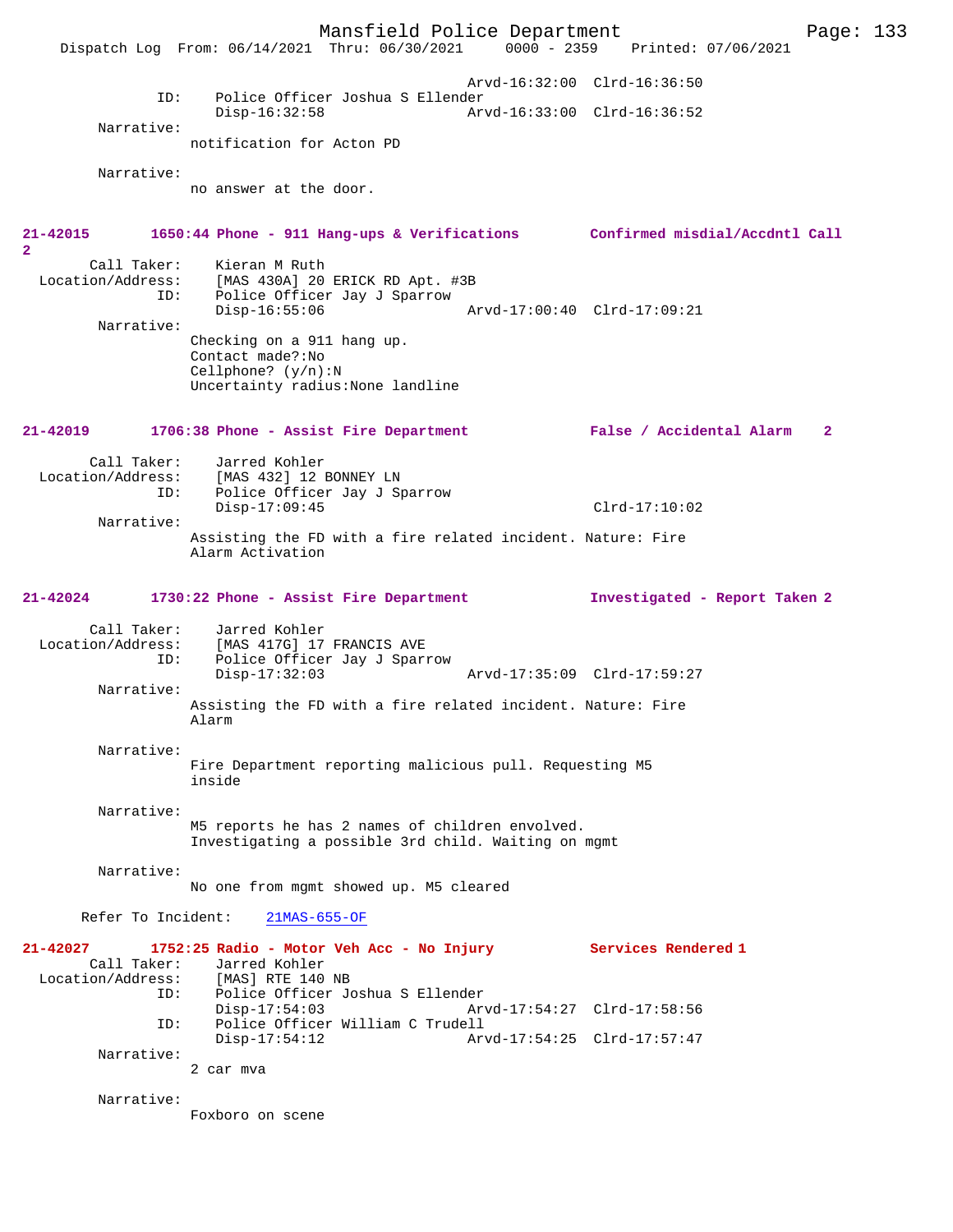```
                                              Arvd-16:32:00  Clrd-16:36:50
              ID:     Police Officer Joshua S Ellender
                      Disp-16:32:58                Arvd-16:33:00  Clrd-16:36:52
        Narrative:
                   notification for Acton PD

        Narrative:
                   no answer at the door.
```

**21-42015 1650:44 Phone - 911 Hang-ups & Verifications Confirmed misdial/Accdntl Call 2**

```
       Call Taker:    Kieran M Ruth
  Location/Address:   [MAS 430A] 20 ERICK RD Apt. #3B
              ID:     Police Officer Jay J Sparrow
                      Disp-16:55:06                Arvd-17:00:40  Clrd-17:09:21
        Narrative:
                   Checking on a 911 hang up.
                   Contact made?:No
                   Cellphone? (y/n):N
                   Uncertainty radius:None landline
```

**21-42019 1706:38 Phone - Assist Fire Department False / Accidental Alarm 2**

```
       Call Taker:    Jarred Kohler
  Location/Address:   [MAS 432] 12 BONNEY LN
              ID:     Police Officer Jay J Sparrow
                      Disp-17:09:45                               Clrd-17:10:02
        Narrative:
                   Assisting the FD with a fire related incident. Nature: Fire
                   Alarm Activation
```

**21-42024 1730:22 Phone - Assist Fire Department Investigated - Report Taken 2**

```
       Call Taker:    Jarred Kohler
  Location/Address:   [MAS 417G] 17 FRANCIS AVE
              ID:     Police Officer Jay J Sparrow
                      Disp-17:32:03                Arvd-17:35:09  Clrd-17:59:27
        Narrative:
                   Assisting the FD with a fire related incident. Nature: Fire
                   Alarm

        Narrative:
                   Fire Department reporting malicious pull. Requesting M5
                   inside

        Narrative:
                   M5 reports he has 2 names of children envolved.
                   Investigating a possible 3rd child. Waiting on mgmt

        Narrative:
                   No one from mgmt showed up. M5 cleared

      Refer To Incident:    21MAS-655-OF
```

**21-42027 1752:25 Radio - Motor Veh Acc - No Injury Services Rendered 1**

```
       Call Taker:    Jarred Kohler
  Location/Address:   [MAS] RTE 140 NB
              ID:     Police Officer Joshua S Ellender
                      Disp-17:54:03                Arvd-17:54:27  Clrd-17:58:56
              ID:     Police Officer William C Trudell
                      Disp-17:54:12                Arvd-17:54:25  Clrd-17:57:47
        Narrative:
                   2 car mva

        Narrative:
                   Foxboro on scene
```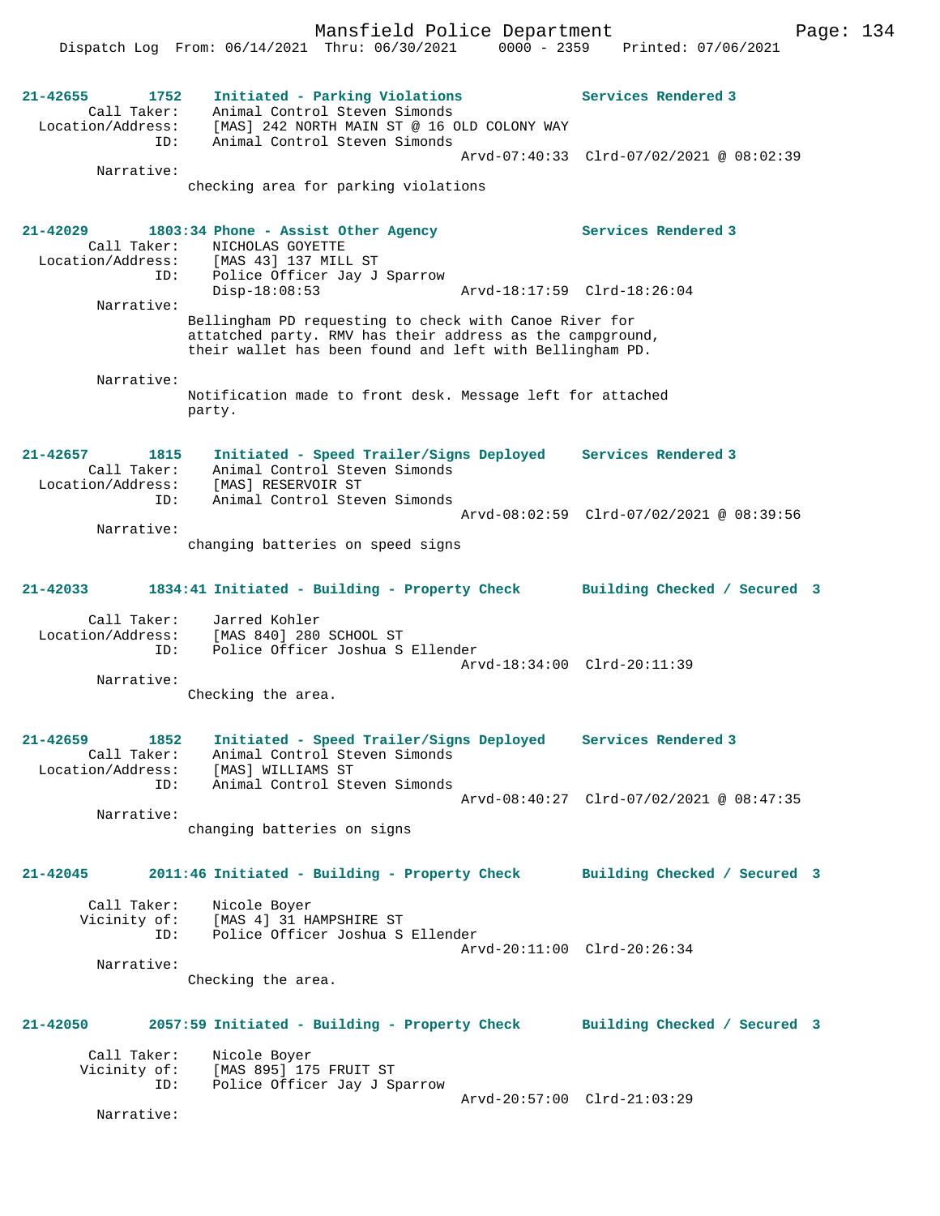**21-42655 1752 Initiated - Parking Violations** **Services Rendered 3**

Call Taker: Animal Control Steven Simonds
Location/Address: [MAS] 242 NORTH MAIN ST @ 16 OLD COLONY WAY
ID: Animal Control Steven Simonds
Arvd-07:40:33 Clrd-07/02/2021 @ 08:02:39

Narrative:
checking area for parking violations

**21-42029 1803:34 Phone - Assist Other Agency** **Services Rendered 3**

Call Taker: NICHOLAS GOYETTE
Location/Address: [MAS 43] 137 MILL ST
ID: Police Officer Jay J Sparrow
Disp-18:08:53 Arvd-18:17:59 Clrd-18:26:04

Narrative:
Bellingham PD requesting to check with Canoe River for attatched party. RMV has their address as the campground, their wallet has been found and left with Bellingham PD.

Narrative:
Notification made to front desk. Message left for attached party.

**21-42657 1815 Initiated - Speed Trailer/Signs Deployed** **Services Rendered 3**

Call Taker: Animal Control Steven Simonds
Location/Address: [MAS] RESERVOIR ST
ID: Animal Control Steven Simonds
Arvd-08:02:59 Clrd-07/02/2021 @ 08:39:56

Narrative:
changing batteries on speed signs

**21-42033 1834:41 Initiated - Building - Property Check** **Building Checked / Secured 3**

Call Taker: Jarred Kohler
Location/Address: [MAS 840] 280 SCHOOL ST
ID: Police Officer Joshua S Ellender
Arvd-18:34:00 Clrd-20:11:39

Narrative:
Checking the area.

**21-42659 1852 Initiated - Speed Trailer/Signs Deployed** **Services Rendered 3**

Call Taker: Animal Control Steven Simonds
Location/Address: [MAS] WILLIAMS ST
ID: Animal Control Steven Simonds
Arvd-08:40:27 Clrd-07/02/2021 @ 08:47:35

Narrative:
changing batteries on signs

**21-42045 2011:46 Initiated - Building - Property Check** **Building Checked / Secured 3**

Call Taker: Nicole Boyer
Vicinity of: [MAS 4] 31 HAMPSHIRE ST
ID: Police Officer Joshua S Ellender
Arvd-20:11:00 Clrd-20:26:34

Narrative:
Checking the area.

**21-42050 2057:59 Initiated - Building - Property Check** **Building Checked / Secured 3**

Call Taker: Nicole Boyer
Vicinity of: [MAS 895] 175 FRUIT ST
ID: Police Officer Jay J Sparrow
Arvd-20:57:00 Clrd-21:03:29

Narrative: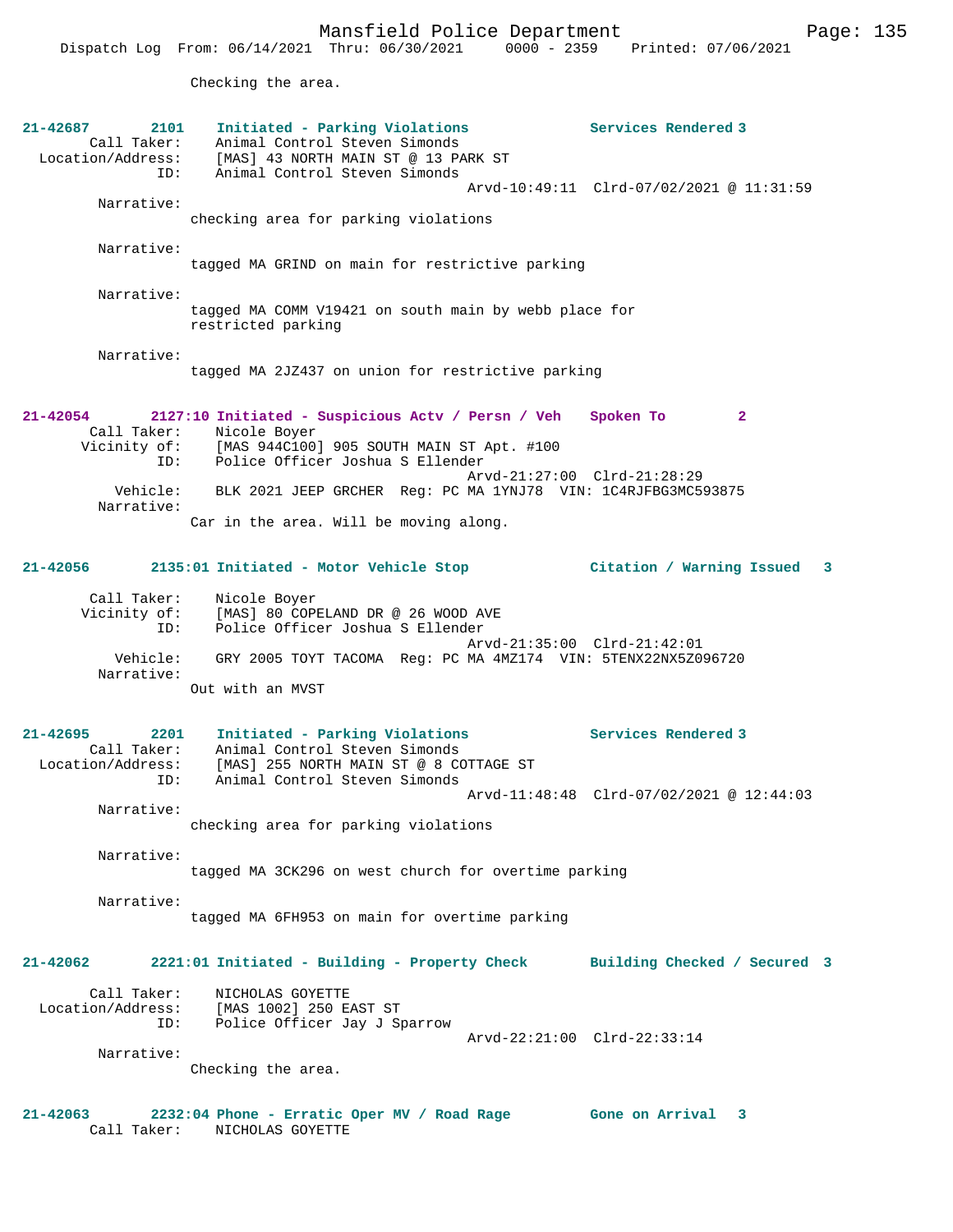Checking the area.

**21-42687 2101 Initiated - Parking Violations Services Rendered 3**

Call Taker: Animal Control Steven Simonds
Location/Address: [MAS] 43 NORTH MAIN ST @ 13 PARK ST
ID: Animal Control Steven Simonds
Arvd-10:49:11 Clrd-07/02/2021 @ 11:31:59

Narrative:
checking area for parking violations

Narrative:
tagged MA GRIND on main for restrictive parking

Narrative:
tagged MA COMM V19421 on south main by webb place for restricted parking

Narrative:
tagged MA 2JZ437 on union for restrictive parking

**21-42054 2127:10 Initiated - Suspicious Actv / Persn / Veh Spoken To 2**

Call Taker: Nicole Boyer
Vicinity of: [MAS 944C100] 905 SOUTH MAIN ST Apt. #100
ID: Police Officer Joshua S Ellender
Arvd-21:27:00 Clrd-21:28:29
Vehicle: BLK 2021 JEEP GRCHER Reg: PC MA 1YNJ78 VIN: 1C4RJFBG3MC593875
Narrative:
Car in the area. Will be moving along.

**21-42056 2135:01 Initiated - Motor Vehicle Stop Citation / Warning Issued 3**

Call Taker: Nicole Boyer
Vicinity of: [MAS] 80 COPELAND DR @ 26 WOOD AVE
ID: Police Officer Joshua S Ellender
Arvd-21:35:00 Clrd-21:42:01
Vehicle: GRY 2005 TOYT TACOMA Reg: PC MA 4MZ174 VIN: 5TENX22NX5Z096720
Narrative:
Out with an MVST

**21-42695 2201 Initiated - Parking Violations Services Rendered 3**

Call Taker: Animal Control Steven Simonds
Location/Address: [MAS] 255 NORTH MAIN ST @ 8 COTTAGE ST
ID: Animal Control Steven Simonds
Arvd-11:48:48 Clrd-07/02/2021 @ 12:44:03

Narrative:
checking area for parking violations

Narrative:
tagged MA 3CK296 on west church for overtime parking

Narrative:
tagged MA 6FH953 on main for overtime parking

**21-42062 2221:01 Initiated - Building - Property Check Building Checked / Secured 3**

Call Taker: NICHOLAS GOYETTE
Location/Address: [MAS 1002] 250 EAST ST
ID: Police Officer Jay J Sparrow
Arvd-22:21:00 Clrd-22:33:14
Narrative:
Checking the area.

**21-42063 2232:04 Phone - Erratic Oper MV / Road Rage Gone on Arrival 3**

Call Taker: NICHOLAS GOYETTE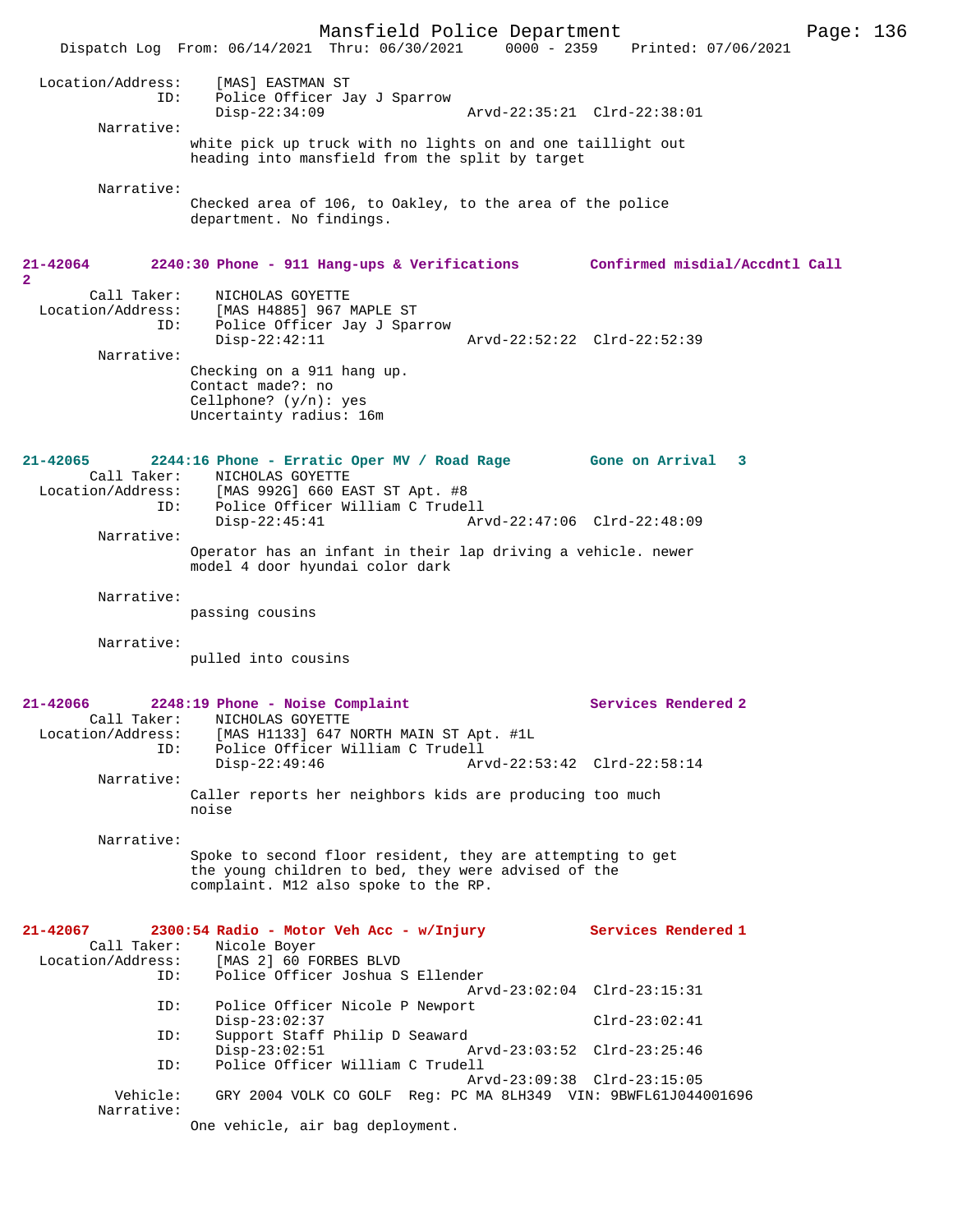Location/Address: [MAS] EASTMAN ST
ID: Police Officer Jay J Sparrow
Disp-22:34:09 Arvd-22:35:21 Clrd-22:38:01

Narrative:
white pick up truck with no lights on and one taillight out heading into mansfield from the split by target

Narrative:
Checked area of 106, to Oakley, to the area of the police department. No findings.

**21-42064 2240:30 Phone - 911 Hang-ups & Verifications Confirmed misdial/Accdntl Call 2**

Call Taker: NICHOLAS GOYETTE
Location/Address: [MAS H4885] 967 MAPLE ST
ID: Police Officer Jay J Sparrow
Disp-22:42:11 Arvd-22:52:22 Clrd-22:52:39

Narrative:
Checking on a 911 hang up.
Contact made?: no
Cellphone? (y/n): yes
Uncertainty radius: 16m

**21-42065 2244:16 Phone - Erratic Oper MV / Road Rage Gone on Arrival 3**

Call Taker: NICHOLAS GOYETTE
Location/Address: [MAS 992G] 660 EAST ST Apt. #8
ID: Police Officer William C Trudell
Disp-22:45:41 Arvd-22:47:06 Clrd-22:48:09

Narrative:
Operator has an infant in their lap driving a vehicle. newer model 4 door hyundai color dark

Narrative:
passing cousins

Narrative:
pulled into cousins

**21-42066 2248:19 Phone - Noise Complaint Services Rendered 2**

Call Taker: NICHOLAS GOYETTE
Location/Address: [MAS H1133] 647 NORTH MAIN ST Apt. #1L
ID: Police Officer William C Trudell
Disp-22:49:46 Arvd-22:53:42 Clrd-22:58:14

Narrative:
Caller reports her neighbors kids are producing too much noise

Narrative:
Spoke to second floor resident, they are attempting to get the young children to bed, they were advised of the complaint. M12 also spoke to the RP.

**21-42067 2300:54 Radio - Motor Veh Acc - w/Injury Services Rendered 1**

Call Taker: Nicole Boyer
Location/Address: [MAS 2] 60 FORBES BLVD
ID: Police Officer Joshua S Ellender
Arvd-23:02:04 Clrd-23:15:31
ID: Police Officer Nicole P Newport
Disp-23:02:37 Clrd-23:02:41
ID: Support Staff Philip D Seaward
Disp-23:02:51 Arvd-23:03:52 Clrd-23:25:46
ID: Police Officer William C Trudell
Arvd-23:09:38 Clrd-23:15:05
Vehicle: GRY 2004 VOLK CO GOLF Reg: PC MA 8LH349 VIN: 9BWFL61J044001696

Narrative:
One vehicle, air bag deployment.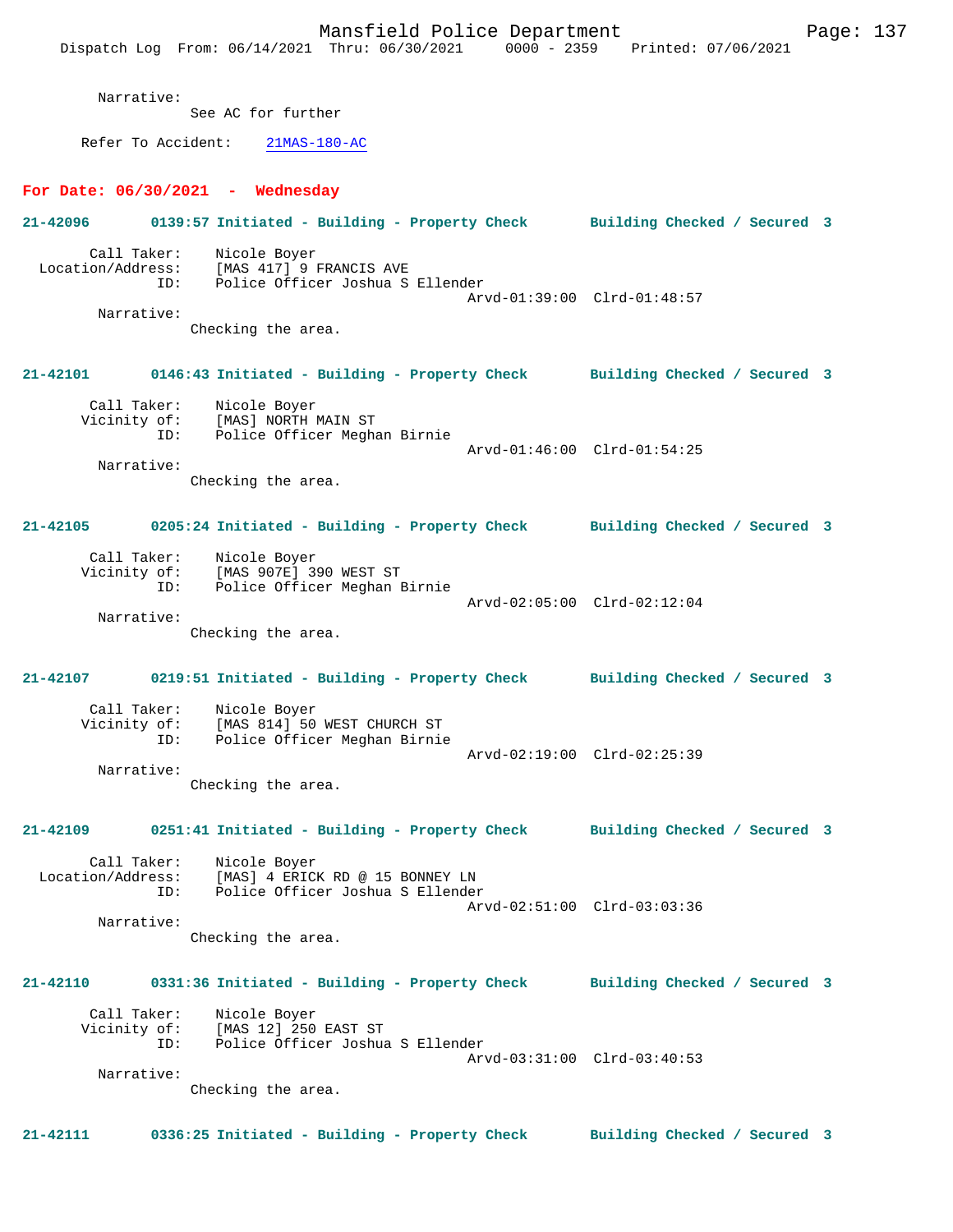Narrative:
See AC for further

Refer To Accident: 21MAS-180-AC

## For Date: 06/30/2021 - Wednesday

**21-42096 0139:57 Initiated - Building - Property Check Building Checked / Secured 3**

Call Taker: Nicole Boyer
Location/Address: [MAS 417] 9 FRANCIS AVE
ID: Police Officer Joshua S Ellender
Arvd-01:39:00 Clrd-01:48:57
Narrative:
Checking the area.

**21-42101 0146:43 Initiated - Building - Property Check Building Checked / Secured 3**

Call Taker: Nicole Boyer
Vicinity of: [MAS] NORTH MAIN ST
ID: Police Officer Meghan Birnie
Arvd-01:46:00 Clrd-01:54:25
Narrative:
Checking the area.

**21-42105 0205:24 Initiated - Building - Property Check Building Checked / Secured 3**

Call Taker: Nicole Boyer
Vicinity of: [MAS 907E] 390 WEST ST
ID: Police Officer Meghan Birnie
Arvd-02:05:00 Clrd-02:12:04
Narrative:
Checking the area.

**21-42107 0219:51 Initiated - Building - Property Check Building Checked / Secured 3**

Call Taker: Nicole Boyer
Vicinity of: [MAS 814] 50 WEST CHURCH ST
ID: Police Officer Meghan Birnie
Arvd-02:19:00 Clrd-02:25:39
Narrative:
Checking the area.

**21-42109 0251:41 Initiated - Building - Property Check Building Checked / Secured 3**

Call Taker: Nicole Boyer
Location/Address: [MAS] 4 ERICK RD @ 15 BONNEY LN
ID: Police Officer Joshua S Ellender
Arvd-02:51:00 Clrd-03:03:36
Narrative:
Checking the area.

**21-42110 0331:36 Initiated - Building - Property Check Building Checked / Secured 3**

Call Taker: Nicole Boyer
Vicinity of: [MAS 12] 250 EAST ST
ID: Police Officer Joshua S Ellender
Arvd-03:31:00 Clrd-03:40:53
Narrative:
Checking the area.

**21-42111 0336:25 Initiated - Building - Property Check Building Checked / Secured 3**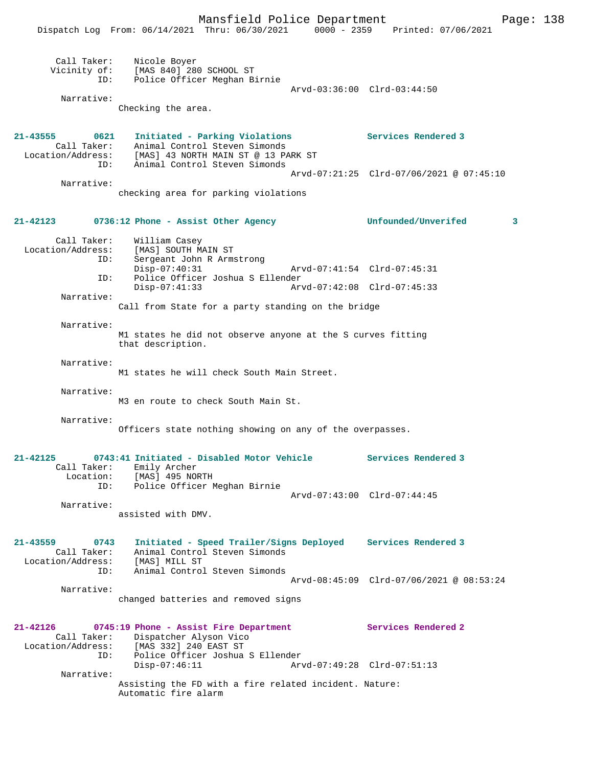Call Taker: Nicole Boyer
Vicinity of: [MAS 840] 280 SCHOOL ST
ID: Police Officer Meghan Birnie
Arvd-03:36:00 Clrd-03:44:50

Narrative:
Checking the area.

**21-43555 0621 Initiated - Parking Violations — Services Rendered 3**

Call Taker: Animal Control Steven Simonds
Location/Address: [MAS] 43 NORTH MAIN ST @ 13 PARK ST
ID: Animal Control Steven Simonds
Arvd-07:21:25 Clrd-07/06/2021 @ 07:45:10

Narrative:
checking area for parking violations

**21-42123 0736:12 Phone - Assist Other Agency — Unfounded/Unverifed 3**

Call Taker: William Casey
Location/Address: [MAS] SOUTH MAIN ST
ID: Sergeant John R Armstrong
Disp-07:40:31 Arvd-07:41:54 Clrd-07:45:31
ID: Police Officer Joshua S Ellender
Disp-07:41:33 Arvd-07:42:08 Clrd-07:45:33

Narrative:
Call from State for a party standing on the bridge

Narrative:
M1 states he did not observe anyone at the S curves fitting that description.

Narrative:
M1 states he will check South Main Street.

Narrative:
M3 en route to check South Main St.

Narrative:
Officers state nothing showing on any of the overpasses.

**21-42125 0743:41 Initiated - Disabled Motor Vehicle — Services Rendered 3**

Call Taker: Emily Archer
Location: [MAS] 495 NORTH
ID: Police Officer Meghan Birnie
Arvd-07:43:00 Clrd-07:44:45

Narrative:
assisted with DMV.

**21-43559 0743 Initiated - Speed Trailer/Signs Deployed — Services Rendered 3**

Call Taker: Animal Control Steven Simonds
Location/Address: [MAS] MILL ST
ID: Animal Control Steven Simonds
Arvd-08:45:09 Clrd-07/06/2021 @ 08:53:24

Narrative:
changed batteries and removed signs

**21-42126 0745:19 Phone - Assist Fire Department — Services Rendered 2**

Call Taker: Dispatcher Alyson Vico
Location/Address: [MAS 332] 240 EAST ST
ID: Police Officer Joshua S Ellender
Disp-07:46:11 Arvd-07:49:28 Clrd-07:51:13

Narrative:
Assisting the FD with a fire related incident. Nature: Automatic fire alarm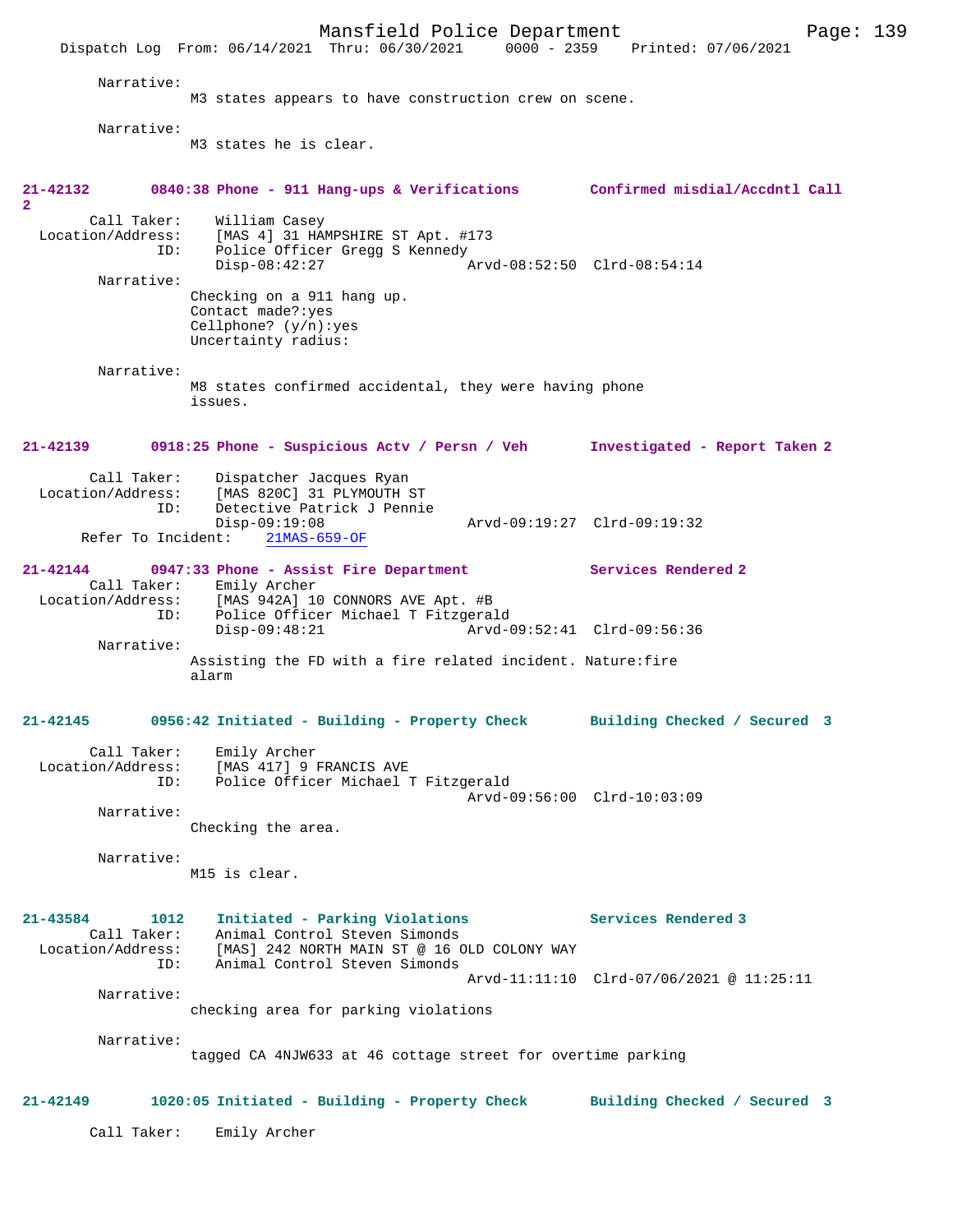Narrative:
M3 states appears to have construction crew on scene.

Narrative:
M3 states he is clear.

**21-42132 0840:38 Phone - 911 Hang-ups & Verifications Confirmed misdial/Accdntl Call 2**

Call Taker: William Casey
Location/Address: [MAS 4] 31 HAMPSHIRE ST Apt. #173
ID: Police Officer Gregg S Kennedy
Disp-08:42:27 Arvd-08:52:50 Clrd-08:54:14

Narrative:
Checking on a 911 hang up.
Contact made?:yes
Cellphone? (y/n):yes
Uncertainty radius:

Narrative:
M8 states confirmed accidental, they were having phone issues.

**21-42139 0918:25 Phone - Suspicious Actv / Persn / Veh Investigated - Report Taken 2**

Call Taker: Dispatcher Jacques Ryan
Location/Address: [MAS 820C] 31 PLYMOUTH ST
ID: Detective Patrick J Pennie
Disp-09:19:08 Arvd-09:19:27 Clrd-09:19:32
Refer To Incident: 21MAS-659-OF

**21-42144 0947:33 Phone - Assist Fire Department Services Rendered 2**

Call Taker: Emily Archer
Location/Address: [MAS 942A] 10 CONNORS AVE Apt. #B
ID: Police Officer Michael T Fitzgerald
Disp-09:48:21 Arvd-09:52:41 Clrd-09:56:36

Narrative:
Assisting the FD with a fire related incident. Nature:fire alarm

**21-42145 0956:42 Initiated - Building - Property Check Building Checked / Secured 3**

Call Taker: Emily Archer
Location/Address: [MAS 417] 9 FRANCIS AVE
ID: Police Officer Michael T Fitzgerald
Arvd-09:56:00 Clrd-10:03:09

Narrative:
Checking the area.

Narrative:
M15 is clear.

**21-43584 1012 Initiated - Parking Violations Services Rendered 3**

Call Taker: Animal Control Steven Simonds
Location/Address: [MAS] 242 NORTH MAIN ST @ 16 OLD COLONY WAY
ID: Animal Control Steven Simonds
Arvd-11:11:10 Clrd-07/06/2021 @ 11:25:11

Narrative:
checking area for parking violations

Narrative:
tagged CA 4NJW633 at 46 cottage street for overtime parking

**21-42149 1020:05 Initiated - Building - Property Check Building Checked / Secured 3**

Call Taker: Emily Archer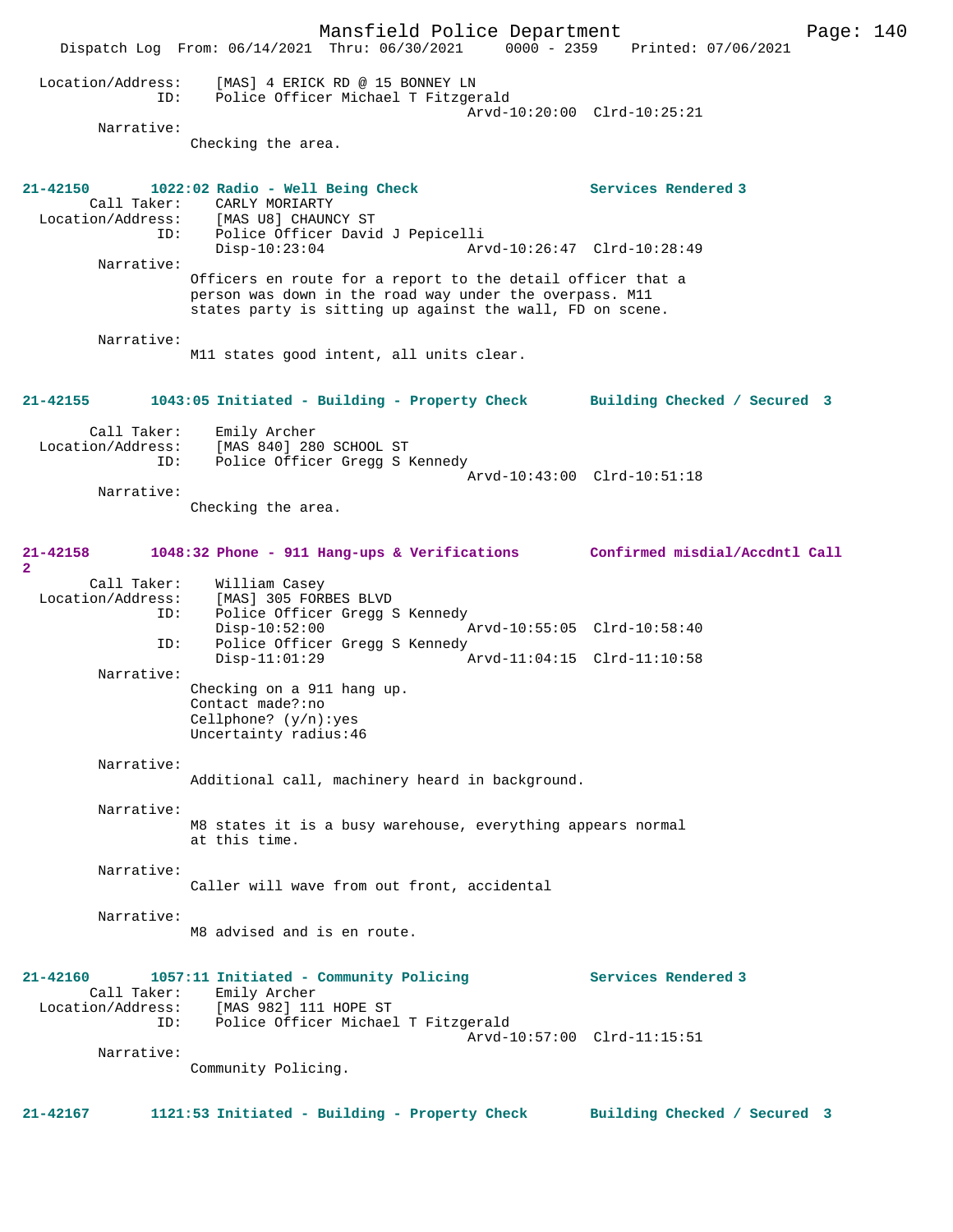Location/Address: [MAS] 4 ERICK RD @ 15 BONNEY LN
ID: Police Officer Michael T Fitzgerald
Arvd-10:20:00 Clrd-10:25:21

Narrative:
Checking the area.

**21-42150 1022:02 Radio - Well Being Check — Services Rendered 3**

Call Taker: CARLY MORIARTY
Location/Address: [MAS U8] CHAUNCY ST
ID: Police Officer David J Pepicelli
Disp-10:23:04 Arvd-10:26:47 Clrd-10:28:49

Narrative:
Officers en route for a report to the detail officer that a person was down in the road way under the overpass. M11 states party is sitting up against the wall, FD on scene.

Narrative:
M11 states good intent, all units clear.

**21-42155 1043:05 Initiated - Building - Property Check — Building Checked / Secured 3**

Call Taker: Emily Archer
Location/Address: [MAS 840] 280 SCHOOL ST
ID: Police Officer Gregg S Kennedy
Arvd-10:43:00 Clrd-10:51:18

Narrative:
Checking the area.

**21-42158 1048:32 Phone - 911 Hang-ups & Verifications — Confirmed misdial/Accdntl Call 2**

Call Taker: William Casey
Location/Address: [MAS] 305 FORBES BLVD
ID: Police Officer Gregg S Kennedy
Disp-10:52:00 Arvd-10:55:05 Clrd-10:58:40
ID: Police Officer Gregg S Kennedy
Disp-11:01:29 Arvd-11:04:15 Clrd-11:10:58

Narrative:
Checking on a 911 hang up.
Contact made?:no
Cellphone? (y/n):yes
Uncertainty radius:46

Narrative:
Additional call, machinery heard in background.

Narrative:
M8 states it is a busy warehouse, everything appears normal at this time.

Narrative:
Caller will wave from out front, accidental

Narrative:
M8 advised and is en route.

**21-42160 1057:11 Initiated - Community Policing — Services Rendered 3**

Call Taker: Emily Archer
Location/Address: [MAS 982] 111 HOPE ST
ID: Police Officer Michael T Fitzgerald
Arvd-10:57:00 Clrd-11:15:51

Narrative:
Community Policing.

**21-42167 1121:53 Initiated - Building - Property Check — Building Checked / Secured 3**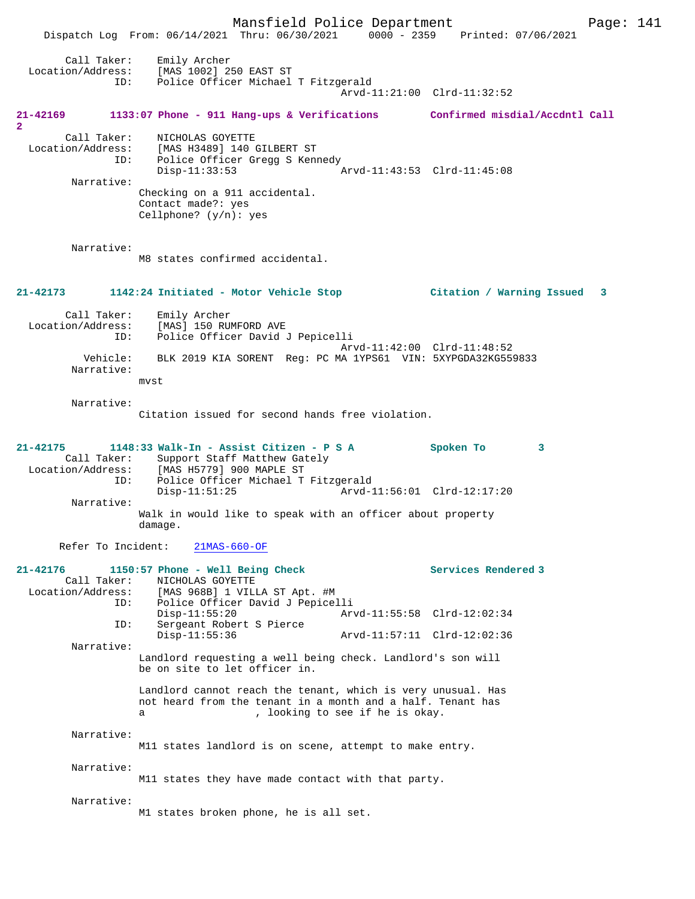Call Taker: Emily Archer
Location/Address: [MAS 1002] 250 EAST ST
ID: Police Officer Michael T Fitzgerald
Arvd-11:21:00 Clrd-11:32:52

**21-42169 1133:07 Phone - 911 Hang-ups & Verifications Confirmed misdial/Accdntl Call 2**

Call Taker: NICHOLAS GOYETTE
Location/Address: [MAS H3489] 140 GILBERT ST
ID: Police Officer Gregg S Kennedy
Disp-11:33:53 Arvd-11:43:53 Clrd-11:45:08

Narrative:
Checking on a 911 accidental.
Contact made?: yes
Cellphone? (y/n): yes

Narrative:
M8 states confirmed accidental.

**21-42173 1142:24 Initiated - Motor Vehicle Stop Citation / Warning Issued 3**

Call Taker: Emily Archer
Location/Address: [MAS] 150 RUMFORD AVE
ID: Police Officer David J Pepicelli
Arvd-11:42:00 Clrd-11:48:52
Vehicle: BLK 2019 KIA SORENT Reg: PC MA 1YPS61 VIN: 5XYPGDA32KG559833

Narrative:
mvst

Narrative:
Citation issued for second hands free violation.

**21-42175 1148:33 Walk-In - Assist Citizen - P S A Spoken To 3**

Call Taker: Support Staff Matthew Gately
Location/Address: [MAS H5779] 900 MAPLE ST
ID: Police Officer Michael T Fitzgerald
Disp-11:51:25 Arvd-11:56:01 Clrd-12:17:20

Narrative:
Walk in would like to speak with an officer about property damage.

Refer To Incident: 21MAS-660-OF

**21-42176 1150:57 Phone - Well Being Check Services Rendered 3**

Call Taker: NICHOLAS GOYETTE
Location/Address: [MAS 968B] 1 VILLA ST Apt. #M
ID: Police Officer David J Pepicelli
Disp-11:55:20 Arvd-11:55:58 Clrd-12:02:34
ID: Sergeant Robert S Pierce
Disp-11:55:36 Arvd-11:57:11 Clrd-12:02:36

Narrative:
Landlord requesting a well being check. Landlord's son will be on site to let officer in.

Landlord cannot reach the tenant, which is very unusual. Has not heard from the tenant in a month and a half. Tenant has a , looking to see if he is okay.

Narrative:
M11 states landlord is on scene, attempt to make entry.

Narrative:
M11 states they have made contact with that party.

Narrative:
M1 states broken phone, he is all set.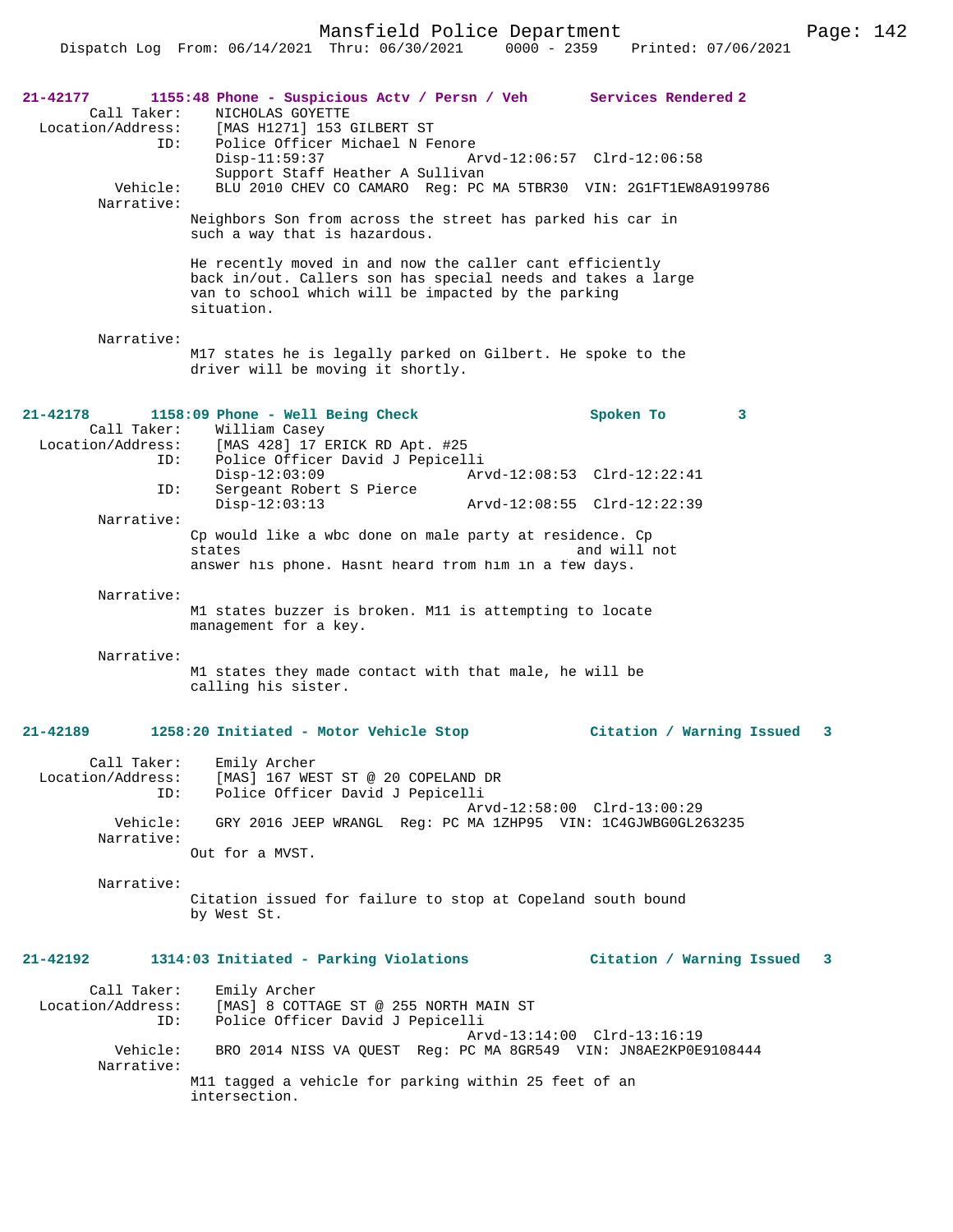**21-42177** **1155:48 Phone - Suspicious Actv / Persn / Veh** **Services Rendered 2**

Call Taker: NICHOLAS GOYETTE
Location/Address: [MAS H1271] 153 GILBERT ST
ID: Police Officer Michael N Fenore
Disp-11:59:37 Arvd-12:06:57 Clrd-12:06:58
Support Staff Heather A Sullivan
Vehicle: BLU 2010 CHEV CO CAMARO Reg: PC MA 5TBR30 VIN: 2G1FT1EW8A9199786
Narrative:
Neighbors Son from across the street has parked his car in such a way that is hazardous.

He recently moved in and now the caller cant efficiently back in/out. Callers son has special needs and takes a large van to school which will be impacted by the parking situation.

Narrative:
M17 states he is legally parked on Gilbert. He spoke to the driver will be moving it shortly.

**21-42178** **1158:09 Phone - Well Being Check** **Spoken To 3**

Call Taker: William Casey
Location/Address: [MAS 428] 17 ERICK RD Apt. #25
ID: Police Officer David J Pepicelli
Disp-12:03:09 Arvd-12:08:53 Clrd-12:22:41
ID: Sergeant Robert S Pierce
Disp-12:03:13 Arvd-12:08:55 Clrd-12:22:39
Narrative:
Cp would like a wbc done on male party at residence. Cp states and will not answer his phone. Hasnt heard from him in a few days.

Narrative:
M1 states buzzer is broken. M11 is attempting to locate management for a key.

Narrative:
M1 states they made contact with that male, he will be calling his sister.

**21-42189** **1258:20 Initiated - Motor Vehicle Stop** **Citation / Warning Issued 3**

Call Taker: Emily Archer
Location/Address: [MAS] 167 WEST ST @ 20 COPELAND DR
ID: Police Officer David J Pepicelli
Arvd-12:58:00 Clrd-13:00:29
Vehicle: GRY 2016 JEEP WRANGL Reg: PC MA 1ZHP95 VIN: 1C4GJWBG0GL263235
Narrative:
Out for a MVST.

Narrative:
Citation issued for failure to stop at Copeland south bound by West St.

**21-42192** **1314:03 Initiated - Parking Violations** **Citation / Warning Issued 3**

Call Taker: Emily Archer
Location/Address: [MAS] 8 COTTAGE ST @ 255 NORTH MAIN ST
ID: Police Officer David J Pepicelli
Arvd-13:14:00 Clrd-13:16:19
Vehicle: BRO 2014 NISS VA QUEST Reg: PC MA 8GR549 VIN: JN8AE2KP0E9108444
Narrative:
M11 tagged a vehicle for parking within 25 feet of an intersection.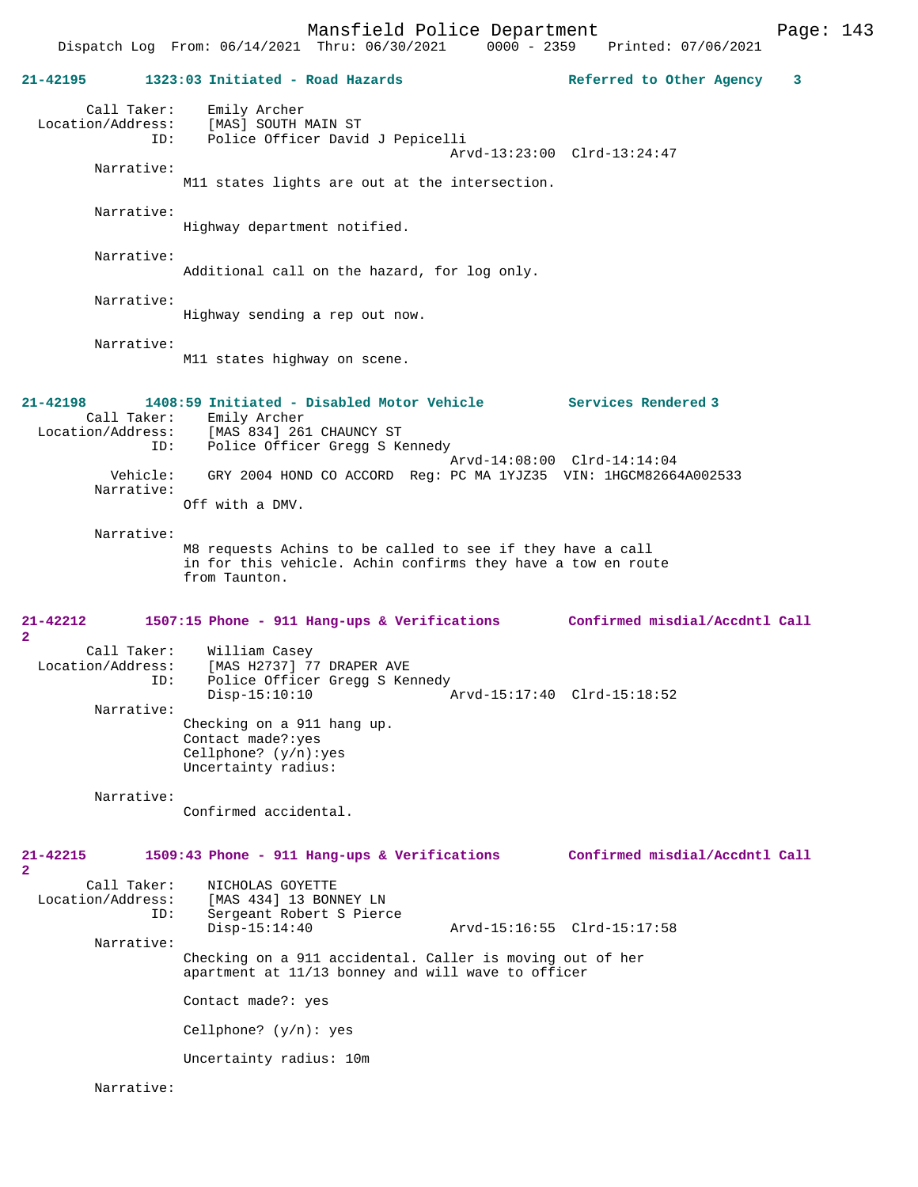**21-42195** 1323:03 Initiated - Road Hazards Referred to Other Agency 3

```
        Call Taker:    Emily Archer
  Location/Address:    [MAS] SOUTH MAIN ST
                ID:    Police Officer David J Pepicelli
                                              Arvd-13:23:00  Clrd-13:24:47
         Narrative:
                M11 states lights are out at the intersection.

         Narrative:
                Highway department notified.

         Narrative:
                Additional call on the hazard, for log only.

         Narrative:
                Highway sending a rep out now.

         Narrative:
                M11 states highway on scene.
```

**21-42198** 1408:59 Initiated - Disabled Motor Vehicle Services Rendered 3

```
        Call Taker:    Emily Archer
  Location/Address:    [MAS 834] 261 CHAUNCY ST
                ID:    Police Officer Gregg S Kennedy
                                              Arvd-14:08:00  Clrd-14:14:04
           Vehicle:    GRY 2004 HOND CO ACCORD  Reg: PC MA 1YJZ35  VIN: 1HGCM82664A002533
         Narrative:
                Off with a DMV.

         Narrative:
                M8 requests Achins to be called to see if they have a call
                in for this vehicle. Achin confirms they have a tow en route
                from Taunton.
```

**21-42212** 1507:15 Phone - 911 Hang-ups & Verifications Confirmed misdial/Accdntl Call 2

```
        Call Taker:    William Casey
  Location/Address:    [MAS H2737] 77 DRAPER AVE
                ID:    Police Officer Gregg S Kennedy
                       Disp-15:10:10          Arvd-15:17:40  Clrd-15:18:52
         Narrative:
                Checking on a 911 hang up.
                Contact made?:yes
                Cellphone? (y/n):yes
                Uncertainty radius:

         Narrative:
                Confirmed accidental.
```

**21-42215** 1509:43 Phone - 911 Hang-ups & Verifications Confirmed misdial/Accdntl Call 2

```
        Call Taker:    NICHOLAS GOYETTE
  Location/Address:    [MAS 434] 13 BONNEY LN
                ID:    Sergeant Robert S Pierce
                       Disp-15:14:40          Arvd-15:16:55  Clrd-15:17:58
         Narrative:
                Checking on a 911 accidental. Caller is moving out of her
                apartment at 11/13 bonney and will wave to officer

                Contact made?: yes

                Cellphone? (y/n): yes

                Uncertainty radius: 10m

         Narrative:
```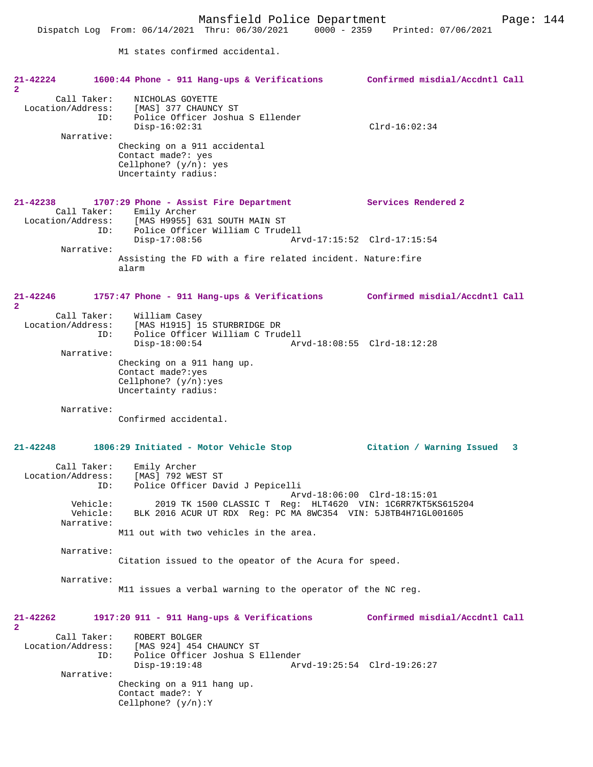M1 states confirmed accidental.

**21-42224 1600:44 Phone - 911 Hang-ups & Verifications Confirmed misdial/Accdntl Call 2**

Call Taker: NICHOLAS GOYETTE
Location/Address: [MAS] 377 CHAUNCY ST
ID: Police Officer Joshua S Ellender
Disp-16:02:31 Clrd-16:02:34

Narrative:
Checking on a 911 accidental
Contact made?: yes
Cellphone? (y/n): yes
Uncertainty radius:

**21-42238 1707:29 Phone - Assist Fire Department Services Rendered 2**

Call Taker: Emily Archer
Location/Address: [MAS H9955] 631 SOUTH MAIN ST
ID: Police Officer William C Trudell
Disp-17:08:56 Arvd-17:15:52 Clrd-17:15:54

Narrative:
Assisting the FD with a fire related incident. Nature:fire alarm

**21-42246 1757:47 Phone - 911 Hang-ups & Verifications Confirmed misdial/Accdntl Call 2**

Call Taker: William Casey
Location/Address: [MAS H1915] 15 STURBRIDGE DR
ID: Police Officer William C Trudell
Disp-18:00:54 Arvd-18:08:55 Clrd-18:12:28

Narrative:
Checking on a 911 hang up.
Contact made?:yes
Cellphone? (y/n):yes
Uncertainty radius:

Narrative:
Confirmed accidental.

**21-42248 1806:29 Initiated - Motor Vehicle Stop Citation / Warning Issued 3**

Call Taker: Emily Archer
Location/Address: [MAS] 792 WEST ST
ID: Police Officer David J Pepicelli
Arvd-18:06:00 Clrd-18:15:01
Vehicle: 2019 TK 1500 CLASSIC T Reg: HLT4620 VIN: 1C6RR7KT5KS615204
Vehicle: BLK 2016 ACUR UT RDX Reg: PC MA 8WC354 VIN: 5J8TB4H71GL001605

Narrative:
M11 out with two vehicles in the area.

Narrative:
Citation issued to the opeator of the Acura for speed.

Narrative:
M11 issues a verbal warning to the operator of the NC reg.

**21-42262 1917:20 911 - 911 Hang-ups & Verifications Confirmed misdial/Accdntl Call 2**

Call Taker: ROBERT BOLGER
Location/Address: [MAS 924] 454 CHAUNCY ST
ID: Police Officer Joshua S Ellender
Disp-19:19:48 Arvd-19:25:54 Clrd-19:26:27

Narrative:
Checking on a 911 hang up.
Contact made?: Y
Cellphone? (y/n):Y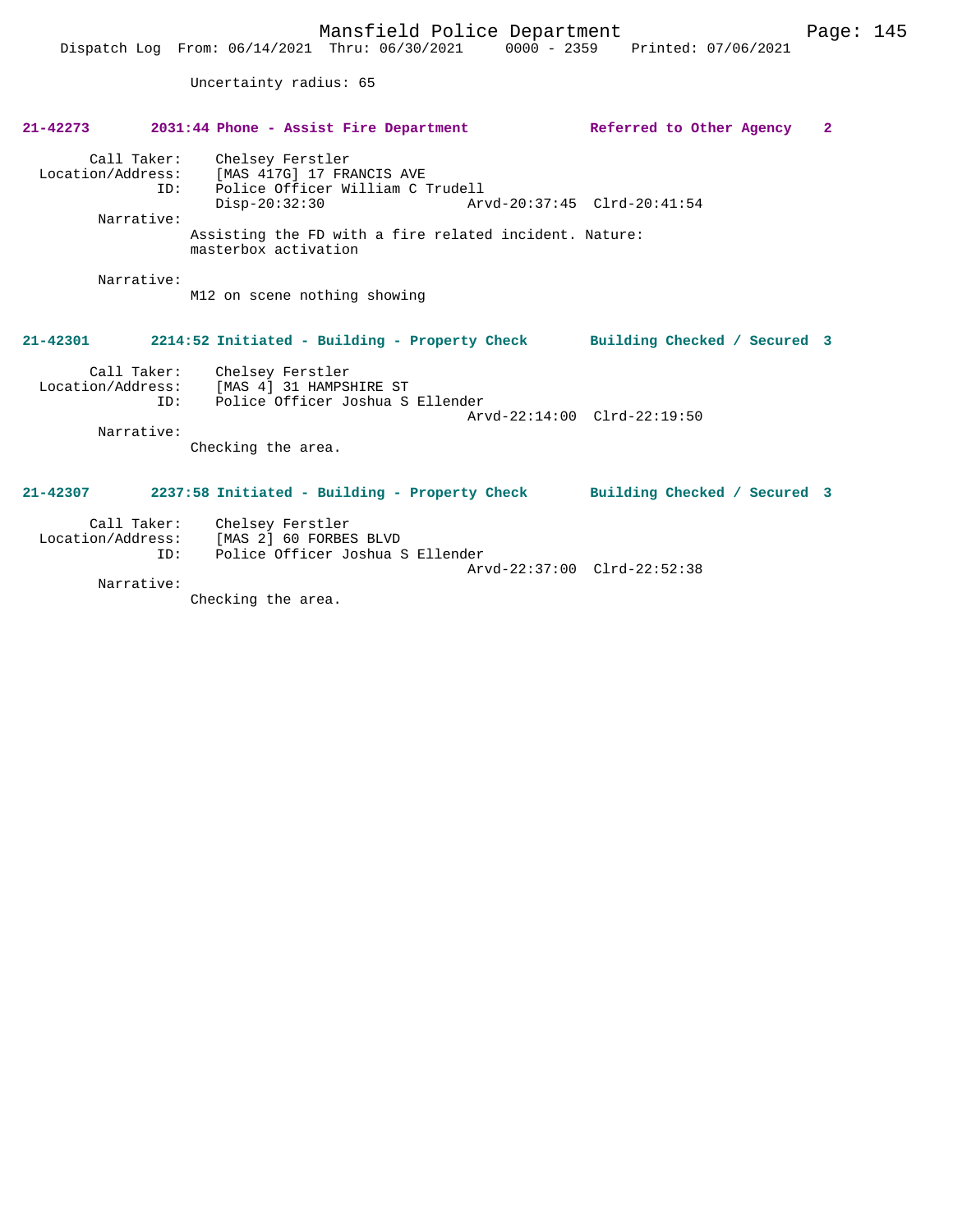Uncertainty radius: 65

**21-42273 2031:44 Phone - Assist Fire Department — Referred to Other Agency 2**

Call Taker: Chelsey Ferstler
Location/Address: [MAS 417G] 17 FRANCIS AVE
ID: Police Officer William C Trudell
Disp-20:32:30 Arvd-20:37:45 Clrd-20:41:54

Narrative:
Assisting the FD with a fire related incident. Nature: masterbox activation

Narrative:
M12 on scene nothing showing

**21-42301 2214:52 Initiated - Building - Property Check — Building Checked / Secured 3**

Call Taker: Chelsey Ferstler
Location/Address: [MAS 4] 31 HAMPSHIRE ST
ID: Police Officer Joshua S Ellender
Arvd-22:14:00 Clrd-22:19:50

Narrative:
Checking the area.

**21-42307 2237:58 Initiated - Building - Property Check — Building Checked / Secured 3**

Call Taker: Chelsey Ferstler
Location/Address: [MAS 2] 60 FORBES BLVD
ID: Police Officer Joshua S Ellender
Arvd-22:37:00 Clrd-22:52:38

Narrative:
Checking the area.